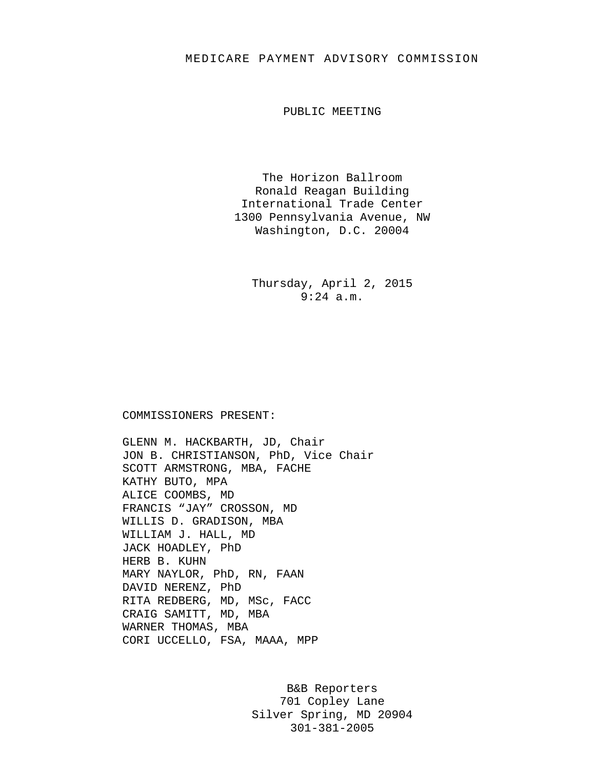# MEDICARE PAYMENT ADVISORY COMMISSION

## PUBLIC MEETING

The Horizon Ballroom
Ronald Reagan Building
International Trade Center
1300 Pennsylvania Avenue, NW
Washington, D.C. 20004

Thursday, April 2, 2015
9:24 a.m.

COMMISSIONERS PRESENT:

GLENN M. HACKBARTH, JD, Chair
JON B. CHRISTIANSON, PhD, Vice Chair
SCOTT ARMSTRONG, MBA, FACHE
KATHY BUTO, MPA
ALICE COOMBS, MD
FRANCIS "JAY" CROSSON, MD
WILLIS D. GRADISON, MBA
WILLIAM J. HALL, MD
JACK HOADLEY, PhD
HERB B. KUHN
MARY NAYLOR, PhD, RN, FAAN
DAVID NERENZ, PhD
RITA REDBERG, MD, MSc, FACC
CRAIG SAMITT, MD, MBA
WARNER THOMAS, MBA
CORI UCCELLO, FSA, MAAA, MPP

B&B Reporters
701 Copley Lane
Silver Spring, MD 20904
301-381-2005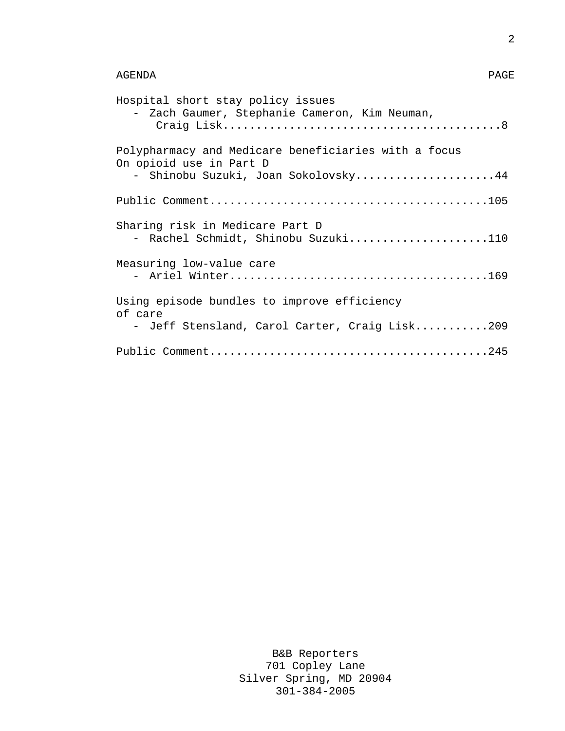| AGENDA | PAGE |
| --- | --- |
| Hospital short stay policy issues<br>- Zach Gaumer, Stephanie Cameron, Kim Neuman, Craig Lisk | 8 |
| Polypharmacy and Medicare beneficiaries with a focus On opioid use in Part D<br>- Shinobu Suzuki, Joan Sokolovsky | 44 |
| Public Comment | 105 |
| Sharing risk in Medicare Part D<br>- Rachel Schmidt, Shinobu Suzuki | 110 |
| Measuring low-value care<br>- Ariel Winter | 169 |
| Using episode bundles to improve efficiency of care<br>- Jeff Stensland, Carol Carter, Craig Lisk | 209 |
| Public Comment | 245 |

B&B Reporters
701 Copley Lane
Silver Spring, MD 20904
301-384-2005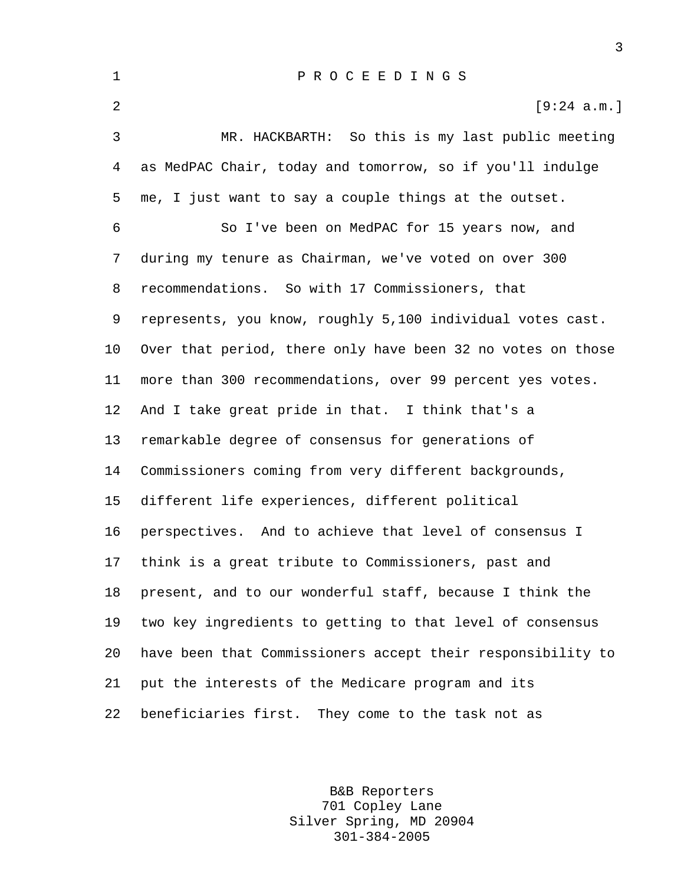P R O C E E D I N G S

[9:24 a.m.]

MR. HACKBARTH: So this is my last public meeting as MedPAC Chair, today and tomorrow, so if you'll indulge me, I just want to say a couple things at the outset.

So I've been on MedPAC for 15 years now, and during my tenure as Chairman, we've voted on over 300 recommendations. So with 17 Commissioners, that represents, you know, roughly 5,100 individual votes cast. Over that period, there only have been 32 no votes on those more than 300 recommendations, over 99 percent yes votes. And I take great pride in that. I think that's a remarkable degree of consensus for generations of Commissioners coming from very different backgrounds, different life experiences, different political perspectives. And to achieve that level of consensus I think is a great tribute to Commissioners, past and present, and to our wonderful staff, because I think the two key ingredients to getting to that level of consensus have been that Commissioners accept their responsibility to put the interests of the Medicare program and its beneficiaries first. They come to the task not as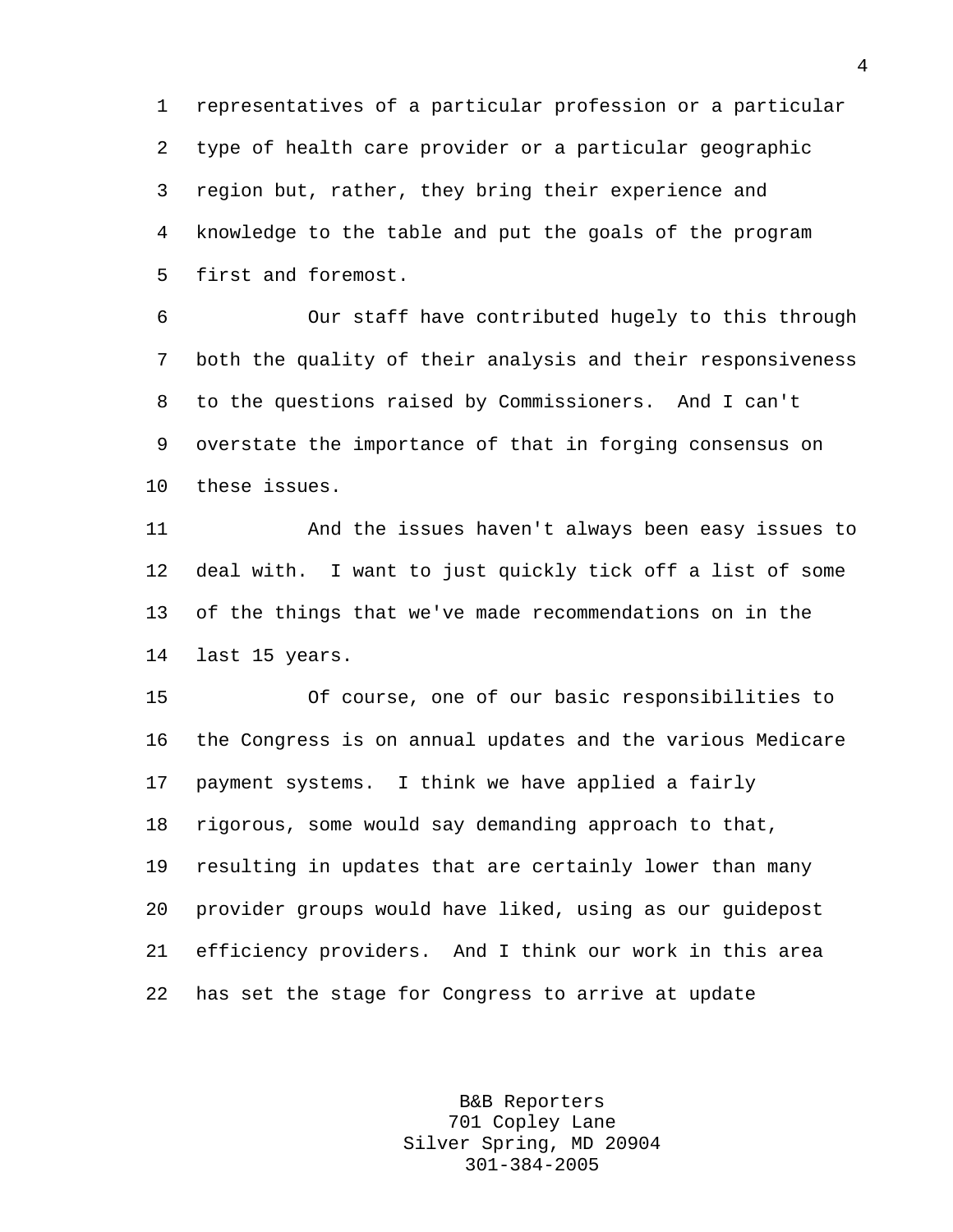representatives of a particular profession or a particular type of health care provider or a particular geographic region but, rather, they bring their experience and knowledge to the table and put the goals of the program first and foremost.

Our staff have contributed hugely to this through both the quality of their analysis and their responsiveness to the questions raised by Commissioners. And I can't overstate the importance of that in forging consensus on these issues.

And the issues haven't always been easy issues to deal with. I want to just quickly tick off a list of some of the things that we've made recommendations on in the last 15 years.

Of course, one of our basic responsibilities to the Congress is on annual updates and the various Medicare payment systems. I think we have applied a fairly rigorous, some would say demanding approach to that, resulting in updates that are certainly lower than many provider groups would have liked, using as our guidepost efficiency providers. And I think our work in this area has set the stage for Congress to arrive at update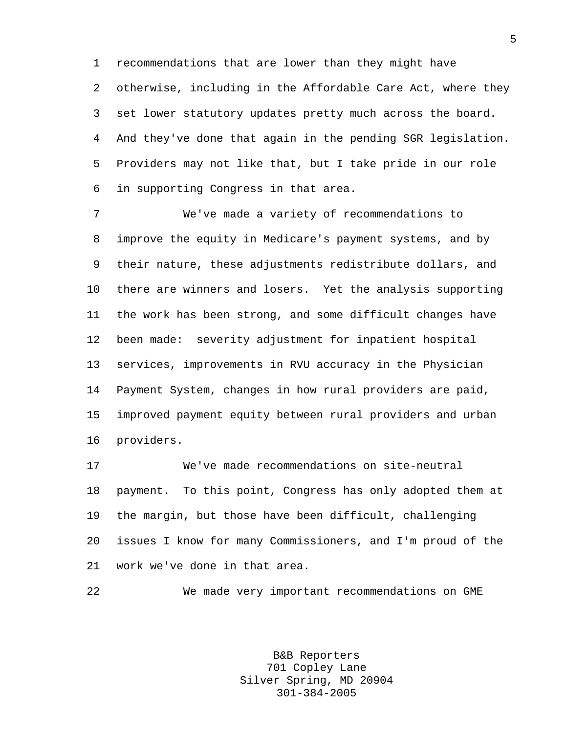recommendations that are lower than they might have otherwise, including in the Affordable Care Act, where they set lower statutory updates pretty much across the board. And they've done that again in the pending SGR legislation. Providers may not like that, but I take pride in our role in supporting Congress in that area.

We've made a variety of recommendations to improve the equity in Medicare's payment systems, and by their nature, these adjustments redistribute dollars, and there are winners and losers. Yet the analysis supporting the work has been strong, and some difficult changes have been made: severity adjustment for inpatient hospital services, improvements in RVU accuracy in the Physician Payment System, changes in how rural providers are paid, improved payment equity between rural providers and urban providers.

We've made recommendations on site-neutral payment. To this point, Congress has only adopted them at the margin, but those have been difficult, challenging issues I know for many Commissioners, and I'm proud of the work we've done in that area.

We made very important recommendations on GME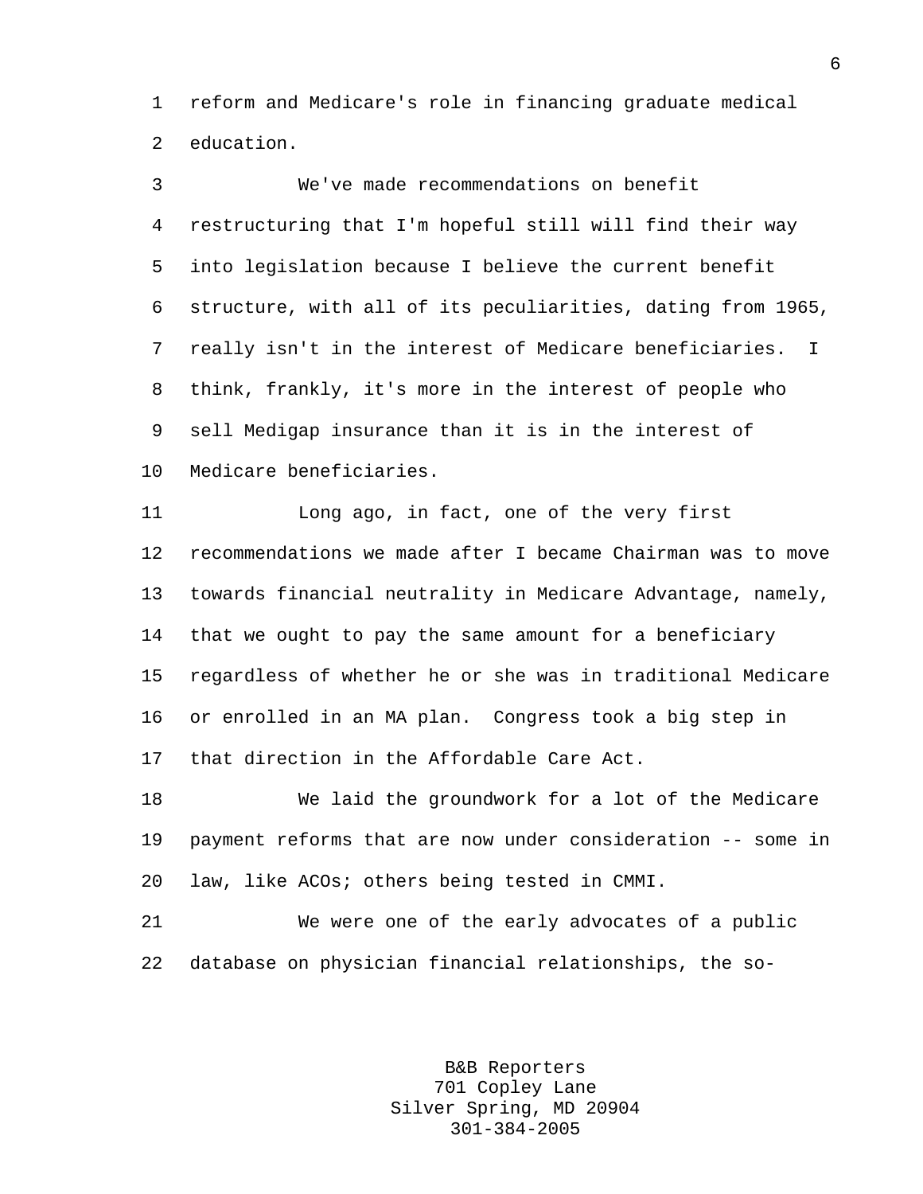reform and Medicare's role in financing graduate medical education.

We've made recommendations on benefit restructuring that I'm hopeful still will find their way into legislation because I believe the current benefit structure, with all of its peculiarities, dating from 1965, really isn't in the interest of Medicare beneficiaries. I think, frankly, it's more in the interest of people who sell Medigap insurance than it is in the interest of Medicare beneficiaries.

Long ago, in fact, one of the very first recommendations we made after I became Chairman was to move towards financial neutrality in Medicare Advantage, namely, that we ought to pay the same amount for a beneficiary regardless of whether he or she was in traditional Medicare or enrolled in an MA plan. Congress took a big step in that direction in the Affordable Care Act.

We laid the groundwork for a lot of the Medicare payment reforms that are now under consideration -- some in law, like ACOs; others being tested in CMMI.

We were one of the early advocates of a public database on physician financial relationships, the so-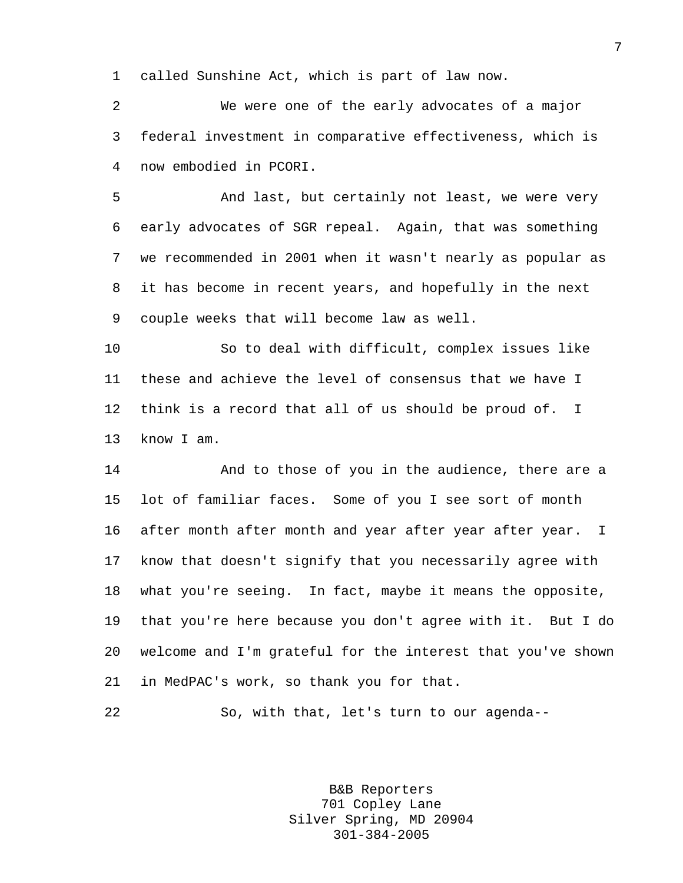called Sunshine Act, which is part of law now.

We were one of the early advocates of a major federal investment in comparative effectiveness, which is now embodied in PCORI.

And last, but certainly not least, we were very early advocates of SGR repeal. Again, that was something we recommended in 2001 when it wasn't nearly as popular as it has become in recent years, and hopefully in the next couple weeks that will become law as well.

So to deal with difficult, complex issues like these and achieve the level of consensus that we have I think is a record that all of us should be proud of. I know I am.

And to those of you in the audience, there are a lot of familiar faces. Some of you I see sort of month after month after month and year after year after year. I know that doesn't signify that you necessarily agree with what you're seeing. In fact, maybe it means the opposite, that you're here because you don't agree with it. But I do welcome and I'm grateful for the interest that you've shown in MedPAC's work, so thank you for that.

So, with that, let's turn to our agenda--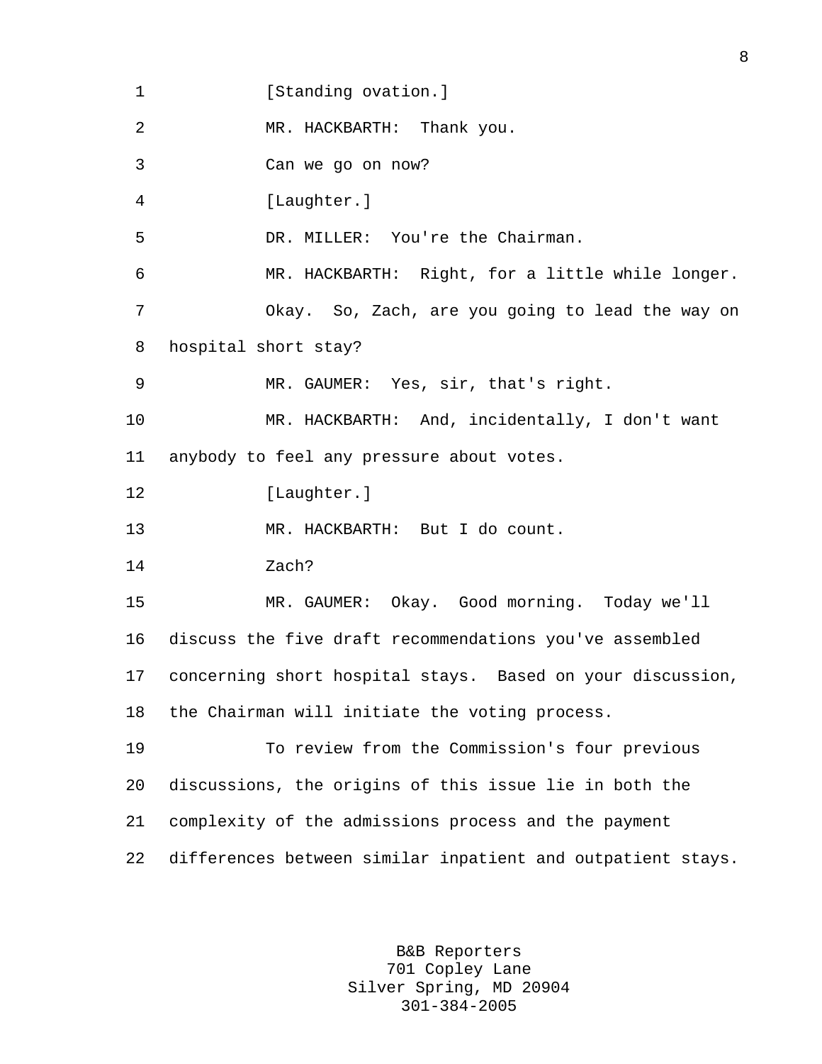[Standing ovation.]

MR. HACKBARTH: Thank you.

Can we go on now?

[Laughter.]

DR. MILLER: You're the Chairman.

MR. HACKBARTH: Right, for a little while longer.

Okay. So, Zach, are you going to lead the way on hospital short stay?

MR. GAUMER: Yes, sir, that's right.

MR. HACKBARTH: And, incidentally, I don't want anybody to feel any pressure about votes.

[Laughter.]

MR. HACKBARTH: But I do count.

Zach?

MR. GAUMER: Okay. Good morning. Today we'll discuss the five draft recommendations you've assembled concerning short hospital stays. Based on your discussion, the Chairman will initiate the voting process.

To review from the Commission's four previous discussions, the origins of this issue lie in both the complexity of the admissions process and the payment differences between similar inpatient and outpatient stays.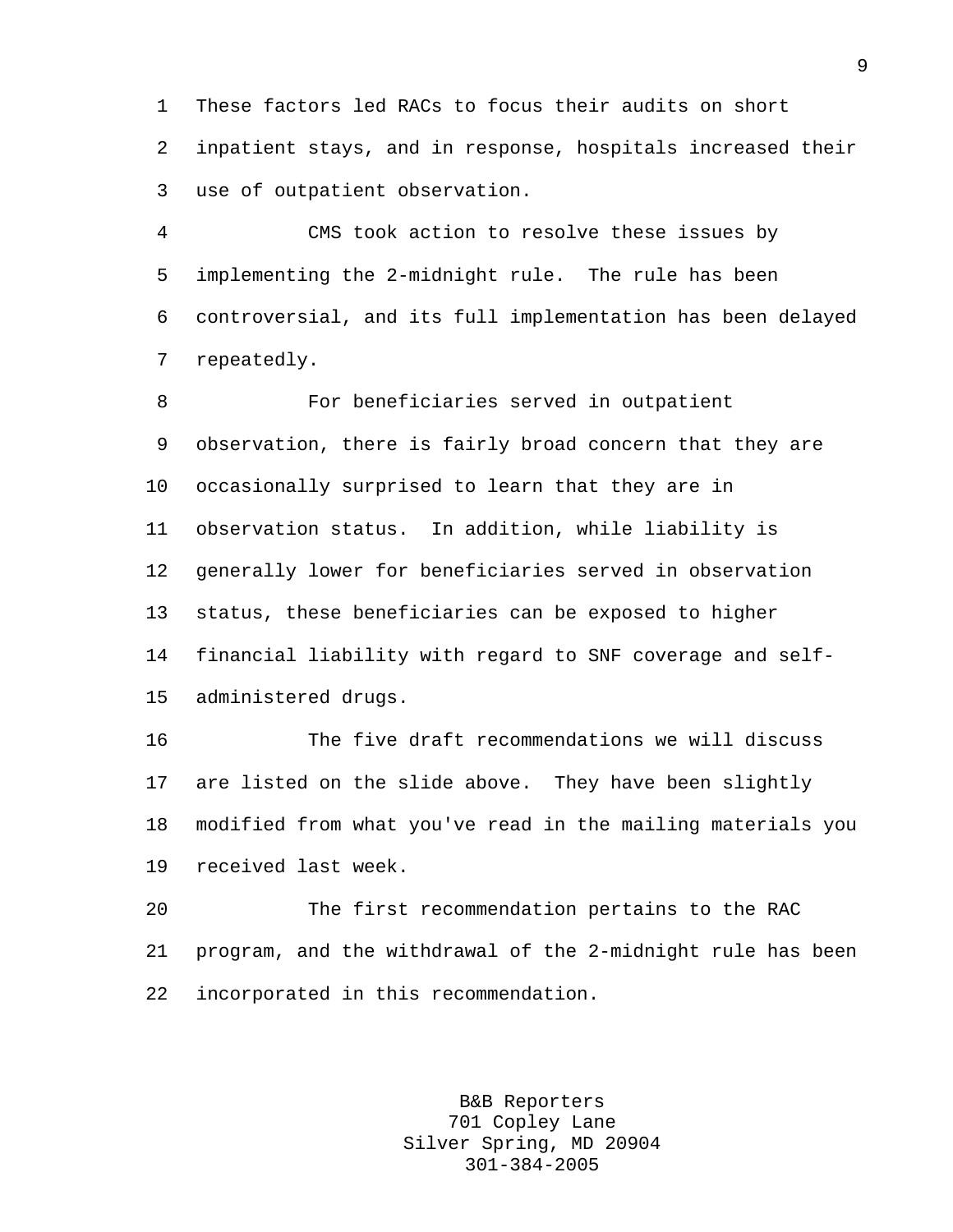These factors led RACs to focus their audits on short inpatient stays, and in response, hospitals increased their use of outpatient observation.

CMS took action to resolve these issues by implementing the 2-midnight rule. The rule has been controversial, and its full implementation has been delayed repeatedly.

For beneficiaries served in outpatient observation, there is fairly broad concern that they are occasionally surprised to learn that they are in observation status. In addition, while liability is generally lower for beneficiaries served in observation status, these beneficiaries can be exposed to higher financial liability with regard to SNF coverage and self-administered drugs.

The five draft recommendations we will discuss are listed on the slide above. They have been slightly modified from what you've read in the mailing materials you received last week.

The first recommendation pertains to the RAC program, and the withdrawal of the 2-midnight rule has been incorporated in this recommendation.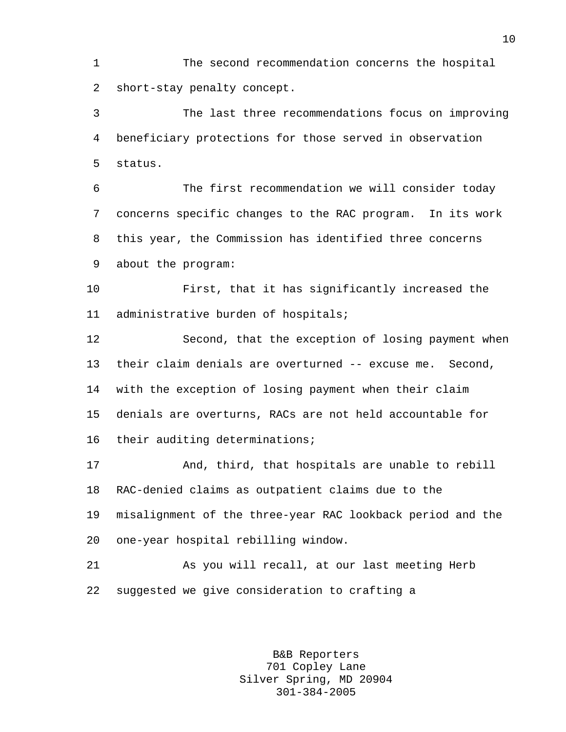The second recommendation concerns the hospital short-stay penalty concept.

The last three recommendations focus on improving beneficiary protections for those served in observation status.

The first recommendation we will consider today concerns specific changes to the RAC program. In its work this year, the Commission has identified three concerns about the program:

First, that it has significantly increased the administrative burden of hospitals;

Second, that the exception of losing payment when their claim denials are overturned -- excuse me. Second, with the exception of losing payment when their claim denials are overturns, RACs are not held accountable for their auditing determinations;

And, third, that hospitals are unable to rebill RAC-denied claims as outpatient claims due to the misalignment of the three-year RAC lookback period and the one-year hospital rebilling window.

As you will recall, at our last meeting Herb suggested we give consideration to crafting a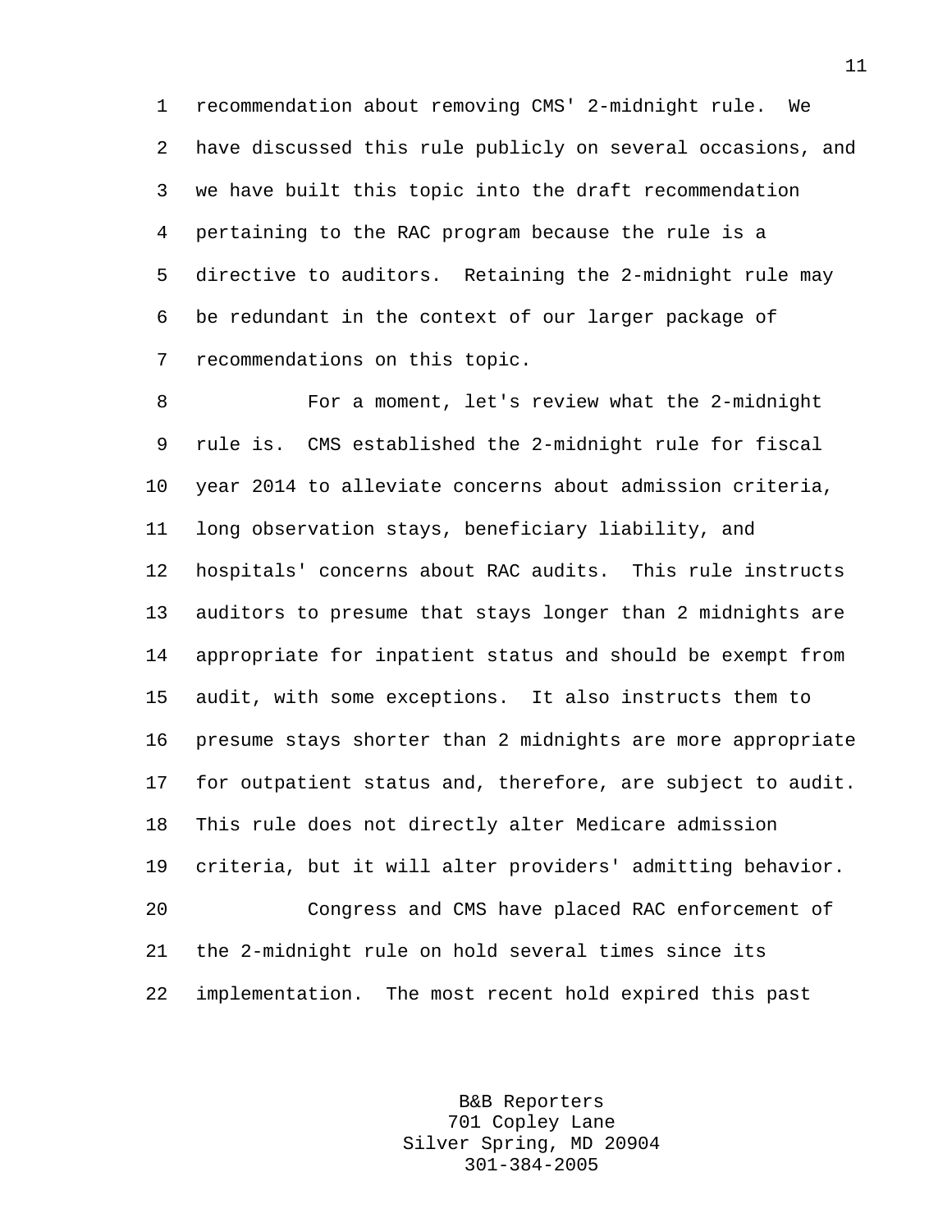recommendation about removing CMS' 2-midnight rule. We have discussed this rule publicly on several occasions, and we have built this topic into the draft recommendation pertaining to the RAC program because the rule is a directive to auditors. Retaining the 2-midnight rule may be redundant in the context of our larger package of recommendations on this topic.

For a moment, let's review what the 2-midnight rule is. CMS established the 2-midnight rule for fiscal year 2014 to alleviate concerns about admission criteria, long observation stays, beneficiary liability, and hospitals' concerns about RAC audits. This rule instructs auditors to presume that stays longer than 2 midnights are appropriate for inpatient status and should be exempt from audit, with some exceptions. It also instructs them to presume stays shorter than 2 midnights are more appropriate for outpatient status and, therefore, are subject to audit. This rule does not directly alter Medicare admission criteria, but it will alter providers' admitting behavior.

Congress and CMS have placed RAC enforcement of the 2-midnight rule on hold several times since its implementation. The most recent hold expired this past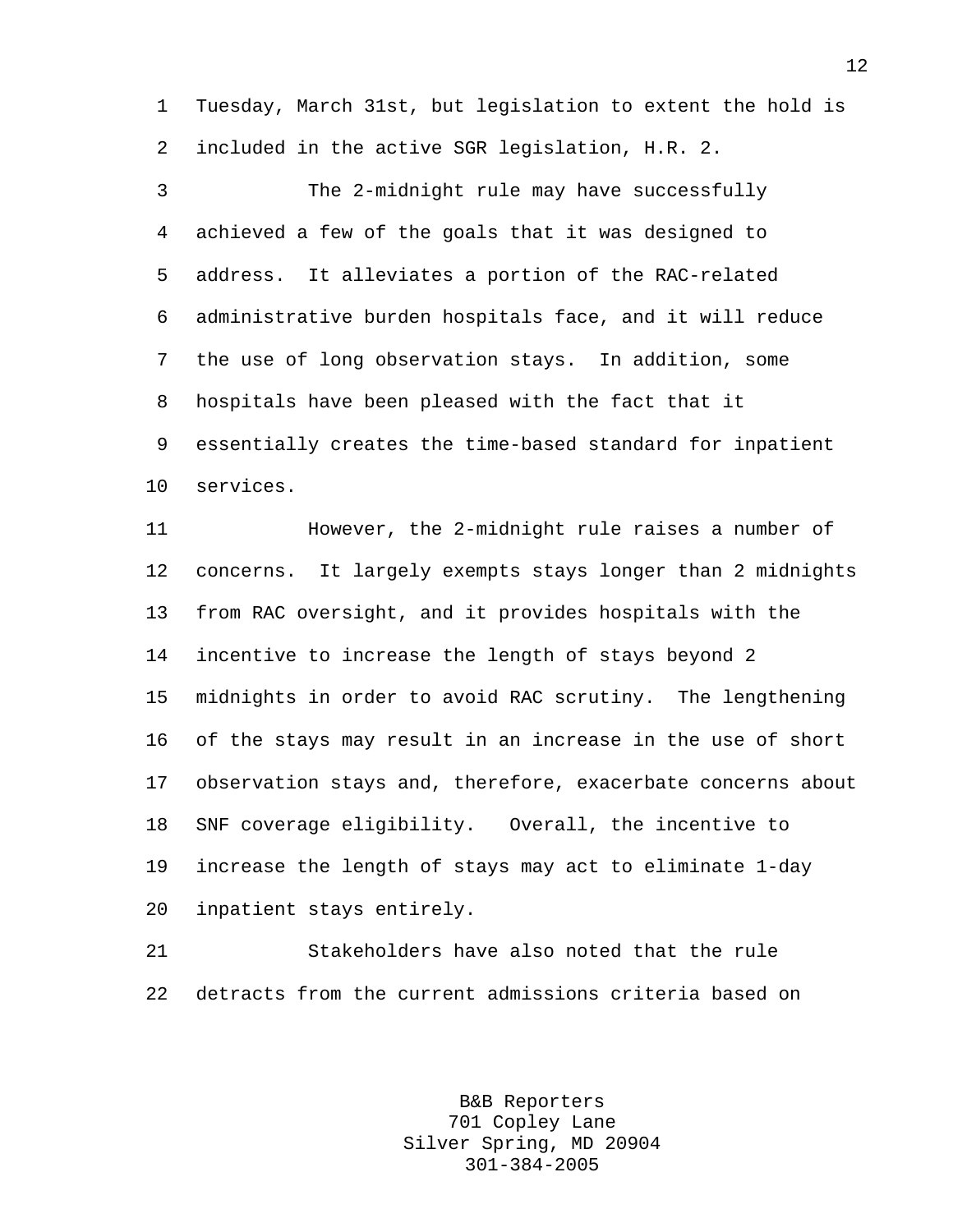Tuesday, March 31st, but legislation to extent the hold is included in the active SGR legislation, H.R. 2.

The 2-midnight rule may have successfully achieved a few of the goals that it was designed to address. It alleviates a portion of the RAC-related administrative burden hospitals face, and it will reduce the use of long observation stays. In addition, some hospitals have been pleased with the fact that it essentially creates the time-based standard for inpatient services.

However, the 2-midnight rule raises a number of concerns. It largely exempts stays longer than 2 midnights from RAC oversight, and it provides hospitals with the incentive to increase the length of stays beyond 2 midnights in order to avoid RAC scrutiny. The lengthening of the stays may result in an increase in the use of short observation stays and, therefore, exacerbate concerns about SNF coverage eligibility. Overall, the incentive to increase the length of stays may act to eliminate 1-day inpatient stays entirely.

Stakeholders have also noted that the rule detracts from the current admissions criteria based on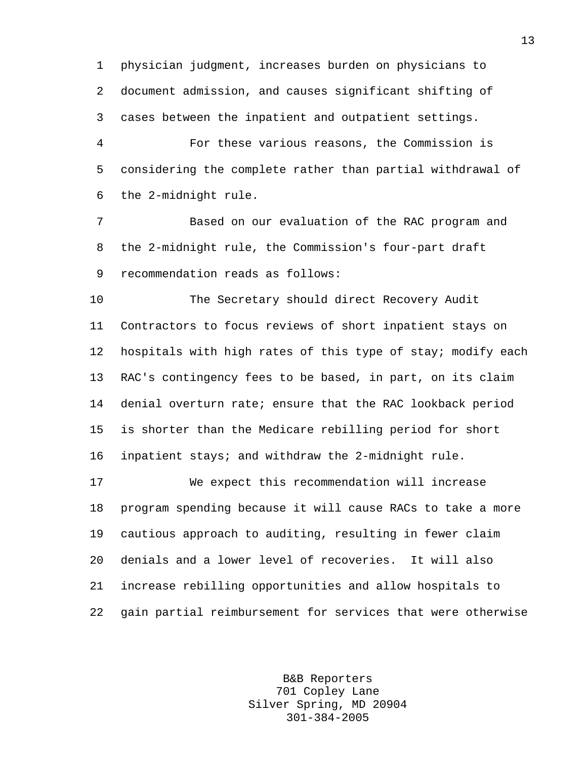physician judgment, increases burden on physicians to document admission, and causes significant shifting of cases between the inpatient and outpatient settings.

For these various reasons, the Commission is considering the complete rather than partial withdrawal of the 2-midnight rule.

Based on our evaluation of the RAC program and the 2-midnight rule, the Commission's four-part draft recommendation reads as follows:

The Secretary should direct Recovery Audit Contractors to focus reviews of short inpatient stays on hospitals with high rates of this type of stay; modify each RAC's contingency fees to be based, in part, on its claim denial overturn rate; ensure that the RAC lookback period is shorter than the Medicare rebilling period for short inpatient stays; and withdraw the 2-midnight rule.

We expect this recommendation will increase program spending because it will cause RACs to take a more cautious approach to auditing, resulting in fewer claim denials and a lower level of recoveries. It will also increase rebilling opportunities and allow hospitals to gain partial reimbursement for services that were otherwise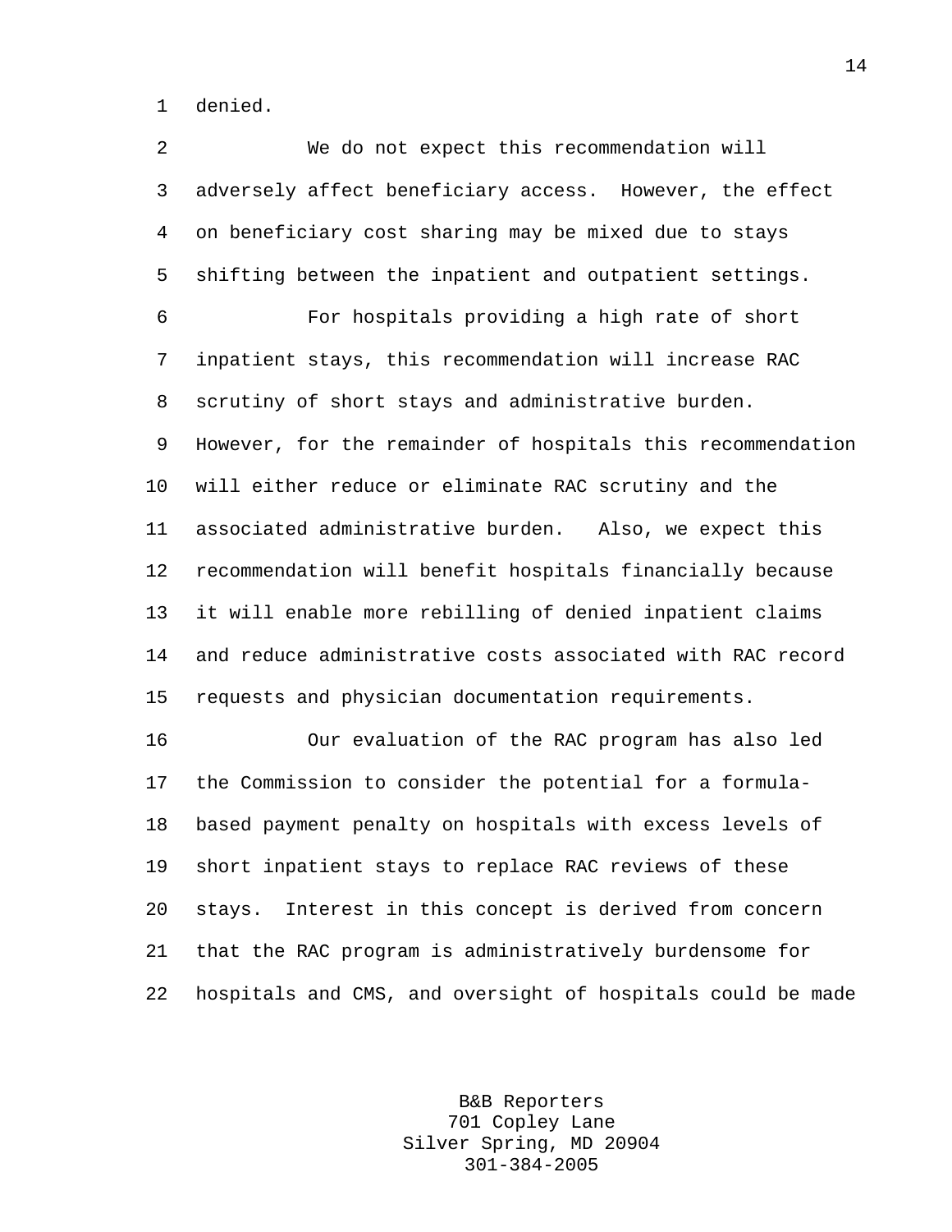denied.

We do not expect this recommendation will adversely affect beneficiary access. However, the effect on beneficiary cost sharing may be mixed due to stays shifting between the inpatient and outpatient settings.

For hospitals providing a high rate of short inpatient stays, this recommendation will increase RAC scrutiny of short stays and administrative burden. However, for the remainder of hospitals this recommendation will either reduce or eliminate RAC scrutiny and the associated administrative burden. Also, we expect this recommendation will benefit hospitals financially because it will enable more rebilling of denied inpatient claims and reduce administrative costs associated with RAC record requests and physician documentation requirements.

Our evaluation of the RAC program has also led the Commission to consider the potential for a formula-based payment penalty on hospitals with excess levels of short inpatient stays to replace RAC reviews of these stays. Interest in this concept is derived from concern that the RAC program is administratively burdensome for hospitals and CMS, and oversight of hospitals could be made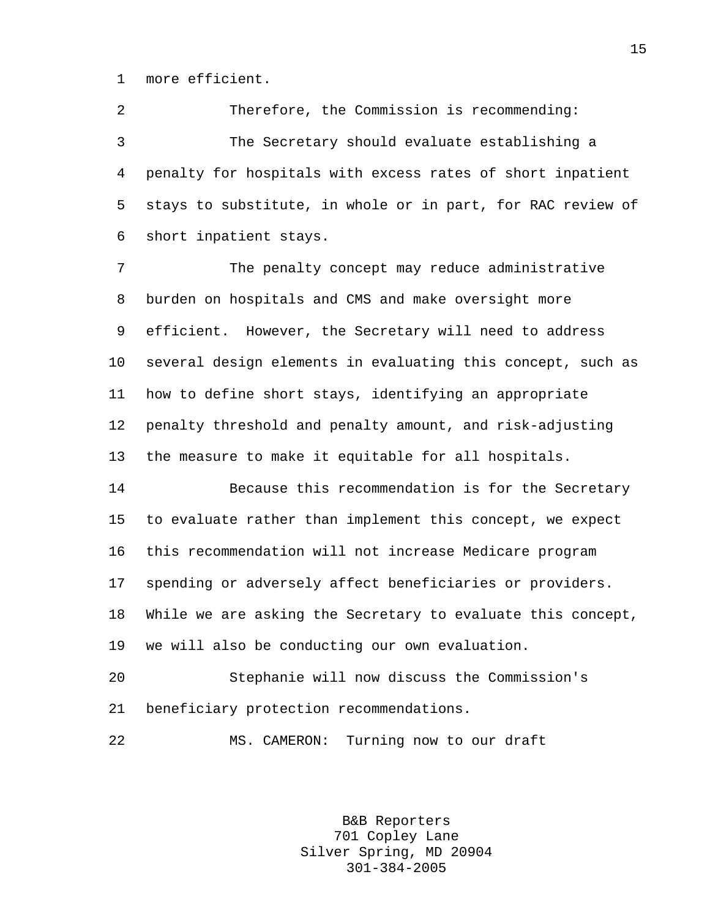more efficient.

Therefore, the Commission is recommending:

The Secretary should evaluate establishing a penalty for hospitals with excess rates of short inpatient stays to substitute, in whole or in part, for RAC review of short inpatient stays.

The penalty concept may reduce administrative burden on hospitals and CMS and make oversight more efficient. However, the Secretary will need to address several design elements in evaluating this concept, such as how to define short stays, identifying an appropriate penalty threshold and penalty amount, and risk-adjusting the measure to make it equitable for all hospitals.

Because this recommendation is for the Secretary to evaluate rather than implement this concept, we expect this recommendation will not increase Medicare program spending or adversely affect beneficiaries or providers. While we are asking the Secretary to evaluate this concept, we will also be conducting our own evaluation.

Stephanie will now discuss the Commission's beneficiary protection recommendations.

MS. CAMERON: Turning now to our draft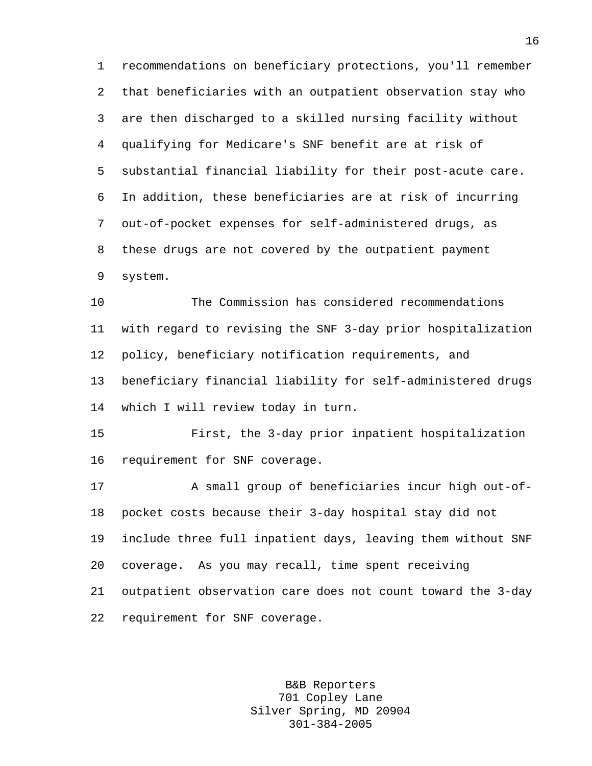recommendations on beneficiary protections, you'll remember that beneficiaries with an outpatient observation stay who are then discharged to a skilled nursing facility without qualifying for Medicare's SNF benefit are at risk of substantial financial liability for their post-acute care. In addition, these beneficiaries are at risk of incurring out-of-pocket expenses for self-administered drugs, as these drugs are not covered by the outpatient payment system.

The Commission has considered recommendations with regard to revising the SNF 3-day prior hospitalization policy, beneficiary notification requirements, and beneficiary financial liability for self-administered drugs which I will review today in turn.

First, the 3-day prior inpatient hospitalization requirement for SNF coverage.

A small group of beneficiaries incur high out-of-pocket costs because their 3-day hospital stay did not include three full inpatient days, leaving them without SNF coverage. As you may recall, time spent receiving outpatient observation care does not count toward the 3-day requirement for SNF coverage.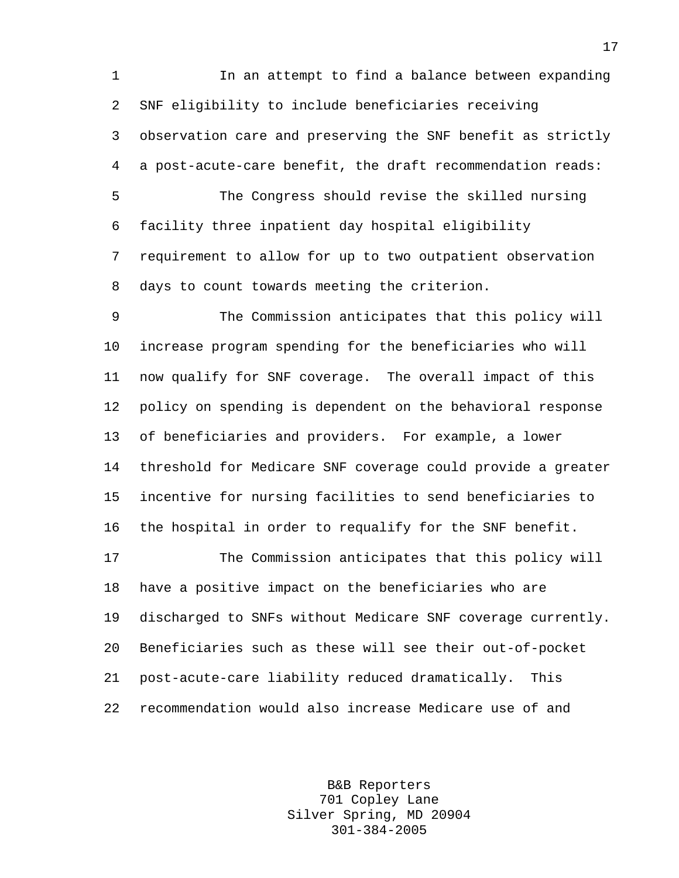In an attempt to find a balance between expanding SNF eligibility to include beneficiaries receiving observation care and preserving the SNF benefit as strictly a post-acute-care benefit, the draft recommendation reads:

The Congress should revise the skilled nursing facility three inpatient day hospital eligibility requirement to allow for up to two outpatient observation days to count towards meeting the criterion.

The Commission anticipates that this policy will increase program spending for the beneficiaries who will now qualify for SNF coverage. The overall impact of this policy on spending is dependent on the behavioral response of beneficiaries and providers. For example, a lower threshold for Medicare SNF coverage could provide a greater incentive for nursing facilities to send beneficiaries to the hospital in order to requalify for the SNF benefit.

The Commission anticipates that this policy will have a positive impact on the beneficiaries who are discharged to SNFs without Medicare SNF coverage currently. Beneficiaries such as these will see their out-of-pocket post-acute-care liability reduced dramatically. This recommendation would also increase Medicare use of and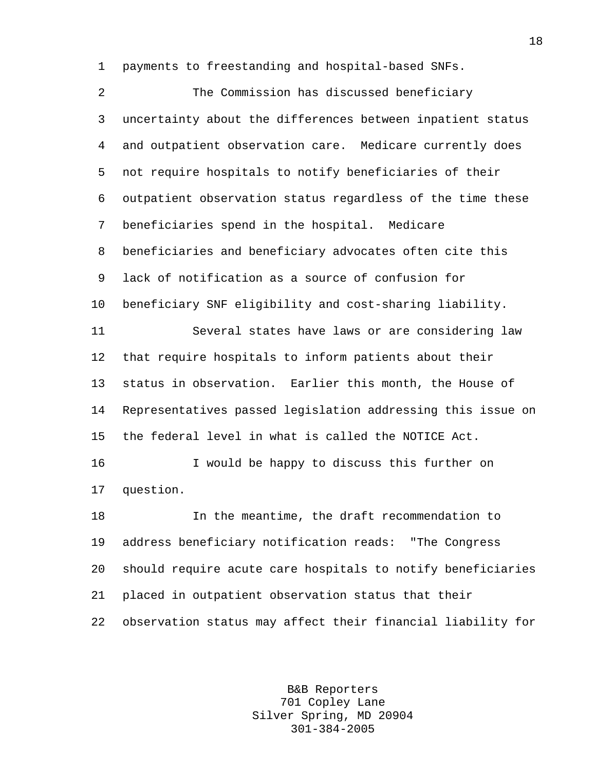payments to freestanding and hospital-based SNFs.

The Commission has discussed beneficiary uncertainty about the differences between inpatient status and outpatient observation care. Medicare currently does not require hospitals to notify beneficiaries of their outpatient observation status regardless of the time these beneficiaries spend in the hospital. Medicare beneficiaries and beneficiary advocates often cite this lack of notification as a source of confusion for beneficiary SNF eligibility and cost-sharing liability.

Several states have laws or are considering law that require hospitals to inform patients about their status in observation. Earlier this month, the House of Representatives passed legislation addressing this issue on the federal level in what is called the NOTICE Act.

I would be happy to discuss this further on question.

In the meantime, the draft recommendation to address beneficiary notification reads: "The Congress should require acute care hospitals to notify beneficiaries placed in outpatient observation status that their observation status may affect their financial liability for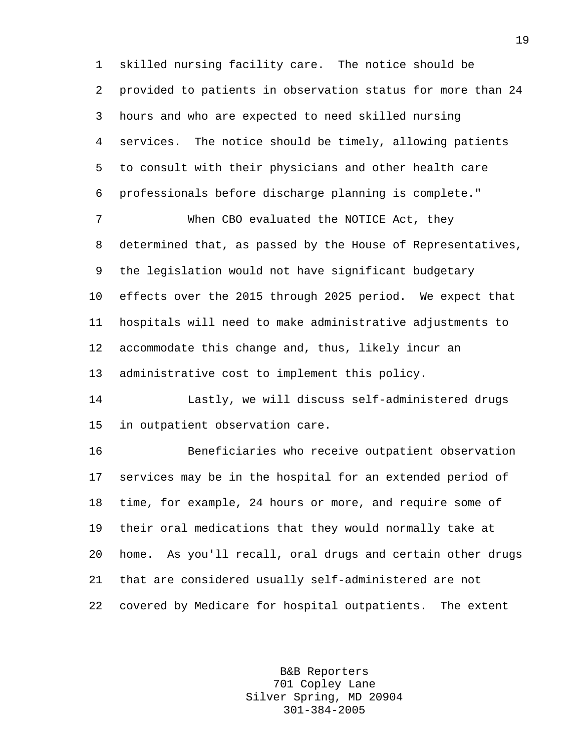skilled nursing facility care. The notice should be provided to patients in observation status for more than 24 hours and who are expected to need skilled nursing services. The notice should be timely, allowing patients to consult with their physicians and other health care professionals before discharge planning is complete."

When CBO evaluated the NOTICE Act, they determined that, as passed by the House of Representatives, the legislation would not have significant budgetary effects over the 2015 through 2025 period. We expect that hospitals will need to make administrative adjustments to accommodate this change and, thus, likely incur an administrative cost to implement this policy.

Lastly, we will discuss self-administered drugs in outpatient observation care.

Beneficiaries who receive outpatient observation services may be in the hospital for an extended period of time, for example, 24 hours or more, and require some of their oral medications that they would normally take at home. As you'll recall, oral drugs and certain other drugs that are considered usually self-administered are not covered by Medicare for hospital outpatients. The extent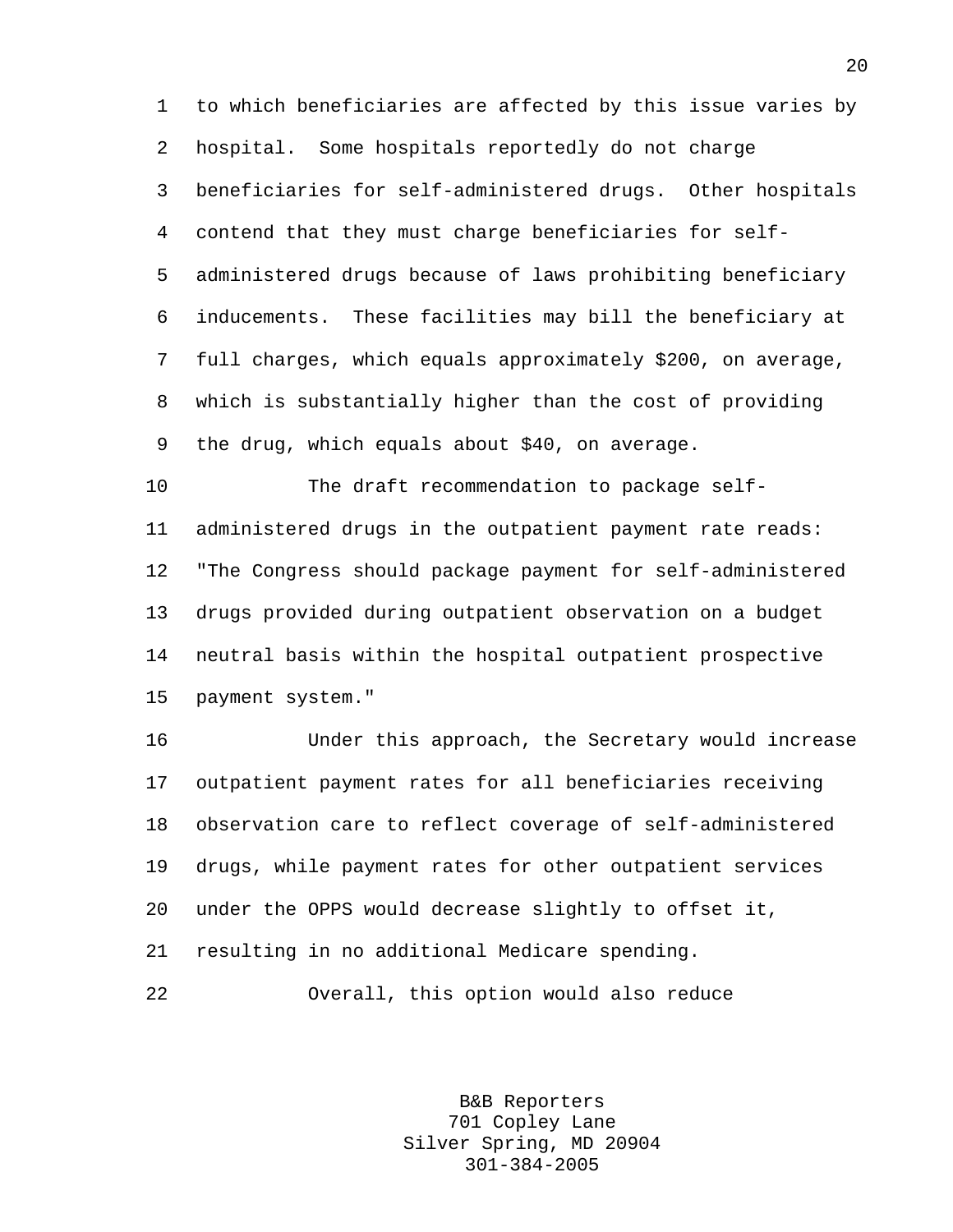to which beneficiaries are affected by this issue varies by hospital. Some hospitals reportedly do not charge beneficiaries for self-administered drugs. Other hospitals contend that they must charge beneficiaries for self-administered drugs because of laws prohibiting beneficiary inducements. These facilities may bill the beneficiary at full charges, which equals approximately $200, on average, which is substantially higher than the cost of providing the drug, which equals about $40, on average.

The draft recommendation to package self-administered drugs in the outpatient payment rate reads: "The Congress should package payment for self-administered drugs provided during outpatient observation on a budget neutral basis within the hospital outpatient prospective payment system."

Under this approach, the Secretary would increase outpatient payment rates for all beneficiaries receiving observation care to reflect coverage of self-administered drugs, while payment rates for other outpatient services under the OPPS would decrease slightly to offset it, resulting in no additional Medicare spending.

Overall, this option would also reduce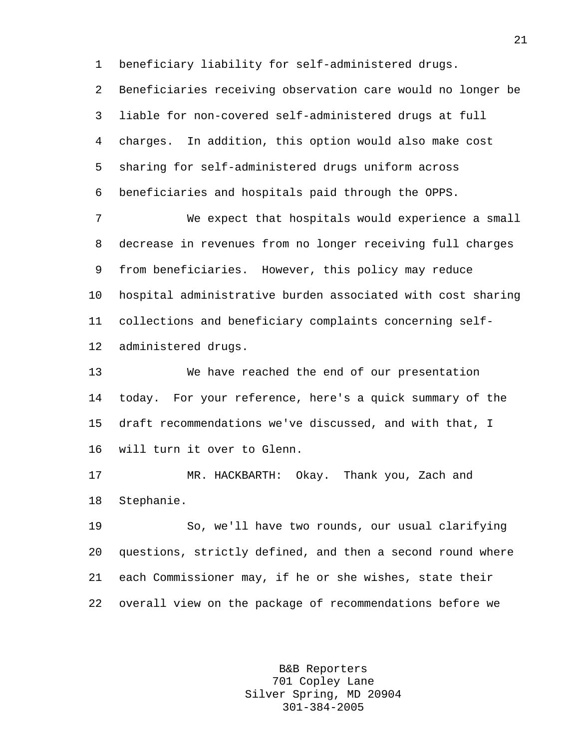beneficiary liability for self-administered drugs. Beneficiaries receiving observation care would no longer be liable for non-covered self-administered drugs at full charges. In addition, this option would also make cost sharing for self-administered drugs uniform across beneficiaries and hospitals paid through the OPPS.

We expect that hospitals would experience a small decrease in revenues from no longer receiving full charges from beneficiaries. However, this policy may reduce hospital administrative burden associated with cost sharing collections and beneficiary complaints concerning self-administered drugs.

We have reached the end of our presentation today. For your reference, here's a quick summary of the draft recommendations we've discussed, and with that, I will turn it over to Glenn.

MR. HACKBARTH: Okay. Thank you, Zach and Stephanie.

So, we'll have two rounds, our usual clarifying questions, strictly defined, and then a second round where each Commissioner may, if he or she wishes, state their overall view on the package of recommendations before we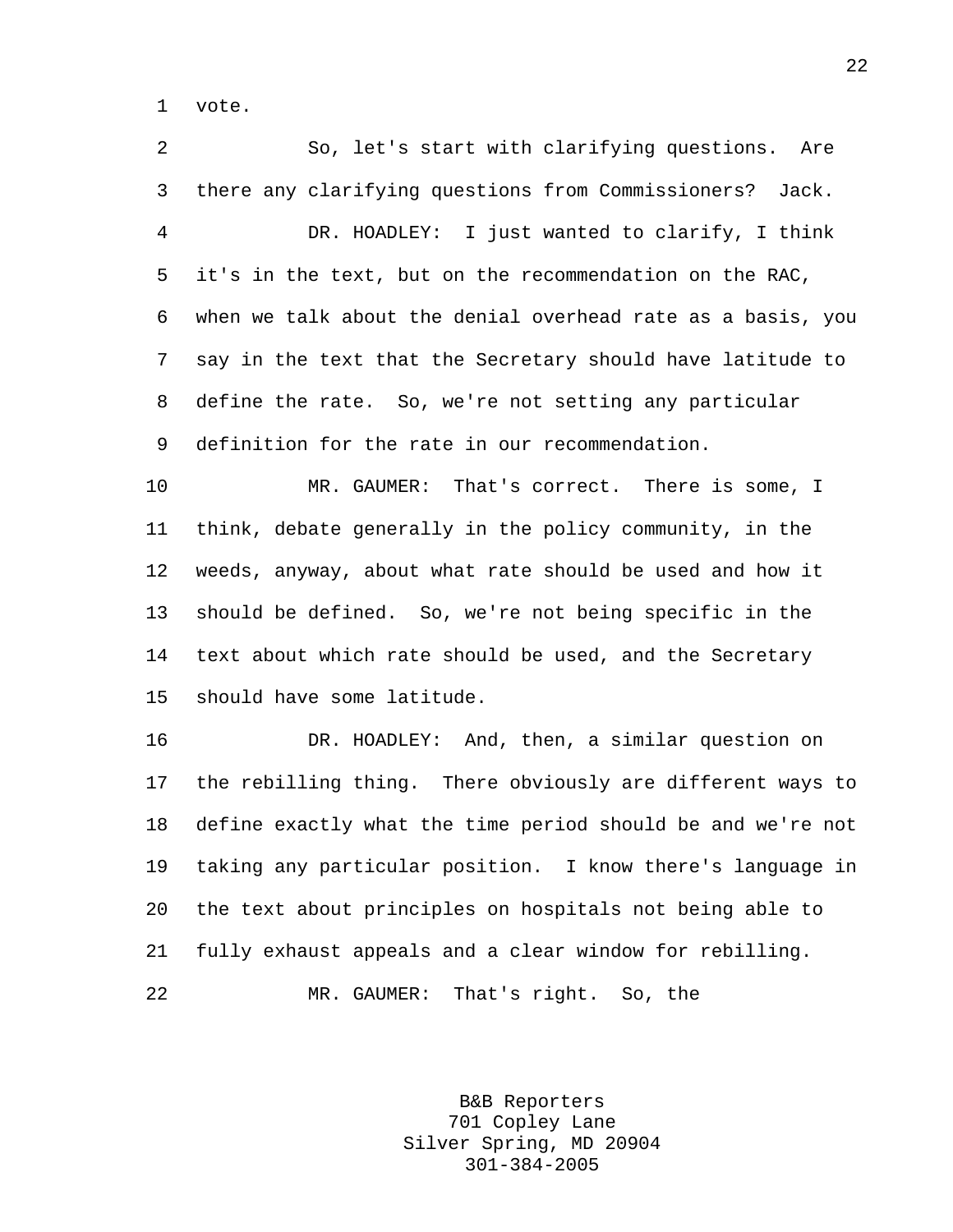vote.

So, let's start with clarifying questions. Are there any clarifying questions from Commissioners? Jack.

DR. HOADLEY: I just wanted to clarify, I think it's in the text, but on the recommendation on the RAC, when we talk about the denial overhead rate as a basis, you say in the text that the Secretary should have latitude to define the rate. So, we're not setting any particular definition for the rate in our recommendation.

MR. GAUMER: That's correct. There is some, I think, debate generally in the policy community, in the weeds, anyway, about what rate should be used and how it should be defined. So, we're not being specific in the text about which rate should be used, and the Secretary should have some latitude.

DR. HOADLEY: And, then, a similar question on the rebilling thing. There obviously are different ways to define exactly what the time period should be and we're not taking any particular position. I know there's language in the text about principles on hospitals not being able to fully exhaust appeals and a clear window for rebilling.

MR. GAUMER: That's right. So, the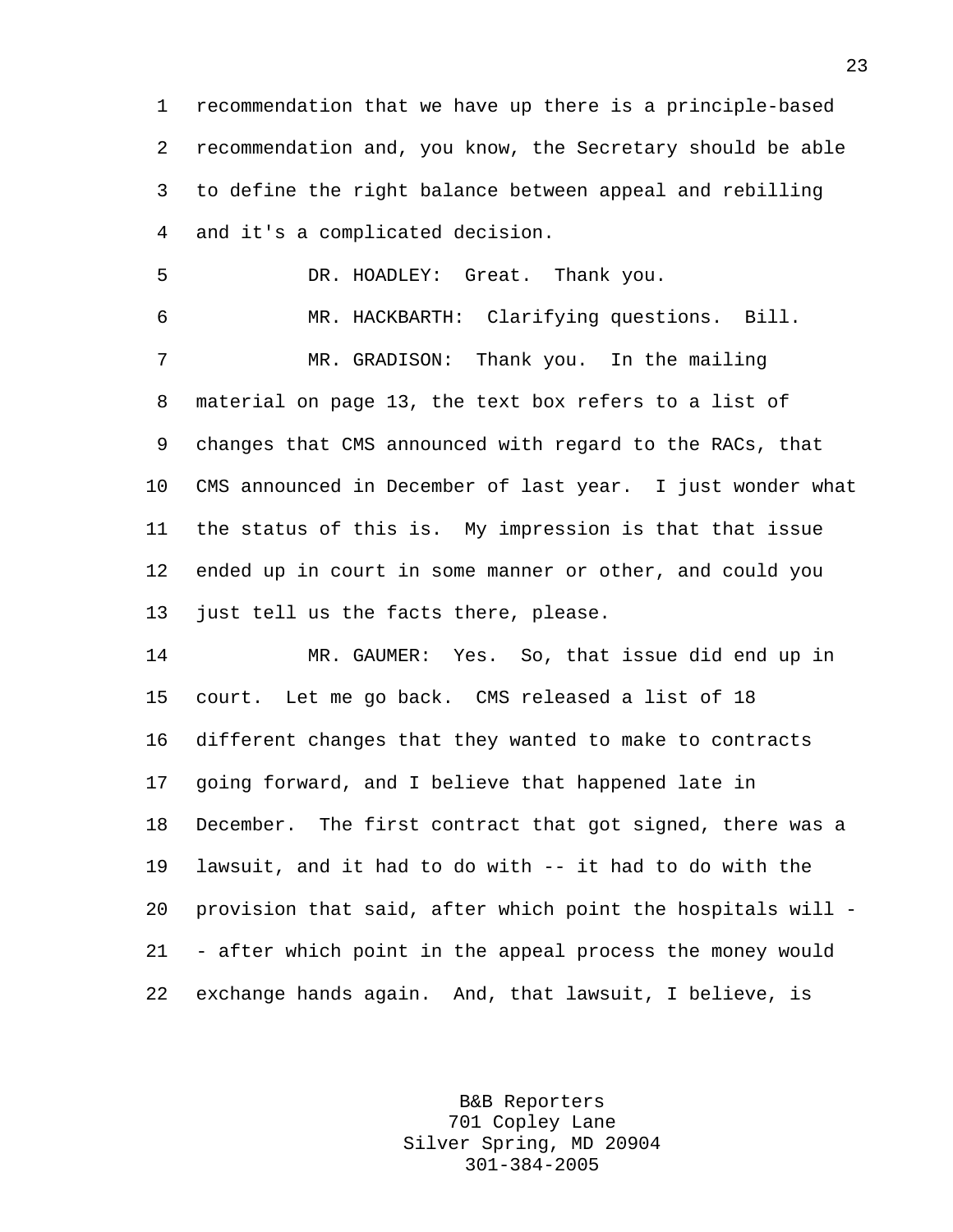recommendation that we have up there is a principle-based recommendation and, you know, the Secretary should be able to define the right balance between appeal and rebilling and it's a complicated decision.

DR. HOADLEY: Great. Thank you.

MR. HACKBARTH: Clarifying questions. Bill.

MR. GRADISON: Thank you. In the mailing material on page 13, the text box refers to a list of changes that CMS announced with regard to the RACs, that CMS announced in December of last year. I just wonder what the status of this is. My impression is that that issue ended up in court in some manner or other, and could you just tell us the facts there, please.

MR. GAUMER: Yes. So, that issue did end up in court. Let me go back. CMS released a list of 18 different changes that they wanted to make to contracts going forward, and I believe that happened late in December. The first contract that got signed, there was a lawsuit, and it had to do with -- it had to do with the provision that said, after which point the hospitals will -- after which point in the appeal process the money would exchange hands again. And, that lawsuit, I believe, is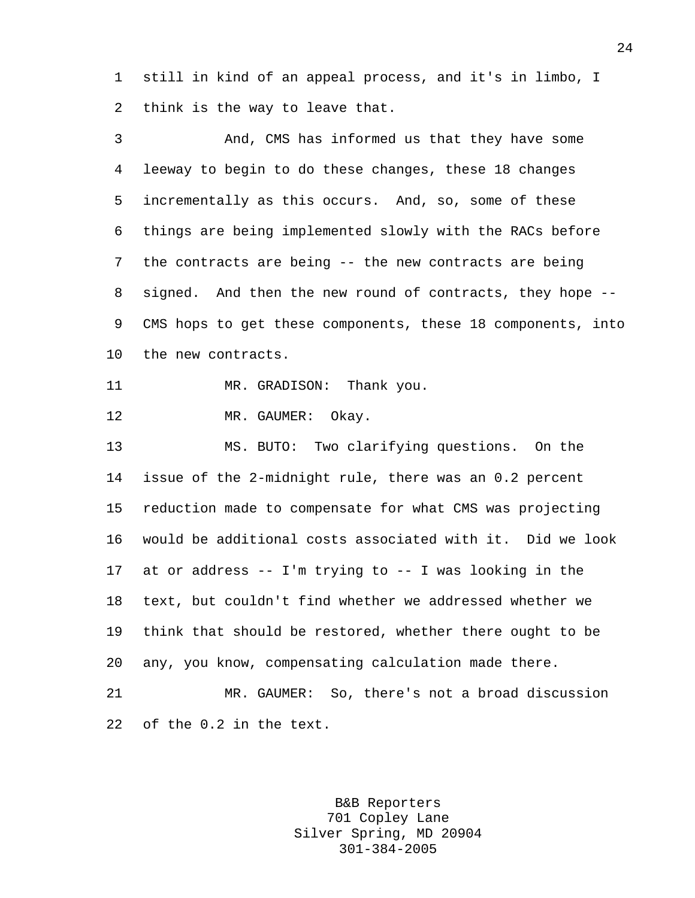still in kind of an appeal process, and it's in limbo, I think is the way to leave that.

And, CMS has informed us that they have some leeway to begin to do these changes, these 18 changes incrementally as this occurs. And, so, some of these things are being implemented slowly with the RACs before the contracts are being -- the new contracts are being signed. And then the new round of contracts, they hope -- CMS hops to get these components, these 18 components, into the new contracts.

MR. GRADISON: Thank you.

MR. GAUMER: Okay.

MS. BUTO: Two clarifying questions. On the issue of the 2-midnight rule, there was an 0.2 percent reduction made to compensate for what CMS was projecting would be additional costs associated with it. Did we look at or address -- I'm trying to -- I was looking in the text, but couldn't find whether we addressed whether we think that should be restored, whether there ought to be any, you know, compensating calculation made there.

MR. GAUMER: So, there's not a broad discussion of the 0.2 in the text.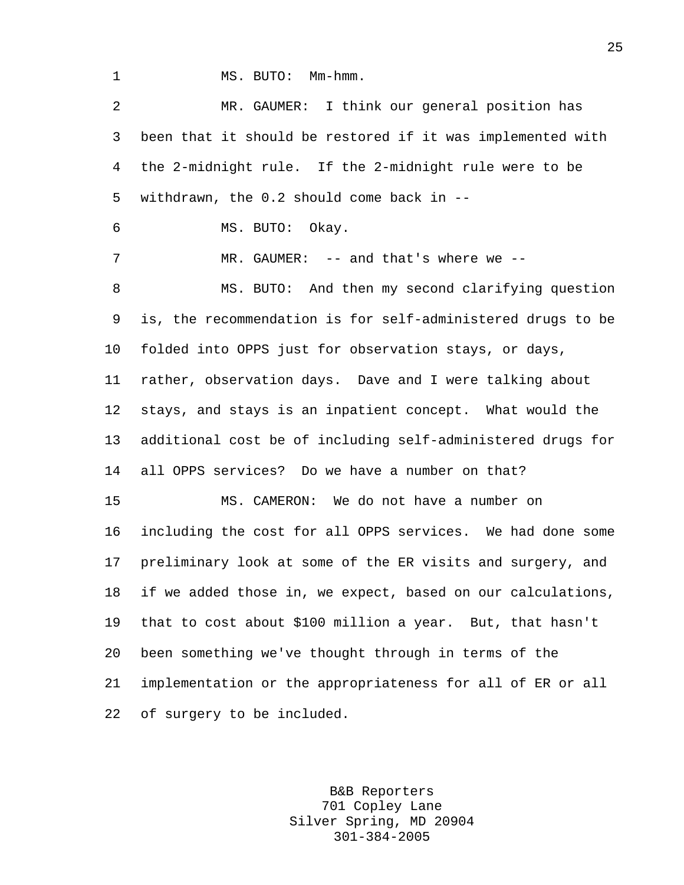MS. BUTO: Mm-hmm.

MR. GAUMER: I think our general position has been that it should be restored if it was implemented with the 2-midnight rule. If the 2-midnight rule were to be withdrawn, the 0.2 should come back in --

MS. BUTO: Okay.

MR. GAUMER: -- and that's where we --

MS. BUTO: And then my second clarifying question is, the recommendation is for self-administered drugs to be folded into OPPS just for observation stays, or days, rather, observation days. Dave and I were talking about stays, and stays is an inpatient concept. What would the additional cost be of including self-administered drugs for all OPPS services? Do we have a number on that?

MS. CAMERON: We do not have a number on including the cost for all OPPS services. We had done some preliminary look at some of the ER visits and surgery, and if we added those in, we expect, based on our calculations, that to cost about $100 million a year. But, that hasn't been something we've thought through in terms of the implementation or the appropriateness for all of ER or all of surgery to be included.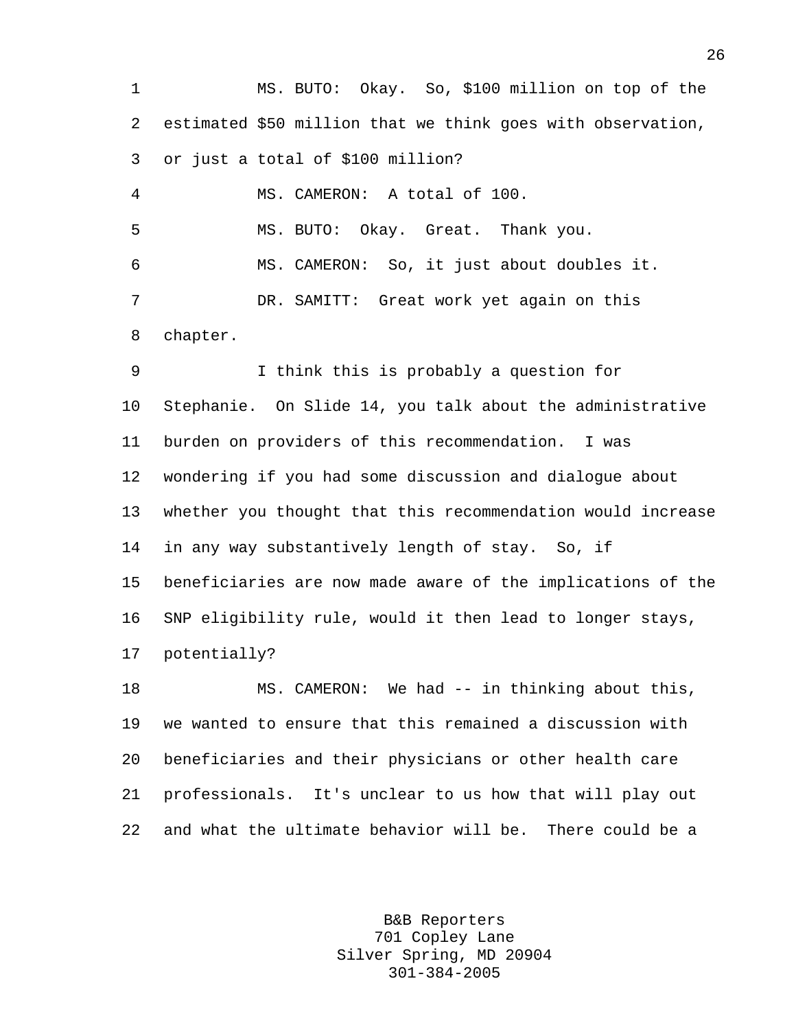MS. BUTO: Okay. So, $100 million on top of the estimated $50 million that we think goes with observation, or just a total of $100 million?

MS. CAMERON: A total of 100.

MS. BUTO: Okay. Great. Thank you.

MS. CAMERON: So, it just about doubles it.

DR. SAMITT: Great work yet again on this chapter.

I think this is probably a question for Stephanie. On Slide 14, you talk about the administrative burden on providers of this recommendation. I was wondering if you had some discussion and dialogue about whether you thought that this recommendation would increase in any way substantively length of stay. So, if beneficiaries are now made aware of the implications of the SNP eligibility rule, would it then lead to longer stays, potentially?

MS. CAMERON: We had -- in thinking about this, we wanted to ensure that this remained a discussion with beneficiaries and their physicians or other health care professionals. It's unclear to us how that will play out and what the ultimate behavior will be. There could be a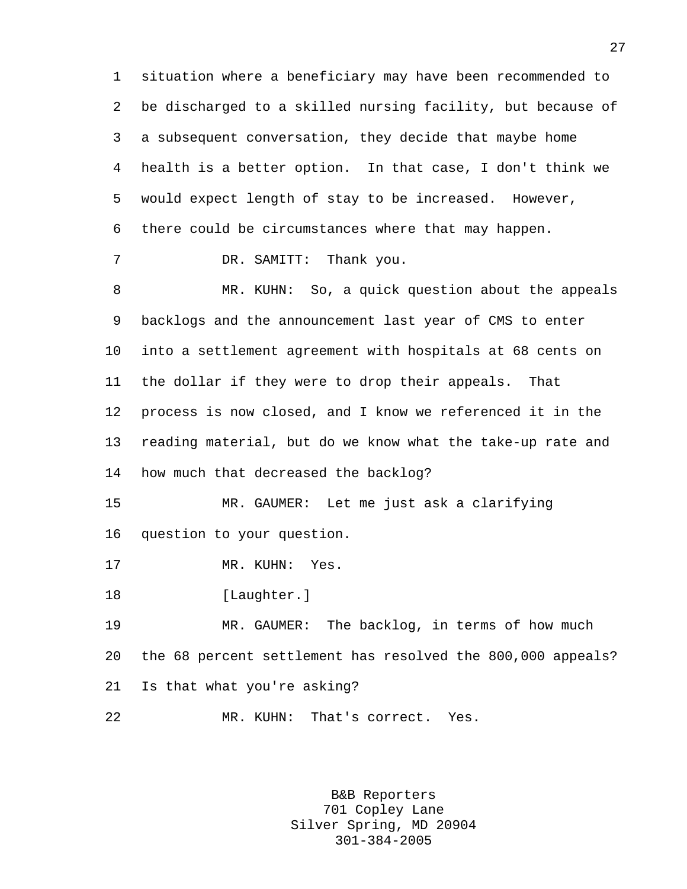situation where a beneficiary may have been recommended to be discharged to a skilled nursing facility, but because of a subsequent conversation, they decide that maybe home health is a better option. In that case, I don't think we would expect length of stay to be increased. However, there could be circumstances where that may happen.

DR. SAMITT: Thank you.

MR. KUHN: So, a quick question about the appeals backlogs and the announcement last year of CMS to enter into a settlement agreement with hospitals at 68 cents on the dollar if they were to drop their appeals. That process is now closed, and I know we referenced it in the reading material, but do we know what the take-up rate and how much that decreased the backlog?

MR. GAUMER: Let me just ask a clarifying question to your question.

MR. KUHN: Yes.

[Laughter.]

MR. GAUMER: The backlog, in terms of how much the 68 percent settlement has resolved the 800,000 appeals? Is that what you're asking?

MR. KUHN: That's correct. Yes.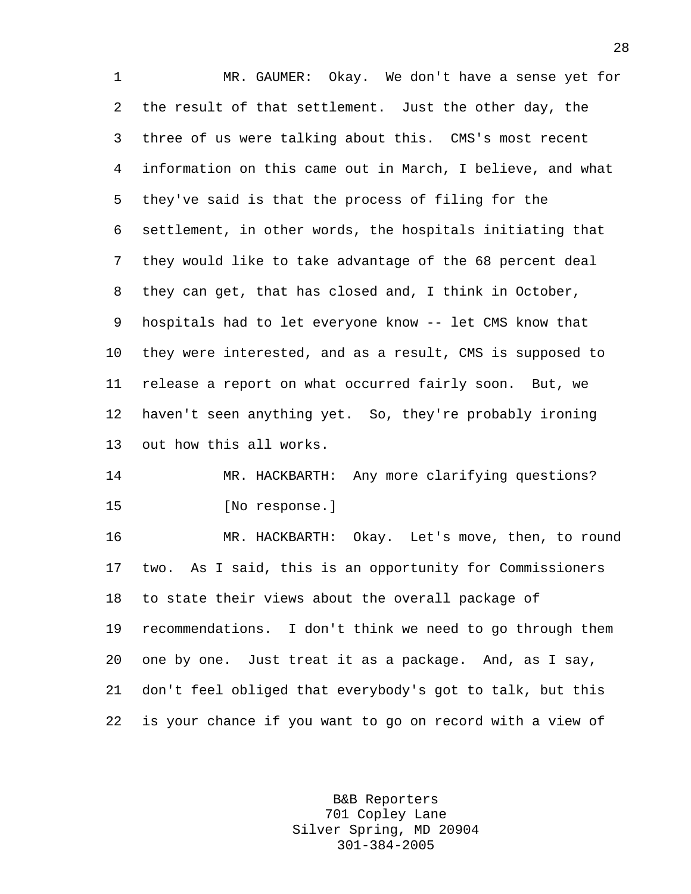MR. GAUMER: Okay. We don't have a sense yet for the result of that settlement. Just the other day, the three of us were talking about this. CMS's most recent information on this came out in March, I believe, and what they've said is that the process of filing for the settlement, in other words, the hospitals initiating that they would like to take advantage of the 68 percent deal they can get, that has closed and, I think in October, hospitals had to let everyone know -- let CMS know that they were interested, and as a result, CMS is supposed to release a report on what occurred fairly soon. But, we haven't seen anything yet. So, they're probably ironing out how this all works.

MR. HACKBARTH: Any more clarifying questions?

[No response.]

MR. HACKBARTH: Okay. Let's move, then, to round two. As I said, this is an opportunity for Commissioners to state their views about the overall package of recommendations. I don't think we need to go through them one by one. Just treat it as a package. And, as I say, don't feel obliged that everybody's got to talk, but this is your chance if you want to go on record with a view of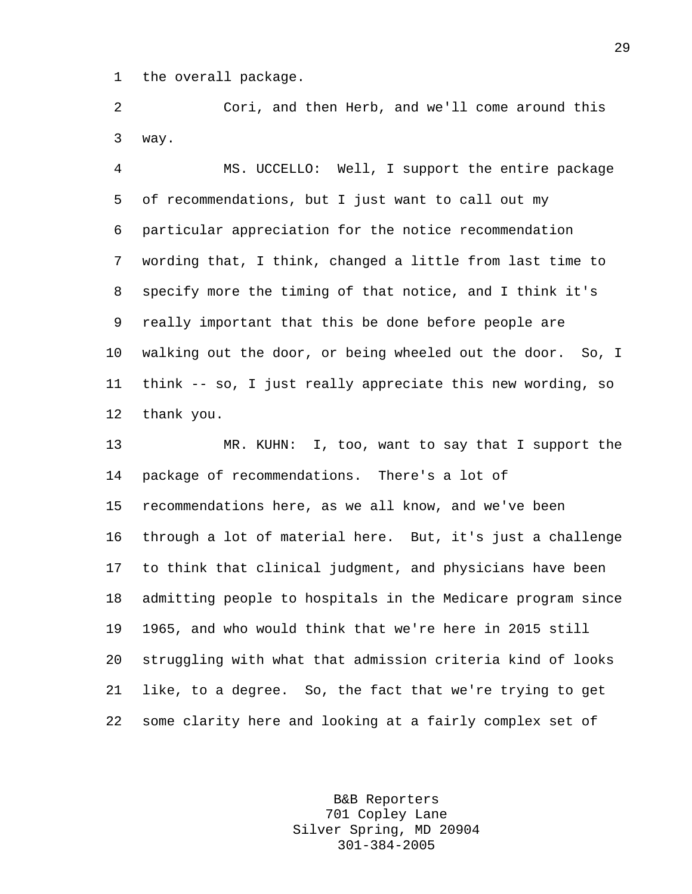the overall package.

Cori, and then Herb, and we'll come around this way.

MS. UCCELLO: Well, I support the entire package of recommendations, but I just want to call out my particular appreciation for the notice recommendation wording that, I think, changed a little from last time to specify more the timing of that notice, and I think it's really important that this be done before people are walking out the door, or being wheeled out the door. So, I think -- so, I just really appreciate this new wording, so thank you.

MR. KUHN: I, too, want to say that I support the package of recommendations. There's a lot of recommendations here, as we all know, and we've been through a lot of material here. But, it's just a challenge to think that clinical judgment, and physicians have been admitting people to hospitals in the Medicare program since 1965, and who would think that we're here in 2015 still struggling with what that admission criteria kind of looks like, to a degree. So, the fact that we're trying to get some clarity here and looking at a fairly complex set of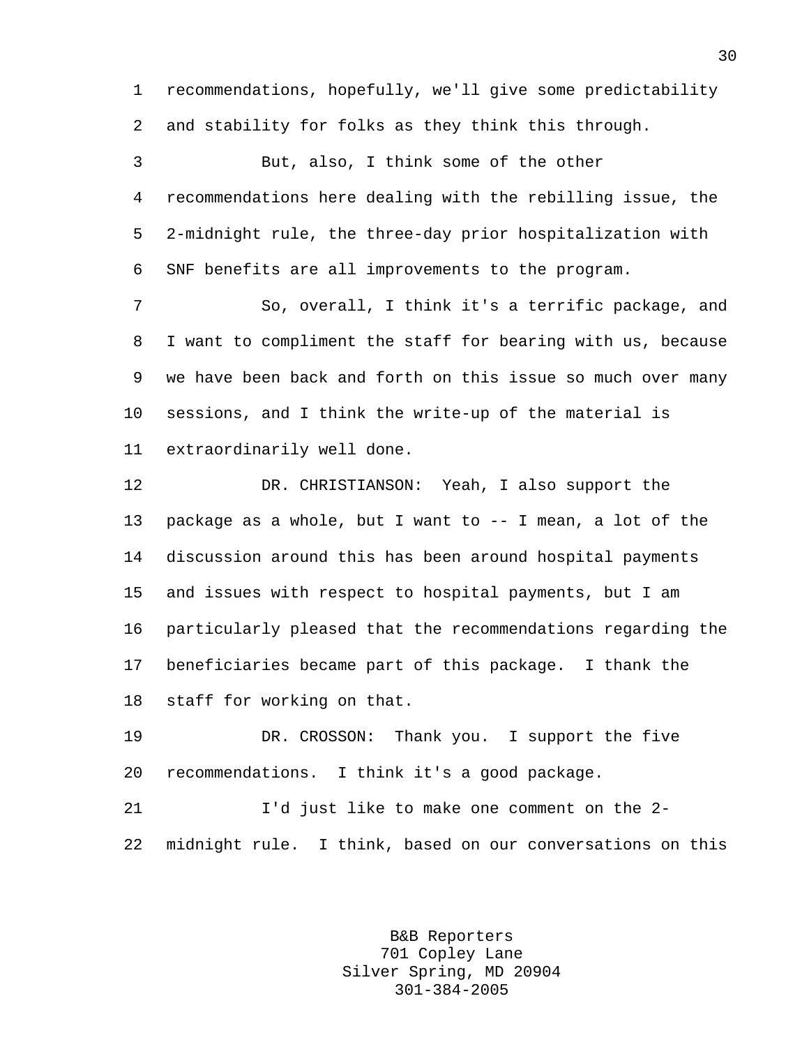recommendations, hopefully, we'll give some predictability and stability for folks as they think this through.

But, also, I think some of the other recommendations here dealing with the rebilling issue, the 2-midnight rule, the three-day prior hospitalization with SNF benefits are all improvements to the program.

So, overall, I think it's a terrific package, and I want to compliment the staff for bearing with us, because we have been back and forth on this issue so much over many sessions, and I think the write-up of the material is extraordinarily well done.

DR. CHRISTIANSON: Yeah, I also support the package as a whole, but I want to -- I mean, a lot of the discussion around this has been around hospital payments and issues with respect to hospital payments, but I am particularly pleased that the recommendations regarding the beneficiaries became part of this package. I thank the staff for working on that.

DR. CROSSON: Thank you. I support the five recommendations. I think it's a good package.

I'd just like to make one comment on the 2-midnight rule. I think, based on our conversations on this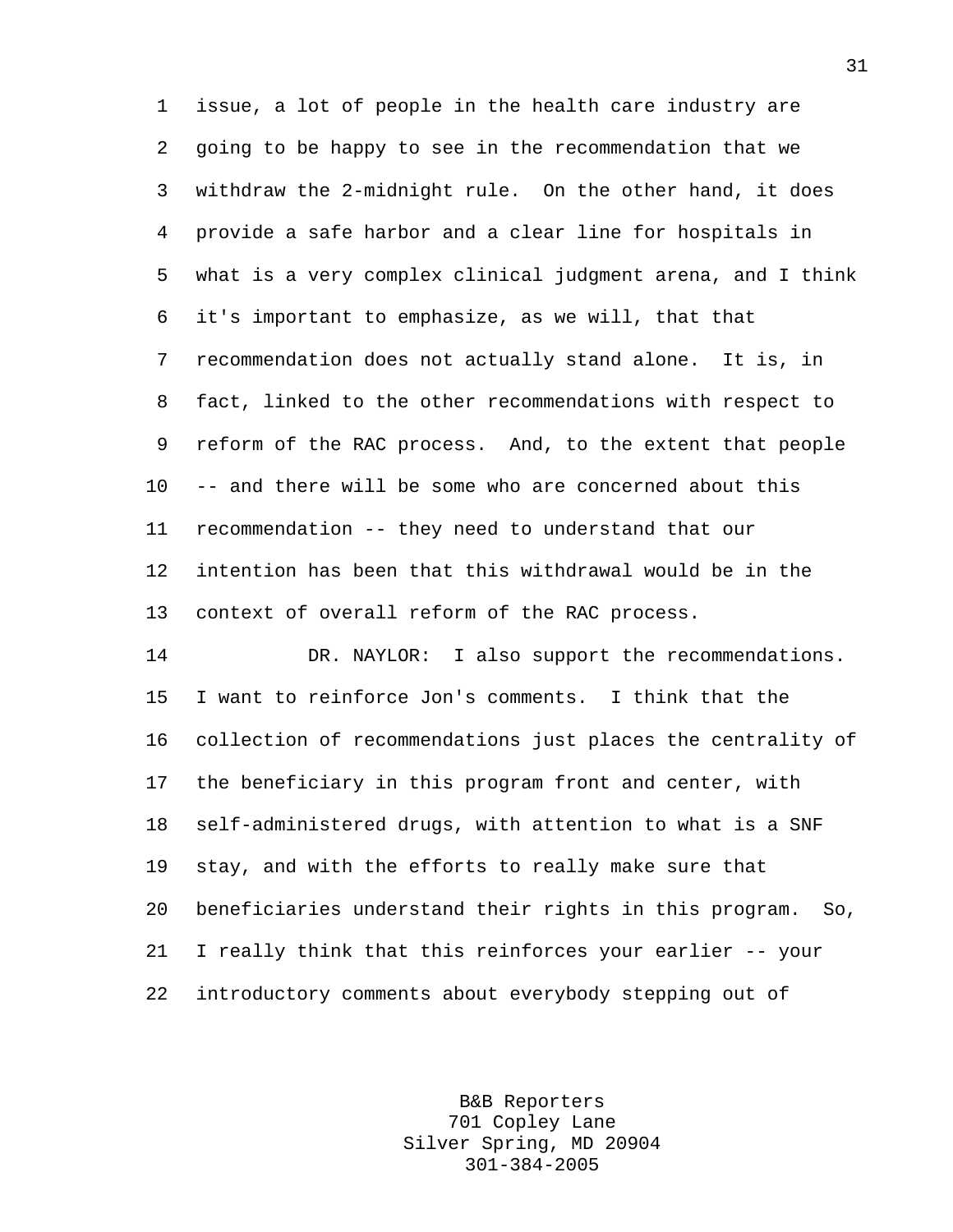issue, a lot of people in the health care industry are going to be happy to see in the recommendation that we withdraw the 2-midnight rule. On the other hand, it does provide a safe harbor and a clear line for hospitals in what is a very complex clinical judgment arena, and I think it's important to emphasize, as we will, that that recommendation does not actually stand alone. It is, in fact, linked to the other recommendations with respect to reform of the RAC process. And, to the extent that people -- and there will be some who are concerned about this recommendation -- they need to understand that our intention has been that this withdrawal would be in the context of overall reform of the RAC process.

DR. NAYLOR: I also support the recommendations. I want to reinforce Jon's comments. I think that the collection of recommendations just places the centrality of the beneficiary in this program front and center, with self-administered drugs, with attention to what is a SNF stay, and with the efforts to really make sure that beneficiaries understand their rights in this program. So, I really think that this reinforces your earlier -- your introductory comments about everybody stepping out of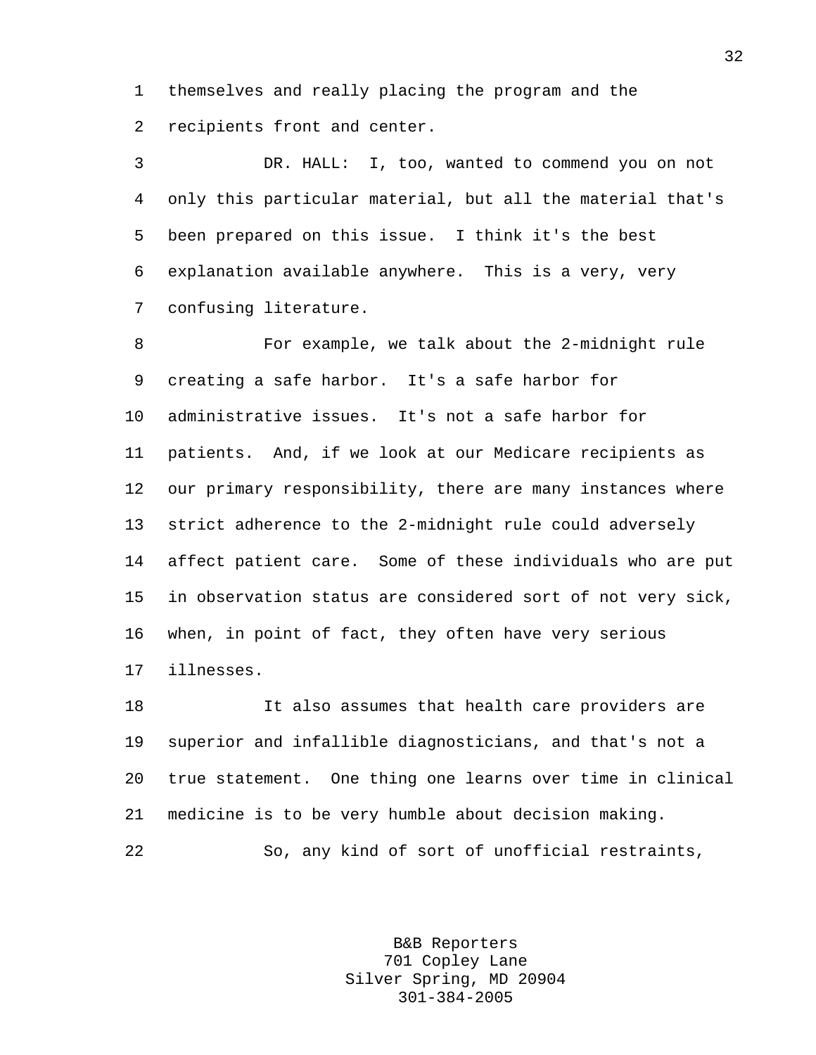themselves and really placing the program and the recipients front and center.

DR. HALL: I, too, wanted to commend you on not only this particular material, but all the material that's been prepared on this issue. I think it's the best explanation available anywhere. This is a very, very confusing literature.

For example, we talk about the 2-midnight rule creating a safe harbor. It's a safe harbor for administrative issues. It's not a safe harbor for patients. And, if we look at our Medicare recipients as our primary responsibility, there are many instances where strict adherence to the 2-midnight rule could adversely affect patient care. Some of these individuals who are put in observation status are considered sort of not very sick, when, in point of fact, they often have very serious illnesses.

It also assumes that health care providers are superior and infallible diagnosticians, and that's not a true statement. One thing one learns over time in clinical medicine is to be very humble about decision making.

So, any kind of sort of unofficial restraints,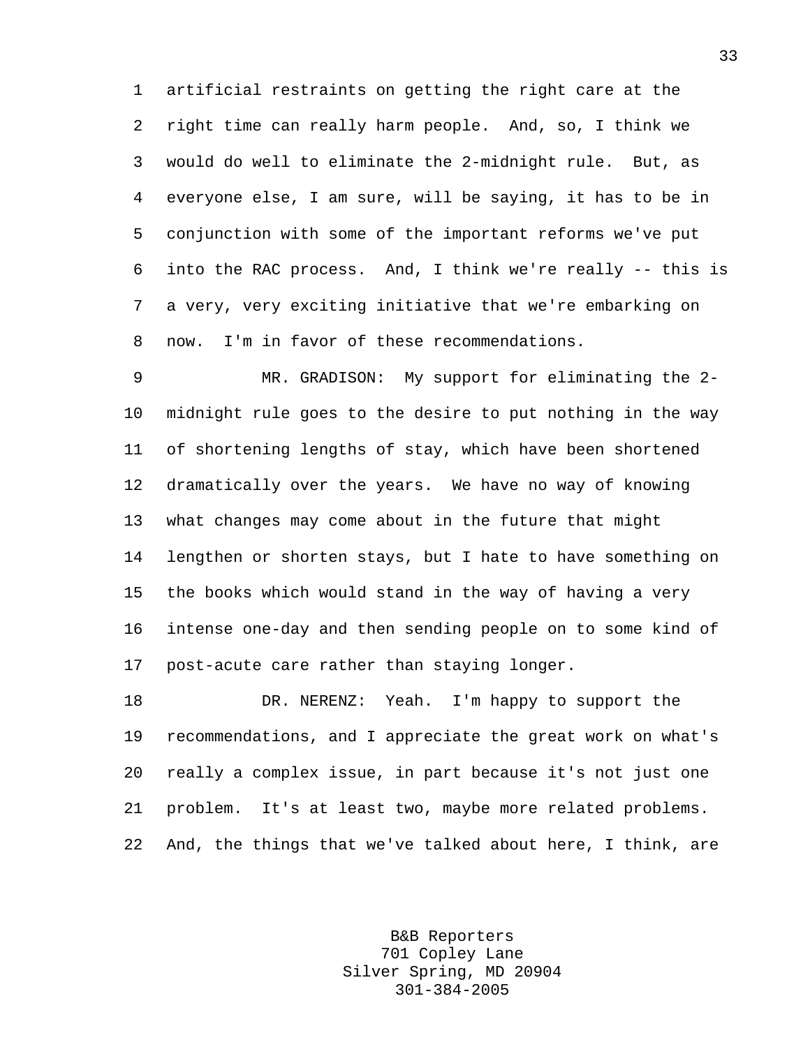artificial restraints on getting the right care at the right time can really harm people. And, so, I think we would do well to eliminate the 2-midnight rule. But, as everyone else, I am sure, will be saying, it has to be in conjunction with some of the important reforms we've put into the RAC process. And, I think we're really -- this is a very, very exciting initiative that we're embarking on now. I'm in favor of these recommendations.

MR. GRADISON: My support for eliminating the 2-midnight rule goes to the desire to put nothing in the way of shortening lengths of stay, which have been shortened dramatically over the years. We have no way of knowing what changes may come about in the future that might lengthen or shorten stays, but I hate to have something on the books which would stand in the way of having a very intense one-day and then sending people on to some kind of post-acute care rather than staying longer.

DR. NERENZ: Yeah. I'm happy to support the recommendations, and I appreciate the great work on what's really a complex issue, in part because it's not just one problem. It's at least two, maybe more related problems. And, the things that we've talked about here, I think, are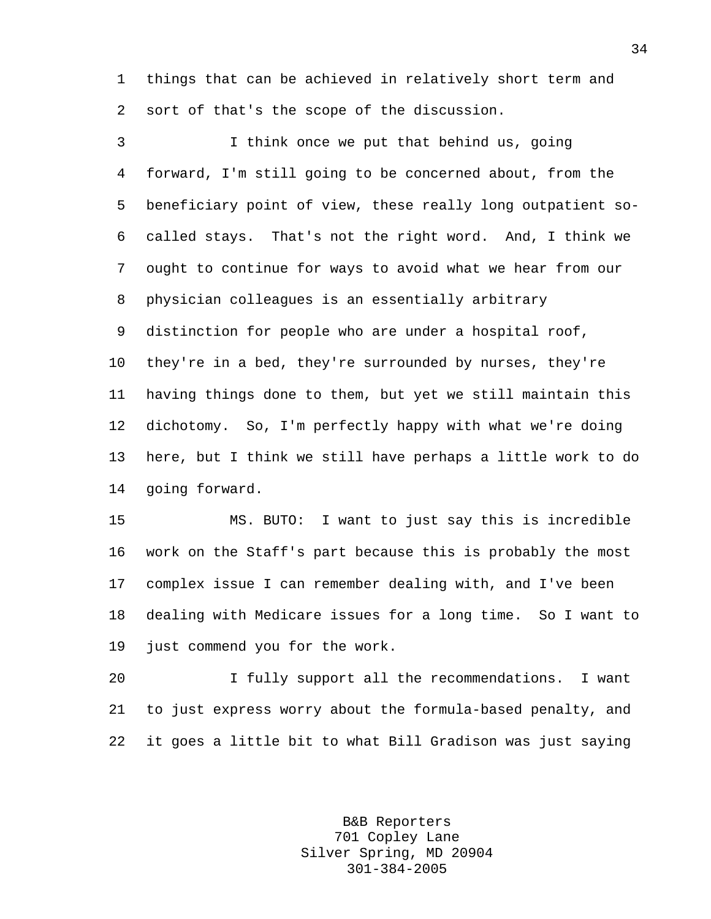things that can be achieved in relatively short term and sort of that's the scope of the discussion.

I think once we put that behind us, going forward, I'm still going to be concerned about, from the beneficiary point of view, these really long outpatient so-called stays. That's not the right word. And, I think we ought to continue for ways to avoid what we hear from our physician colleagues is an essentially arbitrary distinction for people who are under a hospital roof, they're in a bed, they're surrounded by nurses, they're having things done to them, but yet we still maintain this dichotomy. So, I'm perfectly happy with what we're doing here, but I think we still have perhaps a little work to do going forward.

MS. BUTO: I want to just say this is incredible work on the Staff's part because this is probably the most complex issue I can remember dealing with, and I've been dealing with Medicare issues for a long time. So I want to just commend you for the work.

I fully support all the recommendations. I want to just express worry about the formula-based penalty, and it goes a little bit to what Bill Gradison was just saying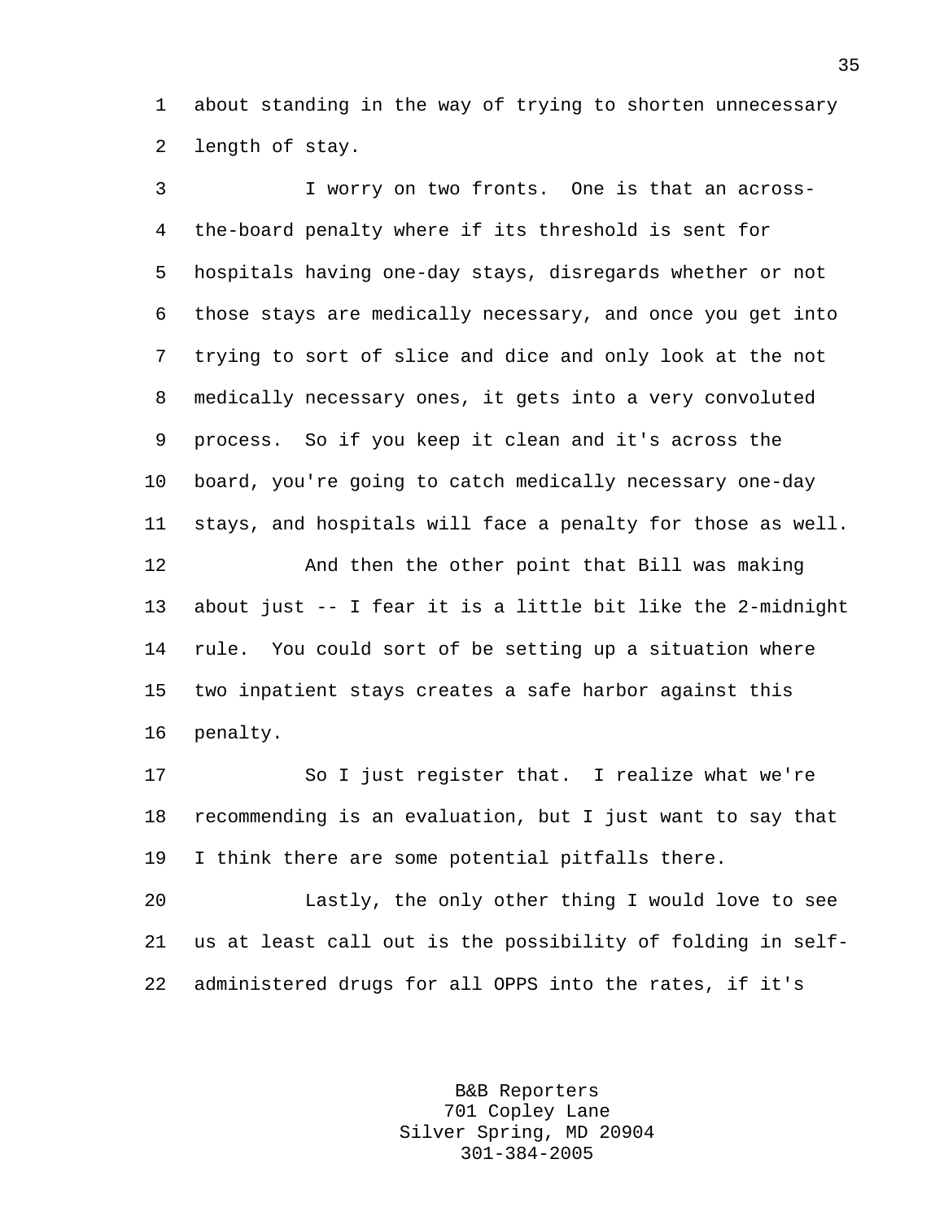about standing in the way of trying to shorten unnecessary length of stay.

I worry on two fronts. One is that an across-the-board penalty where if its threshold is sent for hospitals having one-day stays, disregards whether or not those stays are medically necessary, and once you get into trying to sort of slice and dice and only look at the not medically necessary ones, it gets into a very convoluted process. So if you keep it clean and it's across the board, you're going to catch medically necessary one-day stays, and hospitals will face a penalty for those as well.

And then the other point that Bill was making about just -- I fear it is a little bit like the 2-midnight rule. You could sort of be setting up a situation where two inpatient stays creates a safe harbor against this penalty.

So I just register that. I realize what we're recommending is an evaluation, but I just want to say that I think there are some potential pitfalls there.

Lastly, the only other thing I would love to see us at least call out is the possibility of folding in self-administered drugs for all OPPS into the rates, if it's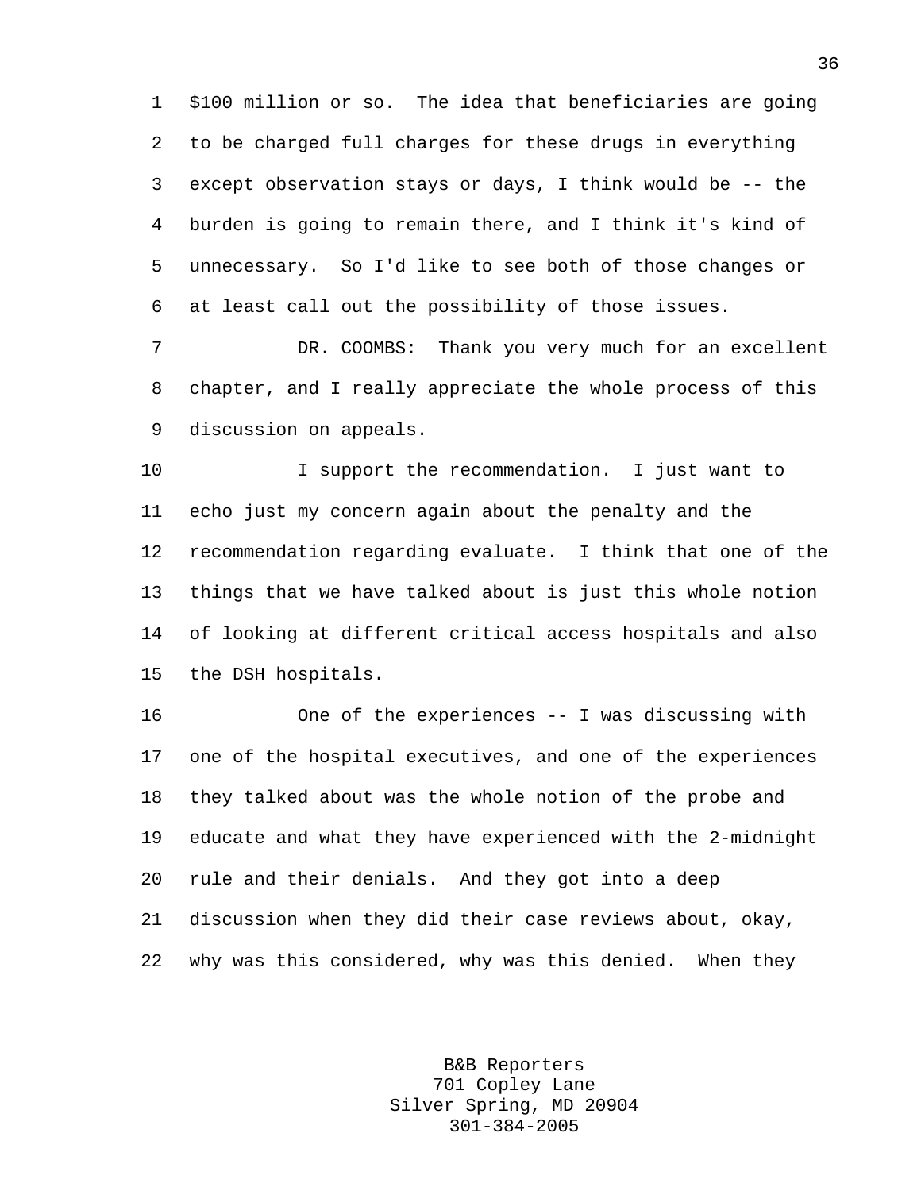$100 million or so. The idea that beneficiaries are going to be charged full charges for these drugs in everything except observation stays or days, I think would be -- the burden is going to remain there, and I think it's kind of unnecessary. So I'd like to see both of those changes or at least call out the possibility of those issues.

DR. COOMBS: Thank you very much for an excellent chapter, and I really appreciate the whole process of this discussion on appeals.

I support the recommendation. I just want to echo just my concern again about the penalty and the recommendation regarding evaluate. I think that one of the things that we have talked about is just this whole notion of looking at different critical access hospitals and also the DSH hospitals.

One of the experiences -- I was discussing with one of the hospital executives, and one of the experiences they talked about was the whole notion of the probe and educate and what they have experienced with the 2-midnight rule and their denials. And they got into a deep discussion when they did their case reviews about, okay, why was this considered, why was this denied. When they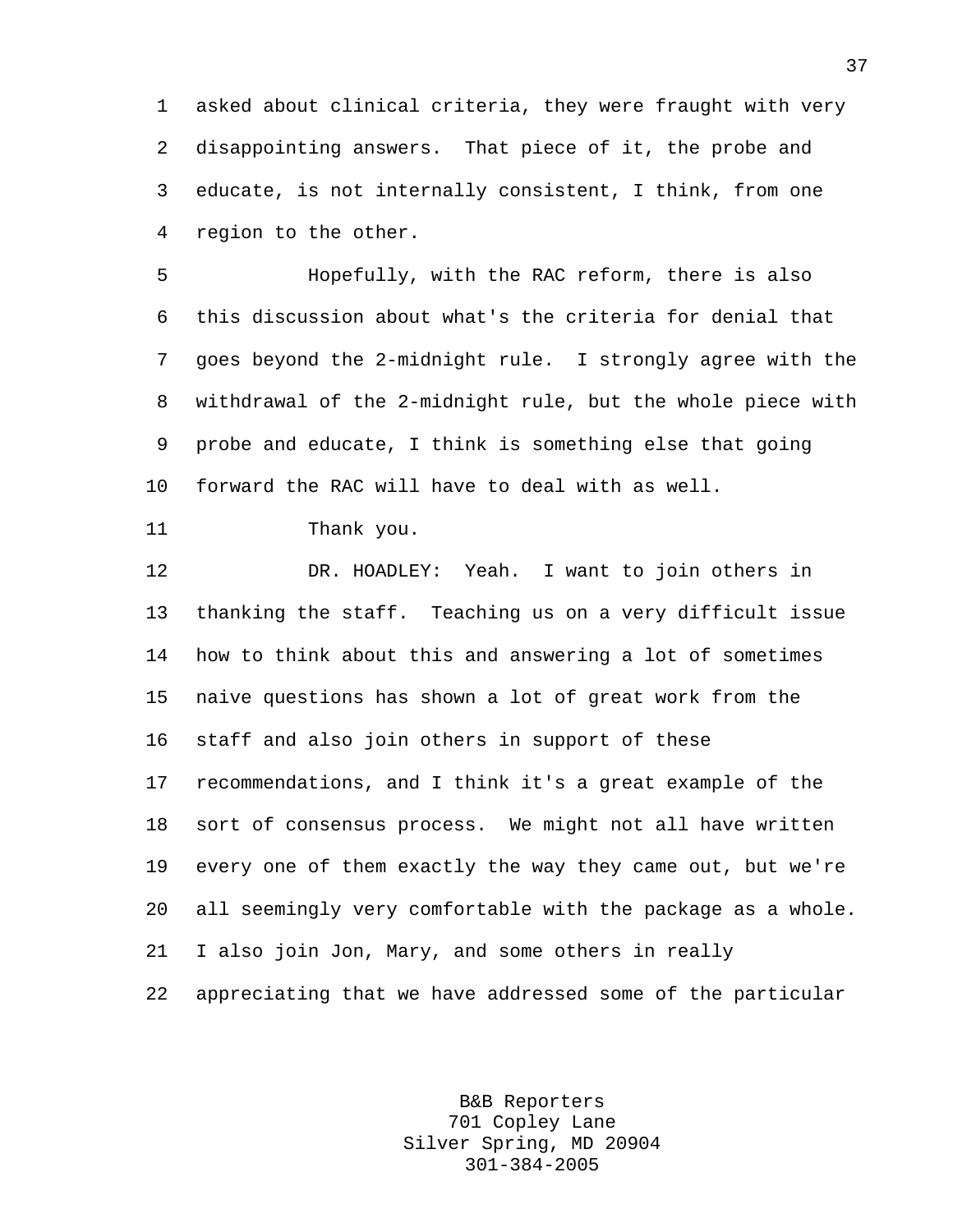asked about clinical criteria, they were fraught with very disappointing answers. That piece of it, the probe and educate, is not internally consistent, I think, from one region to the other.

Hopefully, with the RAC reform, there is also this discussion about what's the criteria for denial that goes beyond the 2-midnight rule. I strongly agree with the withdrawal of the 2-midnight rule, but the whole piece with probe and educate, I think is something else that going forward the RAC will have to deal with as well.

Thank you.

DR. HOADLEY: Yeah. I want to join others in thanking the staff. Teaching us on a very difficult issue how to think about this and answering a lot of sometimes naive questions has shown a lot of great work from the staff and also join others in support of these recommendations, and I think it's a great example of the sort of consensus process. We might not all have written every one of them exactly the way they came out, but we're all seemingly very comfortable with the package as a whole. I also join Jon, Mary, and some others in really appreciating that we have addressed some of the particular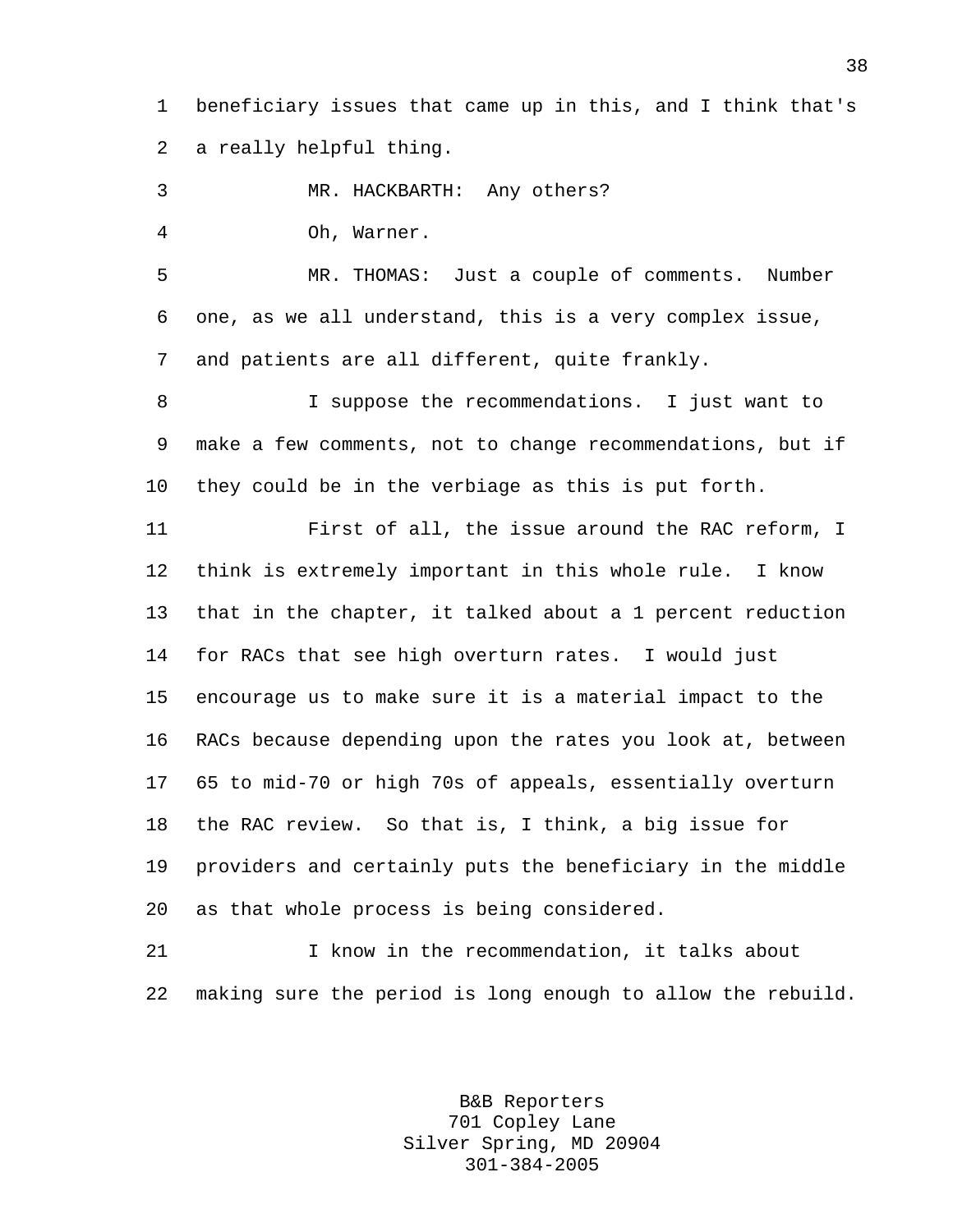beneficiary issues that came up in this, and I think that's a really helpful thing.

MR. HACKBARTH: Any others?

Oh, Warner.

MR. THOMAS: Just a couple of comments. Number one, as we all understand, this is a very complex issue, and patients are all different, quite frankly.

I suppose the recommendations. I just want to make a few comments, not to change recommendations, but if they could be in the verbiage as this is put forth.

First of all, the issue around the RAC reform, I think is extremely important in this whole rule. I know that in the chapter, it talked about a 1 percent reduction for RACs that see high overturn rates. I would just encourage us to make sure it is a material impact to the RACs because depending upon the rates you look at, between 65 to mid-70 or high 70s of appeals, essentially overturn the RAC review. So that is, I think, a big issue for providers and certainly puts the beneficiary in the middle as that whole process is being considered.

I know in the recommendation, it talks about making sure the period is long enough to allow the rebuild.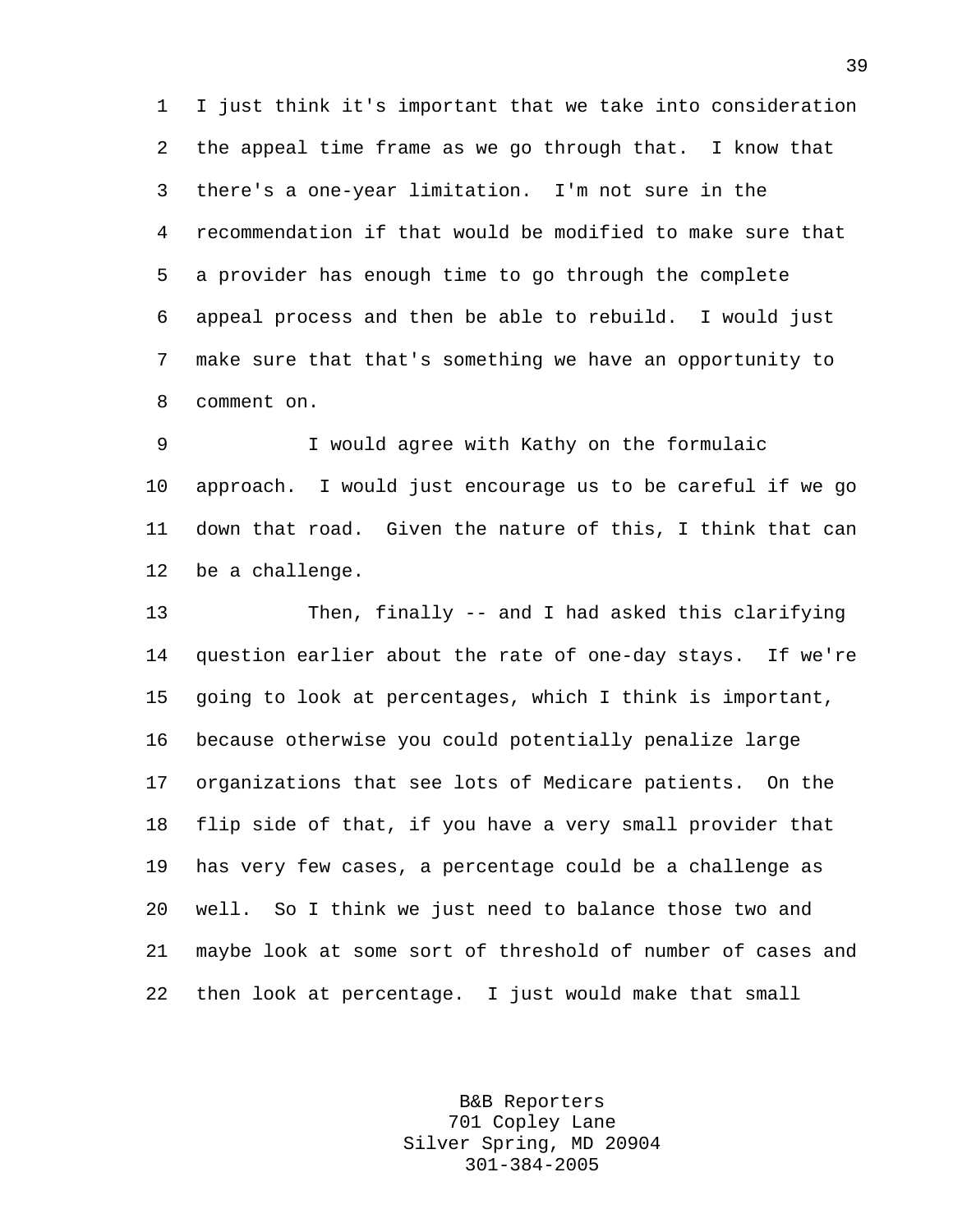I just think it's important that we take into consideration the appeal time frame as we go through that. I know that there's a one-year limitation. I'm not sure in the recommendation if that would be modified to make sure that a provider has enough time to go through the complete appeal process and then be able to rebuild. I would just make sure that that's something we have an opportunity to comment on.

I would agree with Kathy on the formulaic approach. I would just encourage us to be careful if we go down that road. Given the nature of this, I think that can be a challenge.

Then, finally -- and I had asked this clarifying question earlier about the rate of one-day stays. If we're going to look at percentages, which I think is important, because otherwise you could potentially penalize large organizations that see lots of Medicare patients. On the flip side of that, if you have a very small provider that has very few cases, a percentage could be a challenge as well. So I think we just need to balance those two and maybe look at some sort of threshold of number of cases and then look at percentage. I just would make that small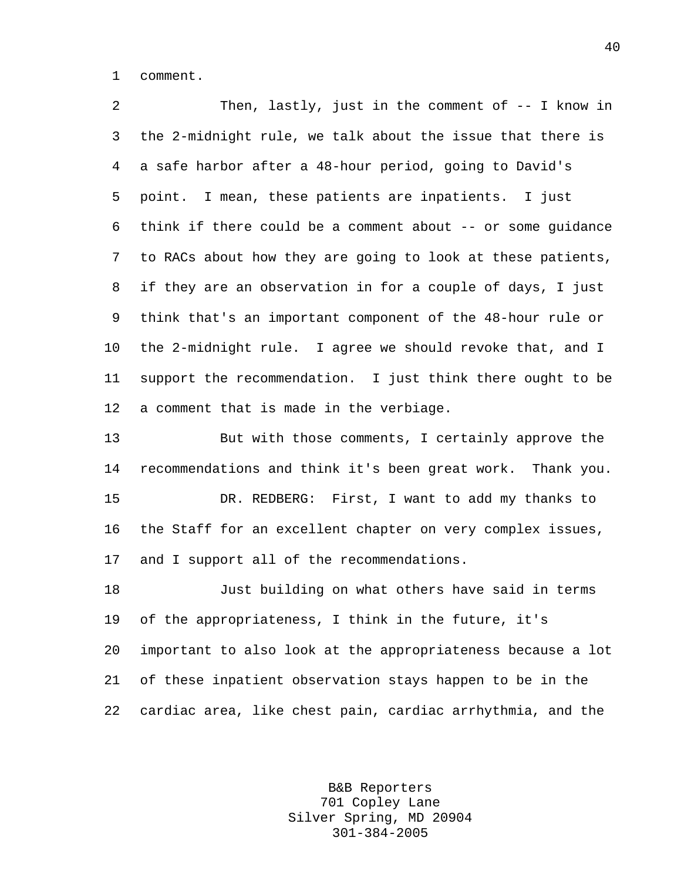comment.

Then, lastly, just in the comment of -- I know in the 2-midnight rule, we talk about the issue that there is a safe harbor after a 48-hour period, going to David's point. I mean, these patients are inpatients. I just think if there could be a comment about -- or some guidance to RACs about how they are going to look at these patients, if they are an observation in for a couple of days, I just think that's an important component of the 48-hour rule or the 2-midnight rule. I agree we should revoke that, and I support the recommendation. I just think there ought to be a comment that is made in the verbiage.

But with those comments, I certainly approve the recommendations and think it's been great work. Thank you.

DR. REDBERG: First, I want to add my thanks to the Staff for an excellent chapter on very complex issues, and I support all of the recommendations.

Just building on what others have said in terms of the appropriateness, I think in the future, it's important to also look at the appropriateness because a lot of these inpatient observation stays happen to be in the cardiac area, like chest pain, cardiac arrhythmia, and the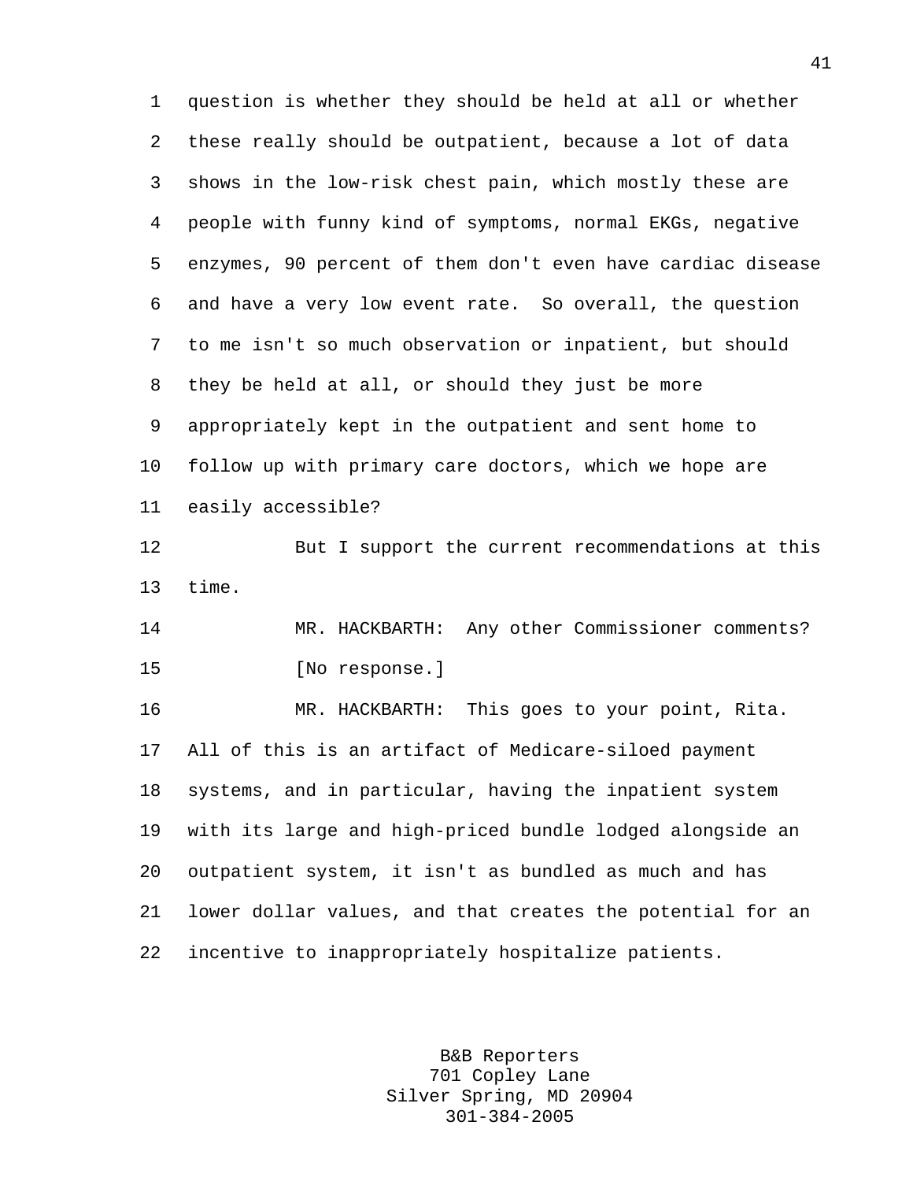question is whether they should be held at all or whether these really should be outpatient, because a lot of data shows in the low-risk chest pain, which mostly these are people with funny kind of symptoms, normal EKGs, negative enzymes, 90 percent of them don't even have cardiac disease and have a very low event rate. So overall, the question to me isn't so much observation or inpatient, but should they be held at all, or should they just be more appropriately kept in the outpatient and sent home to follow up with primary care doctors, which we hope are easily accessible?

But I support the current recommendations at this time.

MR. HACKBARTH: Any other Commissioner comments?

[No response.]

MR. HACKBARTH: This goes to your point, Rita. All of this is an artifact of Medicare-siloed payment systems, and in particular, having the inpatient system with its large and high-priced bundle lodged alongside an outpatient system, it isn't as bundled as much and has lower dollar values, and that creates the potential for an incentive to inappropriately hospitalize patients.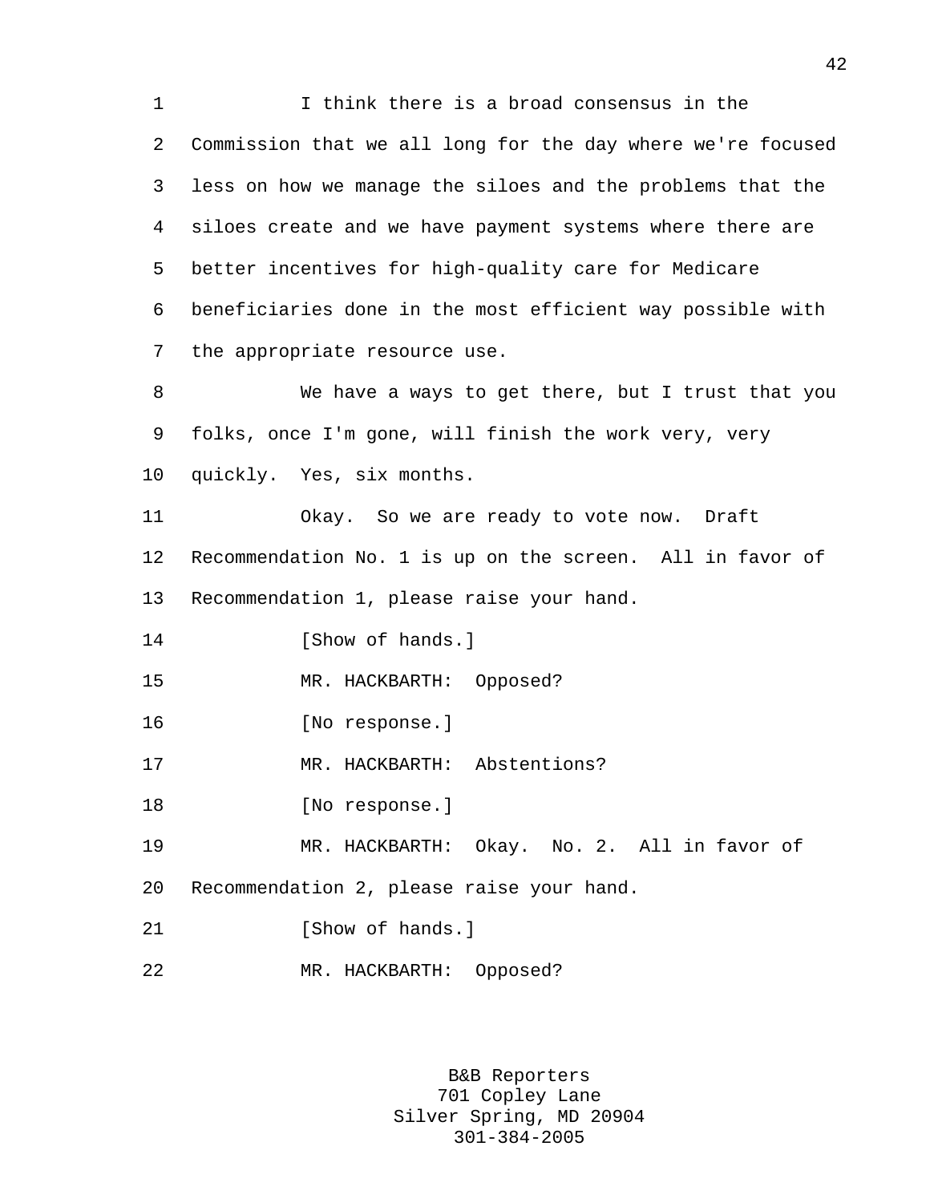I think there is a broad consensus in the Commission that we all long for the day where we're focused less on how we manage the siloes and the problems that the siloes create and we have payment systems where there are better incentives for high-quality care for Medicare beneficiaries done in the most efficient way possible with the appropriate resource use.

We have a ways to get there, but I trust that you folks, once I'm gone, will finish the work very, very quickly. Yes, six months.

Okay. So we are ready to vote now. Draft Recommendation No. 1 is up on the screen. All in favor of Recommendation 1, please raise your hand.

[Show of hands.]

MR. HACKBARTH: Opposed?

[No response.]

MR. HACKBARTH: Abstentions?

[No response.]

MR. HACKBARTH: Okay. No. 2. All in favor of Recommendation 2, please raise your hand.

[Show of hands.]

MR. HACKBARTH: Opposed?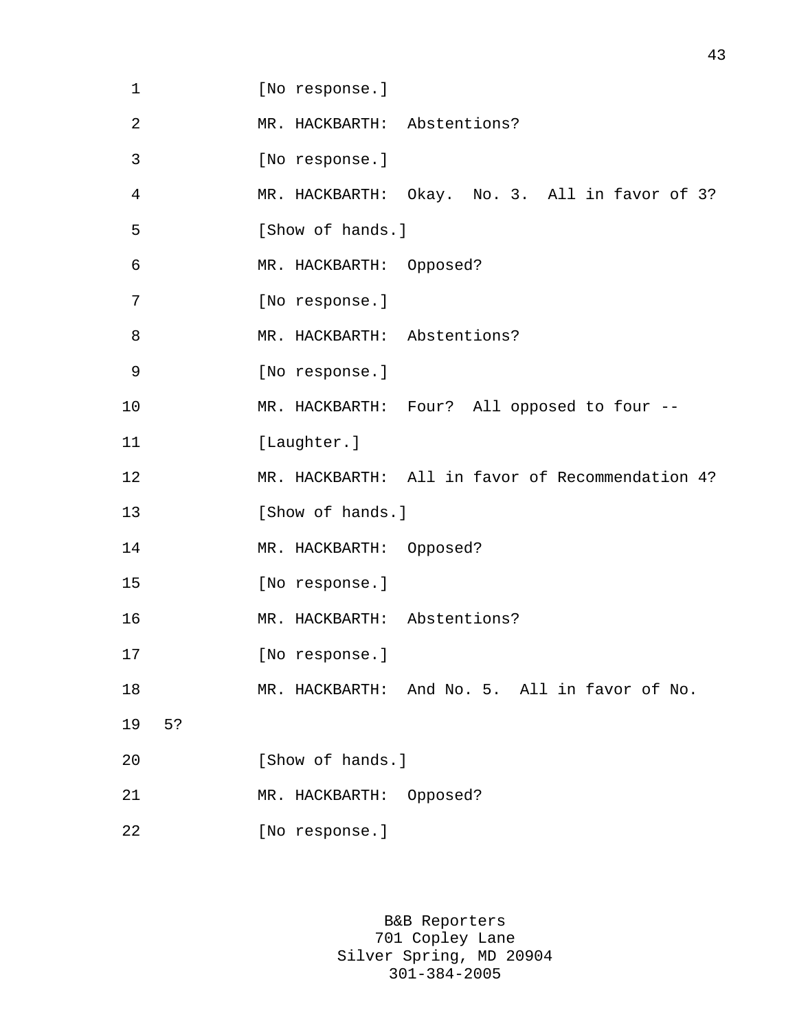[No response.]

MR. HACKBARTH: Abstentions?

[No response.]

MR. HACKBARTH: Okay. No. 3. All in favor of 3?

[Show of hands.]

MR. HACKBARTH: Opposed?

[No response.]

MR. HACKBARTH: Abstentions?

[No response.]

MR. HACKBARTH: Four? All opposed to four --

[Laughter.]

MR. HACKBARTH: All in favor of Recommendation 4?

[Show of hands.]

MR. HACKBARTH: Opposed?

[No response.]

MR. HACKBARTH: Abstentions?

[No response.]

MR. HACKBARTH: And No. 5. All in favor of No. 5?

[Show of hands.]

MR. HACKBARTH: Opposed?

[No response.]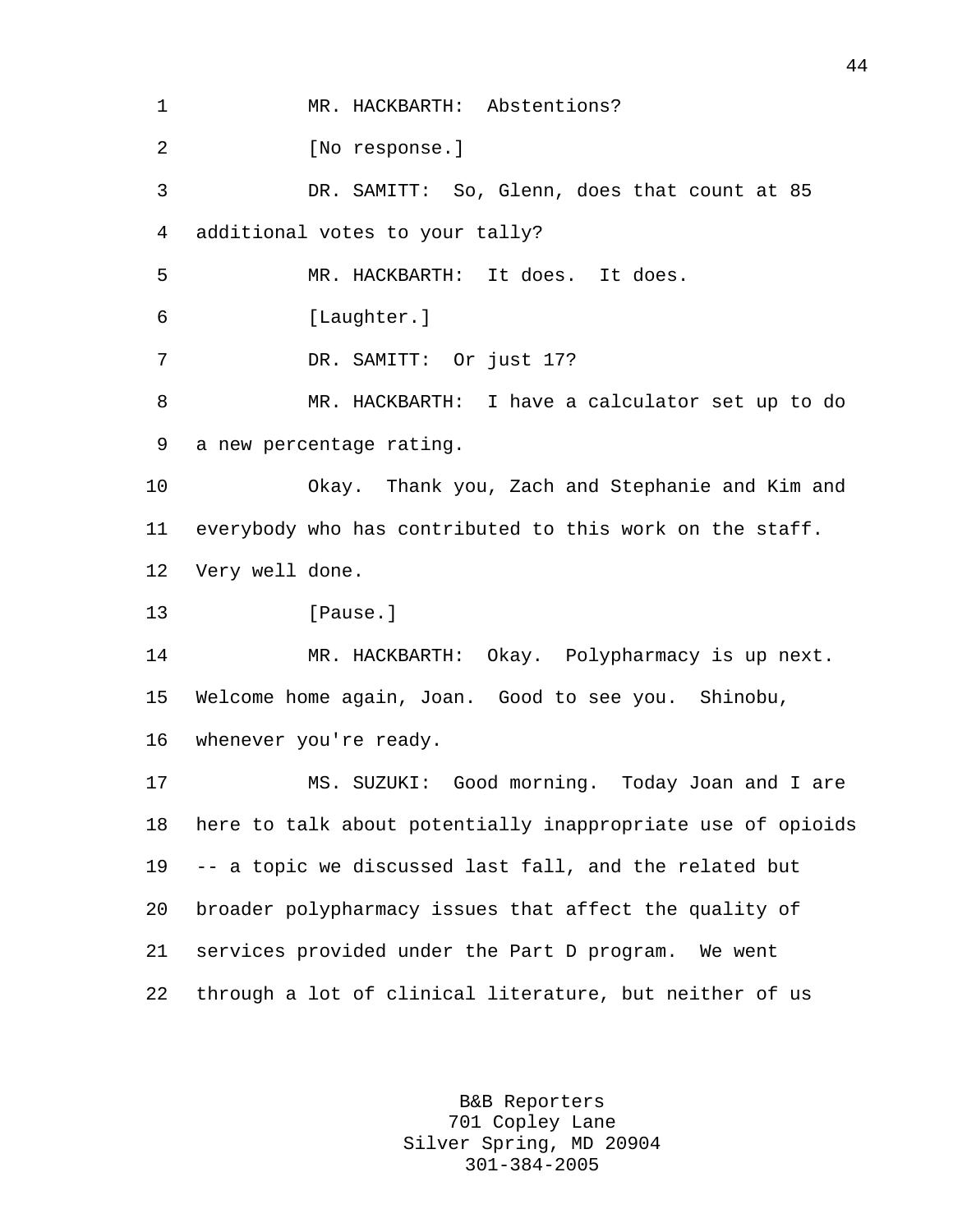MR. HACKBARTH: Abstentions?

[No response.]

DR. SAMITT: So, Glenn, does that count at 85 additional votes to your tally?

MR. HACKBARTH: It does. It does.

[Laughter.]

DR. SAMITT: Or just 17?

MR. HACKBARTH: I have a calculator set up to do a new percentage rating.

Okay. Thank you, Zach and Stephanie and Kim and everybody who has contributed to this work on the staff. Very well done.

[Pause.]

MR. HACKBARTH: Okay. Polypharmacy is up next. Welcome home again, Joan. Good to see you. Shinobu, whenever you're ready.

MS. SUZUKI: Good morning. Today Joan and I are here to talk about potentially inappropriate use of opioids -- a topic we discussed last fall, and the related but broader polypharmacy issues that affect the quality of services provided under the Part D program. We went through a lot of clinical literature, but neither of us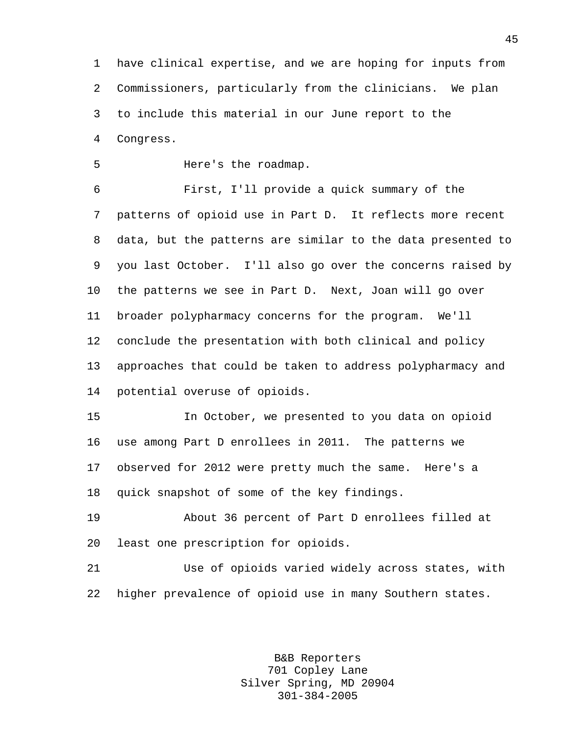have clinical expertise, and we are hoping for inputs from Commissioners, particularly from the clinicians. We plan to include this material in our June report to the Congress.

Here's the roadmap.

First, I'll provide a quick summary of the patterns of opioid use in Part D. It reflects more recent data, but the patterns are similar to the data presented to you last October. I'll also go over the concerns raised by the patterns we see in Part D. Next, Joan will go over broader polypharmacy concerns for the program. We'll conclude the presentation with both clinical and policy approaches that could be taken to address polypharmacy and potential overuse of opioids.

In October, we presented to you data on opioid use among Part D enrollees in 2011. The patterns we observed for 2012 were pretty much the same. Here's a quick snapshot of some of the key findings.

About 36 percent of Part D enrollees filled at least one prescription for opioids.

Use of opioids varied widely across states, with higher prevalence of opioid use in many Southern states.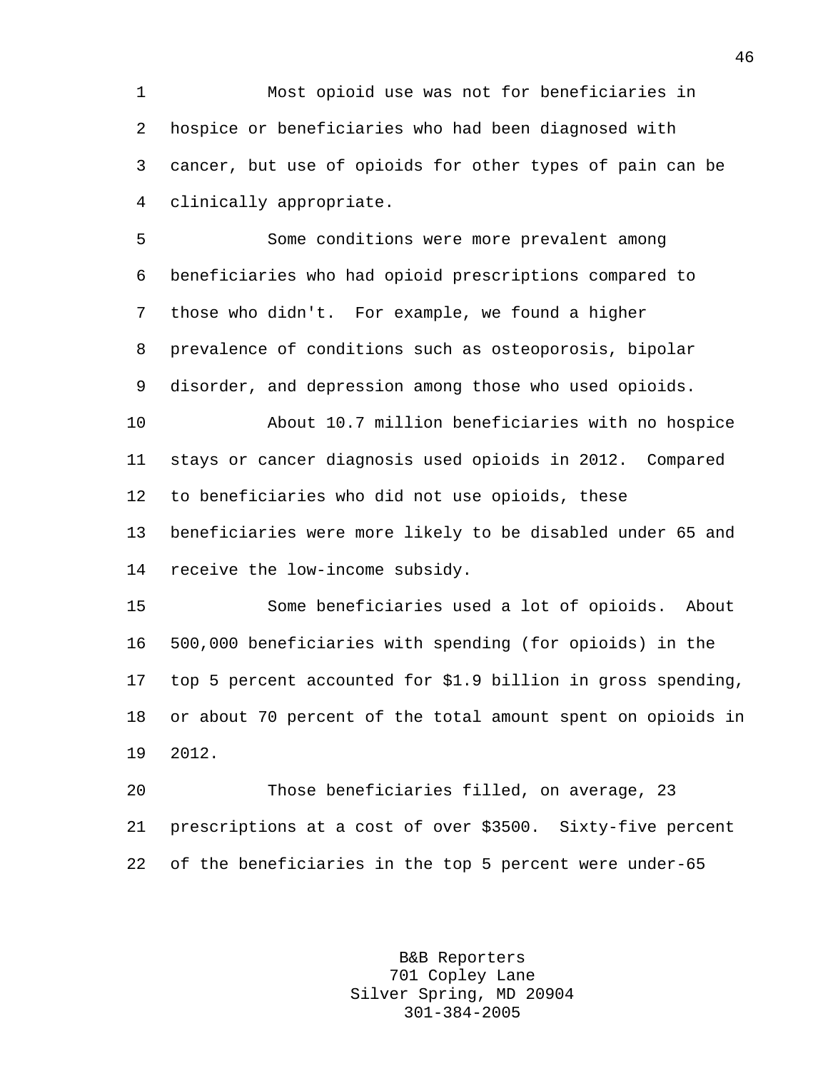Most opioid use was not for beneficiaries in hospice or beneficiaries who had been diagnosed with cancer, but use of opioids for other types of pain can be clinically appropriate.

Some conditions were more prevalent among beneficiaries who had opioid prescriptions compared to those who didn't. For example, we found a higher prevalence of conditions such as osteoporosis, bipolar disorder, and depression among those who used opioids.

About 10.7 million beneficiaries with no hospice stays or cancer diagnosis used opioids in 2012. Compared to beneficiaries who did not use opioids, these beneficiaries were more likely to be disabled under 65 and receive the low-income subsidy.

Some beneficiaries used a lot of opioids. About 500,000 beneficiaries with spending (for opioids) in the top 5 percent accounted for $1.9 billion in gross spending, or about 70 percent of the total amount spent on opioids in 2012.

Those beneficiaries filled, on average, 23 prescriptions at a cost of over $3500. Sixty-five percent of the beneficiaries in the top 5 percent were under-65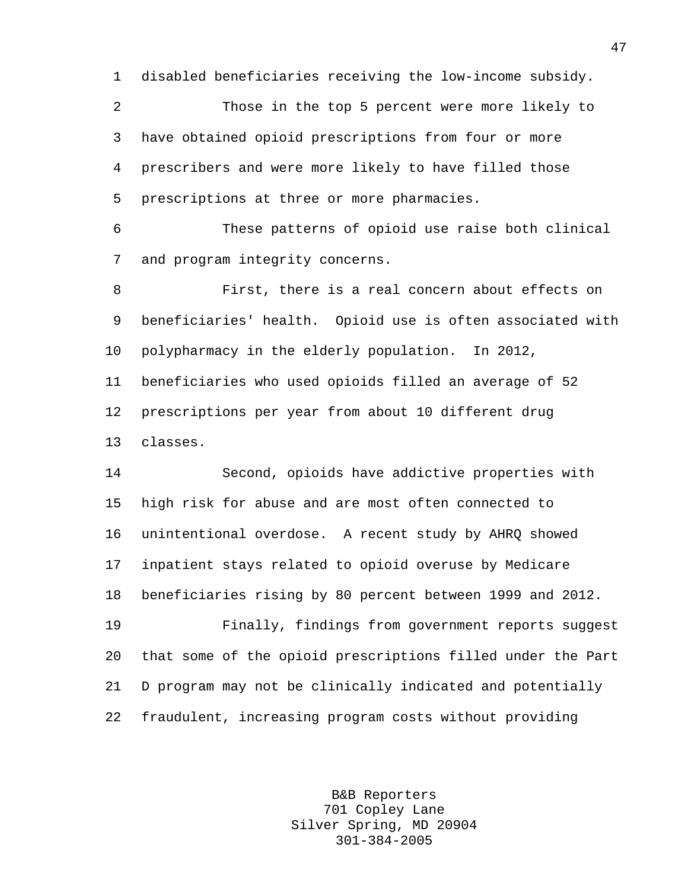disabled beneficiaries receiving the low-income subsidy.

Those in the top 5 percent were more likely to have obtained opioid prescriptions from four or more prescribers and were more likely to have filled those prescriptions at three or more pharmacies.

These patterns of opioid use raise both clinical and program integrity concerns.

First, there is a real concern about effects on beneficiaries' health. Opioid use is often associated with polypharmacy in the elderly population. In 2012, beneficiaries who used opioids filled an average of 52 prescriptions per year from about 10 different drug classes.

Second, opioids have addictive properties with high risk for abuse and are most often connected to unintentional overdose. A recent study by AHRQ showed inpatient stays related to opioid overuse by Medicare beneficiaries rising by 80 percent between 1999 and 2012.

Finally, findings from government reports suggest that some of the opioid prescriptions filled under the Part D program may not be clinically indicated and potentially fraudulent, increasing program costs without providing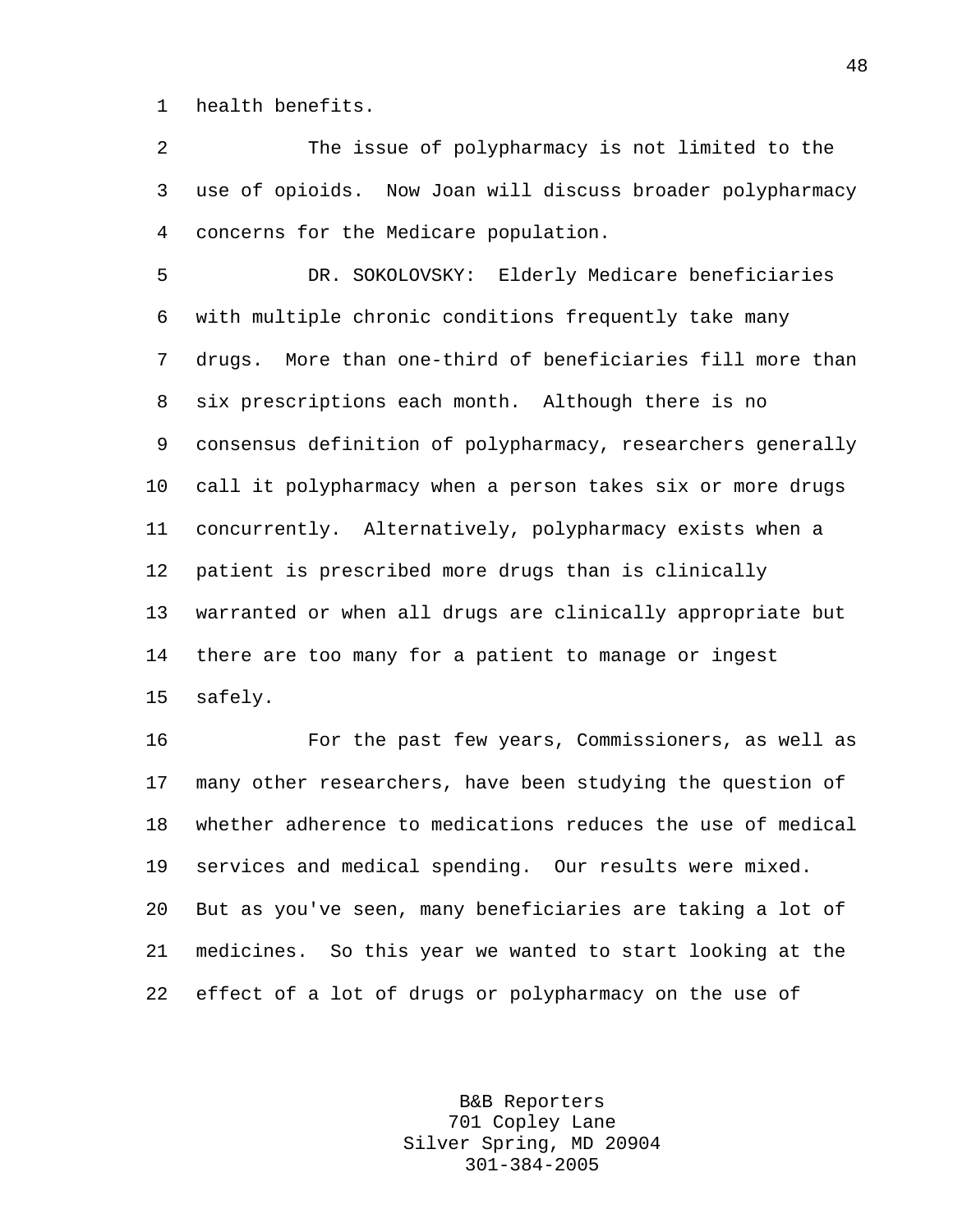health benefits.

The issue of polypharmacy is not limited to the use of opioids. Now Joan will discuss broader polypharmacy concerns for the Medicare population.

DR. SOKOLOVSKY: Elderly Medicare beneficiaries with multiple chronic conditions frequently take many drugs. More than one-third of beneficiaries fill more than six prescriptions each month. Although there is no consensus definition of polypharmacy, researchers generally call it polypharmacy when a person takes six or more drugs concurrently. Alternatively, polypharmacy exists when a patient is prescribed more drugs than is clinically warranted or when all drugs are clinically appropriate but there are too many for a patient to manage or ingest safely.

For the past few years, Commissioners, as well as many other researchers, have been studying the question of whether adherence to medications reduces the use of medical services and medical spending. Our results were mixed. But as you've seen, many beneficiaries are taking a lot of medicines. So this year we wanted to start looking at the effect of a lot of drugs or polypharmacy on the use of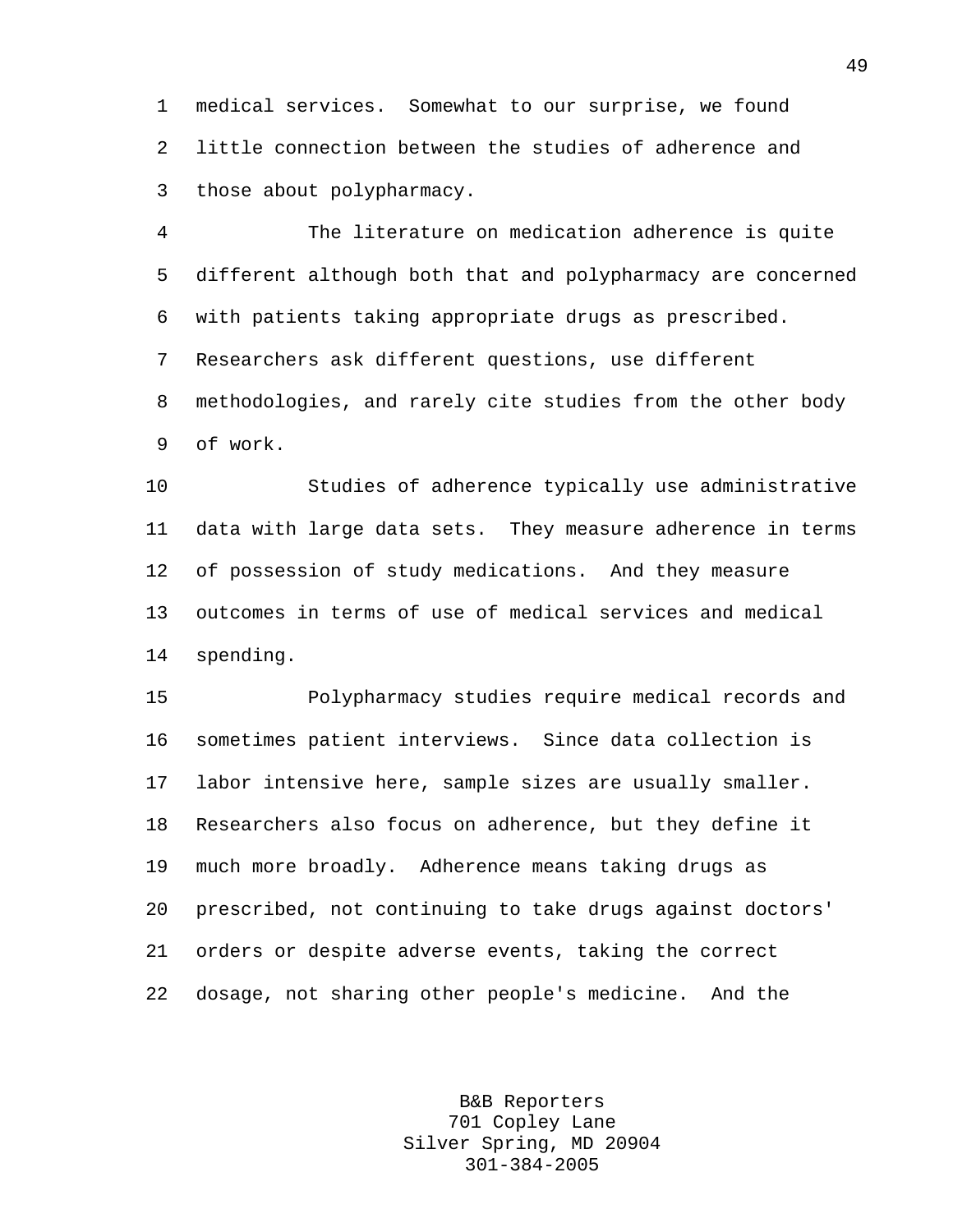medical services. Somewhat to our surprise, we found little connection between the studies of adherence and those about polypharmacy.

The literature on medication adherence is quite different although both that and polypharmacy are concerned with patients taking appropriate drugs as prescribed. Researchers ask different questions, use different methodologies, and rarely cite studies from the other body of work.

Studies of adherence typically use administrative data with large data sets. They measure adherence in terms of possession of study medications. And they measure outcomes in terms of use of medical services and medical spending.

Polypharmacy studies require medical records and sometimes patient interviews. Since data collection is labor intensive here, sample sizes are usually smaller. Researchers also focus on adherence, but they define it much more broadly. Adherence means taking drugs as prescribed, not continuing to take drugs against doctors' orders or despite adverse events, taking the correct dosage, not sharing other people's medicine. And the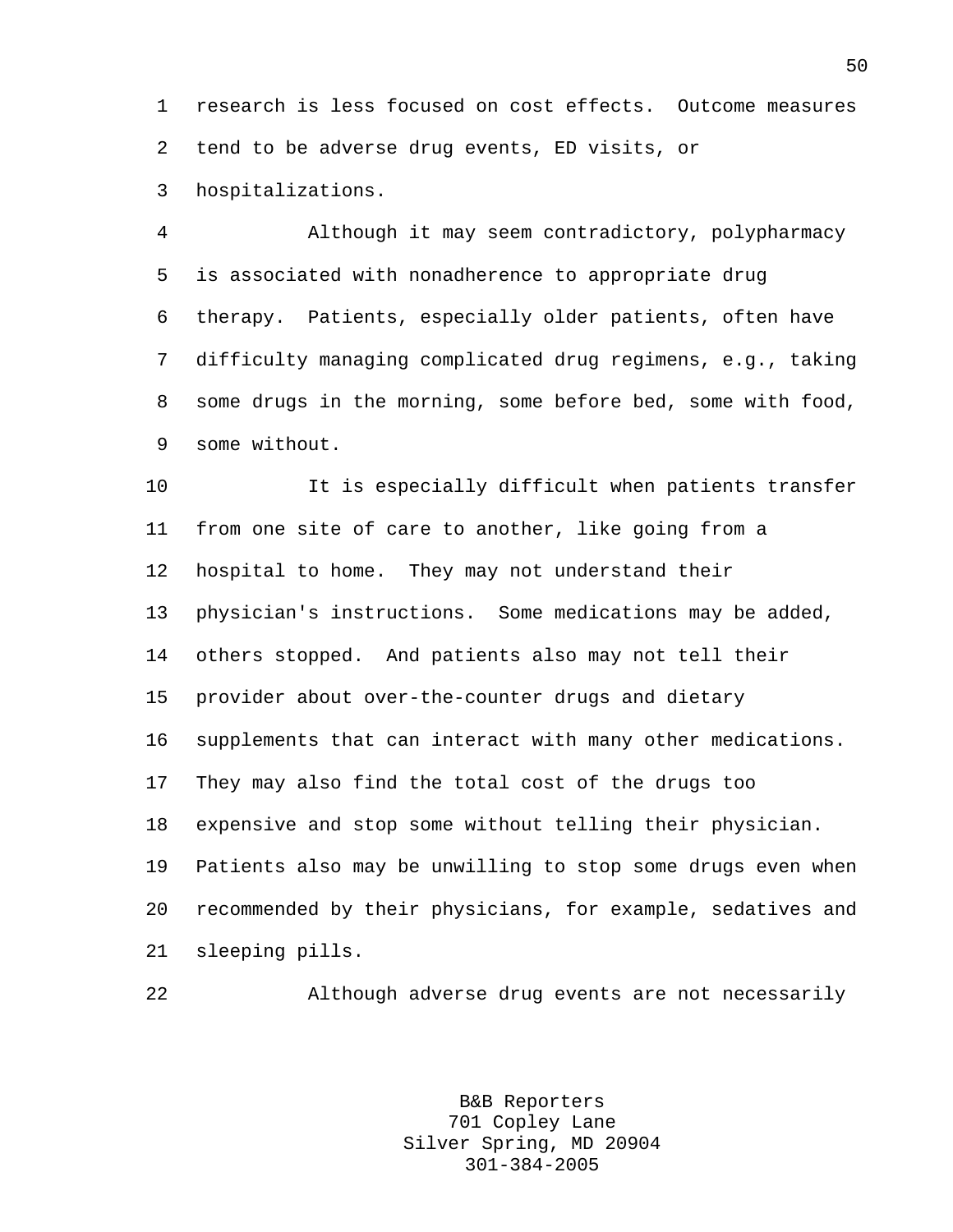research is less focused on cost effects. Outcome measures tend to be adverse drug events, ED visits, or hospitalizations.

Although it may seem contradictory, polypharmacy is associated with nonadherence to appropriate drug therapy. Patients, especially older patients, often have difficulty managing complicated drug regimens, e.g., taking some drugs in the morning, some before bed, some with food, some without.

It is especially difficult when patients transfer from one site of care to another, like going from a hospital to home. They may not understand their physician's instructions. Some medications may be added, others stopped. And patients also may not tell their provider about over-the-counter drugs and dietary supplements that can interact with many other medications. They may also find the total cost of the drugs too expensive and stop some without telling their physician. Patients also may be unwilling to stop some drugs even when recommended by their physicians, for example, sedatives and sleeping pills.

Although adverse drug events are not necessarily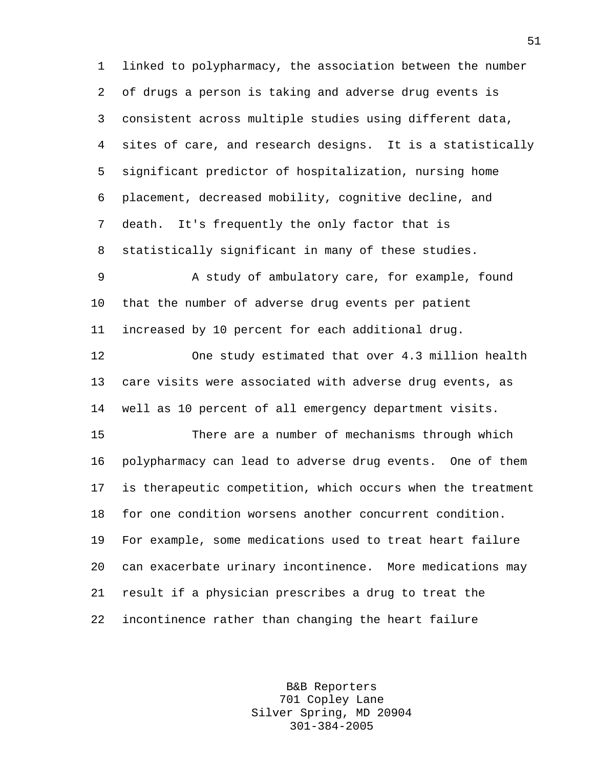linked to polypharmacy, the association between the number of drugs a person is taking and adverse drug events is consistent across multiple studies using different data, sites of care, and research designs. It is a statistically significant predictor of hospitalization, nursing home placement, decreased mobility, cognitive decline, and death. It's frequently the only factor that is statistically significant in many of these studies.

A study of ambulatory care, for example, found that the number of adverse drug events per patient increased by 10 percent for each additional drug.

One study estimated that over 4.3 million health care visits were associated with adverse drug events, as well as 10 percent of all emergency department visits.

There are a number of mechanisms through which polypharmacy can lead to adverse drug events. One of them is therapeutic competition, which occurs when the treatment for one condition worsens another concurrent condition. For example, some medications used to treat heart failure can exacerbate urinary incontinence. More medications may result if a physician prescribes a drug to treat the incontinence rather than changing the heart failure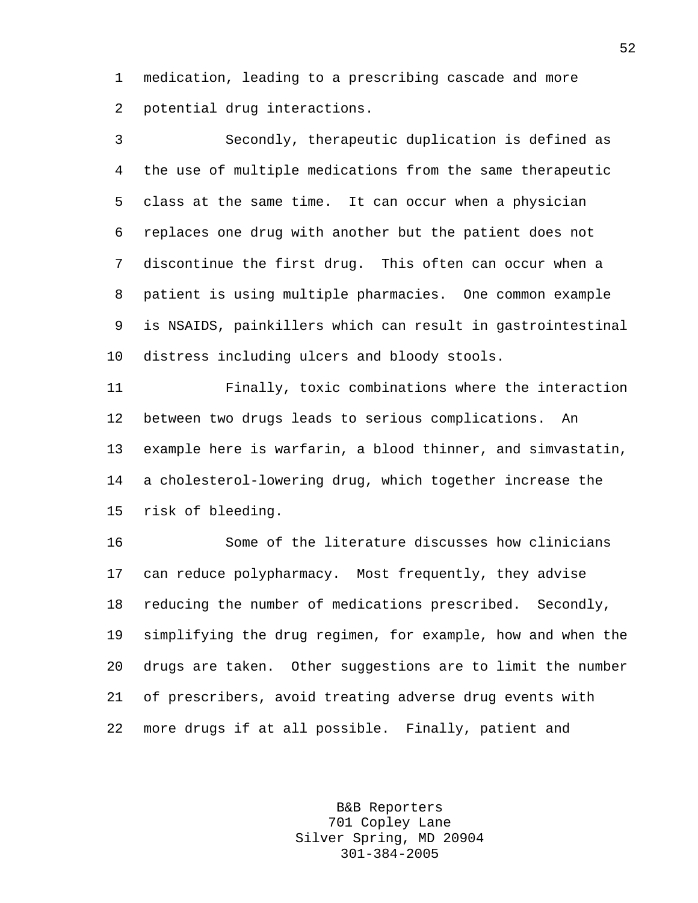medication, leading to a prescribing cascade and more potential drug interactions.

Secondly, therapeutic duplication is defined as the use of multiple medications from the same therapeutic class at the same time. It can occur when a physician replaces one drug with another but the patient does not discontinue the first drug. This often can occur when a patient is using multiple pharmacies. One common example is NSAIDS, painkillers which can result in gastrointestinal distress including ulcers and bloody stools.

Finally, toxic combinations where the interaction between two drugs leads to serious complications. An example here is warfarin, a blood thinner, and simvastatin, a cholesterol-lowering drug, which together increase the risk of bleeding.

Some of the literature discusses how clinicians can reduce polypharmacy. Most frequently, they advise reducing the number of medications prescribed. Secondly, simplifying the drug regimen, for example, how and when the drugs are taken. Other suggestions are to limit the number of prescribers, avoid treating adverse drug events with more drugs if at all possible. Finally, patient and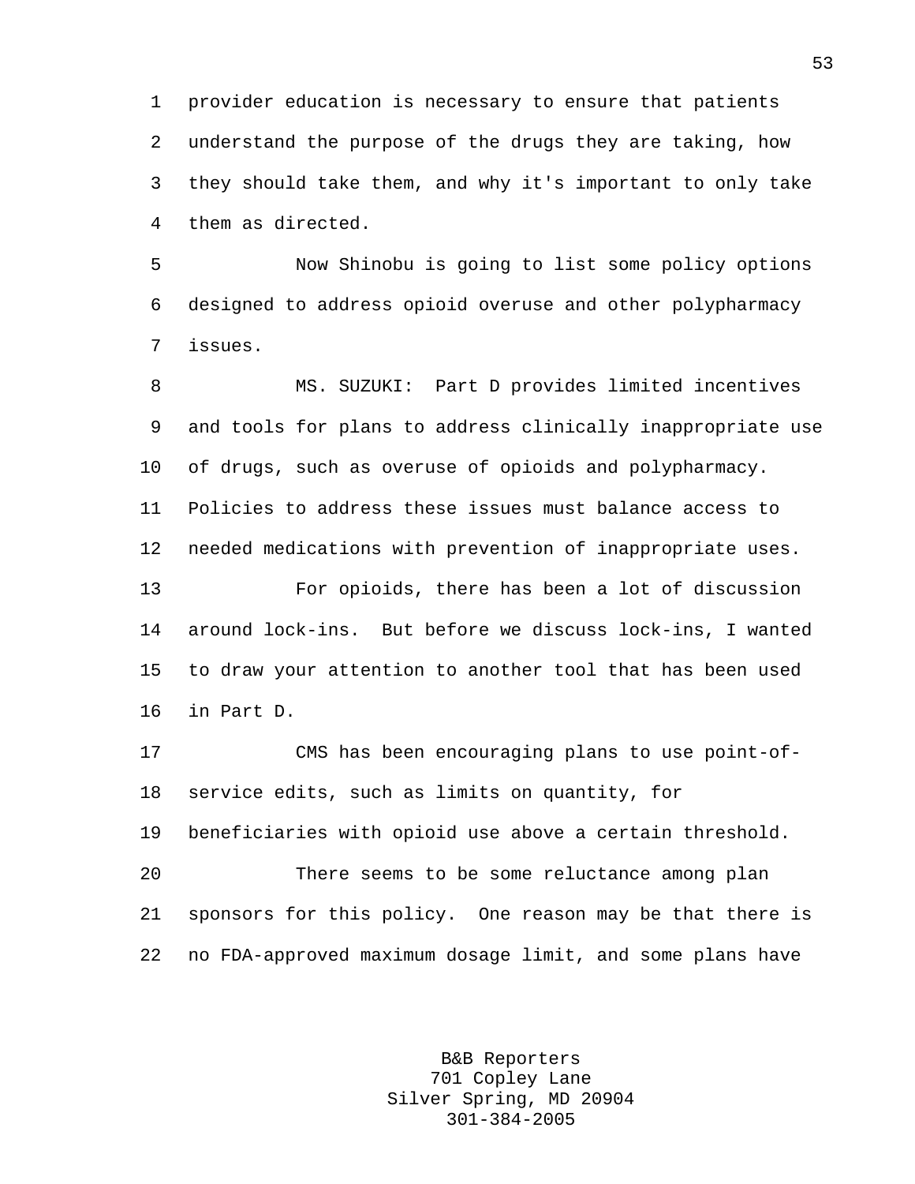provider education is necessary to ensure that patients understand the purpose of the drugs they are taking, how they should take them, and why it's important to only take them as directed.

Now Shinobu is going to list some policy options designed to address opioid overuse and other polypharmacy issues.

MS. SUZUKI: Part D provides limited incentives and tools for plans to address clinically inappropriate use of drugs, such as overuse of opioids and polypharmacy. Policies to address these issues must balance access to needed medications with prevention of inappropriate uses.

For opioids, there has been a lot of discussion around lock-ins. But before we discuss lock-ins, I wanted to draw your attention to another tool that has been used in Part D.

CMS has been encouraging plans to use point-of-service edits, such as limits on quantity, for beneficiaries with opioid use above a certain threshold.

There seems to be some reluctance among plan sponsors for this policy. One reason may be that there is no FDA-approved maximum dosage limit, and some plans have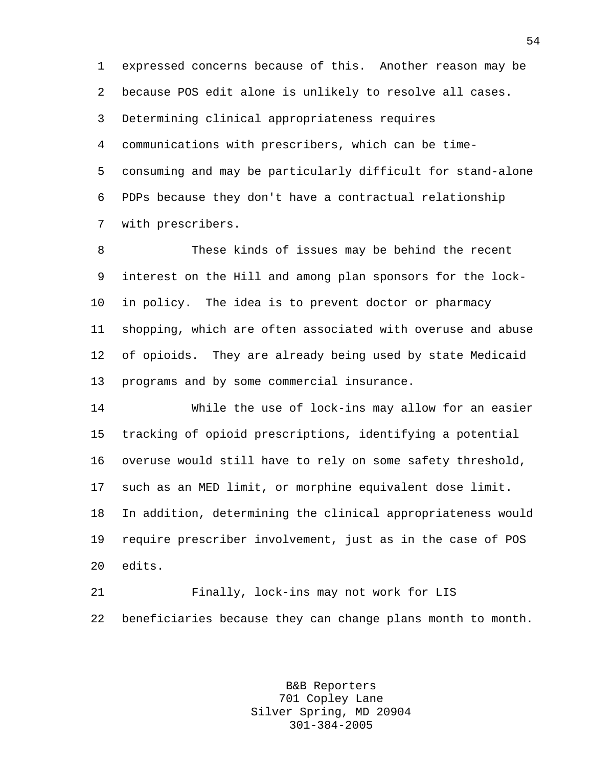expressed concerns because of this. Another reason may be because POS edit alone is unlikely to resolve all cases. Determining clinical appropriateness requires communications with prescribers, which can be time-consuming and may be particularly difficult for stand-alone PDPs because they don't have a contractual relationship with prescribers.

These kinds of issues may be behind the recent interest on the Hill and among plan sponsors for the lock-in policy. The idea is to prevent doctor or pharmacy shopping, which are often associated with overuse and abuse of opioids. They are already being used by state Medicaid programs and by some commercial insurance.

While the use of lock-ins may allow for an easier tracking of opioid prescriptions, identifying a potential overuse would still have to rely on some safety threshold, such as an MED limit, or morphine equivalent dose limit. In addition, determining the clinical appropriateness would require prescriber involvement, just as in the case of POS edits.

Finally, lock-ins may not work for LIS beneficiaries because they can change plans month to month.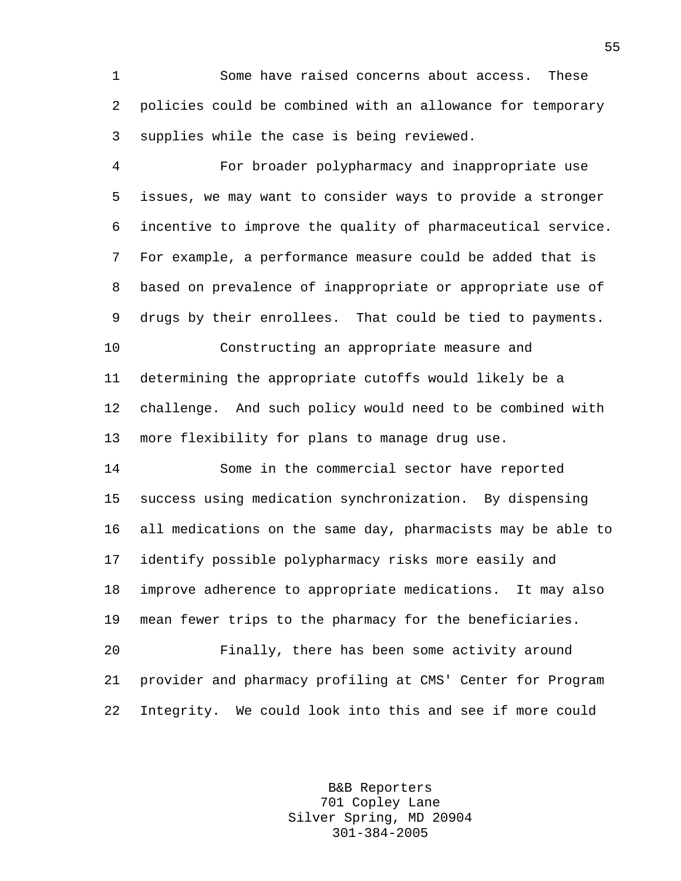Some have raised concerns about access. These policies could be combined with an allowance for temporary supplies while the case is being reviewed.

For broader polypharmacy and inappropriate use issues, we may want to consider ways to provide a stronger incentive to improve the quality of pharmaceutical service. For example, a performance measure could be added that is based on prevalence of inappropriate or appropriate use of drugs by their enrollees. That could be tied to payments.

Constructing an appropriate measure and determining the appropriate cutoffs would likely be a challenge. And such policy would need to be combined with more flexibility for plans to manage drug use.

Some in the commercial sector have reported success using medication synchronization. By dispensing all medications on the same day, pharmacists may be able to identify possible polypharmacy risks more easily and improve adherence to appropriate medications. It may also mean fewer trips to the pharmacy for the beneficiaries.

Finally, there has been some activity around provider and pharmacy profiling at CMS' Center for Program Integrity. We could look into this and see if more could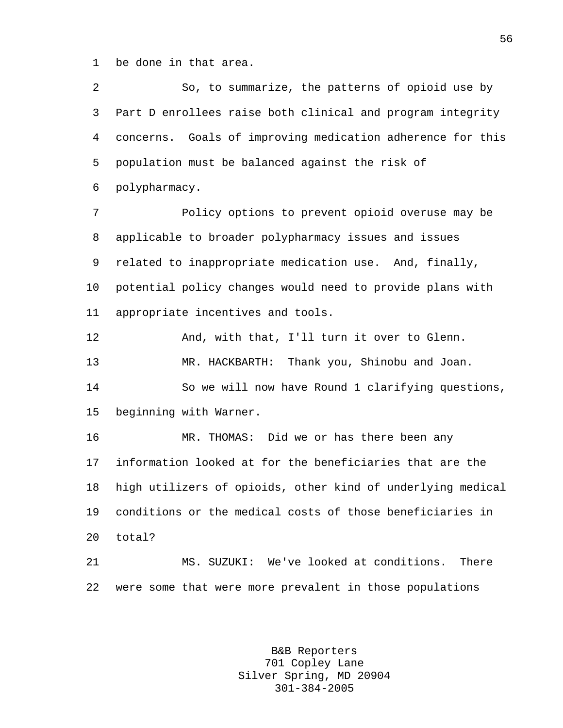be done in that area.

So, to summarize, the patterns of opioid use by Part D enrollees raise both clinical and program integrity concerns. Goals of improving medication adherence for this population must be balanced against the risk of polypharmacy.

Policy options to prevent opioid overuse may be applicable to broader polypharmacy issues and issues related to inappropriate medication use. And, finally, potential policy changes would need to provide plans with appropriate incentives and tools.

And, with that, I'll turn it over to Glenn.

MR. HACKBARTH: Thank you, Shinobu and Joan.

So we will now have Round 1 clarifying questions, beginning with Warner.

MR. THOMAS: Did we or has there been any information looked at for the beneficiaries that are the high utilizers of opioids, other kind of underlying medical conditions or the medical costs of those beneficiaries in total?

MS. SUZUKI: We've looked at conditions. There were some that were more prevalent in those populations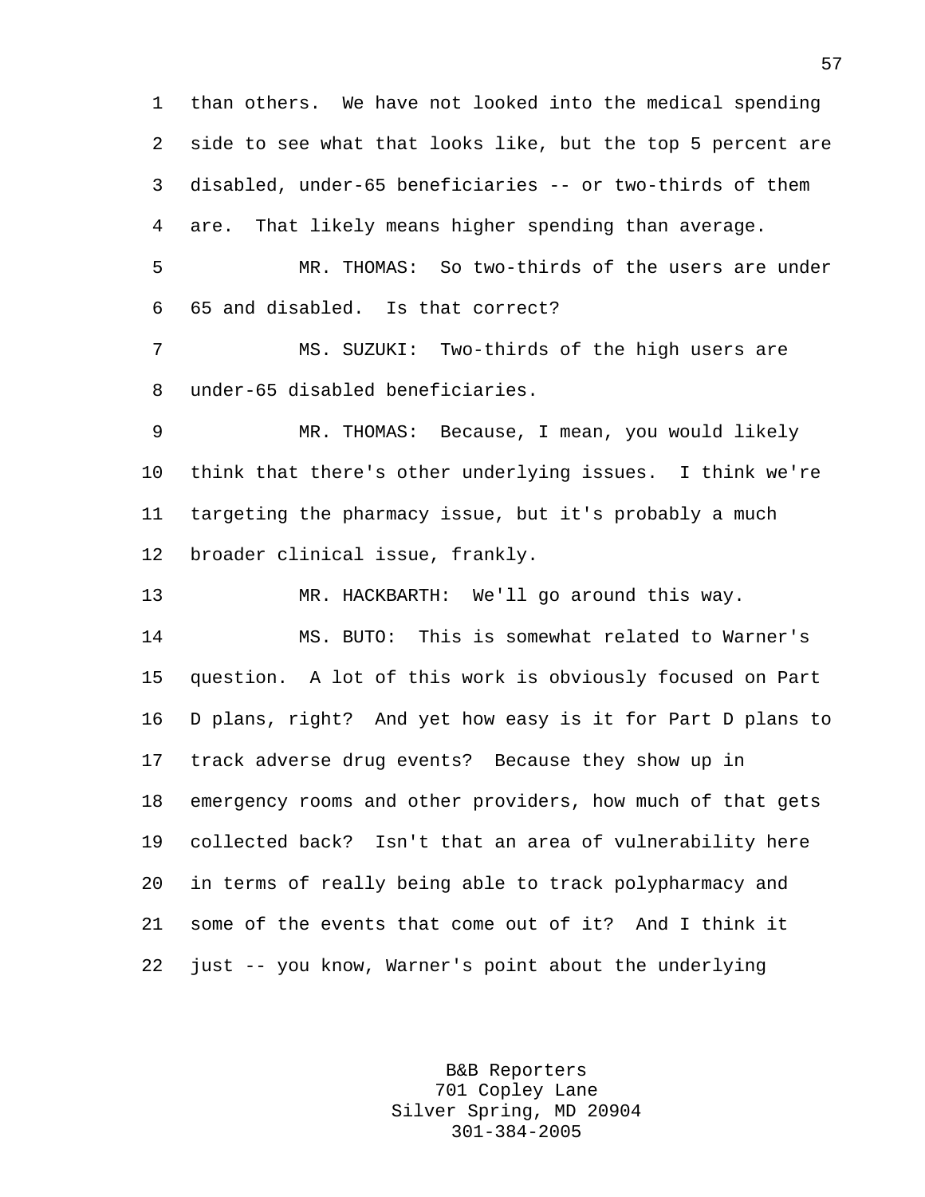than others. We have not looked into the medical spending side to see what that looks like, but the top 5 percent are disabled, under-65 beneficiaries -- or two-thirds of them are. That likely means higher spending than average.

MR. THOMAS: So two-thirds of the users are under 65 and disabled. Is that correct?

MS. SUZUKI: Two-thirds of the high users are under-65 disabled beneficiaries.

MR. THOMAS: Because, I mean, you would likely think that there's other underlying issues. I think we're targeting the pharmacy issue, but it's probably a much broader clinical issue, frankly.

MR. HACKBARTH: We'll go around this way.

MS. BUTO: This is somewhat related to Warner's question. A lot of this work is obviously focused on Part D plans, right? And yet how easy is it for Part D plans to track adverse drug events? Because they show up in emergency rooms and other providers, how much of that gets collected back? Isn't that an area of vulnerability here in terms of really being able to track polypharmacy and some of the events that come out of it? And I think it just -- you know, Warner's point about the underlying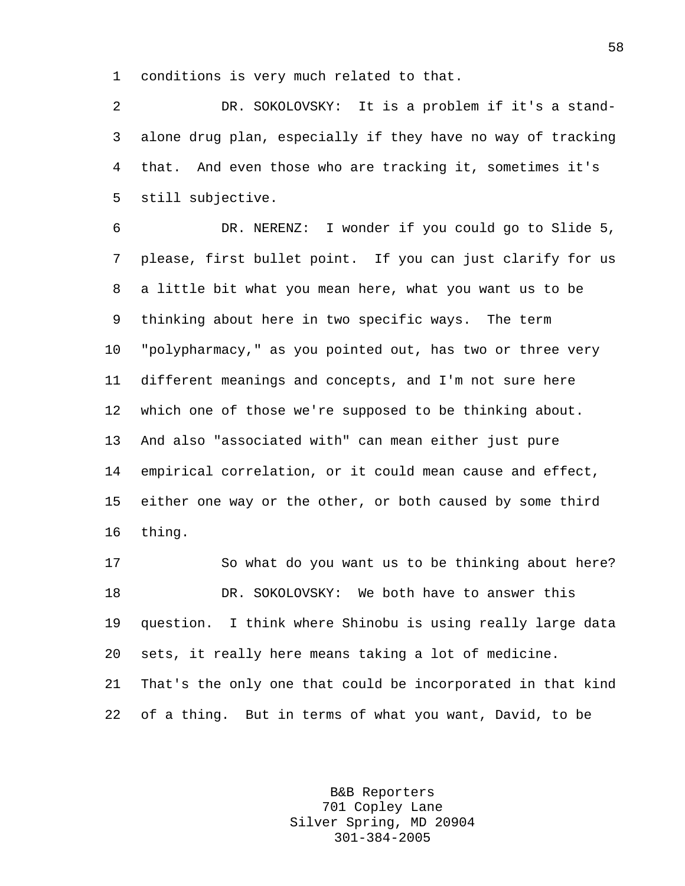conditions is very much related to that.

DR. SOKOLOVSKY: It is a problem if it's a stand-alone drug plan, especially if they have no way of tracking that. And even those who are tracking it, sometimes it's still subjective.

DR. NERENZ: I wonder if you could go to Slide 5, please, first bullet point. If you can just clarify for us a little bit what you mean here, what you want us to be thinking about here in two specific ways. The term "polypharmacy," as you pointed out, has two or three very different meanings and concepts, and I'm not sure here which one of those we're supposed to be thinking about. And also "associated with" can mean either just pure empirical correlation, or it could mean cause and effect, either one way or the other, or both caused by some third thing.

So what do you want us to be thinking about here?

DR. SOKOLOVSKY: We both have to answer this question. I think where Shinobu is using really large data sets, it really here means taking a lot of medicine. That's the only one that could be incorporated in that kind of a thing. But in terms of what you want, David, to be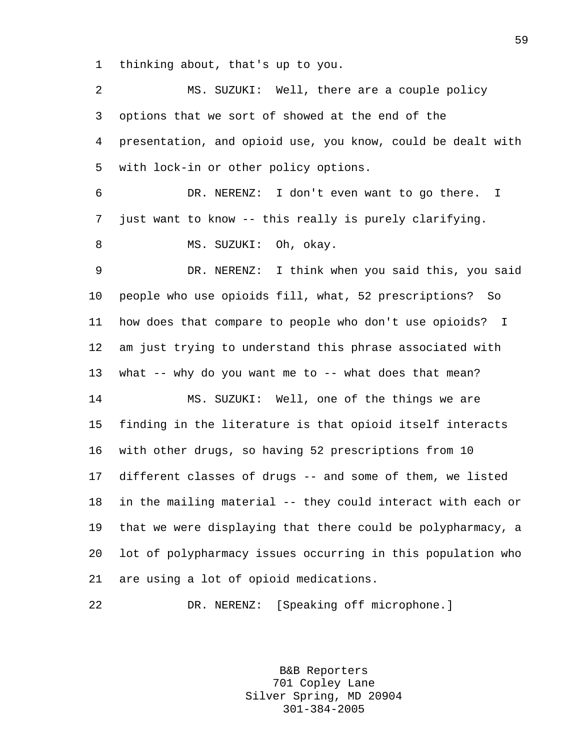thinking about, that's up to you.

MS. SUZUKI: Well, there are a couple policy options that we sort of showed at the end of the presentation, and opioid use, you know, could be dealt with with lock-in or other policy options.

DR. NERENZ: I don't even want to go there. I just want to know -- this really is purely clarifying.

MS. SUZUKI: Oh, okay.

DR. NERENZ: I think when you said this, you said people who use opioids fill, what, 52 prescriptions? So how does that compare to people who don't use opioids? I am just trying to understand this phrase associated with what -- why do you want me to -- what does that mean?

MS. SUZUKI: Well, one of the things we are finding in the literature is that opioid itself interacts with other drugs, so having 52 prescriptions from 10 different classes of drugs -- and some of them, we listed in the mailing material -- they could interact with each or that we were displaying that there could be polypharmacy, a lot of polypharmacy issues occurring in this population who are using a lot of opioid medications.

DR. NERENZ: [Speaking off microphone.]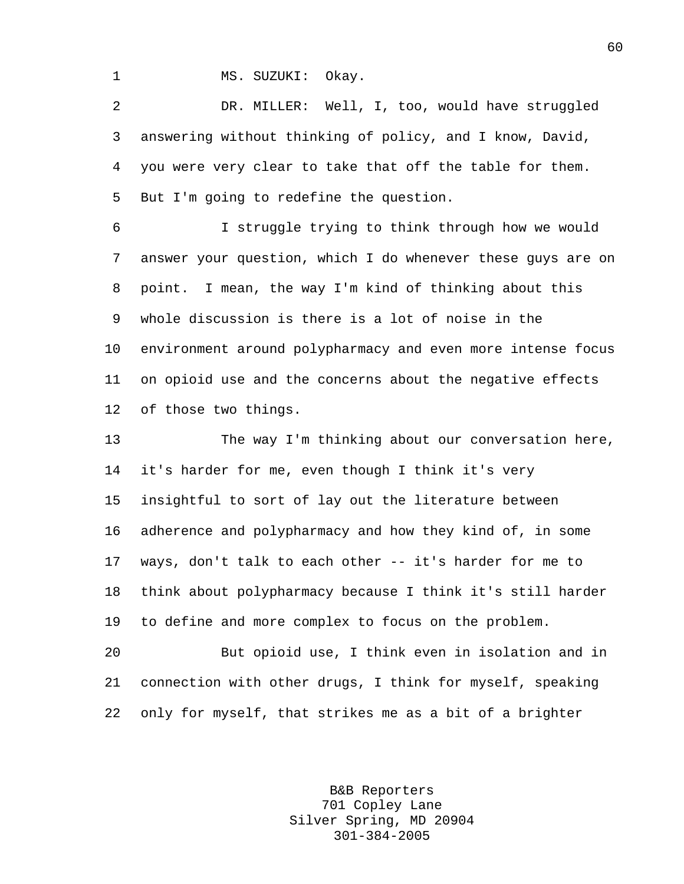MS. SUZUKI: Okay.

DR. MILLER: Well, I, too, would have struggled answering without thinking of policy, and I know, David, you were very clear to take that off the table for them. But I'm going to redefine the question.

I struggle trying to think through how we would answer your question, which I do whenever these guys are on point. I mean, the way I'm kind of thinking about this whole discussion is there is a lot of noise in the environment around polypharmacy and even more intense focus on opioid use and the concerns about the negative effects of those two things.

The way I'm thinking about our conversation here, it's harder for me, even though I think it's very insightful to sort of lay out the literature between adherence and polypharmacy and how they kind of, in some ways, don't talk to each other -- it's harder for me to think about polypharmacy because I think it's still harder to define and more complex to focus on the problem.

But opioid use, I think even in isolation and in connection with other drugs, I think for myself, speaking only for myself, that strikes me as a bit of a brighter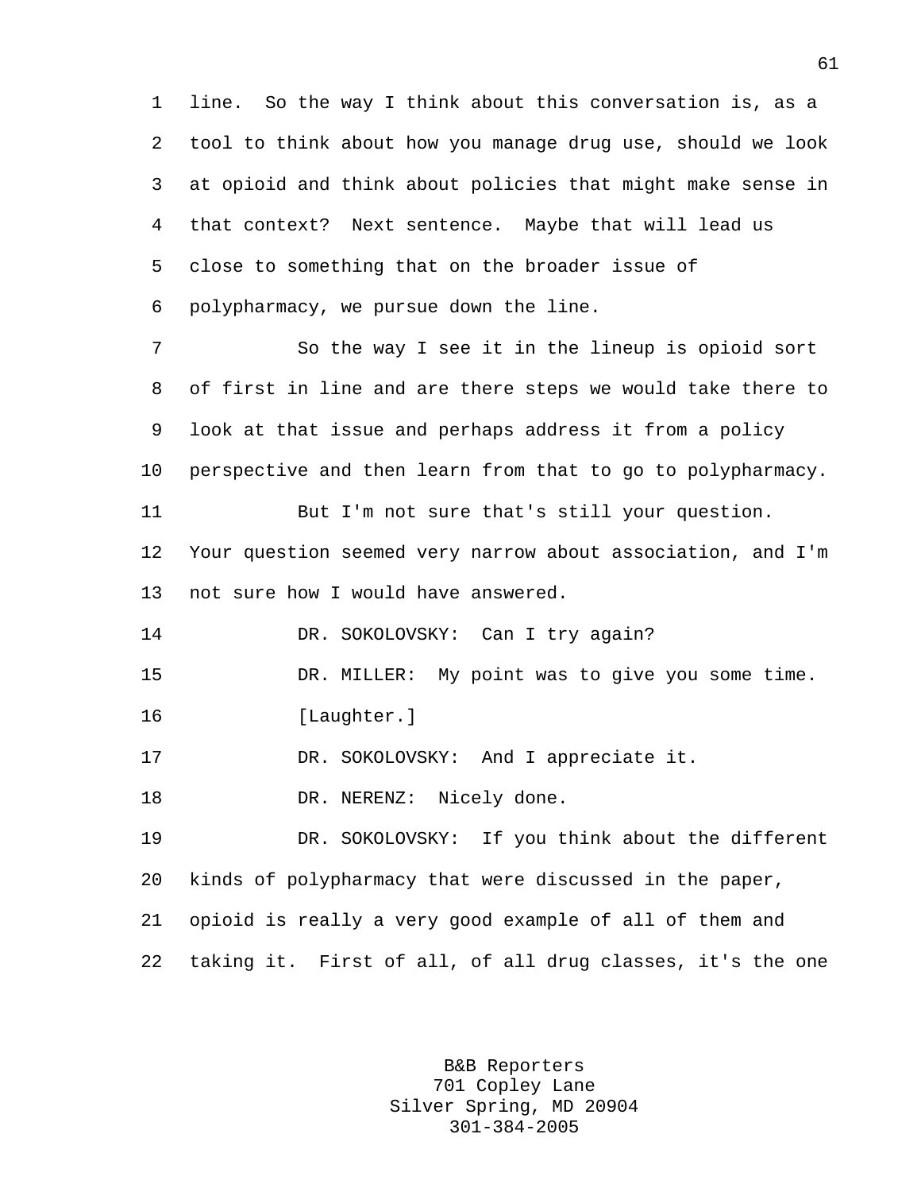line. So the way I think about this conversation is, as a tool to think about how you manage drug use, should we look at opioid and think about policies that might make sense in that context? Next sentence. Maybe that will lead us close to something that on the broader issue of polypharmacy, we pursue down the line.

So the way I see it in the lineup is opioid sort of first in line and are there steps we would take there to look at that issue and perhaps address it from a policy perspective and then learn from that to go to polypharmacy.

But I'm not sure that's still your question. Your question seemed very narrow about association, and I'm not sure how I would have answered.

DR. SOKOLOVSKY: Can I try again?

DR. MILLER: My point was to give you some time.

[Laughter.]

DR. SOKOLOVSKY: And I appreciate it.

DR. NERENZ: Nicely done.

DR. SOKOLOVSKY: If you think about the different kinds of polypharmacy that were discussed in the paper, opioid is really a very good example of all of them and taking it. First of all, of all drug classes, it's the one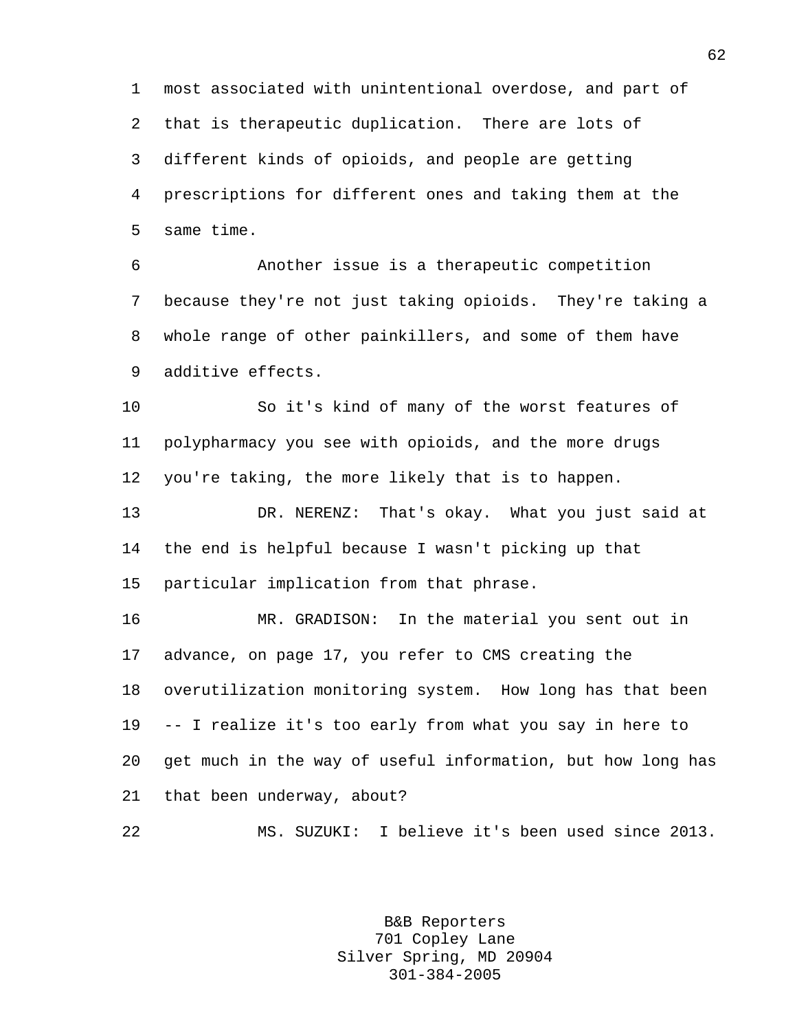most associated with unintentional overdose, and part of that is therapeutic duplication. There are lots of different kinds of opioids, and people are getting prescriptions for different ones and taking them at the same time.

Another issue is a therapeutic competition because they're not just taking opioids. They're taking a whole range of other painkillers, and some of them have additive effects.

So it's kind of many of the worst features of polypharmacy you see with opioids, and the more drugs you're taking, the more likely that is to happen.

DR. NERENZ: That's okay. What you just said at the end is helpful because I wasn't picking up that particular implication from that phrase.

MR. GRADISON: In the material you sent out in advance, on page 17, you refer to CMS creating the overutilization monitoring system. How long has that been -- I realize it's too early from what you say in here to get much in the way of useful information, but how long has that been underway, about?

MS. SUZUKI: I believe it's been used since 2013.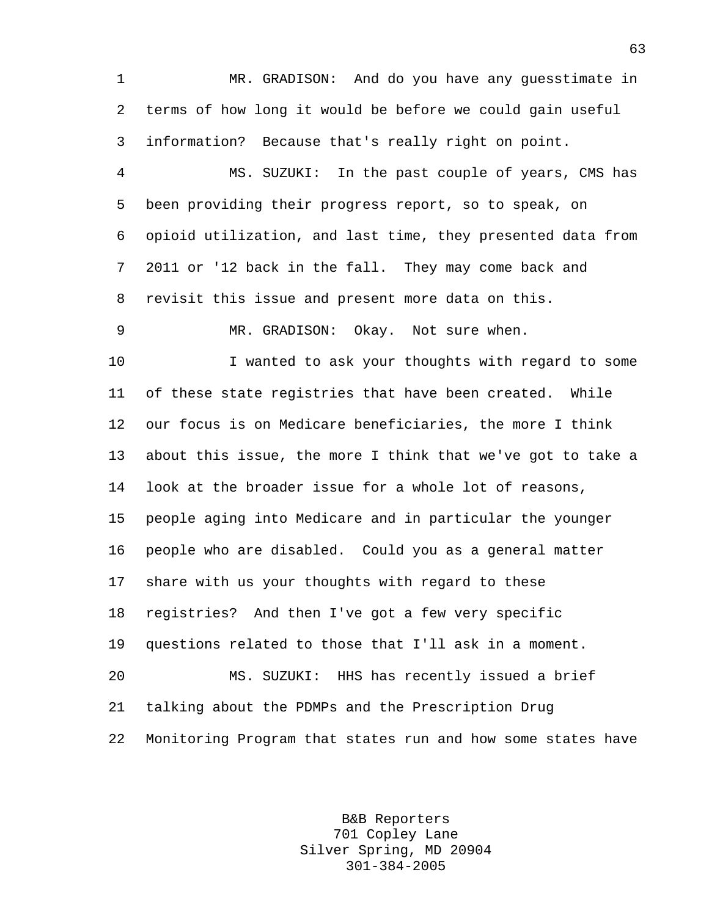MR. GRADISON: And do you have any guesstimate in terms of how long it would be before we could gain useful information? Because that's really right on point.

MS. SUZUKI: In the past couple of years, CMS has been providing their progress report, so to speak, on opioid utilization, and last time, they presented data from 2011 or '12 back in the fall. They may come back and revisit this issue and present more data on this.

MR. GRADISON: Okay. Not sure when.

I wanted to ask your thoughts with regard to some of these state registries that have been created. While our focus is on Medicare beneficiaries, the more I think about this issue, the more I think that we've got to take a look at the broader issue for a whole lot of reasons, people aging into Medicare and in particular the younger people who are disabled. Could you as a general matter share with us your thoughts with regard to these registries? And then I've got a few very specific questions related to those that I'll ask in a moment.

MS. SUZUKI: HHS has recently issued a brief talking about the PDMPs and the Prescription Drug Monitoring Program that states run and how some states have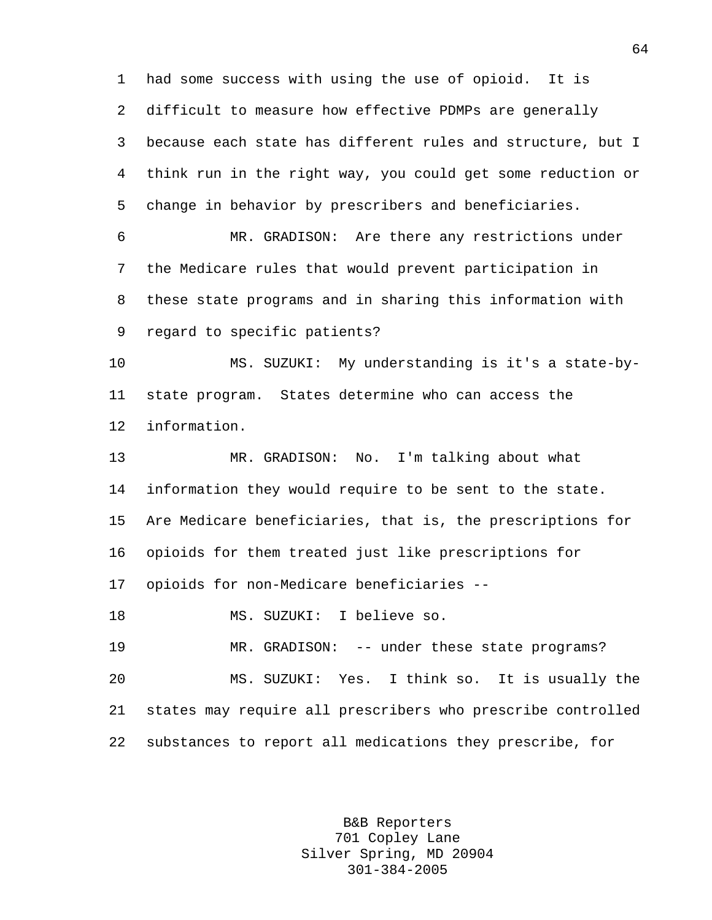had some success with using the use of opioid. It is difficult to measure how effective PDMPs are generally because each state has different rules and structure, but I think run in the right way, you could get some reduction or change in behavior by prescribers and beneficiaries.

MR. GRADISON: Are there any restrictions under the Medicare rules that would prevent participation in these state programs and in sharing this information with regard to specific patients?

MS. SUZUKI: My understanding is it's a state-by-state program. States determine who can access the information.

MR. GRADISON: No. I'm talking about what information they would require to be sent to the state. Are Medicare beneficiaries, that is, the prescriptions for opioids for them treated just like prescriptions for opioids for non-Medicare beneficiaries --

MS. SUZUKI: I believe so.

MR. GRADISON: -- under these state programs?

MS. SUZUKI: Yes. I think so. It is usually the states may require all prescribers who prescribe controlled substances to report all medications they prescribe, for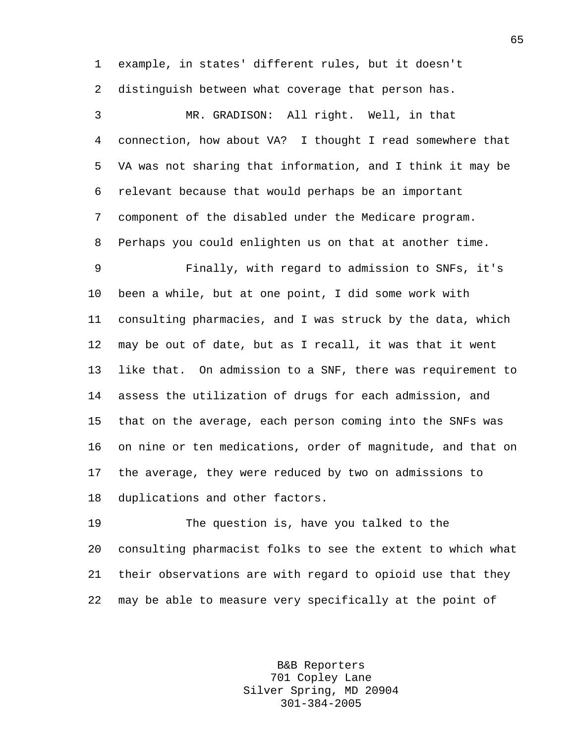example, in states' different rules, but it doesn't distinguish between what coverage that person has.

MR. GRADISON: All right. Well, in that connection, how about VA? I thought I read somewhere that VA was not sharing that information, and I think it may be relevant because that would perhaps be an important component of the disabled under the Medicare program. Perhaps you could enlighten us on that at another time.

Finally, with regard to admission to SNFs, it's been a while, but at one point, I did some work with consulting pharmacies, and I was struck by the data, which may be out of date, but as I recall, it was that it went like that. On admission to a SNF, there was requirement to assess the utilization of drugs for each admission, and that on the average, each person coming into the SNFs was on nine or ten medications, order of magnitude, and that on the average, they were reduced by two on admissions to duplications and other factors.

The question is, have you talked to the consulting pharmacist folks to see the extent to which what their observations are with regard to opioid use that they may be able to measure very specifically at the point of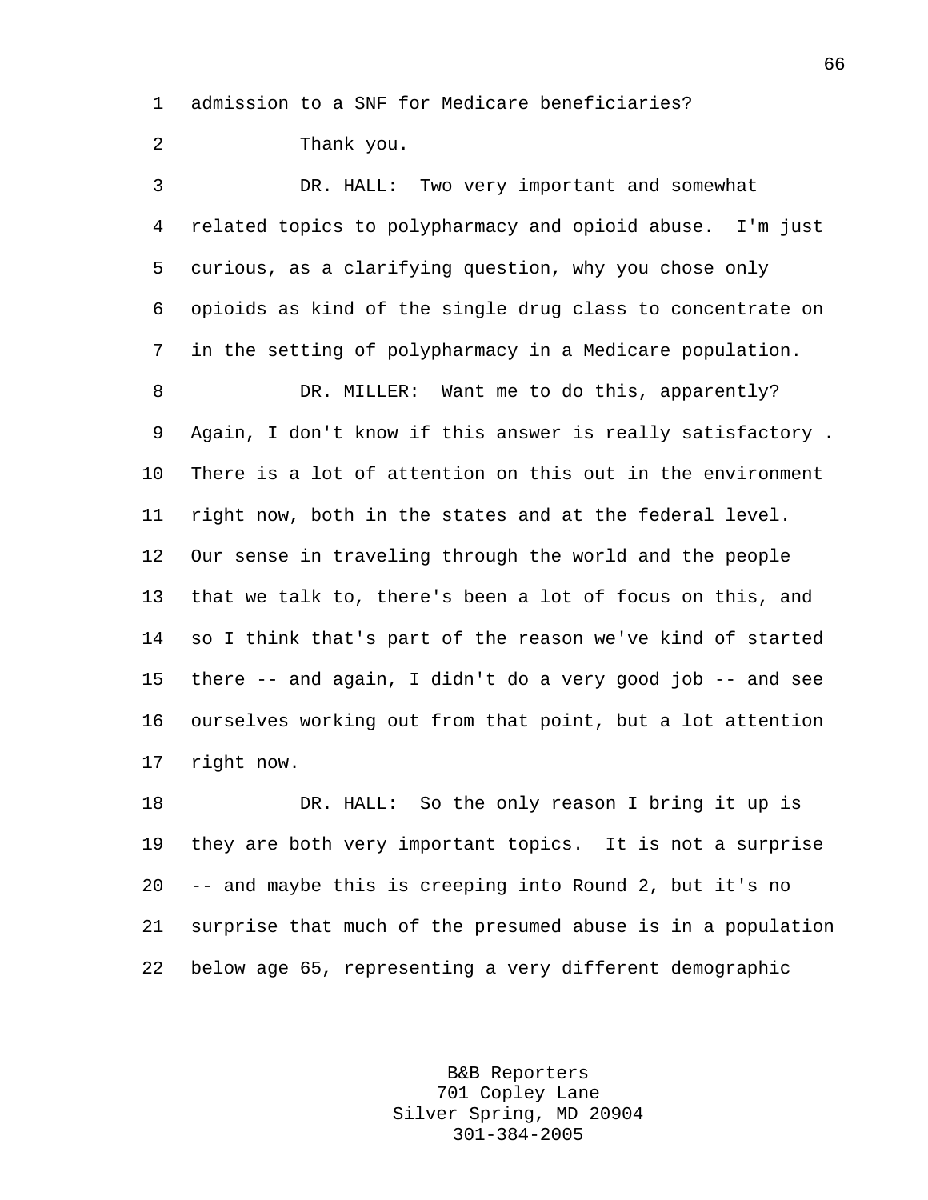admission to a SNF for Medicare beneficiaries?

Thank you.

DR. HALL: Two very important and somewhat related topics to polypharmacy and opioid abuse. I'm just curious, as a clarifying question, why you chose only opioids as kind of the single drug class to concentrate on in the setting of polypharmacy in a Medicare population.

DR. MILLER: Want me to do this, apparently? Again, I don't know if this answer is really satisfactory . There is a lot of attention on this out in the environment right now, both in the states and at the federal level. Our sense in traveling through the world and the people that we talk to, there's been a lot of focus on this, and so I think that's part of the reason we've kind of started there -- and again, I didn't do a very good job -- and see ourselves working out from that point, but a lot attention right now.

DR. HALL: So the only reason I bring it up is they are both very important topics. It is not a surprise -- and maybe this is creeping into Round 2, but it's no surprise that much of the presumed abuse is in a population below age 65, representing a very different demographic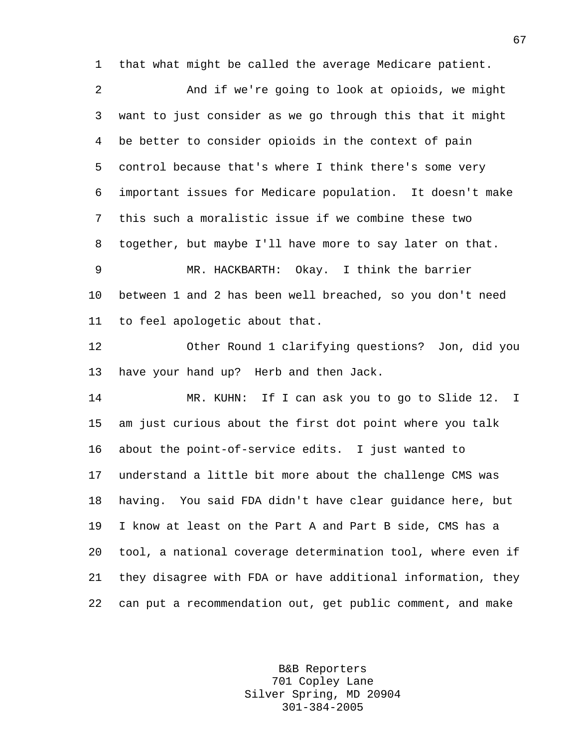that what might be called the average Medicare patient.

And if we're going to look at opioids, we might want to just consider as we go through this that it might be better to consider opioids in the context of pain control because that's where I think there's some very important issues for Medicare population. It doesn't make this such a moralistic issue if we combine these two together, but maybe I'll have more to say later on that.

MR. HACKBARTH: Okay. I think the barrier between 1 and 2 has been well breached, so you don't need to feel apologetic about that.

Other Round 1 clarifying questions? Jon, did you have your hand up? Herb and then Jack.

MR. KUHN: If I can ask you to go to Slide 12. I am just curious about the first dot point where you talk about the point-of-service edits. I just wanted to understand a little bit more about the challenge CMS was having. You said FDA didn't have clear guidance here, but I know at least on the Part A and Part B side, CMS has a tool, a national coverage determination tool, where even if they disagree with FDA or have additional information, they can put a recommendation out, get public comment, and make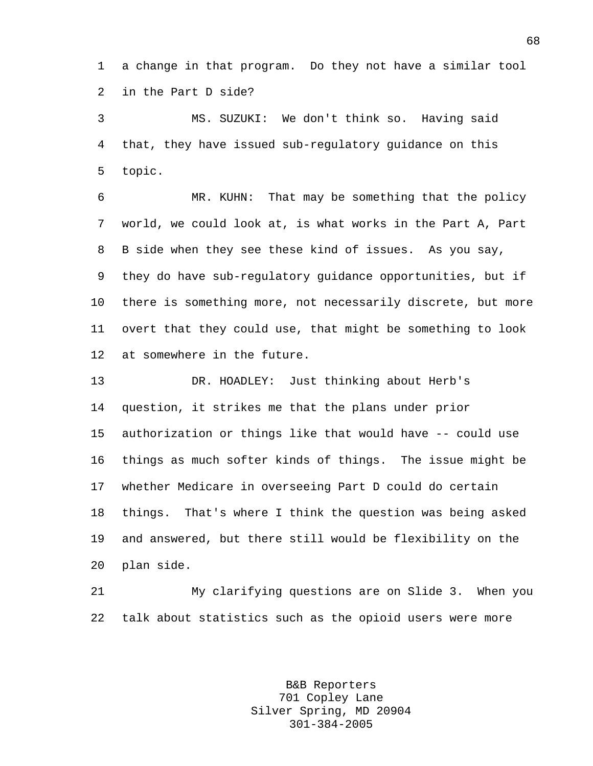a change in that program. Do they not have a similar tool in the Part D side?

MS. SUZUKI: We don't think so. Having said that, they have issued sub-regulatory guidance on this topic.

MR. KUHN: That may be something that the policy world, we could look at, is what works in the Part A, Part B side when they see these kind of issues. As you say, they do have sub-regulatory guidance opportunities, but if there is something more, not necessarily discrete, but more overt that they could use, that might be something to look at somewhere in the future.

DR. HOADLEY: Just thinking about Herb's question, it strikes me that the plans under prior authorization or things like that would have -- could use things as much softer kinds of things. The issue might be whether Medicare in overseeing Part D could do certain things. That's where I think the question was being asked and answered, but there still would be flexibility on the plan side.

My clarifying questions are on Slide 3. When you talk about statistics such as the opioid users were more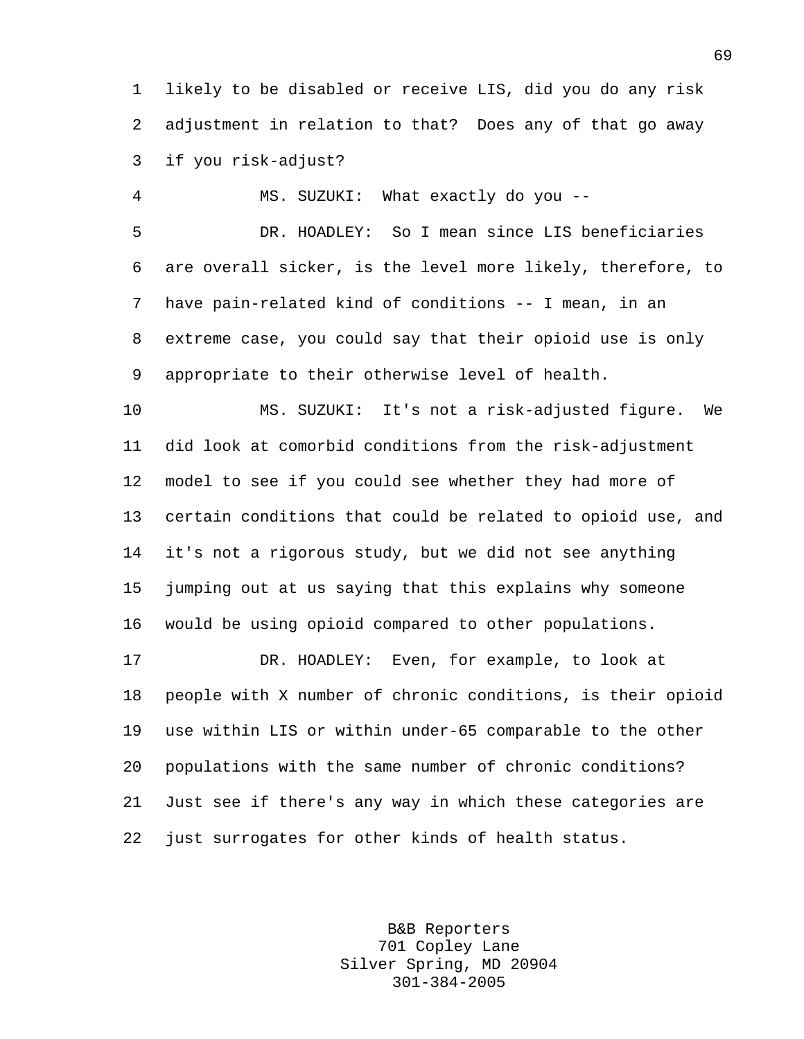likely to be disabled or receive LIS, did you do any risk adjustment in relation to that? Does any of that go away if you risk-adjust?

MS. SUZUKI: What exactly do you --

DR. HOADLEY: So I mean since LIS beneficiaries are overall sicker, is the level more likely, therefore, to have pain-related kind of conditions -- I mean, in an extreme case, you could say that their opioid use is only appropriate to their otherwise level of health.

MS. SUZUKI: It's not a risk-adjusted figure. We did look at comorbid conditions from the risk-adjustment model to see if you could see whether they had more of certain conditions that could be related to opioid use, and it's not a rigorous study, but we did not see anything jumping out at us saying that this explains why someone would be using opioid compared to other populations.

DR. HOADLEY: Even, for example, to look at people with X number of chronic conditions, is their opioid use within LIS or within under-65 comparable to the other populations with the same number of chronic conditions? Just see if there's any way in which these categories are just surrogates for other kinds of health status.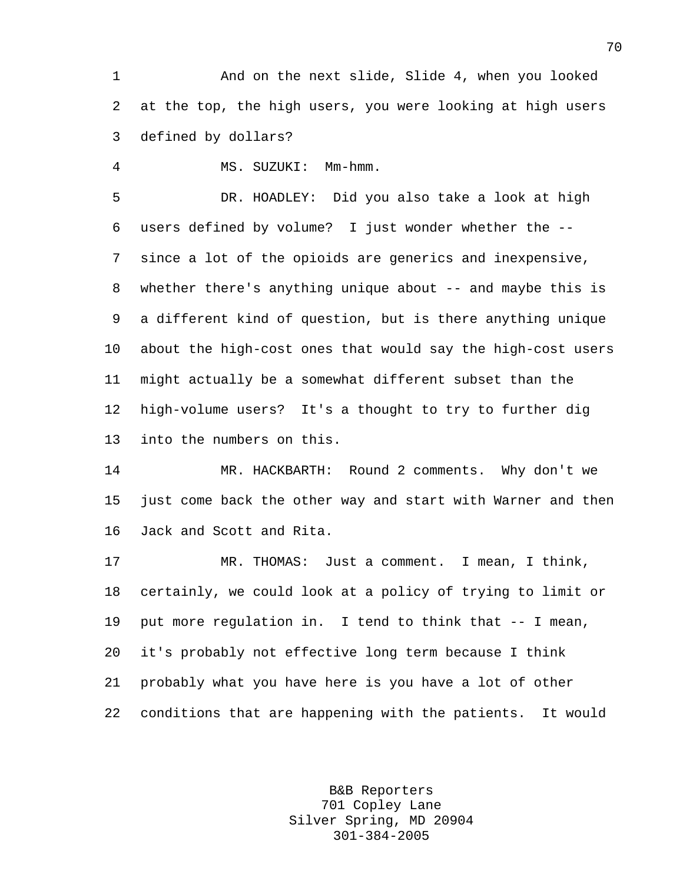And on the next slide, Slide 4, when you looked at the top, the high users, you were looking at high users defined by dollars?

MS. SUZUKI: Mm-hmm.

DR. HOADLEY: Did you also take a look at high users defined by volume? I just wonder whether the -- since a lot of the opioids are generics and inexpensive, whether there's anything unique about -- and maybe this is a different kind of question, but is there anything unique about the high-cost ones that would say the high-cost users might actually be a somewhat different subset than the high-volume users? It's a thought to try to further dig into the numbers on this.

MR. HACKBARTH: Round 2 comments. Why don't we just come back the other way and start with Warner and then Jack and Scott and Rita.

MR. THOMAS: Just a comment. I mean, I think, certainly, we could look at a policy of trying to limit or put more regulation in. I tend to think that -- I mean, it's probably not effective long term because I think probably what you have here is you have a lot of other conditions that are happening with the patients. It would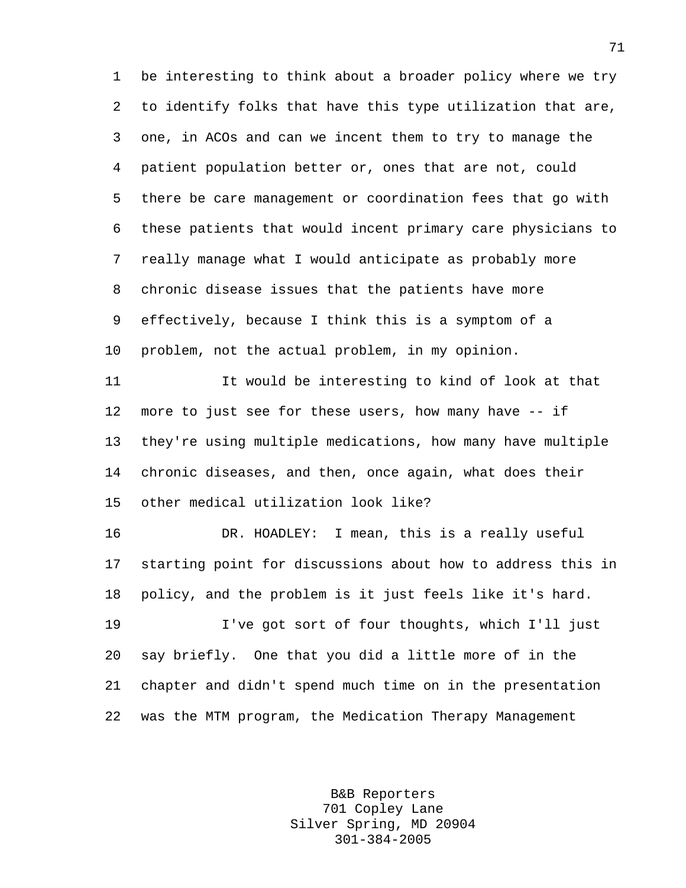be interesting to think about a broader policy where we try to identify folks that have this type utilization that are, one, in ACOs and can we incent them to try to manage the patient population better or, ones that are not, could there be care management or coordination fees that go with these patients that would incent primary care physicians to really manage what I would anticipate as probably more chronic disease issues that the patients have more effectively, because I think this is a symptom of a problem, not the actual problem, in my opinion.

It would be interesting to kind of look at that more to just see for these users, how many have -- if they're using multiple medications, how many have multiple chronic diseases, and then, once again, what does their other medical utilization look like?

DR. HOADLEY: I mean, this is a really useful starting point for discussions about how to address this in policy, and the problem is it just feels like it's hard.

I've got sort of four thoughts, which I'll just say briefly. One that you did a little more of in the chapter and didn't spend much time on in the presentation was the MTM program, the Medication Therapy Management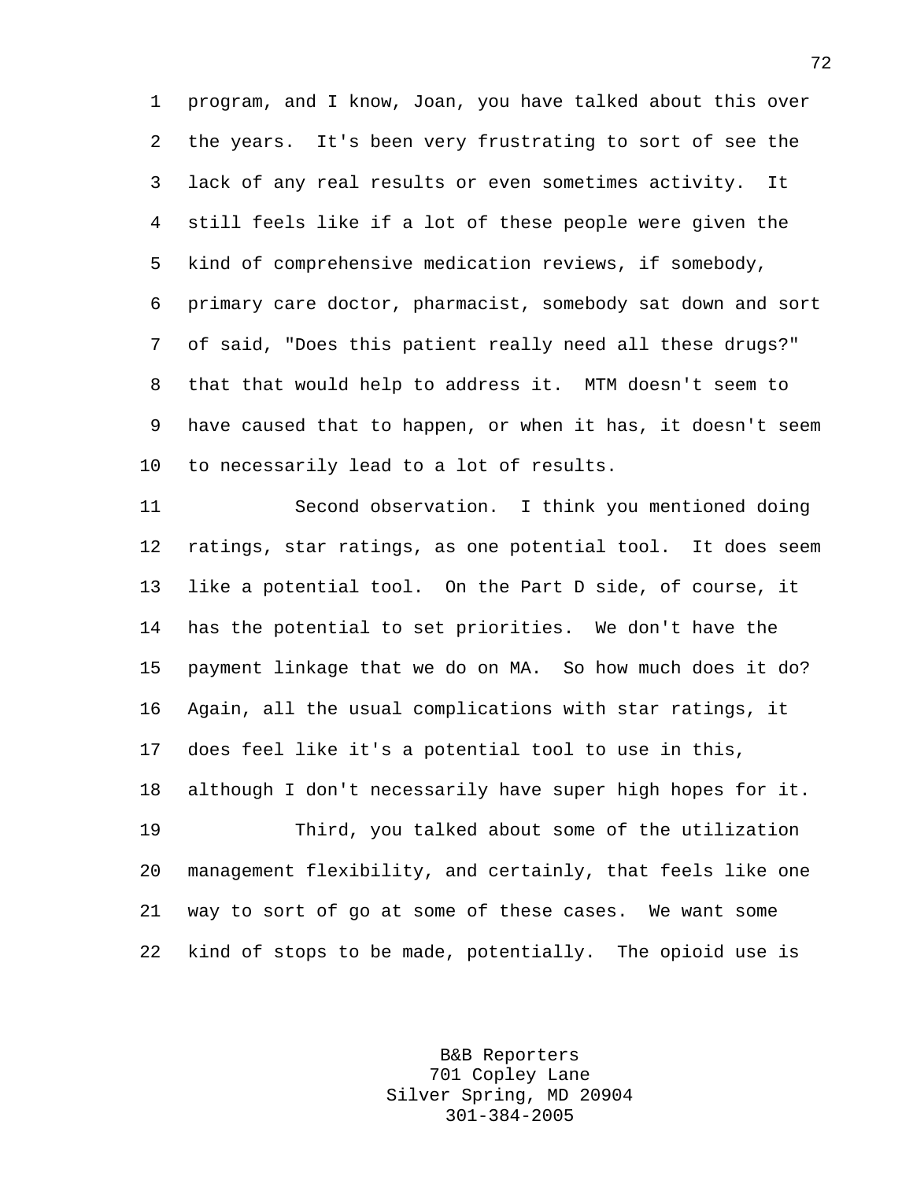program, and I know, Joan, you have talked about this over the years. It's been very frustrating to sort of see the lack of any real results or even sometimes activity. It still feels like if a lot of these people were given the kind of comprehensive medication reviews, if somebody, primary care doctor, pharmacist, somebody sat down and sort of said, "Does this patient really need all these drugs?" that that would help to address it. MTM doesn't seem to have caused that to happen, or when it has, it doesn't seem to necessarily lead to a lot of results.

Second observation. I think you mentioned doing ratings, star ratings, as one potential tool. It does seem like a potential tool. On the Part D side, of course, it has the potential to set priorities. We don't have the payment linkage that we do on MA. So how much does it do? Again, all the usual complications with star ratings, it does feel like it's a potential tool to use in this, although I don't necessarily have super high hopes for it.

Third, you talked about some of the utilization management flexibility, and certainly, that feels like one way to sort of go at some of these cases. We want some kind of stops to be made, potentially. The opioid use is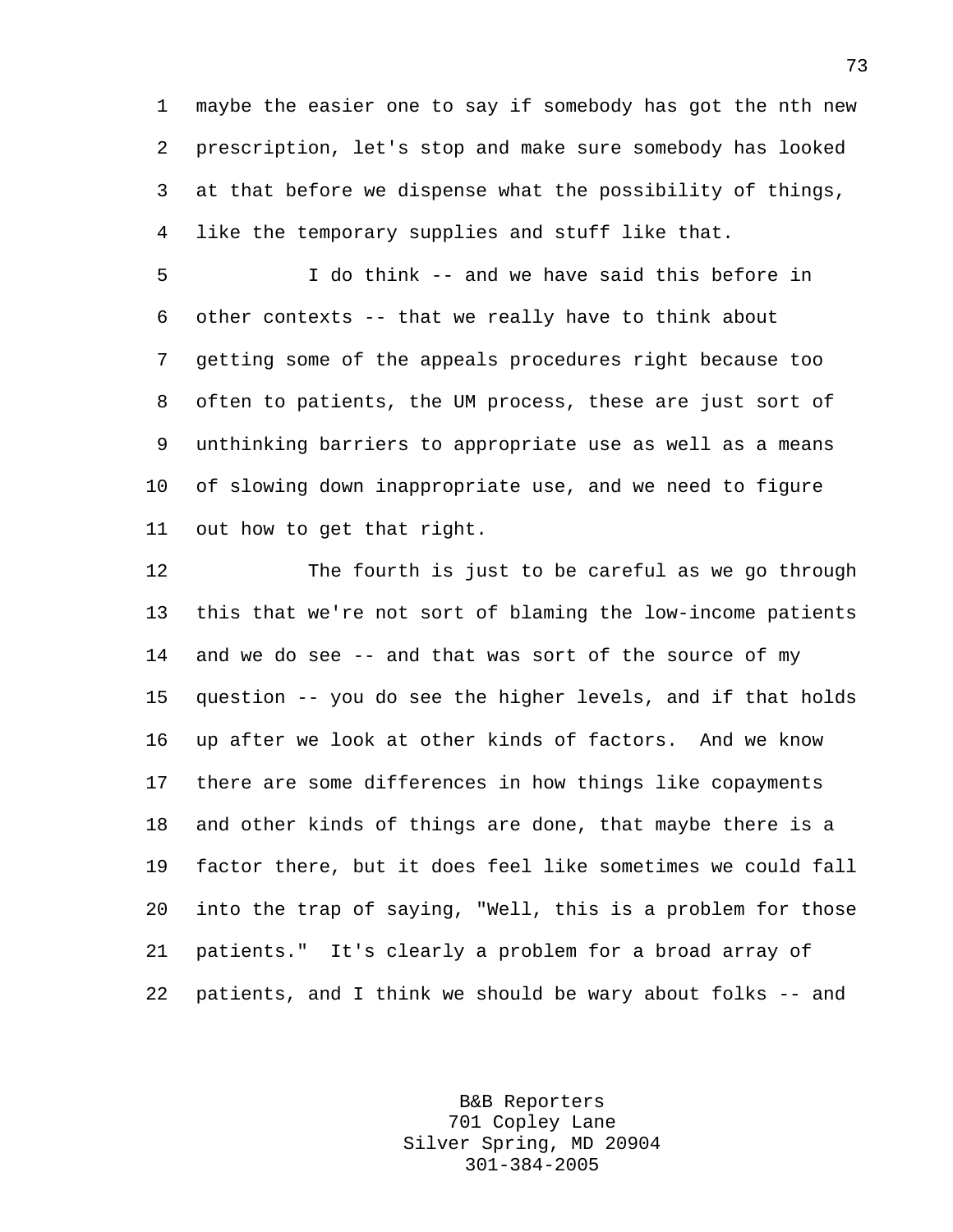maybe the easier one to say if somebody has got the nth new prescription, let's stop and make sure somebody has looked at that before we dispense what the possibility of things, like the temporary supplies and stuff like that.

I do think -- and we have said this before in other contexts -- that we really have to think about getting some of the appeals procedures right because too often to patients, the UM process, these are just sort of unthinking barriers to appropriate use as well as a means of slowing down inappropriate use, and we need to figure out how to get that right.

The fourth is just to be careful as we go through this that we're not sort of blaming the low-income patients and we do see -- and that was sort of the source of my question -- you do see the higher levels, and if that holds up after we look at other kinds of factors. And we know there are some differences in how things like copayments and other kinds of things are done, that maybe there is a factor there, but it does feel like sometimes we could fall into the trap of saying, "Well, this is a problem for those patients." It's clearly a problem for a broad array of patients, and I think we should be wary about folks -- and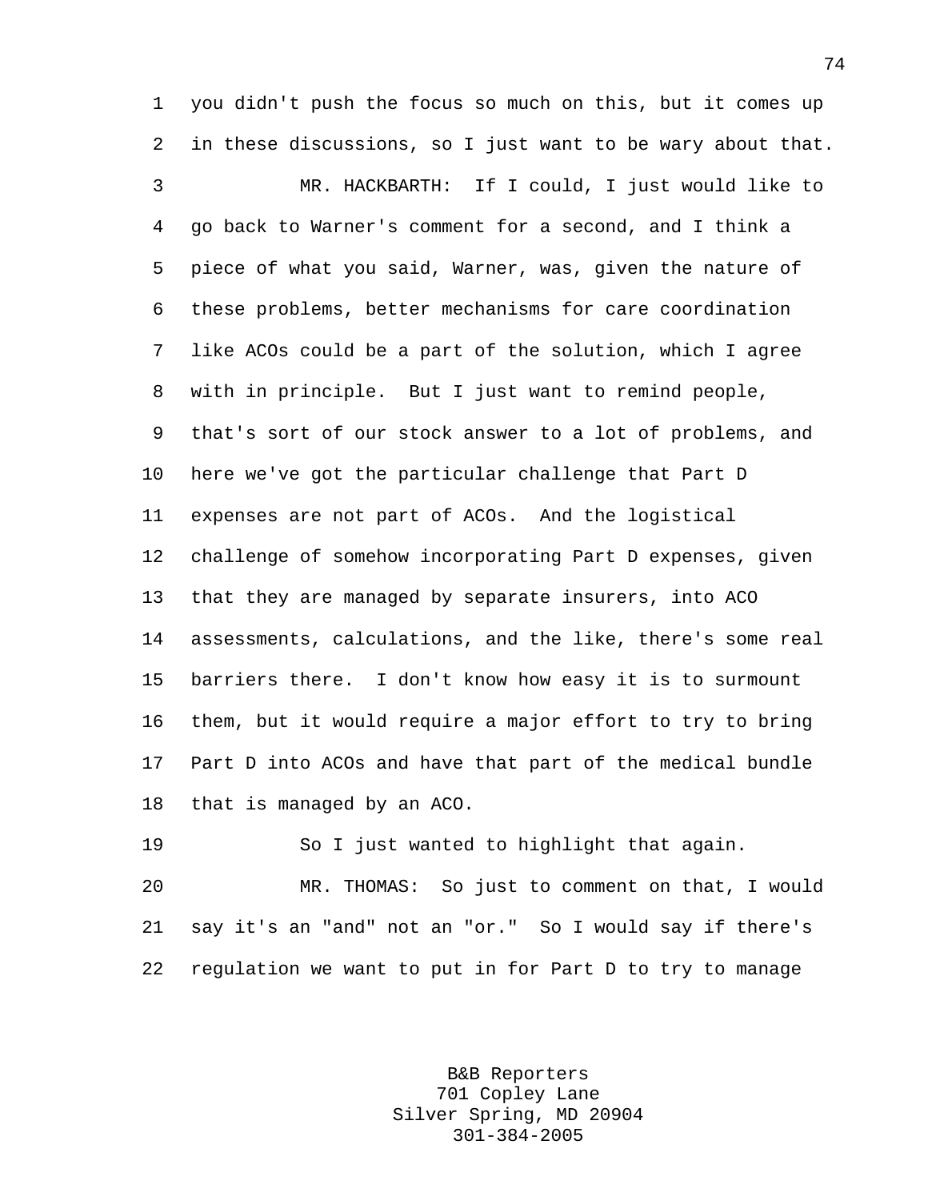you didn't push the focus so much on this, but it comes up in these discussions, so I just want to be wary about that.

MR. HACKBARTH: If I could, I just would like to go back to Warner's comment for a second, and I think a piece of what you said, Warner, was, given the nature of these problems, better mechanisms for care coordination like ACOs could be a part of the solution, which I agree with in principle. But I just want to remind people, that's sort of our stock answer to a lot of problems, and here we've got the particular challenge that Part D expenses are not part of ACOs. And the logistical challenge of somehow incorporating Part D expenses, given that they are managed by separate insurers, into ACO assessments, calculations, and the like, there's some real barriers there. I don't know how easy it is to surmount them, but it would require a major effort to try to bring Part D into ACOs and have that part of the medical bundle that is managed by an ACO.

So I just wanted to highlight that again.

MR. THOMAS: So just to comment on that, I would say it's an "and" not an "or." So I would say if there's regulation we want to put in for Part D to try to manage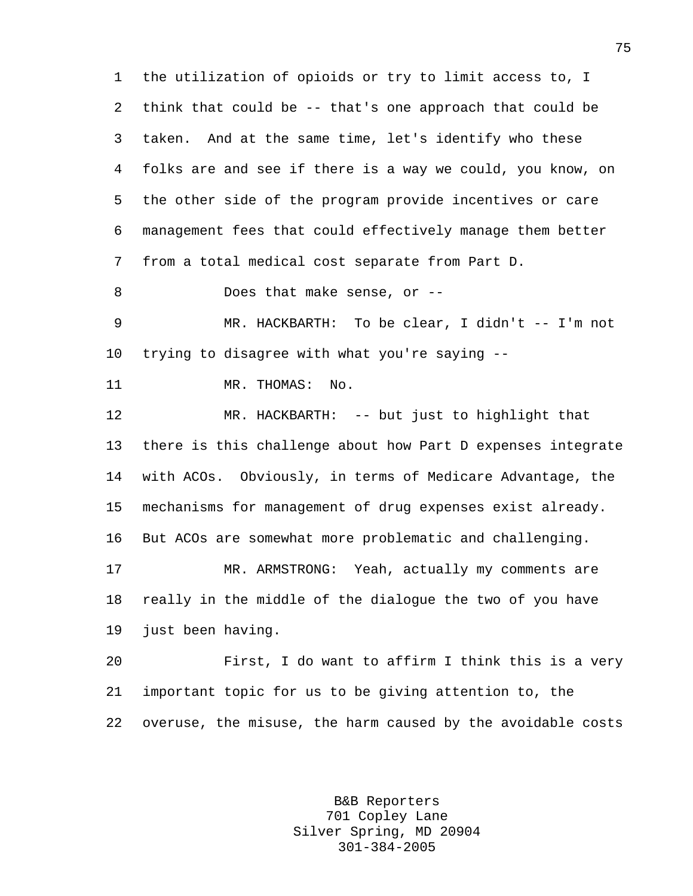the utilization of opioids or try to limit access to, I think that could be -- that's one approach that could be taken. And at the same time, let's identify who these folks are and see if there is a way we could, you know, on the other side of the program provide incentives or care management fees that could effectively manage them better from a total medical cost separate from Part D.

Does that make sense, or --

MR. HACKBARTH: To be clear, I didn't -- I'm not trying to disagree with what you're saying --

MR. THOMAS: No.

MR. HACKBARTH: -- but just to highlight that there is this challenge about how Part D expenses integrate with ACOs. Obviously, in terms of Medicare Advantage, the mechanisms for management of drug expenses exist already. But ACOs are somewhat more problematic and challenging.

MR. ARMSTRONG: Yeah, actually my comments are really in the middle of the dialogue the two of you have just been having.

First, I do want to affirm I think this is a very important topic for us to be giving attention to, the overuse, the misuse, the harm caused by the avoidable costs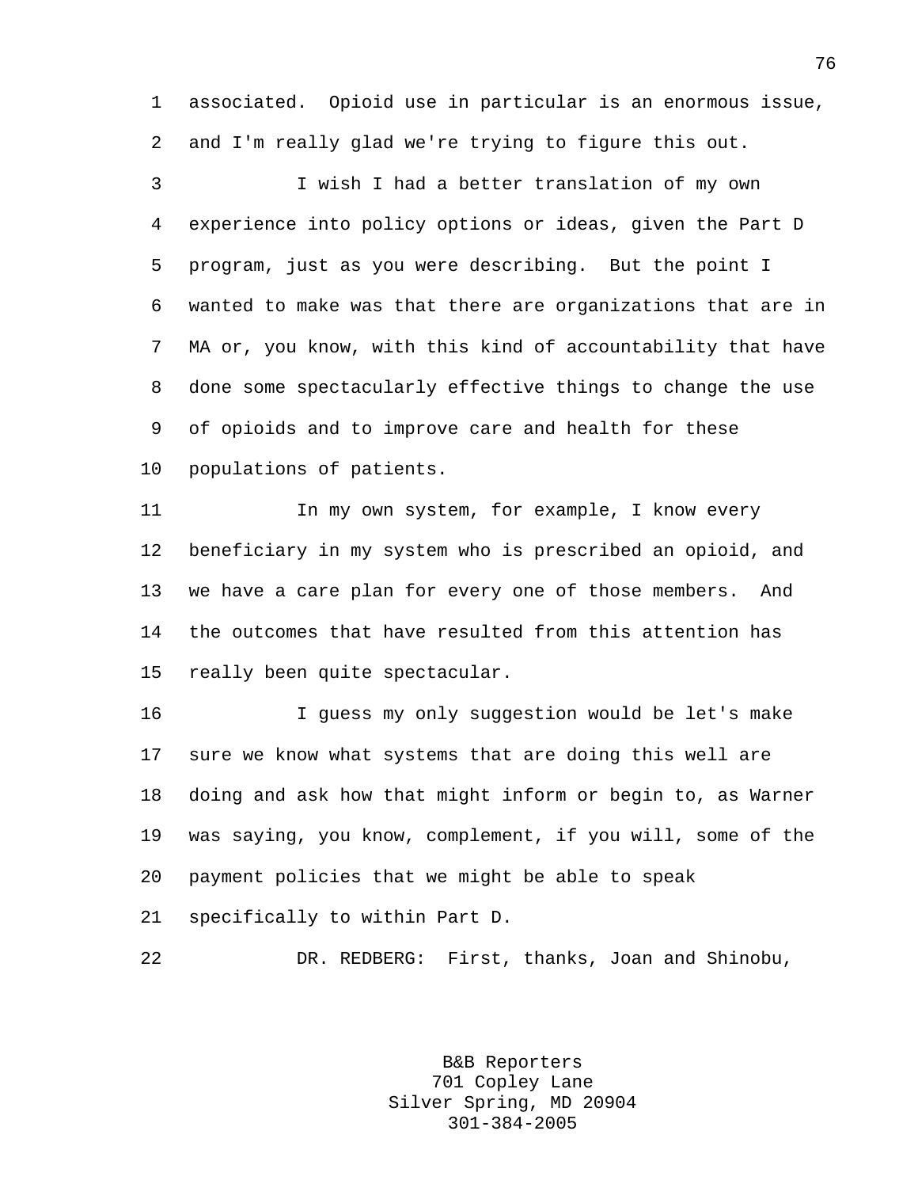associated. Opioid use in particular is an enormous issue, and I'm really glad we're trying to figure this out.

I wish I had a better translation of my own experience into policy options or ideas, given the Part D program, just as you were describing. But the point I wanted to make was that there are organizations that are in MA or, you know, with this kind of accountability that have done some spectacularly effective things to change the use of opioids and to improve care and health for these populations of patients.

In my own system, for example, I know every beneficiary in my system who is prescribed an opioid, and we have a care plan for every one of those members. And the outcomes that have resulted from this attention has really been quite spectacular.

I guess my only suggestion would be let's make sure we know what systems that are doing this well are doing and ask how that might inform or begin to, as Warner was saying, you know, complement, if you will, some of the payment policies that we might be able to speak specifically to within Part D.

DR. REDBERG: First, thanks, Joan and Shinobu,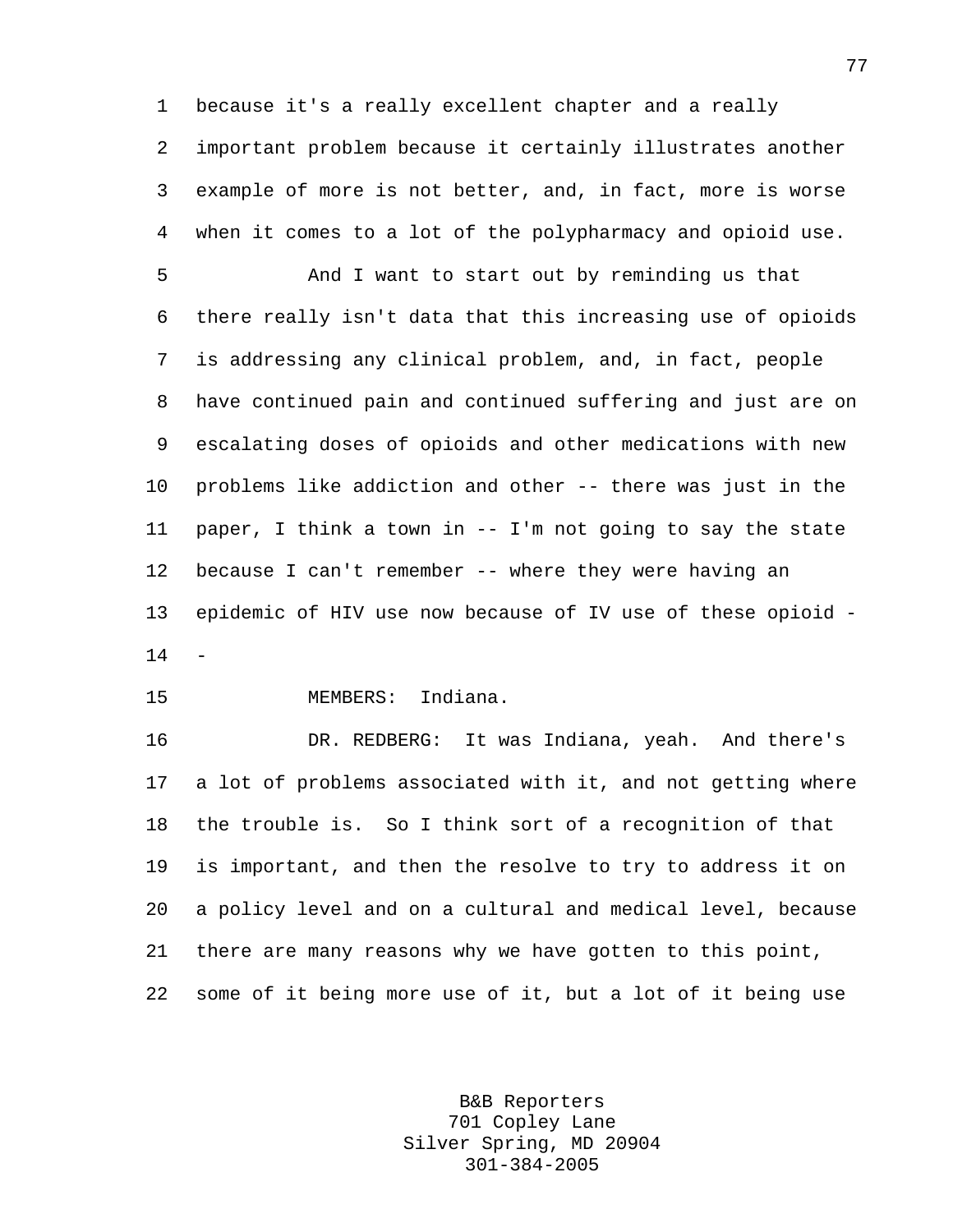because it's a really excellent chapter and a really important problem because it certainly illustrates another example of more is not better, and, in fact, more is worse when it comes to a lot of the polypharmacy and opioid use.

And I want to start out by reminding us that there really isn't data that this increasing use of opioids is addressing any clinical problem, and, in fact, people have continued pain and continued suffering and just are on escalating doses of opioids and other medications with new problems like addiction and other -- there was just in the paper, I think a town in -- I'm not going to say the state because I can't remember -- where they were having an epidemic of HIV use now because of IV use of these opioid --

MEMBERS: Indiana.

DR. REDBERG: It was Indiana, yeah. And there's a lot of problems associated with it, and not getting where the trouble is. So I think sort of a recognition of that is important, and then the resolve to try to address it on a policy level and on a cultural and medical level, because there are many reasons why we have gotten to this point, some of it being more use of it, but a lot of it being use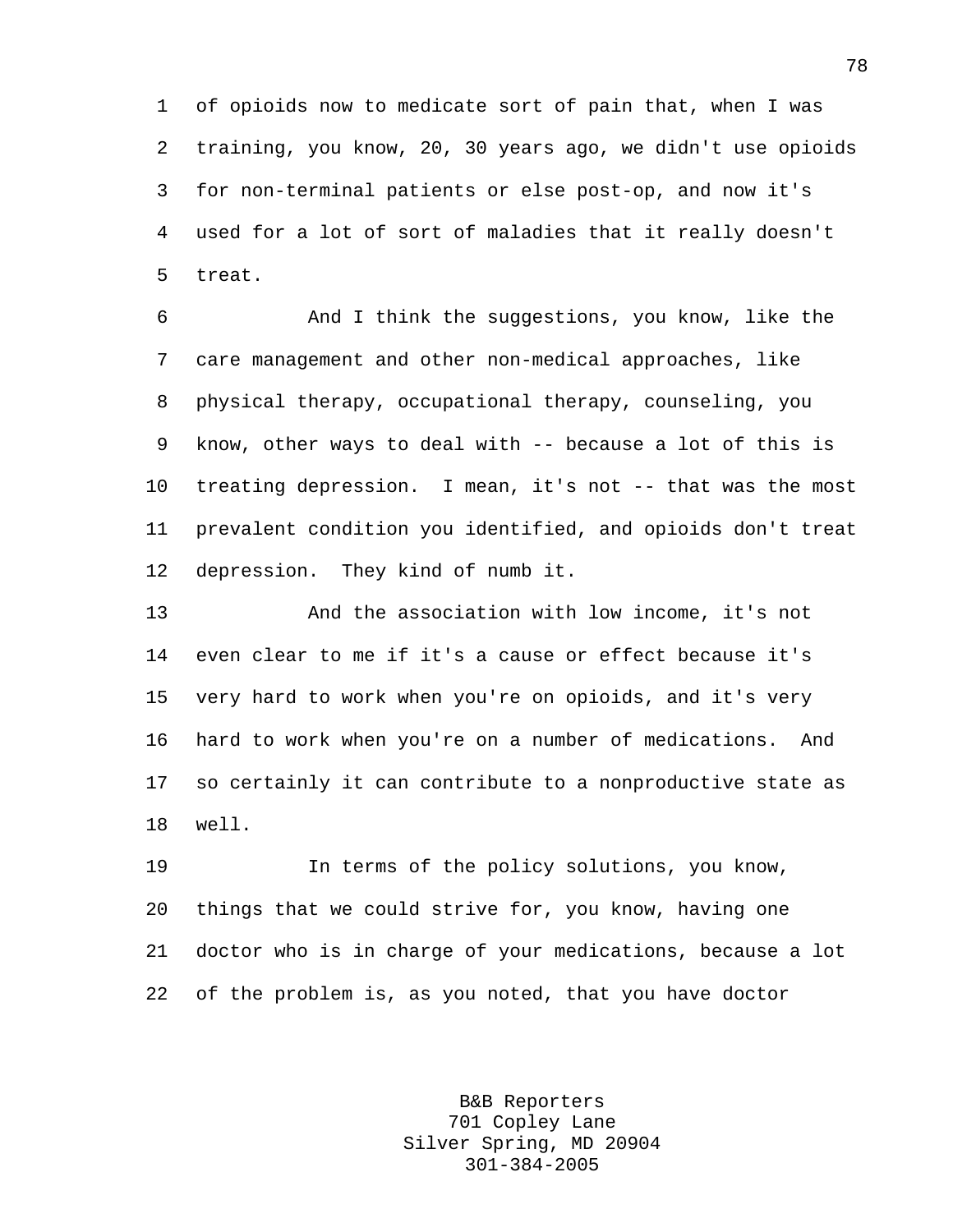of opioids now to medicate sort of pain that, when I was training, you know, 20, 30 years ago, we didn't use opioids for non-terminal patients or else post-op, and now it's used for a lot of sort of maladies that it really doesn't treat.

And I think the suggestions, you know, like the care management and other non-medical approaches, like physical therapy, occupational therapy, counseling, you know, other ways to deal with -- because a lot of this is treating depression. I mean, it's not -- that was the most prevalent condition you identified, and opioids don't treat depression. They kind of numb it.

And the association with low income, it's not even clear to me if it's a cause or effect because it's very hard to work when you're on opioids, and it's very hard to work when you're on a number of medications. And so certainly it can contribute to a nonproductive state as well.

In terms of the policy solutions, you know, things that we could strive for, you know, having one doctor who is in charge of your medications, because a lot of the problem is, as you noted, that you have doctor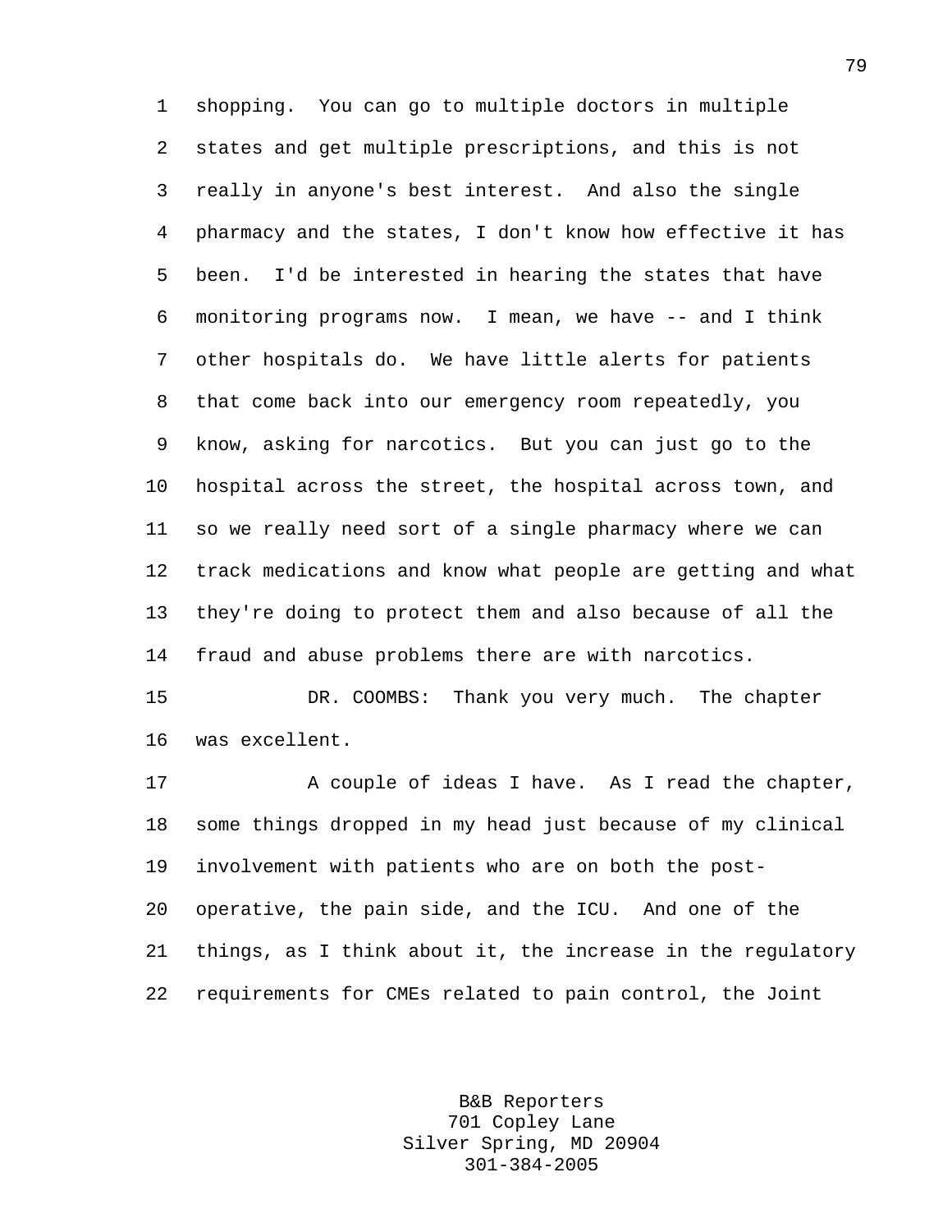shopping. You can go to multiple doctors in multiple states and get multiple prescriptions, and this is not really in anyone's best interest. And also the single pharmacy and the states, I don't know how effective it has been. I'd be interested in hearing the states that have monitoring programs now. I mean, we have -- and I think other hospitals do. We have little alerts for patients that come back into our emergency room repeatedly, you know, asking for narcotics. But you can just go to the hospital across the street, the hospital across town, and so we really need sort of a single pharmacy where we can track medications and know what people are getting and what they're doing to protect them and also because of all the fraud and abuse problems there are with narcotics.

DR. COOMBS: Thank you very much. The chapter was excellent.

A couple of ideas I have. As I read the chapter, some things dropped in my head just because of my clinical involvement with patients who are on both the post-operative, the pain side, and the ICU. And one of the things, as I think about it, the increase in the regulatory requirements for CMEs related to pain control, the Joint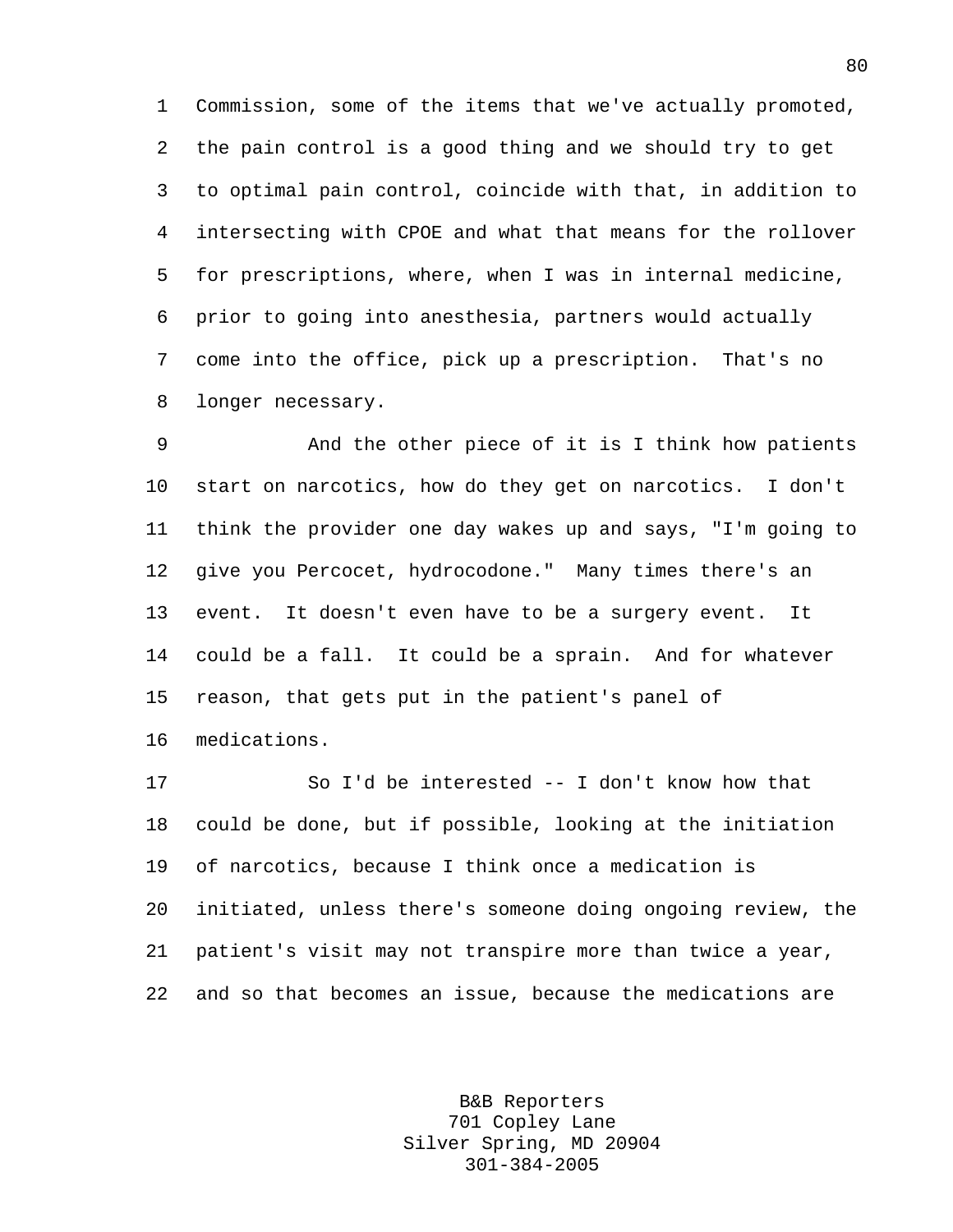Commission, some of the items that we've actually promoted, the pain control is a good thing and we should try to get to optimal pain control, coincide with that, in addition to intersecting with CPOE and what that means for the rollover for prescriptions, where, when I was in internal medicine, prior to going into anesthesia, partners would actually come into the office, pick up a prescription. That's no longer necessary.

And the other piece of it is I think how patients start on narcotics, how do they get on narcotics. I don't think the provider one day wakes up and says, "I'm going to give you Percocet, hydrocodone." Many times there's an event. It doesn't even have to be a surgery event. It could be a fall. It could be a sprain. And for whatever reason, that gets put in the patient's panel of medications.

So I'd be interested -- I don't know how that could be done, but if possible, looking at the initiation of narcotics, because I think once a medication is initiated, unless there's someone doing ongoing review, the patient's visit may not transpire more than twice a year, and so that becomes an issue, because the medications are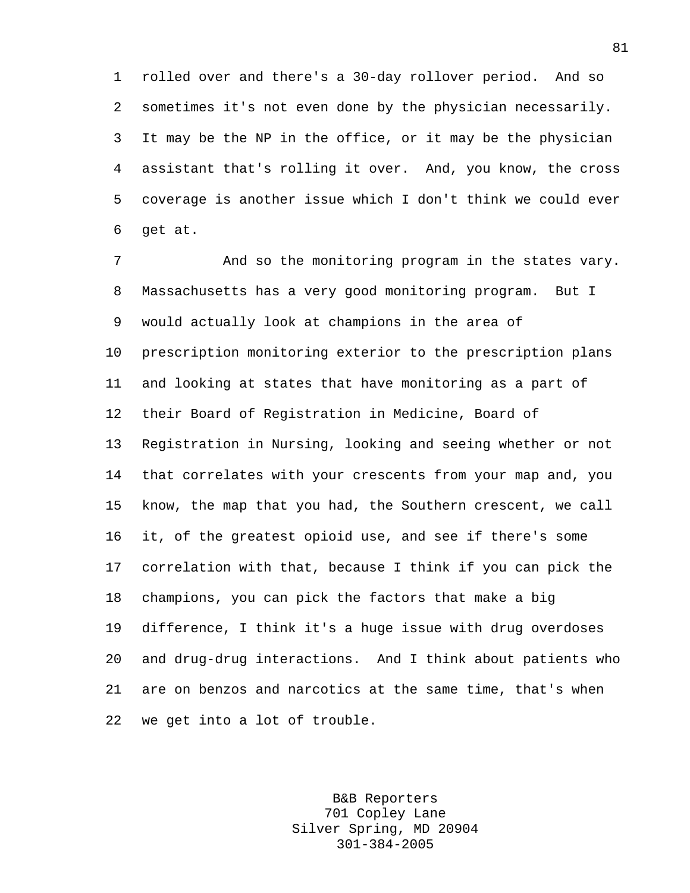rolled over and there's a 30-day rollover period. And so sometimes it's not even done by the physician necessarily. It may be the NP in the office, or it may be the physician assistant that's rolling it over. And, you know, the cross coverage is another issue which I don't think we could ever get at.

And so the monitoring program in the states vary. Massachusetts has a very good monitoring program. But I would actually look at champions in the area of prescription monitoring exterior to the prescription plans and looking at states that have monitoring as a part of their Board of Registration in Medicine, Board of Registration in Nursing, looking and seeing whether or not that correlates with your crescents from your map and, you know, the map that you had, the Southern crescent, we call it, of the greatest opioid use, and see if there's some correlation with that, because I think if you can pick the champions, you can pick the factors that make a big difference, I think it's a huge issue with drug overdoses and drug-drug interactions. And I think about patients who are on benzos and narcotics at the same time, that's when we get into a lot of trouble.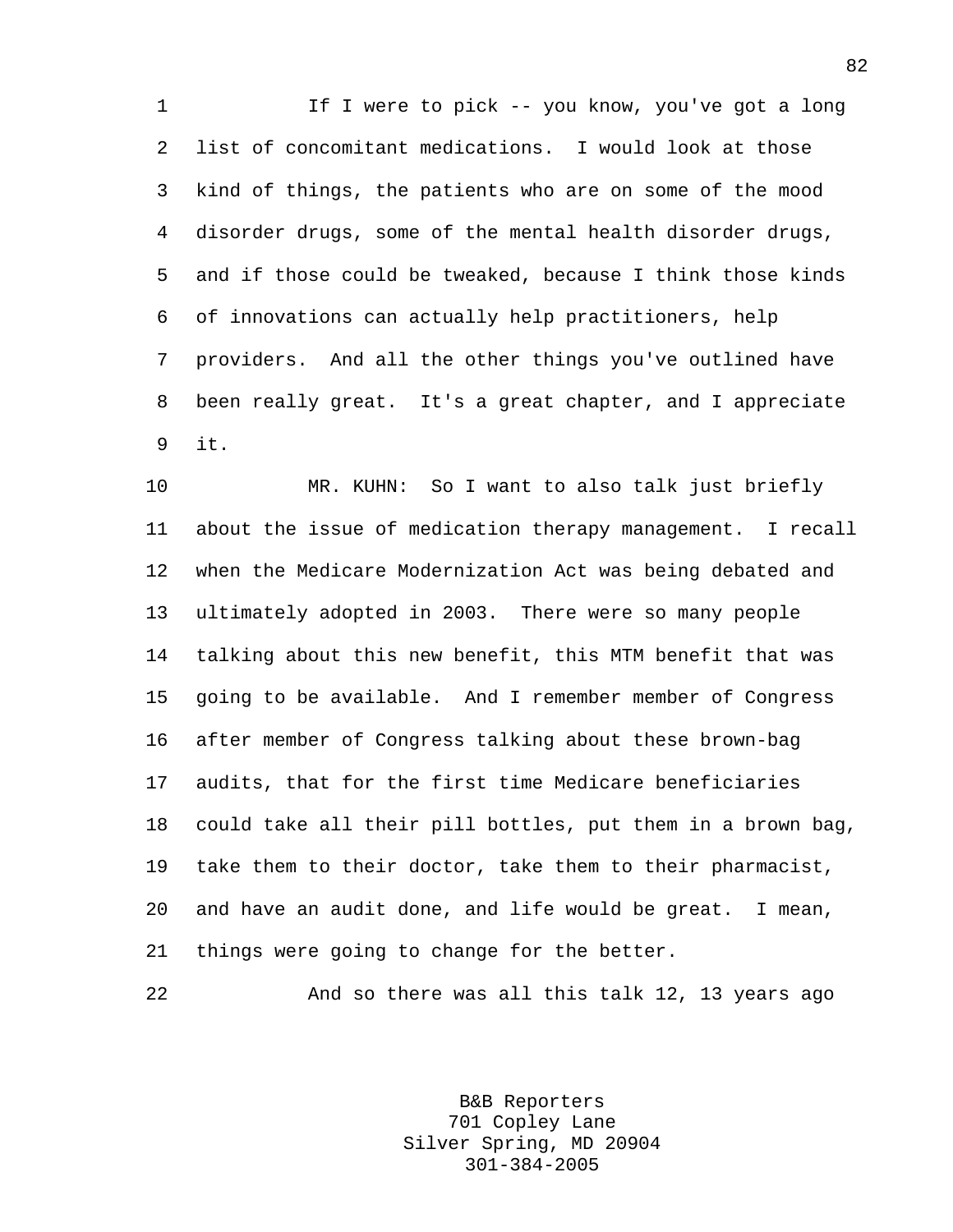If I were to pick -- you know, you've got a long list of concomitant medications. I would look at those kind of things, the patients who are on some of the mood disorder drugs, some of the mental health disorder drugs, and if those could be tweaked, because I think those kinds of innovations can actually help practitioners, help providers. And all the other things you've outlined have been really great. It's a great chapter, and I appreciate it.

MR. KUHN: So I want to also talk just briefly about the issue of medication therapy management. I recall when the Medicare Modernization Act was being debated and ultimately adopted in 2003. There were so many people talking about this new benefit, this MTM benefit that was going to be available. And I remember member of Congress after member of Congress talking about these brown-bag audits, that for the first time Medicare beneficiaries could take all their pill bottles, put them in a brown bag, take them to their doctor, take them to their pharmacist, and have an audit done, and life would be great. I mean, things were going to change for the better.

And so there was all this talk 12, 13 years ago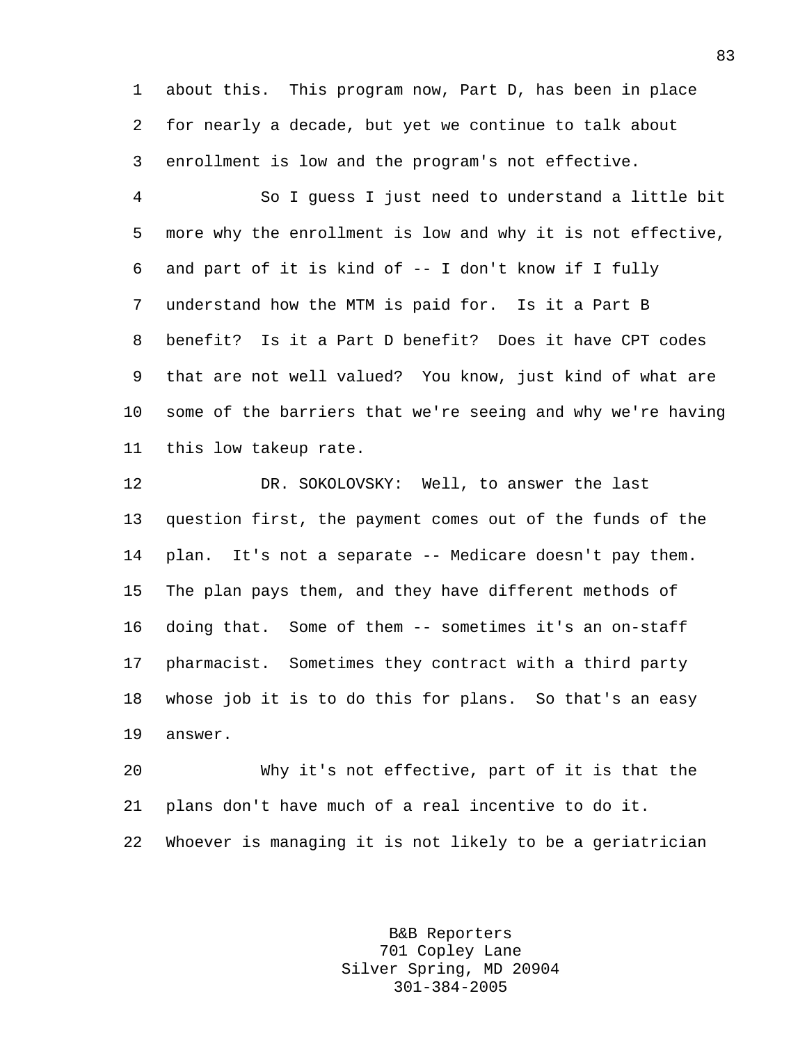about this. This program now, Part D, has been in place for nearly a decade, but yet we continue to talk about enrollment is low and the program's not effective.

So I guess I just need to understand a little bit more why the enrollment is low and why it is not effective, and part of it is kind of -- I don't know if I fully understand how the MTM is paid for. Is it a Part B benefit? Is it a Part D benefit? Does it have CPT codes that are not well valued? You know, just kind of what are some of the barriers that we're seeing and why we're having this low takeup rate.

DR. SOKOLOVSKY: Well, to answer the last question first, the payment comes out of the funds of the plan. It's not a separate -- Medicare doesn't pay them. The plan pays them, and they have different methods of doing that. Some of them -- sometimes it's an on-staff pharmacist. Sometimes they contract with a third party whose job it is to do this for plans. So that's an easy answer.

Why it's not effective, part of it is that the plans don't have much of a real incentive to do it. Whoever is managing it is not likely to be a geriatrician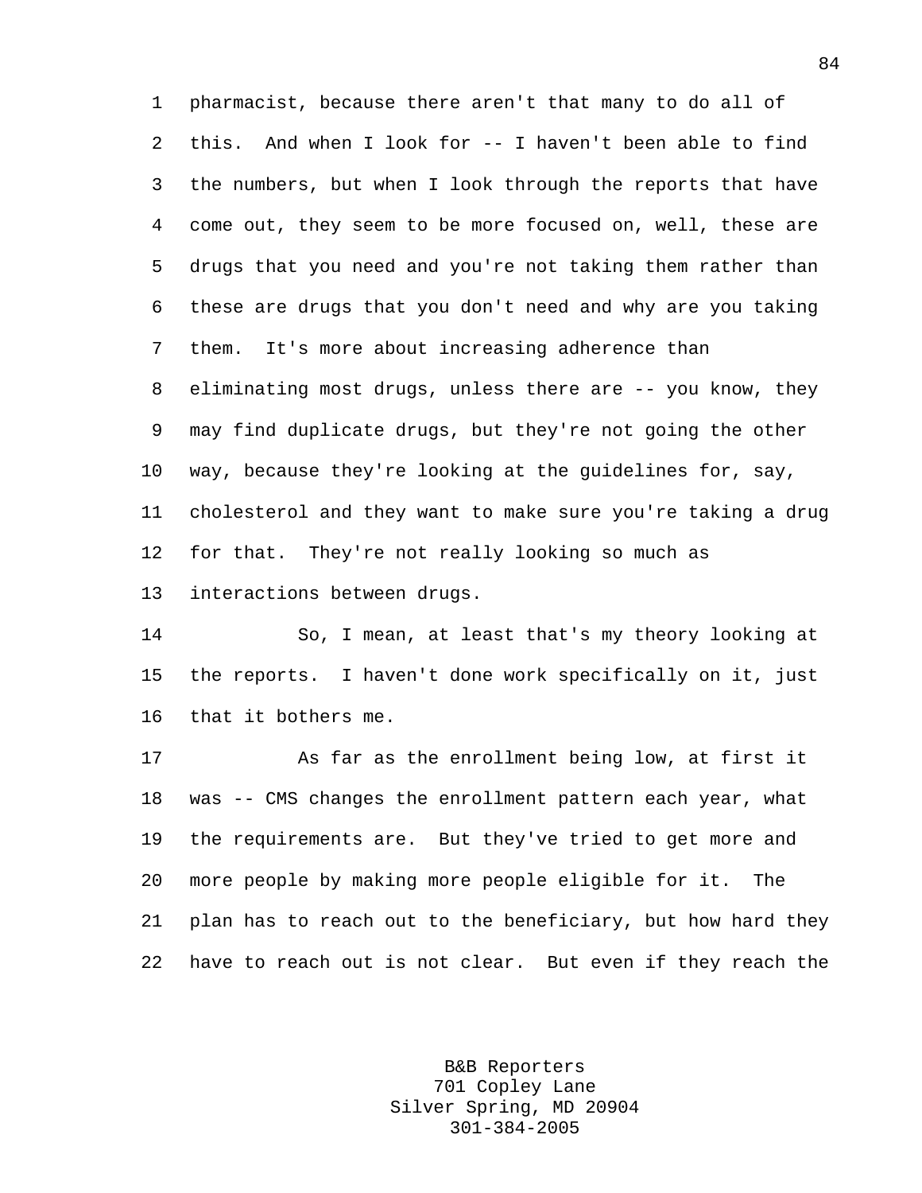pharmacist, because there aren't that many to do all of this. And when I look for -- I haven't been able to find the numbers, but when I look through the reports that have come out, they seem to be more focused on, well, these are drugs that you need and you're not taking them rather than these are drugs that you don't need and why are you taking them. It's more about increasing adherence than eliminating most drugs, unless there are -- you know, they may find duplicate drugs, but they're not going the other way, because they're looking at the guidelines for, say, cholesterol and they want to make sure you're taking a drug for that. They're not really looking so much as interactions between drugs.

So, I mean, at least that's my theory looking at the reports. I haven't done work specifically on it, just that it bothers me.

As far as the enrollment being low, at first it was -- CMS changes the enrollment pattern each year, what the requirements are. But they've tried to get more and more people by making more people eligible for it. The plan has to reach out to the beneficiary, but how hard they have to reach out is not clear. But even if they reach the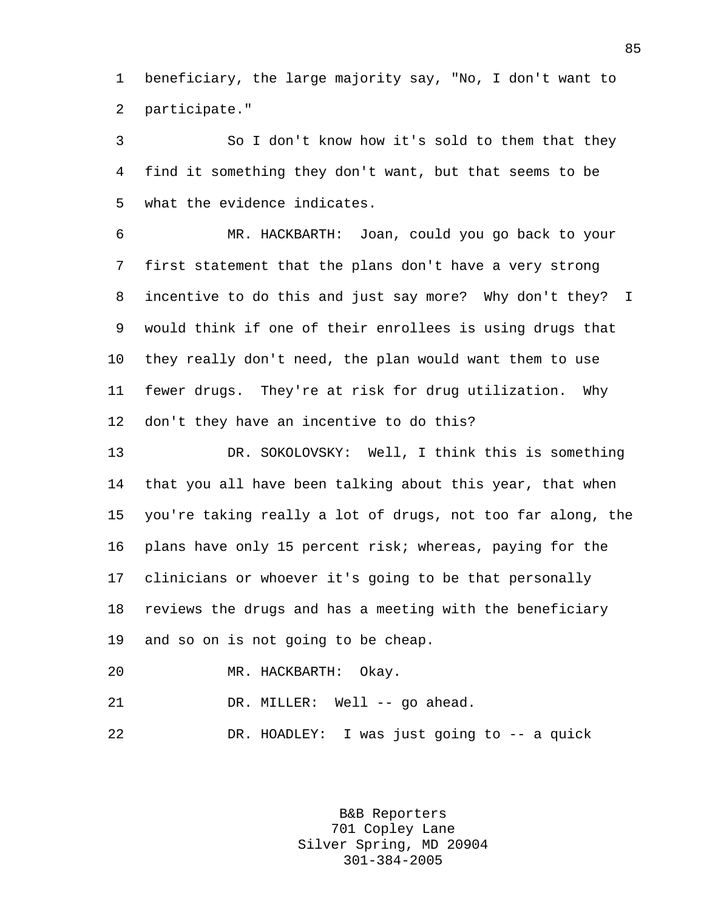beneficiary, the large majority say, "No, I don't want to participate."

So I don't know how it's sold to them that they find it something they don't want, but that seems to be what the evidence indicates.

MR. HACKBARTH: Joan, could you go back to your first statement that the plans don't have a very strong incentive to do this and just say more? Why don't they? I would think if one of their enrollees is using drugs that they really don't need, the plan would want them to use fewer drugs. They're at risk for drug utilization. Why don't they have an incentive to do this?

DR. SOKOLOVSKY: Well, I think this is something that you all have been talking about this year, that when you're taking really a lot of drugs, not too far along, the plans have only 15 percent risk; whereas, paying for the clinicians or whoever it's going to be that personally reviews the drugs and has a meeting with the beneficiary and so on is not going to be cheap.

MR. HACKBARTH: Okay.

DR. MILLER: Well -- go ahead.

DR. HOADLEY: I was just going to -- a quick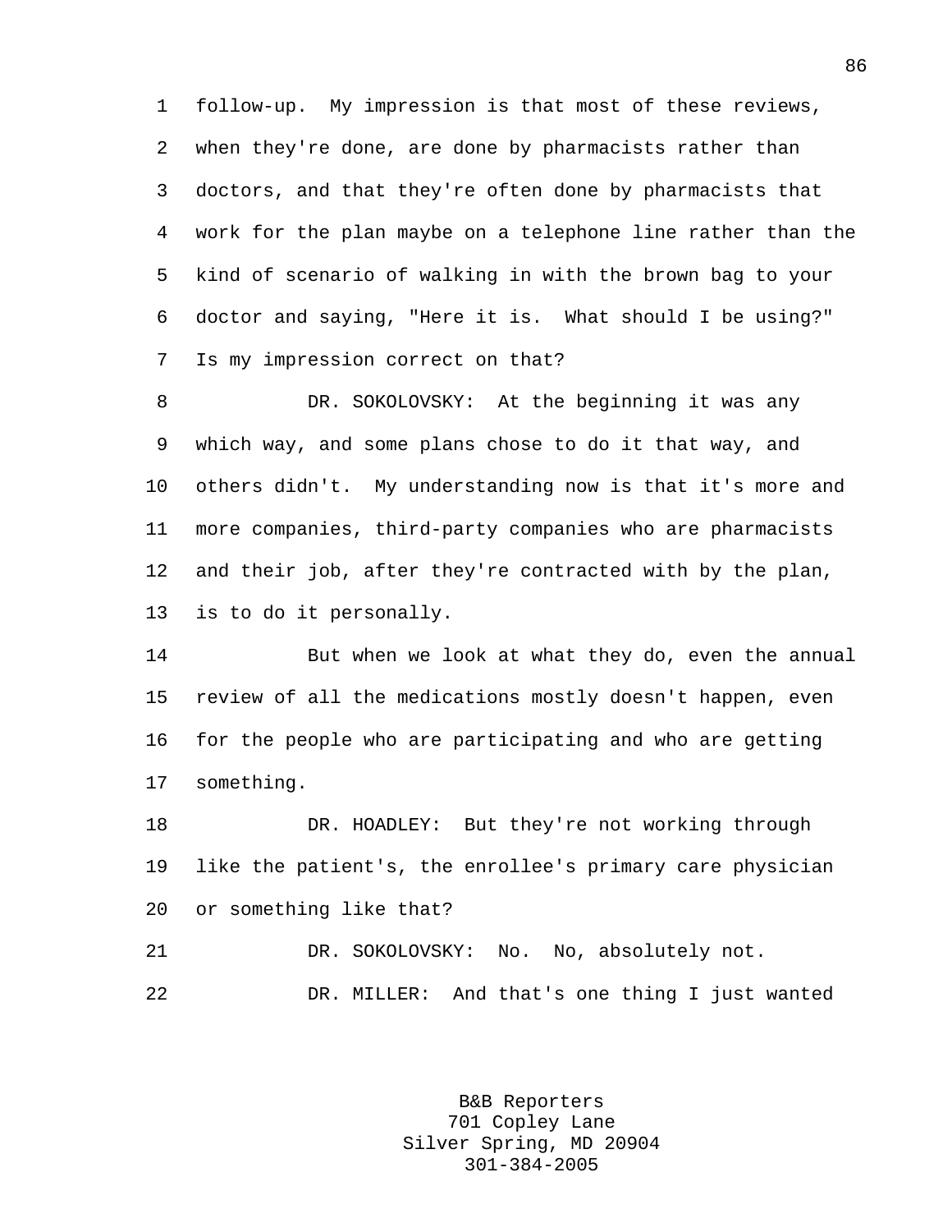follow-up. My impression is that most of these reviews, when they're done, are done by pharmacists rather than doctors, and that they're often done by pharmacists that work for the plan maybe on a telephone line rather than the kind of scenario of walking in with the brown bag to your doctor and saying, "Here it is. What should I be using?" Is my impression correct on that?

DR. SOKOLOVSKY: At the beginning it was any which way, and some plans chose to do it that way, and others didn't. My understanding now is that it's more and more companies, third-party companies who are pharmacists and their job, after they're contracted with by the plan, is to do it personally.

But when we look at what they do, even the annual review of all the medications mostly doesn't happen, even for the people who are participating and who are getting something.

DR. HOADLEY: But they're not working through like the patient's, the enrollee's primary care physician or something like that?

DR. SOKOLOVSKY: No. No, absolutely not.

DR. MILLER: And that's one thing I just wanted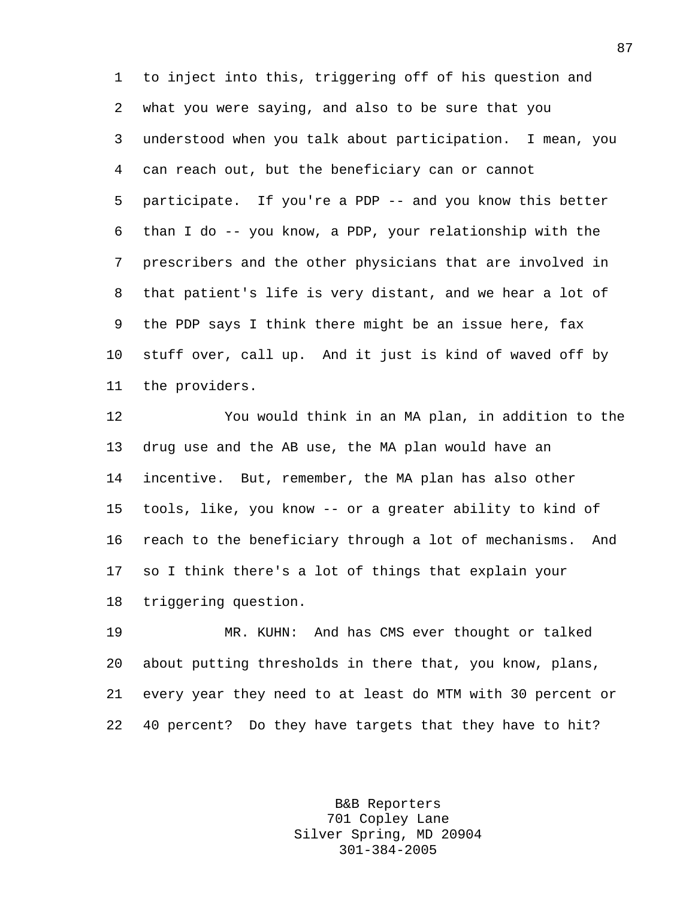to inject into this, triggering off of his question and what you were saying, and also to be sure that you understood when you talk about participation. I mean, you can reach out, but the beneficiary can or cannot participate. If you're a PDP -- and you know this better than I do -- you know, a PDP, your relationship with the prescribers and the other physicians that are involved in that patient's life is very distant, and we hear a lot of the PDP says I think there might be an issue here, fax stuff over, call up. And it just is kind of waved off by the providers.

You would think in an MA plan, in addition to the drug use and the AB use, the MA plan would have an incentive. But, remember, the MA plan has also other tools, like, you know -- or a greater ability to kind of reach to the beneficiary through a lot of mechanisms. And so I think there's a lot of things that explain your triggering question.

MR. KUHN: And has CMS ever thought or talked about putting thresholds in there that, you know, plans, every year they need to at least do MTM with 30 percent or 40 percent? Do they have targets that they have to hit?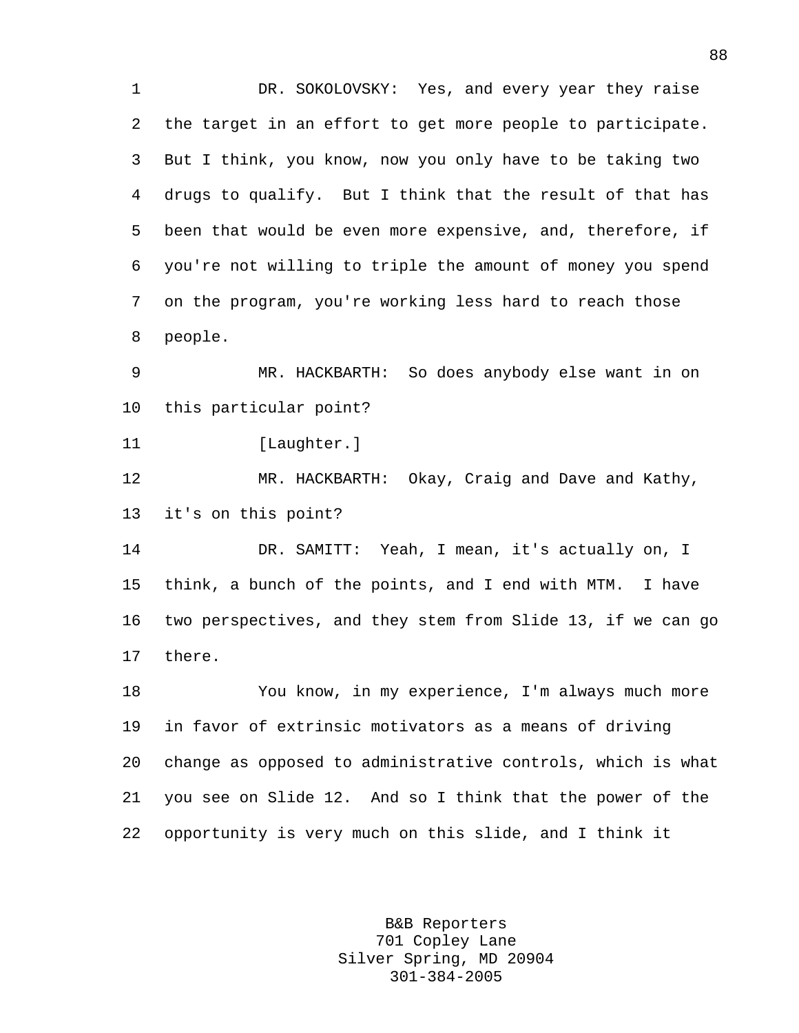DR. SOKOLOVSKY: Yes, and every year they raise the target in an effort to get more people to participate. But I think, you know, now you only have to be taking two drugs to qualify. But I think that the result of that has been that would be even more expensive, and, therefore, if you're not willing to triple the amount of money you spend on the program, you're working less hard to reach those people.

MR. HACKBARTH: So does anybody else want in on this particular point?

[Laughter.]

MR. HACKBARTH: Okay, Craig and Dave and Kathy, it's on this point?

DR. SAMITT: Yeah, I mean, it's actually on, I think, a bunch of the points, and I end with MTM. I have two perspectives, and they stem from Slide 13, if we can go there.

You know, in my experience, I'm always much more in favor of extrinsic motivators as a means of driving change as opposed to administrative controls, which is what you see on Slide 12. And so I think that the power of the opportunity is very much on this slide, and I think it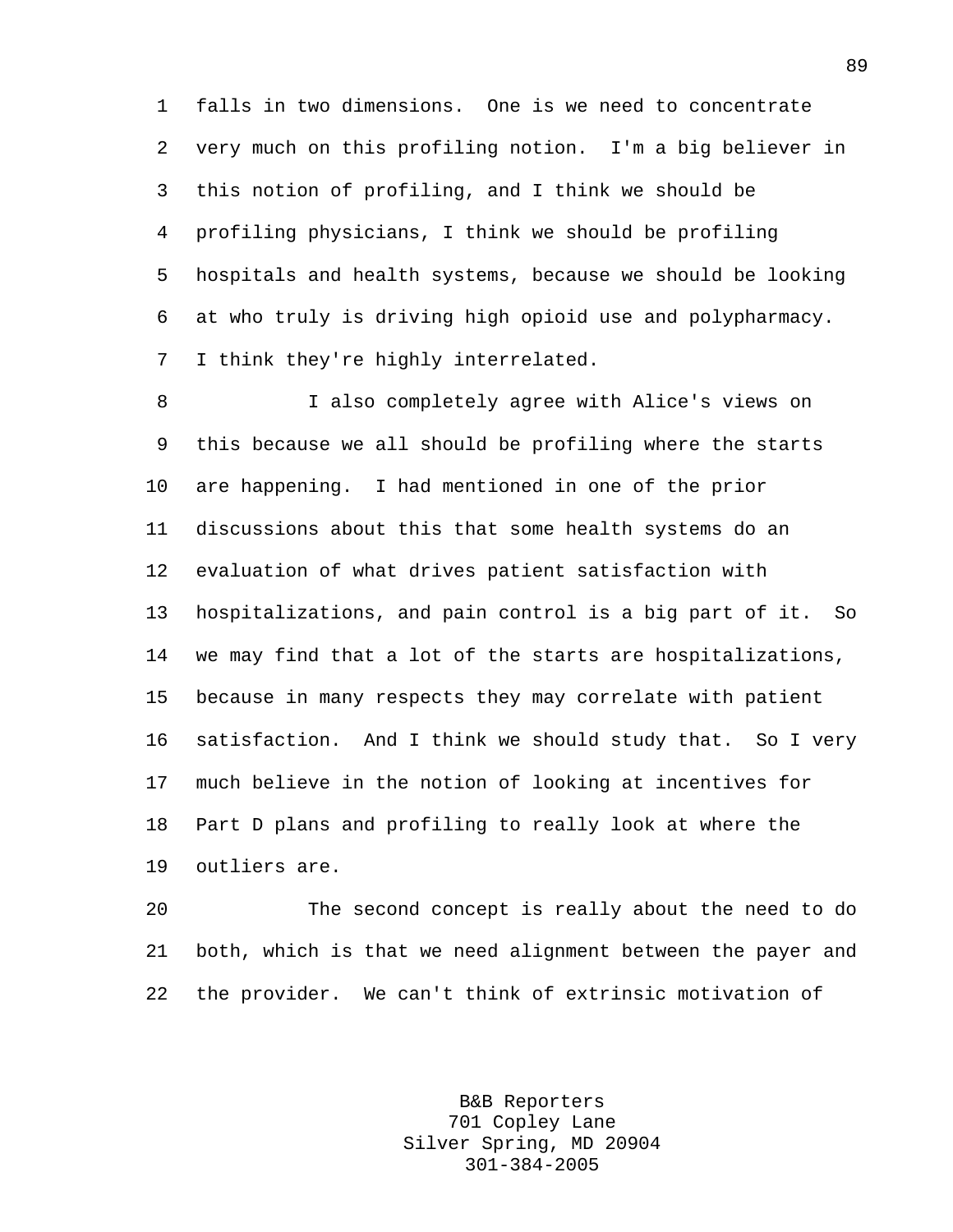falls in two dimensions. One is we need to concentrate very much on this profiling notion. I'm a big believer in this notion of profiling, and I think we should be profiling physicians, I think we should be profiling hospitals and health systems, because we should be looking at who truly is driving high opioid use and polypharmacy. I think they're highly interrelated.

I also completely agree with Alice's views on this because we all should be profiling where the starts are happening. I had mentioned in one of the prior discussions about this that some health systems do an evaluation of what drives patient satisfaction with hospitalizations, and pain control is a big part of it. So we may find that a lot of the starts are hospitalizations, because in many respects they may correlate with patient satisfaction. And I think we should study that. So I very much believe in the notion of looking at incentives for Part D plans and profiling to really look at where the outliers are.

The second concept is really about the need to do both, which is that we need alignment between the payer and the provider. We can't think of extrinsic motivation of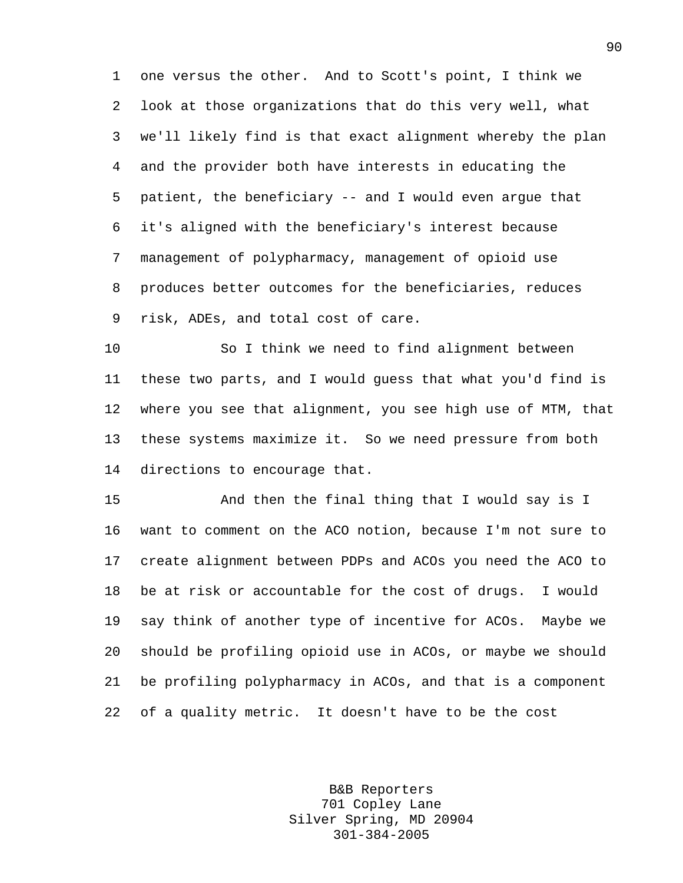one versus the other. And to Scott's point, I think we look at those organizations that do this very well, what we'll likely find is that exact alignment whereby the plan and the provider both have interests in educating the patient, the beneficiary -- and I would even argue that it's aligned with the beneficiary's interest because management of polypharmacy, management of opioid use produces better outcomes for the beneficiaries, reduces risk, ADEs, and total cost of care.

So I think we need to find alignment between these two parts, and I would guess that what you'd find is where you see that alignment, you see high use of MTM, that these systems maximize it. So we need pressure from both directions to encourage that.

And then the final thing that I would say is I want to comment on the ACO notion, because I'm not sure to create alignment between PDPs and ACOs you need the ACO to be at risk or accountable for the cost of drugs. I would say think of another type of incentive for ACOs. Maybe we should be profiling opioid use in ACOs, or maybe we should be profiling polypharmacy in ACOs, and that is a component of a quality metric. It doesn't have to be the cost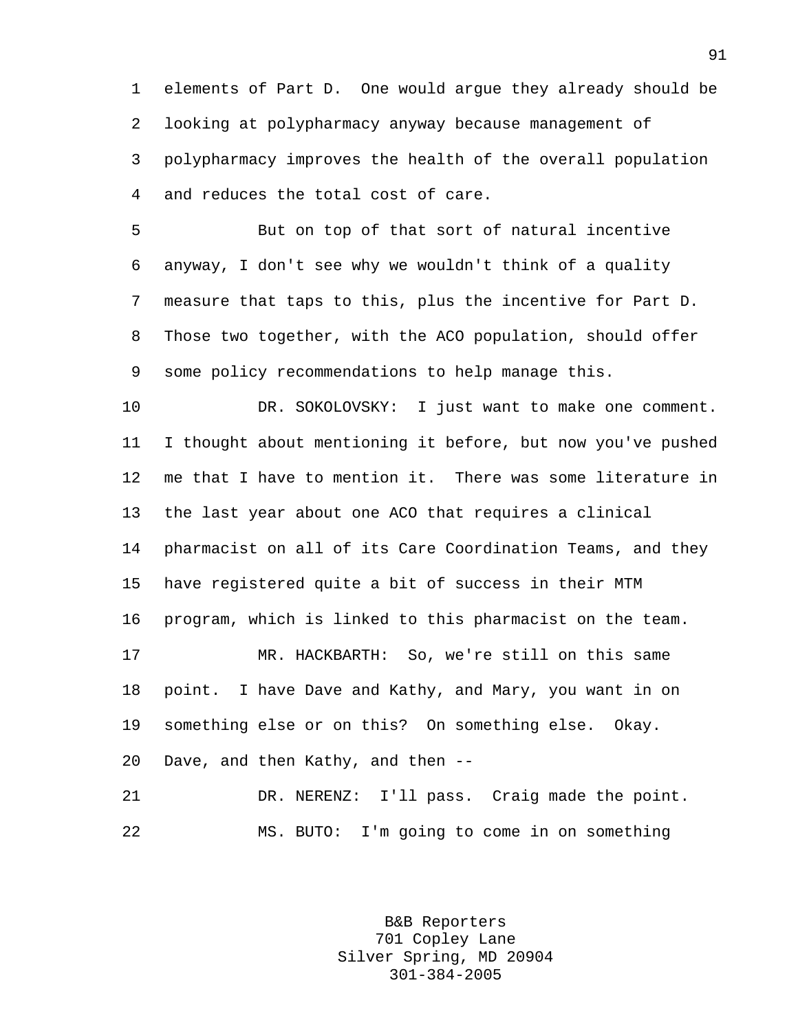elements of Part D. One would argue they already should be looking at polypharmacy anyway because management of polypharmacy improves the health of the overall population and reduces the total cost of care.

But on top of that sort of natural incentive anyway, I don't see why we wouldn't think of a quality measure that taps to this, plus the incentive for Part D. Those two together, with the ACO population, should offer some policy recommendations to help manage this.

DR. SOKOLOVSKY: I just want to make one comment. I thought about mentioning it before, but now you've pushed me that I have to mention it. There was some literature in the last year about one ACO that requires a clinical pharmacist on all of its Care Coordination Teams, and they have registered quite a bit of success in their MTM program, which is linked to this pharmacist on the team.

MR. HACKBARTH: So, we're still on this same point. I have Dave and Kathy, and Mary, you want in on something else or on this? On something else. Okay. Dave, and then Kathy, and then --

DR. NERENZ: I'll pass. Craig made the point.

MS. BUTO: I'm going to come in on something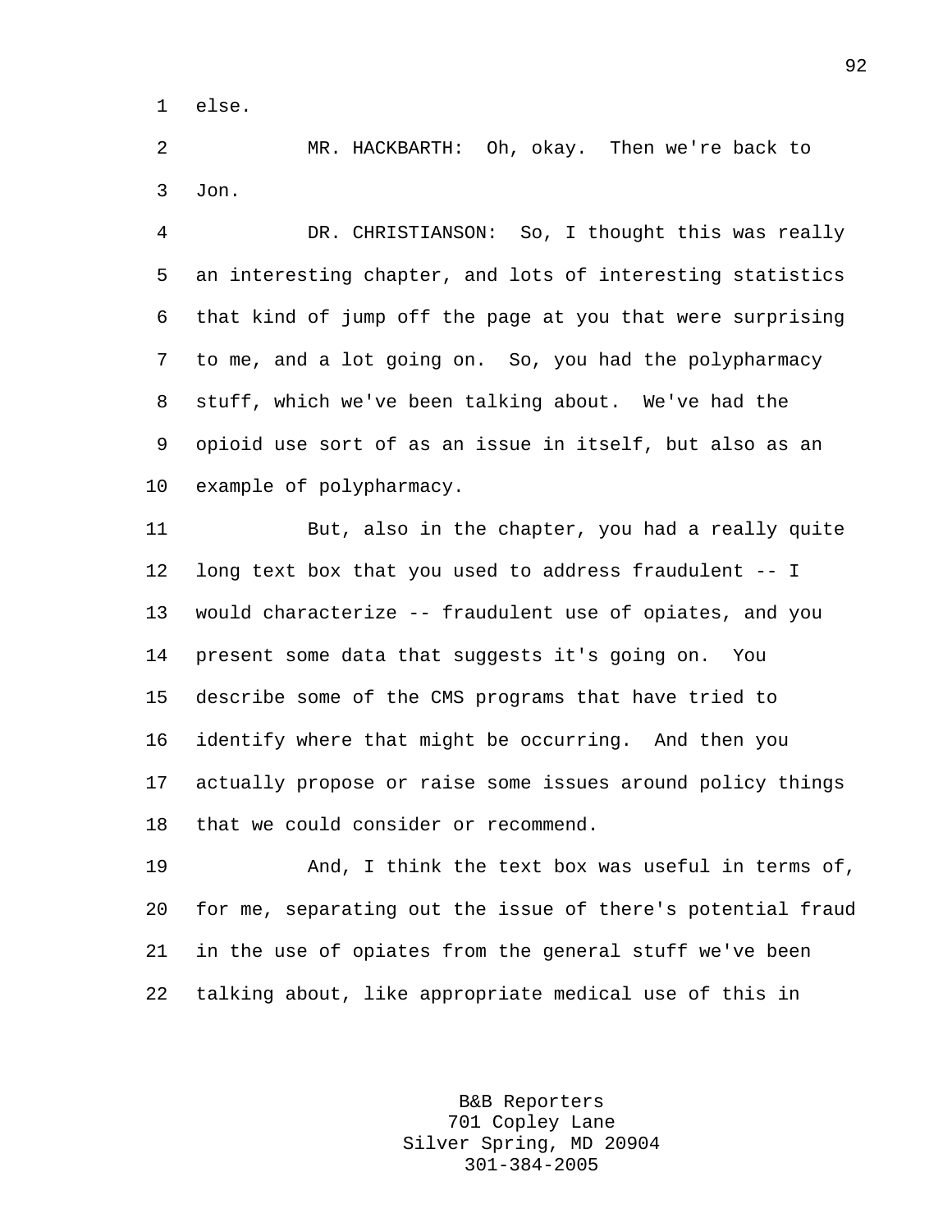else.

MR. HACKBARTH: Oh, okay. Then we're back to Jon.

DR. CHRISTIANSON: So, I thought this was really an interesting chapter, and lots of interesting statistics that kind of jump off the page at you that were surprising to me, and a lot going on. So, you had the polypharmacy stuff, which we've been talking about. We've had the opioid use sort of as an issue in itself, but also as an example of polypharmacy.

But, also in the chapter, you had a really quite long text box that you used to address fraudulent -- I would characterize -- fraudulent use of opiates, and you present some data that suggests it's going on. You describe some of the CMS programs that have tried to identify where that might be occurring. And then you actually propose or raise some issues around policy things that we could consider or recommend.

And, I think the text box was useful in terms of, for me, separating out the issue of there's potential fraud in the use of opiates from the general stuff we've been talking about, like appropriate medical use of this in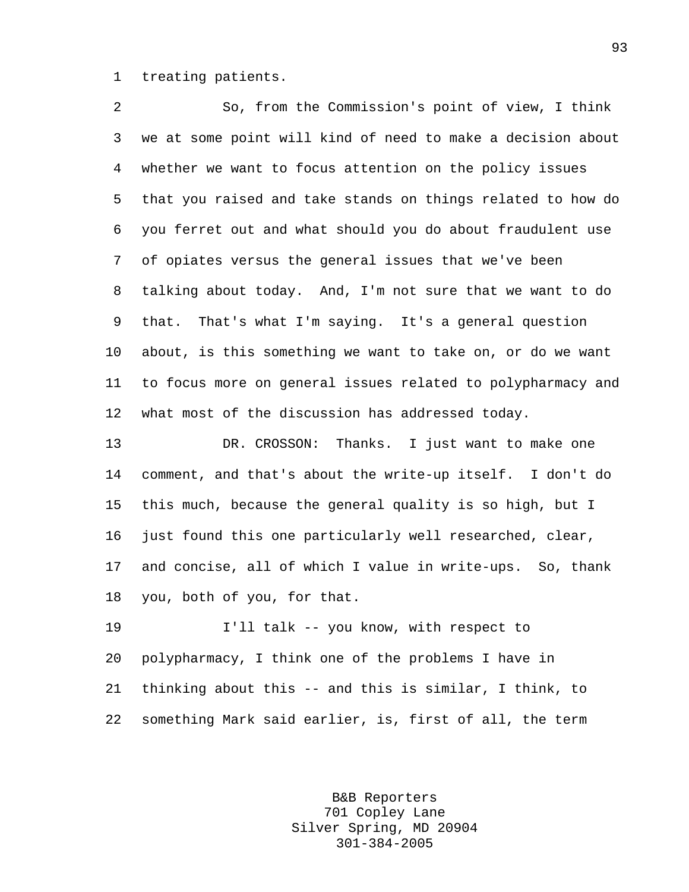treating patients.

So, from the Commission's point of view, I think we at some point will kind of need to make a decision about whether we want to focus attention on the policy issues that you raised and take stands on things related to how do you ferret out and what should you do about fraudulent use of opiates versus the general issues that we've been talking about today. And, I'm not sure that we want to do that. That's what I'm saying. It's a general question about, is this something we want to take on, or do we want to focus more on general issues related to polypharmacy and what most of the discussion has addressed today.

DR. CROSSON: Thanks. I just want to make one comment, and that's about the write-up itself. I don't do this much, because the general quality is so high, but I just found this one particularly well researched, clear, and concise, all of which I value in write-ups. So, thank you, both of you, for that.

I'll talk -- you know, with respect to polypharmacy, I think one of the problems I have in thinking about this -- and this is similar, I think, to something Mark said earlier, is, first of all, the term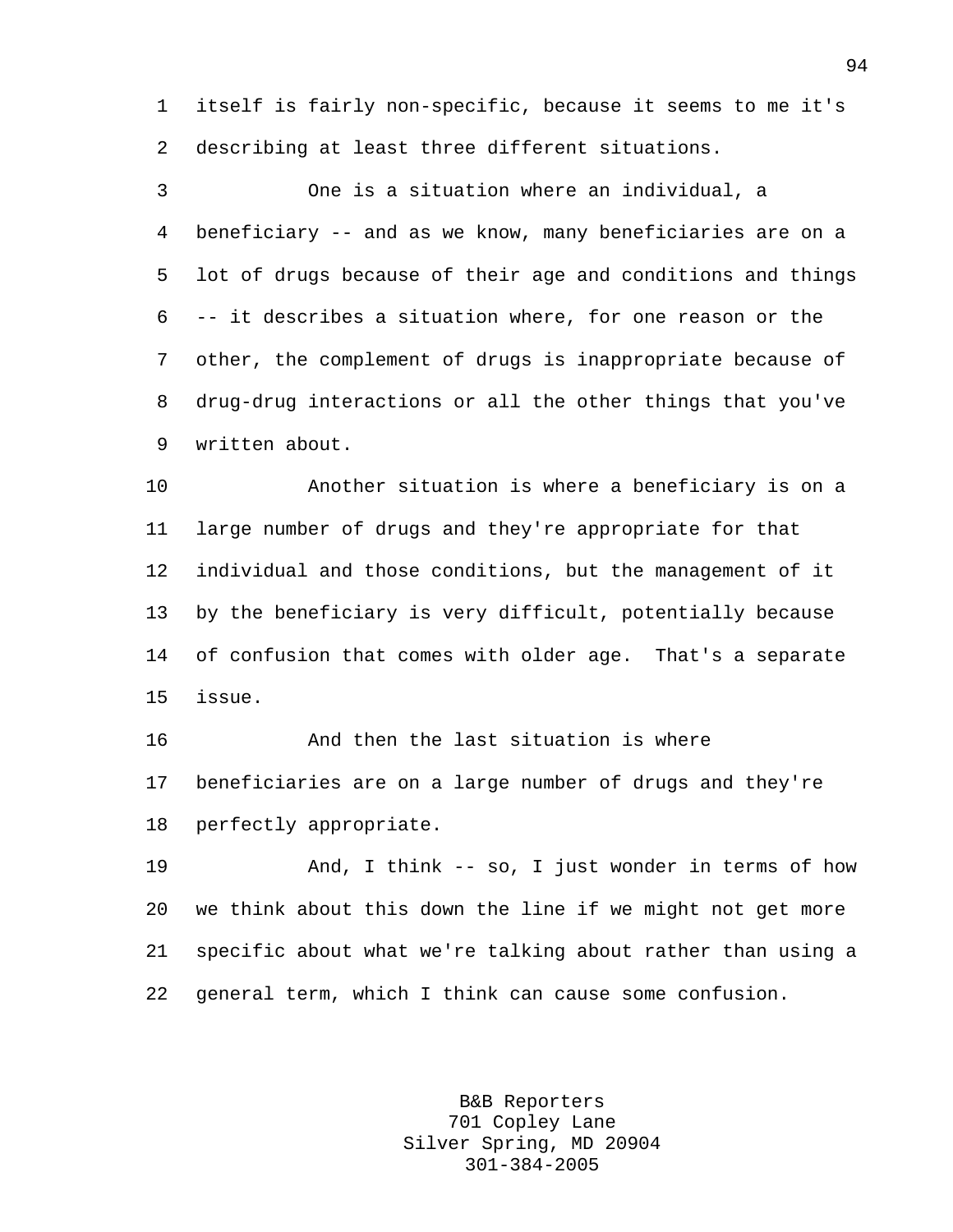itself is fairly non-specific, because it seems to me it's describing at least three different situations.

One is a situation where an individual, a beneficiary -- and as we know, many beneficiaries are on a lot of drugs because of their age and conditions and things -- it describes a situation where, for one reason or the other, the complement of drugs is inappropriate because of drug-drug interactions or all the other things that you've written about.

Another situation is where a beneficiary is on a large number of drugs and they're appropriate for that individual and those conditions, but the management of it by the beneficiary is very difficult, potentially because of confusion that comes with older age. That's a separate issue.

And then the last situation is where beneficiaries are on a large number of drugs and they're perfectly appropriate.

And, I think -- so, I just wonder in terms of how we think about this down the line if we might not get more specific about what we're talking about rather than using a general term, which I think can cause some confusion.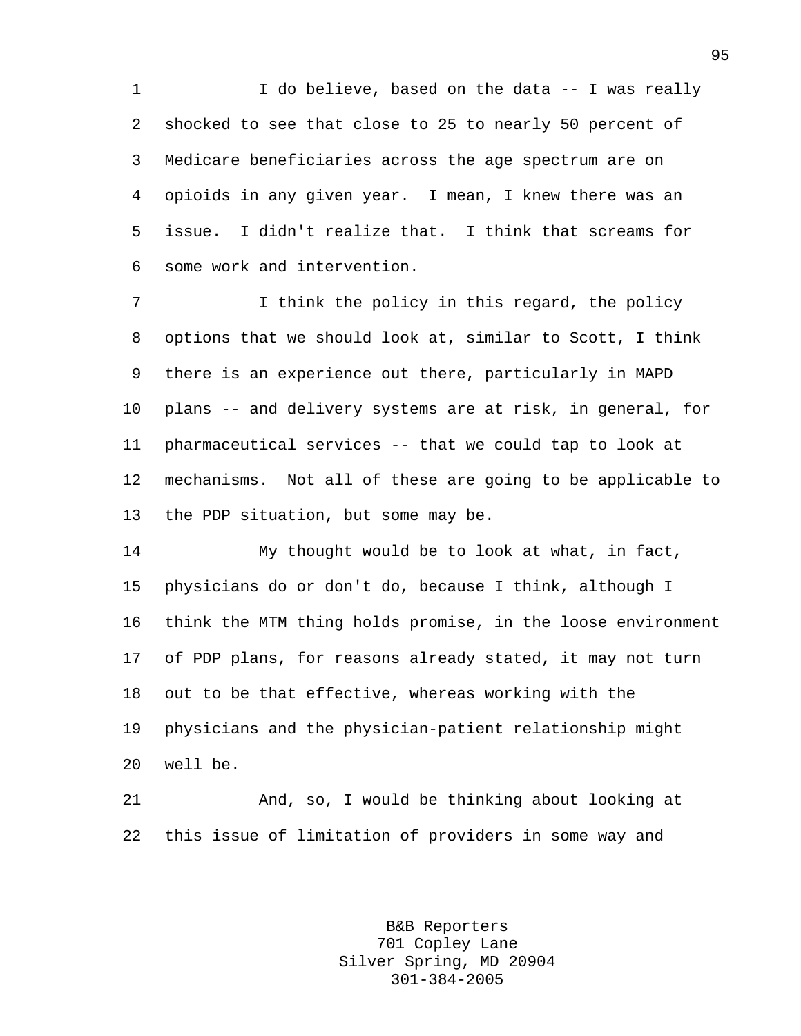I do believe, based on the data -- I was really shocked to see that close to 25 to nearly 50 percent of Medicare beneficiaries across the age spectrum are on opioids in any given year. I mean, I knew there was an issue. I didn't realize that. I think that screams for some work and intervention.

I think the policy in this regard, the policy options that we should look at, similar to Scott, I think there is an experience out there, particularly in MAPD plans -- and delivery systems are at risk, in general, for pharmaceutical services -- that we could tap to look at mechanisms. Not all of these are going to be applicable to the PDP situation, but some may be.

My thought would be to look at what, in fact, physicians do or don't do, because I think, although I think the MTM thing holds promise, in the loose environment of PDP plans, for reasons already stated, it may not turn out to be that effective, whereas working with the physicians and the physician-patient relationship might well be.

And, so, I would be thinking about looking at this issue of limitation of providers in some way and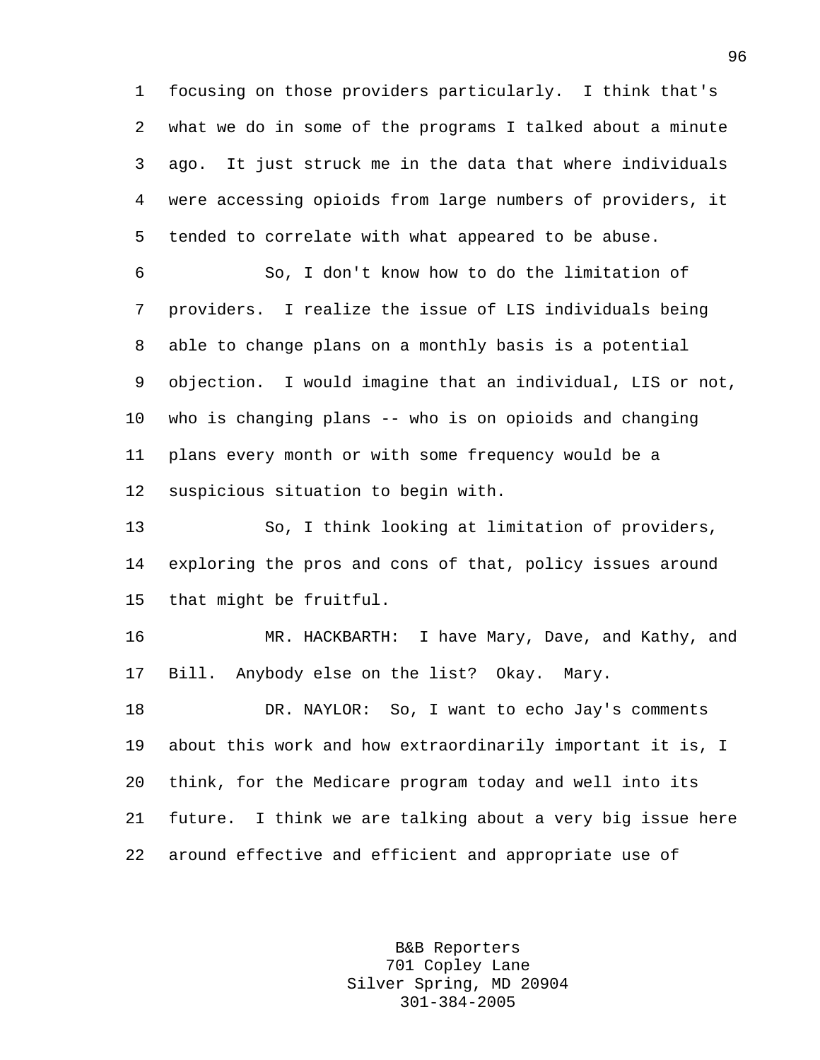focusing on those providers particularly. I think that's what we do in some of the programs I talked about a minute ago. It just struck me in the data that where individuals were accessing opioids from large numbers of providers, it tended to correlate with what appeared to be abuse.

So, I don't know how to do the limitation of providers. I realize the issue of LIS individuals being able to change plans on a monthly basis is a potential objection. I would imagine that an individual, LIS or not, who is changing plans -- who is on opioids and changing plans every month or with some frequency would be a suspicious situation to begin with.

So, I think looking at limitation of providers, exploring the pros and cons of that, policy issues around that might be fruitful.

MR. HACKBARTH: I have Mary, Dave, and Kathy, and Bill. Anybody else on the list? Okay. Mary.

DR. NAYLOR: So, I want to echo Jay's comments about this work and how extraordinarily important it is, I think, for the Medicare program today and well into its future. I think we are talking about a very big issue here around effective and efficient and appropriate use of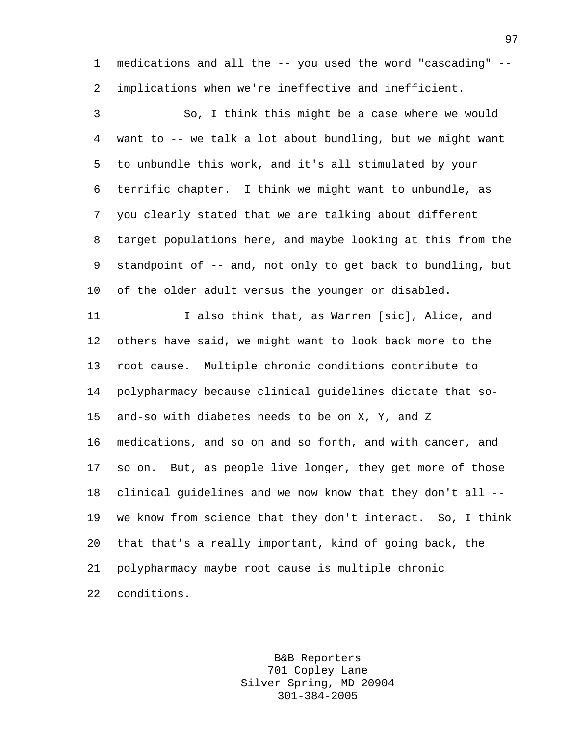medications and all the -- you used the word "cascading" -- implications when we're ineffective and inefficient.

So, I think this might be a case where we would want to -- we talk a lot about bundling, but we might want to unbundle this work, and it's all stimulated by your terrific chapter. I think we might want to unbundle, as you clearly stated that we are talking about different target populations here, and maybe looking at this from the standpoint of -- and, not only to get back to bundling, but of the older adult versus the younger or disabled.

I also think that, as Warren [sic], Alice, and others have said, we might want to look back more to the root cause. Multiple chronic conditions contribute to polypharmacy because clinical guidelines dictate that so-and-so with diabetes needs to be on X, Y, and Z medications, and so on and so forth, and with cancer, and so on. But, as people live longer, they get more of those clinical guidelines and we now know that they don't all -- we know from science that they don't interact. So, I think that that's a really important, kind of going back, the polypharmacy maybe root cause is multiple chronic conditions.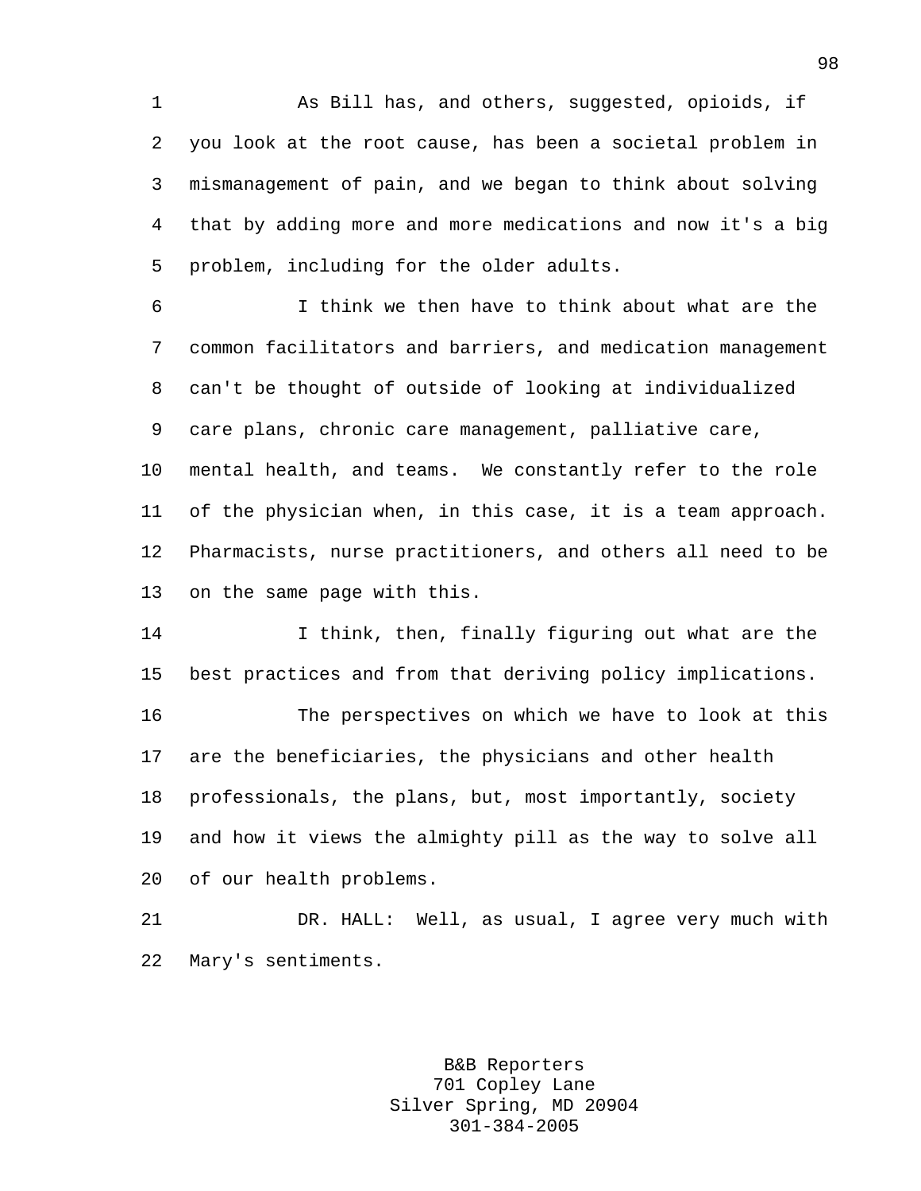As Bill has, and others, suggested, opioids, if you look at the root cause, has been a societal problem in mismanagement of pain, and we began to think about solving that by adding more and more medications and now it's a big problem, including for the older adults.

I think we then have to think about what are the common facilitators and barriers, and medication management can't be thought of outside of looking at individualized care plans, chronic care management, palliative care, mental health, and teams. We constantly refer to the role of the physician when, in this case, it is a team approach. Pharmacists, nurse practitioners, and others all need to be on the same page with this.

I think, then, finally figuring out what are the best practices and from that deriving policy implications.

The perspectives on which we have to look at this are the beneficiaries, the physicians and other health professionals, the plans, but, most importantly, society and how it views the almighty pill as the way to solve all of our health problems.

DR. HALL: Well, as usual, I agree very much with Mary's sentiments.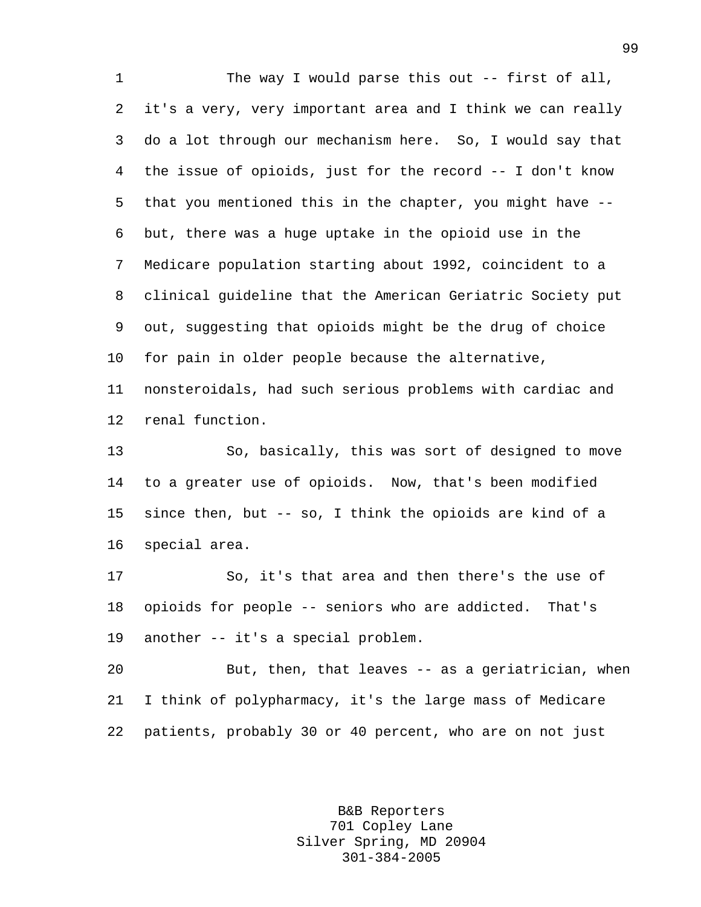The way I would parse this out -- first of all, it's a very, very important area and I think we can really do a lot through our mechanism here. So, I would say that the issue of opioids, just for the record -- I don't know that you mentioned this in the chapter, you might have -- but, there was a huge uptake in the opioid use in the Medicare population starting about 1992, coincident to a clinical guideline that the American Geriatric Society put out, suggesting that opioids might be the drug of choice for pain in older people because the alternative, nonsteroidals, had such serious problems with cardiac and renal function.

So, basically, this was sort of designed to move to a greater use of opioids. Now, that's been modified since then, but -- so, I think the opioids are kind of a special area.

So, it's that area and then there's the use of opioids for people -- seniors who are addicted. That's another -- it's a special problem.

But, then, that leaves -- as a geriatrician, when I think of polypharmacy, it's the large mass of Medicare patients, probably 30 or 40 percent, who are on not just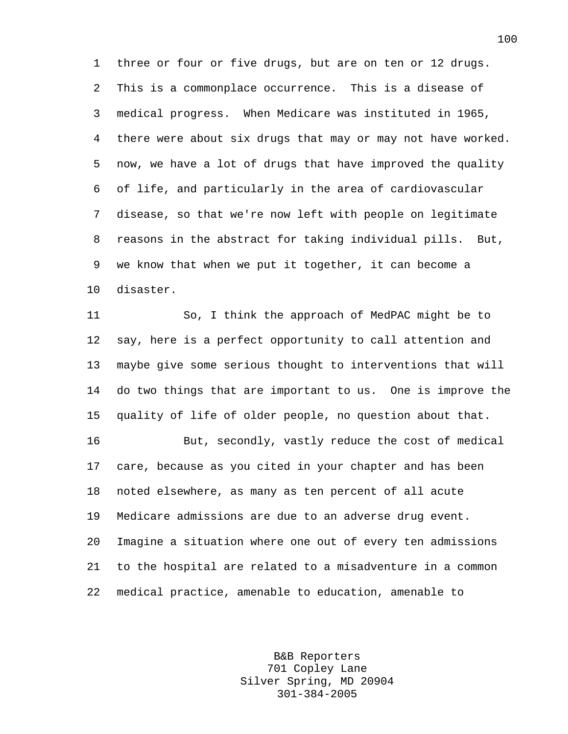three or four or five drugs, but are on ten or 12 drugs. This is a commonplace occurrence. This is a disease of medical progress. When Medicare was instituted in 1965, there were about six drugs that may or may not have worked. now, we have a lot of drugs that have improved the quality of life, and particularly in the area of cardiovascular disease, so that we're now left with people on legitimate reasons in the abstract for taking individual pills. But, we know that when we put it together, it can become a disaster.

So, I think the approach of MedPAC might be to say, here is a perfect opportunity to call attention and maybe give some serious thought to interventions that will do two things that are important to us. One is improve the quality of life of older people, no question about that.

But, secondly, vastly reduce the cost of medical care, because as you cited in your chapter and has been noted elsewhere, as many as ten percent of all acute Medicare admissions are due to an adverse drug event. Imagine a situation where one out of every ten admissions to the hospital are related to a misadventure in a common medical practice, amenable to education, amenable to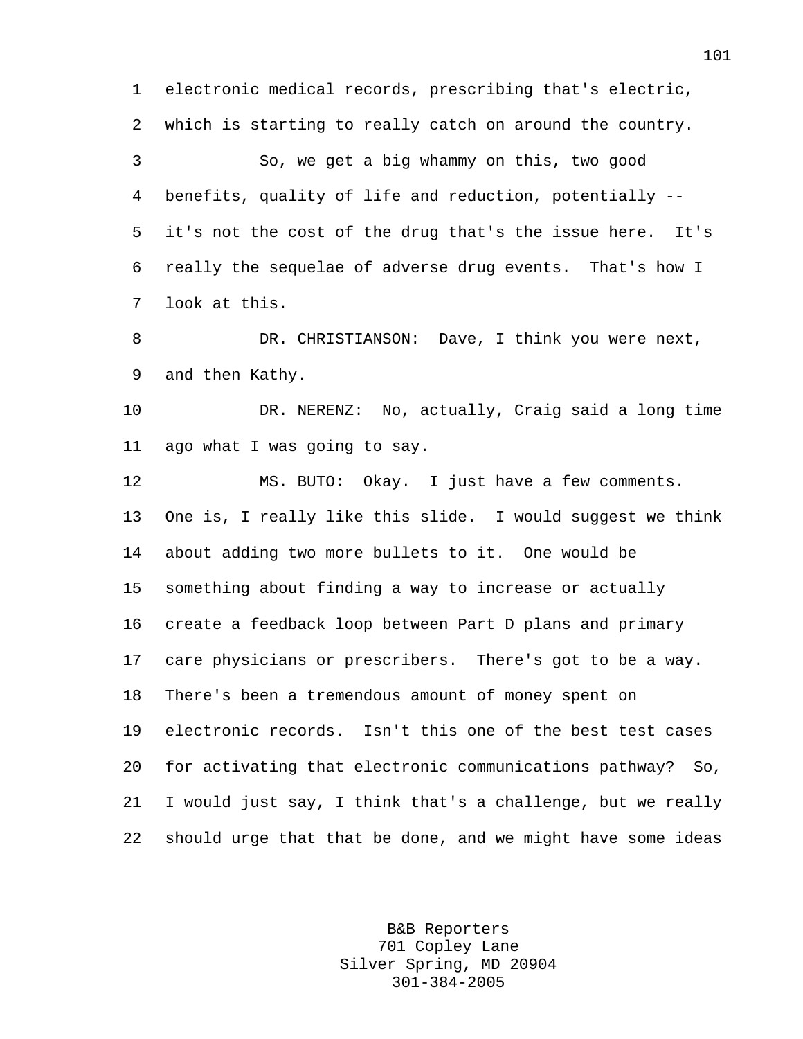electronic medical records, prescribing that's electric, which is starting to really catch on around the country.

So, we get a big whammy on this, two good benefits, quality of life and reduction, potentially -- it's not the cost of the drug that's the issue here. It's really the sequelae of adverse drug events. That's how I look at this.

DR. CHRISTIANSON: Dave, I think you were next, and then Kathy.

DR. NERENZ: No, actually, Craig said a long time ago what I was going to say.

MS. BUTO: Okay. I just have a few comments. One is, I really like this slide. I would suggest we think about adding two more bullets to it. One would be something about finding a way to increase or actually create a feedback loop between Part D plans and primary care physicians or prescribers. There's got to be a way. There's been a tremendous amount of money spent on electronic records. Isn't this one of the best test cases for activating that electronic communications pathway? So, I would just say, I think that's a challenge, but we really should urge that that be done, and we might have some ideas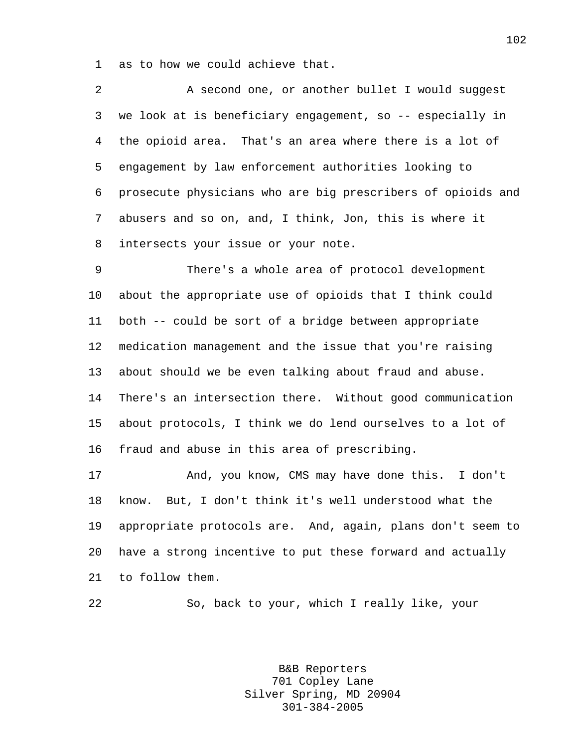1 as to how we could achieve that.

2 A second one, or another bullet I would suggest
3 we look at is beneficiary engagement, so -- especially in
4 the opioid area. That's an area where there is a lot of
5 engagement by law enforcement authorities looking to
6 prosecute physicians who are big prescribers of opioids and
7 abusers and so on, and, I think, Jon, this is where it
8 intersects your issue or your note.

9 There's a whole area of protocol development
10 about the appropriate use of opioids that I think could
11 both -- could be sort of a bridge between appropriate
12 medication management and the issue that you're raising
13 about should we be even talking about fraud and abuse.
14 There's an intersection there. Without good communication
15 about protocols, I think we do lend ourselves to a lot of
16 fraud and abuse in this area of prescribing.

17 And, you know, CMS may have done this. I don't
18 know. But, I don't think it's well understood what the
19 appropriate protocols are. And, again, plans don't seem to
20 have a strong incentive to put these forward and actually
21 to follow them.

22 So, back to your, which I really like, your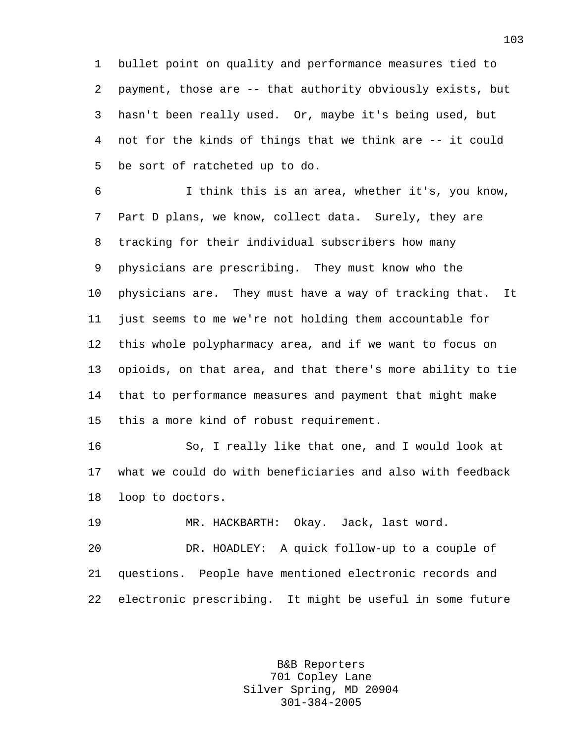bullet point on quality and performance measures tied to payment, those are -- that authority obviously exists, but hasn't been really used. Or, maybe it's being used, but not for the kinds of things that we think are -- it could be sort of ratcheted up to do.

I think this is an area, whether it's, you know, Part D plans, we know, collect data. Surely, they are tracking for their individual subscribers how many physicians are prescribing. They must know who the physicians are. They must have a way of tracking that. It just seems to me we're not holding them accountable for this whole polypharmacy area, and if we want to focus on opioids, on that area, and that there's more ability to tie that to performance measures and payment that might make this a more kind of robust requirement.

So, I really like that one, and I would look at what we could do with beneficiaries and also with feedback loop to doctors.

MR. HACKBARTH: Okay. Jack, last word.

DR. HOADLEY: A quick follow-up to a couple of questions. People have mentioned electronic records and electronic prescribing. It might be useful in some future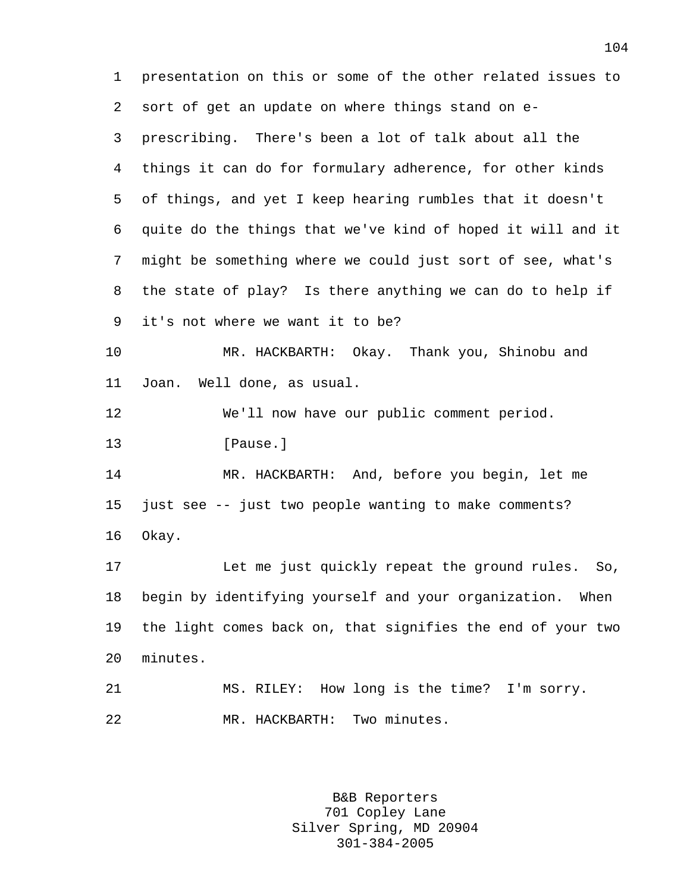presentation on this or some of the other related issues to sort of get an update on where things stand on e-prescribing. There's been a lot of talk about all the things it can do for formulary adherence, for other kinds of things, and yet I keep hearing rumbles that it doesn't quite do the things that we've kind of hoped it will and it might be something where we could just sort of see, what's the state of play? Is there anything we can do to help if it's not where we want it to be?

MR. HACKBARTH: Okay. Thank you, Shinobu and Joan. Well done, as usual.

We'll now have our public comment period.

[Pause.]

MR. HACKBARTH: And, before you begin, let me just see -- just two people wanting to make comments? Okay.

Let me just quickly repeat the ground rules. So, begin by identifying yourself and your organization. When the light comes back on, that signifies the end of your two minutes.

MS. RILEY: How long is the time? I'm sorry.

MR. HACKBARTH: Two minutes.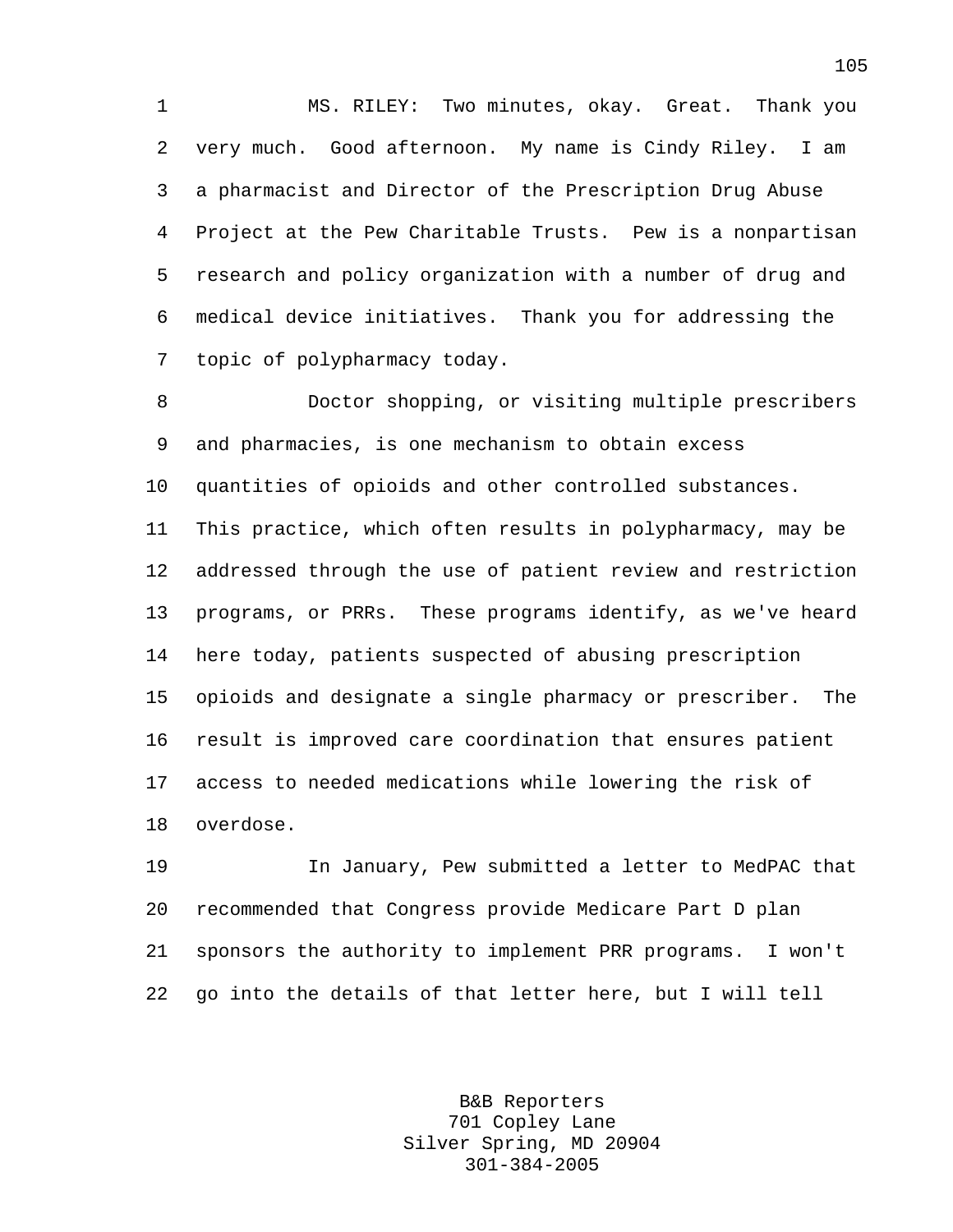MS. RILEY: Two minutes, okay. Great. Thank you very much. Good afternoon. My name is Cindy Riley. I am a pharmacist and Director of the Prescription Drug Abuse Project at the Pew Charitable Trusts. Pew is a nonpartisan research and policy organization with a number of drug and medical device initiatives. Thank you for addressing the topic of polypharmacy today.

Doctor shopping, or visiting multiple prescribers and pharmacies, is one mechanism to obtain excess quantities of opioids and other controlled substances. This practice, which often results in polypharmacy, may be addressed through the use of patient review and restriction programs, or PRRs. These programs identify, as we've heard here today, patients suspected of abusing prescription opioids and designate a single pharmacy or prescriber. The result is improved care coordination that ensures patient access to needed medications while lowering the risk of overdose.

In January, Pew submitted a letter to MedPAC that recommended that Congress provide Medicare Part D plan sponsors the authority to implement PRR programs. I won't go into the details of that letter here, but I will tell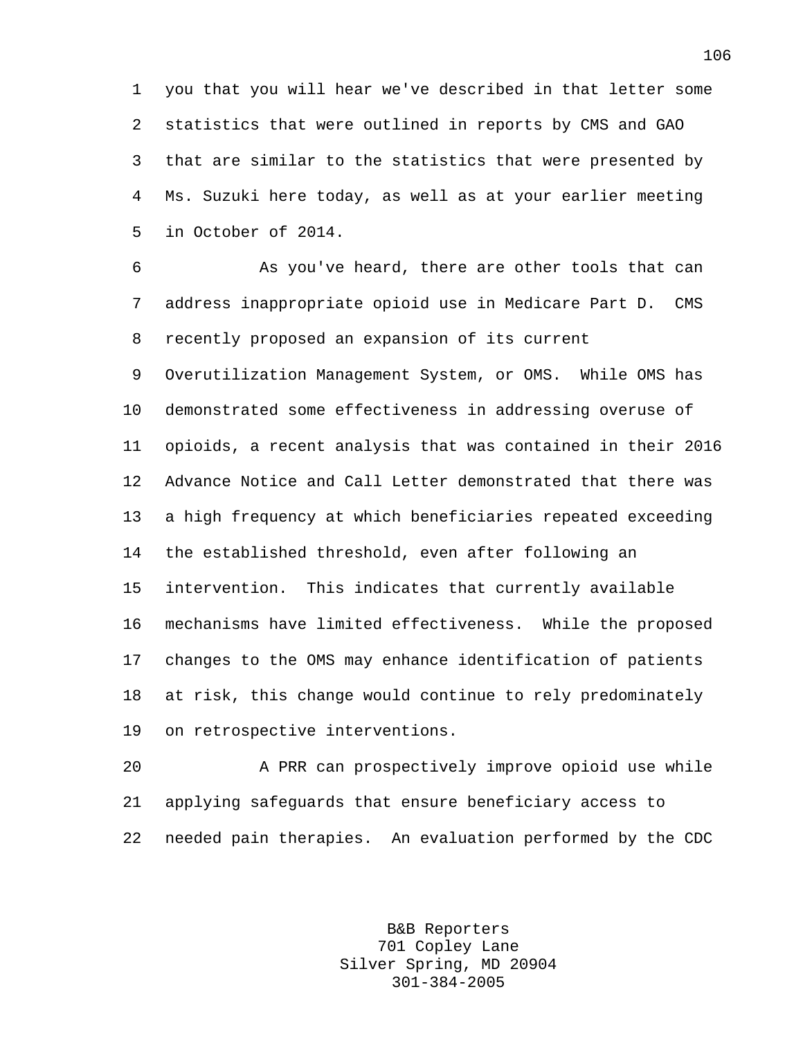1 you that you will hear we've described in that letter some
2 statistics that were outlined in reports by CMS and GAO
3 that are similar to the statistics that were presented by
4 Ms. Suzuki here today, as well as at your earlier meeting
5 in October of 2014.

6 As you've heard, there are other tools that can
7 address inappropriate opioid use in Medicare Part D. CMS
8 recently proposed an expansion of its current
9 Overutilization Management System, or OMS. While OMS has
10 demonstrated some effectiveness in addressing overuse of
11 opioids, a recent analysis that was contained in their 2016
12 Advance Notice and Call Letter demonstrated that there was
13 a high frequency at which beneficiaries repeated exceeding
14 the established threshold, even after following an
15 intervention. This indicates that currently available
16 mechanisms have limited effectiveness. While the proposed
17 changes to the OMS may enhance identification of patients
18 at risk, this change would continue to rely predominately
19 on retrospective interventions.

20 A PRR can prospectively improve opioid use while
21 applying safeguards that ensure beneficiary access to
22 needed pain therapies. An evaluation performed by the CDC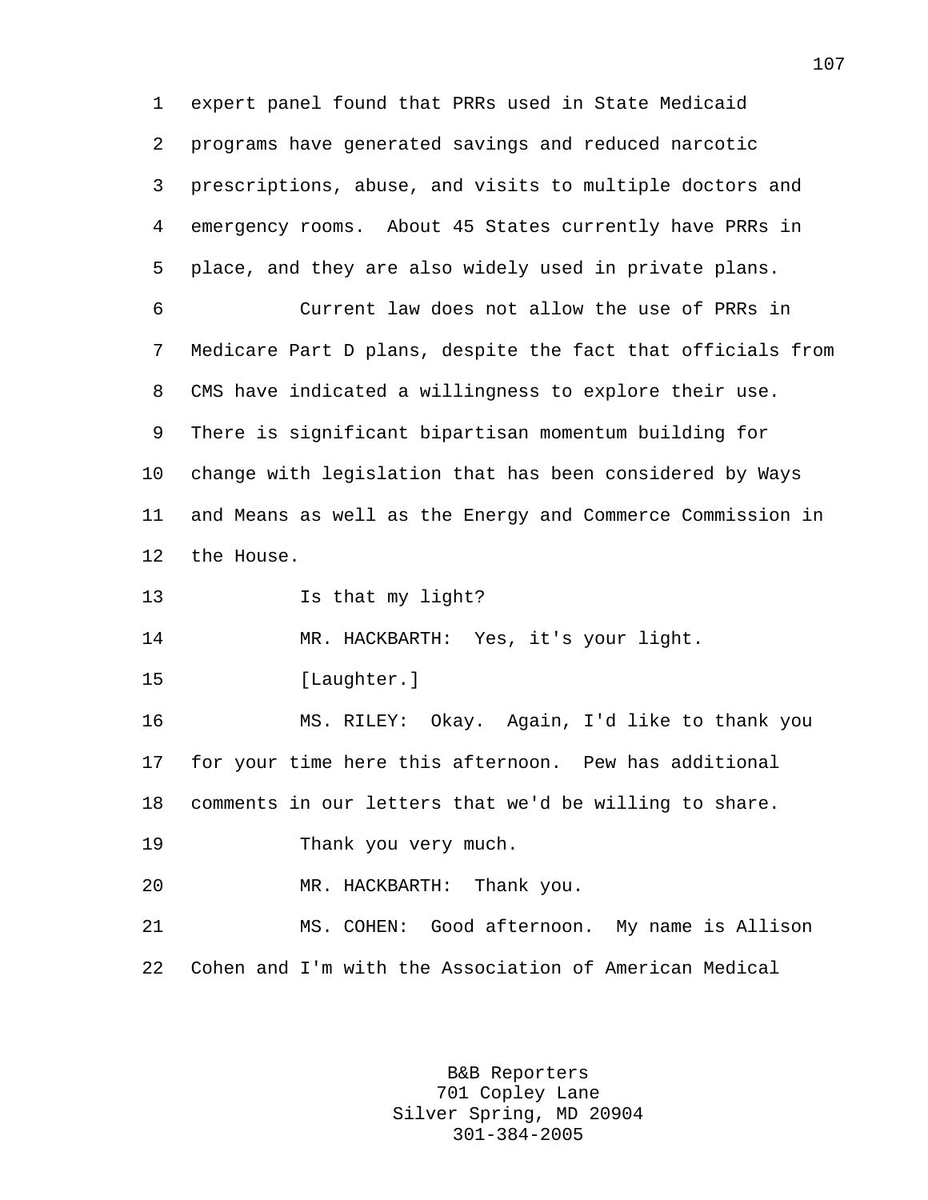expert panel found that PRRs used in State Medicaid programs have generated savings and reduced narcotic prescriptions, abuse, and visits to multiple doctors and emergency rooms. About 45 States currently have PRRs in place, and they are also widely used in private plans.

Current law does not allow the use of PRRs in Medicare Part D plans, despite the fact that officials from CMS have indicated a willingness to explore their use. There is significant bipartisan momentum building for change with legislation that has been considered by Ways and Means as well as the Energy and Commerce Commission in the House.

Is that my light?

MR. HACKBARTH: Yes, it's your light.

[Laughter.]

MS. RILEY: Okay. Again, I'd like to thank you for your time here this afternoon. Pew has additional comments in our letters that we'd be willing to share.

Thank you very much.

MR. HACKBARTH: Thank you.

MS. COHEN: Good afternoon. My name is Allison Cohen and I'm with the Association of American Medical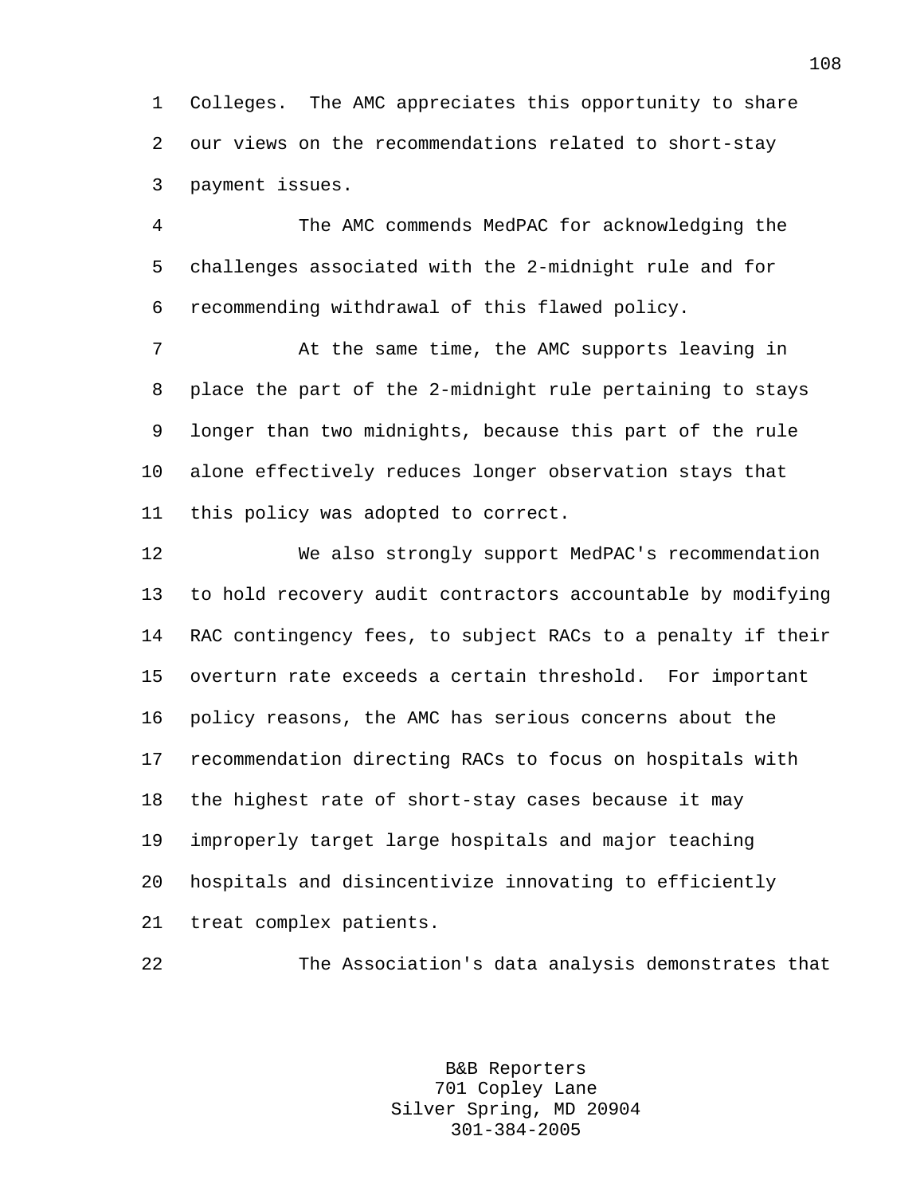Colleges. The AMC appreciates this opportunity to share our views on the recommendations related to short-stay payment issues.

The AMC commends MedPAC for acknowledging the challenges associated with the 2-midnight rule and for recommending withdrawal of this flawed policy.

At the same time, the AMC supports leaving in place the part of the 2-midnight rule pertaining to stays longer than two midnights, because this part of the rule alone effectively reduces longer observation stays that this policy was adopted to correct.

We also strongly support MedPAC's recommendation to hold recovery audit contractors accountable by modifying RAC contingency fees, to subject RACs to a penalty if their overturn rate exceeds a certain threshold. For important policy reasons, the AMC has serious concerns about the recommendation directing RACs to focus on hospitals with the highest rate of short-stay cases because it may improperly target large hospitals and major teaching hospitals and disincentivize innovating to efficiently treat complex patients.

The Association's data analysis demonstrates that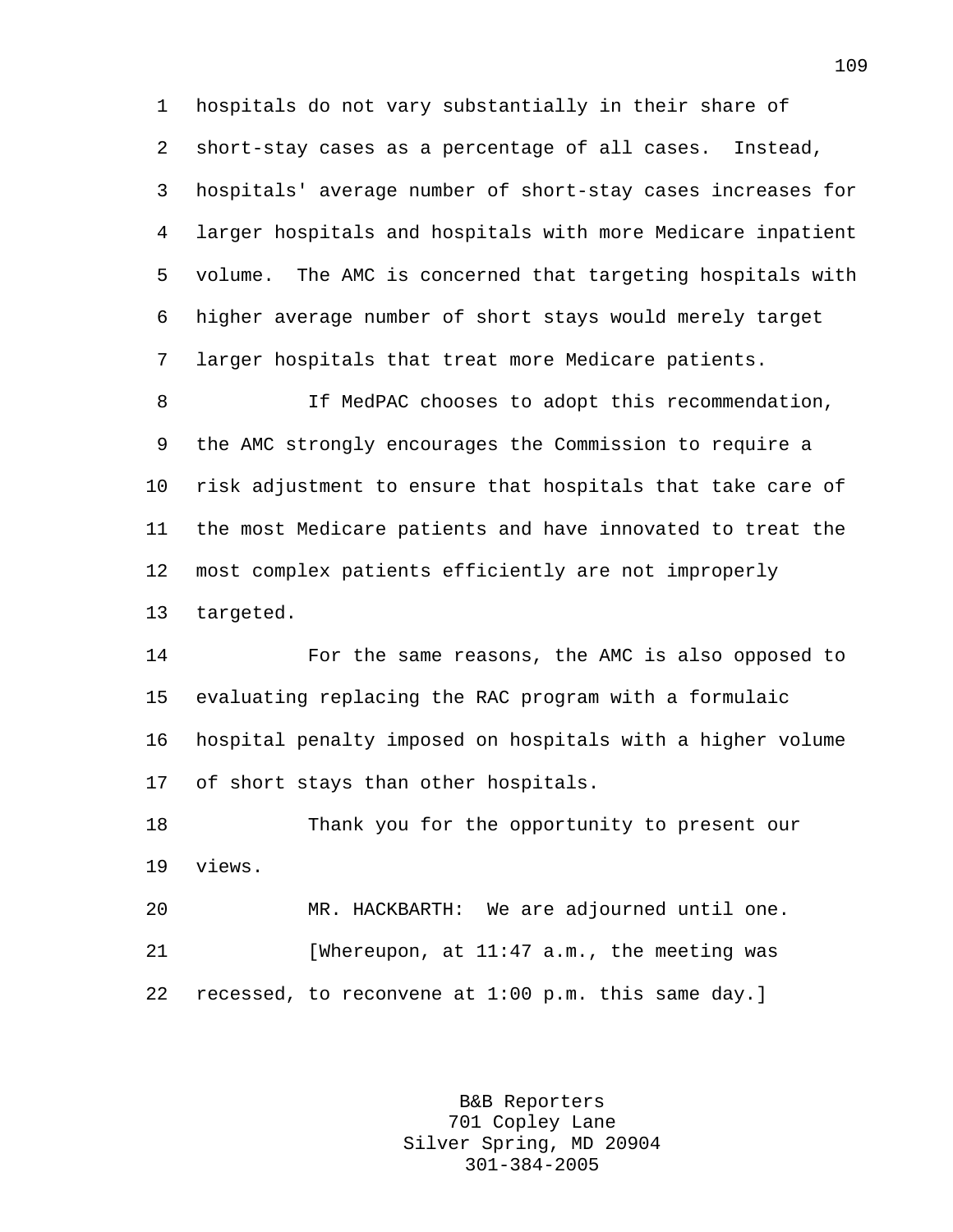hospitals do not vary substantially in their share of short-stay cases as a percentage of all cases. Instead, hospitals' average number of short-stay cases increases for larger hospitals and hospitals with more Medicare inpatient volume. The AMC is concerned that targeting hospitals with higher average number of short stays would merely target larger hospitals that treat more Medicare patients.

If MedPAC chooses to adopt this recommendation, the AMC strongly encourages the Commission to require a risk adjustment to ensure that hospitals that take care of the most Medicare patients and have innovated to treat the most complex patients efficiently are not improperly targeted.

For the same reasons, the AMC is also opposed to evaluating replacing the RAC program with a formulaic hospital penalty imposed on hospitals with a higher volume of short stays than other hospitals.

Thank you for the opportunity to present our views.

MR. HACKBARTH: We are adjourned until one.

[Whereupon, at 11:47 a.m., the meeting was recessed, to reconvene at 1:00 p.m. this same day.]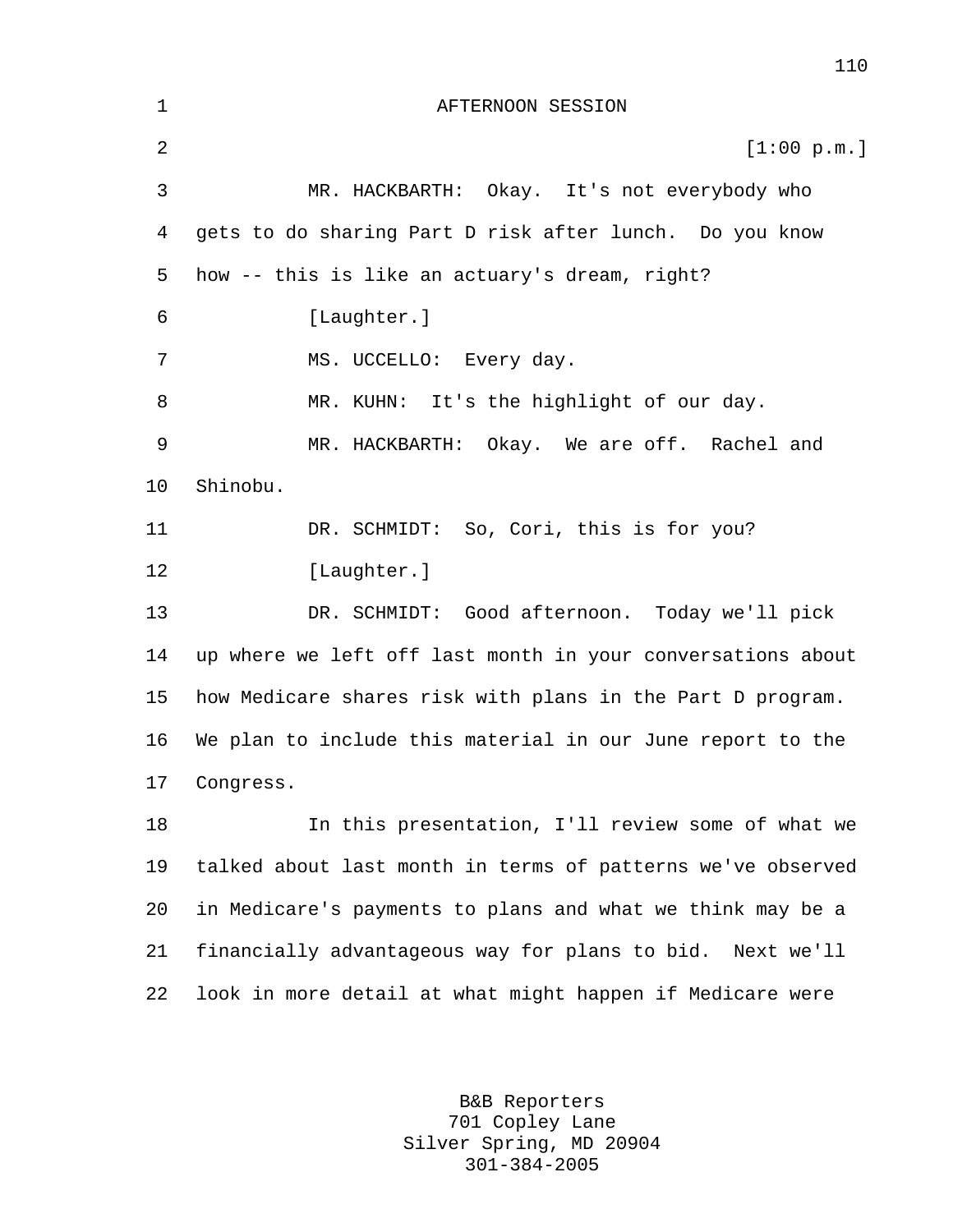AFTERNOON SESSION

[1:00 p.m.]

MR. HACKBARTH: Okay. It's not everybody who gets to do sharing Part D risk after lunch. Do you know how -- this is like an actuary's dream, right?

[Laughter.]

MS. UCCELLO: Every day.

MR. KUHN: It's the highlight of our day.

MR. HACKBARTH: Okay. We are off. Rachel and Shinobu.

DR. SCHMIDT: So, Cori, this is for you?

[Laughter.]

DR. SCHMIDT: Good afternoon. Today we'll pick up where we left off last month in your conversations about how Medicare shares risk with plans in the Part D program. We plan to include this material in our June report to the Congress.

In this presentation, I'll review some of what we talked about last month in terms of patterns we've observed in Medicare's payments to plans and what we think may be a financially advantageous way for plans to bid. Next we'll look in more detail at what might happen if Medicare were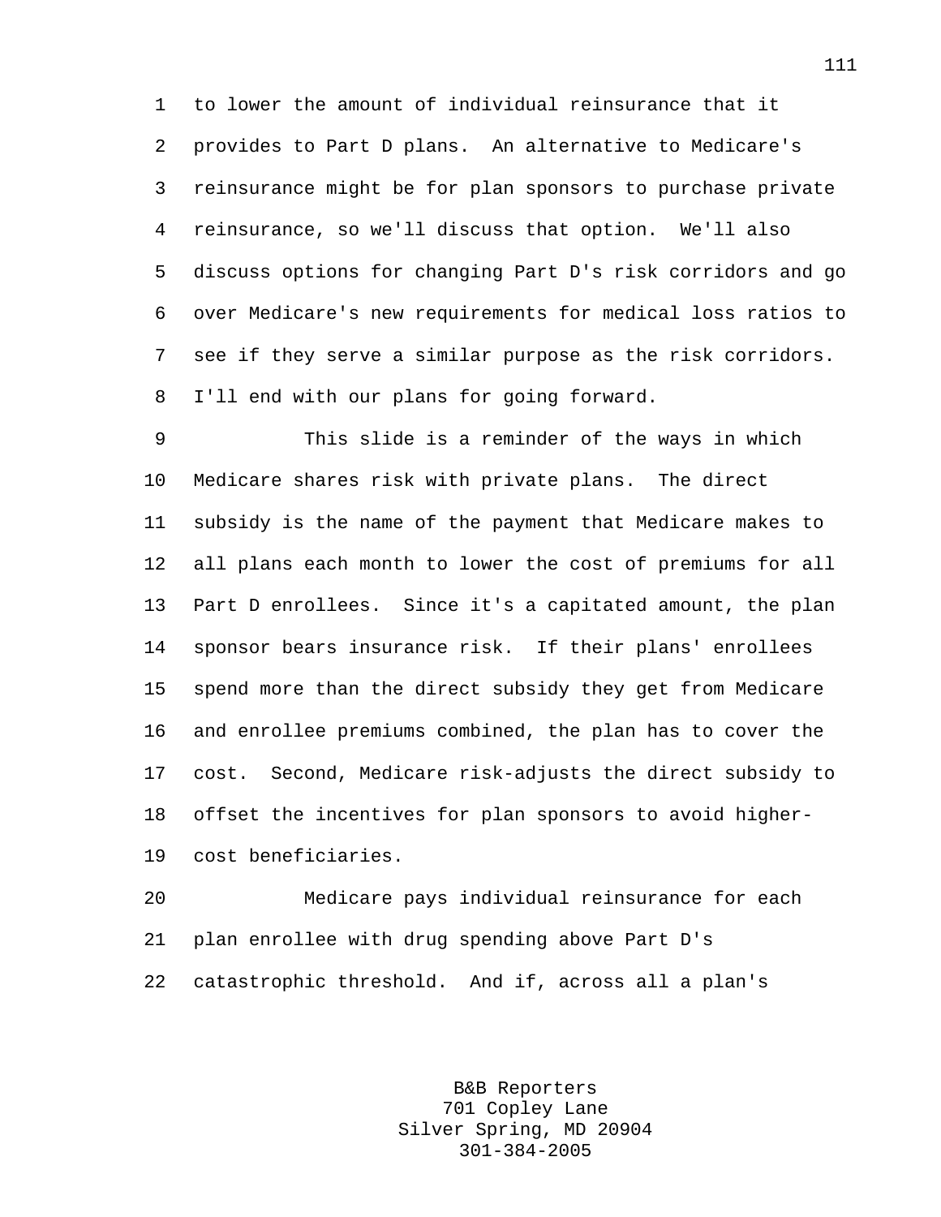to lower the amount of individual reinsurance that it provides to Part D plans. An alternative to Medicare's reinsurance might be for plan sponsors to purchase private reinsurance, so we'll discuss that option. We'll also discuss options for changing Part D's risk corridors and go over Medicare's new requirements for medical loss ratios to see if they serve a similar purpose as the risk corridors. I'll end with our plans for going forward.

This slide is a reminder of the ways in which Medicare shares risk with private plans. The direct subsidy is the name of the payment that Medicare makes to all plans each month to lower the cost of premiums for all Part D enrollees. Since it's a capitated amount, the plan sponsor bears insurance risk. If their plans' enrollees spend more than the direct subsidy they get from Medicare and enrollee premiums combined, the plan has to cover the cost. Second, Medicare risk-adjusts the direct subsidy to offset the incentives for plan sponsors to avoid higher-cost beneficiaries.

Medicare pays individual reinsurance for each plan enrollee with drug spending above Part D's catastrophic threshold. And if, across all a plan's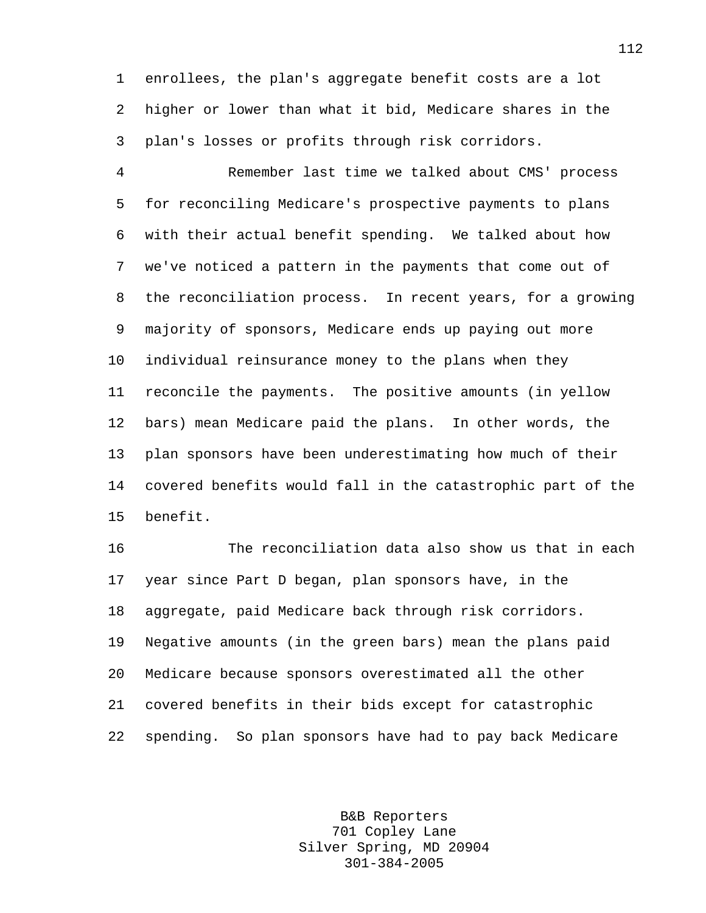enrollees, the plan's aggregate benefit costs are a lot higher or lower than what it bid, Medicare shares in the plan's losses or profits through risk corridors.

Remember last time we talked about CMS' process for reconciling Medicare's prospective payments to plans with their actual benefit spending. We talked about how we've noticed a pattern in the payments that come out of the reconciliation process. In recent years, for a growing majority of sponsors, Medicare ends up paying out more individual reinsurance money to the plans when they reconcile the payments. The positive amounts (in yellow bars) mean Medicare paid the plans. In other words, the plan sponsors have been underestimating how much of their covered benefits would fall in the catastrophic part of the benefit.

The reconciliation data also show us that in each year since Part D began, plan sponsors have, in the aggregate, paid Medicare back through risk corridors. Negative amounts (in the green bars) mean the plans paid Medicare because sponsors overestimated all the other covered benefits in their bids except for catastrophic spending. So plan sponsors have had to pay back Medicare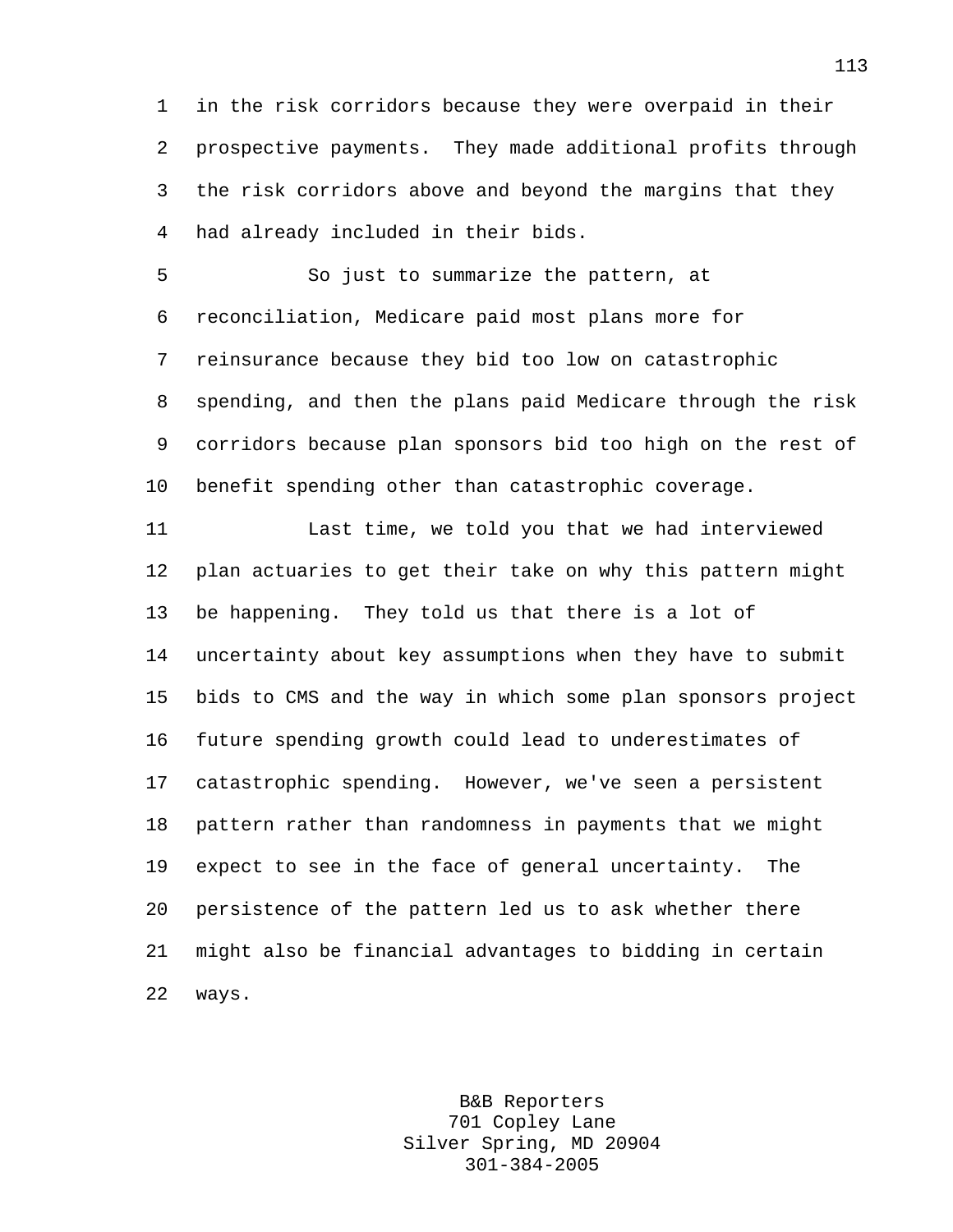in the risk corridors because they were overpaid in their prospective payments. They made additional profits through the risk corridors above and beyond the margins that they had already included in their bids.

So just to summarize the pattern, at reconciliation, Medicare paid most plans more for reinsurance because they bid too low on catastrophic spending, and then the plans paid Medicare through the risk corridors because plan sponsors bid too high on the rest of benefit spending other than catastrophic coverage.

Last time, we told you that we had interviewed plan actuaries to get their take on why this pattern might be happening. They told us that there is a lot of uncertainty about key assumptions when they have to submit bids to CMS and the way in which some plan sponsors project future spending growth could lead to underestimates of catastrophic spending. However, we've seen a persistent pattern rather than randomness in payments that we might expect to see in the face of general uncertainty. The persistence of the pattern led us to ask whether there might also be financial advantages to bidding in certain ways.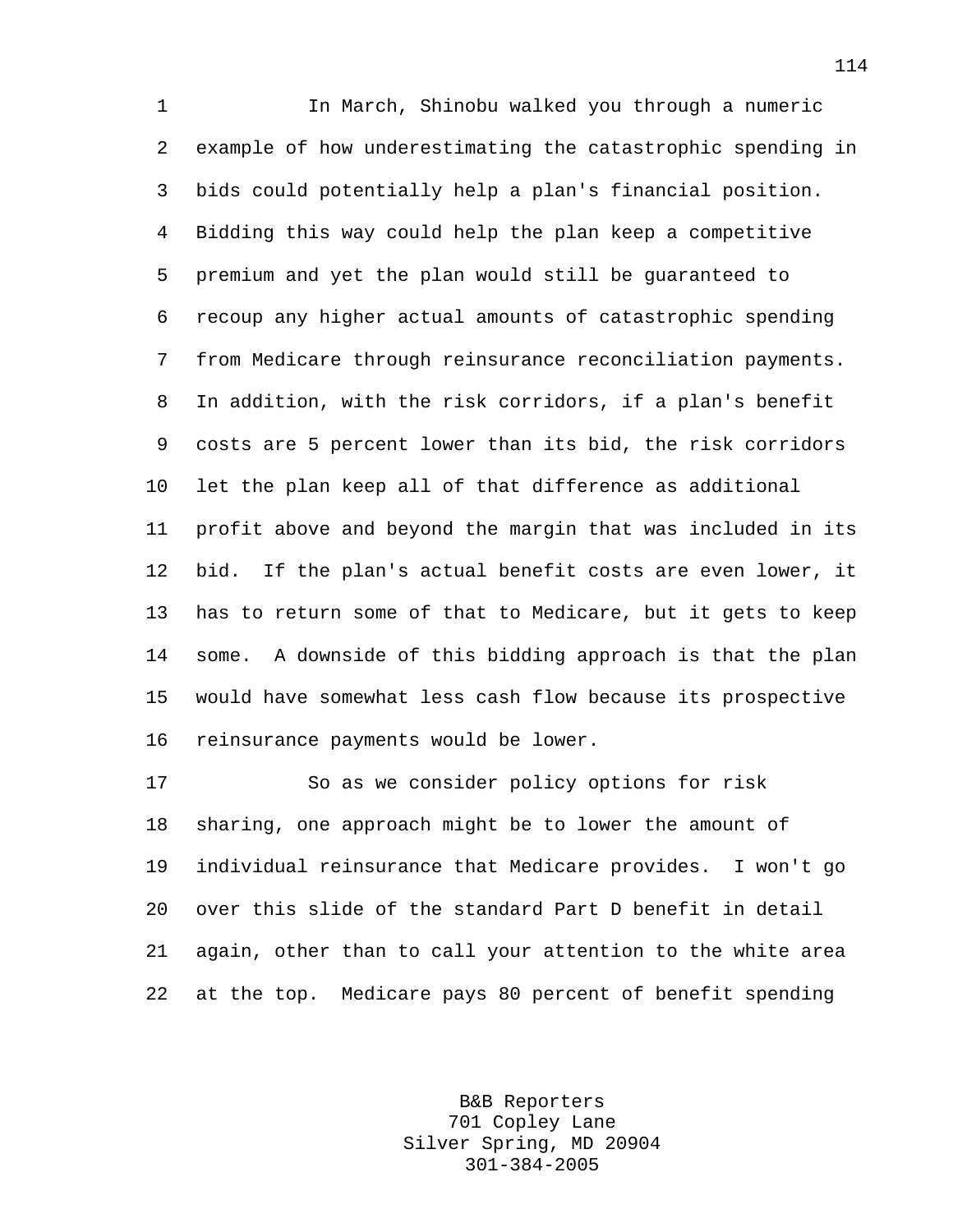In March, Shinobu walked you through a numeric example of how underestimating the catastrophic spending in bids could potentially help a plan's financial position. Bidding this way could help the plan keep a competitive premium and yet the plan would still be guaranteed to recoup any higher actual amounts of catastrophic spending from Medicare through reinsurance reconciliation payments. In addition, with the risk corridors, if a plan's benefit costs are 5 percent lower than its bid, the risk corridors let the plan keep all of that difference as additional profit above and beyond the margin that was included in its bid. If the plan's actual benefit costs are even lower, it has to return some of that to Medicare, but it gets to keep some. A downside of this bidding approach is that the plan would have somewhat less cash flow because its prospective reinsurance payments would be lower.

So as we consider policy options for risk sharing, one approach might be to lower the amount of individual reinsurance that Medicare provides. I won't go over this slide of the standard Part D benefit in detail again, other than to call your attention to the white area at the top. Medicare pays 80 percent of benefit spending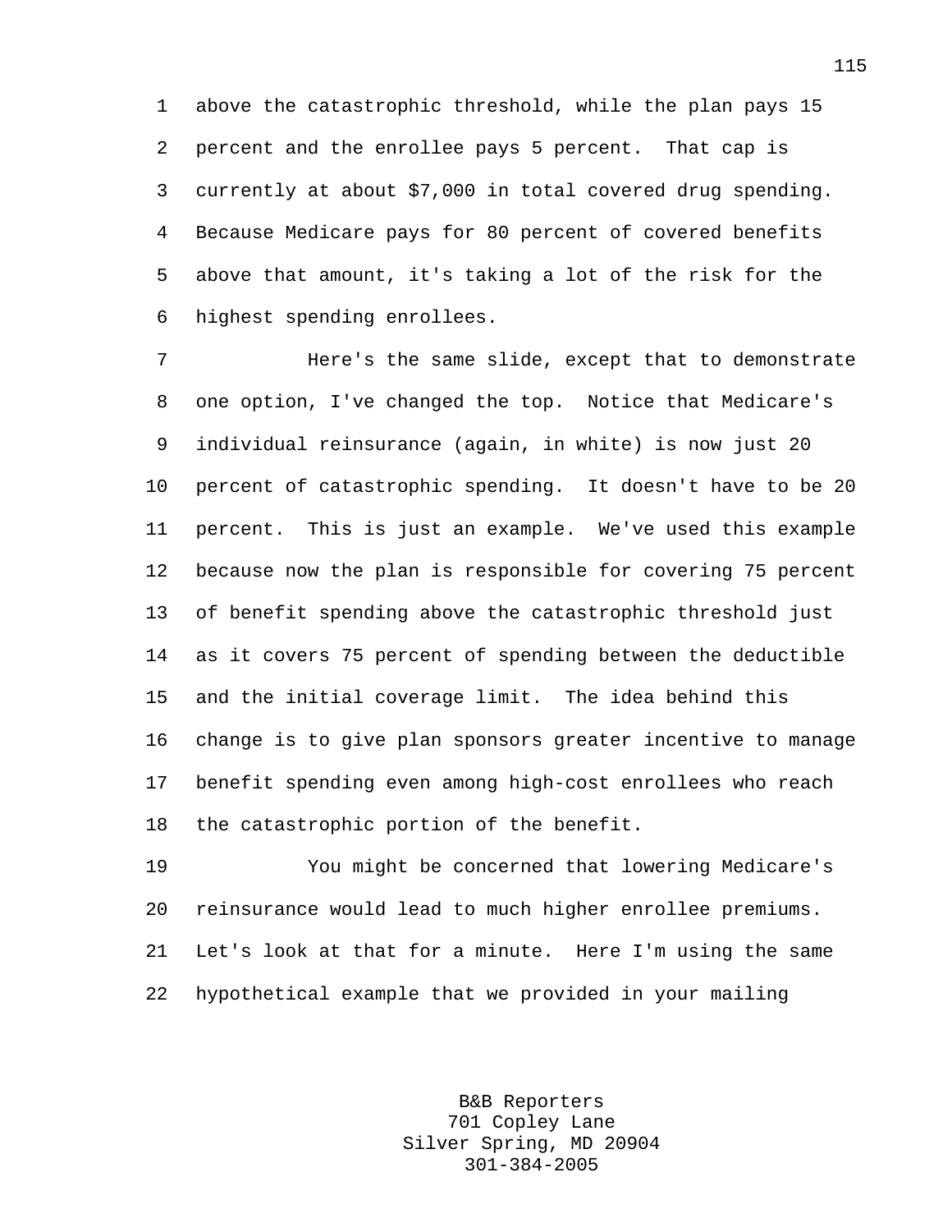above the catastrophic threshold, while the plan pays 15 percent and the enrollee pays 5 percent. That cap is currently at about $7,000 in total covered drug spending. Because Medicare pays for 80 percent of covered benefits above that amount, it's taking a lot of the risk for the highest spending enrollees.

Here's the same slide, except that to demonstrate one option, I've changed the top. Notice that Medicare's individual reinsurance (again, in white) is now just 20 percent of catastrophic spending. It doesn't have to be 20 percent. This is just an example. We've used this example because now the plan is responsible for covering 75 percent of benefit spending above the catastrophic threshold just as it covers 75 percent of spending between the deductible and the initial coverage limit. The idea behind this change is to give plan sponsors greater incentive to manage benefit spending even among high-cost enrollees who reach the catastrophic portion of the benefit.

You might be concerned that lowering Medicare's reinsurance would lead to much higher enrollee premiums. Let's look at that for a minute. Here I'm using the same hypothetical example that we provided in your mailing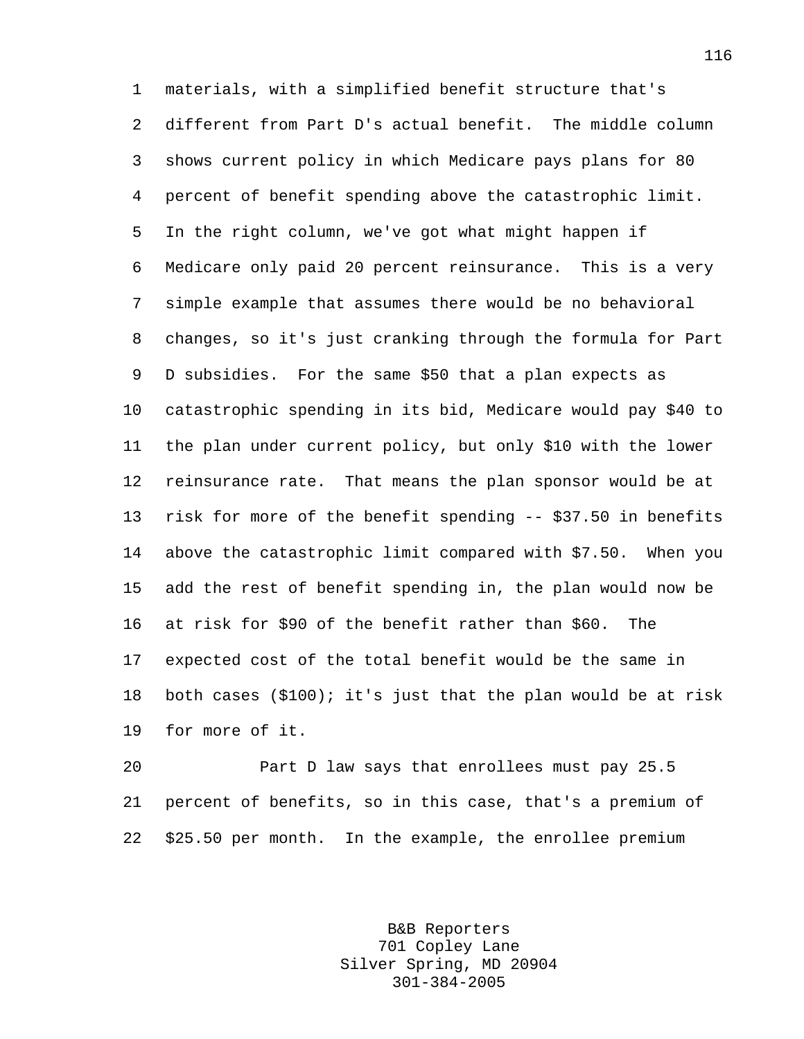materials, with a simplified benefit structure that's different from Part D's actual benefit. The middle column shows current policy in which Medicare pays plans for 80 percent of benefit spending above the catastrophic limit. In the right column, we've got what might happen if Medicare only paid 20 percent reinsurance. This is a very simple example that assumes there would be no behavioral changes, so it's just cranking through the formula for Part D subsidies. For the same $50 that a plan expects as catastrophic spending in its bid, Medicare would pay $40 to the plan under current policy, but only $10 with the lower reinsurance rate. That means the plan sponsor would be at risk for more of the benefit spending -- $37.50 in benefits above the catastrophic limit compared with $7.50. When you add the rest of benefit spending in, the plan would now be at risk for $90 of the benefit rather than $60. The expected cost of the total benefit would be the same in both cases ($100); it's just that the plan would be at risk for more of it.

Part D law says that enrollees must pay 25.5 percent of benefits, so in this case, that's a premium of $25.50 per month. In the example, the enrollee premium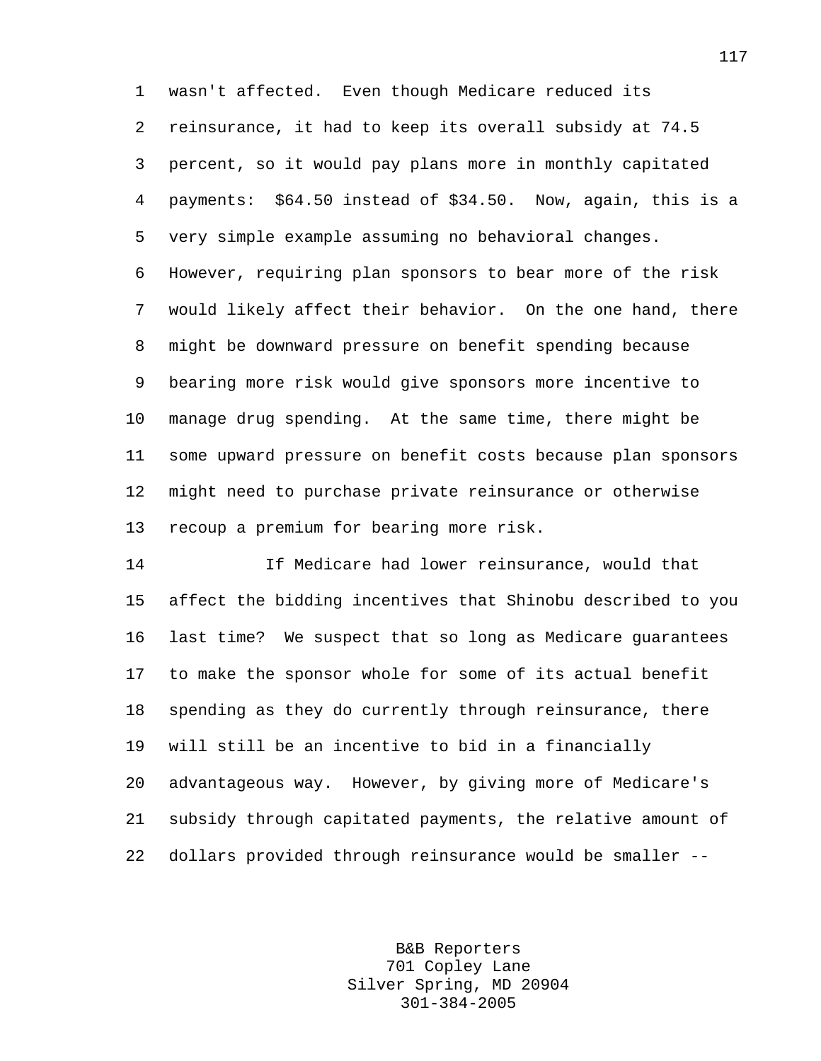wasn't affected. Even though Medicare reduced its reinsurance, it had to keep its overall subsidy at 74.5 percent, so it would pay plans more in monthly capitated payments: $64.50 instead of $34.50. Now, again, this is a very simple example assuming no behavioral changes. However, requiring plan sponsors to bear more of the risk would likely affect their behavior. On the one hand, there might be downward pressure on benefit spending because bearing more risk would give sponsors more incentive to manage drug spending. At the same time, there might be some upward pressure on benefit costs because plan sponsors might need to purchase private reinsurance or otherwise recoup a premium for bearing more risk.

If Medicare had lower reinsurance, would that affect the bidding incentives that Shinobu described to you last time? We suspect that so long as Medicare guarantees to make the sponsor whole for some of its actual benefit spending as they do currently through reinsurance, there will still be an incentive to bid in a financially advantageous way. However, by giving more of Medicare's subsidy through capitated payments, the relative amount of dollars provided through reinsurance would be smaller --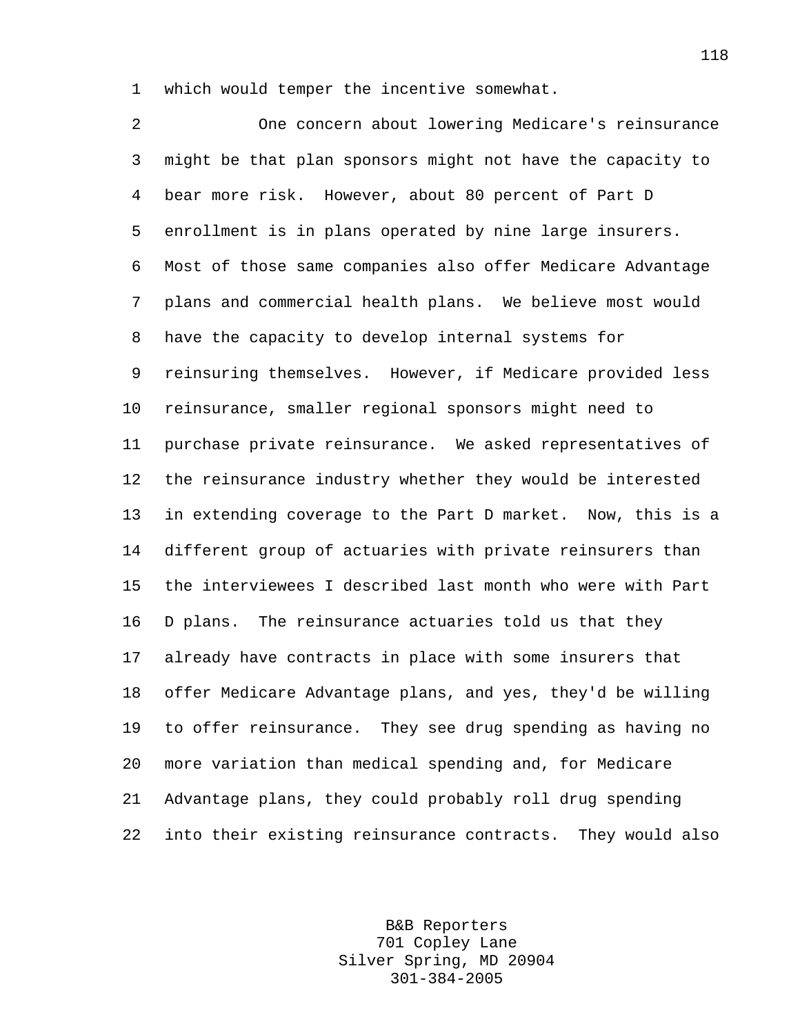which would temper the incentive somewhat.

One concern about lowering Medicare's reinsurance might be that plan sponsors might not have the capacity to bear more risk. However, about 80 percent of Part D enrollment is in plans operated by nine large insurers. Most of those same companies also offer Medicare Advantage plans and commercial health plans. We believe most would have the capacity to develop internal systems for reinsuring themselves. However, if Medicare provided less reinsurance, smaller regional sponsors might need to purchase private reinsurance. We asked representatives of the reinsurance industry whether they would be interested in extending coverage to the Part D market. Now, this is a different group of actuaries with private reinsurers than the interviewees I described last month who were with Part D plans. The reinsurance actuaries told us that they already have contracts in place with some insurers that offer Medicare Advantage plans, and yes, they'd be willing to offer reinsurance. They see drug spending as having no more variation than medical spending and, for Medicare Advantage plans, they could probably roll drug spending into their existing reinsurance contracts. They would also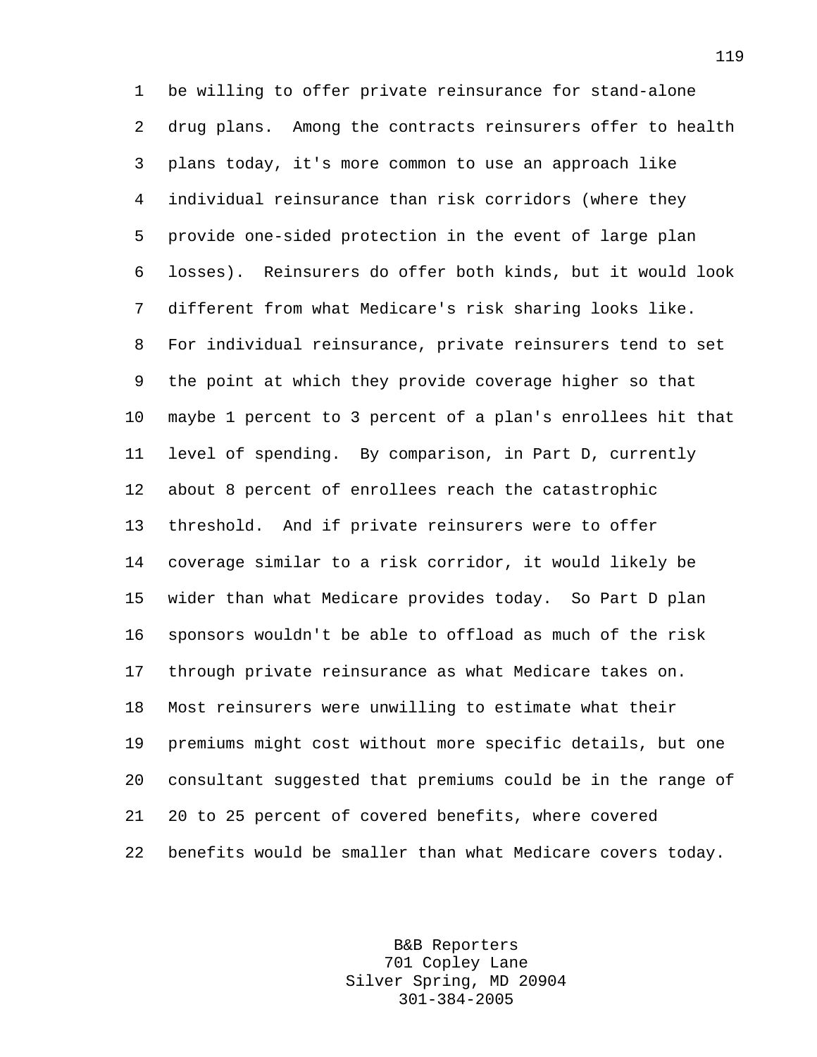be willing to offer private reinsurance for stand-alone drug plans. Among the contracts reinsurers offer to health plans today, it's more common to use an approach like individual reinsurance than risk corridors (where they provide one-sided protection in the event of large plan losses). Reinsurers do offer both kinds, but it would look different from what Medicare's risk sharing looks like. For individual reinsurance, private reinsurers tend to set the point at which they provide coverage higher so that maybe 1 percent to 3 percent of a plan's enrollees hit that level of spending. By comparison, in Part D, currently about 8 percent of enrollees reach the catastrophic threshold. And if private reinsurers were to offer coverage similar to a risk corridor, it would likely be wider than what Medicare provides today. So Part D plan sponsors wouldn't be able to offload as much of the risk through private reinsurance as what Medicare takes on. Most reinsurers were unwilling to estimate what their premiums might cost without more specific details, but one consultant suggested that premiums could be in the range of 20 to 25 percent of covered benefits, where covered benefits would be smaller than what Medicare covers today.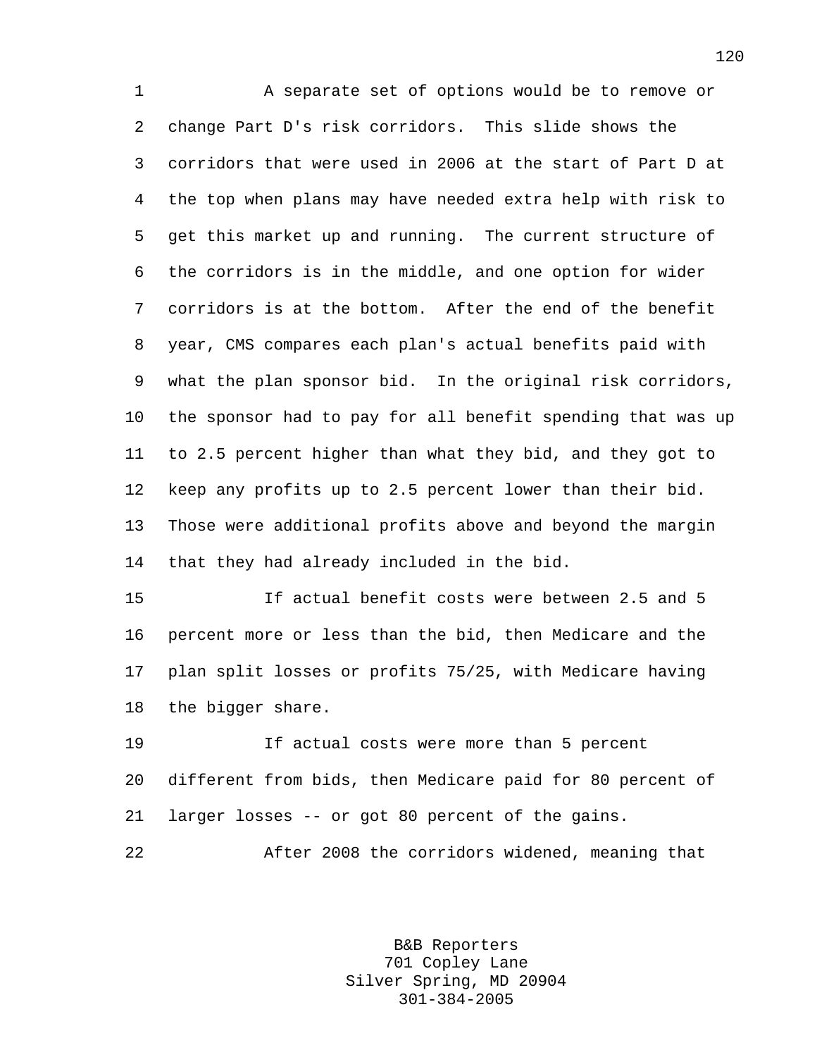A separate set of options would be to remove or change Part D's risk corridors. This slide shows the corridors that were used in 2006 at the start of Part D at the top when plans may have needed extra help with risk to get this market up and running. The current structure of the corridors is in the middle, and one option for wider corridors is at the bottom. After the end of the benefit year, CMS compares each plan's actual benefits paid with what the plan sponsor bid. In the original risk corridors, the sponsor had to pay for all benefit spending that was up to 2.5 percent higher than what they bid, and they got to keep any profits up to 2.5 percent lower than their bid. Those were additional profits above and beyond the margin that they had already included in the bid.

If actual benefit costs were between 2.5 and 5 percent more or less than the bid, then Medicare and the plan split losses or profits 75/25, with Medicare having the bigger share.

If actual costs were more than 5 percent different from bids, then Medicare paid for 80 percent of larger losses -- or got 80 percent of the gains.

After 2008 the corridors widened, meaning that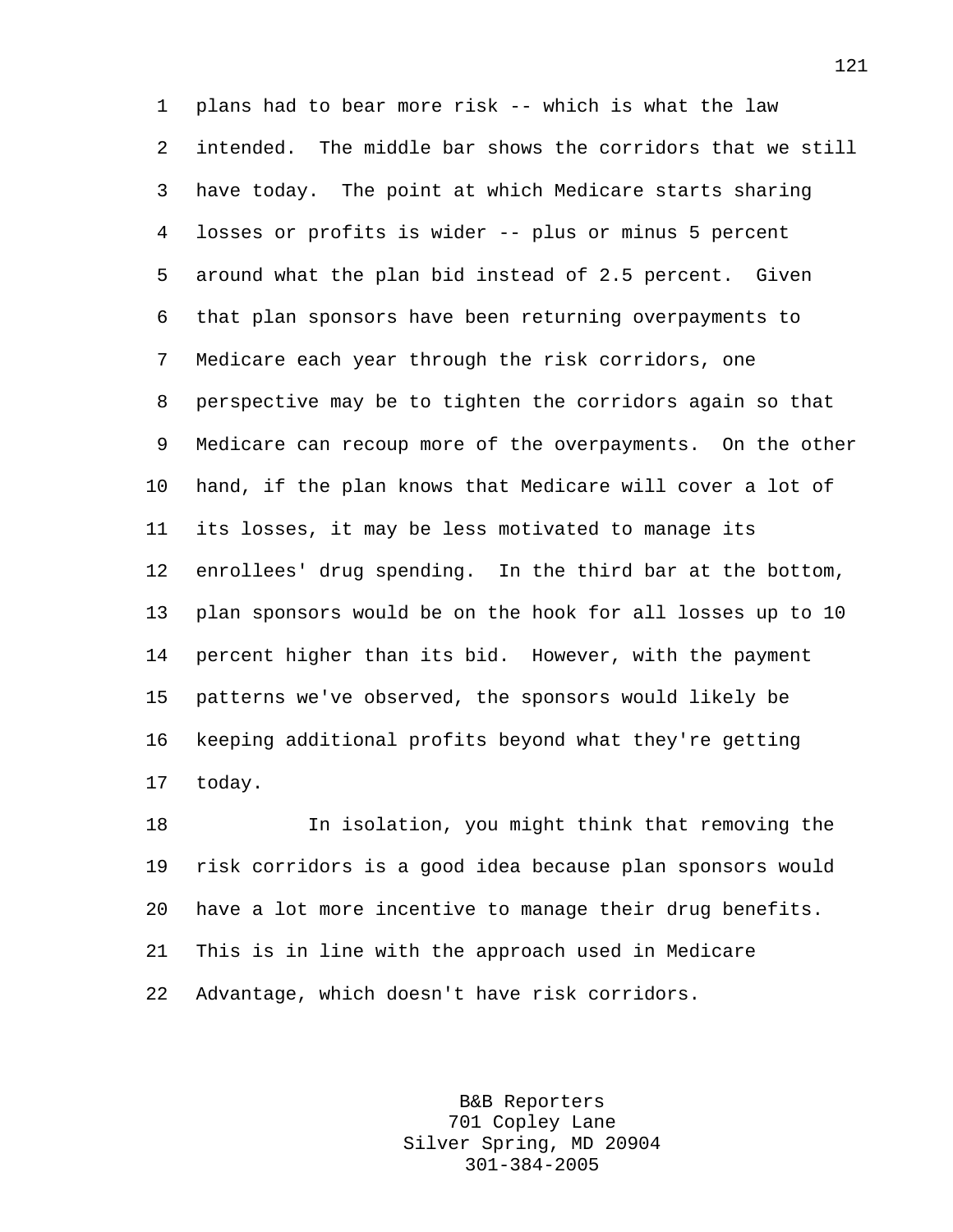plans had to bear more risk -- which is what the law intended. The middle bar shows the corridors that we still have today. The point at which Medicare starts sharing losses or profits is wider -- plus or minus 5 percent around what the plan bid instead of 2.5 percent. Given that plan sponsors have been returning overpayments to Medicare each year through the risk corridors, one perspective may be to tighten the corridors again so that Medicare can recoup more of the overpayments. On the other hand, if the plan knows that Medicare will cover a lot of its losses, it may be less motivated to manage its enrollees' drug spending. In the third bar at the bottom, plan sponsors would be on the hook for all losses up to 10 percent higher than its bid. However, with the payment patterns we've observed, the sponsors would likely be keeping additional profits beyond what they're getting today.

In isolation, you might think that removing the risk corridors is a good idea because plan sponsors would have a lot more incentive to manage their drug benefits. This is in line with the approach used in Medicare Advantage, which doesn't have risk corridors.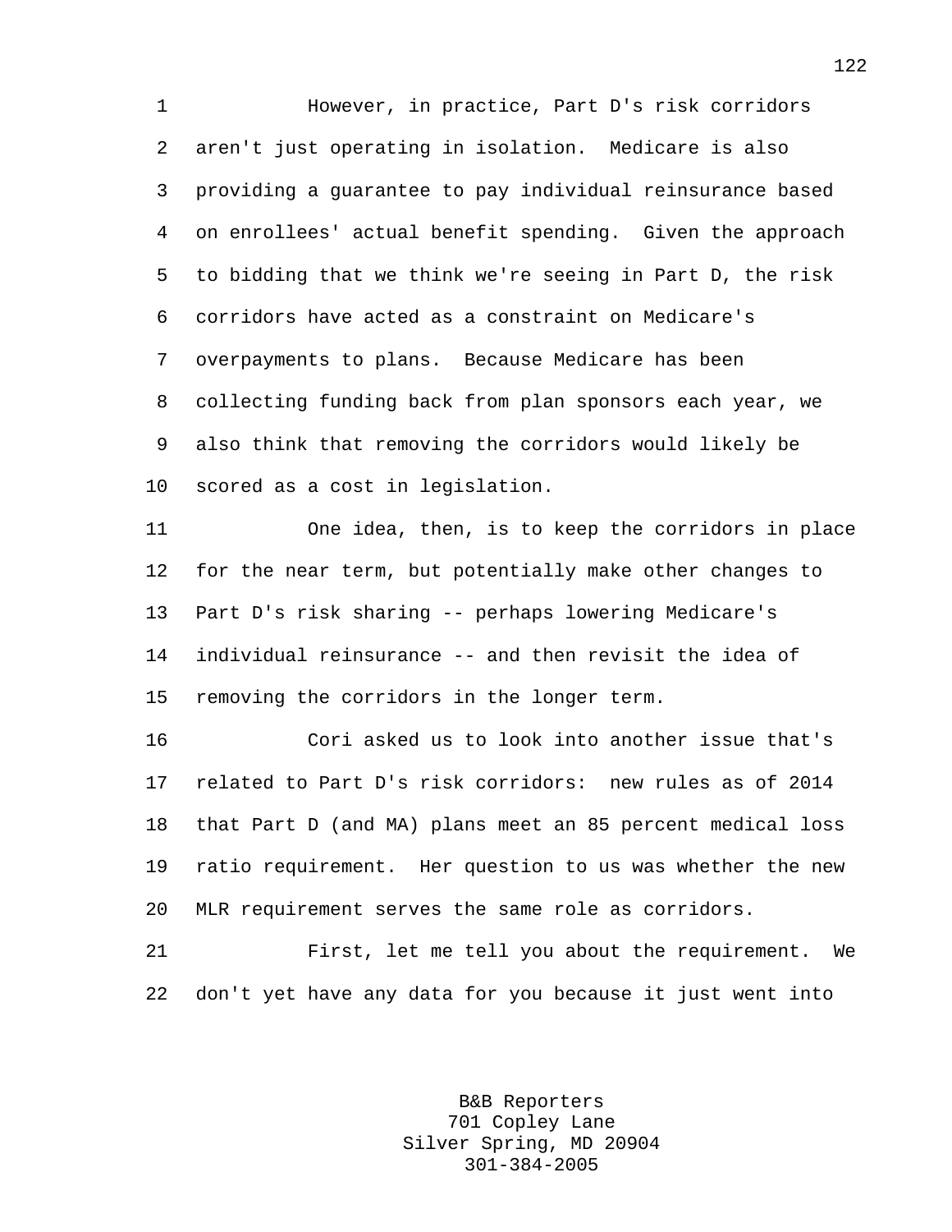However, in practice, Part D's risk corridors aren't just operating in isolation. Medicare is also providing a guarantee to pay individual reinsurance based on enrollees' actual benefit spending. Given the approach to bidding that we think we're seeing in Part D, the risk corridors have acted as a constraint on Medicare's overpayments to plans. Because Medicare has been collecting funding back from plan sponsors each year, we also think that removing the corridors would likely be scored as a cost in legislation.

One idea, then, is to keep the corridors in place for the near term, but potentially make other changes to Part D's risk sharing -- perhaps lowering Medicare's individual reinsurance -- and then revisit the idea of removing the corridors in the longer term.

Cori asked us to look into another issue that's related to Part D's risk corridors: new rules as of 2014 that Part D (and MA) plans meet an 85 percent medical loss ratio requirement. Her question to us was whether the new MLR requirement serves the same role as corridors.

First, let me tell you about the requirement. We don't yet have any data for you because it just went into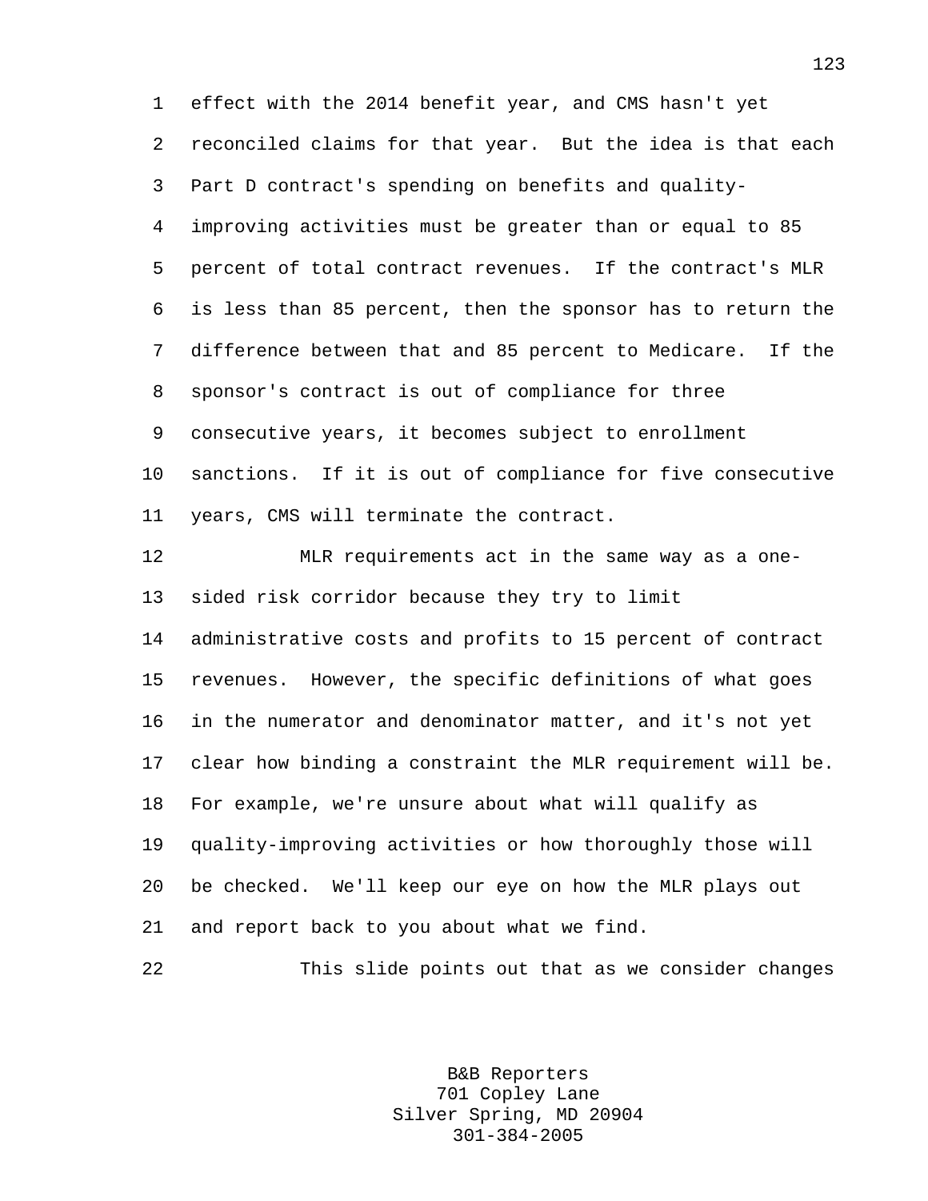effect with the 2014 benefit year, and CMS hasn't yet reconciled claims for that year. But the idea is that each Part D contract's spending on benefits and quality-improving activities must be greater than or equal to 85 percent of total contract revenues. If the contract's MLR is less than 85 percent, then the sponsor has to return the difference between that and 85 percent to Medicare. If the sponsor's contract is out of compliance for three consecutive years, it becomes subject to enrollment sanctions. If it is out of compliance for five consecutive years, CMS will terminate the contract.

MLR requirements act in the same way as a one-sided risk corridor because they try to limit administrative costs and profits to 15 percent of contract revenues. However, the specific definitions of what goes in the numerator and denominator matter, and it's not yet clear how binding a constraint the MLR requirement will be. For example, we're unsure about what will qualify as quality-improving activities or how thoroughly those will be checked. We'll keep our eye on how the MLR plays out and report back to you about what we find.

This slide points out that as we consider changes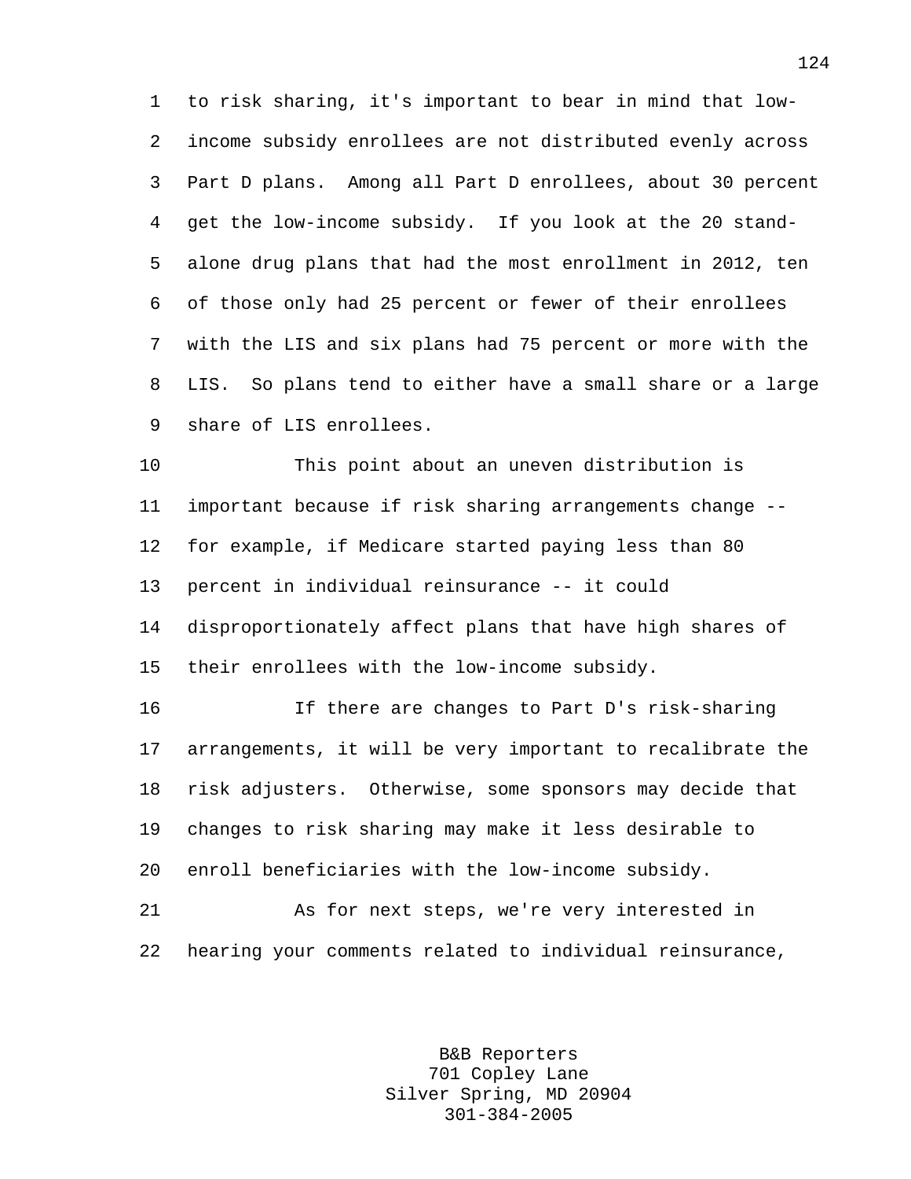to risk sharing, it's important to bear in mind that low-income subsidy enrollees are not distributed evenly across Part D plans. Among all Part D enrollees, about 30 percent get the low-income subsidy. If you look at the 20 stand-alone drug plans that had the most enrollment in 2012, ten of those only had 25 percent or fewer of their enrollees with the LIS and six plans had 75 percent or more with the LIS. So plans tend to either have a small share or a large share of LIS enrollees.

This point about an uneven distribution is important because if risk sharing arrangements change -- for example, if Medicare started paying less than 80 percent in individual reinsurance -- it could disproportionately affect plans that have high shares of their enrollees with the low-income subsidy.

If there are changes to Part D's risk-sharing arrangements, it will be very important to recalibrate the risk adjusters. Otherwise, some sponsors may decide that changes to risk sharing may make it less desirable to enroll beneficiaries with the low-income subsidy.

As for next steps, we're very interested in hearing your comments related to individual reinsurance,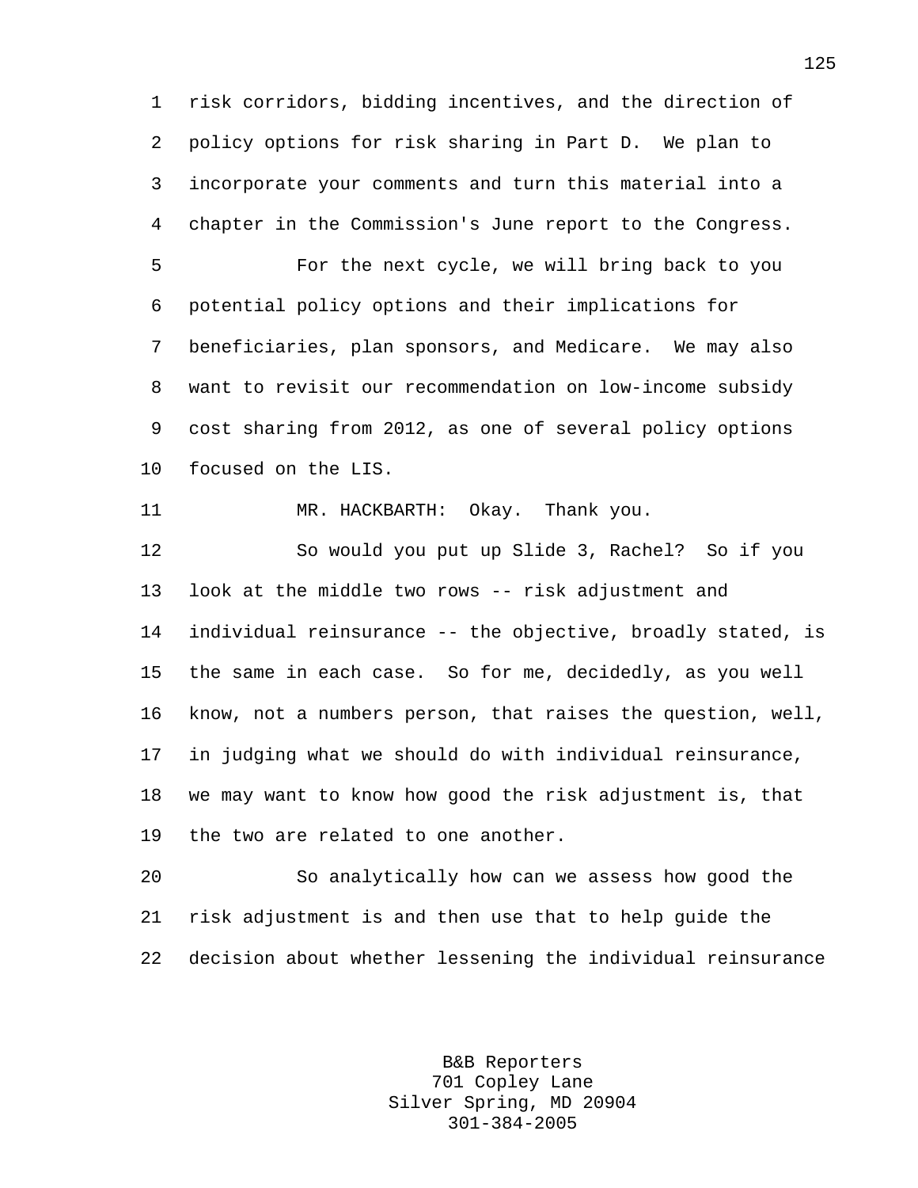risk corridors, bidding incentives, and the direction of policy options for risk sharing in Part D. We plan to incorporate your comments and turn this material into a chapter in the Commission's June report to the Congress.

For the next cycle, we will bring back to you potential policy options and their implications for beneficiaries, plan sponsors, and Medicare. We may also want to revisit our recommendation on low-income subsidy cost sharing from 2012, as one of several policy options focused on the LIS.

MR. HACKBARTH: Okay. Thank you.

So would you put up Slide 3, Rachel? So if you look at the middle two rows -- risk adjustment and individual reinsurance -- the objective, broadly stated, is the same in each case. So for me, decidedly, as you well know, not a numbers person, that raises the question, well, in judging what we should do with individual reinsurance, we may want to know how good the risk adjustment is, that the two are related to one another.

So analytically how can we assess how good the risk adjustment is and then use that to help guide the decision about whether lessening the individual reinsurance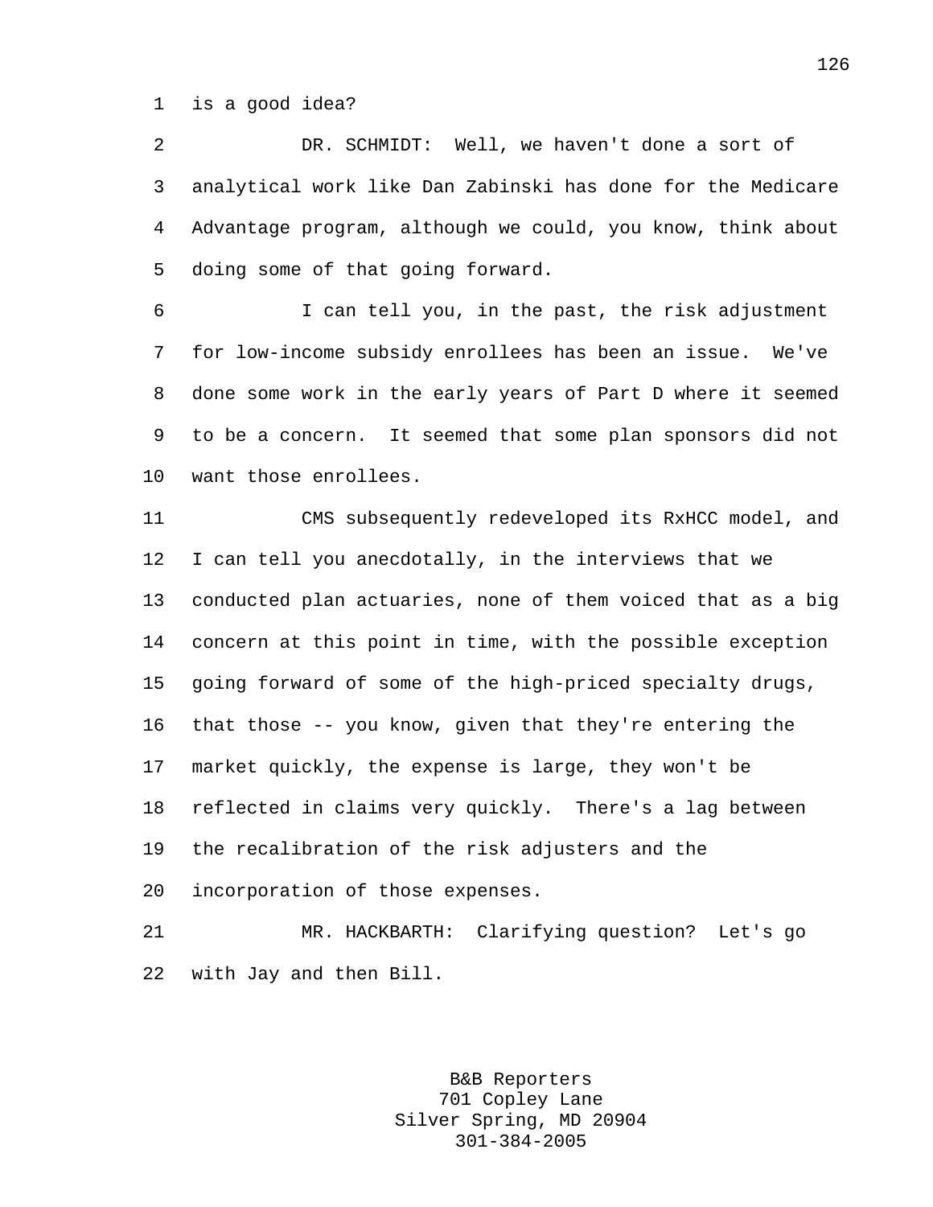is a good idea?

DR. SCHMIDT: Well, we haven't done a sort of analytical work like Dan Zabinski has done for the Medicare Advantage program, although we could, you know, think about doing some of that going forward.

I can tell you, in the past, the risk adjustment for low-income subsidy enrollees has been an issue. We've done some work in the early years of Part D where it seemed to be a concern. It seemed that some plan sponsors did not want those enrollees.

CMS subsequently redeveloped its RxHCC model, and I can tell you anecdotally, in the interviews that we conducted plan actuaries, none of them voiced that as a big concern at this point in time, with the possible exception going forward of some of the high-priced specialty drugs, that those -- you know, given that they're entering the market quickly, the expense is large, they won't be reflected in claims very quickly. There's a lag between the recalibration of the risk adjusters and the incorporation of those expenses.

MR. HACKBARTH: Clarifying question? Let's go with Jay and then Bill.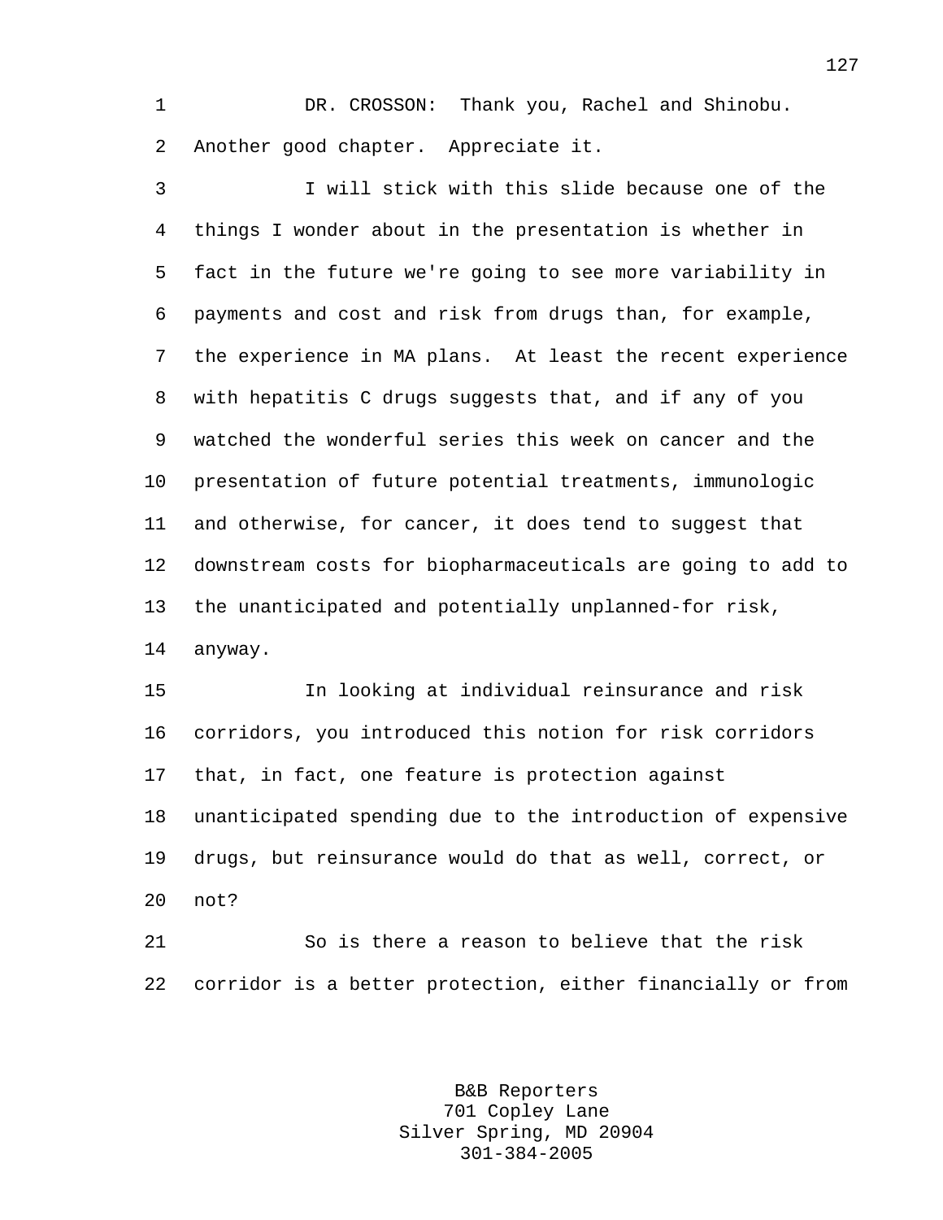DR. CROSSON: Thank you, Rachel and Shinobu. Another good chapter. Appreciate it.

I will stick with this slide because one of the things I wonder about in the presentation is whether in fact in the future we're going to see more variability in payments and cost and risk from drugs than, for example, the experience in MA plans. At least the recent experience with hepatitis C drugs suggests that, and if any of you watched the wonderful series this week on cancer and the presentation of future potential treatments, immunologic and otherwise, for cancer, it does tend to suggest that downstream costs for biopharmaceuticals are going to add to the unanticipated and potentially unplanned-for risk, anyway.

In looking at individual reinsurance and risk corridors, you introduced this notion for risk corridors that, in fact, one feature is protection against unanticipated spending due to the introduction of expensive drugs, but reinsurance would do that as well, correct, or not?

So is there a reason to believe that the risk corridor is a better protection, either financially or from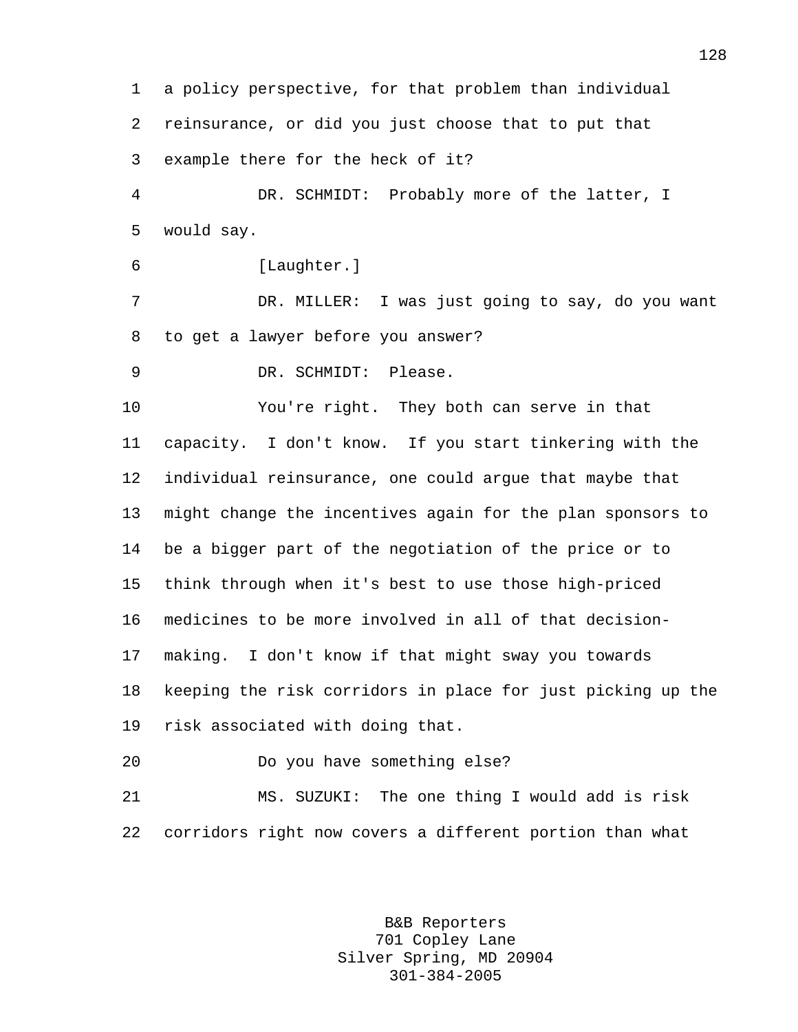a policy perspective, for that problem than individual reinsurance, or did you just choose that to put that example there for the heck of it?

DR. SCHMIDT: Probably more of the latter, I would say.

[Laughter.]

DR. MILLER: I was just going to say, do you want to get a lawyer before you answer?

DR. SCHMIDT: Please.

You're right. They both can serve in that capacity. I don't know. If you start tinkering with the individual reinsurance, one could argue that maybe that might change the incentives again for the plan sponsors to be a bigger part of the negotiation of the price or to think through when it's best to use those high-priced medicines to be more involved in all of that decision-making. I don't know if that might sway you towards keeping the risk corridors in place for just picking up the risk associated with doing that.

Do you have something else?

MS. SUZUKI: The one thing I would add is risk corridors right now covers a different portion than what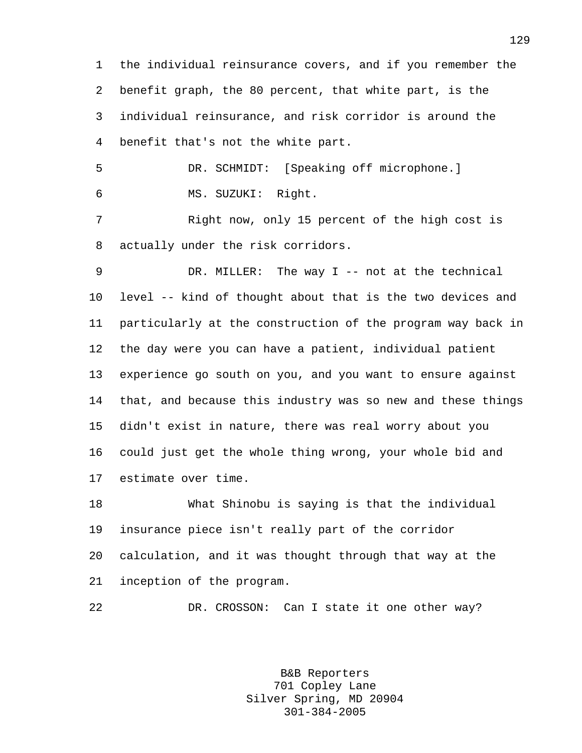the individual reinsurance covers, and if you remember the benefit graph, the 80 percent, that white part, is the individual reinsurance, and risk corridor is around the benefit that's not the white part.

DR. SCHMIDT: [Speaking off microphone.]

MS. SUZUKI: Right.

Right now, only 15 percent of the high cost is actually under the risk corridors.

DR. MILLER: The way I -- not at the technical level -- kind of thought about that is the two devices and particularly at the construction of the program way back in the day were you can have a patient, individual patient experience go south on you, and you want to ensure against that, and because this industry was so new and these things didn't exist in nature, there was real worry about you could just get the whole thing wrong, your whole bid and estimate over time.

What Shinobu is saying is that the individual insurance piece isn't really part of the corridor calculation, and it was thought through that way at the inception of the program.

DR. CROSSON: Can I state it one other way?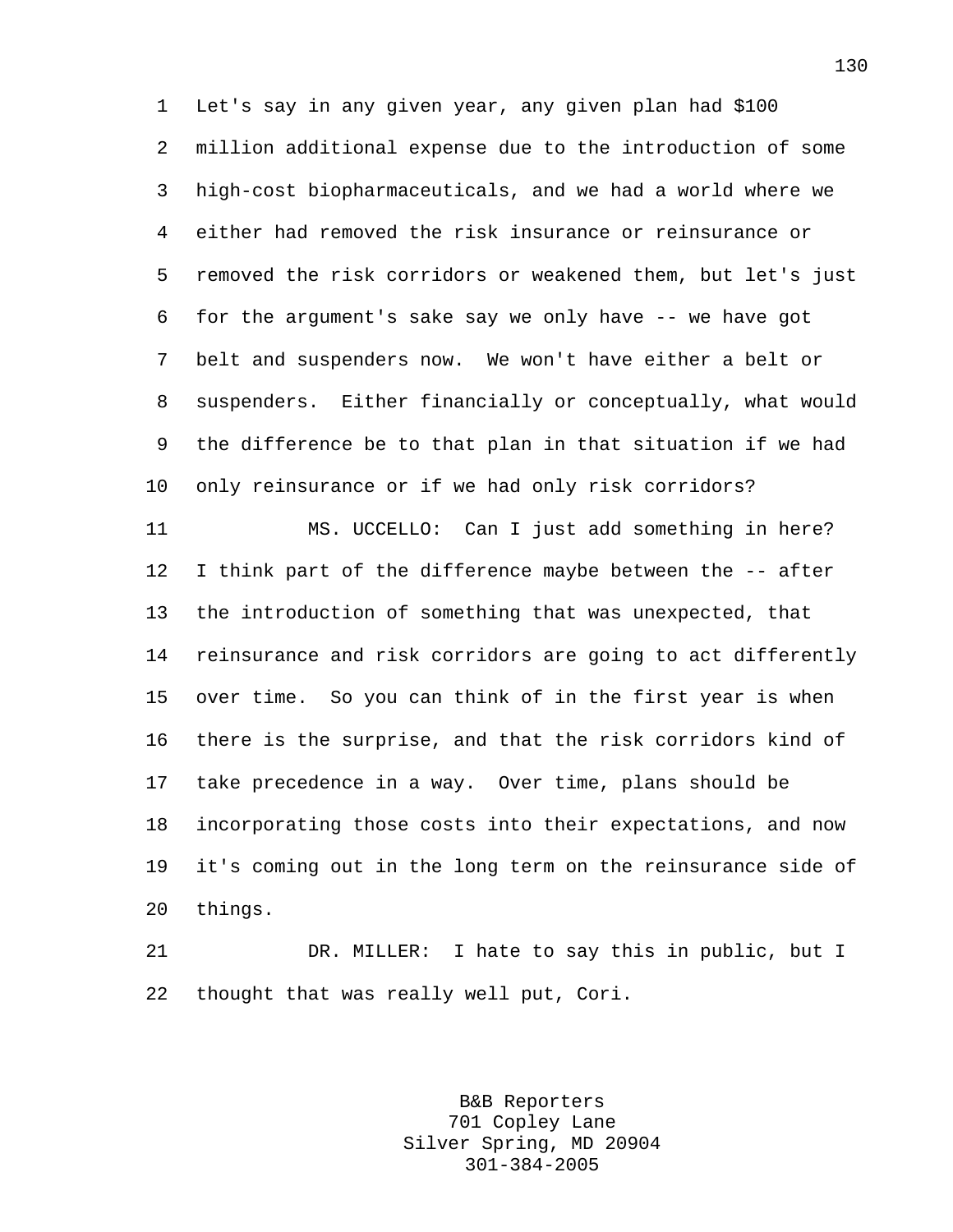Let's say in any given year, any given plan had $100 million additional expense due to the introduction of some high-cost biopharmaceuticals, and we had a world where we either had removed the risk insurance or reinsurance or removed the risk corridors or weakened them, but let's just for the argument's sake say we only have -- we have got belt and suspenders now. We won't have either a belt or suspenders. Either financially or conceptually, what would the difference be to that plan in that situation if we had only reinsurance or if we had only risk corridors?

MS. UCCELLO: Can I just add something in here? I think part of the difference maybe between the -- after the introduction of something that was unexpected, that reinsurance and risk corridors are going to act differently over time. So you can think of in the first year is when there is the surprise, and that the risk corridors kind of take precedence in a way. Over time, plans should be incorporating those costs into their expectations, and now it's coming out in the long term on the reinsurance side of things.

DR. MILLER: I hate to say this in public, but I thought that was really well put, Cori.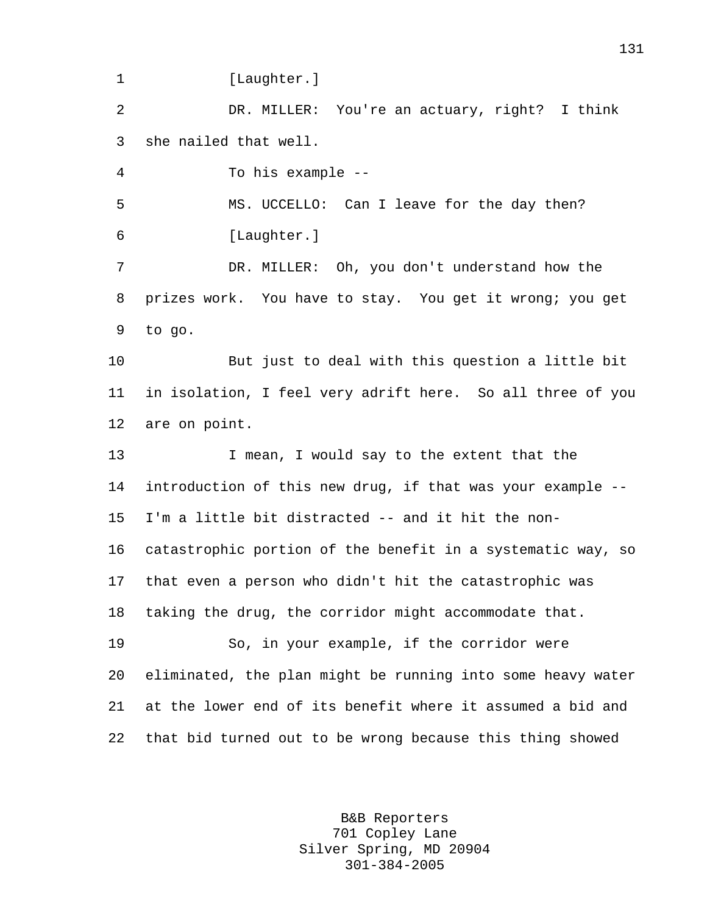[Laughter.]

DR. MILLER: You're an actuary, right? I think she nailed that well.

To his example --

MS. UCCELLO: Can I leave for the day then?

[Laughter.]

DR. MILLER: Oh, you don't understand how the prizes work. You have to stay. You get it wrong; you get to go.

But just to deal with this question a little bit in isolation, I feel very adrift here. So all three of you are on point.

I mean, I would say to the extent that the introduction of this new drug, if that was your example -- I'm a little bit distracted -- and it hit the non-catastrophic portion of the benefit in a systematic way, so that even a person who didn't hit the catastrophic was taking the drug, the corridor might accommodate that.

So, in your example, if the corridor were eliminated, the plan might be running into some heavy water at the lower end of its benefit where it assumed a bid and that bid turned out to be wrong because this thing showed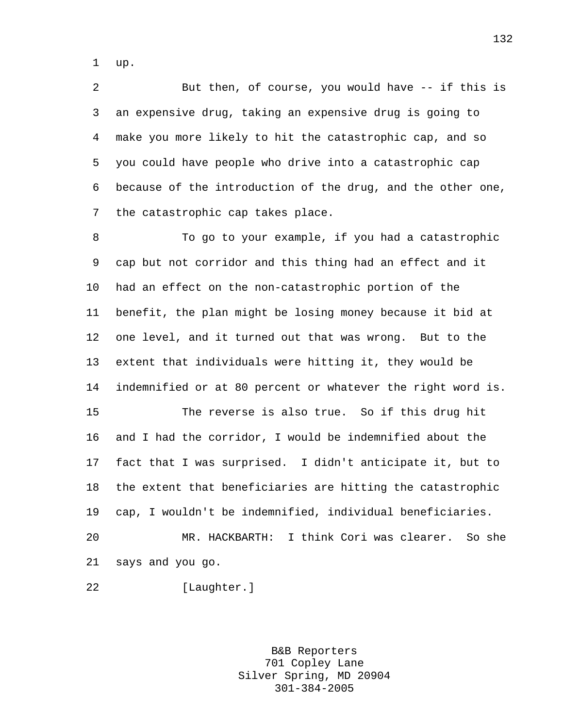up.

But then, of course, you would have -- if this is an expensive drug, taking an expensive drug is going to make you more likely to hit the catastrophic cap, and so you could have people who drive into a catastrophic cap because of the introduction of the drug, and the other one, the catastrophic cap takes place.

To go to your example, if you had a catastrophic cap but not corridor and this thing had an effect and it had an effect on the non-catastrophic portion of the benefit, the plan might be losing money because it bid at one level, and it turned out that was wrong. But to the extent that individuals were hitting it, they would be indemnified or at 80 percent or whatever the right word is.

The reverse is also true. So if this drug hit and I had the corridor, I would be indemnified about the fact that I was surprised. I didn't anticipate it, but to the extent that beneficiaries are hitting the catastrophic cap, I wouldn't be indemnified, individual beneficiaries.

MR. HACKBARTH: I think Cori was clearer. So she says and you go.

[Laughter.]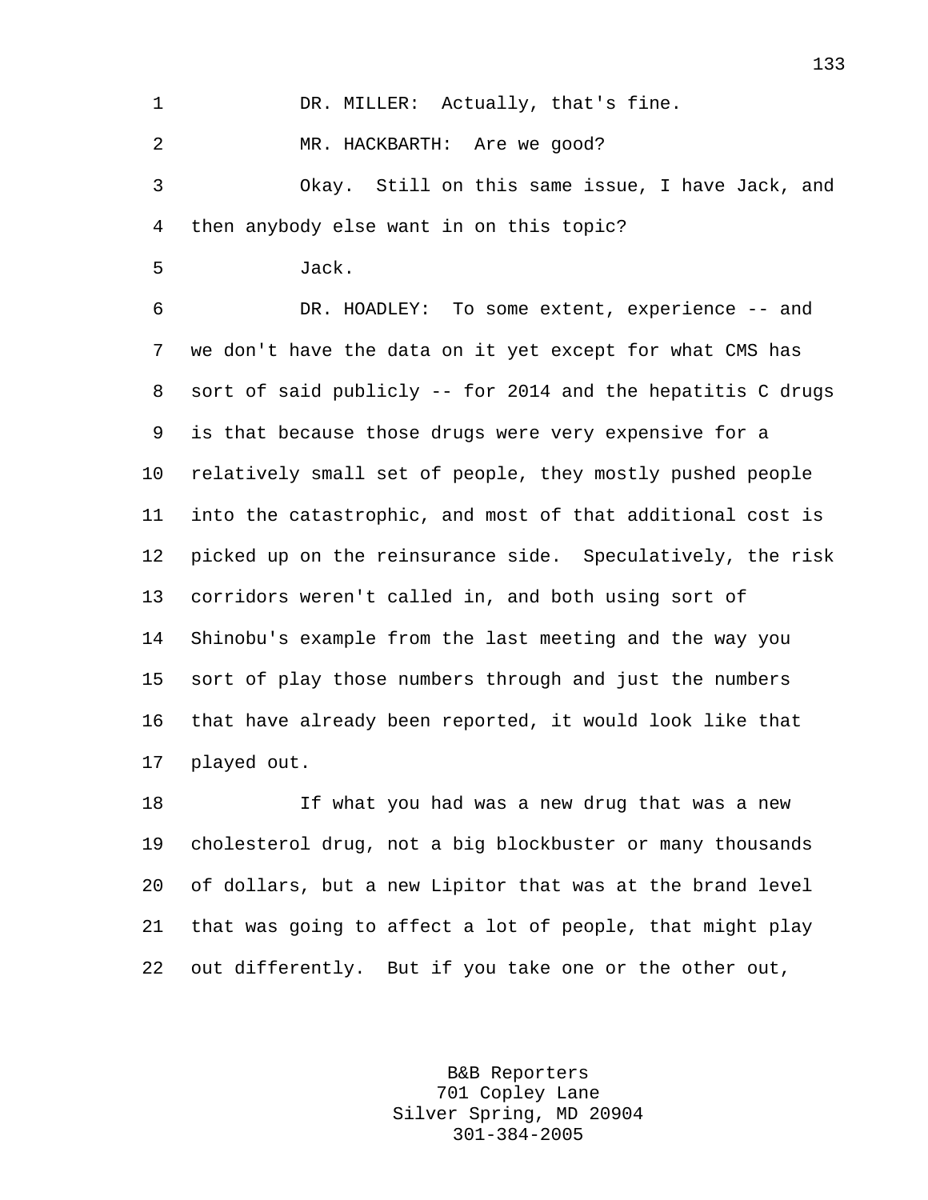DR. MILLER: Actually, that's fine.

MR. HACKBARTH: Are we good?

Okay. Still on this same issue, I have Jack, and then anybody else want in on this topic?

Jack.

DR. HOADLEY: To some extent, experience -- and we don't have the data on it yet except for what CMS has sort of said publicly -- for 2014 and the hepatitis C drugs is that because those drugs were very expensive for a relatively small set of people, they mostly pushed people into the catastrophic, and most of that additional cost is picked up on the reinsurance side. Speculatively, the risk corridors weren't called in, and both using sort of Shinobu's example from the last meeting and the way you sort of play those numbers through and just the numbers that have already been reported, it would look like that played out.

If what you had was a new drug that was a new cholesterol drug, not a big blockbuster or many thousands of dollars, but a new Lipitor that was at the brand level that was going to affect a lot of people, that might play out differently. But if you take one or the other out,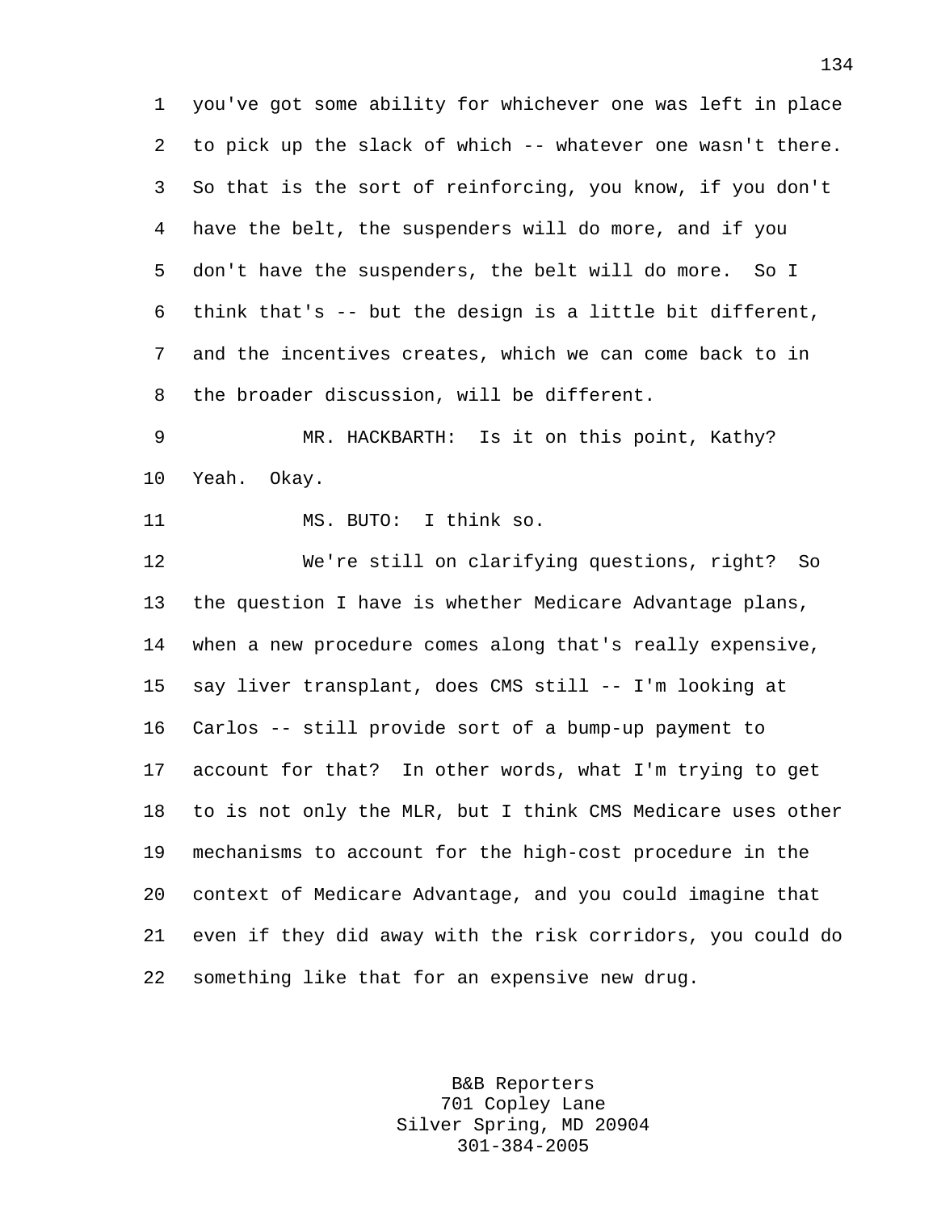you've got some ability for whichever one was left in place to pick up the slack of which -- whatever one wasn't there. So that is the sort of reinforcing, you know, if you don't have the belt, the suspenders will do more, and if you don't have the suspenders, the belt will do more. So I think that's -- but the design is a little bit different, and the incentives creates, which we can come back to in the broader discussion, will be different.

MR. HACKBARTH: Is it on this point, Kathy? Yeah. Okay.

MS. BUTO: I think so.

We're still on clarifying questions, right? So the question I have is whether Medicare Advantage plans, when a new procedure comes along that's really expensive, say liver transplant, does CMS still -- I'm looking at Carlos -- still provide sort of a bump-up payment to account for that? In other words, what I'm trying to get to is not only the MLR, but I think CMS Medicare uses other mechanisms to account for the high-cost procedure in the context of Medicare Advantage, and you could imagine that even if they did away with the risk corridors, you could do something like that for an expensive new drug.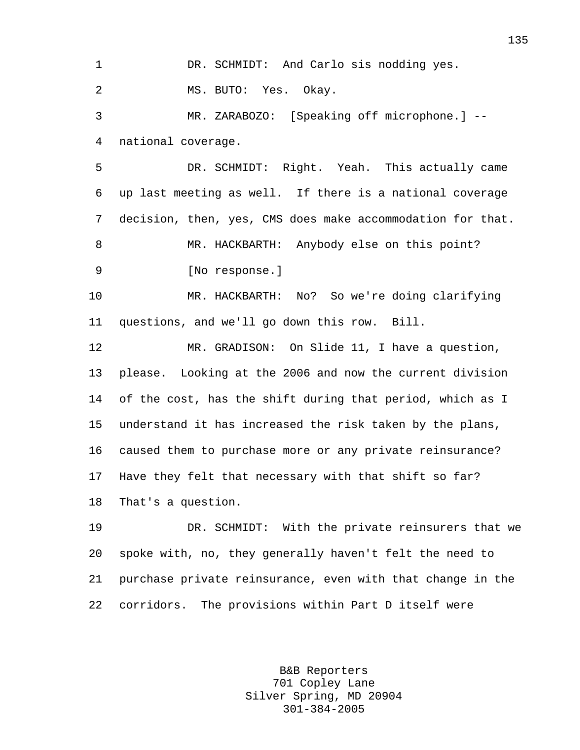DR. SCHMIDT: And Carlo sis nodding yes.

MS. BUTO: Yes. Okay.

MR. ZARABOZO: [Speaking off microphone.] -- national coverage.

DR. SCHMIDT: Right. Yeah. This actually came up last meeting as well. If there is a national coverage decision, then, yes, CMS does make accommodation for that.

MR. HACKBARTH: Anybody else on this point?

[No response.]

MR. HACKBARTH: No? So we're doing clarifying questions, and we'll go down this row. Bill.

MR. GRADISON: On Slide 11, I have a question, please. Looking at the 2006 and now the current division of the cost, has the shift during that period, which as I understand it has increased the risk taken by the plans, caused them to purchase more or any private reinsurance? Have they felt that necessary with that shift so far? That's a question.

DR. SCHMIDT: With the private reinsurers that we spoke with, no, they generally haven't felt the need to purchase private reinsurance, even with that change in the corridors. The provisions within Part D itself were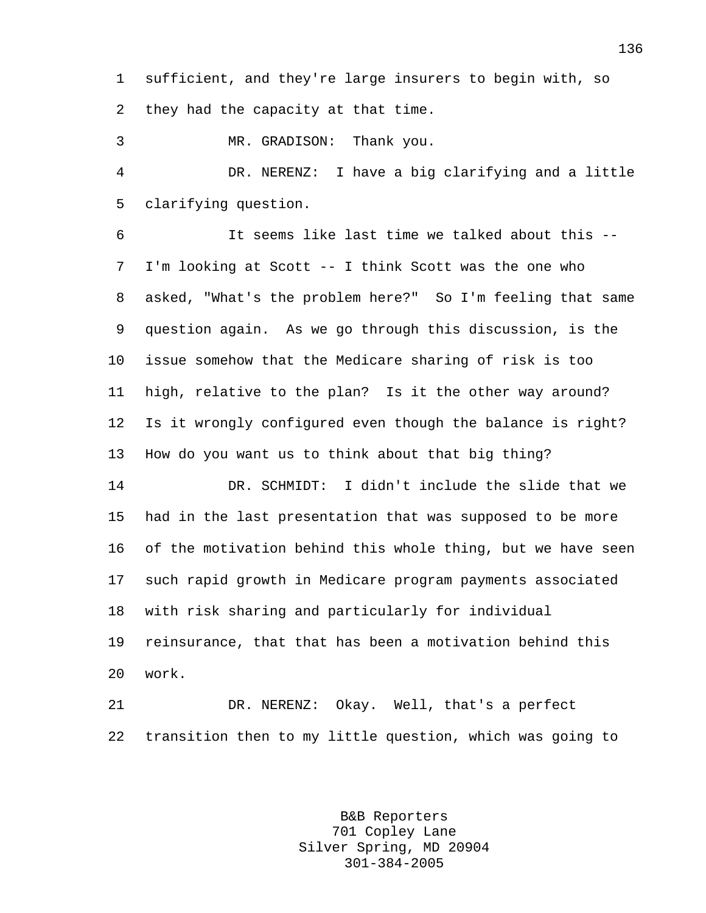sufficient, and they're large insurers to begin with, so they had the capacity at that time.

MR. GRADISON: Thank you.

DR. NERENZ: I have a big clarifying and a little clarifying question.

It seems like last time we talked about this -- I'm looking at Scott -- I think Scott was the one who asked, "What's the problem here?" So I'm feeling that same question again. As we go through this discussion, is the issue somehow that the Medicare sharing of risk is too high, relative to the plan? Is it the other way around? Is it wrongly configured even though the balance is right? How do you want us to think about that big thing?

DR. SCHMIDT: I didn't include the slide that we had in the last presentation that was supposed to be more of the motivation behind this whole thing, but we have seen such rapid growth in Medicare program payments associated with risk sharing and particularly for individual reinsurance, that that has been a motivation behind this work.

DR. NERENZ: Okay. Well, that's a perfect transition then to my little question, which was going to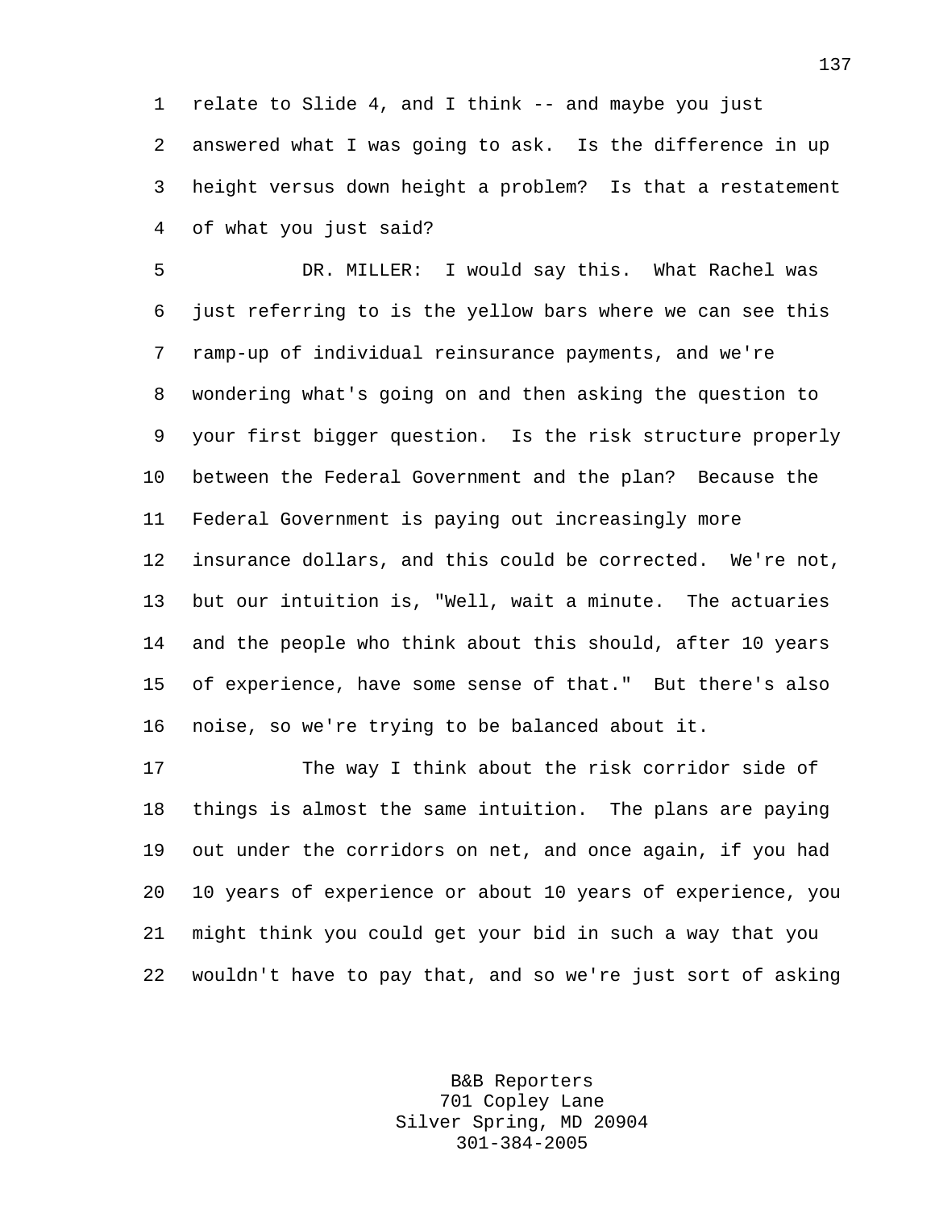relate to Slide 4, and I think -- and maybe you just answered what I was going to ask. Is the difference in up height versus down height a problem? Is that a restatement of what you just said?

DR. MILLER: I would say this. What Rachel was just referring to is the yellow bars where we can see this ramp-up of individual reinsurance payments, and we're wondering what's going on and then asking the question to your first bigger question. Is the risk structure properly between the Federal Government and the plan? Because the Federal Government is paying out increasingly more insurance dollars, and this could be corrected. We're not, but our intuition is, "Well, wait a minute. The actuaries and the people who think about this should, after 10 years of experience, have some sense of that." But there's also noise, so we're trying to be balanced about it.

The way I think about the risk corridor side of things is almost the same intuition. The plans are paying out under the corridors on net, and once again, if you had 10 years of experience or about 10 years of experience, you might think you could get your bid in such a way that you wouldn't have to pay that, and so we're just sort of asking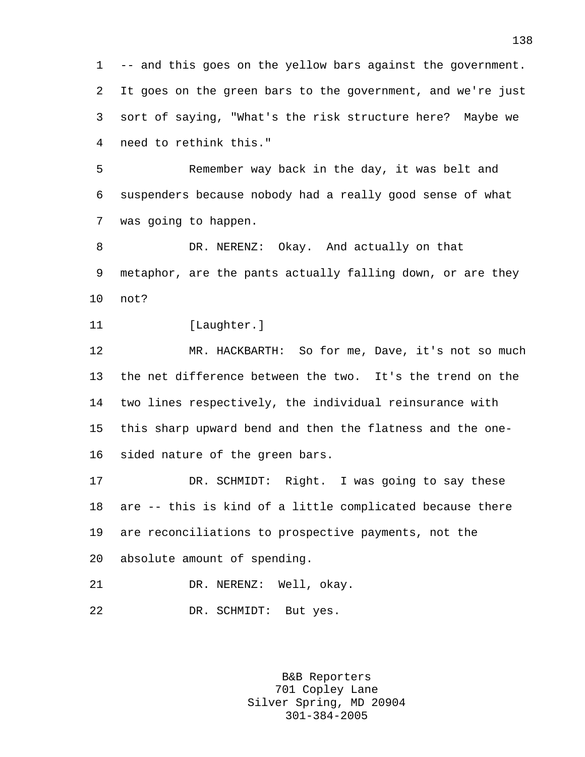-- and this goes on the yellow bars against the government. It goes on the green bars to the government, and we're just sort of saying, "What's the risk structure here? Maybe we need to rethink this."

Remember way back in the day, it was belt and suspenders because nobody had a really good sense of what was going to happen.

DR. NERENZ: Okay. And actually on that metaphor, are the pants actually falling down, or are they not?

[Laughter.]

MR. HACKBARTH: So for me, Dave, it's not so much the net difference between the two. It's the trend on the two lines respectively, the individual reinsurance with this sharp upward bend and then the flatness and the one-sided nature of the green bars.

DR. SCHMIDT: Right. I was going to say these are -- this is kind of a little complicated because there are reconciliations to prospective payments, not the absolute amount of spending.

DR. NERENZ: Well, okay.

DR. SCHMIDT: But yes.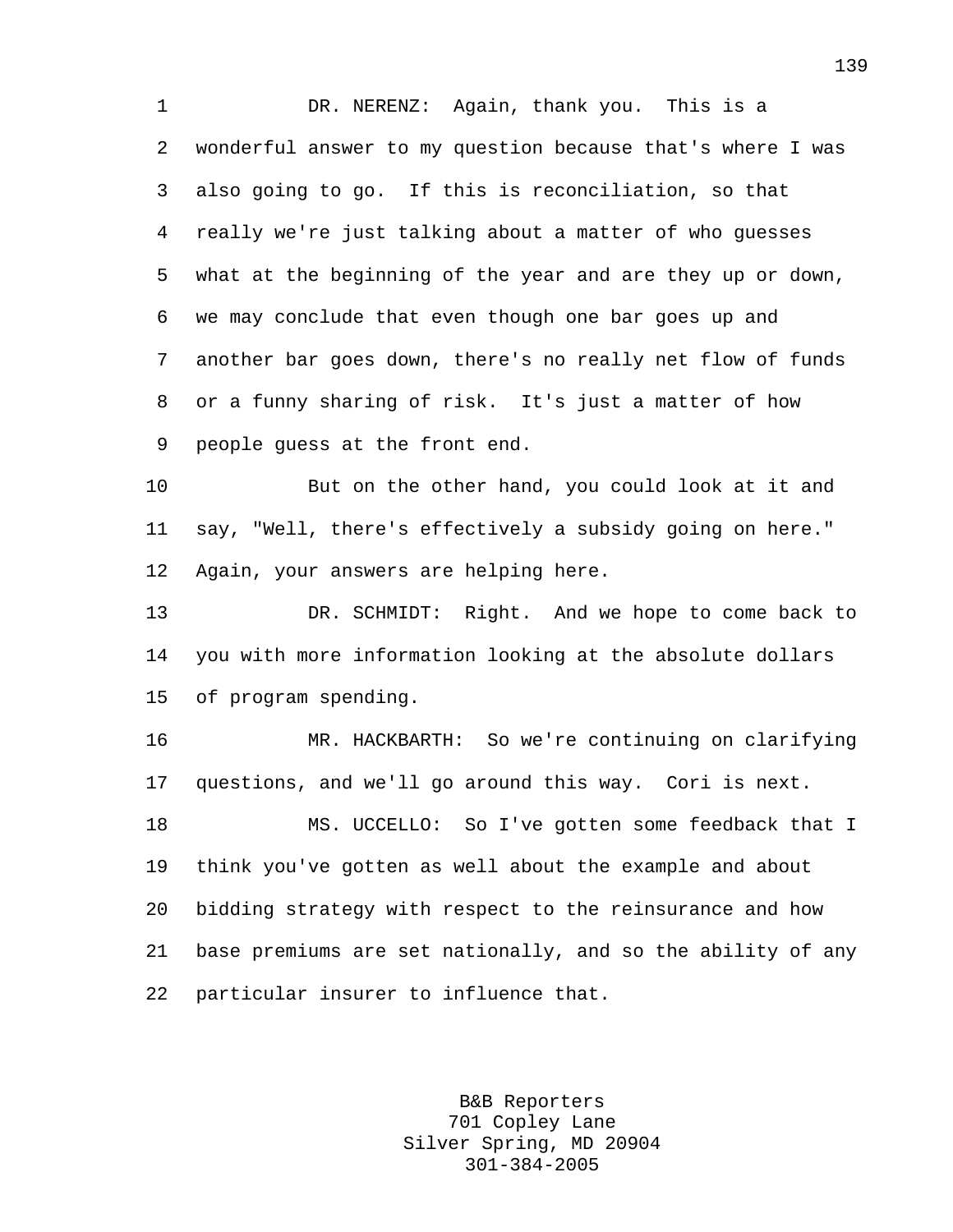DR. NERENZ: Again, thank you. This is a wonderful answer to my question because that's where I was also going to go. If this is reconciliation, so that really we're just talking about a matter of who guesses what at the beginning of the year and are they up or down, we may conclude that even though one bar goes up and another bar goes down, there's no really net flow of funds or a funny sharing of risk. It's just a matter of how people guess at the front end.

But on the other hand, you could look at it and say, "Well, there's effectively a subsidy going on here." Again, your answers are helping here.

DR. SCHMIDT: Right. And we hope to come back to you with more information looking at the absolute dollars of program spending.

MR. HACKBARTH: So we're continuing on clarifying questions, and we'll go around this way. Cori is next.

MS. UCCELLO: So I've gotten some feedback that I think you've gotten as well about the example and about bidding strategy with respect to the reinsurance and how base premiums are set nationally, and so the ability of any particular insurer to influence that.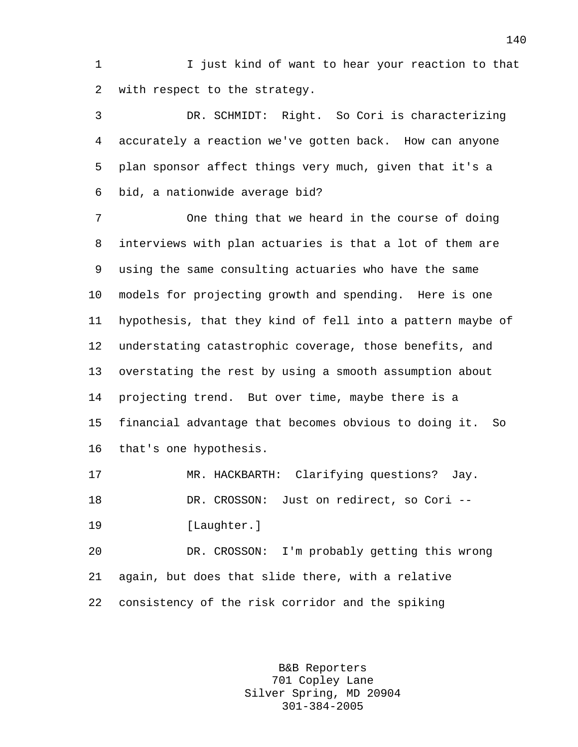1 I just kind of want to hear your reaction to that
2 with respect to the strategy.

3 DR. SCHMIDT: Right. So Cori is characterizing
4 accurately a reaction we've gotten back. How can anyone
5 plan sponsor affect things very much, given that it's a
6 bid, a nationwide average bid?

7 One thing that we heard in the course of doing
8 interviews with plan actuaries is that a lot of them are
9 using the same consulting actuaries who have the same
10 models for projecting growth and spending. Here is one
11 hypothesis, that they kind of fell into a pattern maybe of
12 understating catastrophic coverage, those benefits, and
13 overstating the rest by using a smooth assumption about
14 projecting trend. But over time, maybe there is a
15 financial advantage that becomes obvious to doing it. So
16 that's one hypothesis.

17 MR. HACKBARTH: Clarifying questions? Jay.

18 DR. CROSSON: Just on redirect, so Cori --

19 [Laughter.]

20 DR. CROSSON: I'm probably getting this wrong
21 again, but does that slide there, with a relative
22 consistency of the risk corridor and the spiking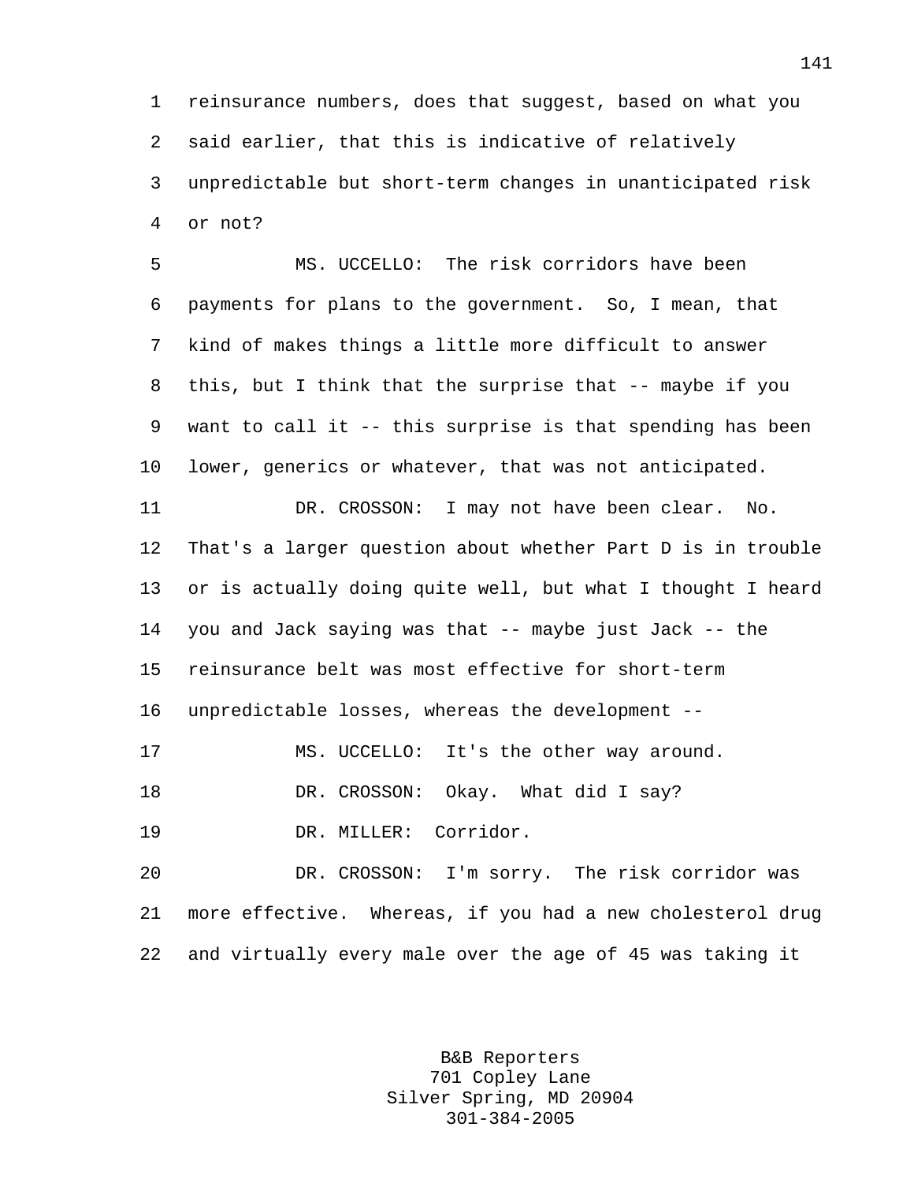1 reinsurance numbers, does that suggest, based on what you
2 said earlier, that this is indicative of relatively
3 unpredictable but short-term changes in unanticipated risk
4 or not?

5 MS. UCCELLO: The risk corridors have been
6 payments for plans to the government. So, I mean, that
7 kind of makes things a little more difficult to answer
8 this, but I think that the surprise that -- maybe if you
9 want to call it -- this surprise is that spending has been
10 lower, generics or whatever, that was not anticipated.

11 DR. CROSSON: I may not have been clear. No.
12 That's a larger question about whether Part D is in trouble
13 or is actually doing quite well, but what I thought I heard
14 you and Jack saying was that -- maybe just Jack -- the
15 reinsurance belt was most effective for short-term
16 unpredictable losses, whereas the development --

17 MS. UCCELLO: It's the other way around.

18 DR. CROSSON: Okay. What did I say?

19 DR. MILLER: Corridor.

20 DR. CROSSON: I'm sorry. The risk corridor was
21 more effective. Whereas, if you had a new cholesterol drug
22 and virtually every male over the age of 45 was taking it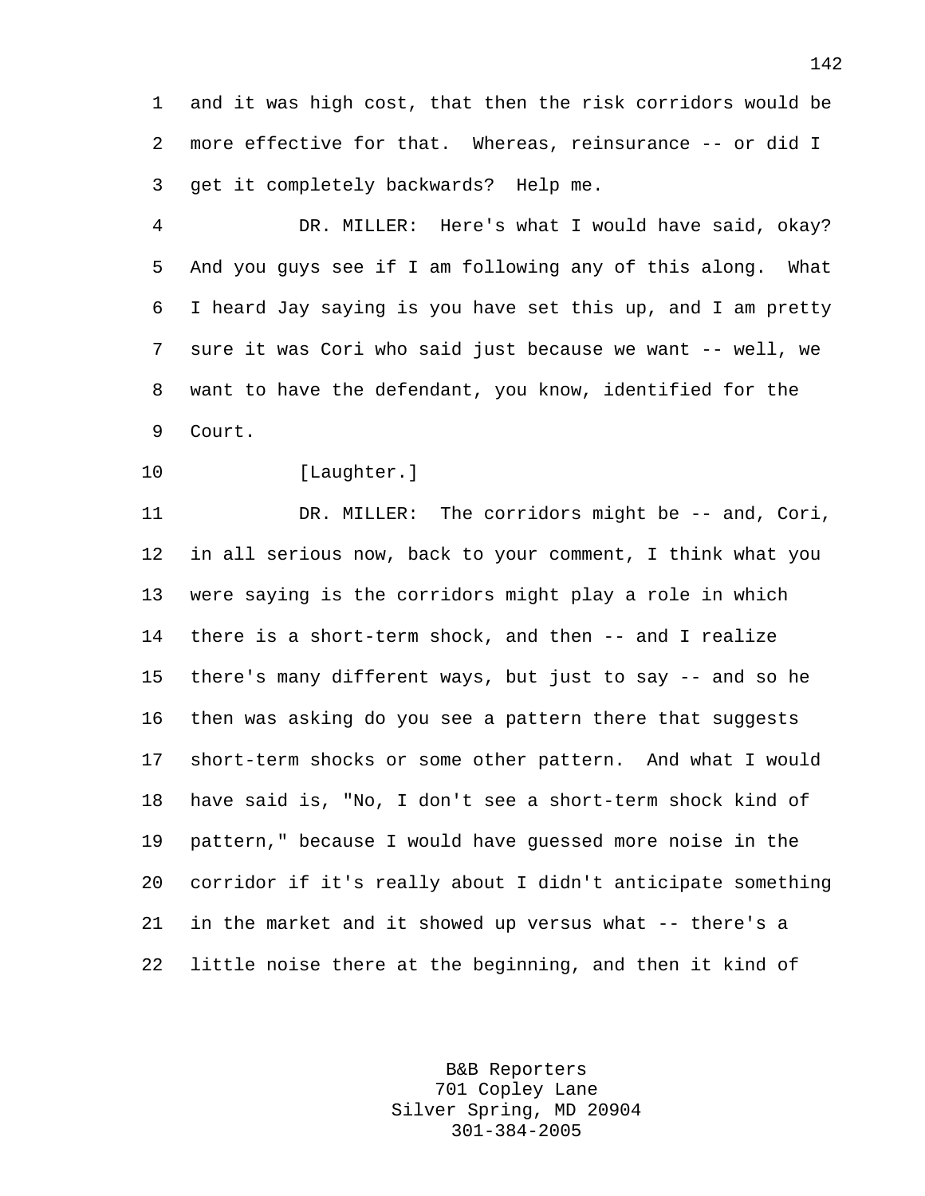1 and it was high cost, that then the risk corridors would be
2 more effective for that. Whereas, reinsurance -- or did I
3 get it completely backwards? Help me.

4 DR. MILLER: Here's what I would have said, okay?
5 And you guys see if I am following any of this along. What
6 I heard Jay saying is you have set this up, and I am pretty
7 sure it was Cori who said just because we want -- well, we
8 want to have the defendant, you know, identified for the
9 Court.

10 [Laughter.]

11 DR. MILLER: The corridors might be -- and, Cori,
12 in all serious now, back to your comment, I think what you
13 were saying is the corridors might play a role in which
14 there is a short-term shock, and then -- and I realize
15 there's many different ways, but just to say -- and so he
16 then was asking do you see a pattern there that suggests
17 short-term shocks or some other pattern. And what I would
18 have said is, "No, I don't see a short-term shock kind of
19 pattern," because I would have guessed more noise in the
20 corridor if it's really about I didn't anticipate something
21 in the market and it showed up versus what -- there's a
22 little noise there at the beginning, and then it kind of

B&B Reporters
701 Copley Lane
Silver Spring, MD 20904
301-384-2005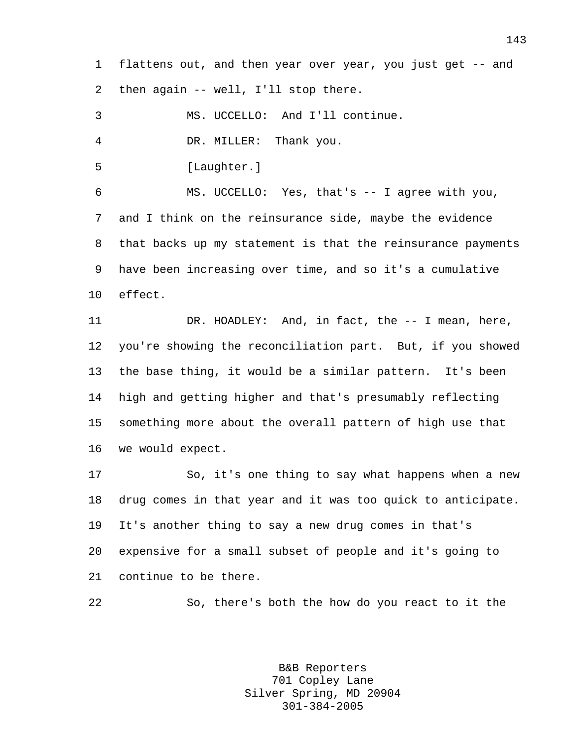flattens out, and then year over year, you just get -- and then again -- well, I'll stop there.

MS. UCCELLO: And I'll continue.

DR. MILLER: Thank you.

[Laughter.]

MS. UCCELLO: Yes, that's -- I agree with you, and I think on the reinsurance side, maybe the evidence that backs up my statement is that the reinsurance payments have been increasing over time, and so it's a cumulative effect.

DR. HOADLEY: And, in fact, the -- I mean, here, you're showing the reconciliation part. But, if you showed the base thing, it would be a similar pattern. It's been high and getting higher and that's presumably reflecting something more about the overall pattern of high use that we would expect.

So, it's one thing to say what happens when a new drug comes in that year and it was too quick to anticipate. It's another thing to say a new drug comes in that's expensive for a small subset of people and it's going to continue to be there.

So, there's both the how do you react to it the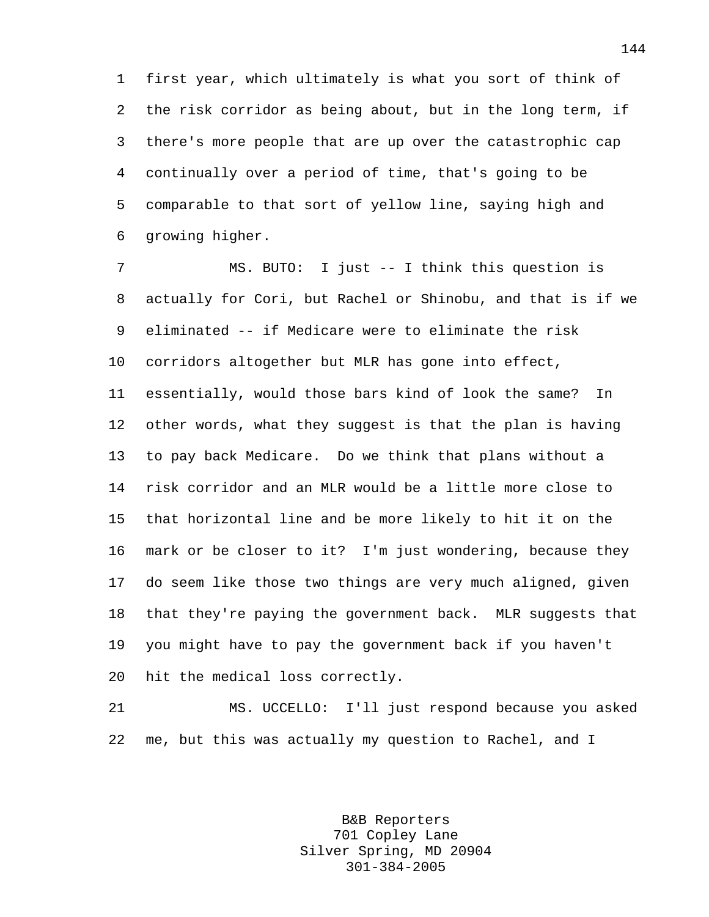first year, which ultimately is what you sort of think of the risk corridor as being about, but in the long term, if there's more people that are up over the catastrophic cap continually over a period of time, that's going to be comparable to that sort of yellow line, saying high and growing higher.

MS. BUTO: I just -- I think this question is actually for Cori, but Rachel or Shinobu, and that is if we eliminated -- if Medicare were to eliminate the risk corridors altogether but MLR has gone into effect, essentially, would those bars kind of look the same? In other words, what they suggest is that the plan is having to pay back Medicare. Do we think that plans without a risk corridor and an MLR would be a little more close to that horizontal line and be more likely to hit it on the mark or be closer to it? I'm just wondering, because they do seem like those two things are very much aligned, given that they're paying the government back. MLR suggests that you might have to pay the government back if you haven't hit the medical loss correctly.

MS. UCCELLO: I'll just respond because you asked me, but this was actually my question to Rachel, and I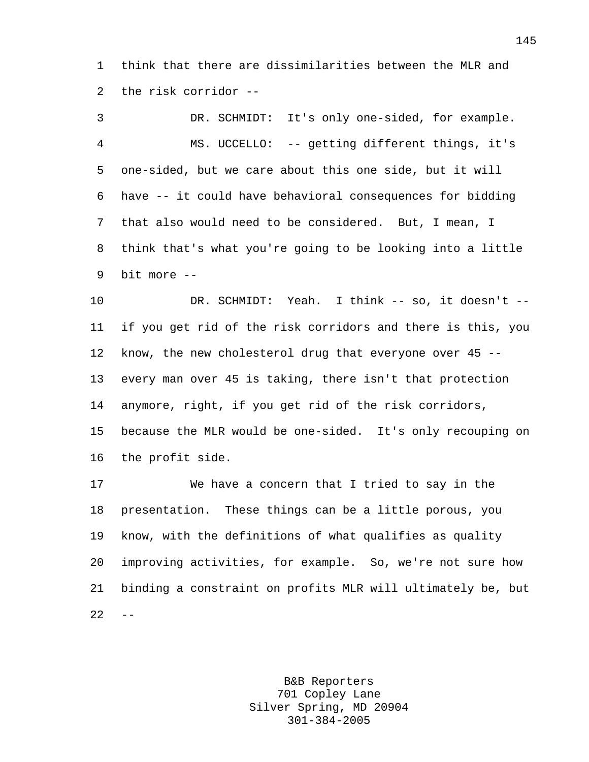think that there are dissimilarities between the MLR and the risk corridor --

DR. SCHMIDT: It's only one-sided, for example.

MS. UCCELLO: -- getting different things, it's one-sided, but we care about this one side, but it will have -- it could have behavioral consequences for bidding that also would need to be considered. But, I mean, I think that's what you're going to be looking into a little bit more --

DR. SCHMIDT: Yeah. I think -- so, it doesn't -- if you get rid of the risk corridors and there is this, you know, the new cholesterol drug that everyone over 45 -- every man over 45 is taking, there isn't that protection anymore, right, if you get rid of the risk corridors, because the MLR would be one-sided. It's only recouping on the profit side.

We have a concern that I tried to say in the presentation. These things can be a little porous, you know, with the definitions of what qualifies as quality improving activities, for example. So, we're not sure how binding a constraint on profits MLR will ultimately be, but --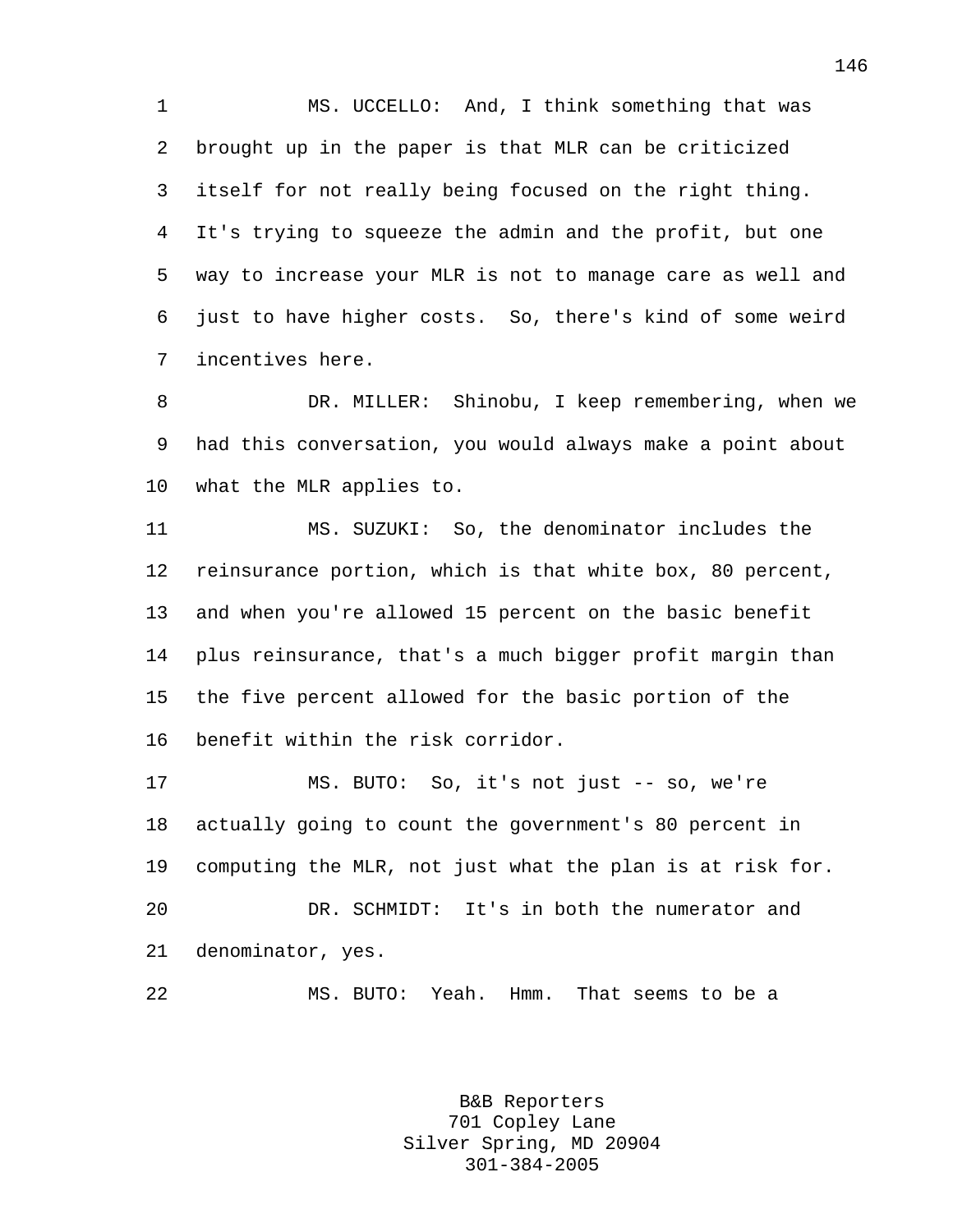MS. UCCELLO: And, I think something that was brought up in the paper is that MLR can be criticized itself for not really being focused on the right thing. It's trying to squeeze the admin and the profit, but one way to increase your MLR is not to manage care as well and just to have higher costs. So, there's kind of some weird incentives here.

DR. MILLER: Shinobu, I keep remembering, when we had this conversation, you would always make a point about what the MLR applies to.

MS. SUZUKI: So, the denominator includes the reinsurance portion, which is that white box, 80 percent, and when you're allowed 15 percent on the basic benefit plus reinsurance, that's a much bigger profit margin than the five percent allowed for the basic portion of the benefit within the risk corridor.

MS. BUTO: So, it's not just -- so, we're actually going to count the government's 80 percent in computing the MLR, not just what the plan is at risk for.

DR. SCHMIDT: It's in both the numerator and denominator, yes.

MS. BUTO: Yeah. Hmm. That seems to be a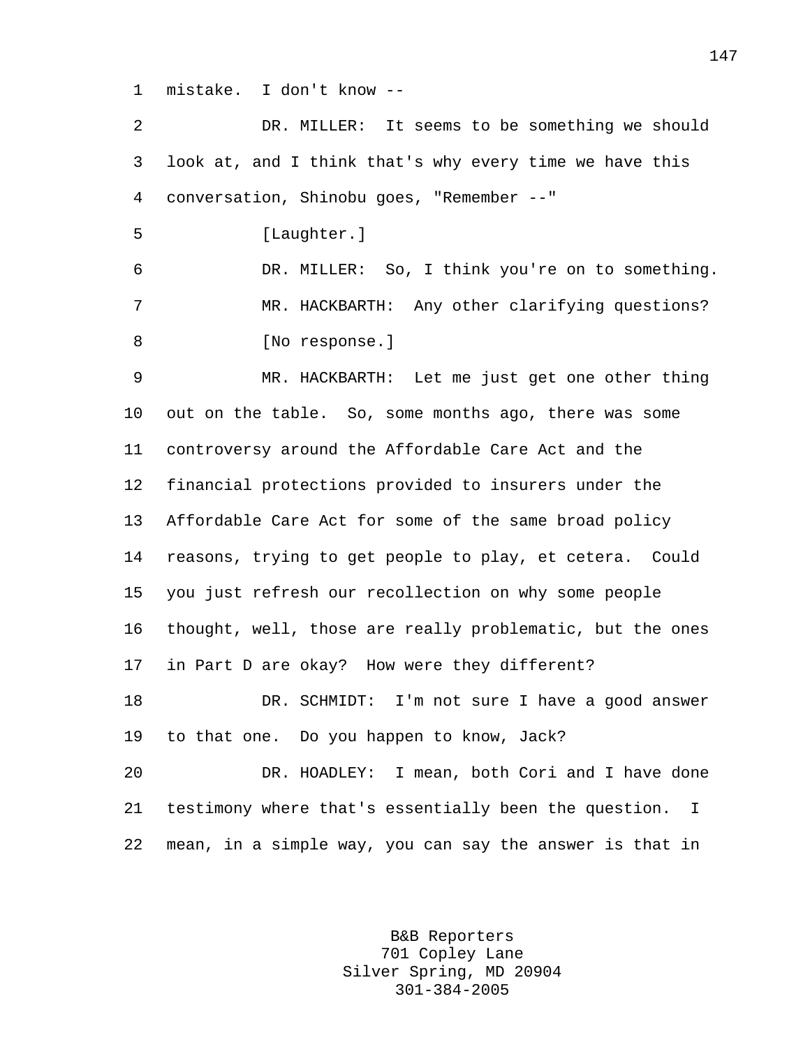mistake. I don't know --

DR. MILLER: It seems to be something we should look at, and I think that's why every time we have this conversation, Shinobu goes, "Remember --"

[Laughter.]

DR. MILLER: So, I think you're on to something.

MR. HACKBARTH: Any other clarifying questions?

[No response.]

MR. HACKBARTH: Let me just get one other thing out on the table. So, some months ago, there was some controversy around the Affordable Care Act and the financial protections provided to insurers under the Affordable Care Act for some of the same broad policy reasons, trying to get people to play, et cetera. Could you just refresh our recollection on why some people thought, well, those are really problematic, but the ones in Part D are okay? How were they different?

DR. SCHMIDT: I'm not sure I have a good answer to that one. Do you happen to know, Jack?

DR. HOADLEY: I mean, both Cori and I have done testimony where that's essentially been the question. I mean, in a simple way, you can say the answer is that in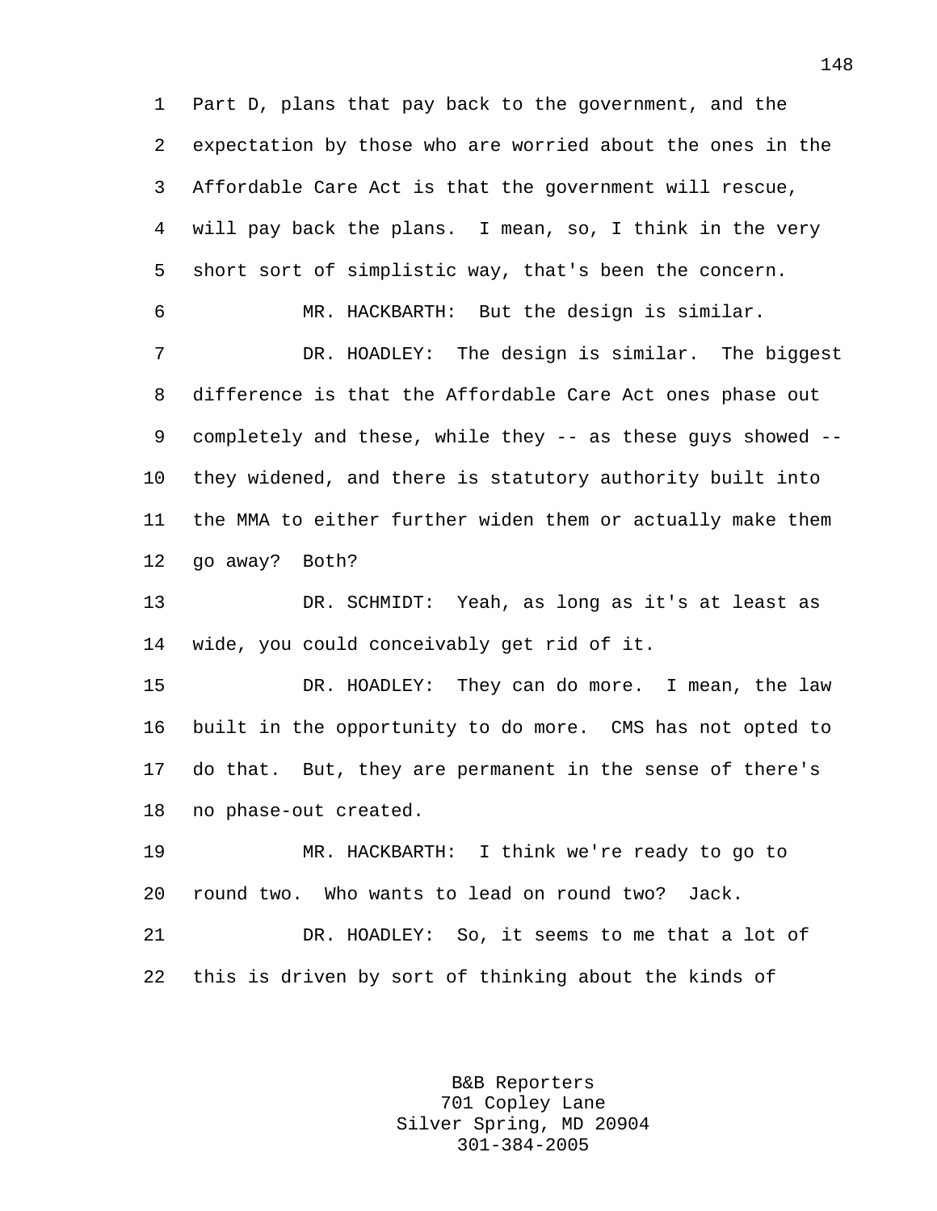Part D, plans that pay back to the government, and the expectation by those who are worried about the ones in the Affordable Care Act is that the government will rescue, will pay back the plans. I mean, so, I think in the very short sort of simplistic way, that's been the concern.

MR. HACKBARTH: But the design is similar.

DR. HOADLEY: The design is similar. The biggest difference is that the Affordable Care Act ones phase out completely and these, while they -- as these guys showed -- they widened, and there is statutory authority built into the MMA to either further widen them or actually make them go away? Both?

DR. SCHMIDT: Yeah, as long as it's at least as wide, you could conceivably get rid of it.

DR. HOADLEY: They can do more. I mean, the law built in the opportunity to do more. CMS has not opted to do that. But, they are permanent in the sense of there's no phase-out created.

MR. HACKBARTH: I think we're ready to go to round two. Who wants to lead on round two? Jack.

DR. HOADLEY: So, it seems to me that a lot of this is driven by sort of thinking about the kinds of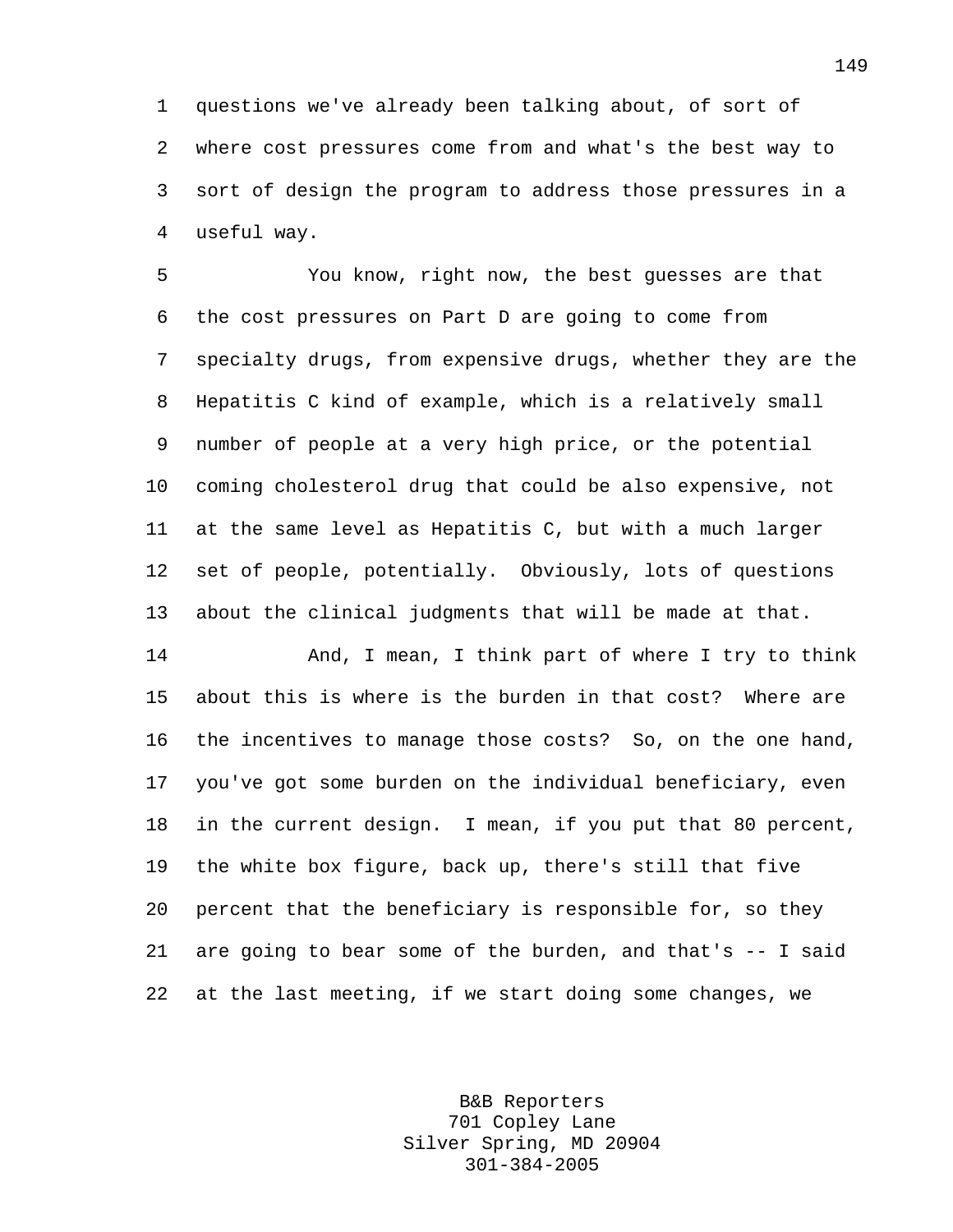questions we've already been talking about, of sort of where cost pressures come from and what's the best way to sort of design the program to address those pressures in a useful way.

You know, right now, the best guesses are that the cost pressures on Part D are going to come from specialty drugs, from expensive drugs, whether they are the Hepatitis C kind of example, which is a relatively small number of people at a very high price, or the potential coming cholesterol drug that could be also expensive, not at the same level as Hepatitis C, but with a much larger set of people, potentially. Obviously, lots of questions about the clinical judgments that will be made at that.

And, I mean, I think part of where I try to think about this is where is the burden in that cost? Where are the incentives to manage those costs? So, on the one hand, you've got some burden on the individual beneficiary, even in the current design. I mean, if you put that 80 percent, the white box figure, back up, there's still that five percent that the beneficiary is responsible for, so they are going to bear some of the burden, and that's -- I said at the last meeting, if we start doing some changes, we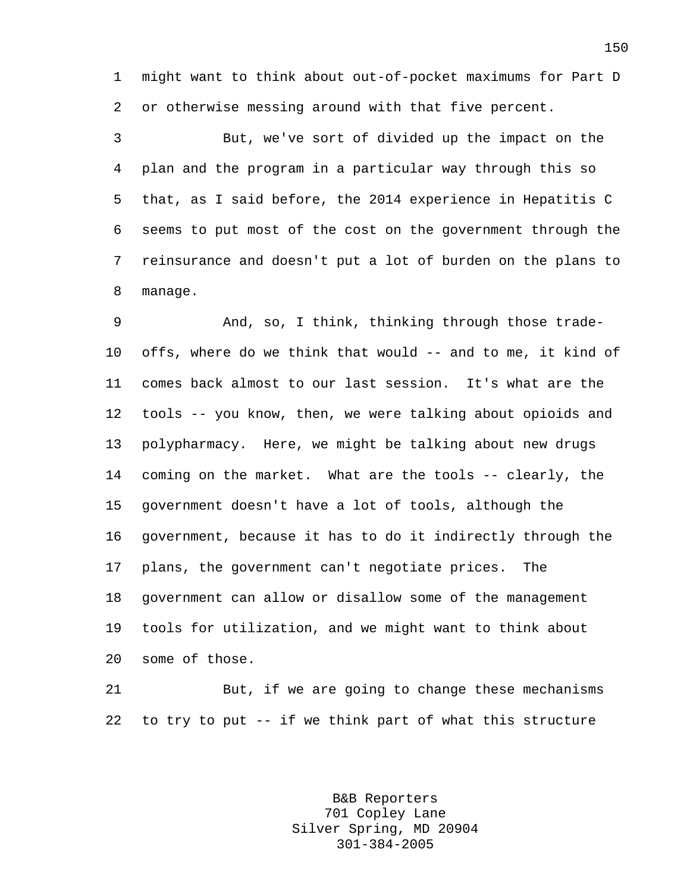might want to think about out-of-pocket maximums for Part D or otherwise messing around with that five percent.

But, we've sort of divided up the impact on the plan and the program in a particular way through this so that, as I said before, the 2014 experience in Hepatitis C seems to put most of the cost on the government through the reinsurance and doesn't put a lot of burden on the plans to manage.

And, so, I think, thinking through those trade-offs, where do we think that would -- and to me, it kind of comes back almost to our last session. It's what are the tools -- you know, then, we were talking about opioids and polypharmacy. Here, we might be talking about new drugs coming on the market. What are the tools -- clearly, the government doesn't have a lot of tools, although the government, because it has to do it indirectly through the plans, the government can't negotiate prices. The government can allow or disallow some of the management tools for utilization, and we might want to think about some of those.

But, if we are going to change these mechanisms to try to put -- if we think part of what this structure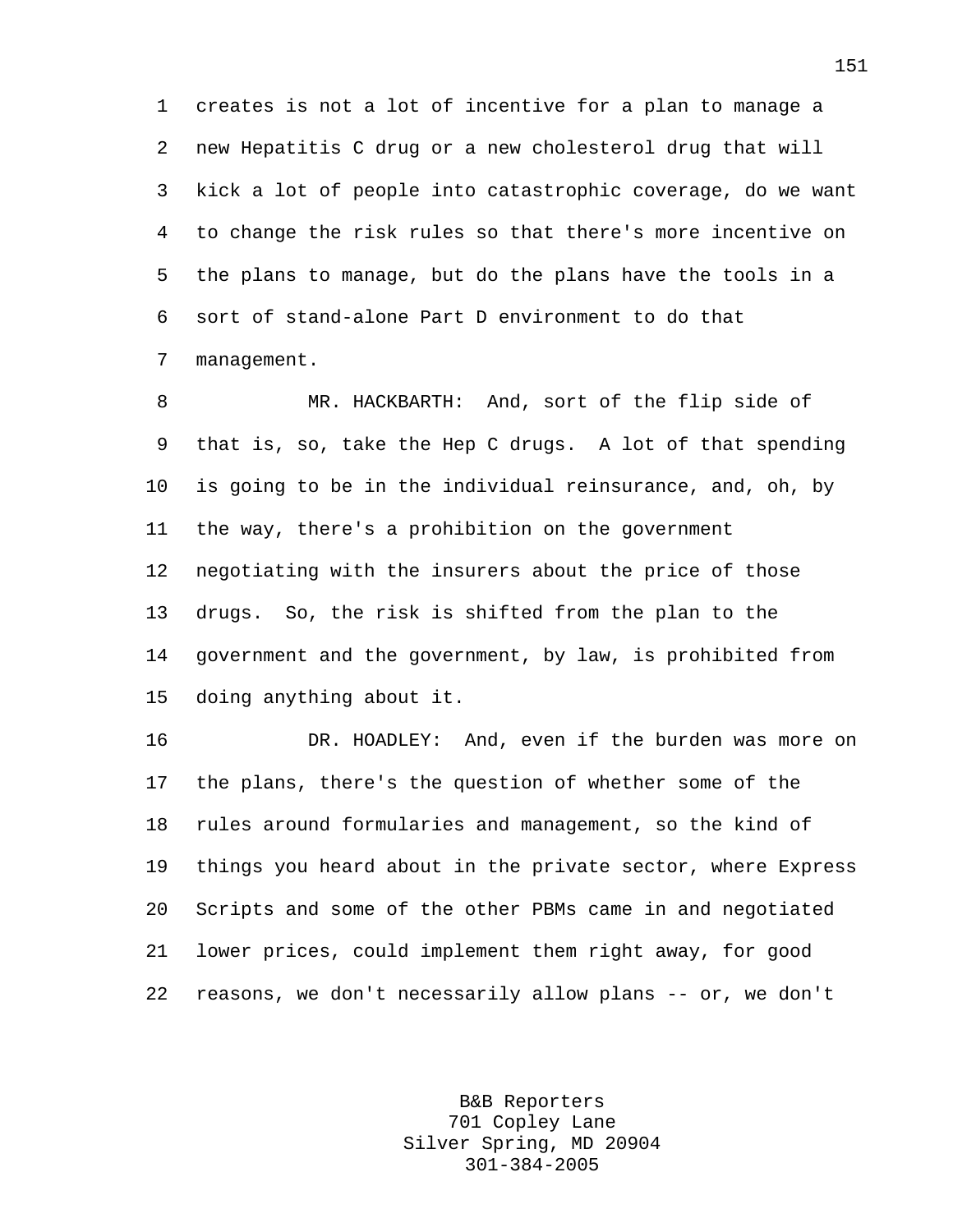creates is not a lot of incentive for a plan to manage a new Hepatitis C drug or a new cholesterol drug that will kick a lot of people into catastrophic coverage, do we want to change the risk rules so that there's more incentive on the plans to manage, but do the plans have the tools in a sort of stand-alone Part D environment to do that management.

MR. HACKBARTH: And, sort of the flip side of that is, so, take the Hep C drugs. A lot of that spending is going to be in the individual reinsurance, and, oh, by the way, there's a prohibition on the government negotiating with the insurers about the price of those drugs. So, the risk is shifted from the plan to the government and the government, by law, is prohibited from doing anything about it.

DR. HOADLEY: And, even if the burden was more on the plans, there's the question of whether some of the rules around formularies and management, so the kind of things you heard about in the private sector, where Express Scripts and some of the other PBMs came in and negotiated lower prices, could implement them right away, for good reasons, we don't necessarily allow plans -- or, we don't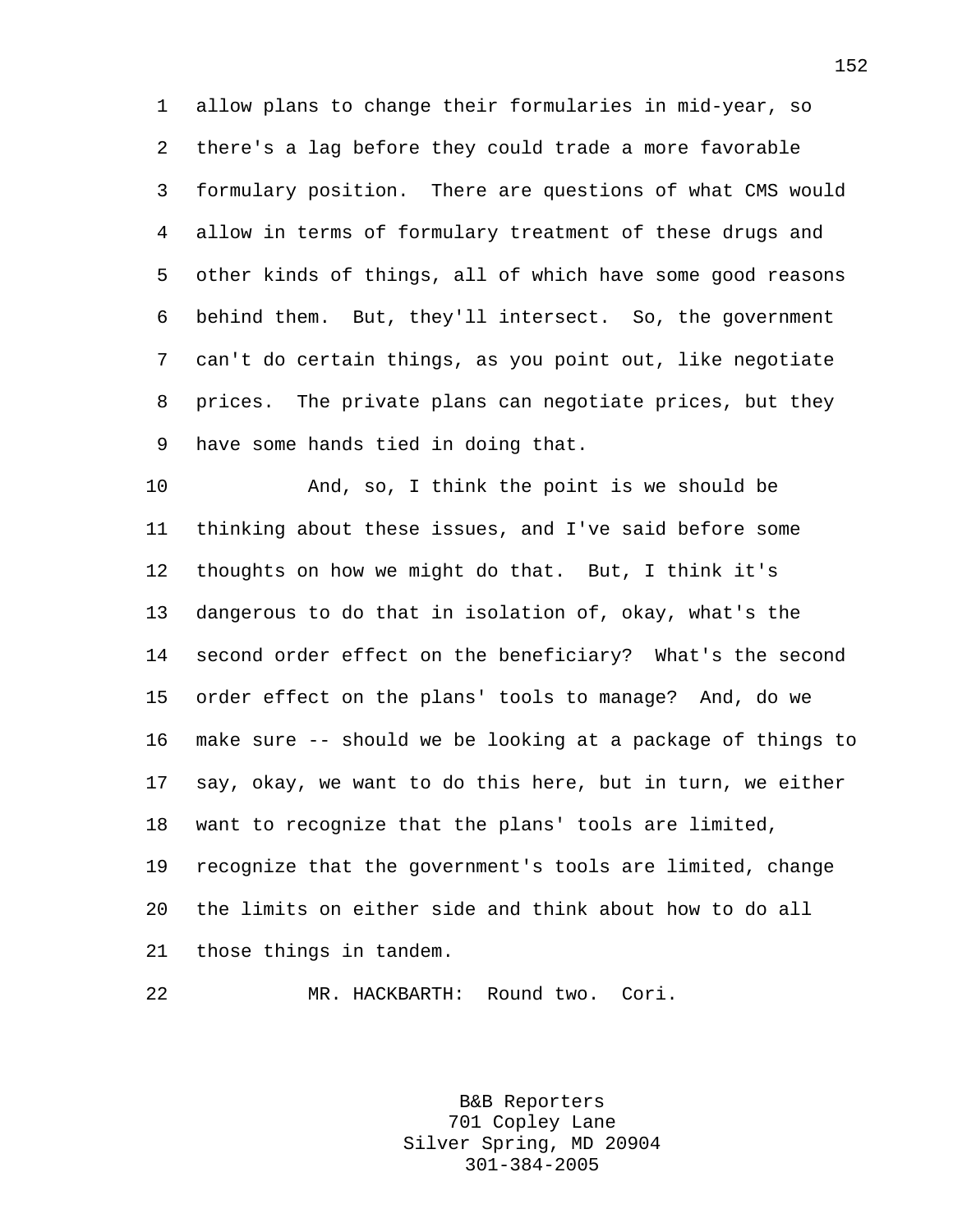allow plans to change their formularies in mid-year, so there's a lag before they could trade a more favorable formulary position. There are questions of what CMS would allow in terms of formulary treatment of these drugs and other kinds of things, all of which have some good reasons behind them. But, they'll intersect. So, the government can't do certain things, as you point out, like negotiate prices. The private plans can negotiate prices, but they have some hands tied in doing that.

And, so, I think the point is we should be thinking about these issues, and I've said before some thoughts on how we might do that. But, I think it's dangerous to do that in isolation of, okay, what's the second order effect on the beneficiary? What's the second order effect on the plans' tools to manage? And, do we make sure -- should we be looking at a package of things to say, okay, we want to do this here, but in turn, we either want to recognize that the plans' tools are limited, recognize that the government's tools are limited, change the limits on either side and think about how to do all those things in tandem.

MR. HACKBARTH: Round two. Cori.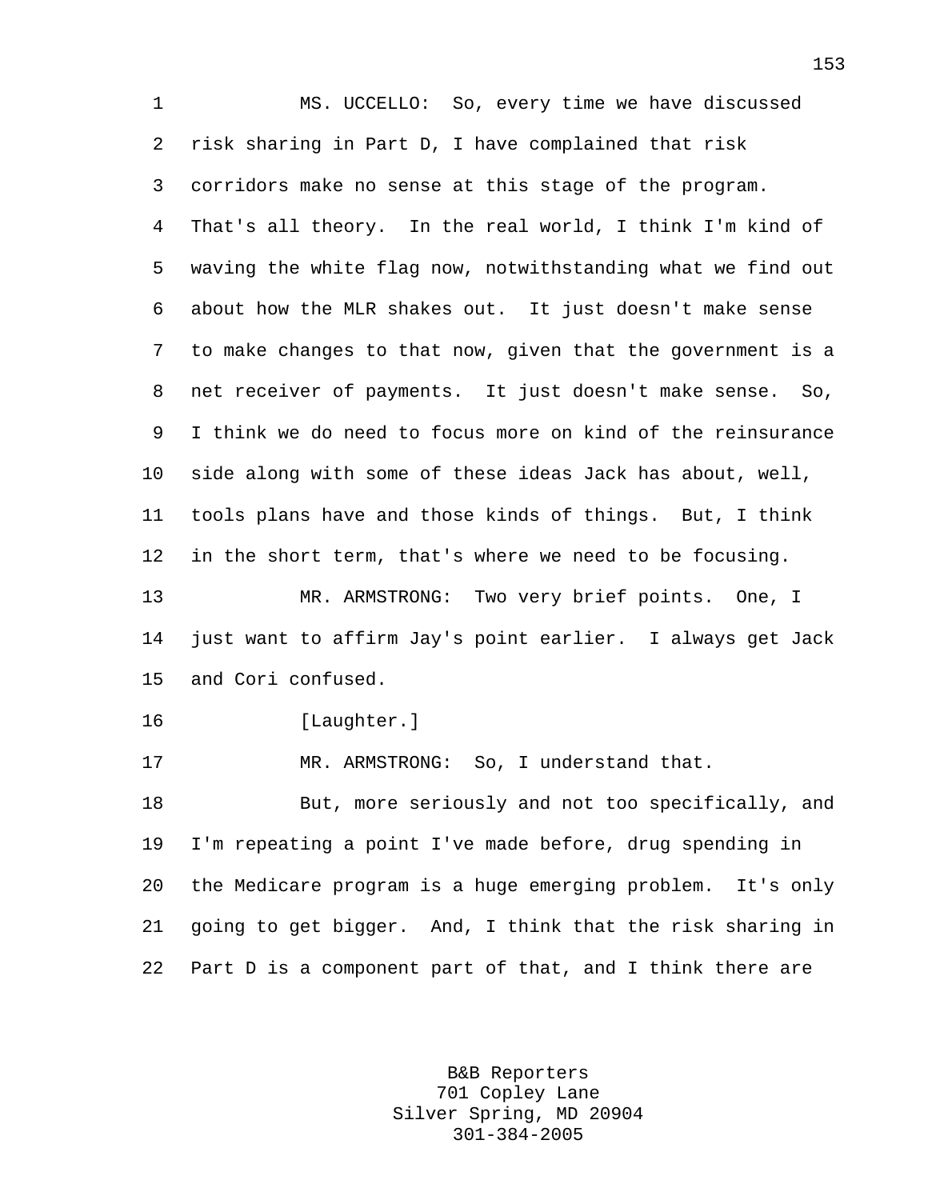MS. UCCELLO: So, every time we have discussed risk sharing in Part D, I have complained that risk corridors make no sense at this stage of the program. That's all theory. In the real world, I think I'm kind of waving the white flag now, notwithstanding what we find out about how the MLR shakes out. It just doesn't make sense to make changes to that now, given that the government is a net receiver of payments. It just doesn't make sense. So, I think we do need to focus more on kind of the reinsurance side along with some of these ideas Jack has about, well, tools plans have and those kinds of things. But, I think in the short term, that's where we need to be focusing.

MR. ARMSTRONG: Two very brief points. One, I just want to affirm Jay's point earlier. I always get Jack and Cori confused.

[Laughter.]

MR. ARMSTRONG: So, I understand that.

But, more seriously and not too specifically, and I'm repeating a point I've made before, drug spending in the Medicare program is a huge emerging problem. It's only going to get bigger. And, I think that the risk sharing in Part D is a component part of that, and I think there are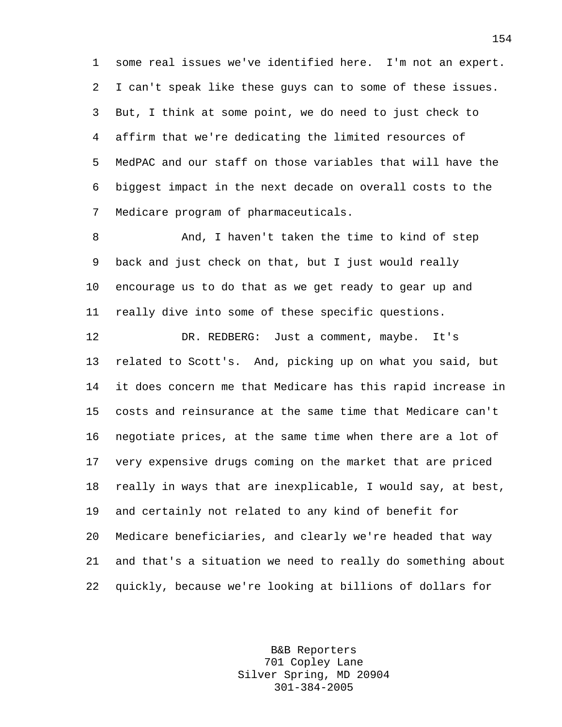some real issues we've identified here. I'm not an expert. I can't speak like these guys can to some of these issues. But, I think at some point, we do need to just check to affirm that we're dedicating the limited resources of MedPAC and our staff on those variables that will have the biggest impact in the next decade on overall costs to the Medicare program of pharmaceuticals.

And, I haven't taken the time to kind of step back and just check on that, but I just would really encourage us to do that as we get ready to gear up and really dive into some of these specific questions.

DR. REDBERG: Just a comment, maybe. It's related to Scott's. And, picking up on what you said, but it does concern me that Medicare has this rapid increase in costs and reinsurance at the same time that Medicare can't negotiate prices, at the same time when there are a lot of very expensive drugs coming on the market that are priced really in ways that are inexplicable, I would say, at best, and certainly not related to any kind of benefit for Medicare beneficiaries, and clearly we're headed that way and that's a situation we need to really do something about quickly, because we're looking at billions of dollars for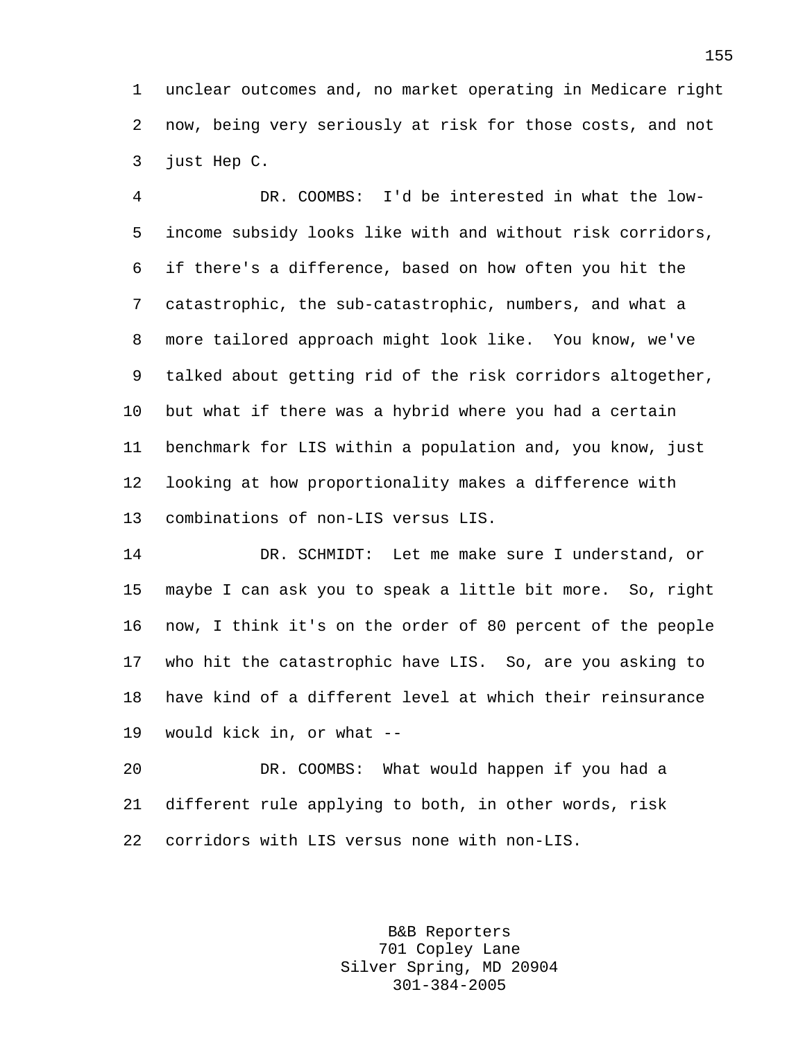unclear outcomes and, no market operating in Medicare right now, being very seriously at risk for those costs, and not just Hep C.

DR. COOMBS: I'd be interested in what the low-income subsidy looks like with and without risk corridors, if there's a difference, based on how often you hit the catastrophic, the sub-catastrophic, numbers, and what a more tailored approach might look like. You know, we've talked about getting rid of the risk corridors altogether, but what if there was a hybrid where you had a certain benchmark for LIS within a population and, you know, just looking at how proportionality makes a difference with combinations of non-LIS versus LIS.

DR. SCHMIDT: Let me make sure I understand, or maybe I can ask you to speak a little bit more. So, right now, I think it's on the order of 80 percent of the people who hit the catastrophic have LIS. So, are you asking to have kind of a different level at which their reinsurance would kick in, or what --

DR. COOMBS: What would happen if you had a different rule applying to both, in other words, risk corridors with LIS versus none with non-LIS.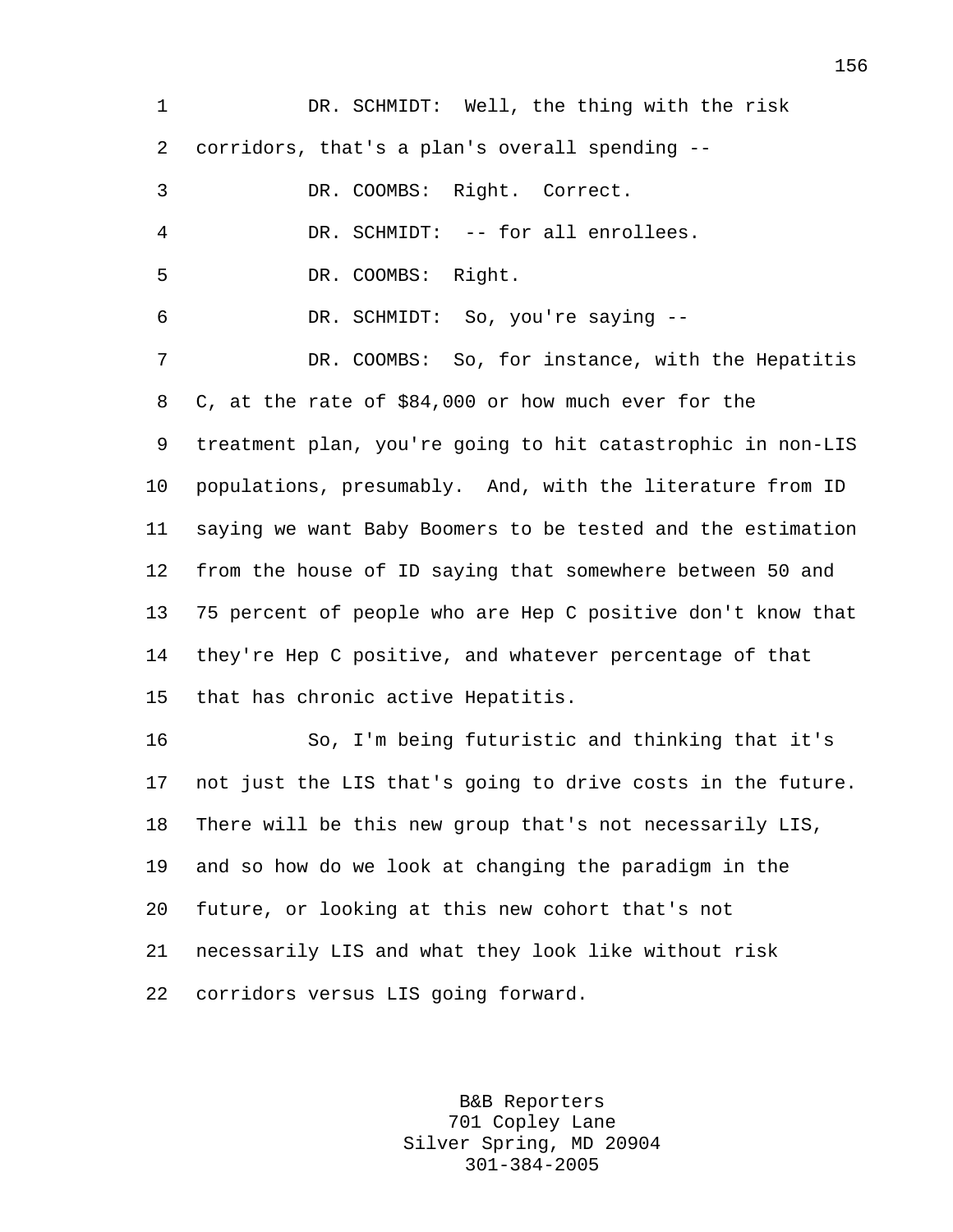DR. SCHMIDT: Well, the thing with the risk corridors, that's a plan's overall spending --

DR. COOMBS: Right. Correct.

DR. SCHMIDT: -- for all enrollees.

DR. COOMBS: Right.

DR. SCHMIDT: So, you're saying --

DR. COOMBS: So, for instance, with the Hepatitis C, at the rate of $84,000 or how much ever for the treatment plan, you're going to hit catastrophic in non-LIS populations, presumably. And, with the literature from ID saying we want Baby Boomers to be tested and the estimation from the house of ID saying that somewhere between 50 and 75 percent of people who are Hep C positive don't know that they're Hep C positive, and whatever percentage of that that has chronic active Hepatitis.

So, I'm being futuristic and thinking that it's not just the LIS that's going to drive costs in the future. There will be this new group that's not necessarily LIS, and so how do we look at changing the paradigm in the future, or looking at this new cohort that's not necessarily LIS and what they look like without risk corridors versus LIS going forward.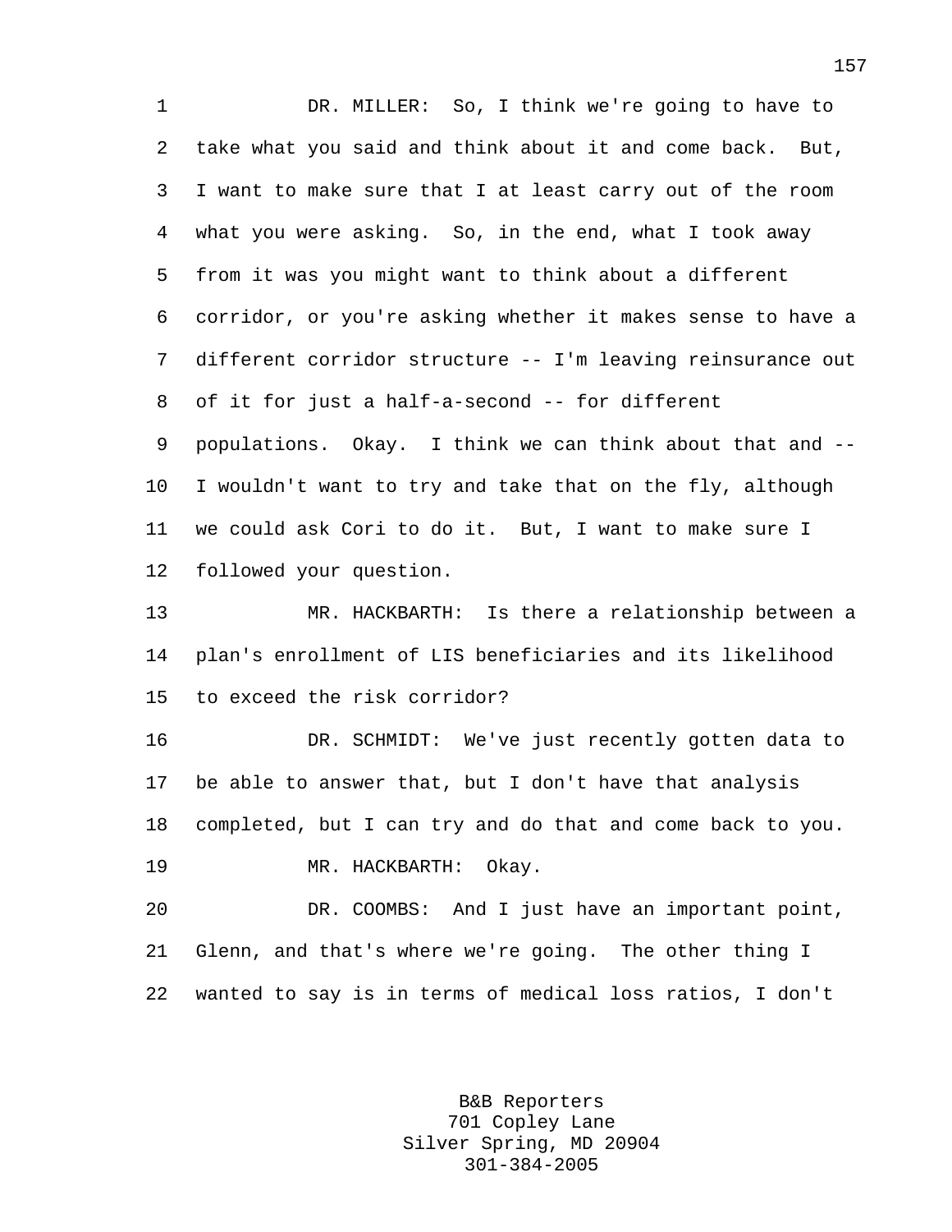DR. MILLER: So, I think we're going to have to take what you said and think about it and come back. But, I want to make sure that I at least carry out of the room what you were asking. So, in the end, what I took away from it was you might want to think about a different corridor, or you're asking whether it makes sense to have a different corridor structure -- I'm leaving reinsurance out of it for just a half-a-second -- for different populations. Okay. I think we can think about that and -- I wouldn't want to try and take that on the fly, although we could ask Cori to do it. But, I want to make sure I followed your question.

MR. HACKBARTH: Is there a relationship between a plan's enrollment of LIS beneficiaries and its likelihood to exceed the risk corridor?

DR. SCHMIDT: We've just recently gotten data to be able to answer that, but I don't have that analysis completed, but I can try and do that and come back to you.

MR. HACKBARTH: Okay.

DR. COOMBS: And I just have an important point, Glenn, and that's where we're going. The other thing I wanted to say is in terms of medical loss ratios, I don't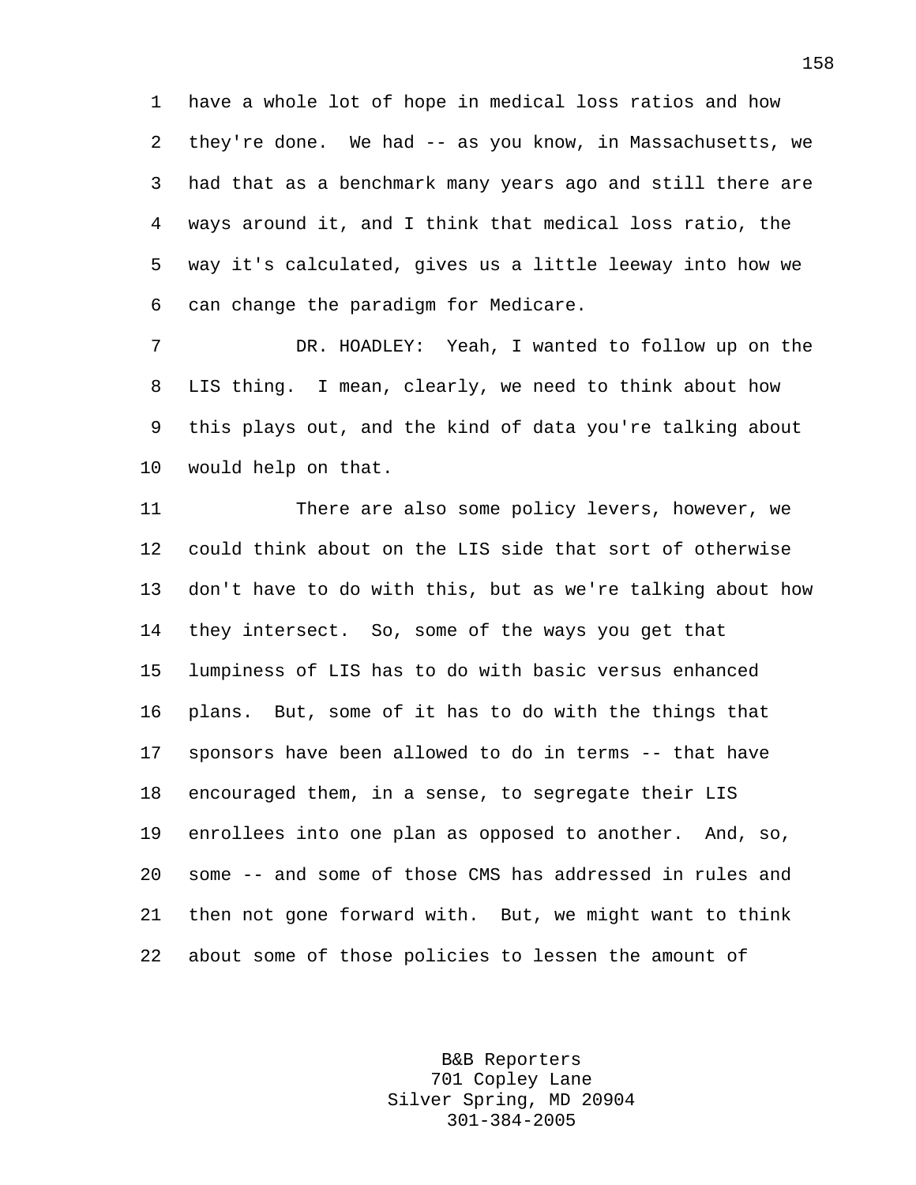have a whole lot of hope in medical loss ratios and how they're done. We had -- as you know, in Massachusetts, we had that as a benchmark many years ago and still there are ways around it, and I think that medical loss ratio, the way it's calculated, gives us a little leeway into how we can change the paradigm for Medicare.

DR. HOADLEY: Yeah, I wanted to follow up on the LIS thing. I mean, clearly, we need to think about how this plays out, and the kind of data you're talking about would help on that.

There are also some policy levers, however, we could think about on the LIS side that sort of otherwise don't have to do with this, but as we're talking about how they intersect. So, some of the ways you get that lumpiness of LIS has to do with basic versus enhanced plans. But, some of it has to do with the things that sponsors have been allowed to do in terms -- that have encouraged them, in a sense, to segregate their LIS enrollees into one plan as opposed to another. And, so, some -- and some of those CMS has addressed in rules and then not gone forward with. But, we might want to think about some of those policies to lessen the amount of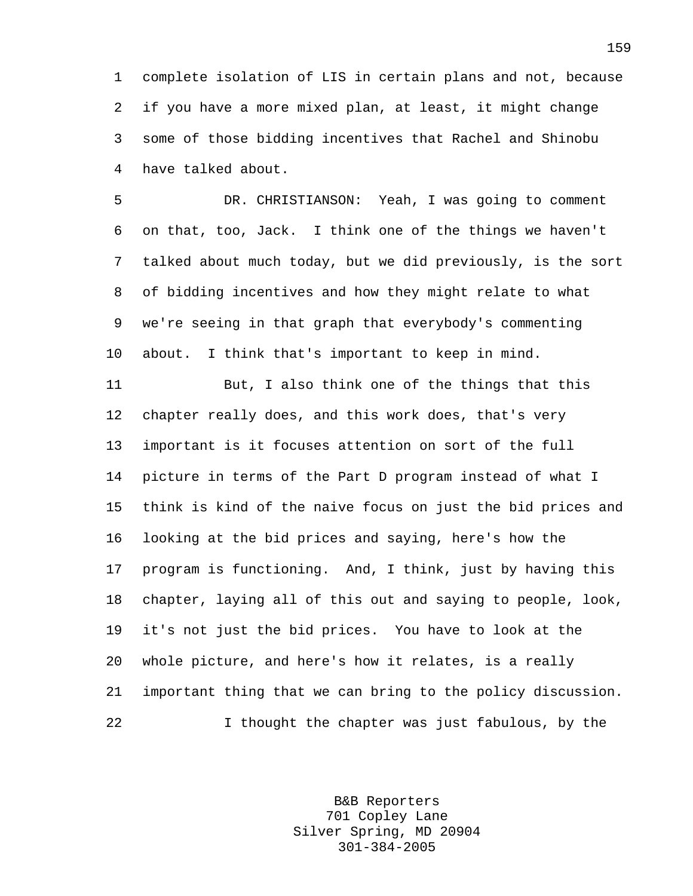complete isolation of LIS in certain plans and not, because if you have a more mixed plan, at least, it might change some of those bidding incentives that Rachel and Shinobu have talked about.

DR. CHRISTIANSON: Yeah, I was going to comment on that, too, Jack. I think one of the things we haven't talked about much today, but we did previously, is the sort of bidding incentives and how they might relate to what we're seeing in that graph that everybody's commenting about. I think that's important to keep in mind.

But, I also think one of the things that this chapter really does, and this work does, that's very important is it focuses attention on sort of the full picture in terms of the Part D program instead of what I think is kind of the naive focus on just the bid prices and looking at the bid prices and saying, here's how the program is functioning. And, I think, just by having this chapter, laying all of this out and saying to people, look, it's not just the bid prices. You have to look at the whole picture, and here's how it relates, is a really important thing that we can bring to the policy discussion.

I thought the chapter was just fabulous, by the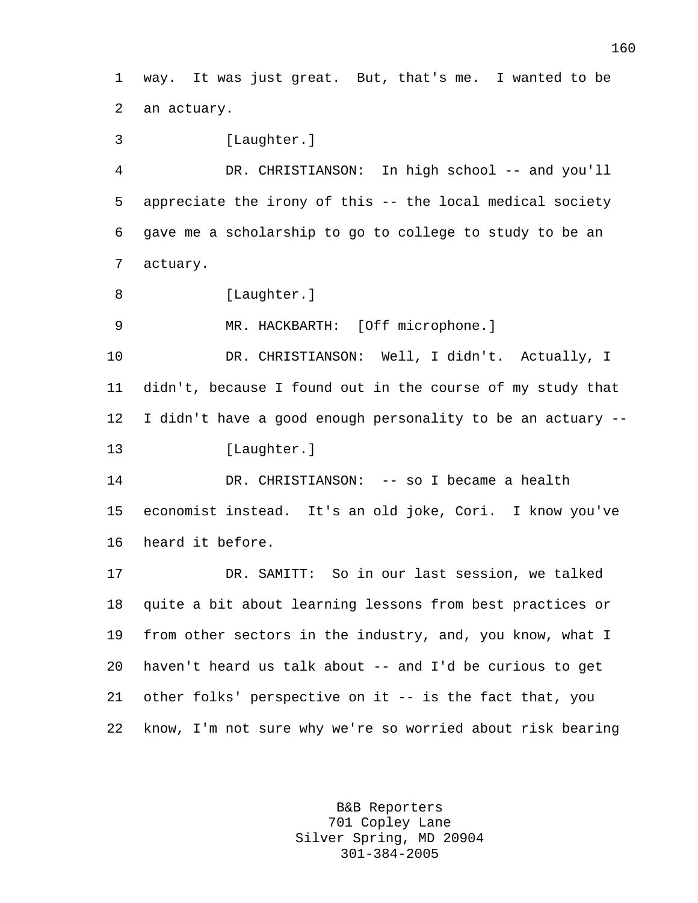way. It was just great. But, that's me. I wanted to be an actuary.

[Laughter.]

DR. CHRISTIANSON: In high school -- and you'll appreciate the irony of this -- the local medical society gave me a scholarship to go to college to study to be an actuary.

[Laughter.]

MR. HACKBARTH: [Off microphone.]

DR. CHRISTIANSON: Well, I didn't. Actually, I didn't, because I found out in the course of my study that I didn't have a good enough personality to be an actuary --

[Laughter.]

DR. CHRISTIANSON: -- so I became a health economist instead. It's an old joke, Cori. I know you've heard it before.

DR. SAMITT: So in our last session, we talked quite a bit about learning lessons from best practices or from other sectors in the industry, and, you know, what I haven't heard us talk about -- and I'd be curious to get other folks' perspective on it -- is the fact that, you know, I'm not sure why we're so worried about risk bearing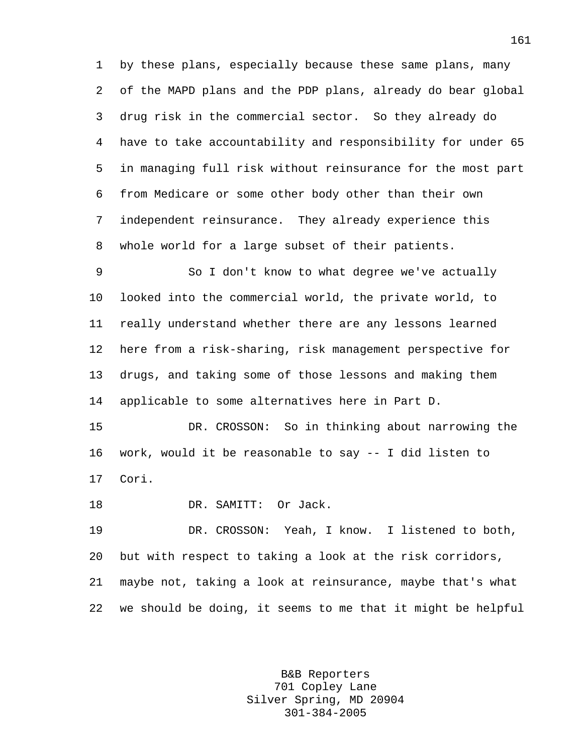by these plans, especially because these same plans, many of the MAPD plans and the PDP plans, already do bear global drug risk in the commercial sector. So they already do have to take accountability and responsibility for under 65 in managing full risk without reinsurance for the most part from Medicare or some other body other than their own independent reinsurance. They already experience this whole world for a large subset of their patients.

So I don't know to what degree we've actually looked into the commercial world, the private world, to really understand whether there are any lessons learned here from a risk-sharing, risk management perspective for drugs, and taking some of those lessons and making them applicable to some alternatives here in Part D.

DR. CROSSON: So in thinking about narrowing the work, would it be reasonable to say -- I did listen to Cori.

DR. SAMITT: Or Jack.

DR. CROSSON: Yeah, I know. I listened to both, but with respect to taking a look at the risk corridors, maybe not, taking a look at reinsurance, maybe that's what we should be doing, it seems to me that it might be helpful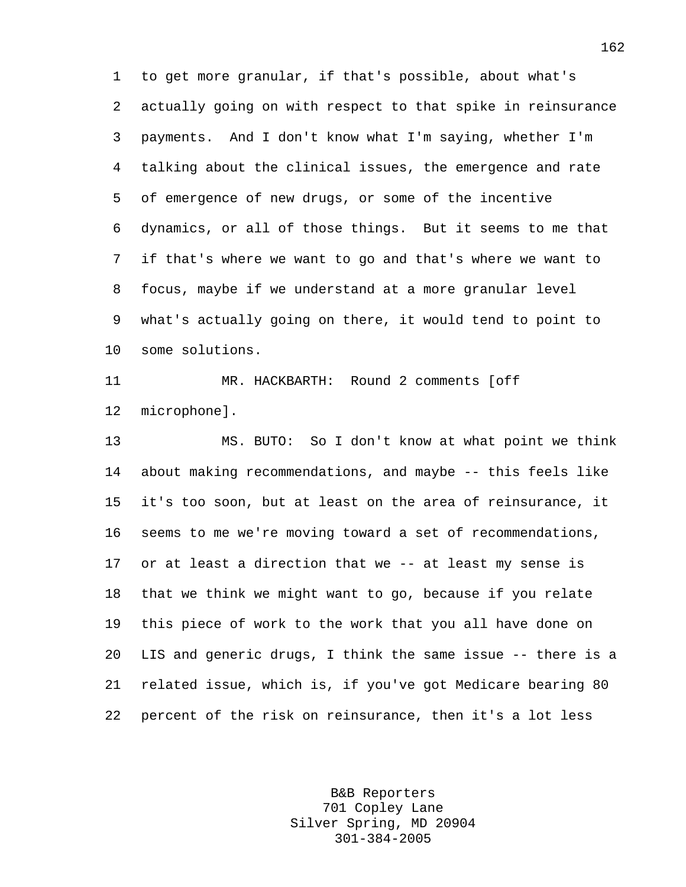to get more granular, if that's possible, about what's actually going on with respect to that spike in reinsurance payments. And I don't know what I'm saying, whether I'm talking about the clinical issues, the emergence and rate of emergence of new drugs, or some of the incentive dynamics, or all of those things. But it seems to me that if that's where we want to go and that's where we want to focus, maybe if we understand at a more granular level what's actually going on there, it would tend to point to some solutions.

MR. HACKBARTH: Round 2 comments [off microphone].

MS. BUTO: So I don't know at what point we think about making recommendations, and maybe -- this feels like it's too soon, but at least on the area of reinsurance, it seems to me we're moving toward a set of recommendations, or at least a direction that we -- at least my sense is that we think we might want to go, because if you relate this piece of work to the work that you all have done on LIS and generic drugs, I think the same issue -- there is a related issue, which is, if you've got Medicare bearing 80 percent of the risk on reinsurance, then it's a lot less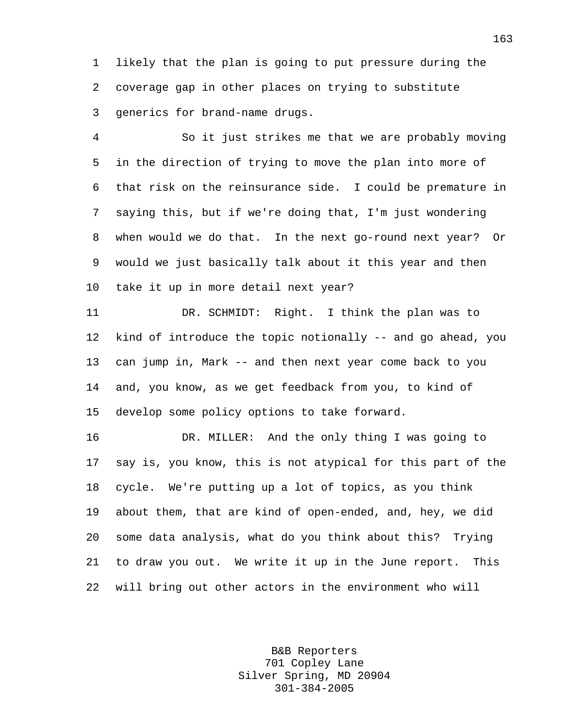likely that the plan is going to put pressure during the coverage gap in other places on trying to substitute generics for brand-name drugs.

So it just strikes me that we are probably moving in the direction of trying to move the plan into more of that risk on the reinsurance side. I could be premature in saying this, but if we're doing that, I'm just wondering when would we do that. In the next go-round next year? Or would we just basically talk about it this year and then take it up in more detail next year?

DR. SCHMIDT: Right. I think the plan was to kind of introduce the topic notionally -- and go ahead, you can jump in, Mark -- and then next year come back to you and, you know, as we get feedback from you, to kind of develop some policy options to take forward.

DR. MILLER: And the only thing I was going to say is, you know, this is not atypical for this part of the cycle. We're putting up a lot of topics, as you think about them, that are kind of open-ended, and, hey, we did some data analysis, what do you think about this? Trying to draw you out. We write it up in the June report. This will bring out other actors in the environment who will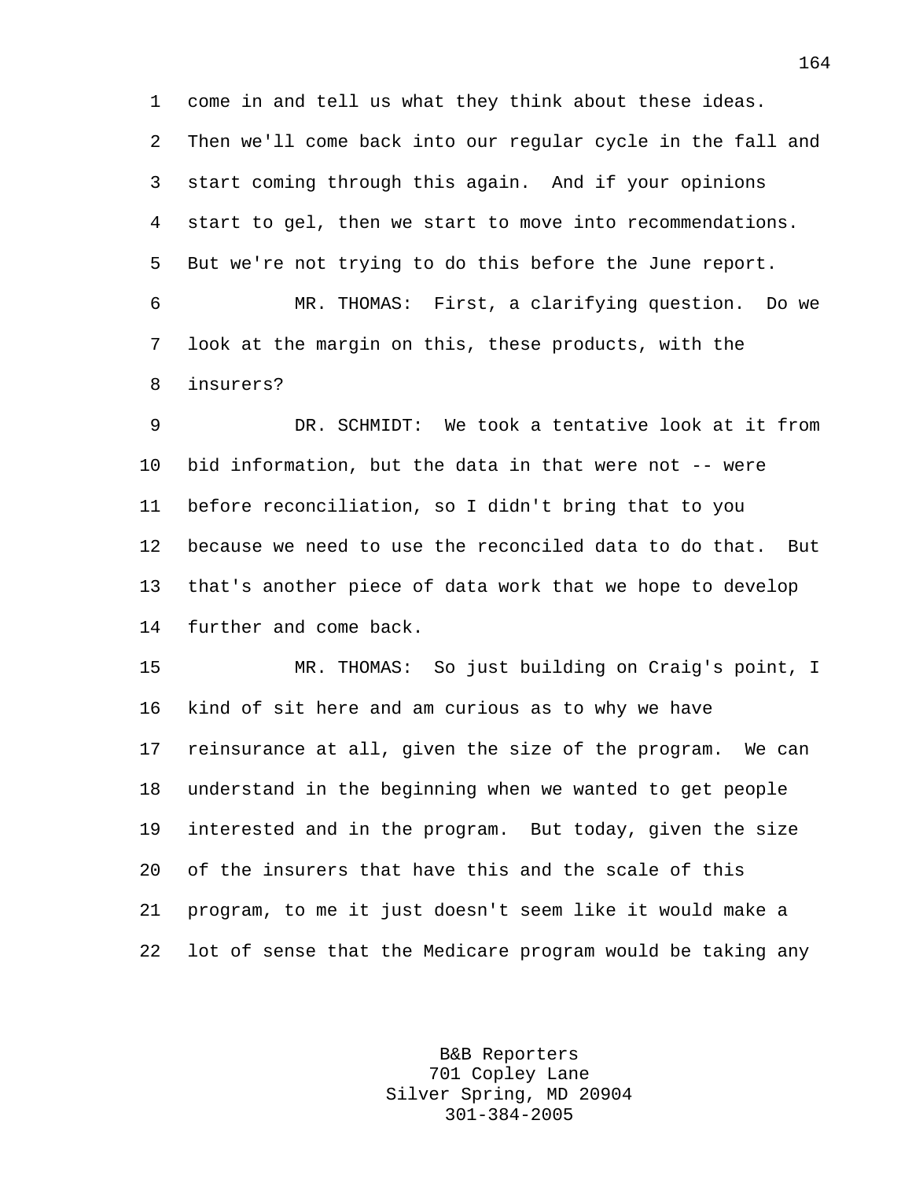come in and tell us what they think about these ideas. Then we'll come back into our regular cycle in the fall and start coming through this again. And if your opinions start to gel, then we start to move into recommendations. But we're not trying to do this before the June report.

MR. THOMAS: First, a clarifying question. Do we look at the margin on this, these products, with the insurers?

DR. SCHMIDT: We took a tentative look at it from bid information, but the data in that were not -- were before reconciliation, so I didn't bring that to you because we need to use the reconciled data to do that. But that's another piece of data work that we hope to develop further and come back.

MR. THOMAS: So just building on Craig's point, I kind of sit here and am curious as to why we have reinsurance at all, given the size of the program. We can understand in the beginning when we wanted to get people interested and in the program. But today, given the size of the insurers that have this and the scale of this program, to me it just doesn't seem like it would make a lot of sense that the Medicare program would be taking any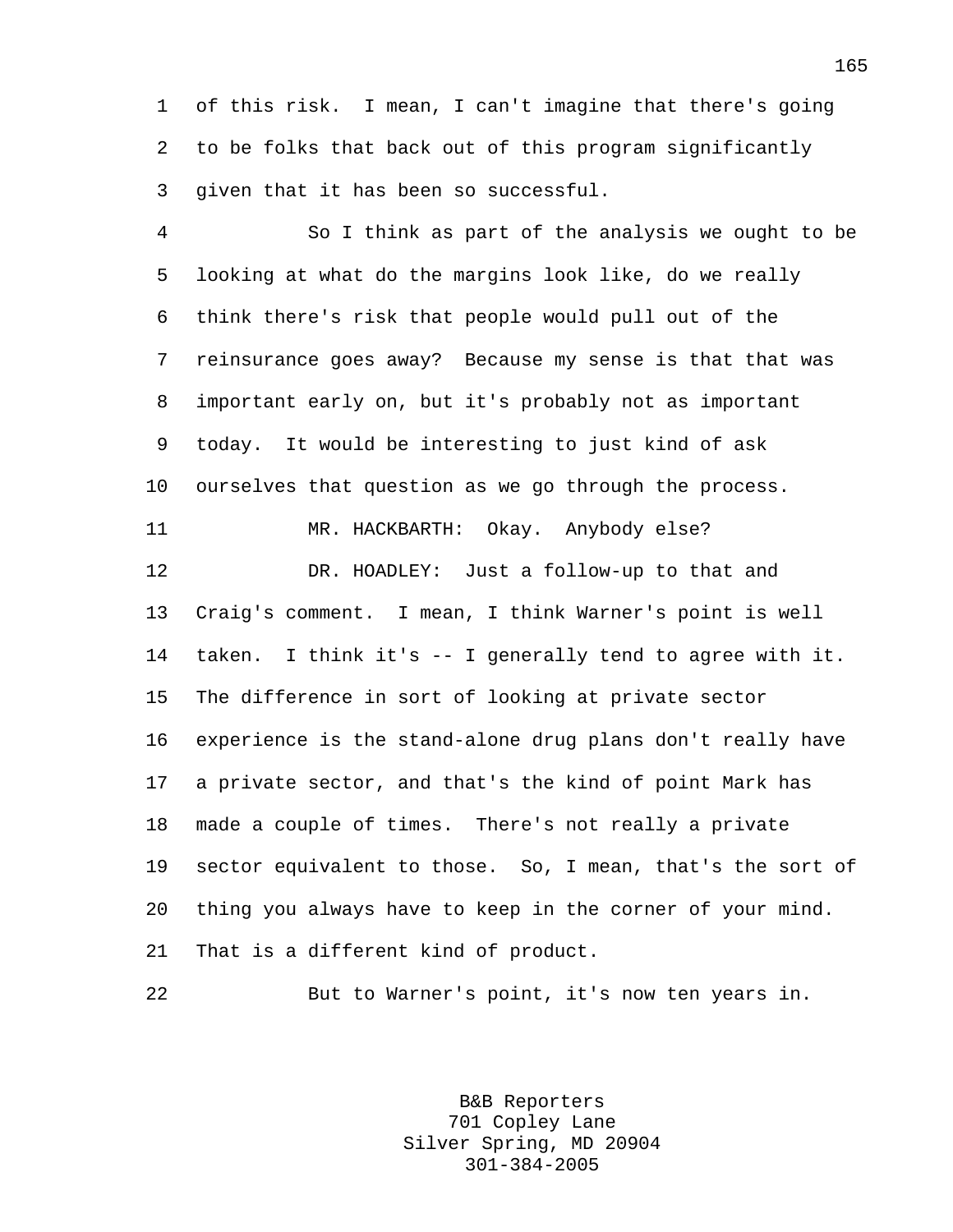of this risk. I mean, I can't imagine that there's going to be folks that back out of this program significantly given that it has been so successful.

So I think as part of the analysis we ought to be looking at what do the margins look like, do we really think there's risk that people would pull out of the reinsurance goes away? Because my sense is that that was important early on, but it's probably not as important today. It would be interesting to just kind of ask ourselves that question as we go through the process.

MR. HACKBARTH: Okay. Anybody else?

DR. HOADLEY: Just a follow-up to that and Craig's comment. I mean, I think Warner's point is well taken. I think it's -- I generally tend to agree with it. The difference in sort of looking at private sector experience is the stand-alone drug plans don't really have a private sector, and that's the kind of point Mark has made a couple of times. There's not really a private sector equivalent to those. So, I mean, that's the sort of thing you always have to keep in the corner of your mind. That is a different kind of product.

But to Warner's point, it's now ten years in.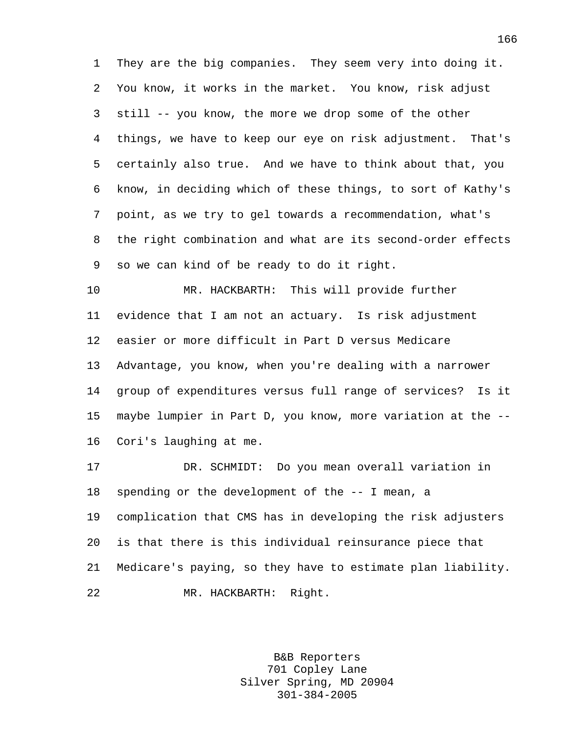They are the big companies. They seem very into doing it. You know, it works in the market. You know, risk adjust still -- you know, the more we drop some of the other things, we have to keep our eye on risk adjustment. That's certainly also true. And we have to think about that, you know, in deciding which of these things, to sort of Kathy's point, as we try to gel towards a recommendation, what's the right combination and what are its second-order effects so we can kind of be ready to do it right.

MR. HACKBARTH: This will provide further evidence that I am not an actuary. Is risk adjustment easier or more difficult in Part D versus Medicare Advantage, you know, when you're dealing with a narrower group of expenditures versus full range of services? Is it maybe lumpier in Part D, you know, more variation at the -- Cori's laughing at me.

DR. SCHMIDT: Do you mean overall variation in spending or the development of the -- I mean, a complication that CMS has in developing the risk adjusters is that there is this individual reinsurance piece that Medicare's paying, so they have to estimate plan liability.

MR. HACKBARTH: Right.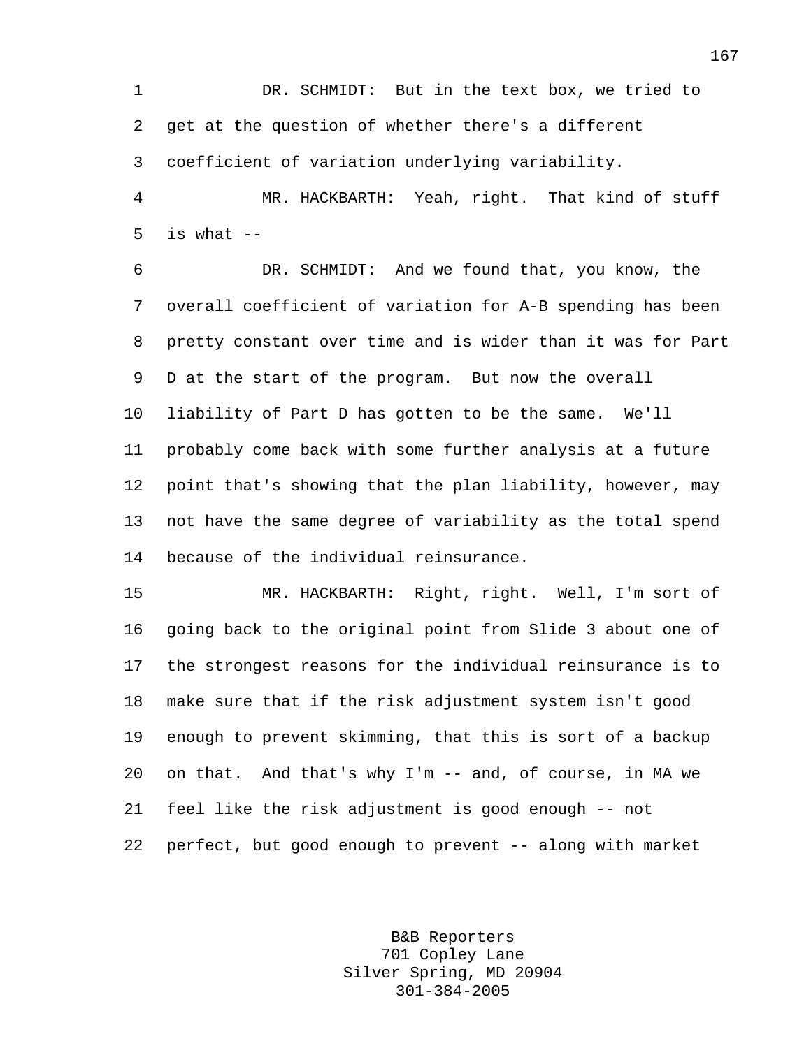DR. SCHMIDT: But in the text box, we tried to get at the question of whether there's a different coefficient of variation underlying variability.

MR. HACKBARTH: Yeah, right. That kind of stuff is what --

DR. SCHMIDT: And we found that, you know, the overall coefficient of variation for A-B spending has been pretty constant over time and is wider than it was for Part D at the start of the program. But now the overall liability of Part D has gotten to be the same. We'll probably come back with some further analysis at a future point that's showing that the plan liability, however, may not have the same degree of variability as the total spend because of the individual reinsurance.

MR. HACKBARTH: Right, right. Well, I'm sort of going back to the original point from Slide 3 about one of the strongest reasons for the individual reinsurance is to make sure that if the risk adjustment system isn't good enough to prevent skimming, that this is sort of a backup on that. And that's why I'm -- and, of course, in MA we feel like the risk adjustment is good enough -- not perfect, but good enough to prevent -- along with market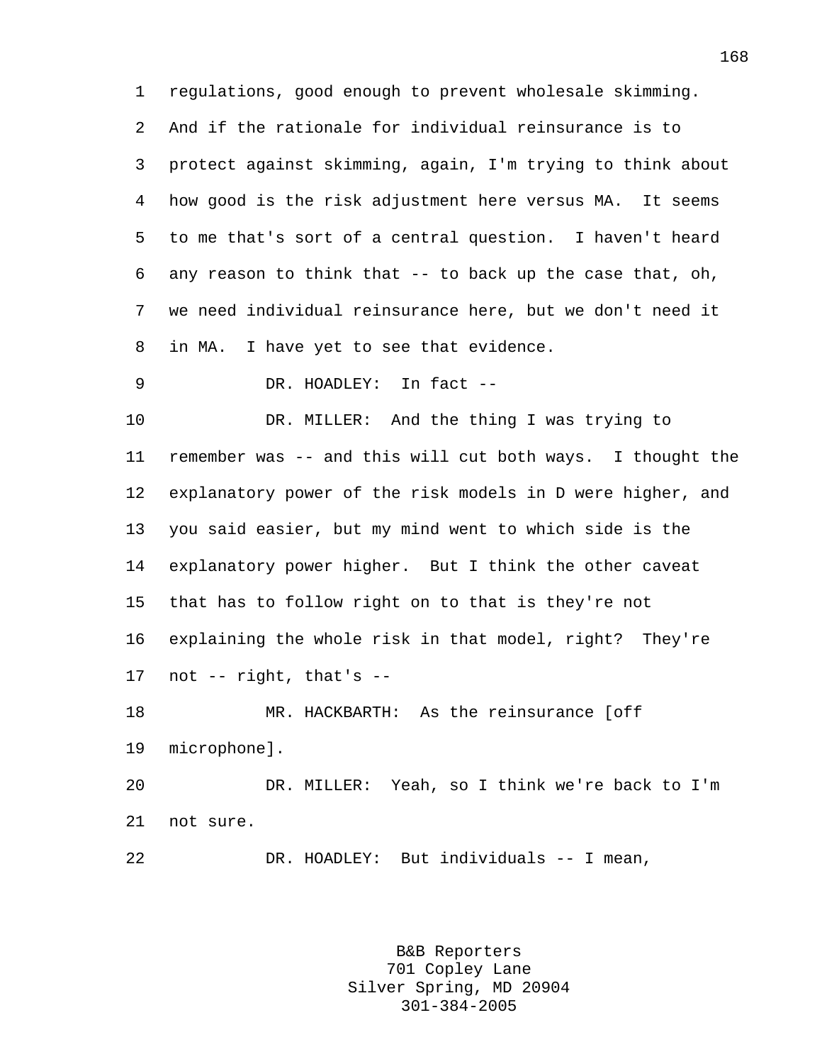regulations, good enough to prevent wholesale skimming. And if the rationale for individual reinsurance is to protect against skimming, again, I'm trying to think about how good is the risk adjustment here versus MA. It seems to me that's sort of a central question. I haven't heard any reason to think that -- to back up the case that, oh, we need individual reinsurance here, but we don't need it in MA. I have yet to see that evidence.

DR. HOADLEY: In fact --

DR. MILLER: And the thing I was trying to remember was -- and this will cut both ways. I thought the explanatory power of the risk models in D were higher, and you said easier, but my mind went to which side is the explanatory power higher. But I think the other caveat that has to follow right on to that is they're not explaining the whole risk in that model, right? They're not -- right, that's --

MR. HACKBARTH: As the reinsurance [off microphone].

DR. MILLER: Yeah, so I think we're back to I'm not sure.

DR. HOADLEY: But individuals -- I mean,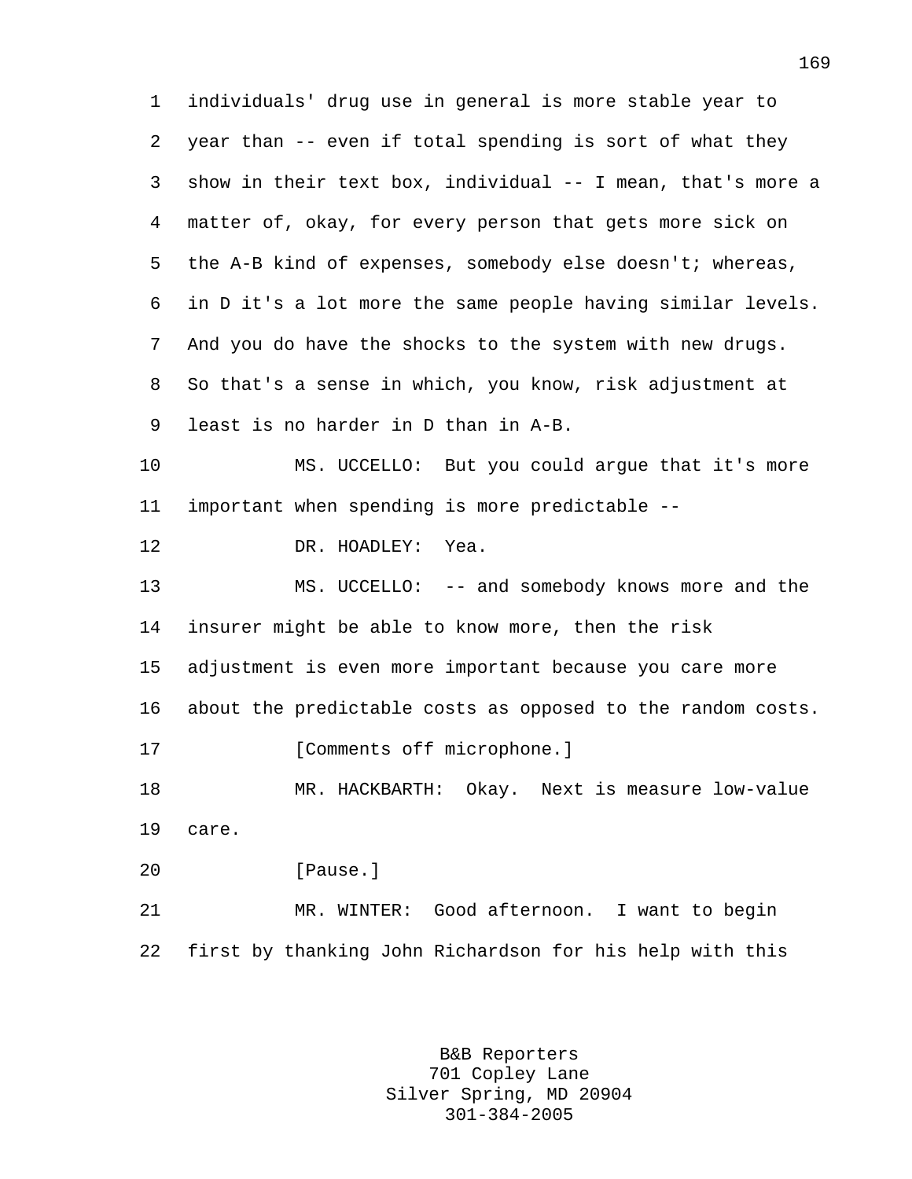individuals' drug use in general is more stable year to year than -- even if total spending is sort of what they show in their text box, individual -- I mean, that's more a matter of, okay, for every person that gets more sick on the A-B kind of expenses, somebody else doesn't; whereas, in D it's a lot more the same people having similar levels. And you do have the shocks to the system with new drugs. So that's a sense in which, you know, risk adjustment at least is no harder in D than in A-B.

MS. UCCELLO: But you could argue that it's more important when spending is more predictable --

DR. HOADLEY: Yea.

MS. UCCELLO: -- and somebody knows more and the insurer might be able to know more, then the risk adjustment is even more important because you care more about the predictable costs as opposed to the random costs.

[Comments off microphone.]

MR. HACKBARTH: Okay. Next is measure low-value care.

[Pause.]

MR. WINTER: Good afternoon. I want to begin first by thanking John Richardson for his help with this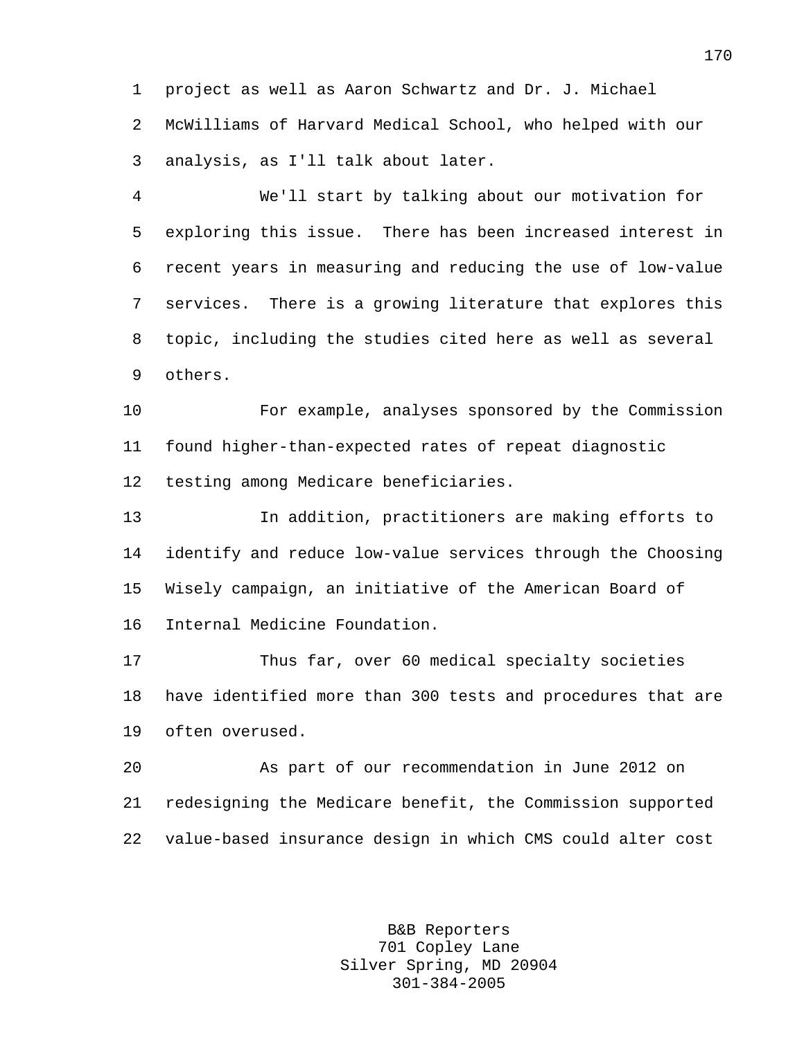project as well as Aaron Schwartz and Dr. J. Michael McWilliams of Harvard Medical School, who helped with our analysis, as I'll talk about later.

We'll start by talking about our motivation for exploring this issue. There has been increased interest in recent years in measuring and reducing the use of low-value services. There is a growing literature that explores this topic, including the studies cited here as well as several others.

For example, analyses sponsored by the Commission found higher-than-expected rates of repeat diagnostic testing among Medicare beneficiaries.

In addition, practitioners are making efforts to identify and reduce low-value services through the Choosing Wisely campaign, an initiative of the American Board of Internal Medicine Foundation.

Thus far, over 60 medical specialty societies have identified more than 300 tests and procedures that are often overused.

As part of our recommendation in June 2012 on redesigning the Medicare benefit, the Commission supported value-based insurance design in which CMS could alter cost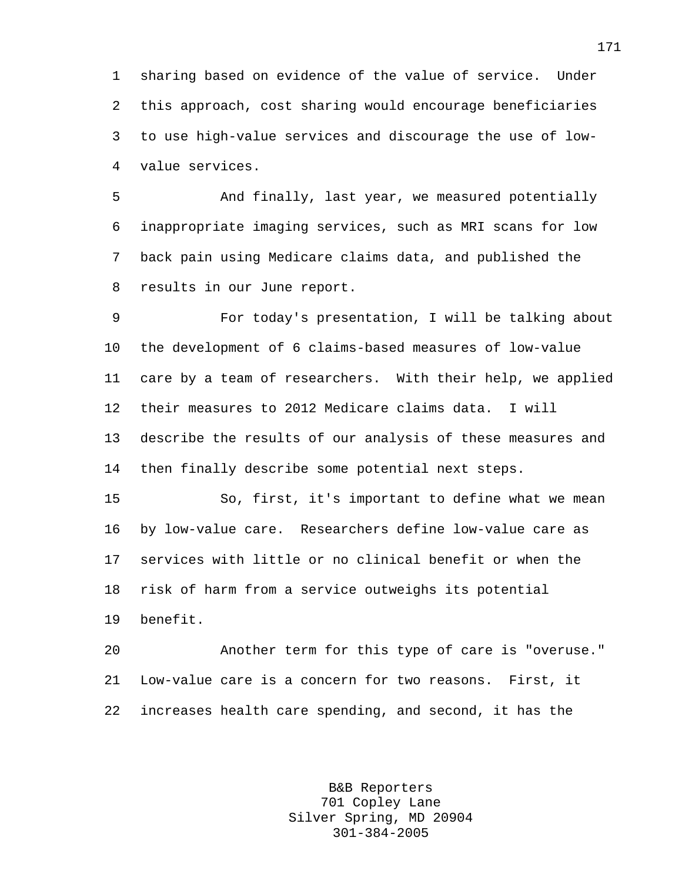sharing based on evidence of the value of service. Under this approach, cost sharing would encourage beneficiaries to use high-value services and discourage the use of low-value services.

And finally, last year, we measured potentially inappropriate imaging services, such as MRI scans for low back pain using Medicare claims data, and published the results in our June report.

For today's presentation, I will be talking about the development of 6 claims-based measures of low-value care by a team of researchers. With their help, we applied their measures to 2012 Medicare claims data. I will describe the results of our analysis of these measures and then finally describe some potential next steps.

So, first, it's important to define what we mean by low-value care. Researchers define low-value care as services with little or no clinical benefit or when the risk of harm from a service outweighs its potential benefit.

Another term for this type of care is "overuse." Low-value care is a concern for two reasons. First, it increases health care spending, and second, it has the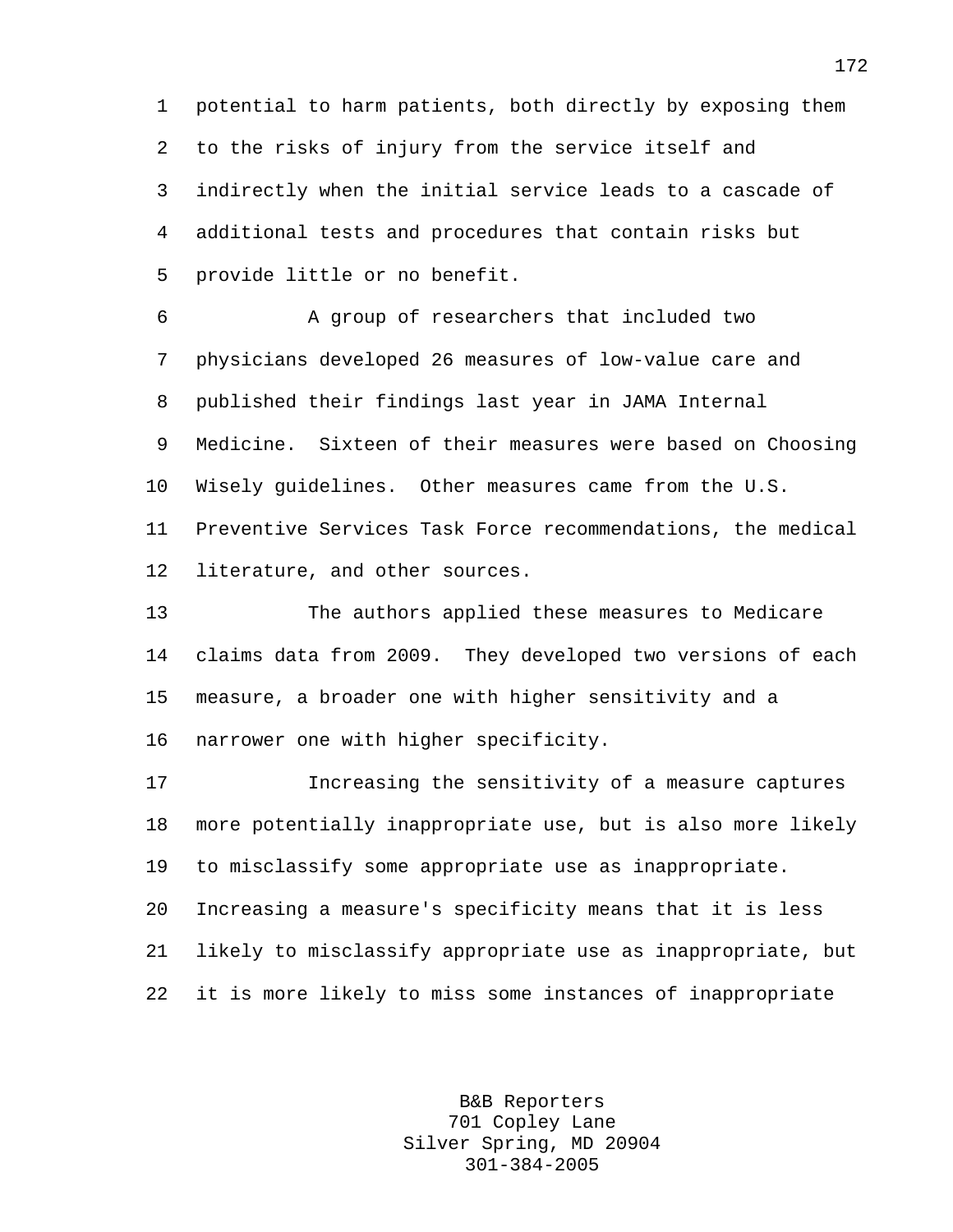potential to harm patients, both directly by exposing them to the risks of injury from the service itself and indirectly when the initial service leads to a cascade of additional tests and procedures that contain risks but provide little or no benefit.

A group of researchers that included two physicians developed 26 measures of low-value care and published their findings last year in JAMA Internal Medicine. Sixteen of their measures were based on Choosing Wisely guidelines. Other measures came from the U.S. Preventive Services Task Force recommendations, the medical literature, and other sources.

The authors applied these measures to Medicare claims data from 2009. They developed two versions of each measure, a broader one with higher sensitivity and a narrower one with higher specificity.

Increasing the sensitivity of a measure captures more potentially inappropriate use, but is also more likely to misclassify some appropriate use as inappropriate. Increasing a measure's specificity means that it is less likely to misclassify appropriate use as inappropriate, but it is more likely to miss some instances of inappropriate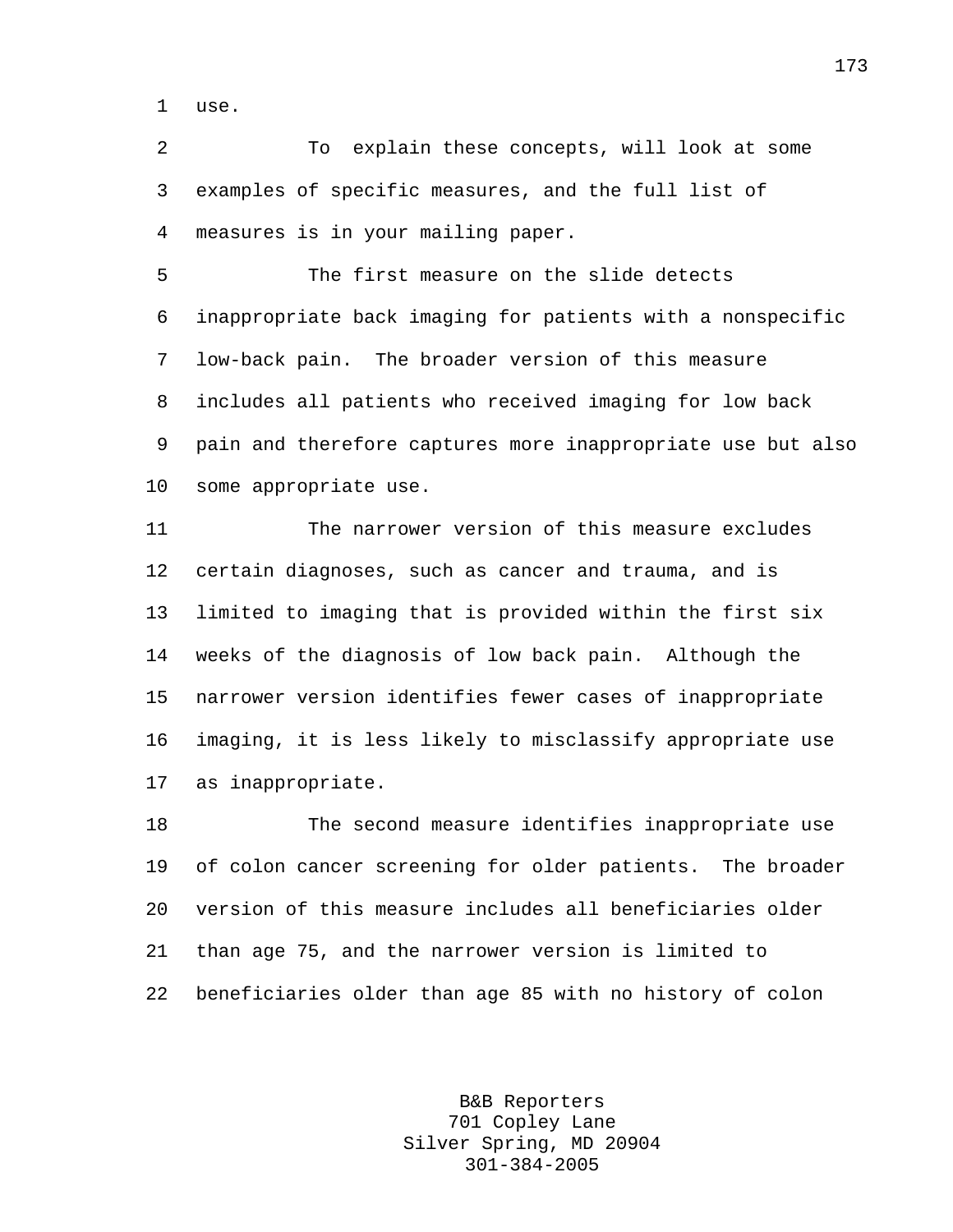use.

To explain these concepts, will look at some examples of specific measures, and the full list of measures is in your mailing paper.

The first measure on the slide detects inappropriate back imaging for patients with a nonspecific low-back pain. The broader version of this measure includes all patients who received imaging for low back pain and therefore captures more inappropriate use but also some appropriate use.

The narrower version of this measure excludes certain diagnoses, such as cancer and trauma, and is limited to imaging that is provided within the first six weeks of the diagnosis of low back pain. Although the narrower version identifies fewer cases of inappropriate imaging, it is less likely to misclassify appropriate use as inappropriate.

The second measure identifies inappropriate use of colon cancer screening for older patients. The broader version of this measure includes all beneficiaries older than age 75, and the narrower version is limited to beneficiaries older than age 85 with no history of colon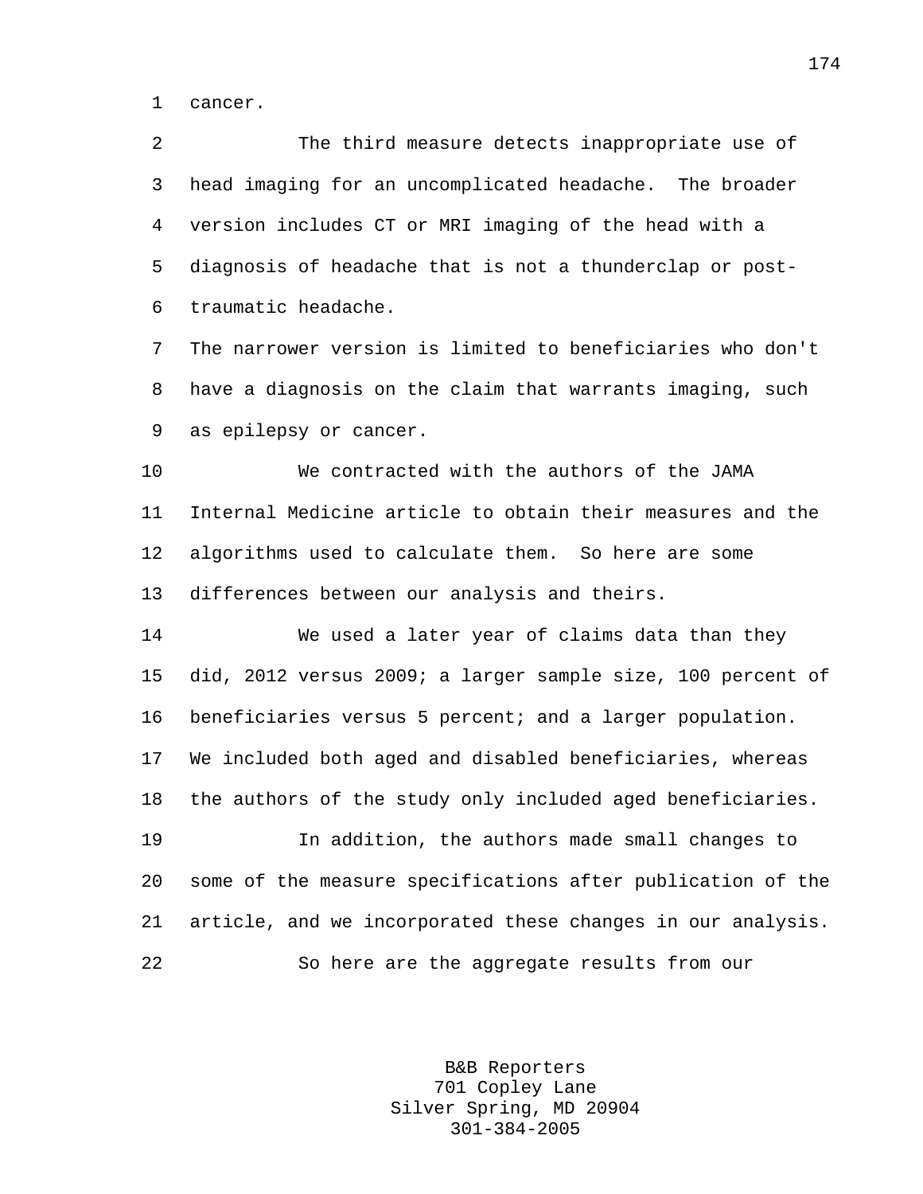cancer.

The third measure detects inappropriate use of head imaging for an uncomplicated headache. The broader version includes CT or MRI imaging of the head with a diagnosis of headache that is not a thunderclap or post-traumatic headache.

The narrower version is limited to beneficiaries who don't have a diagnosis on the claim that warrants imaging, such as epilepsy or cancer.

We contracted with the authors of the JAMA Internal Medicine article to obtain their measures and the algorithms used to calculate them. So here are some differences between our analysis and theirs.

We used a later year of claims data than they did, 2012 versus 2009; a larger sample size, 100 percent of beneficiaries versus 5 percent; and a larger population. We included both aged and disabled beneficiaries, whereas the authors of the study only included aged beneficiaries.

In addition, the authors made small changes to some of the measure specifications after publication of the article, and we incorporated these changes in our analysis.

So here are the aggregate results from our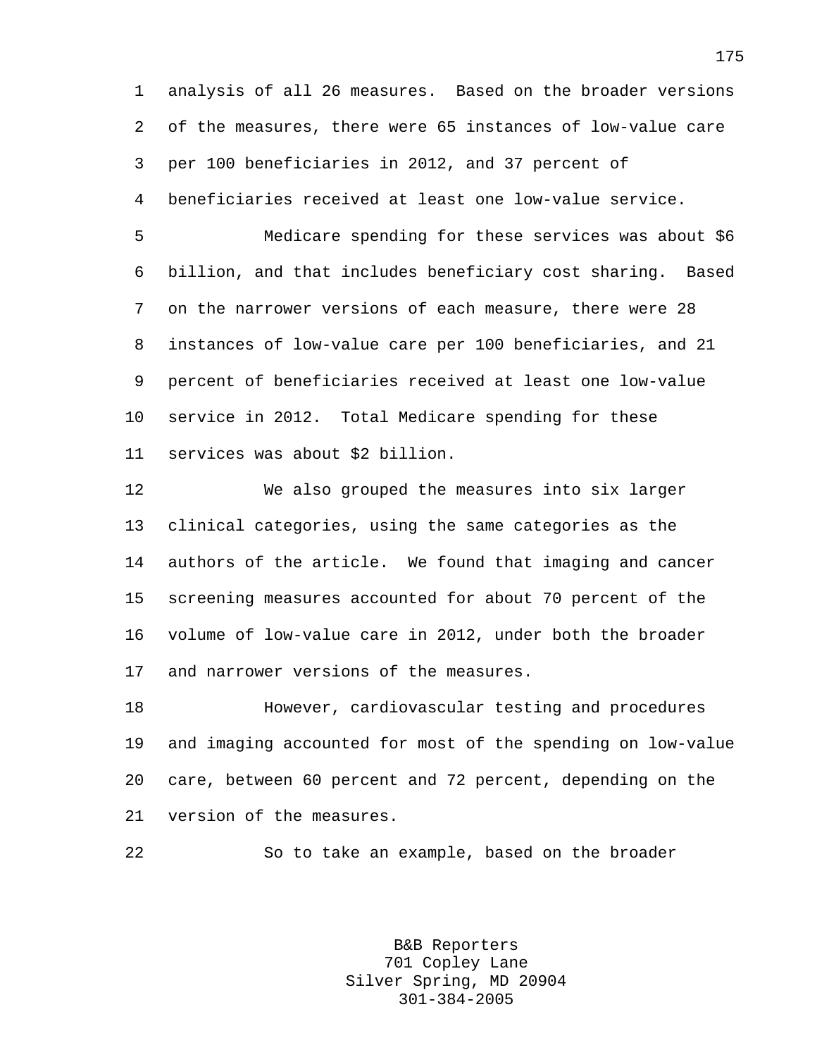analysis of all 26 measures. Based on the broader versions of the measures, there were 65 instances of low-value care per 100 beneficiaries in 2012, and 37 percent of beneficiaries received at least one low-value service.

Medicare spending for these services was about $6 billion, and that includes beneficiary cost sharing. Based on the narrower versions of each measure, there were 28 instances of low-value care per 100 beneficiaries, and 21 percent of beneficiaries received at least one low-value service in 2012. Total Medicare spending for these services was about $2 billion.

We also grouped the measures into six larger clinical categories, using the same categories as the authors of the article. We found that imaging and cancer screening measures accounted for about 70 percent of the volume of low-value care in 2012, under both the broader and narrower versions of the measures.

However, cardiovascular testing and procedures and imaging accounted for most of the spending on low-value care, between 60 percent and 72 percent, depending on the version of the measures.

So to take an example, based on the broader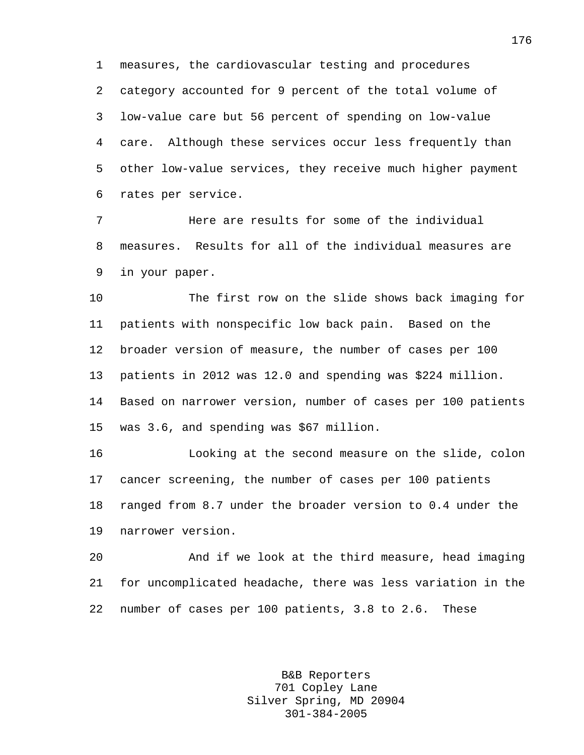measures, the cardiovascular testing and procedures category accounted for 9 percent of the total volume of low-value care but 56 percent of spending on low-value care. Although these services occur less frequently than other low-value services, they receive much higher payment rates per service.

Here are results for some of the individual measures. Results for all of the individual measures are in your paper.

The first row on the slide shows back imaging for patients with nonspecific low back pain. Based on the broader version of measure, the number of cases per 100 patients in 2012 was 12.0 and spending was $224 million. Based on narrower version, number of cases per 100 patients was 3.6, and spending was $67 million.

Looking at the second measure on the slide, colon cancer screening, the number of cases per 100 patients ranged from 8.7 under the broader version to 0.4 under the narrower version.

And if we look at the third measure, head imaging for uncomplicated headache, there was less variation in the number of cases per 100 patients, 3.8 to 2.6. These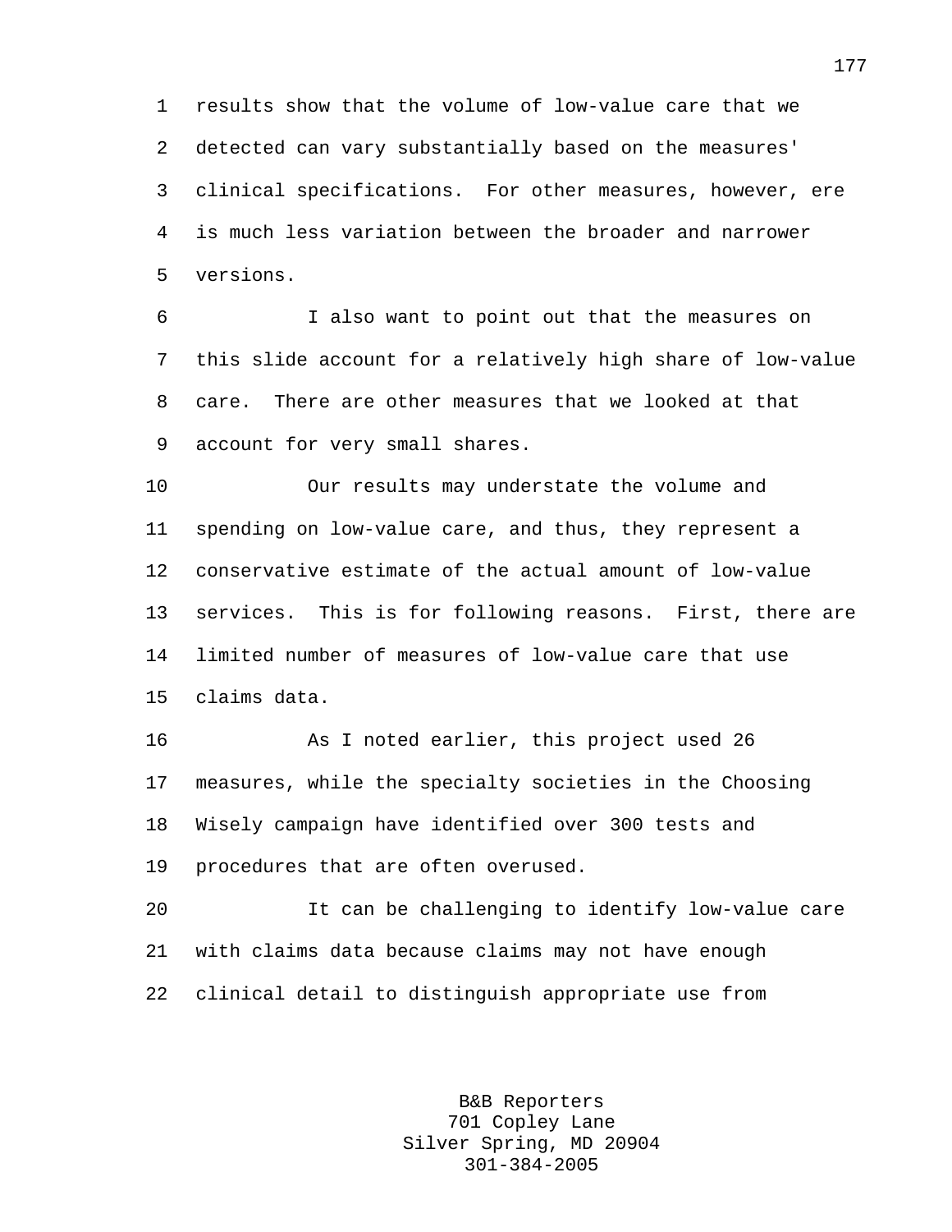results show that the volume of low-value care that we detected can vary substantially based on the measures' clinical specifications. For other measures, however, ere is much less variation between the broader and narrower versions.

I also want to point out that the measures on this slide account for a relatively high share of low-value care. There are other measures that we looked at that account for very small shares.

Our results may understate the volume and spending on low-value care, and thus, they represent a conservative estimate of the actual amount of low-value services. This is for following reasons. First, there are limited number of measures of low-value care that use claims data.

As I noted earlier, this project used 26 measures, while the specialty societies in the Choosing Wisely campaign have identified over 300 tests and procedures that are often overused.

It can be challenging to identify low-value care with claims data because claims may not have enough clinical detail to distinguish appropriate use from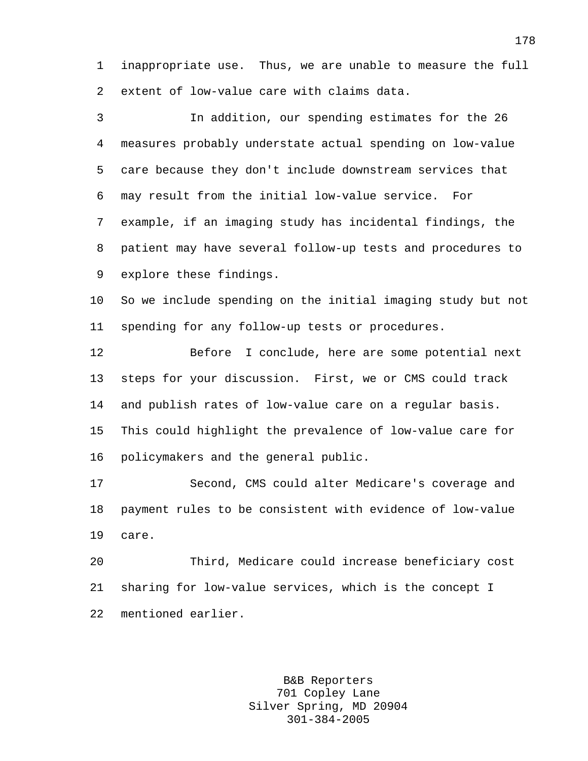inappropriate use. Thus, we are unable to measure the full extent of low-value care with claims data.

In addition, our spending estimates for the 26 measures probably understate actual spending on low-value care because they don't include downstream services that may result from the initial low-value service. For example, if an imaging study has incidental findings, the patient may have several follow-up tests and procedures to explore these findings.

So we include spending on the initial imaging study but not spending for any follow-up tests or procedures.

Before I conclude, here are some potential next steps for your discussion. First, we or CMS could track and publish rates of low-value care on a regular basis. This could highlight the prevalence of low-value care for policymakers and the general public.

Second, CMS could alter Medicare's coverage and payment rules to be consistent with evidence of low-value care.

Third, Medicare could increase beneficiary cost sharing for low-value services, which is the concept I mentioned earlier.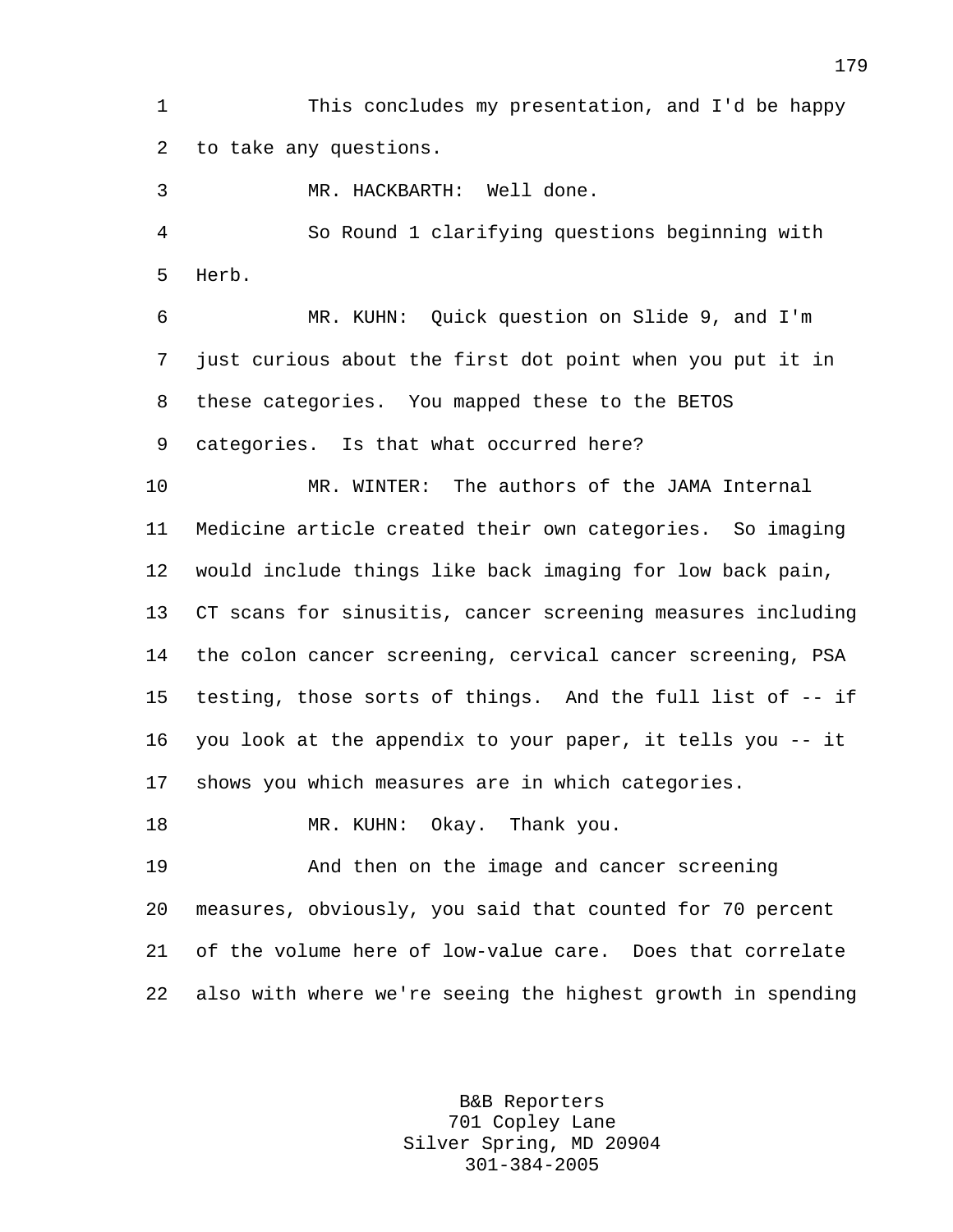This concludes my presentation, and I'd be happy to take any questions.

MR. HACKBARTH: Well done.

So Round 1 clarifying questions beginning with Herb.

MR. KUHN: Quick question on Slide 9, and I'm just curious about the first dot point when you put it in these categories. You mapped these to the BETOS categories. Is that what occurred here?

MR. WINTER: The authors of the JAMA Internal Medicine article created their own categories. So imaging would include things like back imaging for low back pain, CT scans for sinusitis, cancer screening measures including the colon cancer screening, cervical cancer screening, PSA testing, those sorts of things. And the full list of -- if you look at the appendix to your paper, it tells you -- it shows you which measures are in which categories.

MR. KUHN: Okay. Thank you.

And then on the image and cancer screening measures, obviously, you said that counted for 70 percent of the volume here of low-value care. Does that correlate also with where we're seeing the highest growth in spending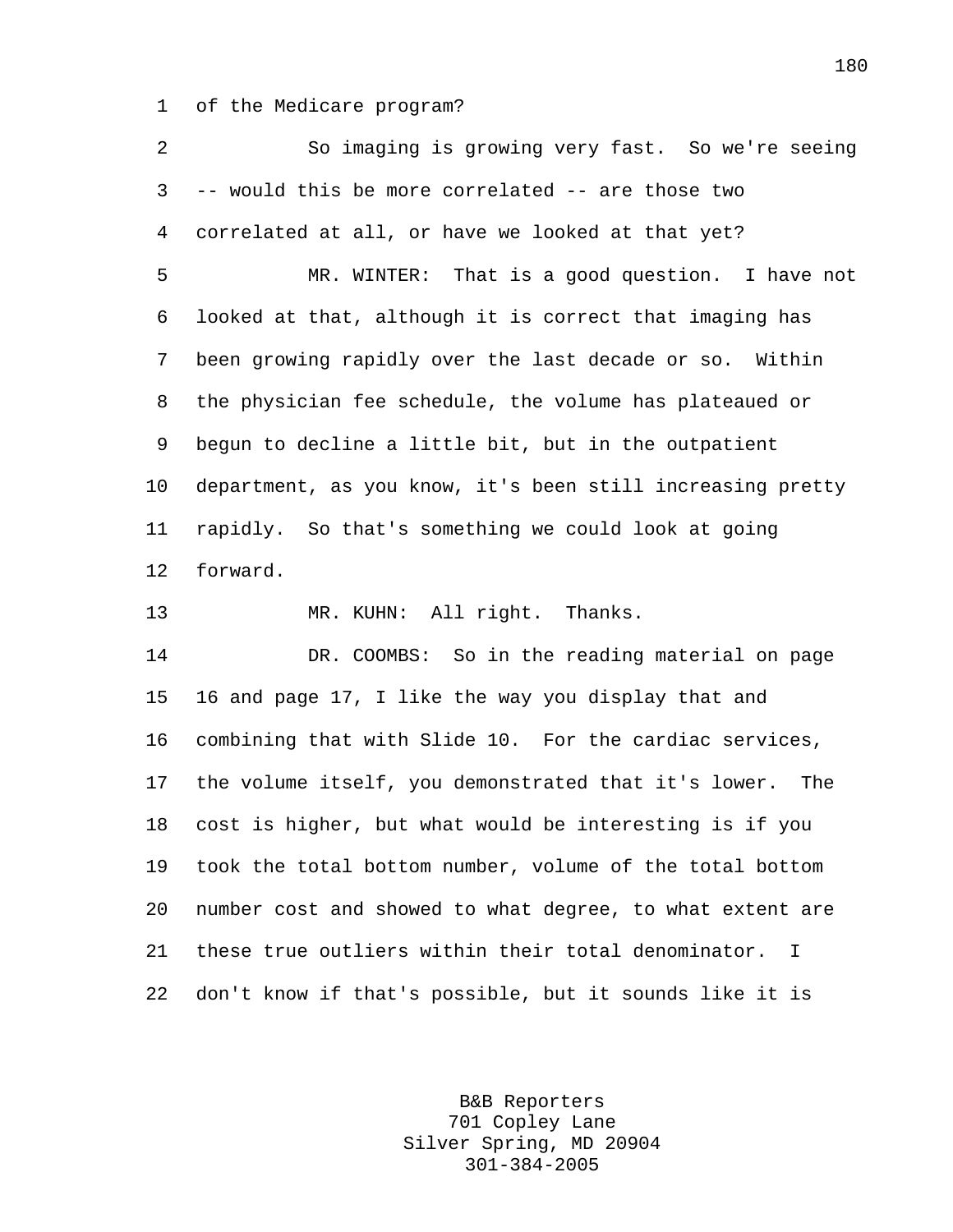of the Medicare program?

So imaging is growing very fast. So we're seeing -- would this be more correlated -- are those two correlated at all, or have we looked at that yet?

MR. WINTER: That is a good question. I have not looked at that, although it is correct that imaging has been growing rapidly over the last decade or so. Within the physician fee schedule, the volume has plateaued or begun to decline a little bit, but in the outpatient department, as you know, it's been still increasing pretty rapidly. So that's something we could look at going forward.

MR. KUHN: All right. Thanks.

DR. COOMBS: So in the reading material on page 16 and page 17, I like the way you display that and combining that with Slide 10. For the cardiac services, the volume itself, you demonstrated that it's lower. The cost is higher, but what would be interesting is if you took the total bottom number, volume of the total bottom number cost and showed to what degree, to what extent are these true outliers within their total denominator. I don't know if that's possible, but it sounds like it is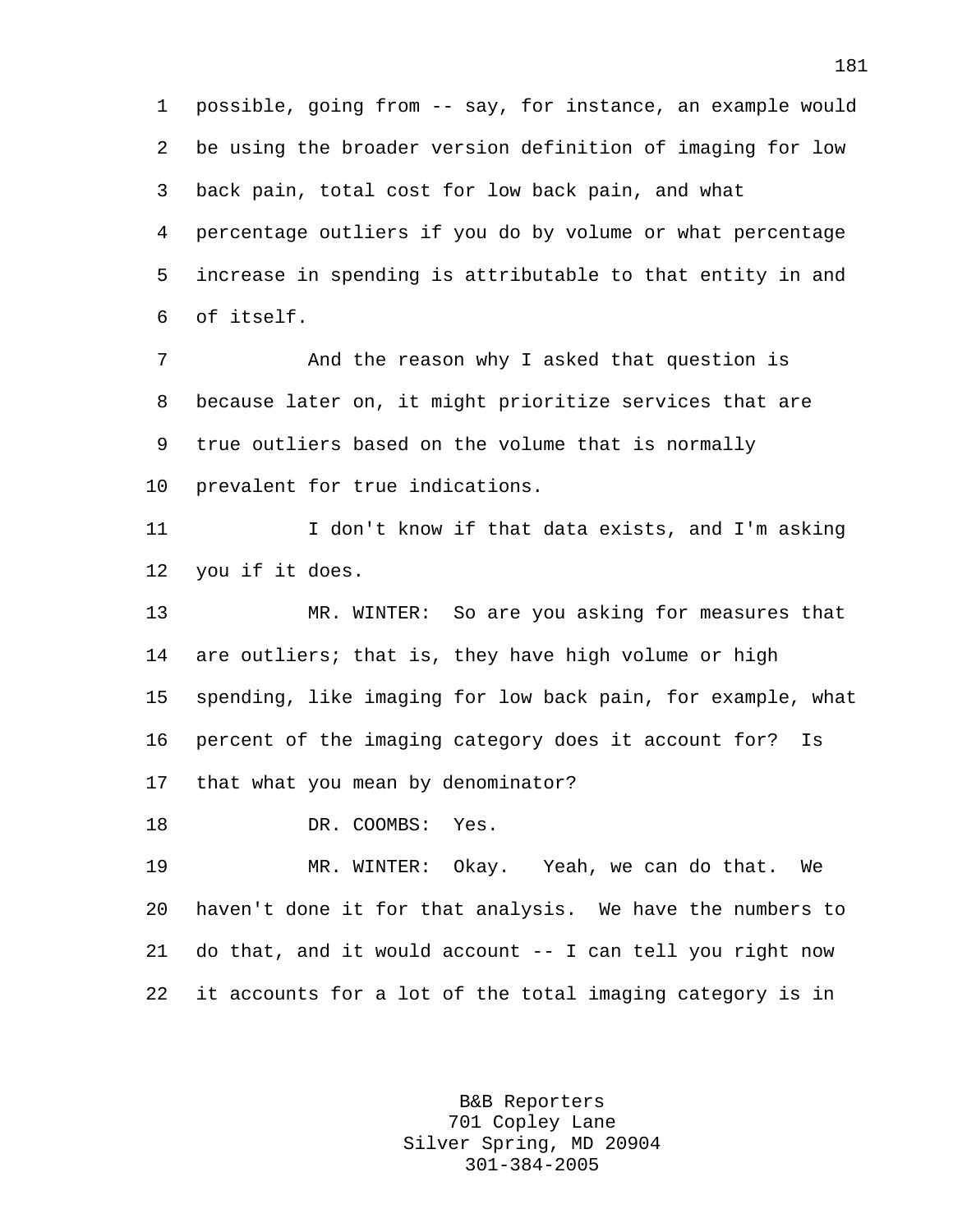possible, going from -- say, for instance, an example would be using the broader version definition of imaging for low back pain, total cost for low back pain, and what percentage outliers if you do by volume or what percentage increase in spending is attributable to that entity in and of itself.

And the reason why I asked that question is because later on, it might prioritize services that are true outliers based on the volume that is normally prevalent for true indications.

I don't know if that data exists, and I'm asking you if it does.

MR. WINTER: So are you asking for measures that are outliers; that is, they have high volume or high spending, like imaging for low back pain, for example, what percent of the imaging category does it account for? Is that what you mean by denominator?

DR. COOMBS: Yes.

MR. WINTER: Okay. Yeah, we can do that. We haven't done it for that analysis. We have the numbers to do that, and it would account -- I can tell you right now it accounts for a lot of the total imaging category is in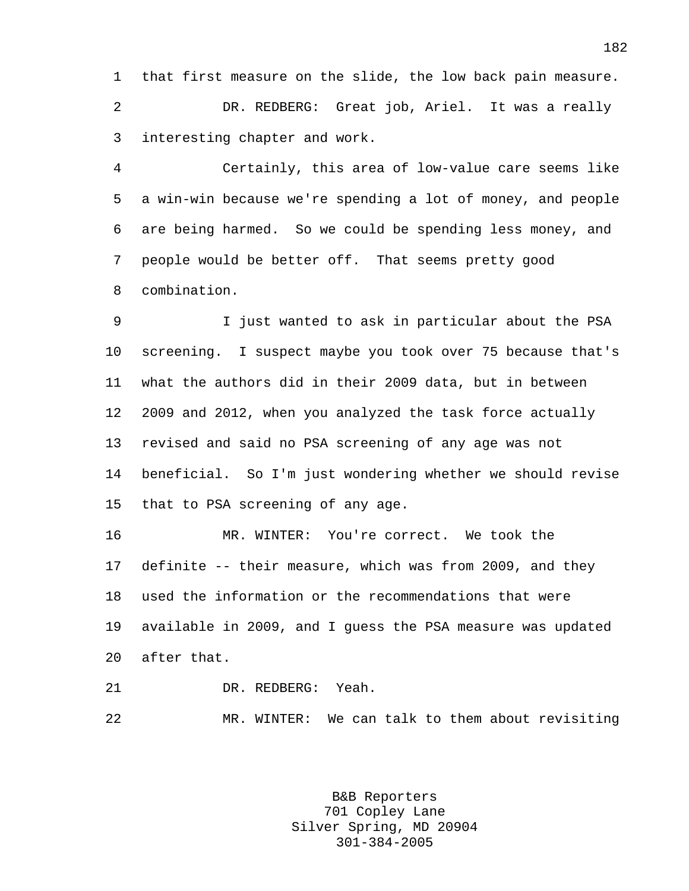1 that first measure on the slide, the low back pain measure.

2 DR. REDBERG: Great job, Ariel. It was a really

3 interesting chapter and work.

4 Certainly, this area of low-value care seems like

5 a win-win because we're spending a lot of money, and people

6 are being harmed. So we could be spending less money, and

7 people would be better off. That seems pretty good

8 combination.

9 I just wanted to ask in particular about the PSA

10 screening. I suspect maybe you took over 75 because that's

11 what the authors did in their 2009 data, but in between

12 2009 and 2012, when you analyzed the task force actually

13 revised and said no PSA screening of any age was not

14 beneficial. So I'm just wondering whether we should revise

15 that to PSA screening of any age.

16 MR. WINTER: You're correct. We took the

17 definite -- their measure, which was from 2009, and they

18 used the information or the recommendations that were

19 available in 2009, and I guess the PSA measure was updated

20 after that.

21 DR. REDBERG: Yeah.

22 MR. WINTER: We can talk to them about revisiting

B&B Reporters
701 Copley Lane
Silver Spring, MD 20904
301-384-2005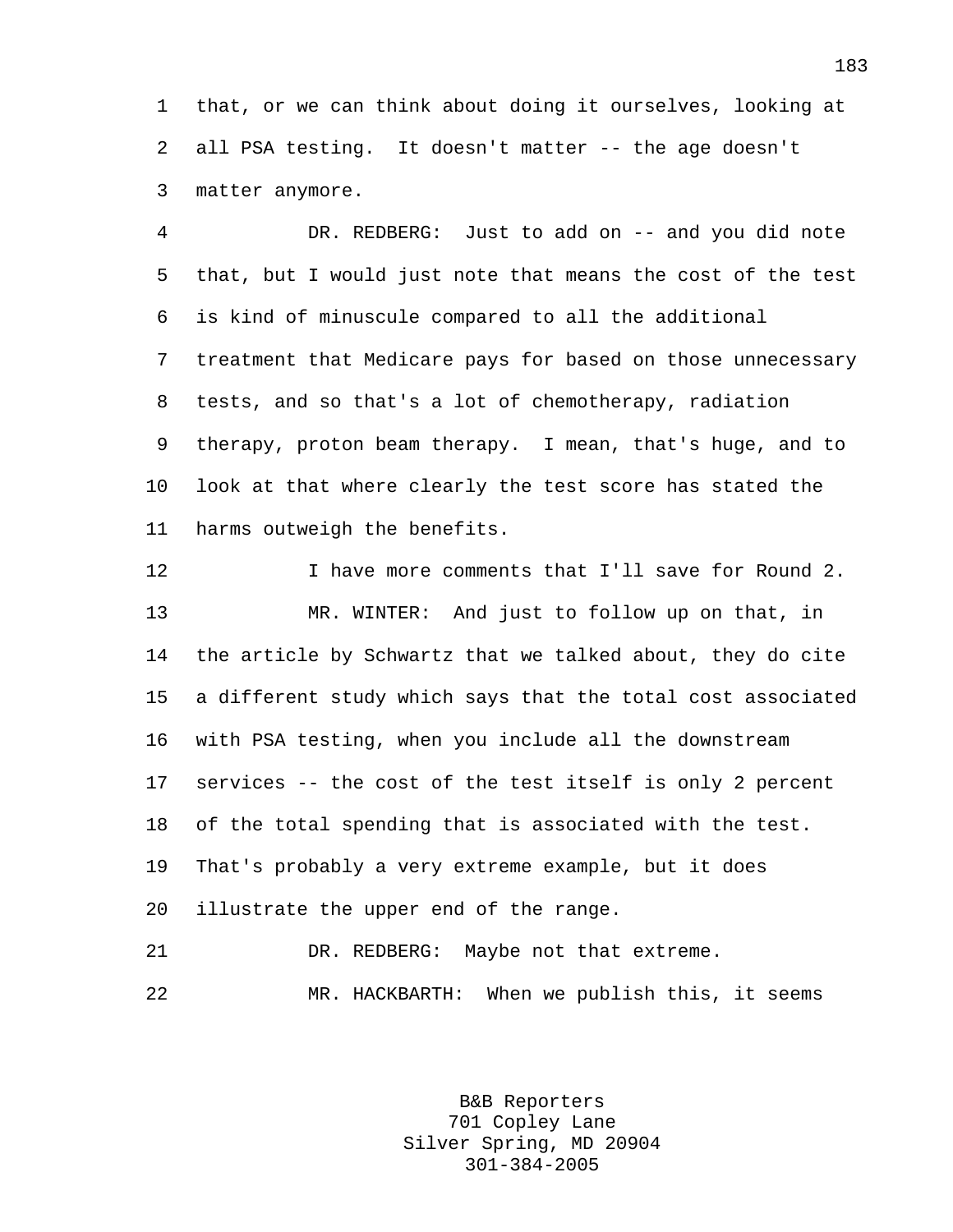1 that, or we can think about doing it ourselves, looking at
2 all PSA testing. It doesn't matter -- the age doesn't
3 matter anymore.

4 DR. REDBERG: Just to add on -- and you did note
5 that, but I would just note that means the cost of the test
6 is kind of minuscule compared to all the additional
7 treatment that Medicare pays for based on those unnecessary
8 tests, and so that's a lot of chemotherapy, radiation
9 therapy, proton beam therapy. I mean, that's huge, and to
10 look at that where clearly the test score has stated the
11 harms outweigh the benefits.

12 I have more comments that I'll save for Round 2.

13 MR. WINTER: And just to follow up on that, in
14 the article by Schwartz that we talked about, they do cite
15 a different study which says that the total cost associated
16 with PSA testing, when you include all the downstream
17 services -- the cost of the test itself is only 2 percent
18 of the total spending that is associated with the test.
19 That's probably a very extreme example, but it does
20 illustrate the upper end of the range.

21 DR. REDBERG: Maybe not that extreme.

22 MR. HACKBARTH: When we publish this, it seems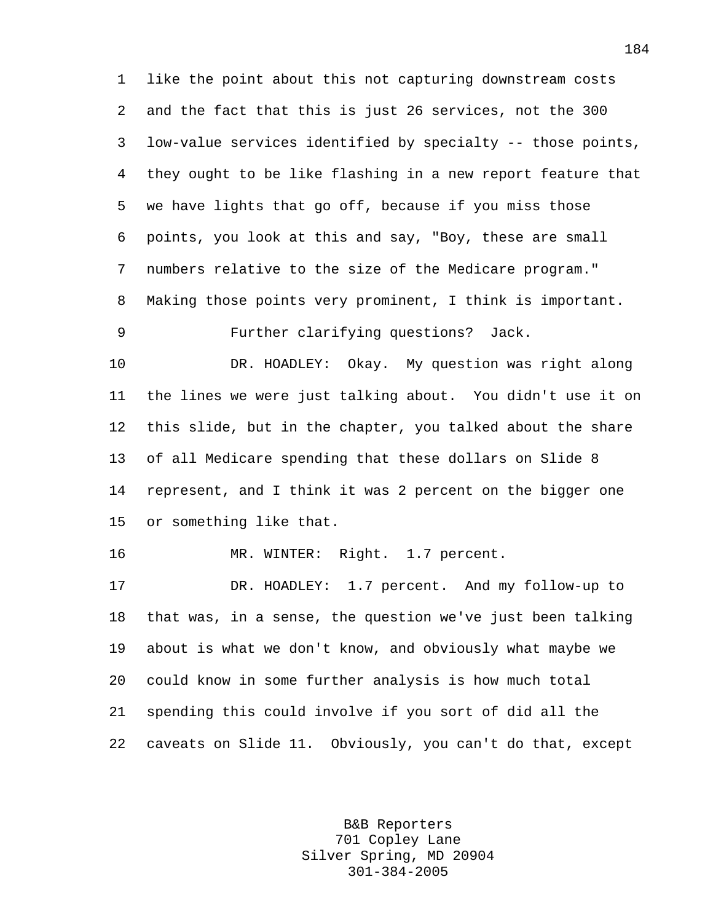like the point about this not capturing downstream costs and the fact that this is just 26 services, not the 300 low-value services identified by specialty -- those points, they ought to be like flashing in a new report feature that we have lights that go off, because if you miss those points, you look at this and say, "Boy, these are small numbers relative to the size of the Medicare program." Making those points very prominent, I think is important.

Further clarifying questions? Jack.

DR. HOADLEY: Okay. My question was right along the lines we were just talking about. You didn't use it on this slide, but in the chapter, you talked about the share of all Medicare spending that these dollars on Slide 8 represent, and I think it was 2 percent on the bigger one or something like that.

MR. WINTER: Right. 1.7 percent.

DR. HOADLEY: 1.7 percent. And my follow-up to that was, in a sense, the question we've just been talking about is what we don't know, and obviously what maybe we could know in some further analysis is how much total spending this could involve if you sort of did all the caveats on Slide 11. Obviously, you can't do that, except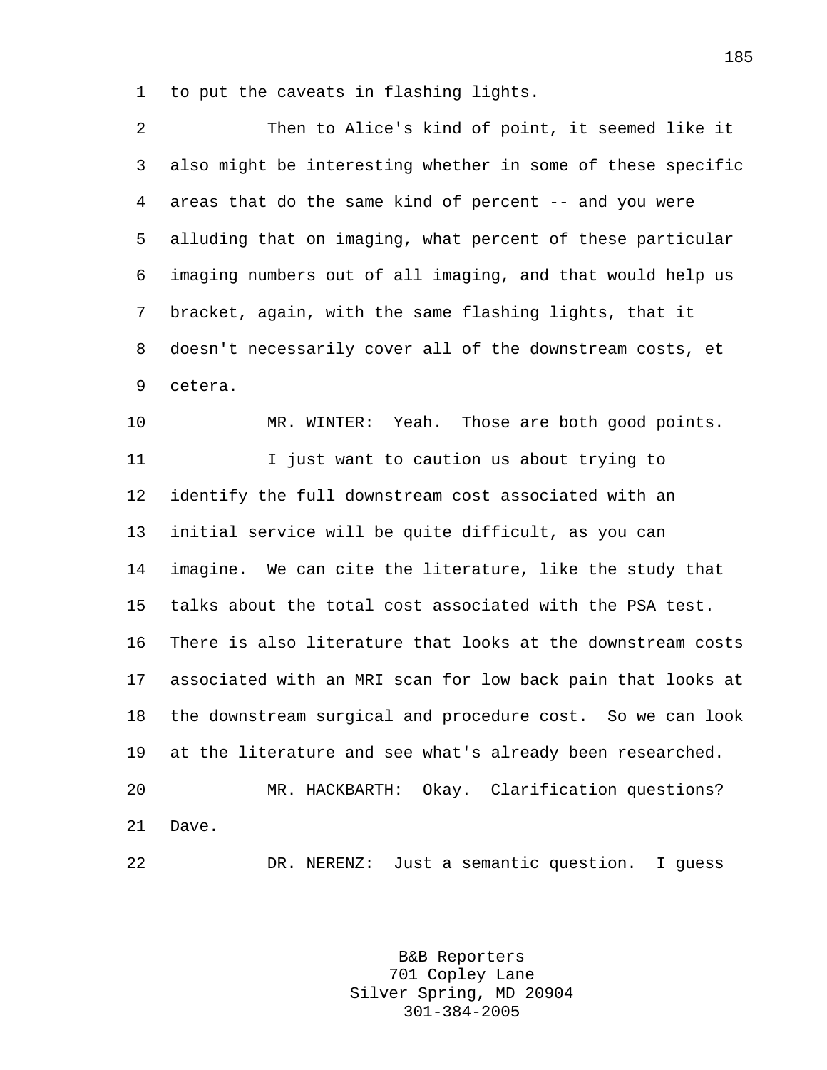to put the caveats in flashing lights.

Then to Alice's kind of point, it seemed like it also might be interesting whether in some of these specific areas that do the same kind of percent -- and you were alluding that on imaging, what percent of these particular imaging numbers out of all imaging, and that would help us bracket, again, with the same flashing lights, that it doesn't necessarily cover all of the downstream costs, et cetera.

MR. WINTER: Yeah. Those are both good points.

I just want to caution us about trying to identify the full downstream cost associated with an initial service will be quite difficult, as you can imagine. We can cite the literature, like the study that talks about the total cost associated with the PSA test. There is also literature that looks at the downstream costs associated with an MRI scan for low back pain that looks at the downstream surgical and procedure cost. So we can look at the literature and see what's already been researched.

MR. HACKBARTH: Okay. Clarification questions? Dave.

DR. NERENZ: Just a semantic question. I guess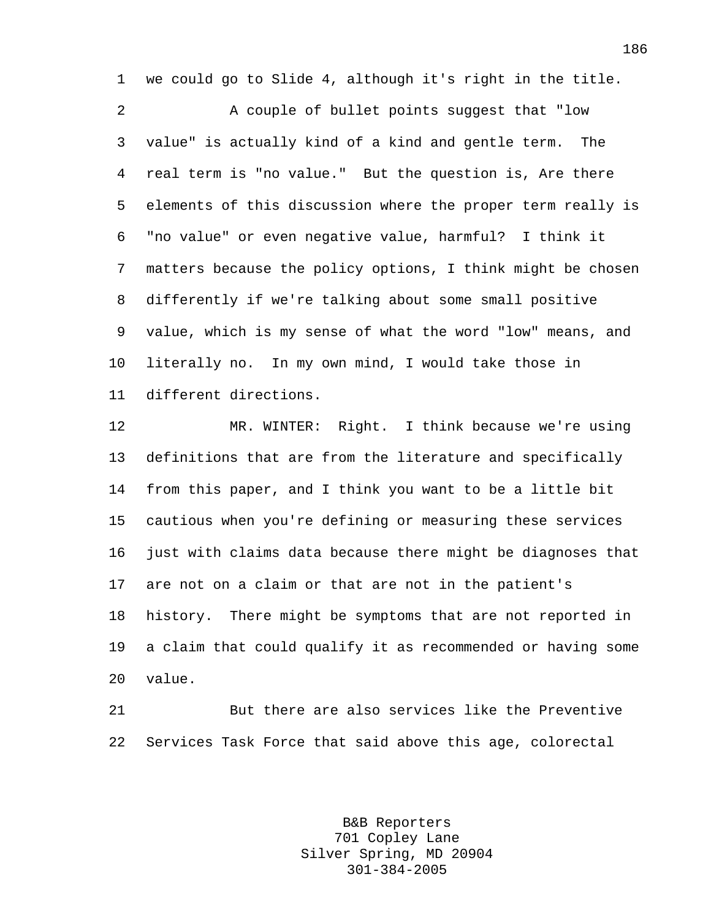we could go to Slide 4, although it's right in the title.

A couple of bullet points suggest that "low value" is actually kind of a kind and gentle term. The real term is "no value." But the question is, Are there elements of this discussion where the proper term really is "no value" or even negative value, harmful? I think it matters because the policy options, I think might be chosen differently if we're talking about some small positive value, which is my sense of what the word "low" means, and literally no. In my own mind, I would take those in different directions.

MR. WINTER: Right. I think because we're using definitions that are from the literature and specifically from this paper, and I think you want to be a little bit cautious when you're defining or measuring these services just with claims data because there might be diagnoses that are not on a claim or that are not in the patient's history. There might be symptoms that are not reported in a claim that could qualify it as recommended or having some value.

But there are also services like the Preventive Services Task Force that said above this age, colorectal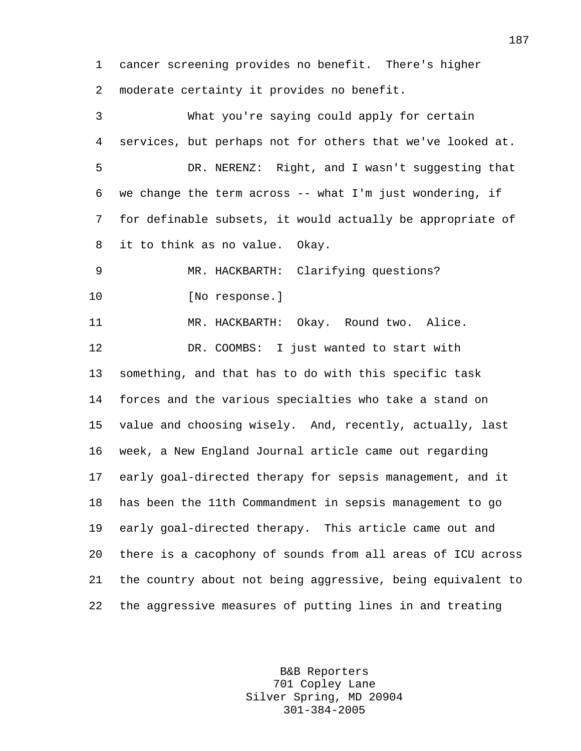cancer screening provides no benefit. There's higher moderate certainty it provides no benefit.

What you're saying could apply for certain services, but perhaps not for others that we've looked at.

DR. NERENZ: Right, and I wasn't suggesting that we change the term across -- what I'm just wondering, if for definable subsets, it would actually be appropriate of it to think as no value. Okay.

MR. HACKBARTH: Clarifying questions?

[No response.]

MR. HACKBARTH: Okay. Round two. Alice.

DR. COOMBS: I just wanted to start with something, and that has to do with this specific task forces and the various specialties who take a stand on value and choosing wisely. And, recently, actually, last week, a New England Journal article came out regarding early goal-directed therapy for sepsis management, and it has been the 11th Commandment in sepsis management to go early goal-directed therapy. This article came out and there is a cacophony of sounds from all areas of ICU across the country about not being aggressive, being equivalent to the aggressive measures of putting lines in and treating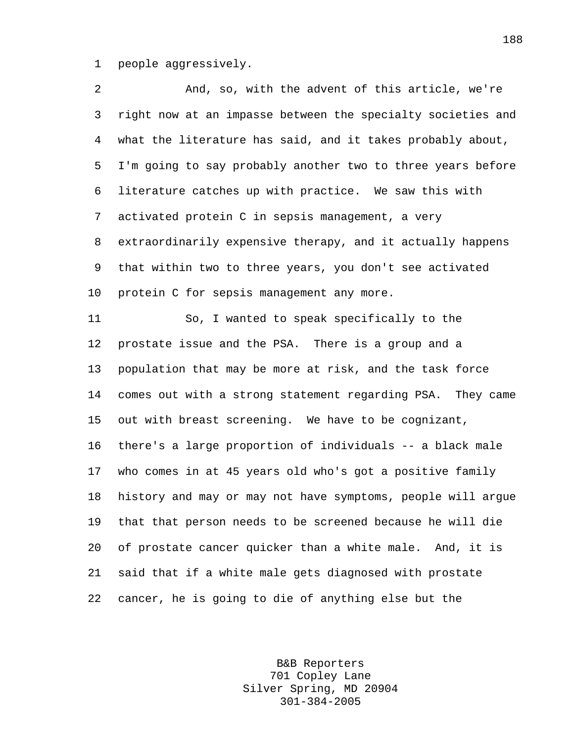people aggressively.

And, so, with the advent of this article, we're right now at an impasse between the specialty societies and what the literature has said, and it takes probably about, I'm going to say probably another two to three years before literature catches up with practice. We saw this with activated protein C in sepsis management, a very extraordinarily expensive therapy, and it actually happens that within two to three years, you don't see activated protein C for sepsis management any more.

So, I wanted to speak specifically to the prostate issue and the PSA. There is a group and a population that may be more at risk, and the task force comes out with a strong statement regarding PSA. They came out with breast screening. We have to be cognizant, there's a large proportion of individuals -- a black male who comes in at 45 years old who's got a positive family history and may or may not have symptoms, people will argue that that person needs to be screened because he will die of prostate cancer quicker than a white male. And, it is said that if a white male gets diagnosed with prostate cancer, he is going to die of anything else but the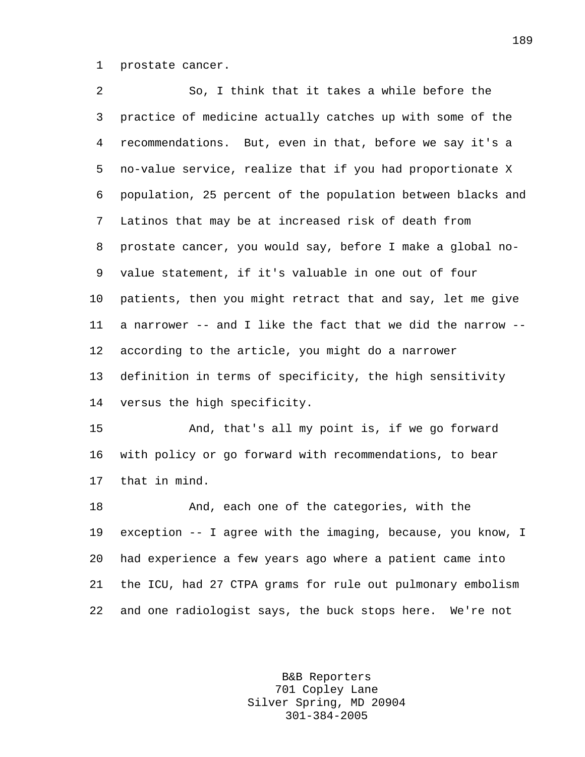prostate cancer.

So, I think that it takes a while before the practice of medicine actually catches up with some of the recommendations. But, even in that, before we say it's a no-value service, realize that if you had proportionate X population, 25 percent of the population between blacks and Latinos that may be at increased risk of death from prostate cancer, you would say, before I make a global no-value statement, if it's valuable in one out of four patients, then you might retract that and say, let me give a narrower -- and I like the fact that we did the narrow -- according to the article, you might do a narrower definition in terms of specificity, the high sensitivity versus the high specificity.

And, that's all my point is, if we go forward with policy or go forward with recommendations, to bear that in mind.

And, each one of the categories, with the exception -- I agree with the imaging, because, you know, I had experience a few years ago where a patient came into the ICU, had 27 CTPA grams for rule out pulmonary embolism and one radiologist says, the buck stops here. We're not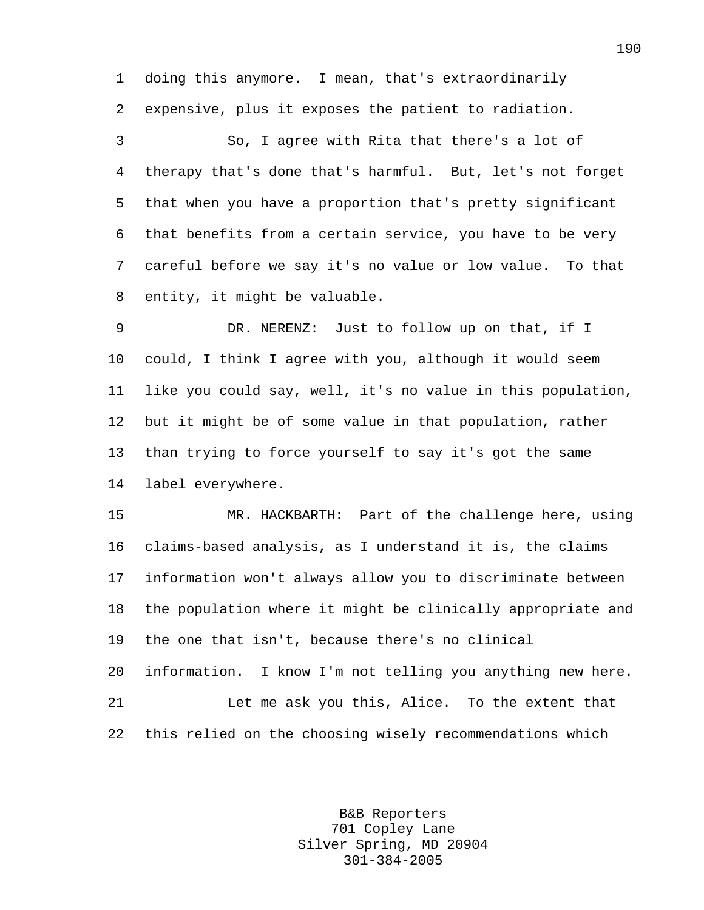doing this anymore. I mean, that's extraordinarily expensive, plus it exposes the patient to radiation.

So, I agree with Rita that there's a lot of therapy that's done that's harmful. But, let's not forget that when you have a proportion that's pretty significant that benefits from a certain service, you have to be very careful before we say it's no value or low value. To that entity, it might be valuable.

DR. NERENZ: Just to follow up on that, if I could, I think I agree with you, although it would seem like you could say, well, it's no value in this population, but it might be of some value in that population, rather than trying to force yourself to say it's got the same label everywhere.

MR. HACKBARTH: Part of the challenge here, using claims-based analysis, as I understand it is, the claims information won't always allow you to discriminate between the population where it might be clinically appropriate and the one that isn't, because there's no clinical information. I know I'm not telling you anything new here.

Let me ask you this, Alice. To the extent that this relied on the choosing wisely recommendations which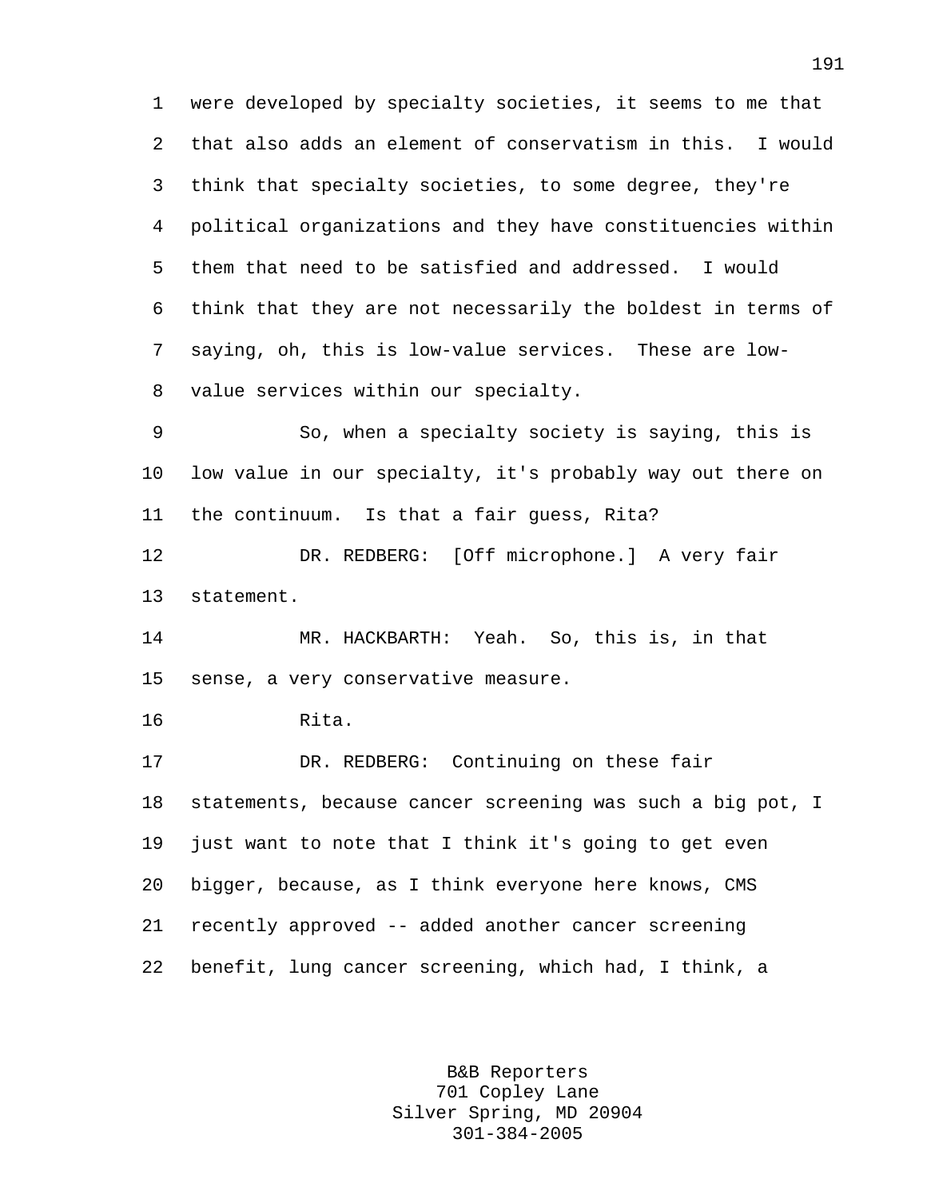were developed by specialty societies, it seems to me that that also adds an element of conservatism in this. I would think that specialty societies, to some degree, they're political organizations and they have constituencies within them that need to be satisfied and addressed. I would think that they are not necessarily the boldest in terms of saying, oh, this is low-value services. These are low-value services within our specialty.

So, when a specialty society is saying, this is low value in our specialty, it's probably way out there on the continuum. Is that a fair guess, Rita?

DR. REDBERG: [Off microphone.] A very fair statement.

MR. HACKBARTH: Yeah. So, this is, in that sense, a very conservative measure.

Rita.

DR. REDBERG: Continuing on these fair statements, because cancer screening was such a big pot, I just want to note that I think it's going to get even bigger, because, as I think everyone here knows, CMS recently approved -- added another cancer screening benefit, lung cancer screening, which had, I think, a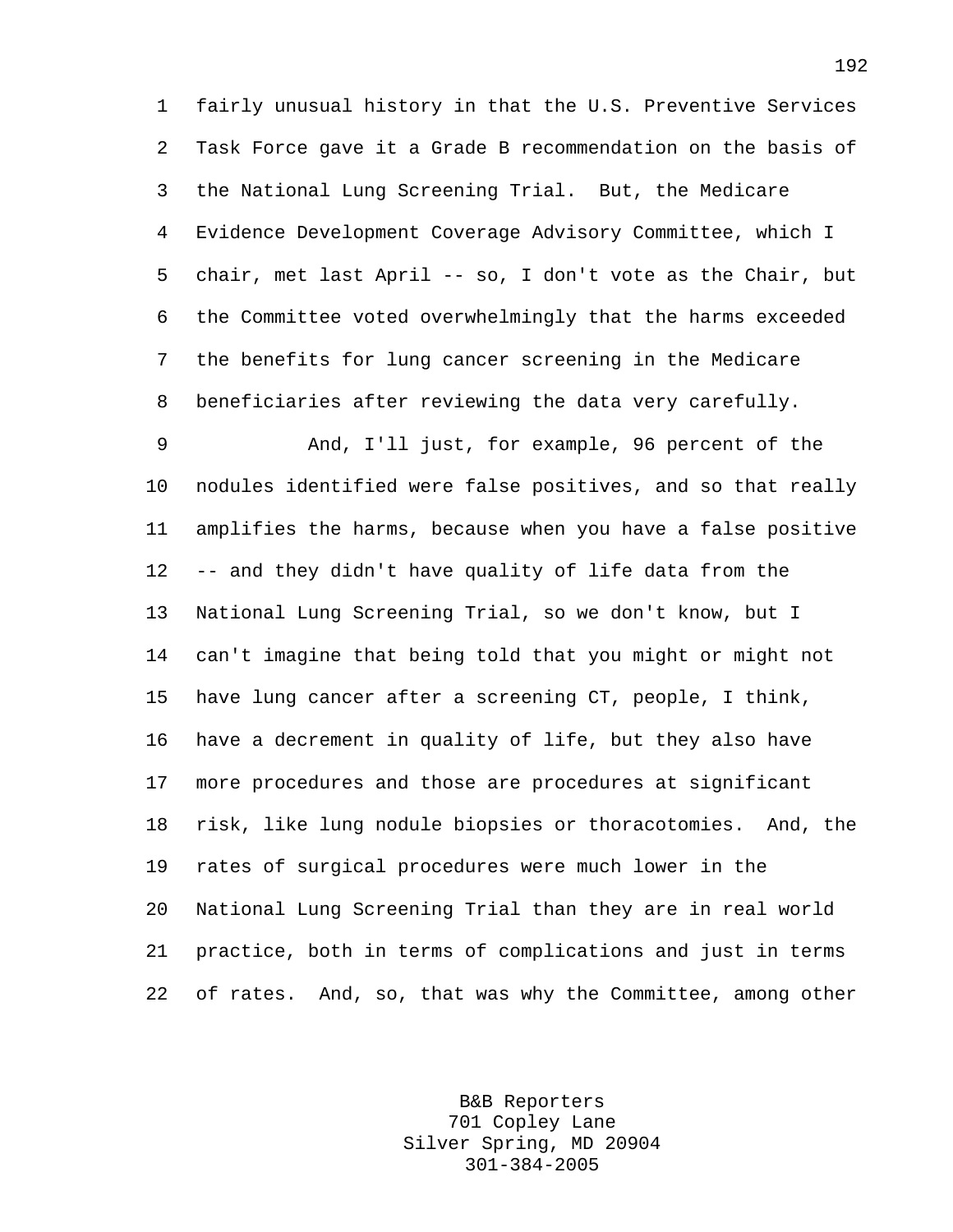fairly unusual history in that the U.S. Preventive Services Task Force gave it a Grade B recommendation on the basis of the National Lung Screening Trial. But, the Medicare Evidence Development Coverage Advisory Committee, which I chair, met last April -- so, I don't vote as the Chair, but the Committee voted overwhelmingly that the harms exceeded the benefits for lung cancer screening in the Medicare beneficiaries after reviewing the data very carefully.

And, I'll just, for example, 96 percent of the nodules identified were false positives, and so that really amplifies the harms, because when you have a false positive -- and they didn't have quality of life data from the National Lung Screening Trial, so we don't know, but I can't imagine that being told that you might or might not have lung cancer after a screening CT, people, I think, have a decrement in quality of life, but they also have more procedures and those are procedures at significant risk, like lung nodule biopsies or thoracotomies. And, the rates of surgical procedures were much lower in the National Lung Screening Trial than they are in real world practice, both in terms of complications and just in terms of rates. And, so, that was why the Committee, among other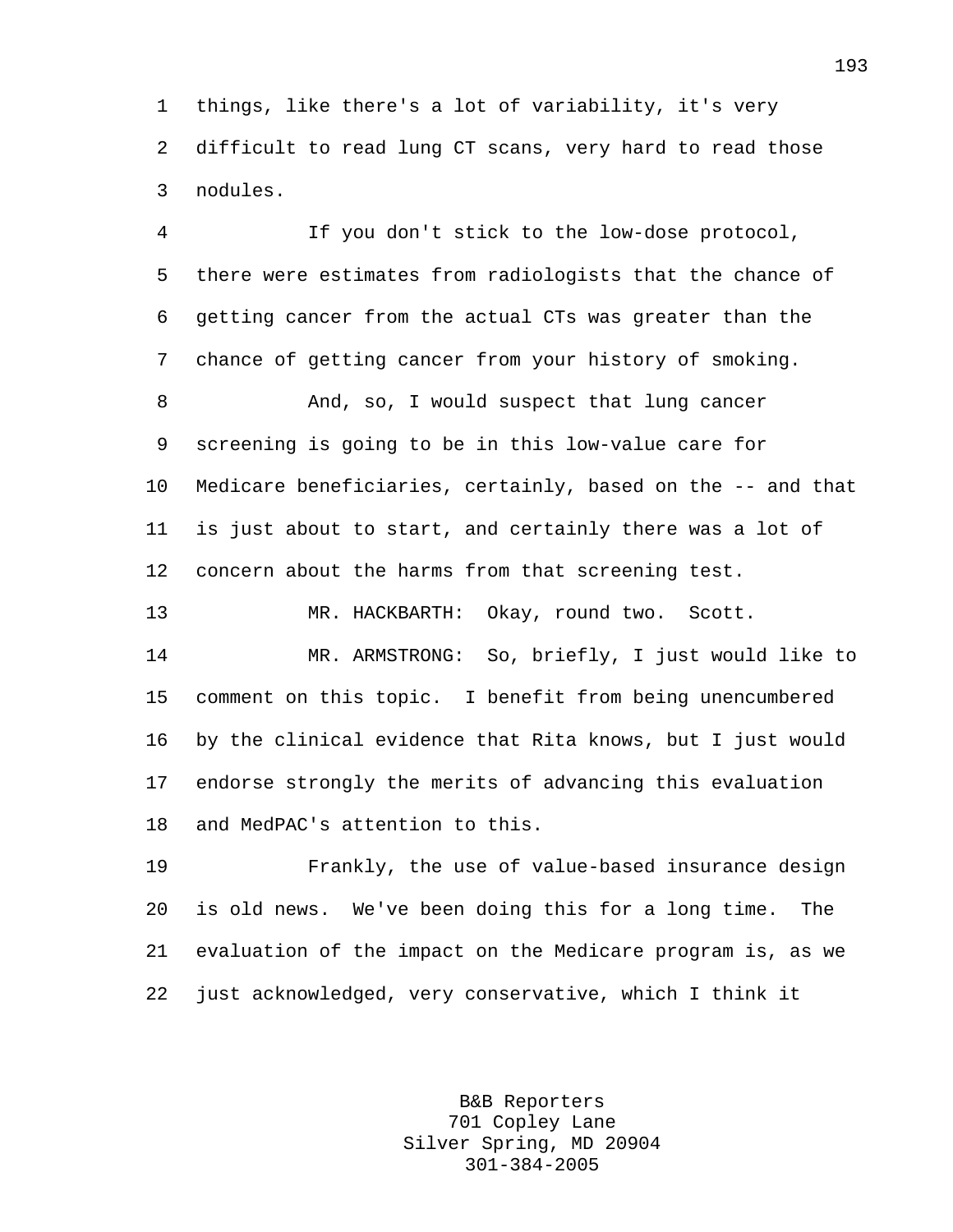things, like there's a lot of variability, it's very difficult to read lung CT scans, very hard to read those nodules.

If you don't stick to the low-dose protocol, there were estimates from radiologists that the chance of getting cancer from the actual CTs was greater than the chance of getting cancer from your history of smoking.

And, so, I would suspect that lung cancer screening is going to be in this low-value care for Medicare beneficiaries, certainly, based on the -- and that is just about to start, and certainly there was a lot of concern about the harms from that screening test.

MR. HACKBARTH: Okay, round two. Scott.

MR. ARMSTRONG: So, briefly, I just would like to comment on this topic. I benefit from being unencumbered by the clinical evidence that Rita knows, but I just would endorse strongly the merits of advancing this evaluation and MedPAC's attention to this.

Frankly, the use of value-based insurance design is old news. We've been doing this for a long time. The evaluation of the impact on the Medicare program is, as we just acknowledged, very conservative, which I think it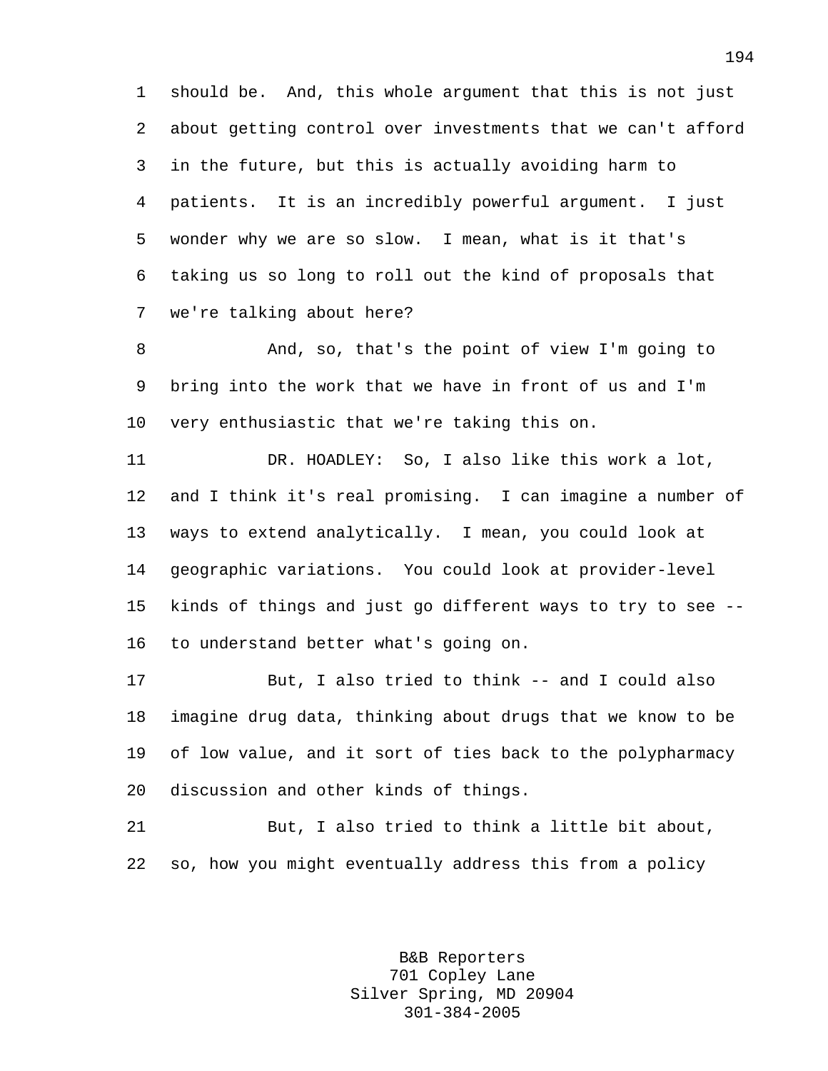should be. And, this whole argument that this is not just about getting control over investments that we can't afford in the future, but this is actually avoiding harm to patients. It is an incredibly powerful argument. I just wonder why we are so slow. I mean, what is it that's taking us so long to roll out the kind of proposals that we're talking about here?

And, so, that's the point of view I'm going to bring into the work that we have in front of us and I'm very enthusiastic that we're taking this on.

DR. HOADLEY: So, I also like this work a lot, and I think it's real promising. I can imagine a number of ways to extend analytically. I mean, you could look at geographic variations. You could look at provider-level kinds of things and just go different ways to try to see -- to understand better what's going on.

But, I also tried to think -- and I could also imagine drug data, thinking about drugs that we know to be of low value, and it sort of ties back to the polypharmacy discussion and other kinds of things.

But, I also tried to think a little bit about, so, how you might eventually address this from a policy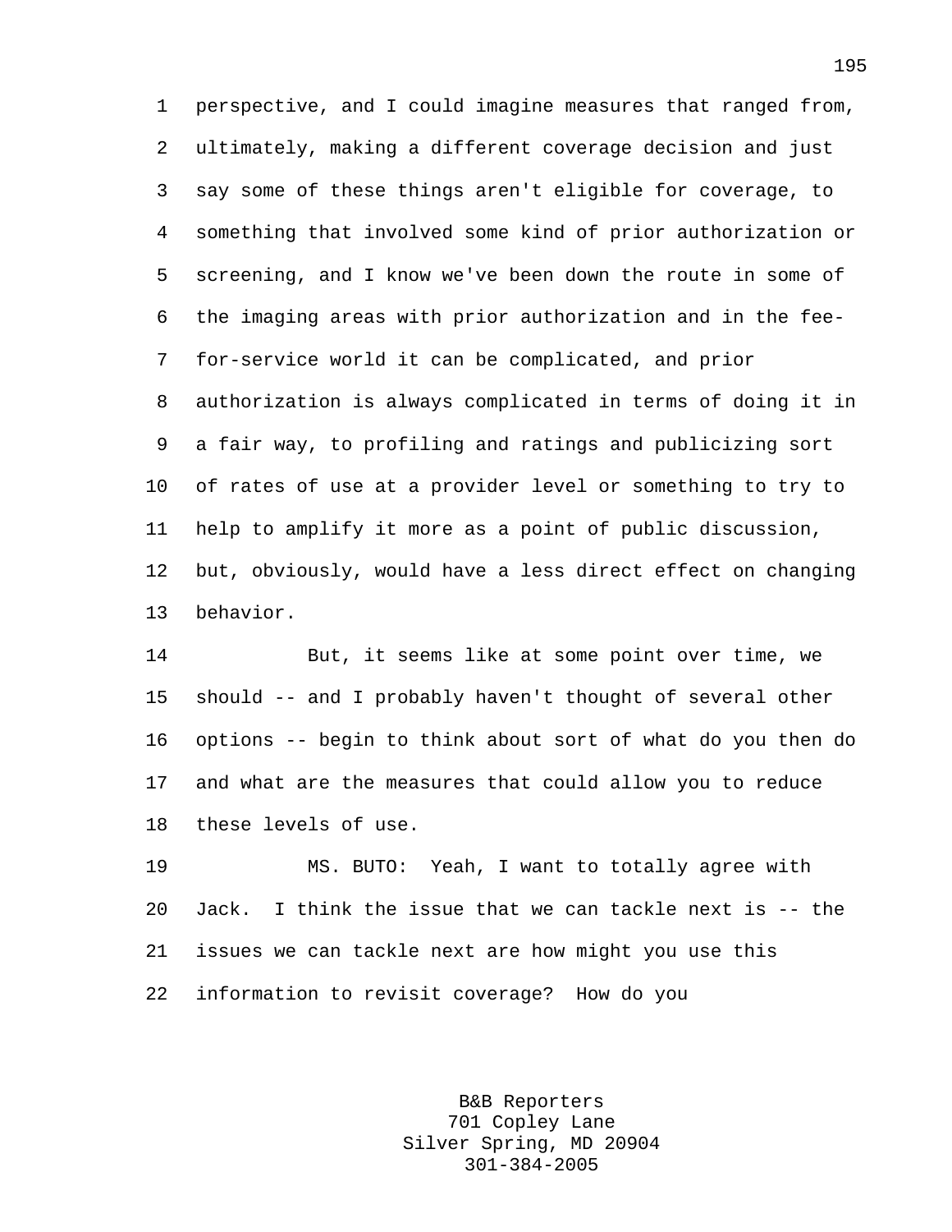perspective, and I could imagine measures that ranged from, ultimately, making a different coverage decision and just say some of these things aren't eligible for coverage, to something that involved some kind of prior authorization or screening, and I know we've been down the route in some of the imaging areas with prior authorization and in the fee-for-service world it can be complicated, and prior authorization is always complicated in terms of doing it in a fair way, to profiling and ratings and publicizing sort of rates of use at a provider level or something to try to help to amplify it more as a point of public discussion, but, obviously, would have a less direct effect on changing behavior.

But, it seems like at some point over time, we should -- and I probably haven't thought of several other options -- begin to think about sort of what do you then do and what are the measures that could allow you to reduce these levels of use.

MS. BUTO: Yeah, I want to totally agree with Jack. I think the issue that we can tackle next is -- the issues we can tackle next are how might you use this information to revisit coverage? How do you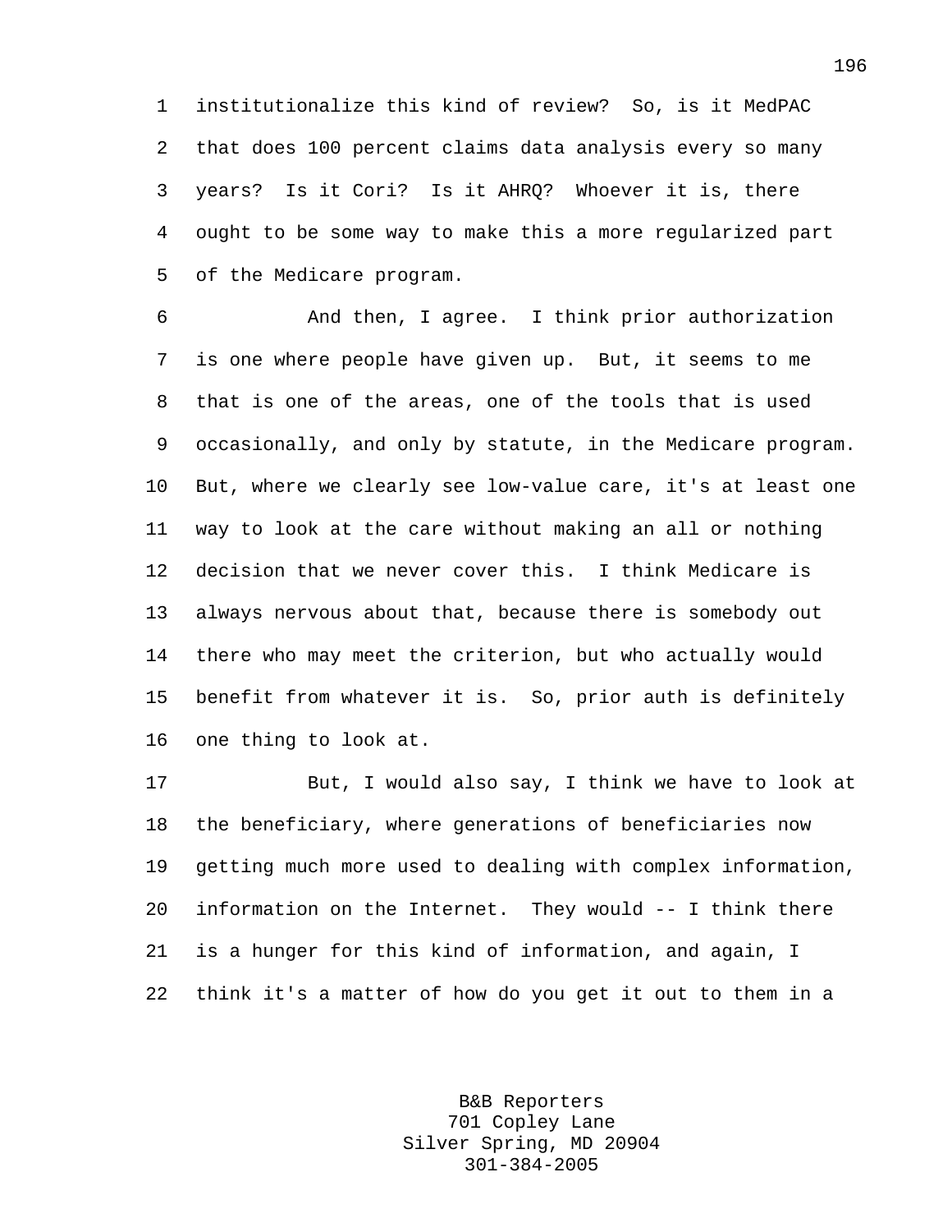institutionalize this kind of review? So, is it MedPAC that does 100 percent claims data analysis every so many years? Is it Cori? Is it AHRQ? Whoever it is, there ought to be some way to make this a more regularized part of the Medicare program.

And then, I agree. I think prior authorization is one where people have given up. But, it seems to me that is one of the areas, one of the tools that is used occasionally, and only by statute, in the Medicare program. But, where we clearly see low-value care, it's at least one way to look at the care without making an all or nothing decision that we never cover this. I think Medicare is always nervous about that, because there is somebody out there who may meet the criterion, but who actually would benefit from whatever it is. So, prior auth is definitely one thing to look at.

But, I would also say, I think we have to look at the beneficiary, where generations of beneficiaries now getting much more used to dealing with complex information, information on the Internet. They would -- I think there is a hunger for this kind of information, and again, I think it's a matter of how do you get it out to them in a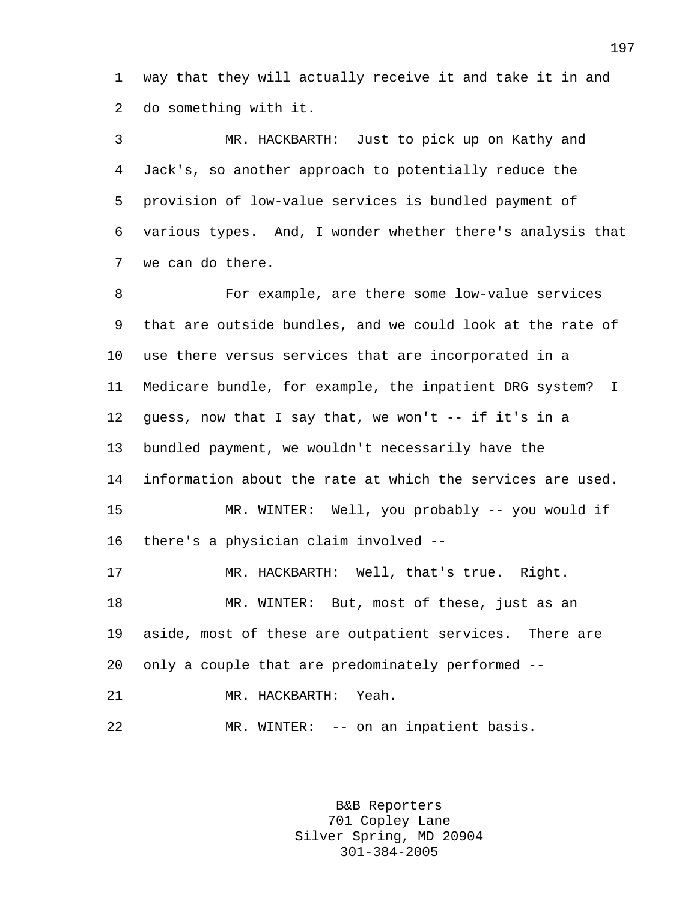way that they will actually receive it and take it in and do something with it.

MR. HACKBARTH: Just to pick up on Kathy and Jack's, so another approach to potentially reduce the provision of low-value services is bundled payment of various types. And, I wonder whether there's analysis that we can do there.

For example, are there some low-value services that are outside bundles, and we could look at the rate of use there versus services that are incorporated in a Medicare bundle, for example, the inpatient DRG system? I guess, now that I say that, we won't -- if it's in a bundled payment, we wouldn't necessarily have the information about the rate at which the services are used.

MR. WINTER: Well, you probably -- you would if there's a physician claim involved --

MR. HACKBARTH: Well, that's true. Right.

MR. WINTER: But, most of these, just as an aside, most of these are outpatient services. There are only a couple that are predominately performed --

MR. HACKBARTH: Yeah.

MR. WINTER: -- on an inpatient basis.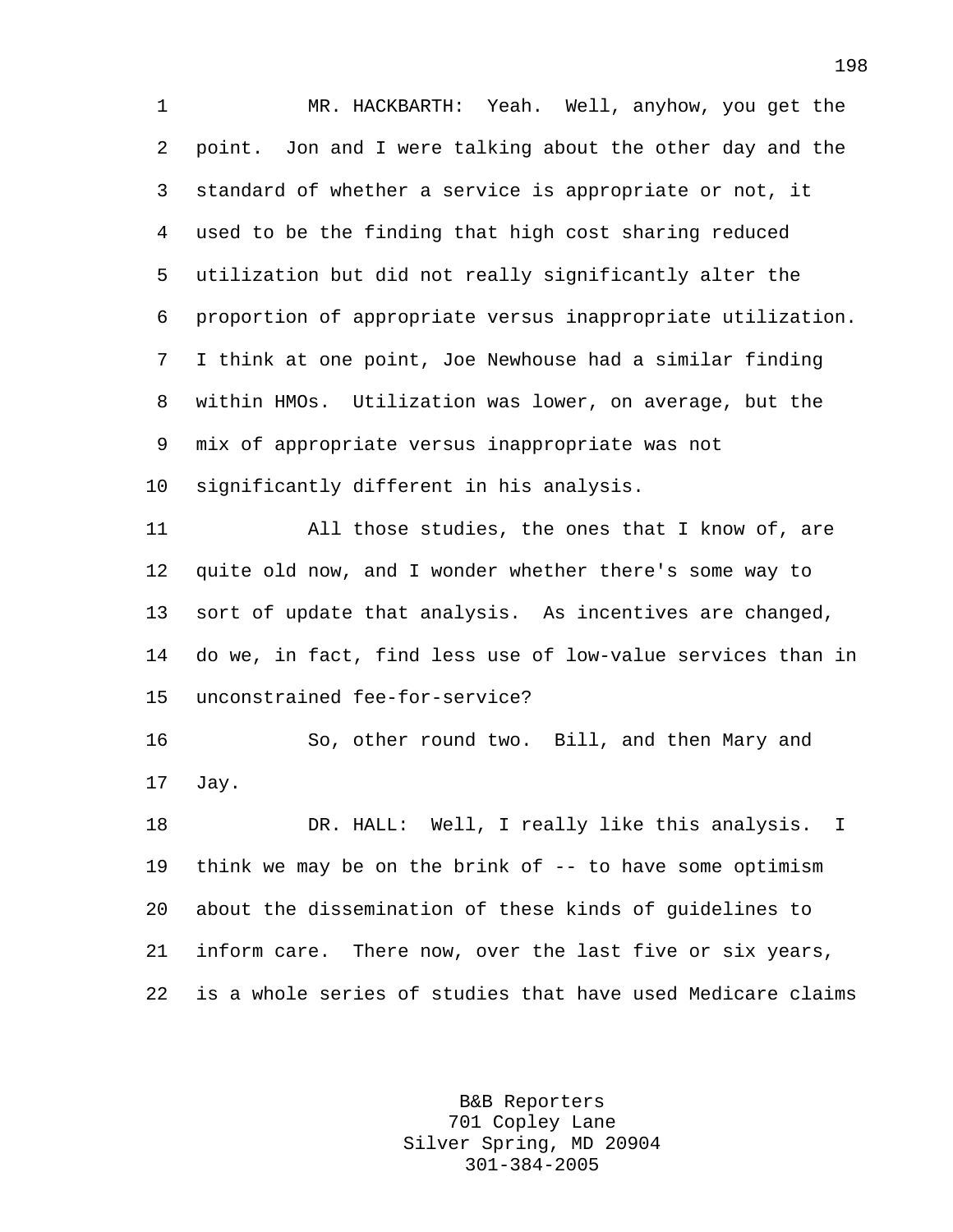MR. HACKBARTH: Yeah. Well, anyhow, you get the point. Jon and I were talking about the other day and the standard of whether a service is appropriate or not, it used to be the finding that high cost sharing reduced utilization but did not really significantly alter the proportion of appropriate versus inappropriate utilization. I think at one point, Joe Newhouse had a similar finding within HMOs. Utilization was lower, on average, but the mix of appropriate versus inappropriate was not significantly different in his analysis.

All those studies, the ones that I know of, are quite old now, and I wonder whether there's some way to sort of update that analysis. As incentives are changed, do we, in fact, find less use of low-value services than in unconstrained fee-for-service?

So, other round two. Bill, and then Mary and Jay.

DR. HALL: Well, I really like this analysis. I think we may be on the brink of -- to have some optimism about the dissemination of these kinds of guidelines to inform care. There now, over the last five or six years, is a whole series of studies that have used Medicare claims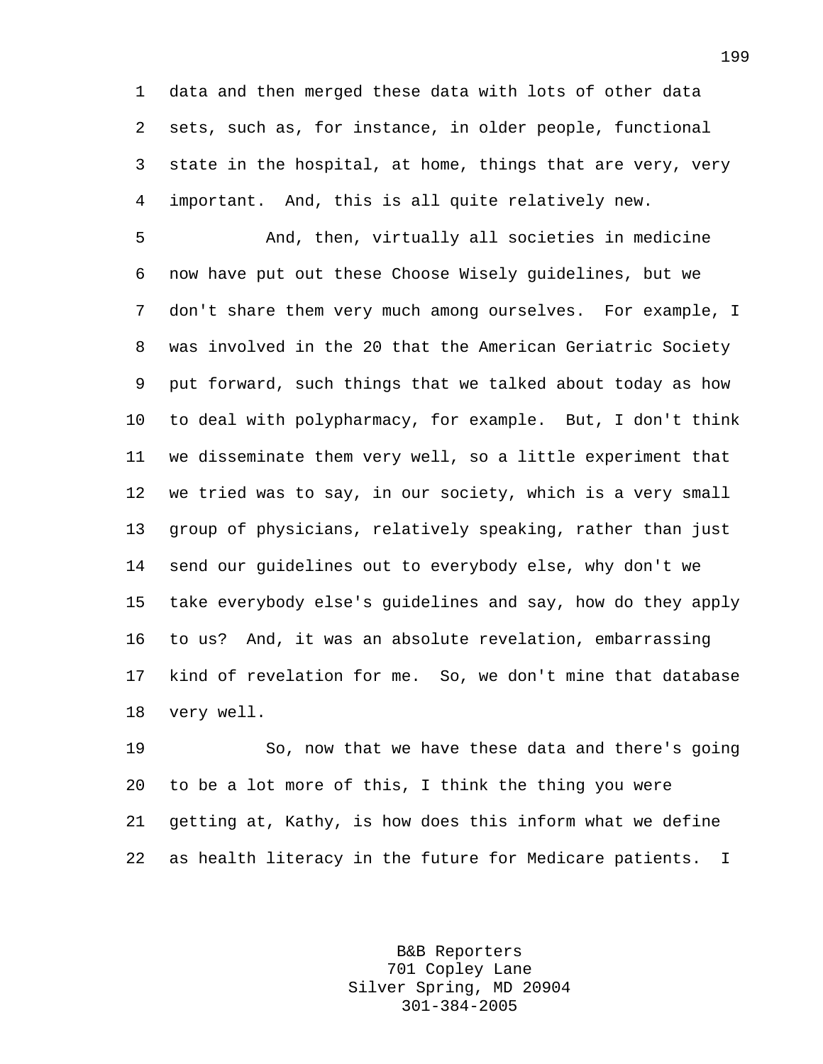data and then merged these data with lots of other data sets, such as, for instance, in older people, functional state in the hospital, at home, things that are very, very important. And, this is all quite relatively new.

And, then, virtually all societies in medicine now have put out these Choose Wisely guidelines, but we don't share them very much among ourselves. For example, I was involved in the 20 that the American Geriatric Society put forward, such things that we talked about today as how to deal with polypharmacy, for example. But, I don't think we disseminate them very well, so a little experiment that we tried was to say, in our society, which is a very small group of physicians, relatively speaking, rather than just send our guidelines out to everybody else, why don't we take everybody else's guidelines and say, how do they apply to us? And, it was an absolute revelation, embarrassing kind of revelation for me. So, we don't mine that database very well.

So, now that we have these data and there's going to be a lot more of this, I think the thing you were getting at, Kathy, is how does this inform what we define as health literacy in the future for Medicare patients. I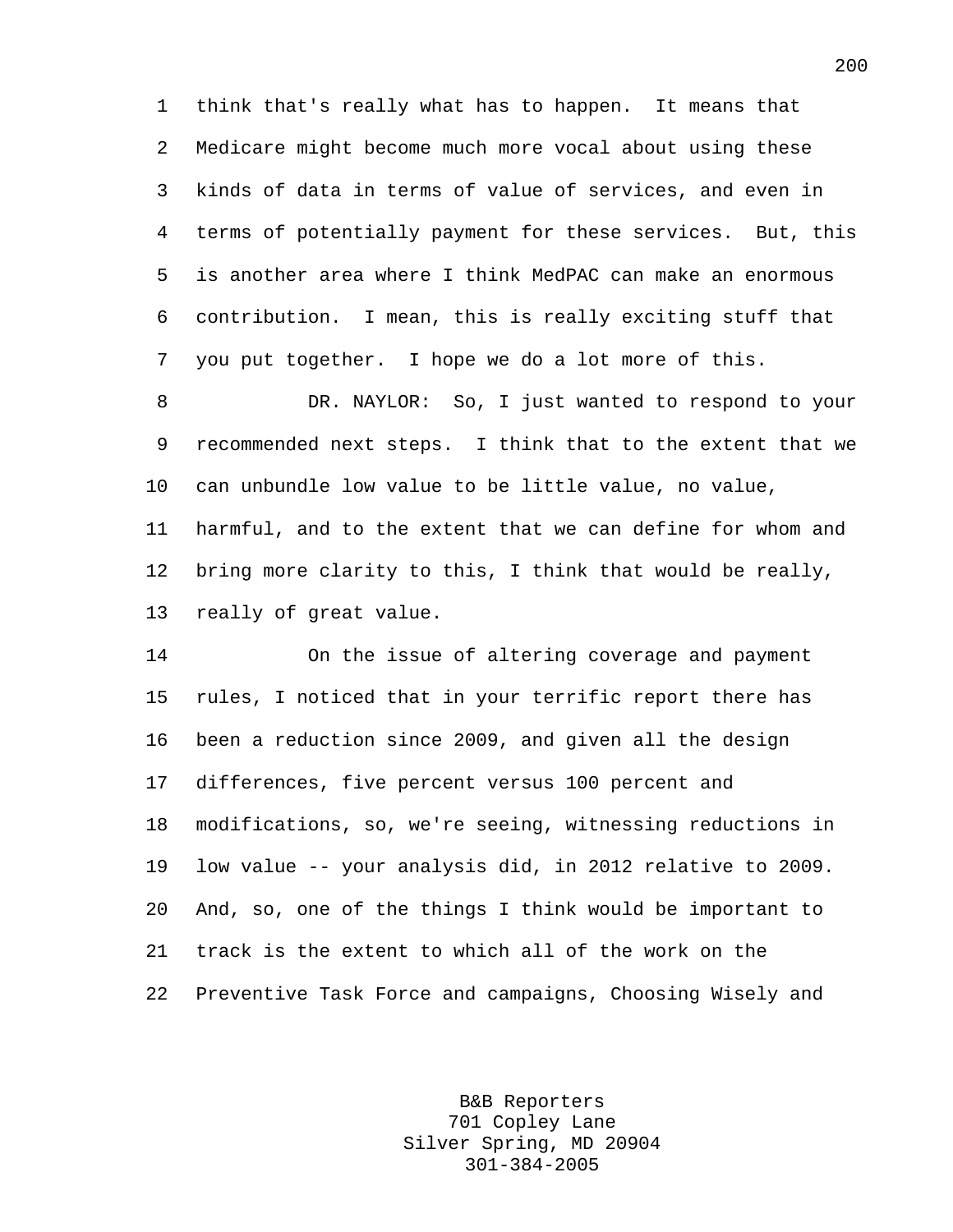think that's really what has to happen. It means that Medicare might become much more vocal about using these kinds of data in terms of value of services, and even in terms of potentially payment for these services. But, this is another area where I think MedPAC can make an enormous contribution. I mean, this is really exciting stuff that you put together. I hope we do a lot more of this.

DR. NAYLOR: So, I just wanted to respond to your recommended next steps. I think that to the extent that we can unbundle low value to be little value, no value, harmful, and to the extent that we can define for whom and bring more clarity to this, I think that would be really, really of great value.

On the issue of altering coverage and payment rules, I noticed that in your terrific report there has been a reduction since 2009, and given all the design differences, five percent versus 100 percent and modifications, so, we're seeing, witnessing reductions in low value -- your analysis did, in 2012 relative to 2009. And, so, one of the things I think would be important to track is the extent to which all of the work on the Preventive Task Force and campaigns, Choosing Wisely and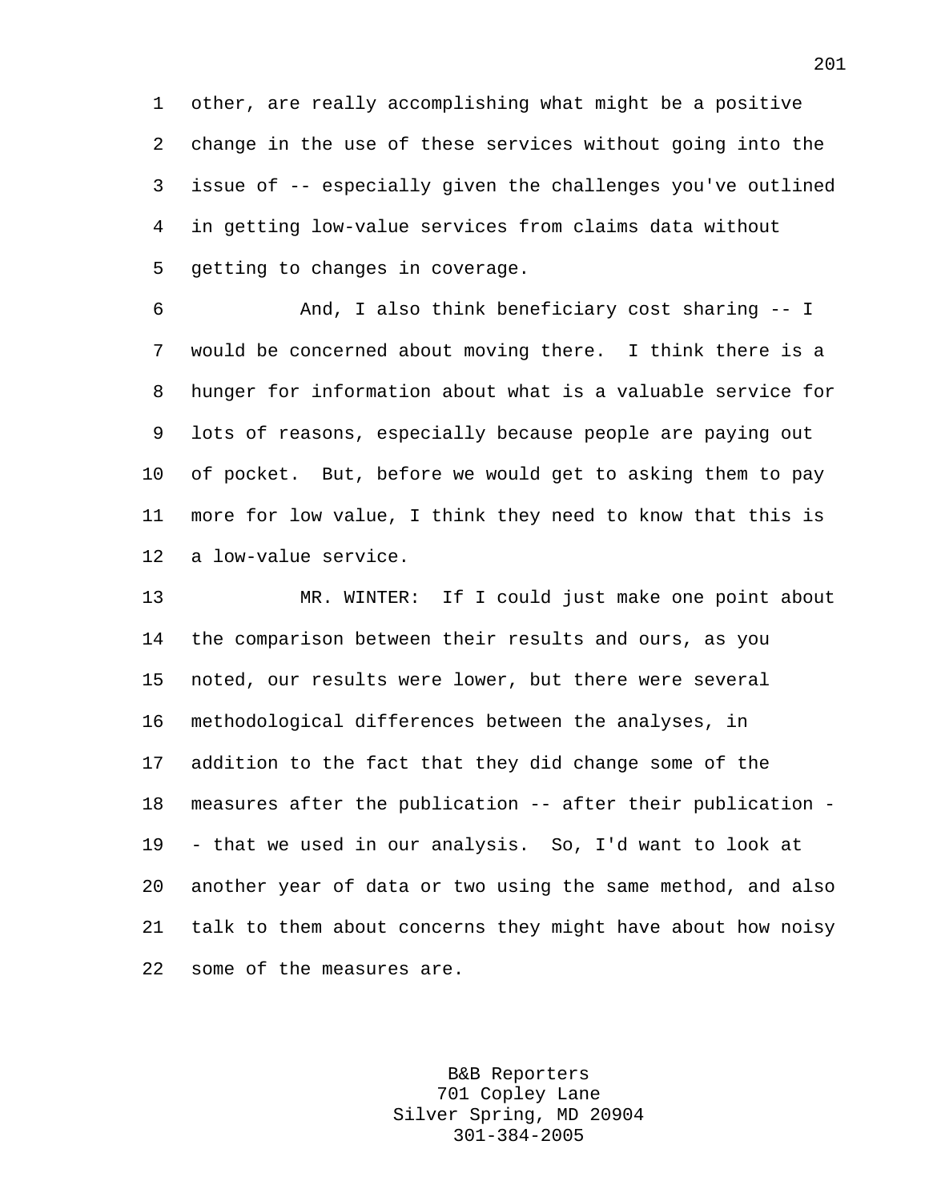other, are really accomplishing what might be a positive change in the use of these services without going into the issue of -- especially given the challenges you've outlined in getting low-value services from claims data without getting to changes in coverage.

And, I also think beneficiary cost sharing -- I would be concerned about moving there. I think there is a hunger for information about what is a valuable service for lots of reasons, especially because people are paying out of pocket. But, before we would get to asking them to pay more for low value, I think they need to know that this is a low-value service.

MR. WINTER: If I could just make one point about the comparison between their results and ours, as you noted, our results were lower, but there were several methodological differences between the analyses, in addition to the fact that they did change some of the measures after the publication -- after their publication -- that we used in our analysis. So, I'd want to look at another year of data or two using the same method, and also talk to them about concerns they might have about how noisy some of the measures are.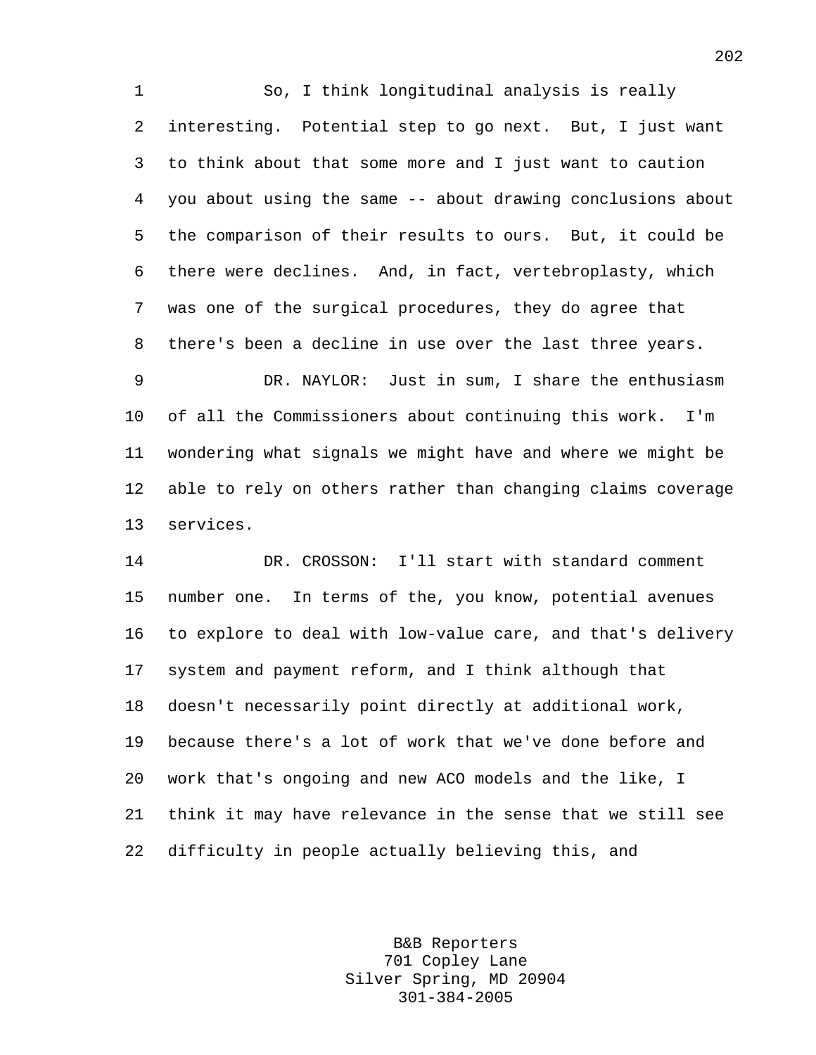So, I think longitudinal analysis is really interesting. Potential step to go next. But, I just want to think about that some more and I just want to caution you about using the same -- about drawing conclusions about the comparison of their results to ours. But, it could be there were declines. And, in fact, vertebroplasty, which was one of the surgical procedures, they do agree that there's been a decline in use over the last three years.

DR. NAYLOR: Just in sum, I share the enthusiasm of all the Commissioners about continuing this work. I'm wondering what signals we might have and where we might be able to rely on others rather than changing claims coverage services.

DR. CROSSON: I'll start with standard comment number one. In terms of the, you know, potential avenues to explore to deal with low-value care, and that's delivery system and payment reform, and I think although that doesn't necessarily point directly at additional work, because there's a lot of work that we've done before and work that's ongoing and new ACO models and the like, I think it may have relevance in the sense that we still see difficulty in people actually believing this, and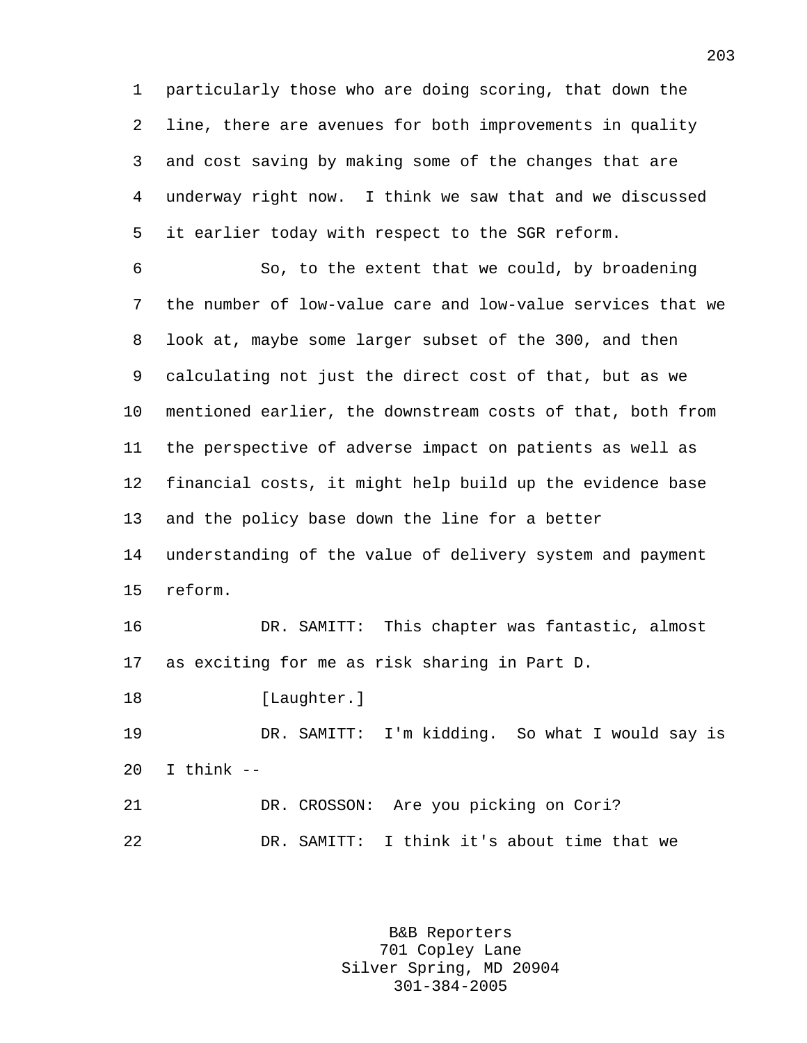particularly those who are doing scoring, that down the line, there are avenues for both improvements in quality and cost saving by making some of the changes that are underway right now. I think we saw that and we discussed it earlier today with respect to the SGR reform.

So, to the extent that we could, by broadening the number of low-value care and low-value services that we look at, maybe some larger subset of the 300, and then calculating not just the direct cost of that, but as we mentioned earlier, the downstream costs of that, both from the perspective of adverse impact on patients as well as financial costs, it might help build up the evidence base and the policy base down the line for a better understanding of the value of delivery system and payment reform.

DR. SAMITT: This chapter was fantastic, almost as exciting for me as risk sharing in Part D.

[Laughter.]

DR. SAMITT: I'm kidding. So what I would say is I think --

DR. CROSSON: Are you picking on Cori?

DR. SAMITT: I think it's about time that we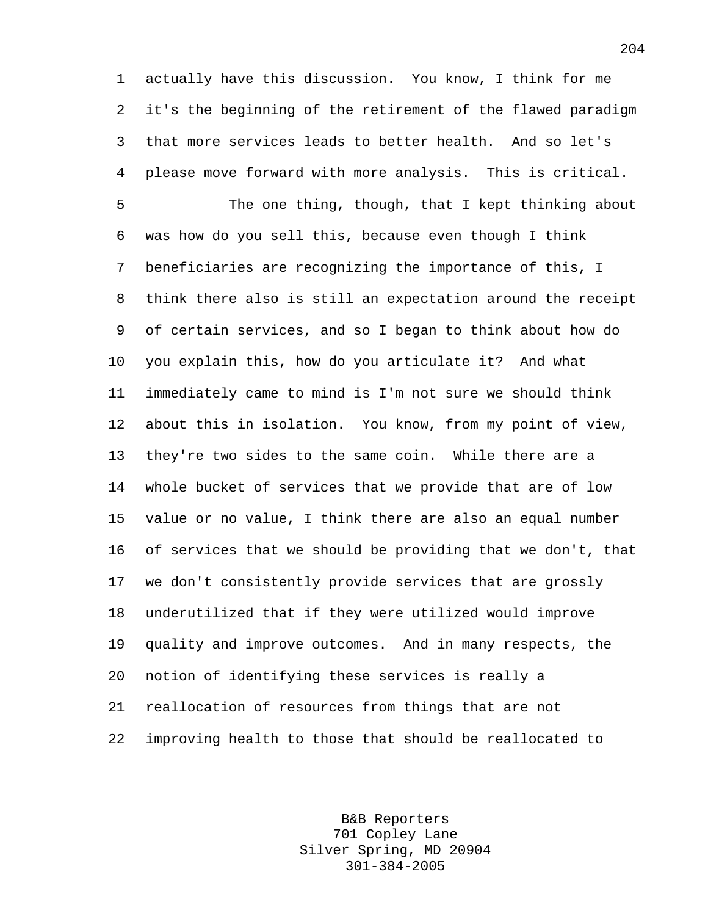actually have this discussion. You know, I think for me it's the beginning of the retirement of the flawed paradigm that more services leads to better health. And so let's please move forward with more analysis. This is critical.

The one thing, though, that I kept thinking about was how do you sell this, because even though I think beneficiaries are recognizing the importance of this, I think there also is still an expectation around the receipt of certain services, and so I began to think about how do you explain this, how do you articulate it? And what immediately came to mind is I'm not sure we should think about this in isolation. You know, from my point of view, they're two sides to the same coin. While there are a whole bucket of services that we provide that are of low value or no value, I think there are also an equal number of services that we should be providing that we don't, that we don't consistently provide services that are grossly underutilized that if they were utilized would improve quality and improve outcomes. And in many respects, the notion of identifying these services is really a reallocation of resources from things that are not improving health to those that should be reallocated to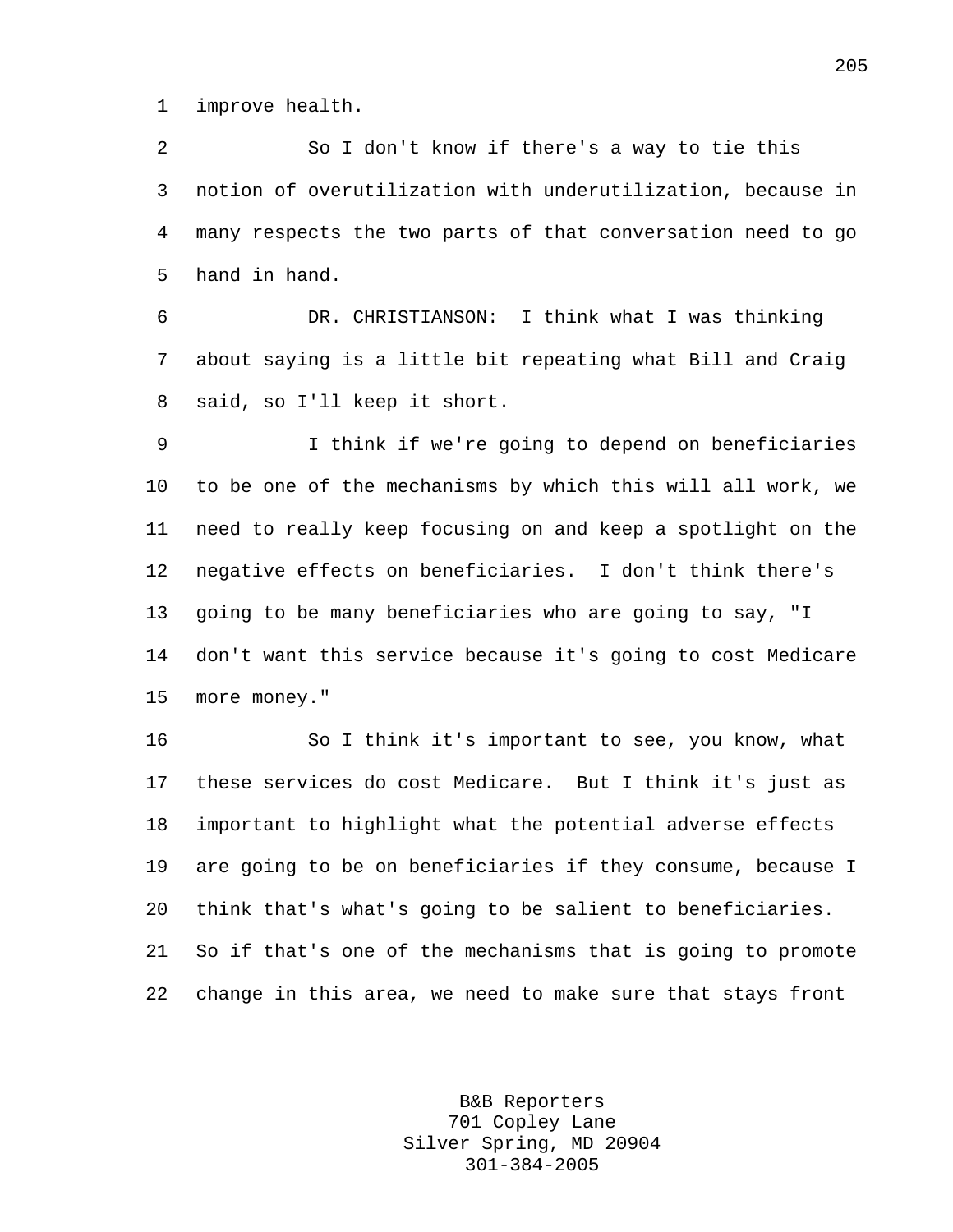improve health.

So I don't know if there's a way to tie this notion of overutilization with underutilization, because in many respects the two parts of that conversation need to go hand in hand.

DR. CHRISTIANSON: I think what I was thinking about saying is a little bit repeating what Bill and Craig said, so I'll keep it short.

I think if we're going to depend on beneficiaries to be one of the mechanisms by which this will all work, we need to really keep focusing on and keep a spotlight on the negative effects on beneficiaries. I don't think there's going to be many beneficiaries who are going to say, "I don't want this service because it's going to cost Medicare more money."

So I think it's important to see, you know, what these services do cost Medicare. But I think it's just as important to highlight what the potential adverse effects are going to be on beneficiaries if they consume, because I think that's what's going to be salient to beneficiaries. So if that's one of the mechanisms that is going to promote change in this area, we need to make sure that stays front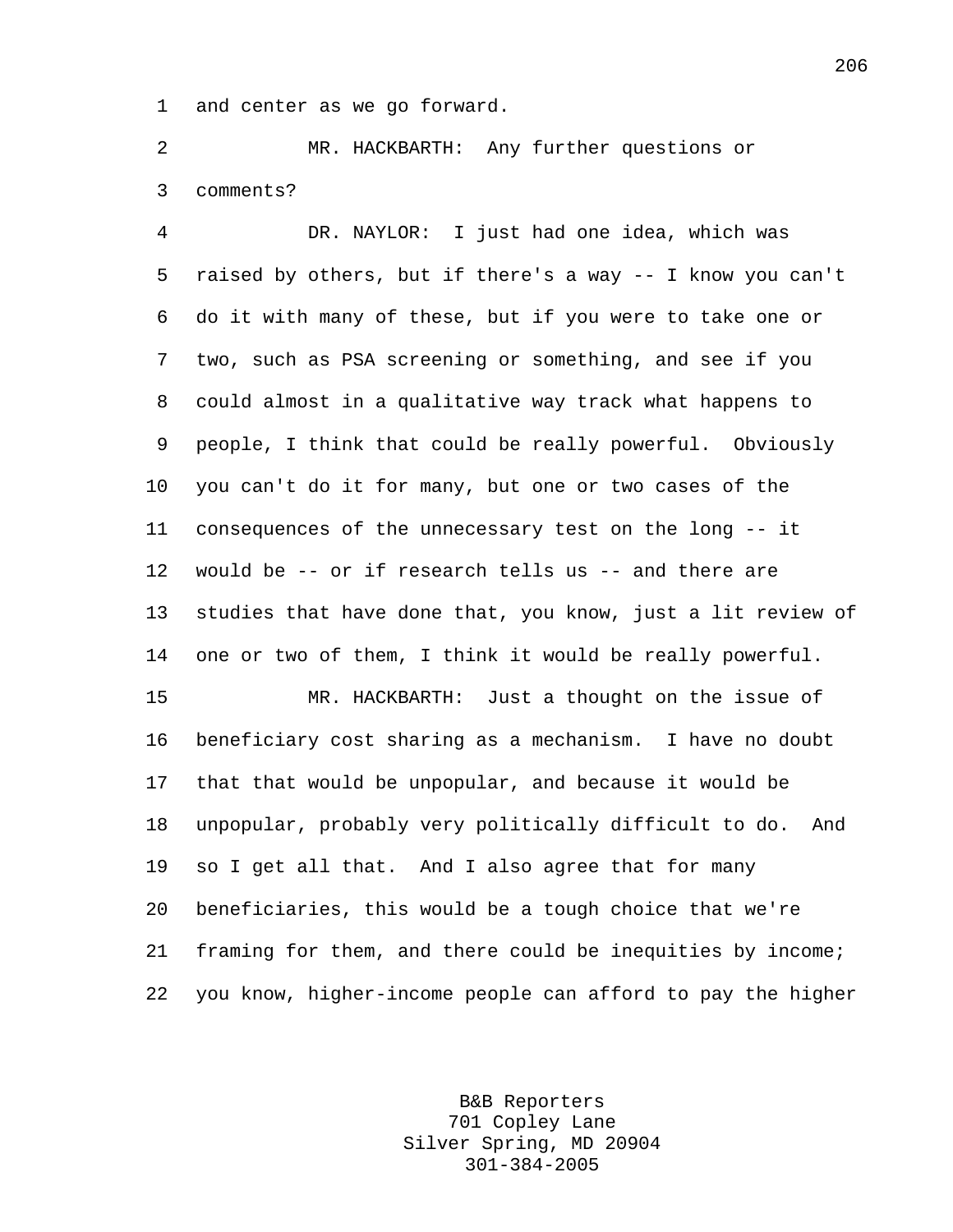and center as we go forward.

MR. HACKBARTH: Any further questions or comments?

DR. NAYLOR: I just had one idea, which was raised by others, but if there's a way -- I know you can't do it with many of these, but if you were to take one or two, such as PSA screening or something, and see if you could almost in a qualitative way track what happens to people, I think that could be really powerful. Obviously you can't do it for many, but one or two cases of the consequences of the unnecessary test on the long -- it would be -- or if research tells us -- and there are studies that have done that, you know, just a lit review of one or two of them, I think it would be really powerful.

MR. HACKBARTH: Just a thought on the issue of beneficiary cost sharing as a mechanism. I have no doubt that that would be unpopular, and because it would be unpopular, probably very politically difficult to do. And so I get all that. And I also agree that for many beneficiaries, this would be a tough choice that we're framing for them, and there could be inequities by income; you know, higher-income people can afford to pay the higher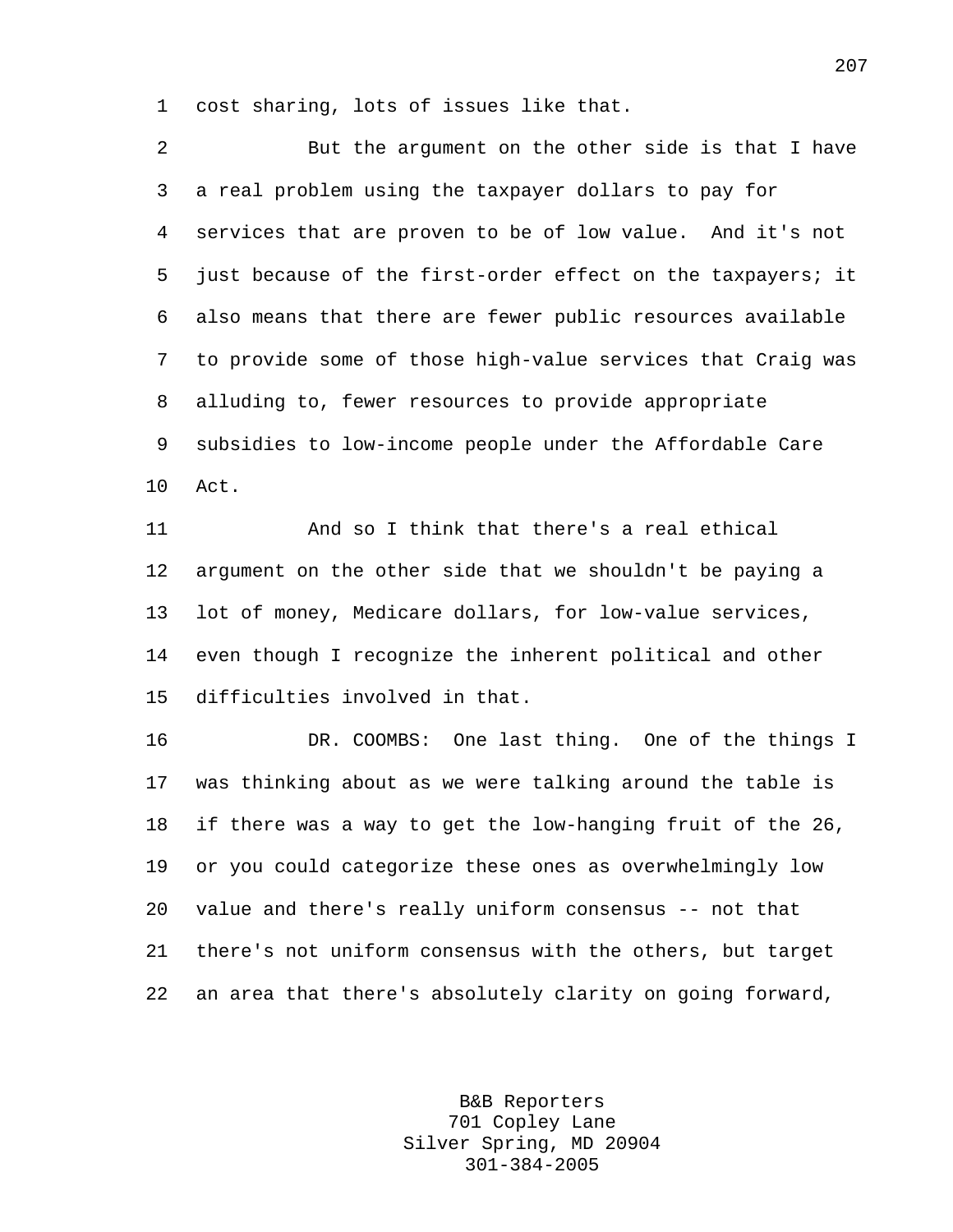cost sharing, lots of issues like that.

But the argument on the other side is that I have a real problem using the taxpayer dollars to pay for services that are proven to be of low value. And it's not just because of the first-order effect on the taxpayers; it also means that there are fewer public resources available to provide some of those high-value services that Craig was alluding to, fewer resources to provide appropriate subsidies to low-income people under the Affordable Care Act.

And so I think that there's a real ethical argument on the other side that we shouldn't be paying a lot of money, Medicare dollars, for low-value services, even though I recognize the inherent political and other difficulties involved in that.

DR. COOMBS: One last thing. One of the things I was thinking about as we were talking around the table is if there was a way to get the low-hanging fruit of the 26, or you could categorize these ones as overwhelmingly low value and there's really uniform consensus -- not that there's not uniform consensus with the others, but target an area that there's absolutely clarity on going forward,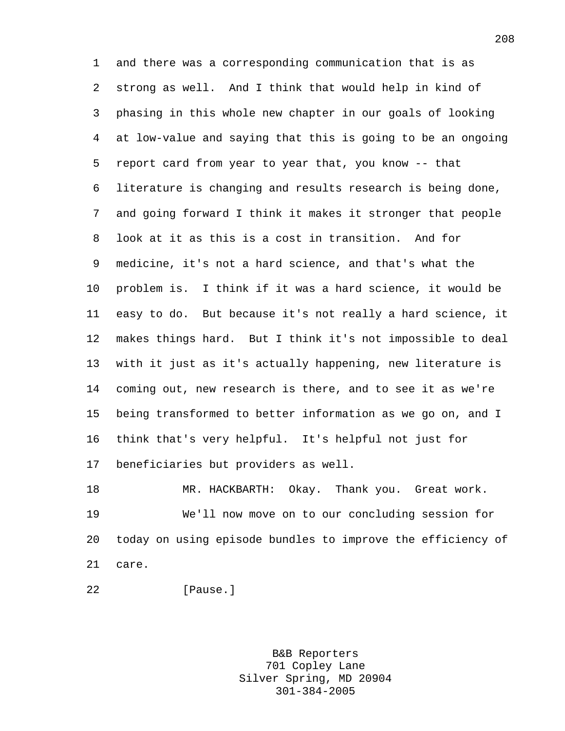and there was a corresponding communication that is as strong as well. And I think that would help in kind of phasing in this whole new chapter in our goals of looking at low-value and saying that this is going to be an ongoing report card from year to year that, you know -- that literature is changing and results research is being done, and going forward I think it makes it stronger that people look at it as this is a cost in transition. And for medicine, it's not a hard science, and that's what the problem is. I think if it was a hard science, it would be easy to do. But because it's not really a hard science, it makes things hard. But I think it's not impossible to deal with it just as it's actually happening, new literature is coming out, new research is there, and to see it as we're being transformed to better information as we go on, and I think that's very helpful. It's helpful not just for beneficiaries but providers as well.

MR. HACKBARTH: Okay. Thank you. Great work.

We'll now move on to our concluding session for today on using episode bundles to improve the efficiency of care.

[Pause.]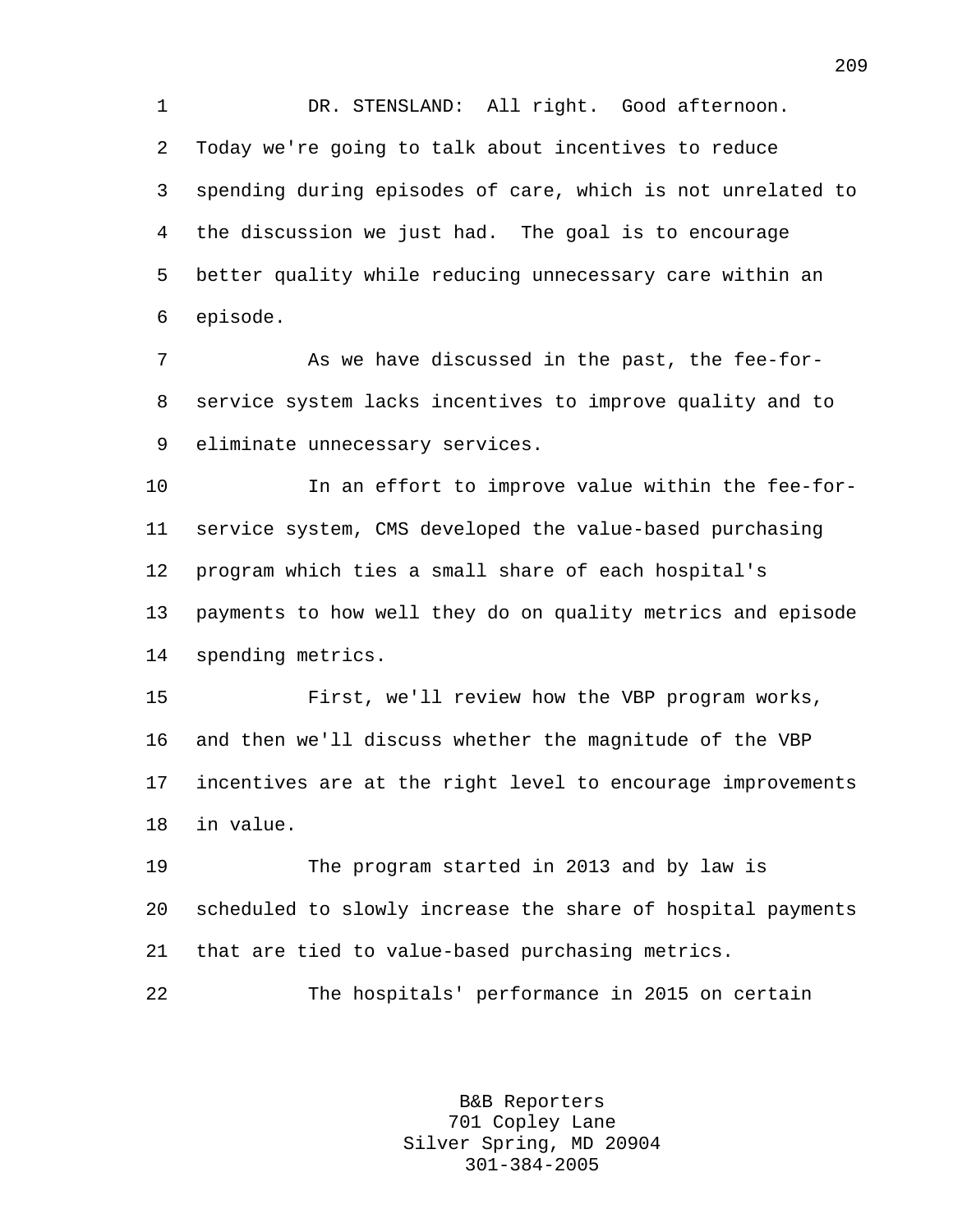DR. STENSLAND: All right. Good afternoon. Today we're going to talk about incentives to reduce spending during episodes of care, which is not unrelated to the discussion we just had. The goal is to encourage better quality while reducing unnecessary care within an episode.

As we have discussed in the past, the fee-for-service system lacks incentives to improve quality and to eliminate unnecessary services.

In an effort to improve value within the fee-for-service system, CMS developed the value-based purchasing program which ties a small share of each hospital's payments to how well they do on quality metrics and episode spending metrics.

First, we'll review how the VBP program works, and then we'll discuss whether the magnitude of the VBP incentives are at the right level to encourage improvements in value.

The program started in 2013 and by law is scheduled to slowly increase the share of hospital payments that are tied to value-based purchasing metrics.

The hospitals' performance in 2015 on certain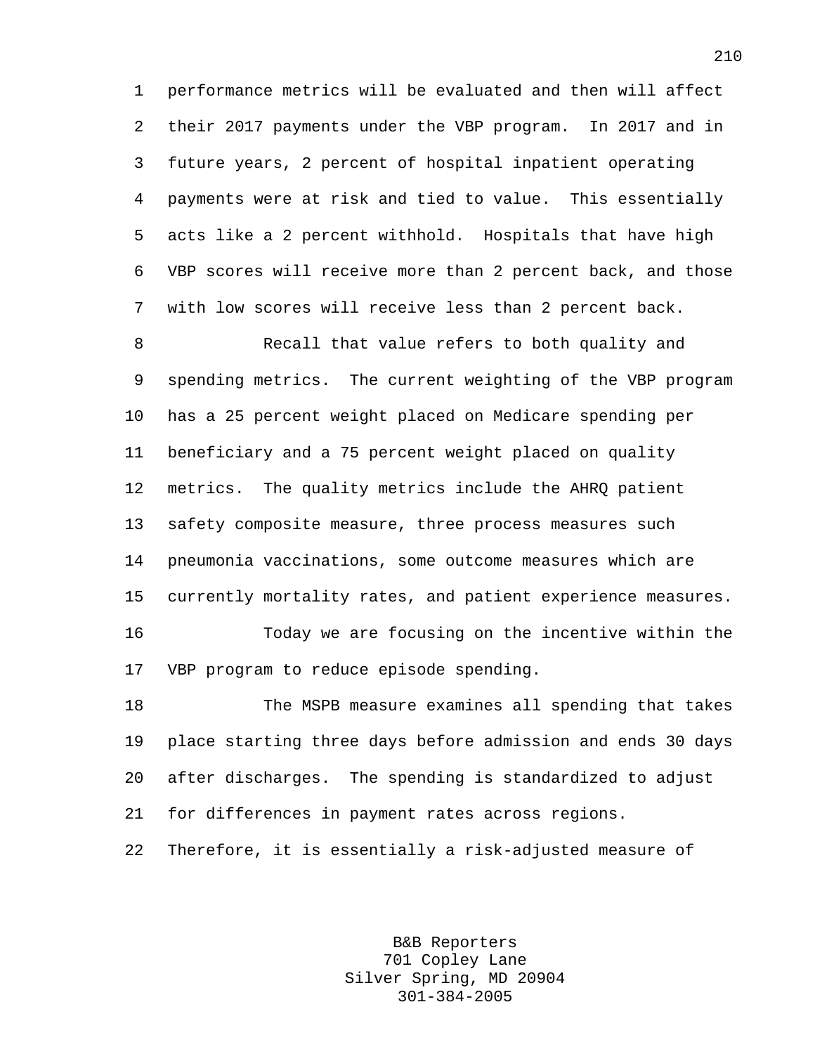1 performance metrics will be evaluated and then will affect
2 their 2017 payments under the VBP program. In 2017 and in
3 future years, 2 percent of hospital inpatient operating
4 payments were at risk and tied to value. This essentially
5 acts like a 2 percent withhold. Hospitals that have high
6 VBP scores will receive more than 2 percent back, and those
7 with low scores will receive less than 2 percent back.

8 Recall that value refers to both quality and
9 spending metrics. The current weighting of the VBP program
10 has a 25 percent weight placed on Medicare spending per
11 beneficiary and a 75 percent weight placed on quality
12 metrics. The quality metrics include the AHRQ patient
13 safety composite measure, three process measures such
14 pneumonia vaccinations, some outcome measures which are
15 currently mortality rates, and patient experience measures.

16 Today we are focusing on the incentive within the
17 VBP program to reduce episode spending.

18 The MSPB measure examines all spending that takes
19 place starting three days before admission and ends 30 days
20 after discharges. The spending is standardized to adjust
21 for differences in payment rates across regions.
22 Therefore, it is essentially a risk-adjusted measure of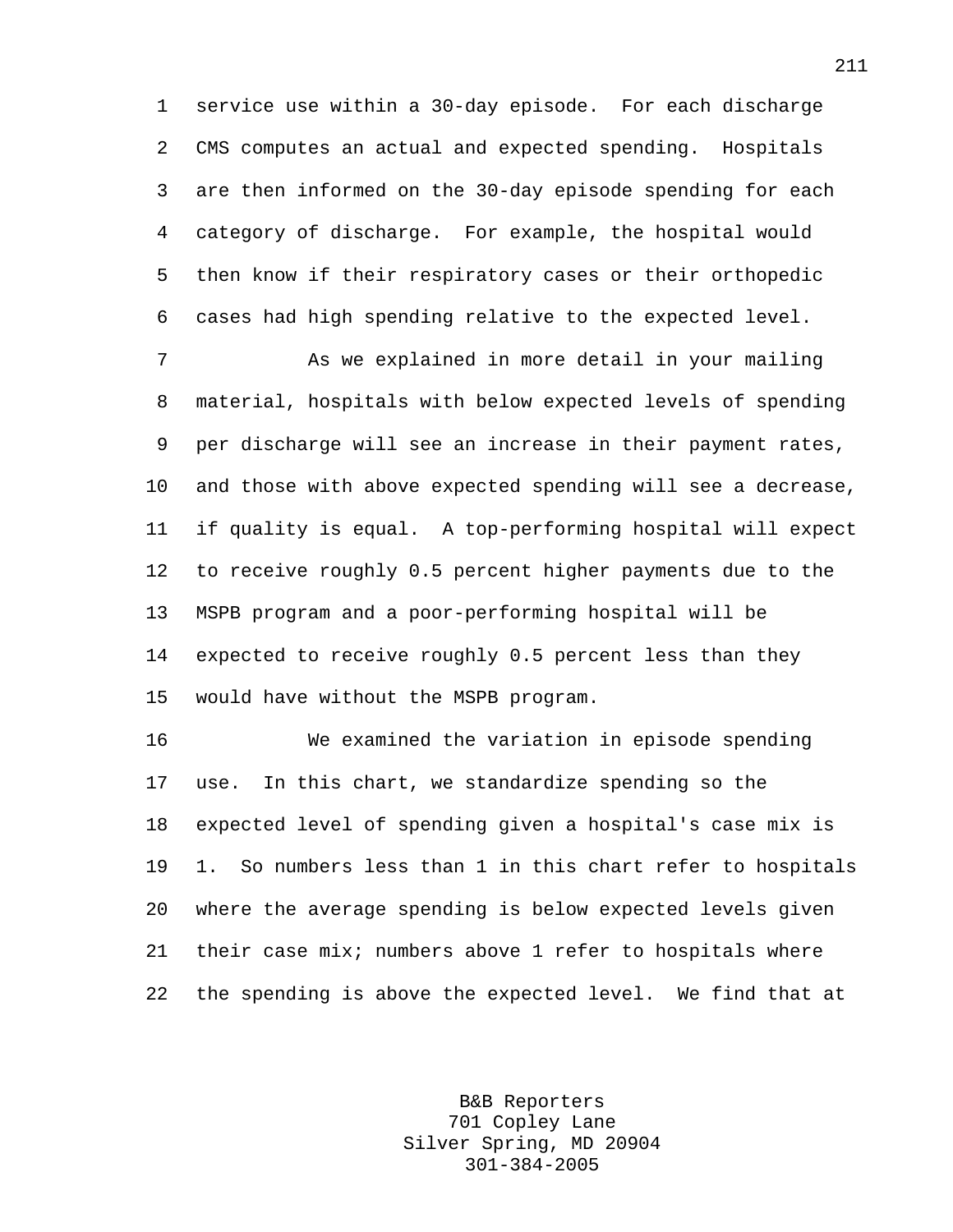service use within a 30-day episode. For each discharge CMS computes an actual and expected spending. Hospitals are then informed on the 30-day episode spending for each category of discharge. For example, the hospital would then know if their respiratory cases or their orthopedic cases had high spending relative to the expected level.

As we explained in more detail in your mailing material, hospitals with below expected levels of spending per discharge will see an increase in their payment rates, and those with above expected spending will see a decrease, if quality is equal. A top-performing hospital will expect to receive roughly 0.5 percent higher payments due to the MSPB program and a poor-performing hospital will be expected to receive roughly 0.5 percent less than they would have without the MSPB program.

We examined the variation in episode spending use. In this chart, we standardize spending so the expected level of spending given a hospital's case mix is 1. So numbers less than 1 in this chart refer to hospitals where the average spending is below expected levels given their case mix; numbers above 1 refer to hospitals where the spending is above the expected level. We find that at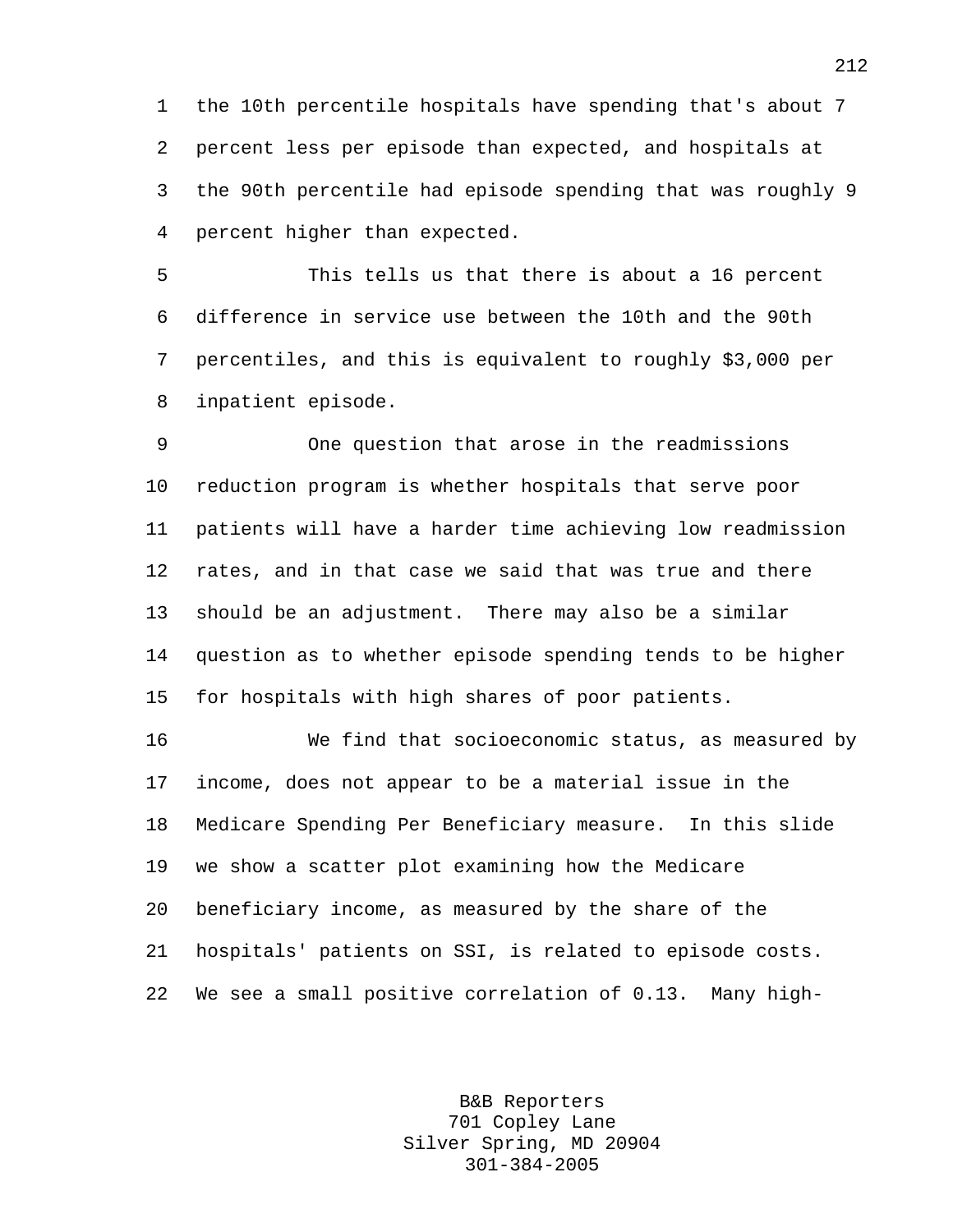the 10th percentile hospitals have spending that's about 7 percent less per episode than expected, and hospitals at the 90th percentile had episode spending that was roughly 9 percent higher than expected.

This tells us that there is about a 16 percent difference in service use between the 10th and the 90th percentiles, and this is equivalent to roughly $3,000 per inpatient episode.

One question that arose in the readmissions reduction program is whether hospitals that serve poor patients will have a harder time achieving low readmission rates, and in that case we said that was true and there should be an adjustment. There may also be a similar question as to whether episode spending tends to be higher for hospitals with high shares of poor patients.

We find that socioeconomic status, as measured by income, does not appear to be a material issue in the Medicare Spending Per Beneficiary measure. In this slide we show a scatter plot examining how the Medicare beneficiary income, as measured by the share of the hospitals' patients on SSI, is related to episode costs. We see a small positive correlation of 0.13. Many high-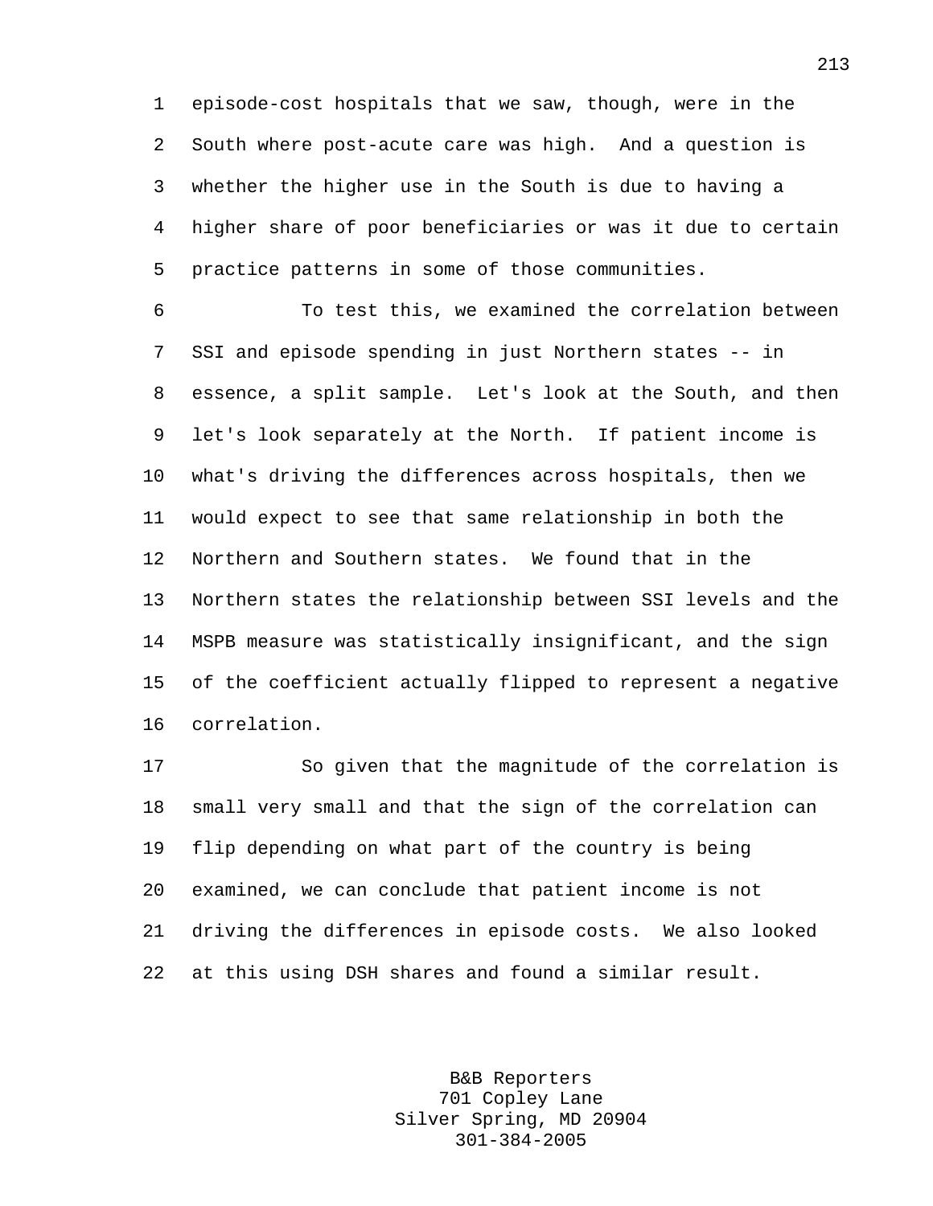episode-cost hospitals that we saw, though, were in the South where post-acute care was high. And a question is whether the higher use in the South is due to having a higher share of poor beneficiaries or was it due to certain practice patterns in some of those communities.

To test this, we examined the correlation between SSI and episode spending in just Northern states -- in essence, a split sample. Let's look at the South, and then let's look separately at the North. If patient income is what's driving the differences across hospitals, then we would expect to see that same relationship in both the Northern and Southern states. We found that in the Northern states the relationship between SSI levels and the MSPB measure was statistically insignificant, and the sign of the coefficient actually flipped to represent a negative correlation.

So given that the magnitude of the correlation is small very small and that the sign of the correlation can flip depending on what part of the country is being examined, we can conclude that patient income is not driving the differences in episode costs. We also looked at this using DSH shares and found a similar result.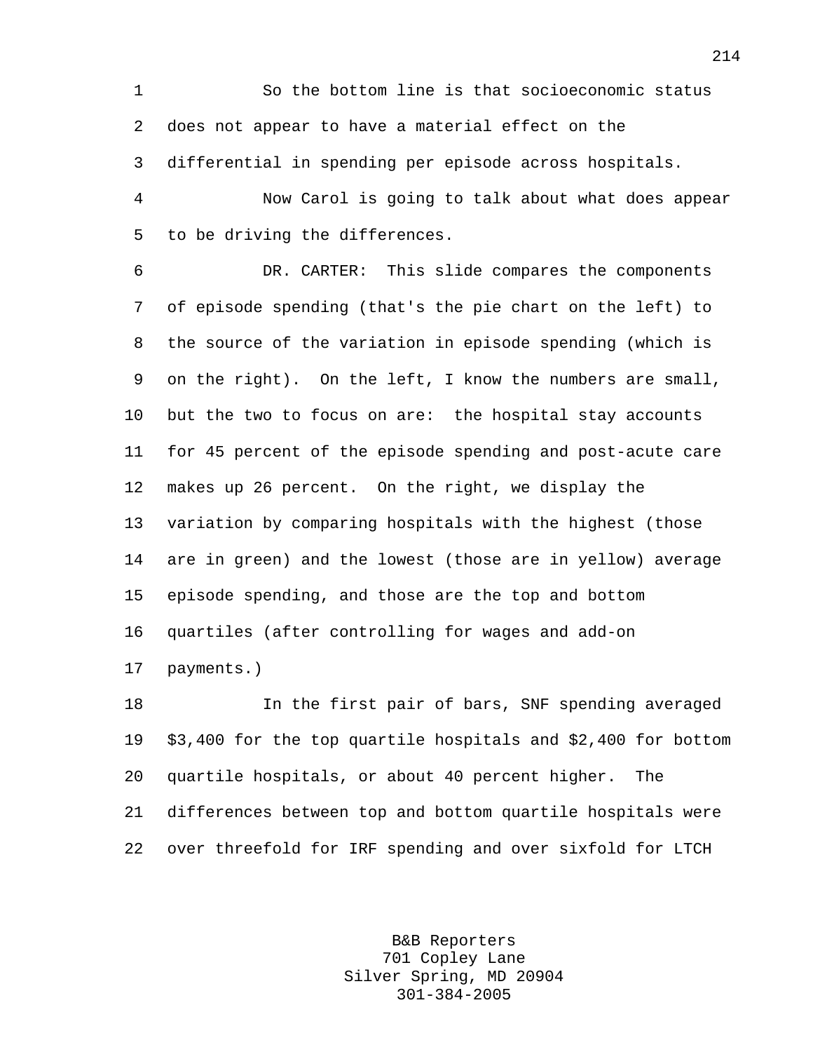So the bottom line is that socioeconomic status does not appear to have a material effect on the differential in spending per episode across hospitals.

Now Carol is going to talk about what does appear to be driving the differences.

DR. CARTER: This slide compares the components of episode spending (that's the pie chart on the left) to the source of the variation in episode spending (which is on the right). On the left, I know the numbers are small, but the two to focus on are: the hospital stay accounts for 45 percent of the episode spending and post-acute care makes up 26 percent. On the right, we display the variation by comparing hospitals with the highest (those are in green) and the lowest (those are in yellow) average episode spending, and those are the top and bottom quartiles (after controlling for wages and add-on payments.)

In the first pair of bars, SNF spending averaged $3,400 for the top quartile hospitals and $2,400 for bottom quartile hospitals, or about 40 percent higher. The differences between top and bottom quartile hospitals were over threefold for IRF spending and over sixfold for LTCH

B&B Reporters
701 Copley Lane
Silver Spring, MD 20904
301-384-2005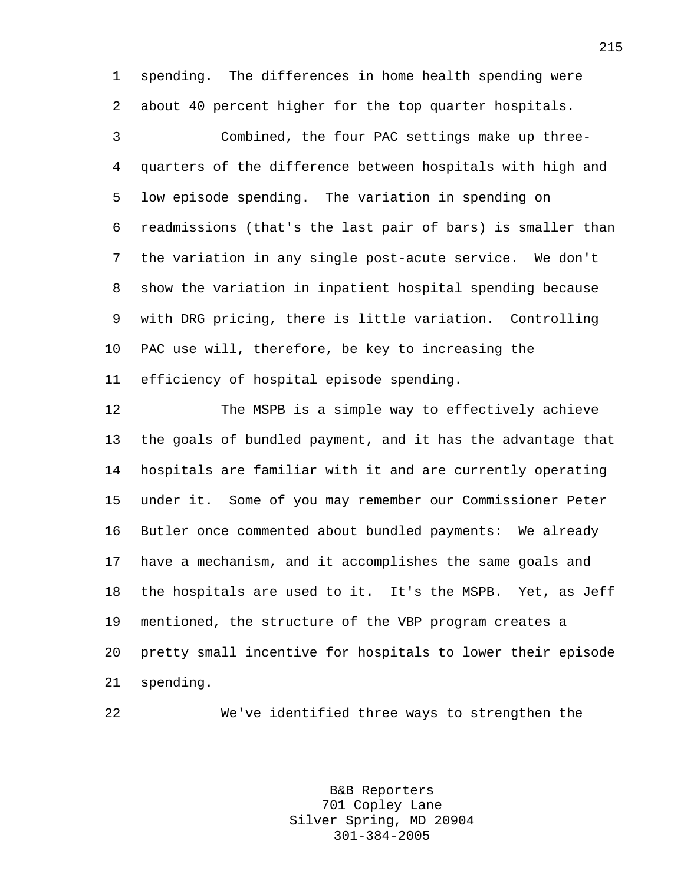spending. The differences in home health spending were about 40 percent higher for the top quarter hospitals.

Combined, the four PAC settings make up three-quarters of the difference between hospitals with high and low episode spending. The variation in spending on readmissions (that's the last pair of bars) is smaller than the variation in any single post-acute service. We don't show the variation in inpatient hospital spending because with DRG pricing, there is little variation. Controlling PAC use will, therefore, be key to increasing the efficiency of hospital episode spending.

The MSPB is a simple way to effectively achieve the goals of bundled payment, and it has the advantage that hospitals are familiar with it and are currently operating under it. Some of you may remember our Commissioner Peter Butler once commented about bundled payments: We already have a mechanism, and it accomplishes the same goals and the hospitals are used to it. It's the MSPB. Yet, as Jeff mentioned, the structure of the VBP program creates a pretty small incentive for hospitals to lower their episode spending.

We've identified three ways to strengthen the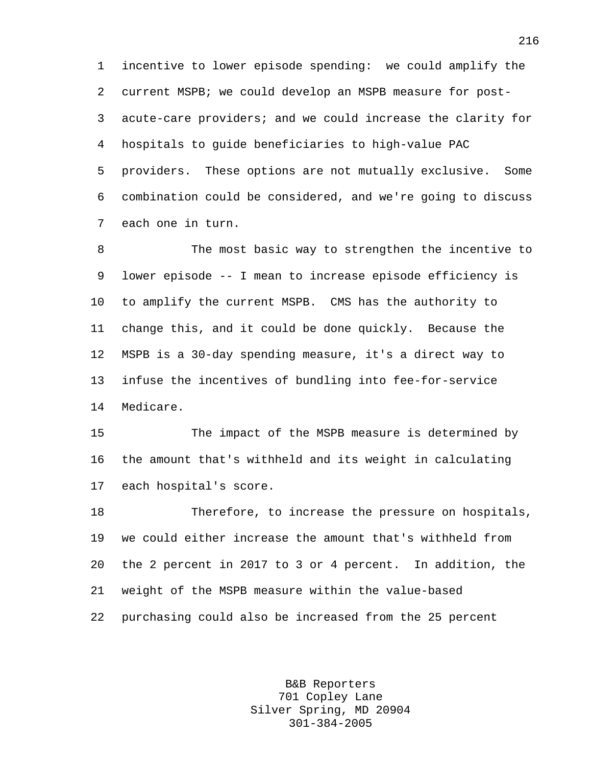incentive to lower episode spending: we could amplify the current MSPB; we could develop an MSPB measure for post-acute-care providers; and we could increase the clarity for hospitals to guide beneficiaries to high-value PAC providers. These options are not mutually exclusive. Some combination could be considered, and we're going to discuss each one in turn.

The most basic way to strengthen the incentive to lower episode -- I mean to increase episode efficiency is to amplify the current MSPB. CMS has the authority to change this, and it could be done quickly. Because the MSPB is a 30-day spending measure, it's a direct way to infuse the incentives of bundling into fee-for-service Medicare.

The impact of the MSPB measure is determined by the amount that's withheld and its weight in calculating each hospital's score.

Therefore, to increase the pressure on hospitals, we could either increase the amount that's withheld from the 2 percent in 2017 to 3 or 4 percent. In addition, the weight of the MSPB measure within the value-based purchasing could also be increased from the 25 percent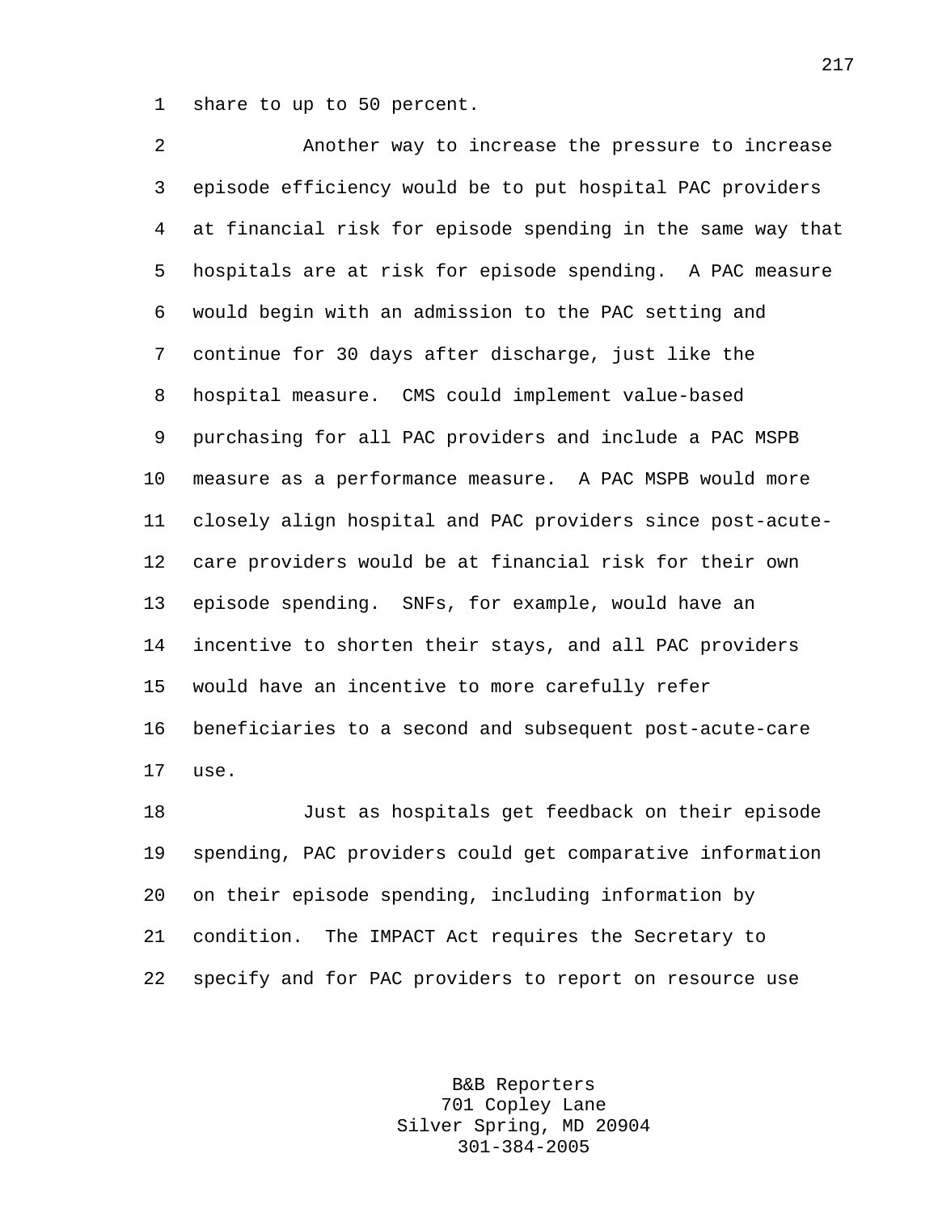share to up to 50 percent.

Another way to increase the pressure to increase episode efficiency would be to put hospital PAC providers at financial risk for episode spending in the same way that hospitals are at risk for episode spending. A PAC measure would begin with an admission to the PAC setting and continue for 30 days after discharge, just like the hospital measure. CMS could implement value-based purchasing for all PAC providers and include a PAC MSPB measure as a performance measure. A PAC MSPB would more closely align hospital and PAC providers since post-acute-care providers would be at financial risk for their own episode spending. SNFs, for example, would have an incentive to shorten their stays, and all PAC providers would have an incentive to more carefully refer beneficiaries to a second and subsequent post-acute-care use.

Just as hospitals get feedback on their episode spending, PAC providers could get comparative information on their episode spending, including information by condition. The IMPACT Act requires the Secretary to specify and for PAC providers to report on resource use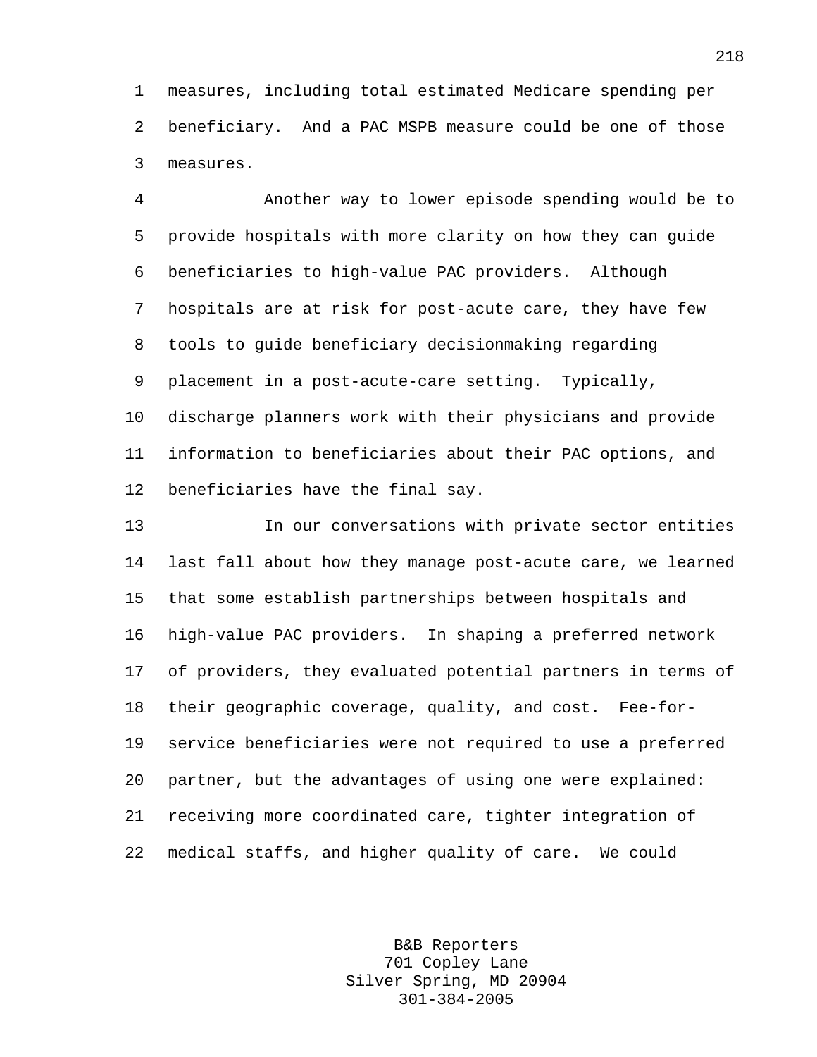measures, including total estimated Medicare spending per beneficiary. And a PAC MSPB measure could be one of those measures.

Another way to lower episode spending would be to provide hospitals with more clarity on how they can guide beneficiaries to high-value PAC providers. Although hospitals are at risk for post-acute care, they have few tools to guide beneficiary decisionmaking regarding placement in a post-acute-care setting. Typically, discharge planners work with their physicians and provide information to beneficiaries about their PAC options, and beneficiaries have the final say.

In our conversations with private sector entities last fall about how they manage post-acute care, we learned that some establish partnerships between hospitals and high-value PAC providers. In shaping a preferred network of providers, they evaluated potential partners in terms of their geographic coverage, quality, and cost. Fee-for-service beneficiaries were not required to use a preferred partner, but the advantages of using one were explained: receiving more coordinated care, tighter integration of medical staffs, and higher quality of care. We could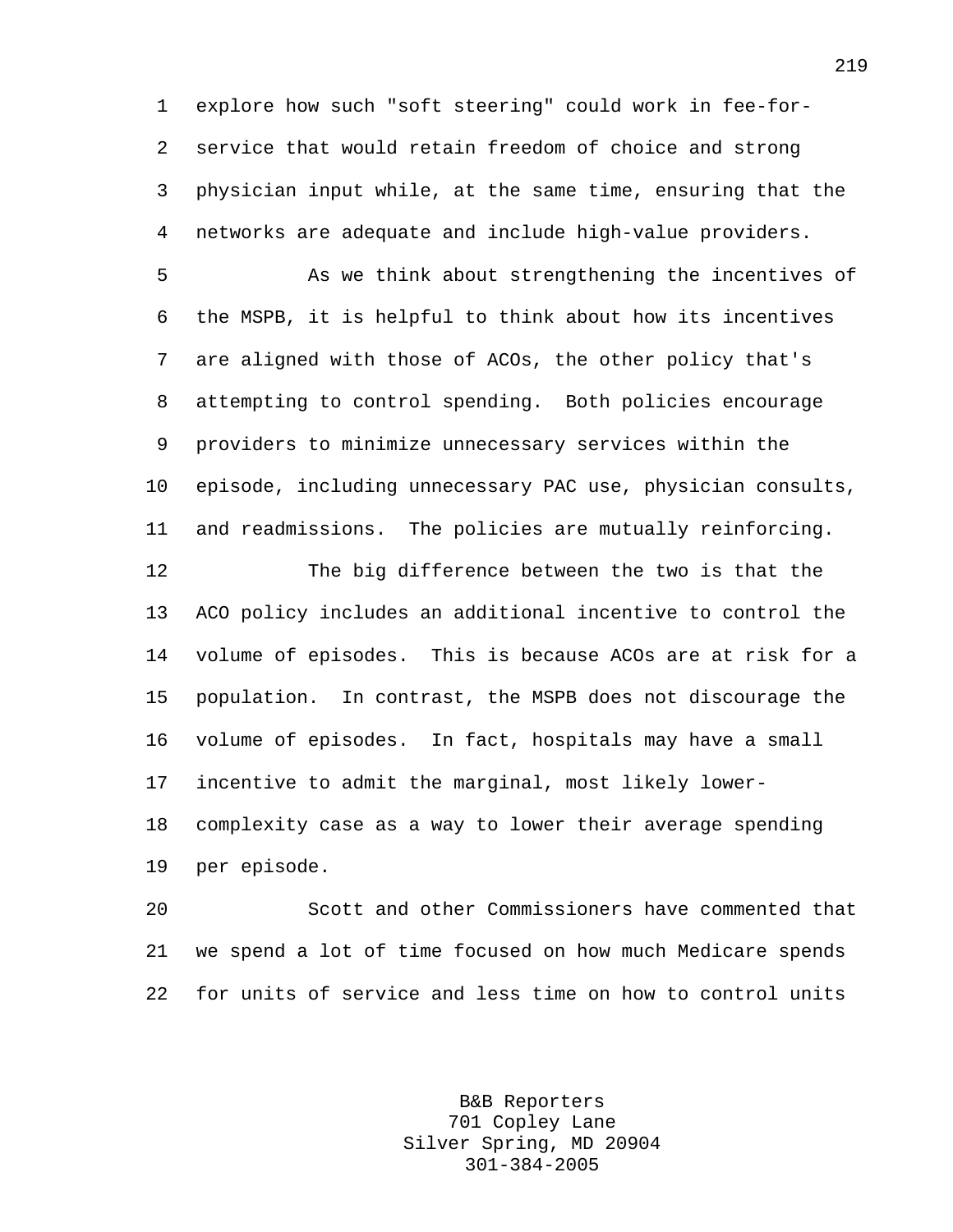explore how such "soft steering" could work in fee-for-service that would retain freedom of choice and strong physician input while, at the same time, ensuring that the networks are adequate and include high-value providers.

As we think about strengthening the incentives of the MSPB, it is helpful to think about how its incentives are aligned with those of ACOs, the other policy that's attempting to control spending. Both policies encourage providers to minimize unnecessary services within the episode, including unnecessary PAC use, physician consults, and readmissions. The policies are mutually reinforcing.

The big difference between the two is that the ACO policy includes an additional incentive to control the volume of episodes. This is because ACOs are at risk for a population. In contrast, the MSPB does not discourage the volume of episodes. In fact, hospitals may have a small incentive to admit the marginal, most likely lower-complexity case as a way to lower their average spending per episode.

Scott and other Commissioners have commented that we spend a lot of time focused on how much Medicare spends for units of service and less time on how to control units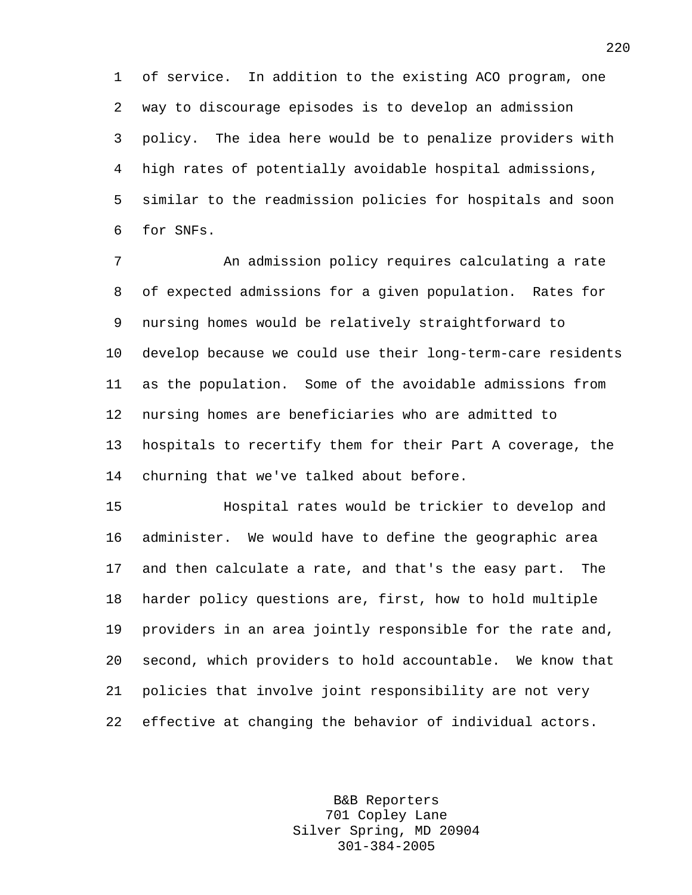of service. In addition to the existing ACO program, one way to discourage episodes is to develop an admission policy. The idea here would be to penalize providers with high rates of potentially avoidable hospital admissions, similar to the readmission policies for hospitals and soon for SNFs.

An admission policy requires calculating a rate of expected admissions for a given population. Rates for nursing homes would be relatively straightforward to develop because we could use their long-term-care residents as the population. Some of the avoidable admissions from nursing homes are beneficiaries who are admitted to hospitals to recertify them for their Part A coverage, the churning that we've talked about before.

Hospital rates would be trickier to develop and administer. We would have to define the geographic area and then calculate a rate, and that's the easy part. The harder policy questions are, first, how to hold multiple providers in an area jointly responsible for the rate and, second, which providers to hold accountable. We know that policies that involve joint responsibility are not very effective at changing the behavior of individual actors.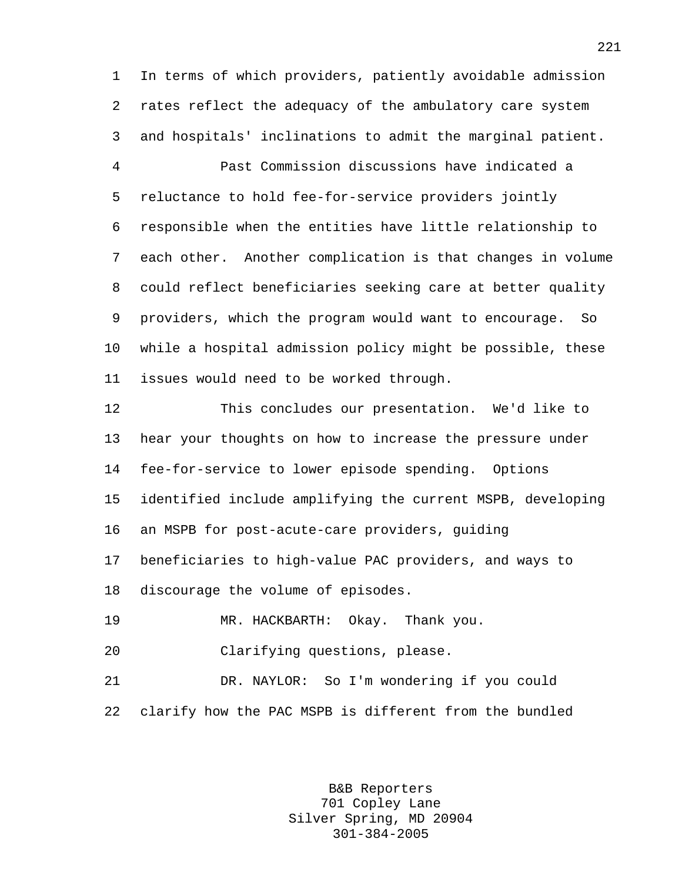In terms of which providers, patiently avoidable admission rates reflect the adequacy of the ambulatory care system and hospitals' inclinations to admit the marginal patient.

Past Commission discussions have indicated a reluctance to hold fee-for-service providers jointly responsible when the entities have little relationship to each other. Another complication is that changes in volume could reflect beneficiaries seeking care at better quality providers, which the program would want to encourage. So while a hospital admission policy might be possible, these issues would need to be worked through.

This concludes our presentation. We'd like to hear your thoughts on how to increase the pressure under fee-for-service to lower episode spending. Options identified include amplifying the current MSPB, developing an MSPB for post-acute-care providers, guiding beneficiaries to high-value PAC providers, and ways to discourage the volume of episodes.

MR. HACKBARTH: Okay. Thank you.

Clarifying questions, please.

DR. NAYLOR: So I'm wondering if you could clarify how the PAC MSPB is different from the bundled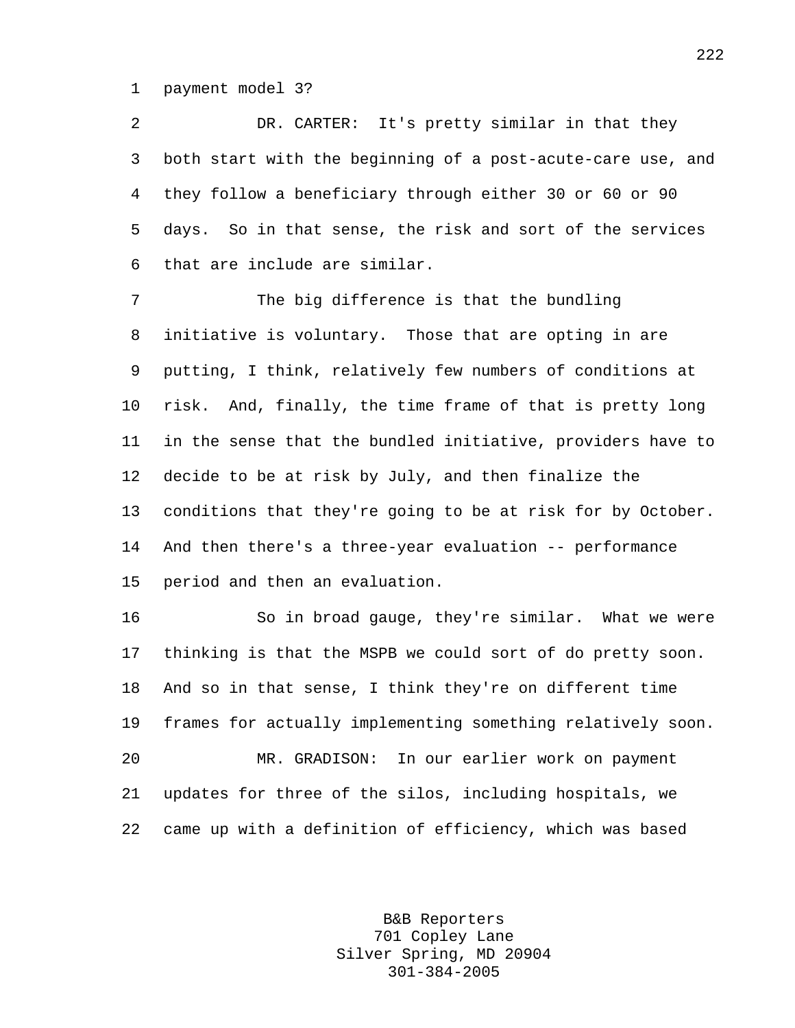payment model 3?

DR. CARTER: It's pretty similar in that they both start with the beginning of a post-acute-care use, and they follow a beneficiary through either 30 or 60 or 90 days. So in that sense, the risk and sort of the services that are include are similar.

The big difference is that the bundling initiative is voluntary. Those that are opting in are putting, I think, relatively few numbers of conditions at risk. And, finally, the time frame of that is pretty long in the sense that the bundled initiative, providers have to decide to be at risk by July, and then finalize the conditions that they're going to be at risk for by October. And then there's a three-year evaluation -- performance period and then an evaluation.

So in broad gauge, they're similar. What we were thinking is that the MSPB we could sort of do pretty soon. And so in that sense, I think they're on different time frames for actually implementing something relatively soon.

MR. GRADISON: In our earlier work on payment updates for three of the silos, including hospitals, we came up with a definition of efficiency, which was based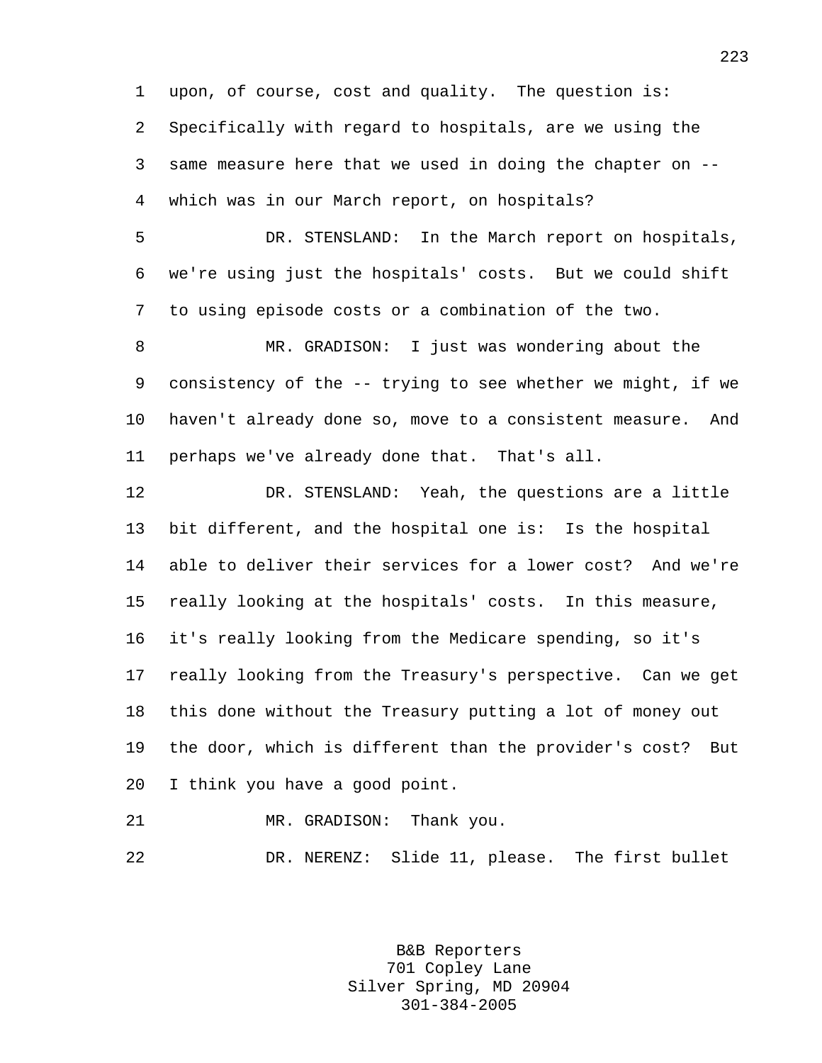upon, of course, cost and quality. The question is: Specifically with regard to hospitals, are we using the same measure here that we used in doing the chapter on -- which was in our March report, on hospitals?

DR. STENSLAND: In the March report on hospitals, we're using just the hospitals' costs. But we could shift to using episode costs or a combination of the two.

MR. GRADISON: I just was wondering about the consistency of the -- trying to see whether we might, if we haven't already done so, move to a consistent measure. And perhaps we've already done that. That's all.

DR. STENSLAND: Yeah, the questions are a little bit different, and the hospital one is: Is the hospital able to deliver their services for a lower cost? And we're really looking at the hospitals' costs. In this measure, it's really looking from the Medicare spending, so it's really looking from the Treasury's perspective. Can we get this done without the Treasury putting a lot of money out the door, which is different than the provider's cost? But I think you have a good point.

MR. GRADISON: Thank you.

DR. NERENZ: Slide 11, please. The first bullet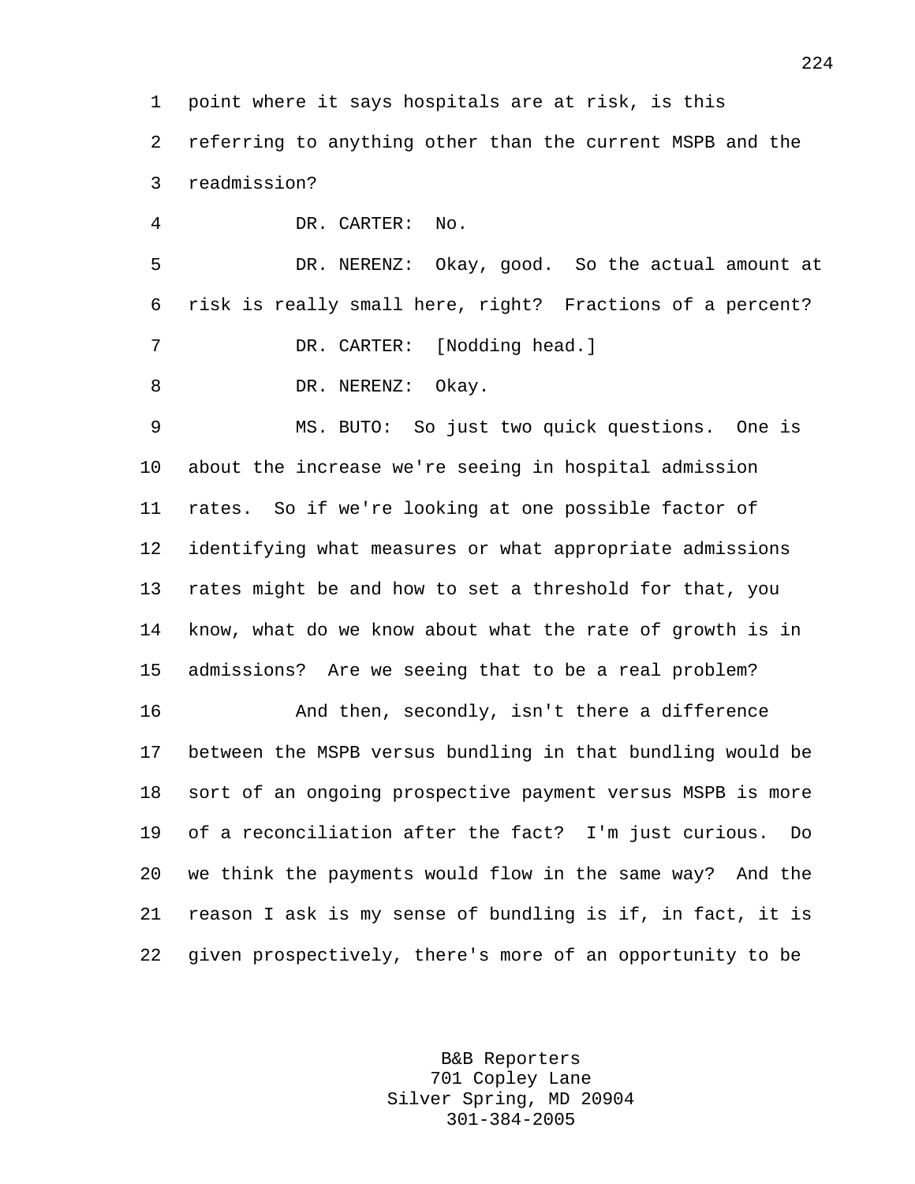point where it says hospitals are at risk, is this referring to anything other than the current MSPB and the readmission?

DR. CARTER: No.

DR. NERENZ: Okay, good. So the actual amount at risk is really small here, right? Fractions of a percent?

DR. CARTER: [Nodding head.]

DR. NERENZ: Okay.

MS. BUTO: So just two quick questions. One is about the increase we're seeing in hospital admission rates. So if we're looking at one possible factor of identifying what measures or what appropriate admissions rates might be and how to set a threshold for that, you know, what do we know about what the rate of growth is in admissions? Are we seeing that to be a real problem?

And then, secondly, isn't there a difference between the MSPB versus bundling in that bundling would be sort of an ongoing prospective payment versus MSPB is more of a reconciliation after the fact? I'm just curious. Do we think the payments would flow in the same way? And the reason I ask is my sense of bundling is if, in fact, it is given prospectively, there's more of an opportunity to be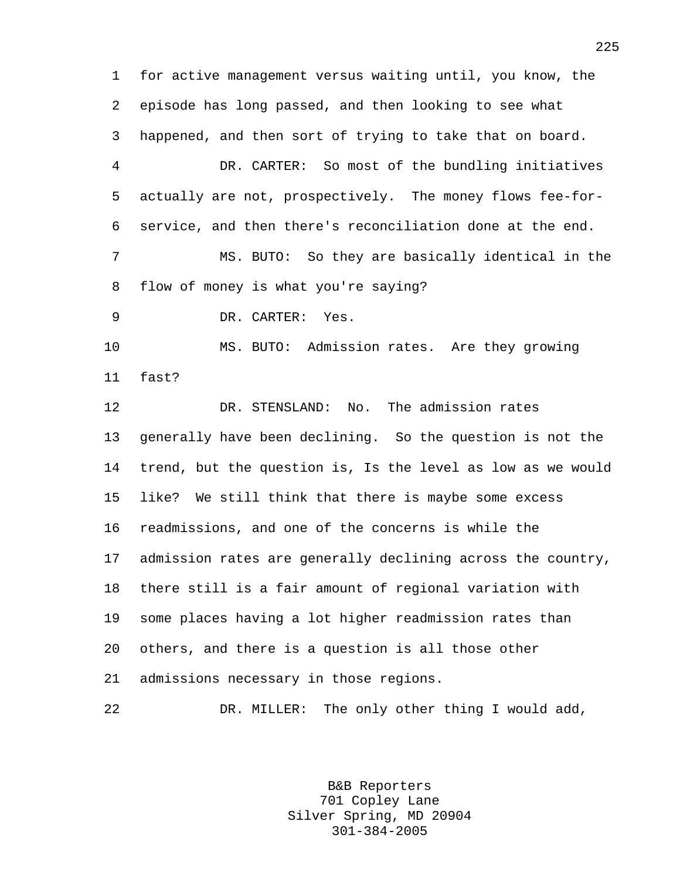for active management versus waiting until, you know, the episode has long passed, and then looking to see what happened, and then sort of trying to take that on board.

DR. CARTER: So most of the bundling initiatives actually are not, prospectively. The money flows fee-for-service, and then there's reconciliation done at the end.

MS. BUTO: So they are basically identical in the flow of money is what you're saying?

DR. CARTER: Yes.

MS. BUTO: Admission rates. Are they growing fast?

DR. STENSLAND: No. The admission rates generally have been declining. So the question is not the trend, but the question is, Is the level as low as we would like? We still think that there is maybe some excess readmissions, and one of the concerns is while the admission rates are generally declining across the country, there still is a fair amount of regional variation with some places having a lot higher readmission rates than others, and there is a question is all those other admissions necessary in those regions.

DR. MILLER: The only other thing I would add,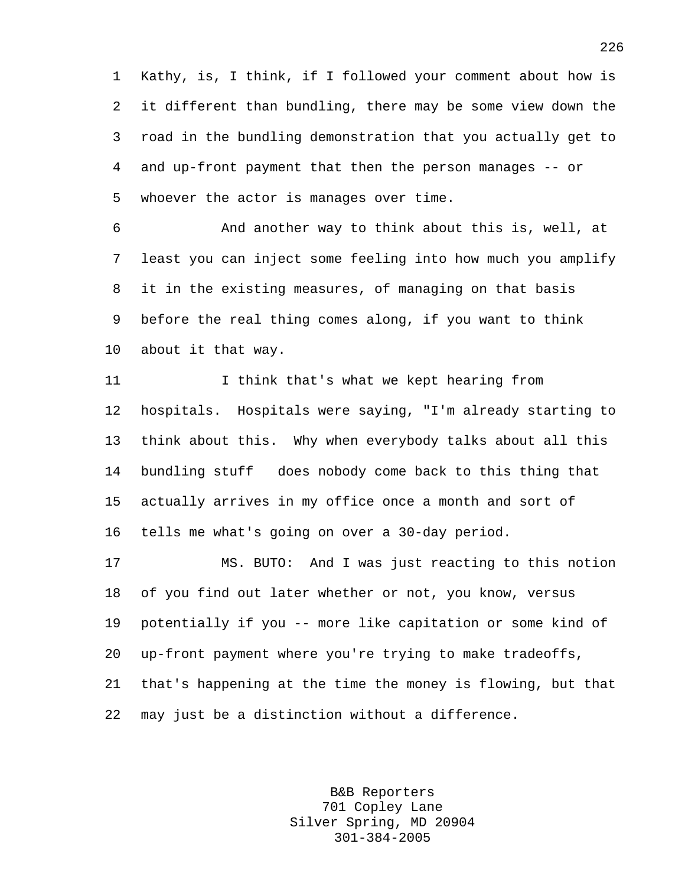Kathy, is, I think, if I followed your comment about how is it different than bundling, there may be some view down the road in the bundling demonstration that you actually get to and up-front payment that then the person manages -- or whoever the actor is manages over time.

And another way to think about this is, well, at least you can inject some feeling into how much you amplify it in the existing measures, of managing on that basis before the real thing comes along, if you want to think about it that way.

I think that's what we kept hearing from hospitals. Hospitals were saying, "I'm already starting to think about this. Why when everybody talks about all this bundling stuff does nobody come back to this thing that actually arrives in my office once a month and sort of tells me what's going on over a 30-day period.

MS. BUTO: And I was just reacting to this notion of you find out later whether or not, you know, versus potentially if you -- more like capitation or some kind of up-front payment where you're trying to make tradeoffs, that's happening at the time the money is flowing, but that may just be a distinction without a difference.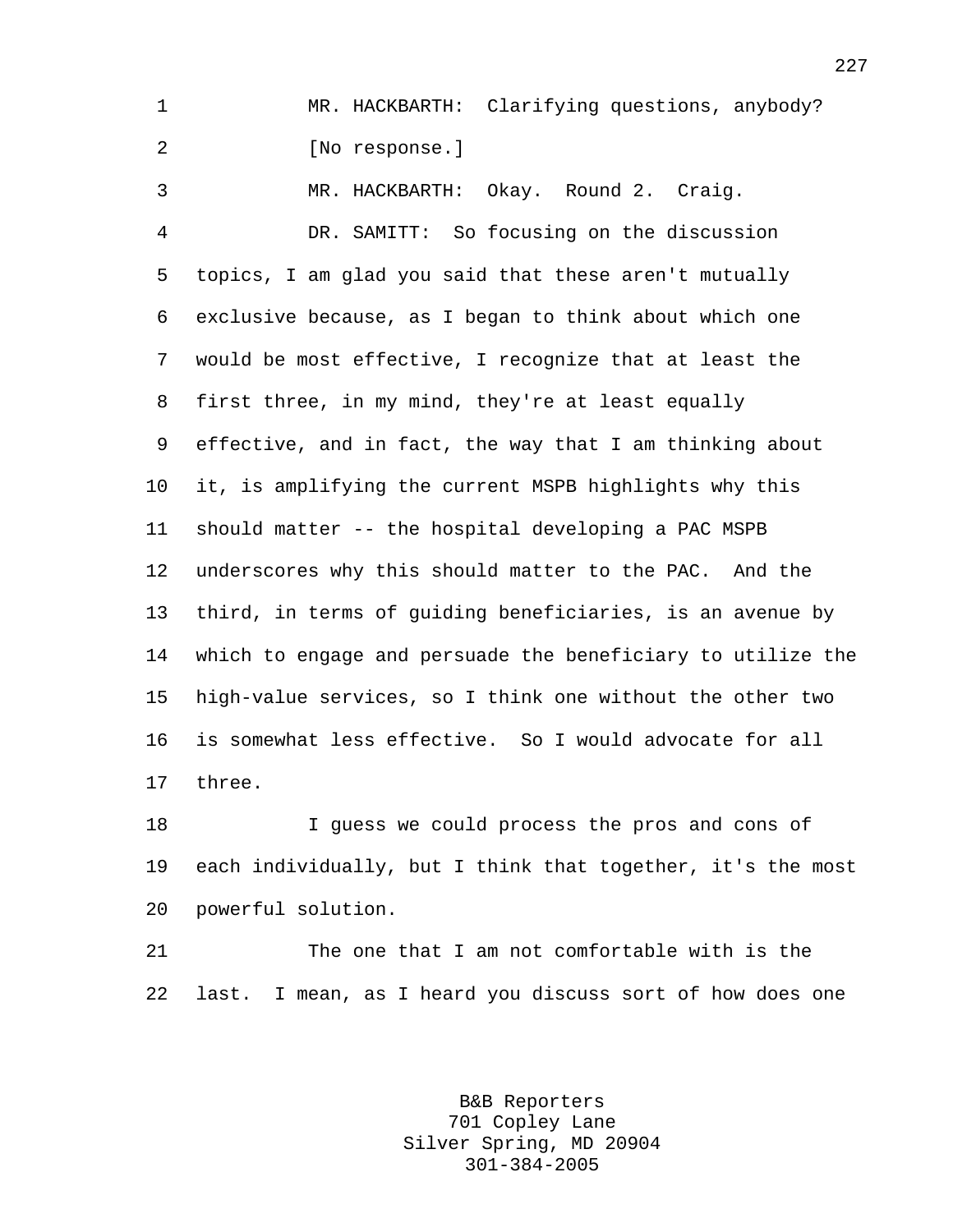MR. HACKBARTH: Clarifying questions, anybody?

[No response.]

MR. HACKBARTH: Okay. Round 2. Craig.

DR. SAMITT: So focusing on the discussion topics, I am glad you said that these aren't mutually exclusive because, as I began to think about which one would be most effective, I recognize that at least the first three, in my mind, they're at least equally effective, and in fact, the way that I am thinking about it, is amplifying the current MSPB highlights why this should matter -- the hospital developing a PAC MSPB underscores why this should matter to the PAC. And the third, in terms of guiding beneficiaries, is an avenue by which to engage and persuade the beneficiary to utilize the high-value services, so I think one without the other two is somewhat less effective. So I would advocate for all three.

I guess we could process the pros and cons of each individually, but I think that together, it's the most powerful solution.

The one that I am not comfortable with is the last. I mean, as I heard you discuss sort of how does one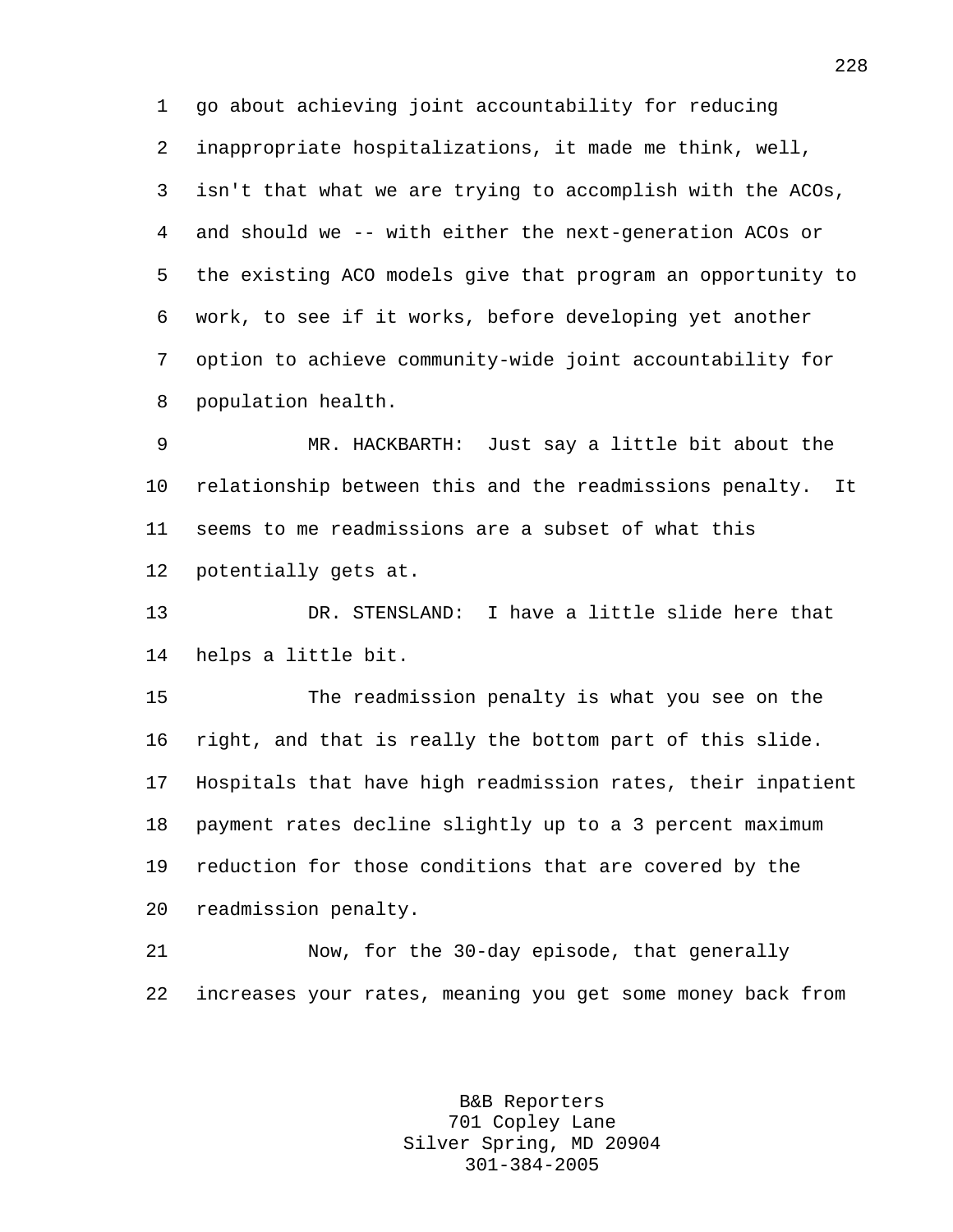go about achieving joint accountability for reducing inappropriate hospitalizations, it made me think, well, isn't that what we are trying to accomplish with the ACOs, and should we -- with either the next-generation ACOs or the existing ACO models give that program an opportunity to work, to see if it works, before developing yet another option to achieve community-wide joint accountability for population health.

MR. HACKBARTH: Just say a little bit about the relationship between this and the readmissions penalty. It seems to me readmissions are a subset of what this potentially gets at.

DR. STENSLAND: I have a little slide here that helps a little bit.

The readmission penalty is what you see on the right, and that is really the bottom part of this slide. Hospitals that have high readmission rates, their inpatient payment rates decline slightly up to a 3 percent maximum reduction for those conditions that are covered by the readmission penalty.

Now, for the 30-day episode, that generally increases your rates, meaning you get some money back from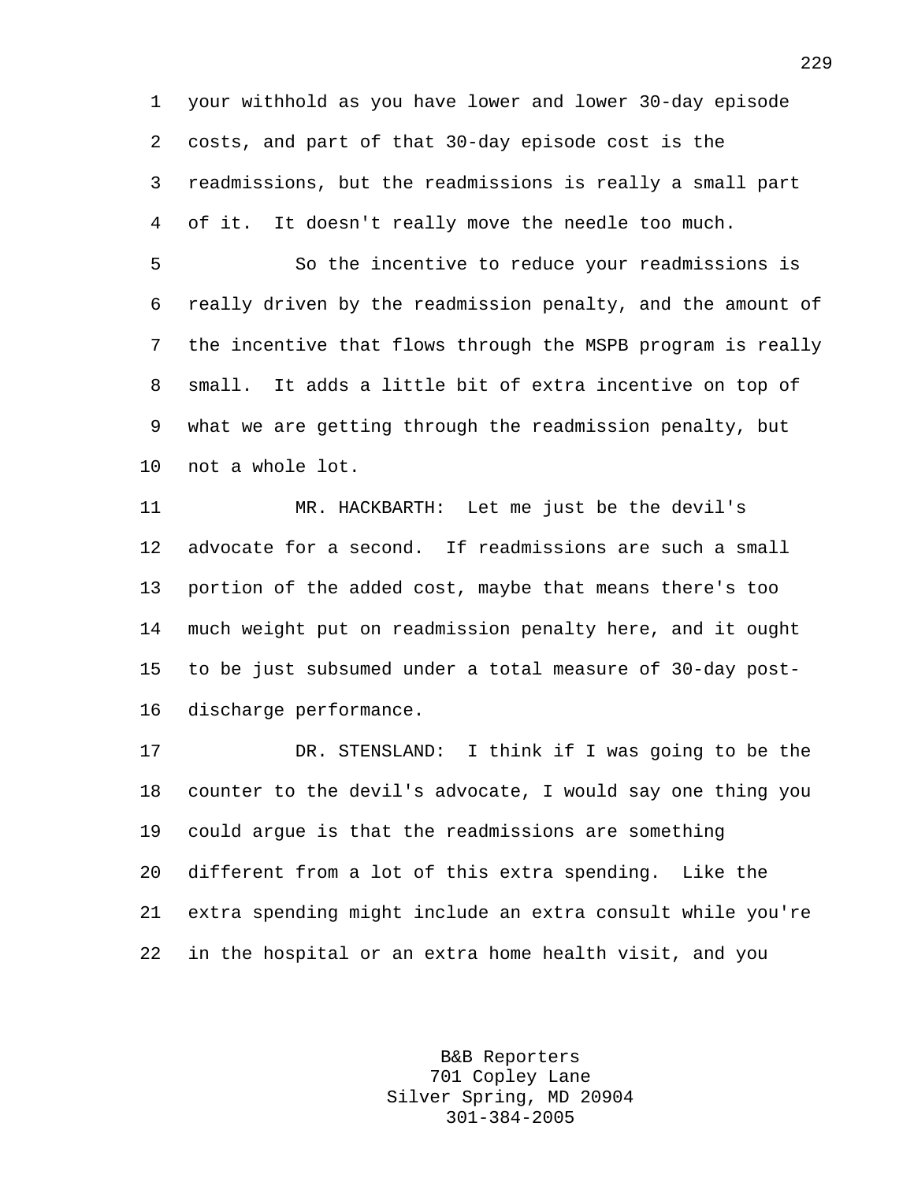your withhold as you have lower and lower 30-day episode costs, and part of that 30-day episode cost is the readmissions, but the readmissions is really a small part of it. It doesn't really move the needle too much.

So the incentive to reduce your readmissions is really driven by the readmission penalty, and the amount of the incentive that flows through the MSPB program is really small. It adds a little bit of extra incentive on top of what we are getting through the readmission penalty, but not a whole lot.

MR. HACKBARTH: Let me just be the devil's advocate for a second. If readmissions are such a small portion of the added cost, maybe that means there's too much weight put on readmission penalty here, and it ought to be just subsumed under a total measure of 30-day post-discharge performance.

DR. STENSLAND: I think if I was going to be the counter to the devil's advocate, I would say one thing you could argue is that the readmissions are something different from a lot of this extra spending. Like the extra spending might include an extra consult while you're in the hospital or an extra home health visit, and you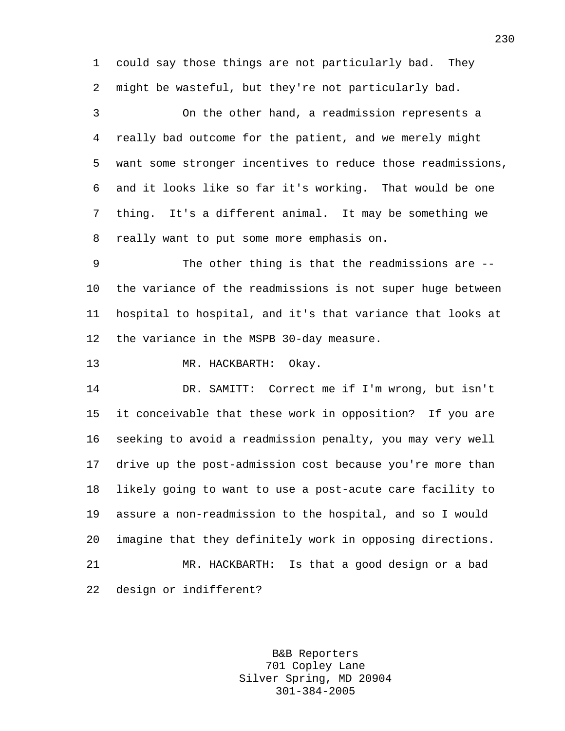could say those things are not particularly bad. They might be wasteful, but they're not particularly bad.

On the other hand, a readmission represents a really bad outcome for the patient, and we merely might want some stronger incentives to reduce those readmissions, and it looks like so far it's working. That would be one thing. It's a different animal. It may be something we really want to put some more emphasis on.

The other thing is that the readmissions are -- the variance of the readmissions is not super huge between hospital to hospital, and it's that variance that looks at the variance in the MSPB 30-day measure.

MR. HACKBARTH: Okay.

DR. SAMITT: Correct me if I'm wrong, but isn't it conceivable that these work in opposition? If you are seeking to avoid a readmission penalty, you may very well drive up the post-admission cost because you're more than likely going to want to use a post-acute care facility to assure a non-readmission to the hospital, and so I would imagine that they definitely work in opposing directions.

MR. HACKBARTH: Is that a good design or a bad design or indifferent?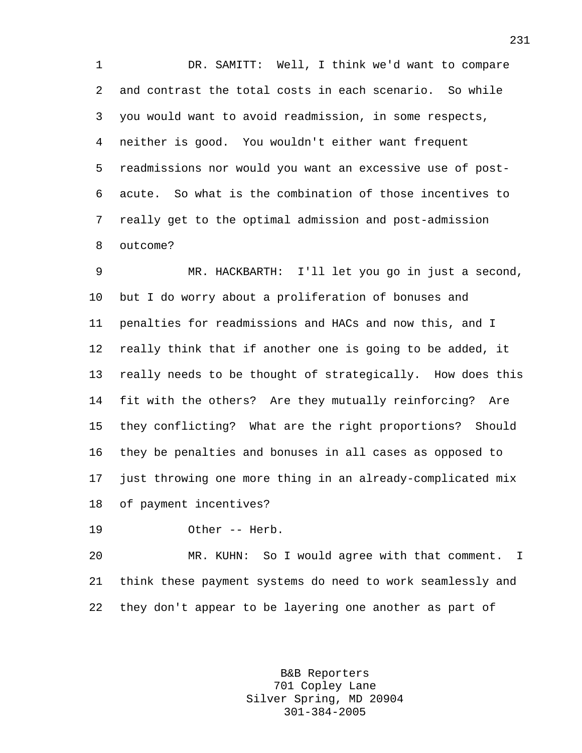DR. SAMITT: Well, I think we'd want to compare and contrast the total costs in each scenario. So while you would want to avoid readmission, in some respects, neither is good. You wouldn't either want frequent readmissions nor would you want an excessive use of post-acute. So what is the combination of those incentives to really get to the optimal admission and post-admission outcome?

MR. HACKBARTH: I'll let you go in just a second, but I do worry about a proliferation of bonuses and penalties for readmissions and HACs and now this, and I really think that if another one is going to be added, it really needs to be thought of strategically. How does this fit with the others? Are they mutually reinforcing? Are they conflicting? What are the right proportions? Should they be penalties and bonuses in all cases as opposed to just throwing one more thing in an already-complicated mix of payment incentives?

Other -- Herb.

MR. KUHN: So I would agree with that comment. I think these payment systems do need to work seamlessly and they don't appear to be layering one another as part of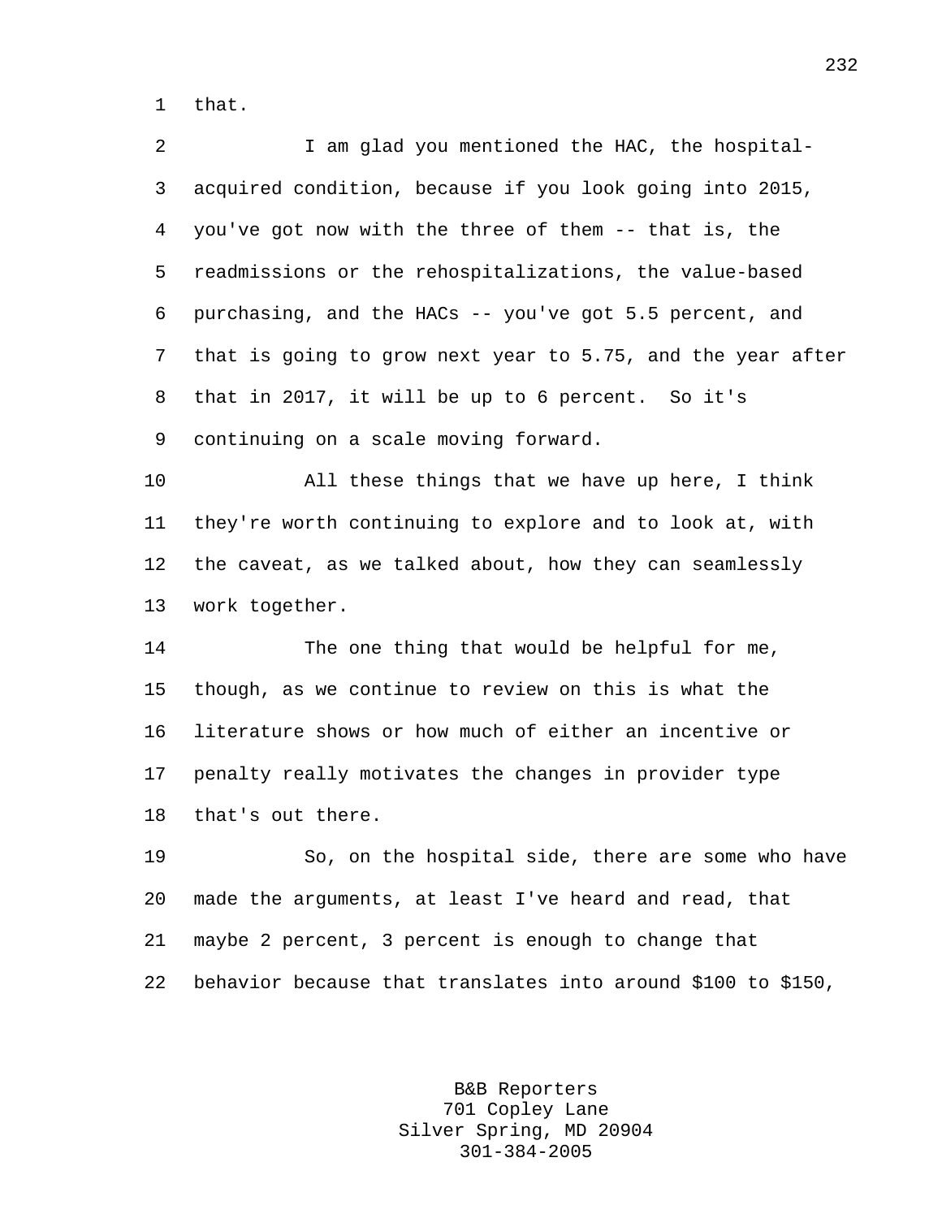that.

I am glad you mentioned the HAC, the hospital-acquired condition, because if you look going into 2015, you've got now with the three of them -- that is, the readmissions or the rehospitalizations, the value-based purchasing, and the HACs -- you've got 5.5 percent, and that is going to grow next year to 5.75, and the year after that in 2017, it will be up to 6 percent. So it's continuing on a scale moving forward.

All these things that we have up here, I think they're worth continuing to explore and to look at, with the caveat, as we talked about, how they can seamlessly work together.

The one thing that would be helpful for me, though, as we continue to review on this is what the literature shows or how much of either an incentive or penalty really motivates the changes in provider type that's out there.

So, on the hospital side, there are some who have made the arguments, at least I've heard and read, that maybe 2 percent, 3 percent is enough to change that behavior because that translates into around $100 to $150,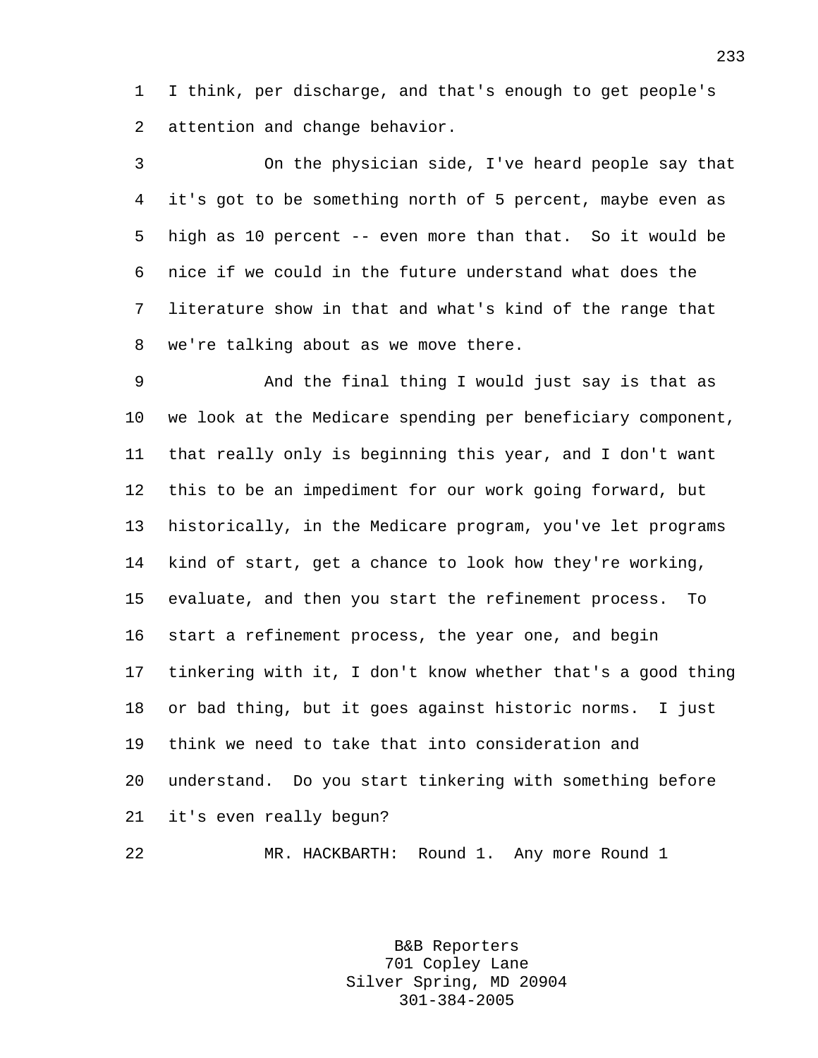I think, per discharge, and that's enough to get people's attention and change behavior.

On the physician side, I've heard people say that it's got to be something north of 5 percent, maybe even as high as 10 percent -- even more than that. So it would be nice if we could in the future understand what does the literature show in that and what's kind of the range that we're talking about as we move there.

And the final thing I would just say is that as we look at the Medicare spending per beneficiary component, that really only is beginning this year, and I don't want this to be an impediment for our work going forward, but historically, in the Medicare program, you've let programs kind of start, get a chance to look how they're working, evaluate, and then you start the refinement process. To start a refinement process, the year one, and begin tinkering with it, I don't know whether that's a good thing or bad thing, but it goes against historic norms. I just think we need to take that into consideration and understand. Do you start tinkering with something before it's even really begun?

MR. HACKBARTH: Round 1. Any more Round 1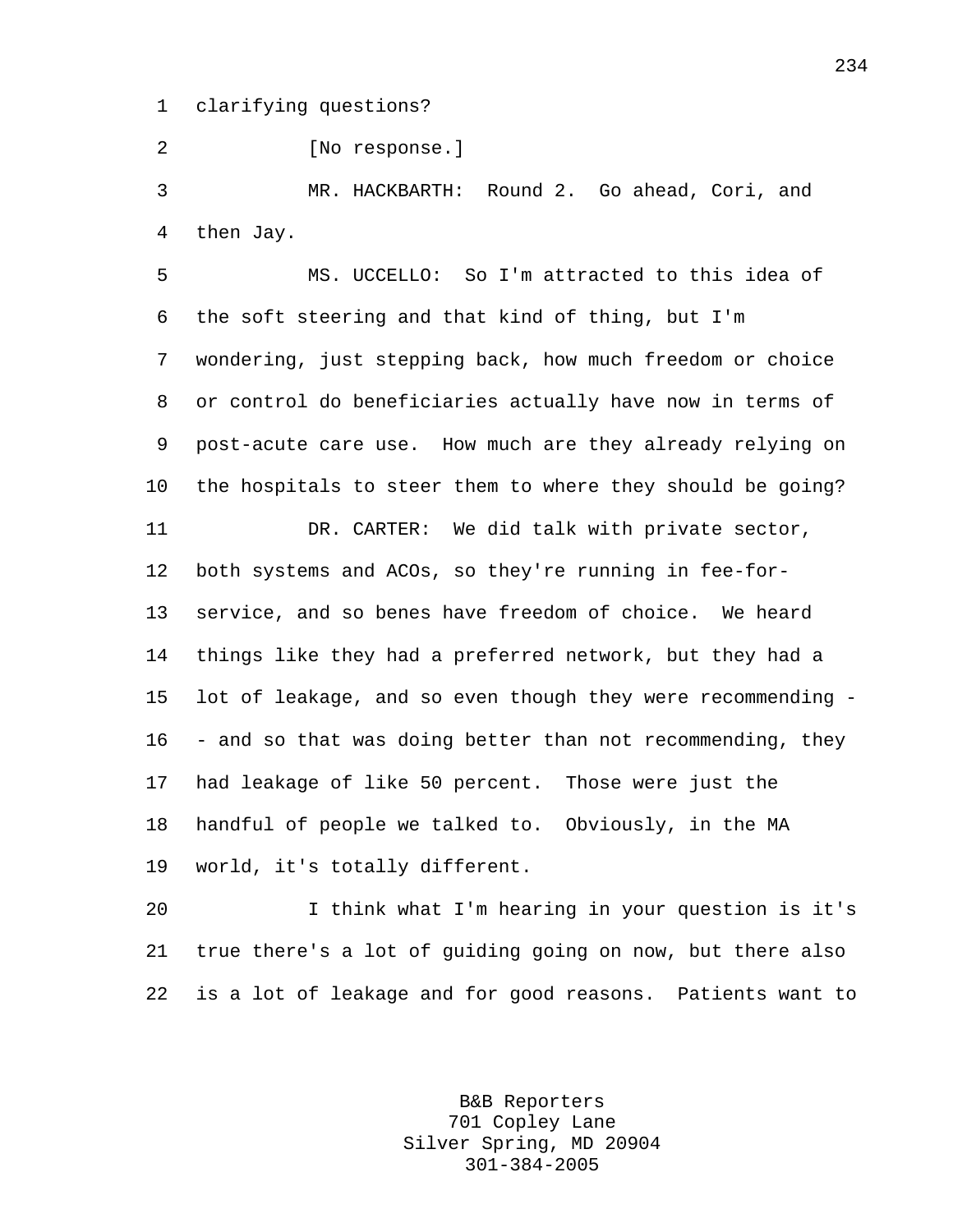clarifying questions?

[No response.]

MR. HACKBARTH: Round 2. Go ahead, Cori, and then Jay.

MS. UCCELLO: So I'm attracted to this idea of the soft steering and that kind of thing, but I'm wondering, just stepping back, how much freedom or choice or control do beneficiaries actually have now in terms of post-acute care use. How much are they already relying on the hospitals to steer them to where they should be going?

DR. CARTER: We did talk with private sector, both systems and ACOs, so they're running in fee-for-service, and so benes have freedom of choice. We heard things like they had a preferred network, but they had a lot of leakage, and so even though they were recommending -- and so that was doing better than not recommending, they had leakage of like 50 percent. Those were just the handful of people we talked to. Obviously, in the MA world, it's totally different.

I think what I'm hearing in your question is it's true there's a lot of guiding going on now, but there also is a lot of leakage and for good reasons. Patients want to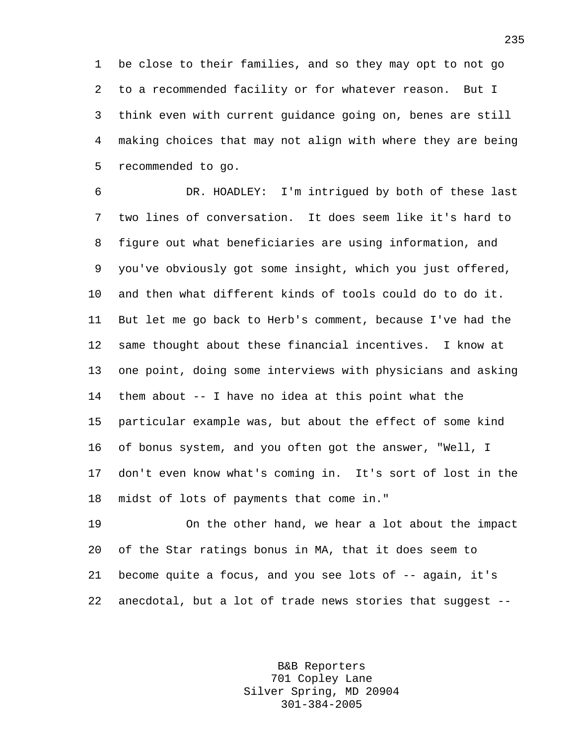be close to their families, and so they may opt to not go to a recommended facility or for whatever reason. But I think even with current guidance going on, benes are still making choices that may not align with where they are being recommended to go.

DR. HOADLEY: I'm intrigued by both of these last two lines of conversation. It does seem like it's hard to figure out what beneficiaries are using information, and you've obviously got some insight, which you just offered, and then what different kinds of tools could do to do it. But let me go back to Herb's comment, because I've had the same thought about these financial incentives. I know at one point, doing some interviews with physicians and asking them about -- I have no idea at this point what the particular example was, but about the effect of some kind of bonus system, and you often got the answer, "Well, I don't even know what's coming in. It's sort of lost in the midst of lots of payments that come in."

On the other hand, we hear a lot about the impact of the Star ratings bonus in MA, that it does seem to become quite a focus, and you see lots of -- again, it's anecdotal, but a lot of trade news stories that suggest --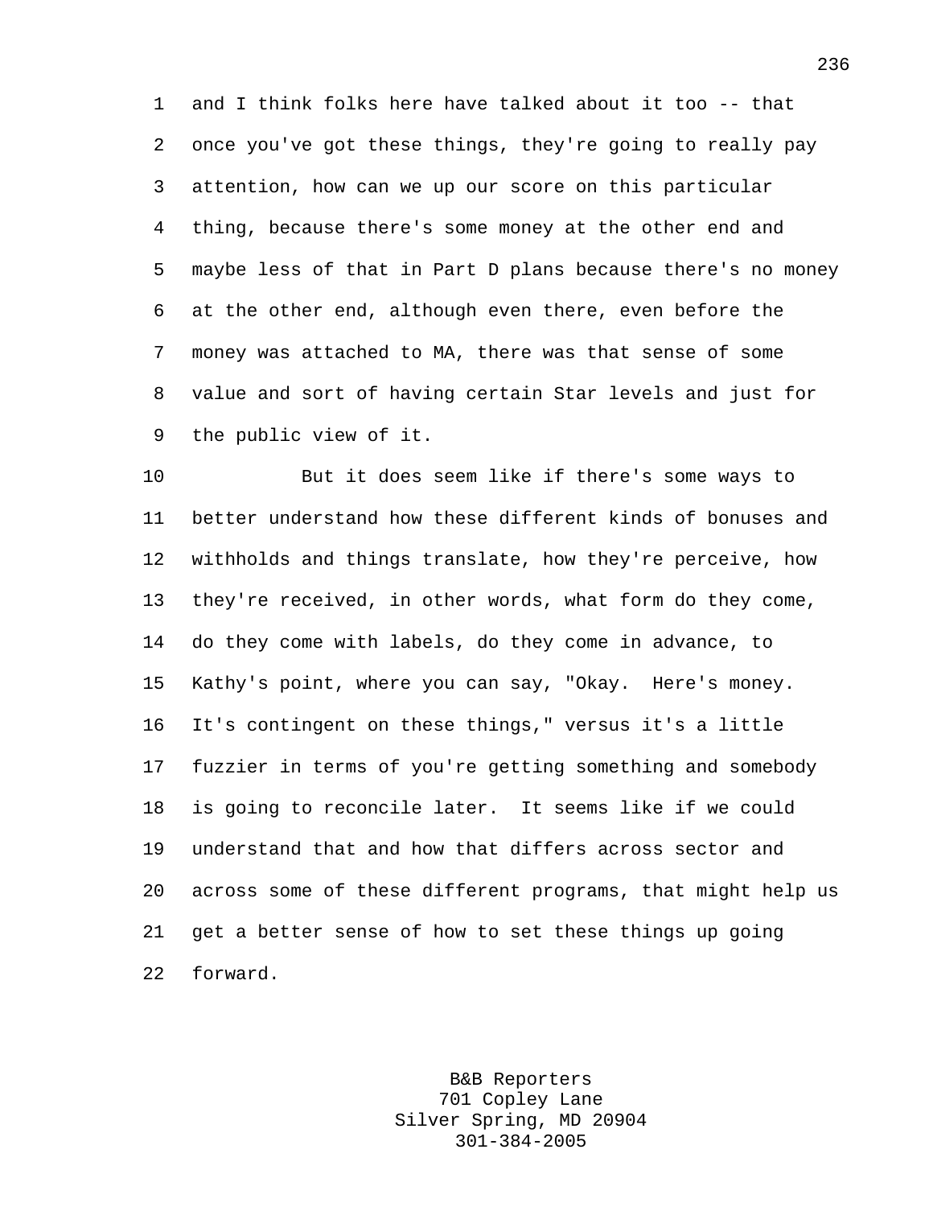and I think folks here have talked about it too -- that once you've got these things, they're going to really pay attention, how can we up our score on this particular thing, because there's some money at the other end and maybe less of that in Part D plans because there's no money at the other end, although even there, even before the money was attached to MA, there was that sense of some value and sort of having certain Star levels and just for the public view of it.

But it does seem like if there's some ways to better understand how these different kinds of bonuses and withholds and things translate, how they're perceive, how they're received, in other words, what form do they come, do they come with labels, do they come in advance, to Kathy's point, where you can say, "Okay. Here's money. It's contingent on these things," versus it's a little fuzzier in terms of you're getting something and somebody is going to reconcile later. It seems like if we could understand that and how that differs across sector and across some of these different programs, that might help us get a better sense of how to set these things up going forward.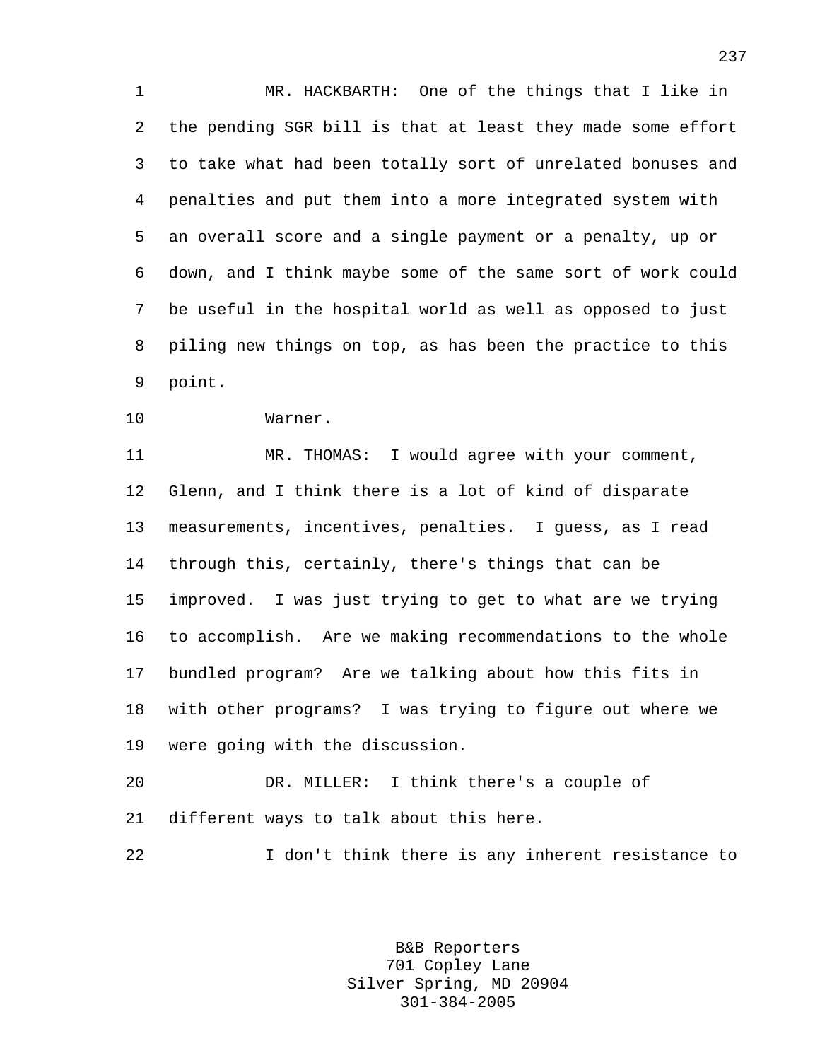MR. HACKBARTH: One of the things that I like in the pending SGR bill is that at least they made some effort to take what had been totally sort of unrelated bonuses and penalties and put them into a more integrated system with an overall score and a single payment or a penalty, up or down, and I think maybe some of the same sort of work could be useful in the hospital world as well as opposed to just piling new things on top, as has been the practice to this point.

Warner.

MR. THOMAS: I would agree with your comment, Glenn, and I think there is a lot of kind of disparate measurements, incentives, penalties. I guess, as I read through this, certainly, there's things that can be improved. I was just trying to get to what are we trying to accomplish. Are we making recommendations to the whole bundled program? Are we talking about how this fits in with other programs? I was trying to figure out where we were going with the discussion.

DR. MILLER: I think there's a couple of different ways to talk about this here.

I don't think there is any inherent resistance to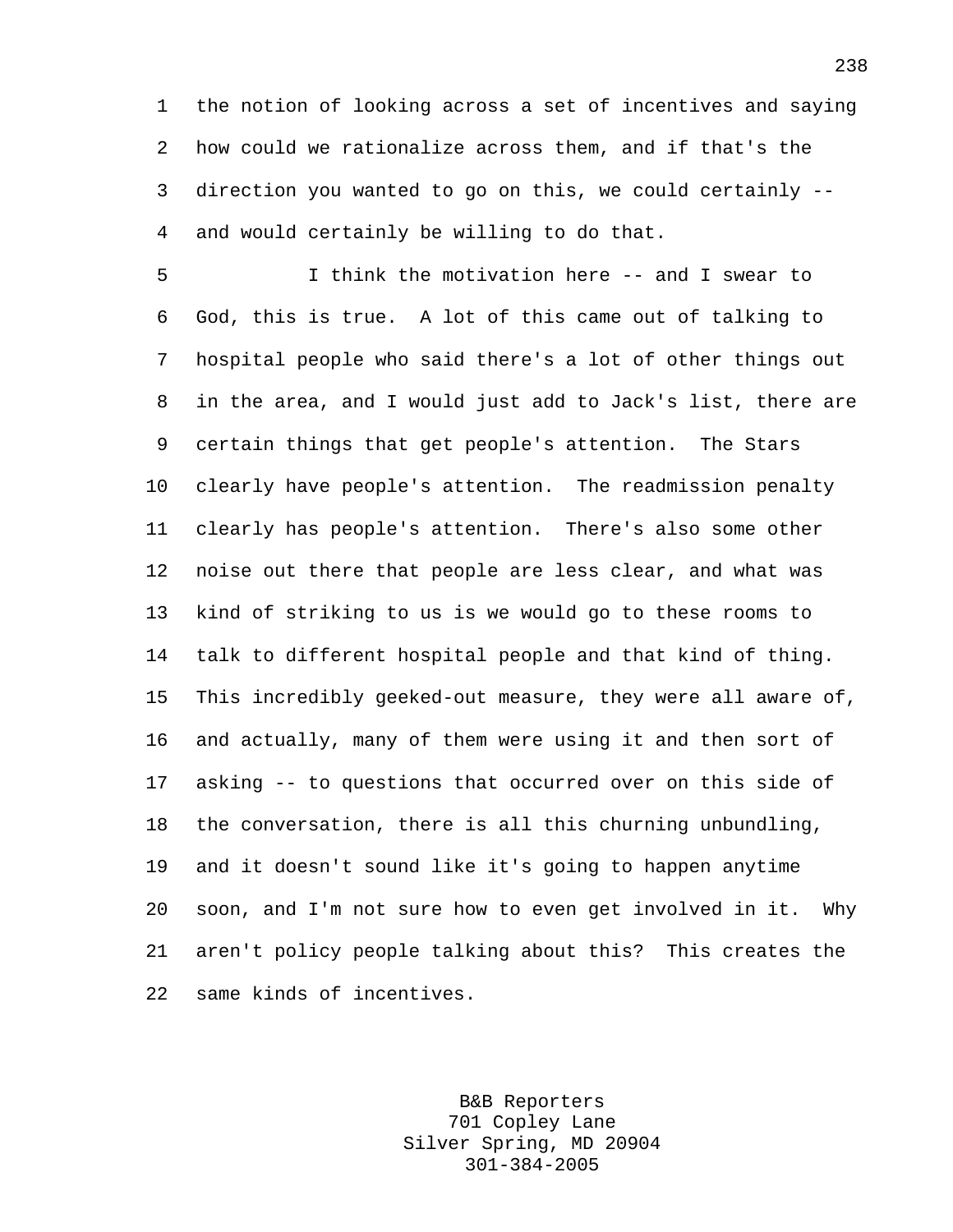the notion of looking across a set of incentives and saying how could we rationalize across them, and if that's the direction you wanted to go on this, we could certainly -- and would certainly be willing to do that.

I think the motivation here -- and I swear to God, this is true. A lot of this came out of talking to hospital people who said there's a lot of other things out in the area, and I would just add to Jack's list, there are certain things that get people's attention. The Stars clearly have people's attention. The readmission penalty clearly has people's attention. There's also some other noise out there that people are less clear, and what was kind of striking to us is we would go to these rooms to talk to different hospital people and that kind of thing. This incredibly geeked-out measure, they were all aware of, and actually, many of them were using it and then sort of asking -- to questions that occurred over on this side of the conversation, there is all this churning unbundling, and it doesn't sound like it's going to happen anytime soon, and I'm not sure how to even get involved in it. Why aren't policy people talking about this? This creates the same kinds of incentives.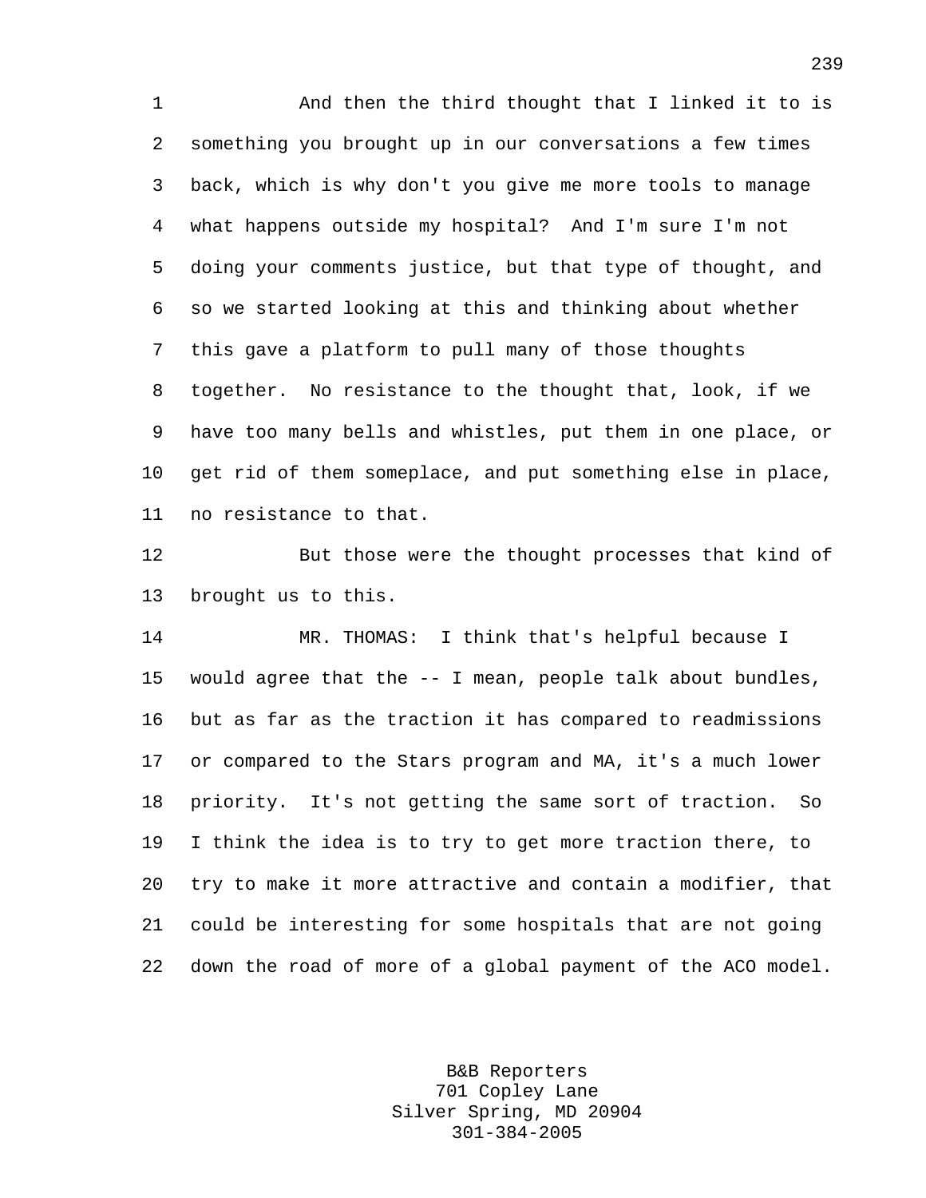And then the third thought that I linked it to is something you brought up in our conversations a few times back, which is why don't you give me more tools to manage what happens outside my hospital? And I'm sure I'm not doing your comments justice, but that type of thought, and so we started looking at this and thinking about whether this gave a platform to pull many of those thoughts together. No resistance to the thought that, look, if we have too many bells and whistles, put them in one place, or get rid of them someplace, and put something else in place, no resistance to that.

But those were the thought processes that kind of brought us to this.

MR. THOMAS: I think that's helpful because I would agree that the -- I mean, people talk about bundles, but as far as the traction it has compared to readmissions or compared to the Stars program and MA, it's a much lower priority. It's not getting the same sort of traction. So I think the idea is to try to get more traction there, to try to make it more attractive and contain a modifier, that could be interesting for some hospitals that are not going down the road of more of a global payment of the ACO model.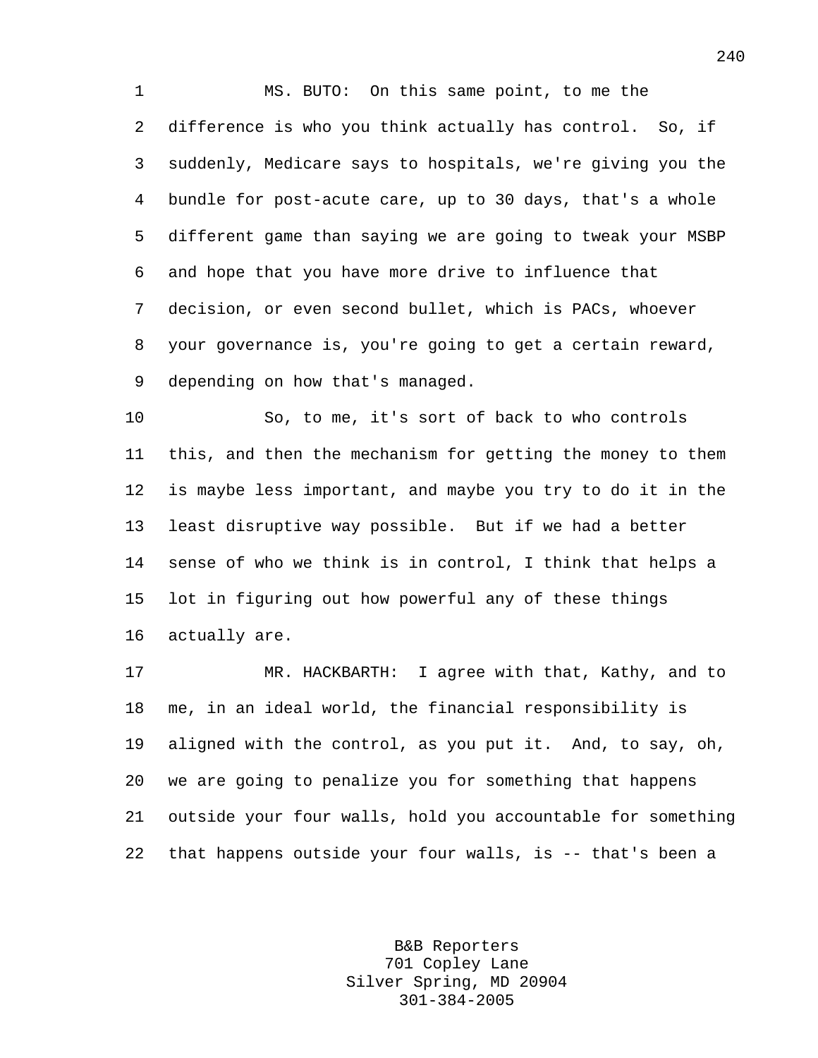MS. BUTO: On this same point, to me the difference is who you think actually has control. So, if suddenly, Medicare says to hospitals, we're giving you the bundle for post-acute care, up to 30 days, that's a whole different game than saying we are going to tweak your MSBP and hope that you have more drive to influence that decision, or even second bullet, which is PACs, whoever your governance is, you're going to get a certain reward, depending on how that's managed.

So, to me, it's sort of back to who controls this, and then the mechanism for getting the money to them is maybe less important, and maybe you try to do it in the least disruptive way possible. But if we had a better sense of who we think is in control, I think that helps a lot in figuring out how powerful any of these things actually are.

MR. HACKBARTH: I agree with that, Kathy, and to me, in an ideal world, the financial responsibility is aligned with the control, as you put it. And, to say, oh, we are going to penalize you for something that happens outside your four walls, hold you accountable for something that happens outside your four walls, is -- that's been a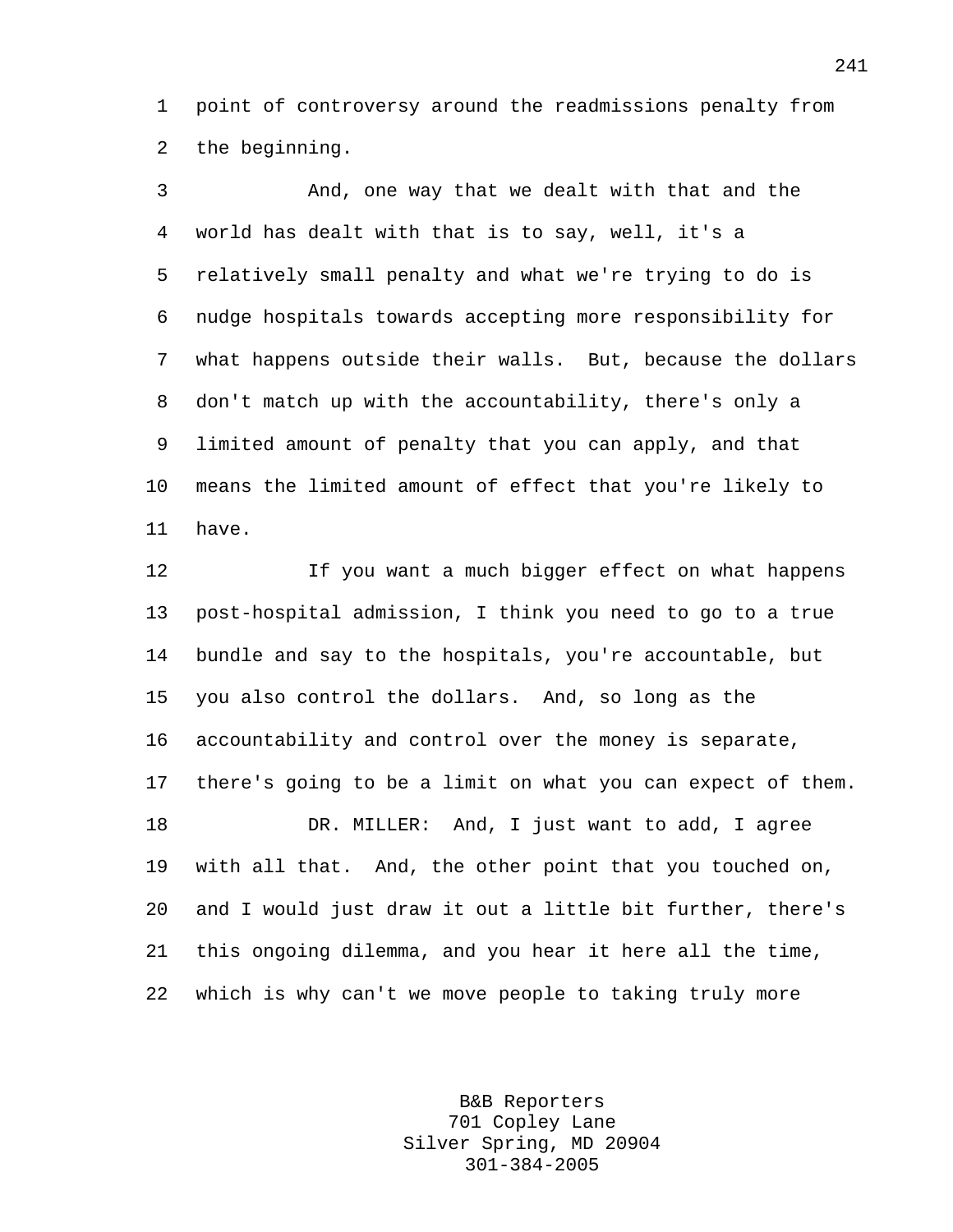point of controversy around the readmissions penalty from the beginning.

And, one way that we dealt with that and the world has dealt with that is to say, well, it's a relatively small penalty and what we're trying to do is nudge hospitals towards accepting more responsibility for what happens outside their walls. But, because the dollars don't match up with the accountability, there's only a limited amount of penalty that you can apply, and that means the limited amount of effect that you're likely to have.

If you want a much bigger effect on what happens post-hospital admission, I think you need to go to a true bundle and say to the hospitals, you're accountable, but you also control the dollars. And, so long as the accountability and control over the money is separate, there's going to be a limit on what you can expect of them.

DR. MILLER: And, I just want to add, I agree with all that. And, the other point that you touched on, and I would just draw it out a little bit further, there's this ongoing dilemma, and you hear it here all the time, which is why can't we move people to taking truly more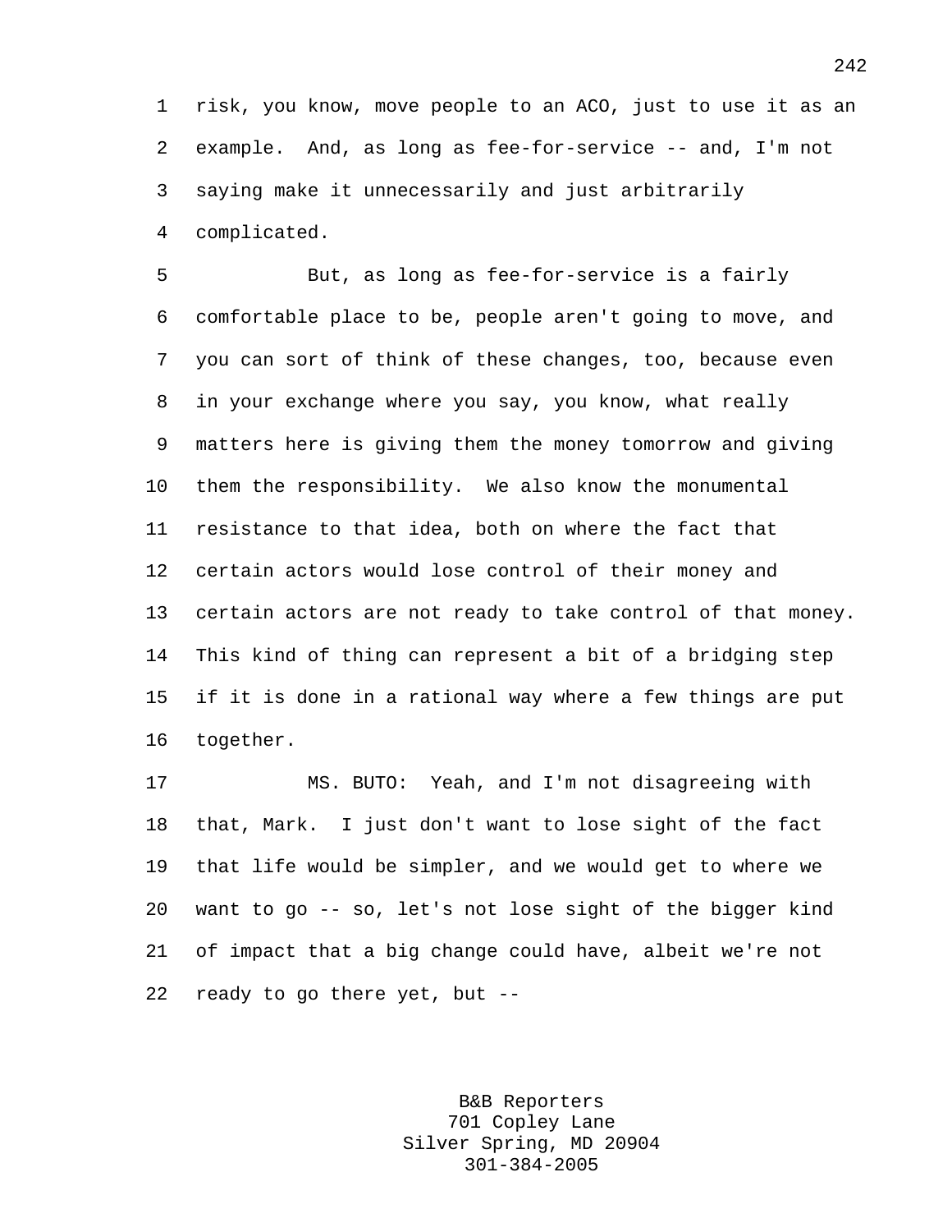risk, you know, move people to an ACO, just to use it as an example. And, as long as fee-for-service -- and, I'm not saying make it unnecessarily and just arbitrarily complicated.

But, as long as fee-for-service is a fairly comfortable place to be, people aren't going to move, and you can sort of think of these changes, too, because even in your exchange where you say, you know, what really matters here is giving them the money tomorrow and giving them the responsibility. We also know the monumental resistance to that idea, both on where the fact that certain actors would lose control of their money and certain actors are not ready to take control of that money. This kind of thing can represent a bit of a bridging step if it is done in a rational way where a few things are put together.

MS. BUTO: Yeah, and I'm not disagreeing with that, Mark. I just don't want to lose sight of the fact that life would be simpler, and we would get to where we want to go -- so, let's not lose sight of the bigger kind of impact that a big change could have, albeit we're not ready to go there yet, but --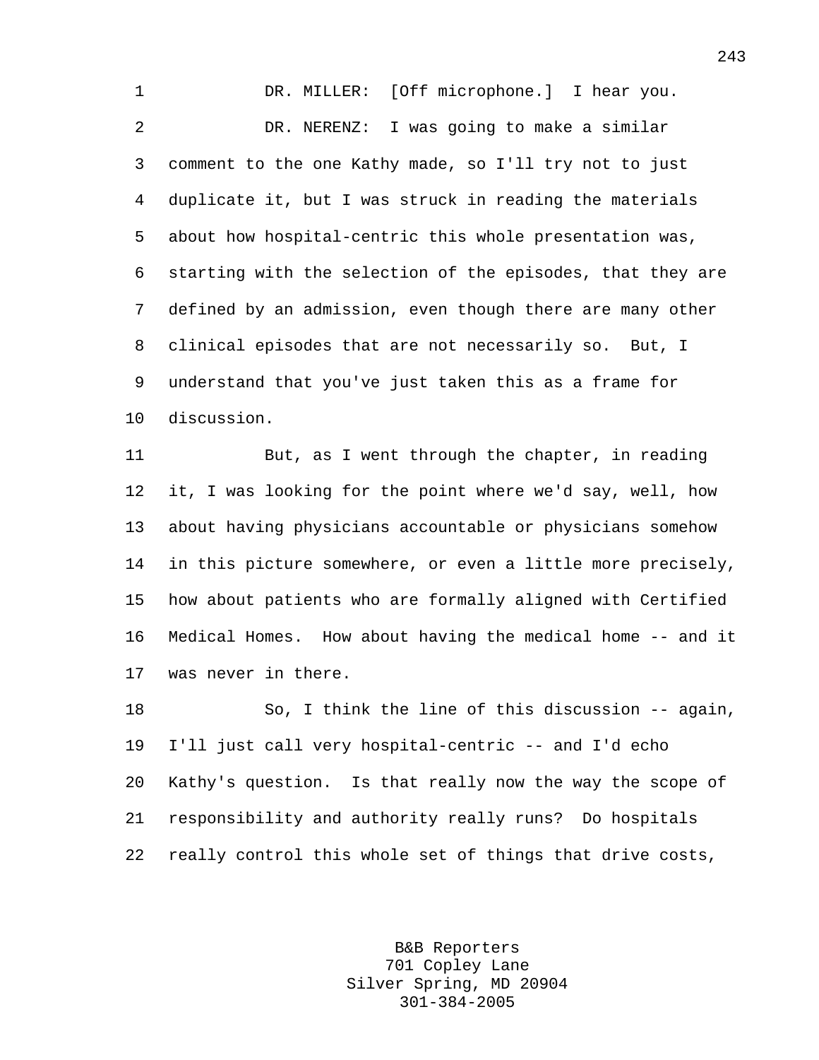DR. MILLER: [Off microphone.] I hear you.

DR. NERENZ: I was going to make a similar comment to the one Kathy made, so I'll try not to just duplicate it, but I was struck in reading the materials about how hospital-centric this whole presentation was, starting with the selection of the episodes, that they are defined by an admission, even though there are many other clinical episodes that are not necessarily so. But, I understand that you've just taken this as a frame for discussion.

But, as I went through the chapter, in reading it, I was looking for the point where we'd say, well, how about having physicians accountable or physicians somehow in this picture somewhere, or even a little more precisely, how about patients who are formally aligned with Certified Medical Homes. How about having the medical home -- and it was never in there.

So, I think the line of this discussion -- again, I'll just call very hospital-centric -- and I'd echo Kathy's question. Is that really now the way the scope of responsibility and authority really runs? Do hospitals really control this whole set of things that drive costs,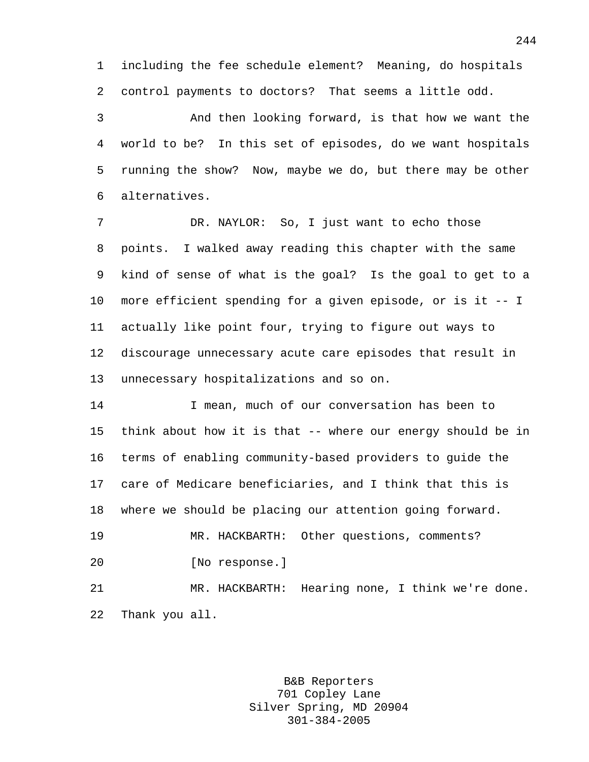including the fee schedule element? Meaning, do hospitals control payments to doctors? That seems a little odd.

And then looking forward, is that how we want the world to be? In this set of episodes, do we want hospitals running the show? Now, maybe we do, but there may be other alternatives.

DR. NAYLOR: So, I just want to echo those points. I walked away reading this chapter with the same kind of sense of what is the goal? Is the goal to get to a more efficient spending for a given episode, or is it -- I actually like point four, trying to figure out ways to discourage unnecessary acute care episodes that result in unnecessary hospitalizations and so on.

I mean, much of our conversation has been to think about how it is that -- where our energy should be in terms of enabling community-based providers to guide the care of Medicare beneficiaries, and I think that this is where we should be placing our attention going forward.

MR. HACKBARTH: Other questions, comments?

[No response.]

MR. HACKBARTH: Hearing none, I think we're done. Thank you all.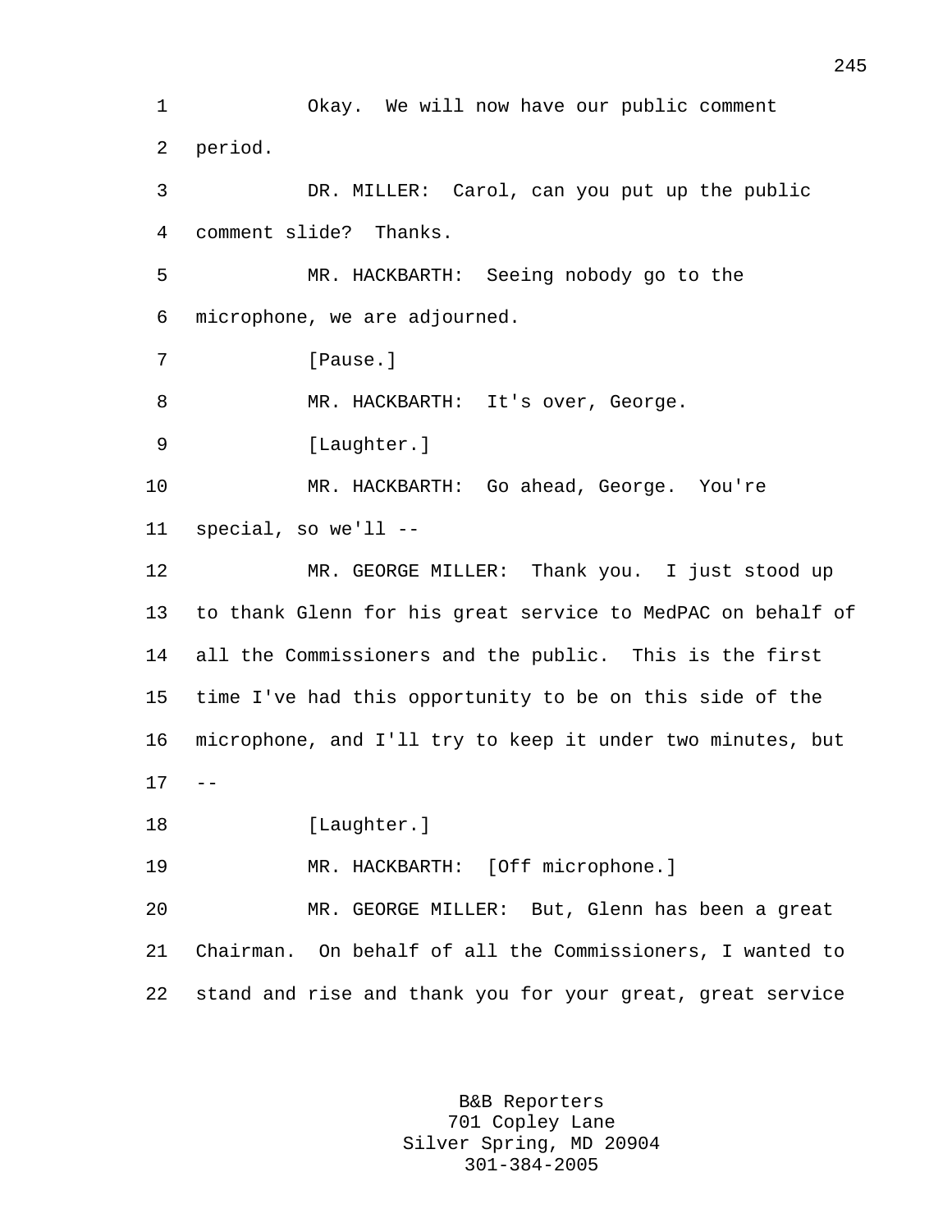Okay. We will now have our public comment period.

DR. MILLER: Carol, can you put up the public comment slide? Thanks.

MR. HACKBARTH: Seeing nobody go to the microphone, we are adjourned.

[Pause.]

MR. HACKBARTH: It's over, George.

[Laughter.]

MR. HACKBARTH: Go ahead, George. You're special, so we'll --

MR. GEORGE MILLER: Thank you. I just stood up to thank Glenn for his great service to MedPAC on behalf of all the Commissioners and the public. This is the first time I've had this opportunity to be on this side of the microphone, and I'll try to keep it under two minutes, but --

[Laughter.]

MR. HACKBARTH: [Off microphone.]

MR. GEORGE MILLER: But, Glenn has been a great Chairman. On behalf of all the Commissioners, I wanted to stand and rise and thank you for your great, great service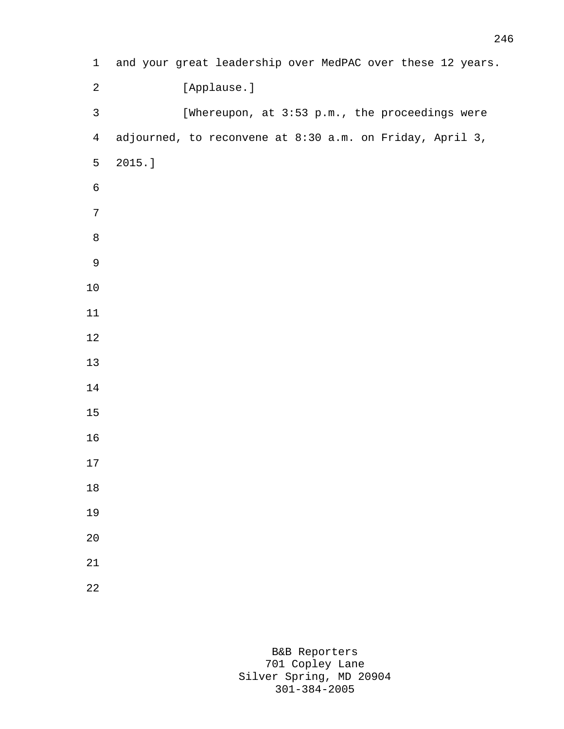and your great leadership over MedPAC over these 12 years.

[Applause.]

[Whereupon, at 3:53 p.m., the proceedings were adjourned, to reconvene at 8:30 a.m. on Friday, April 3, 2015.]

B&B Reporters
701 Copley Lane
Silver Spring, MD 20904
301-384-2005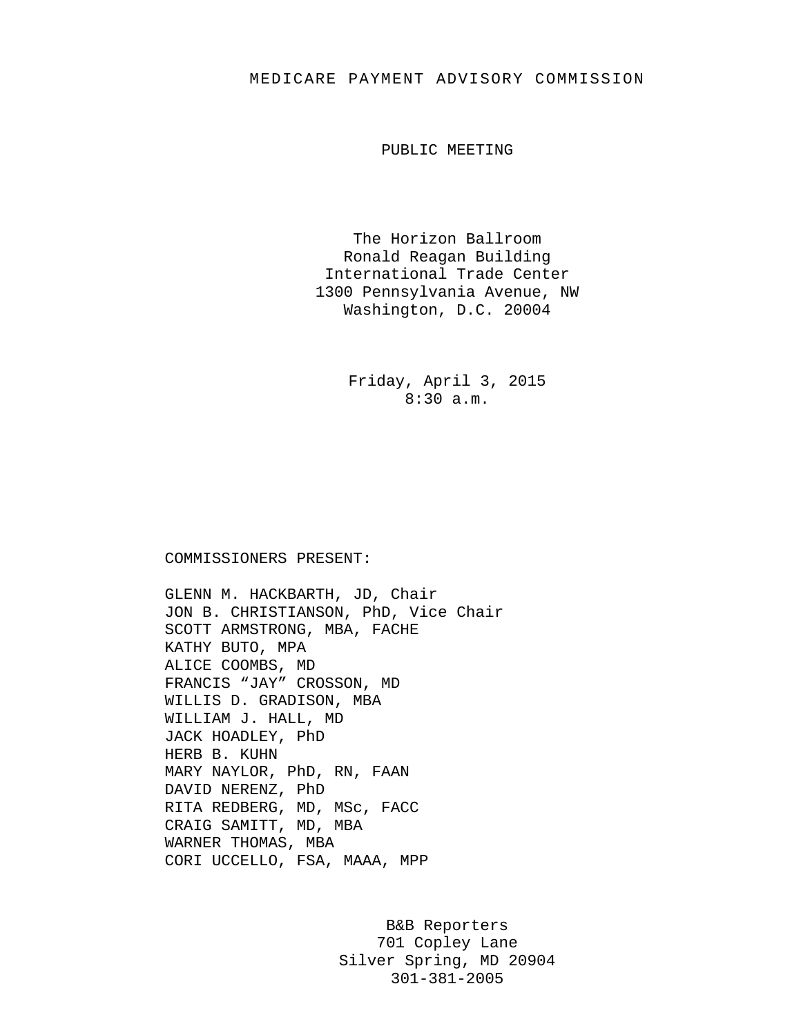# MEDICARE PAYMENT ADVISORY COMMISSION

## PUBLIC MEETING

The Horizon Ballroom
Ronald Reagan Building
International Trade Center
1300 Pennsylvania Avenue, NW
Washington, D.C. 20004

Friday, April 3, 2015
8:30 a.m.

COMMISSIONERS PRESENT:

GLENN M. HACKBARTH, JD, Chair
JON B. CHRISTIANSON, PhD, Vice Chair
SCOTT ARMSTRONG, MBA, FACHE
KATHY BUTO, MPA
ALICE COOMBS, MD
FRANCIS “JAY” CROSSON, MD
WILLIS D. GRADISON, MBA
WILLIAM J. HALL, MD
JACK HOADLEY, PhD
HERB B. KUHN
MARY NAYLOR, PhD, RN, FAAN
DAVID NERENZ, PhD
RITA REDBERG, MD, MSc, FACC
CRAIG SAMITT, MD, MBA
WARNER THOMAS, MBA
CORI UCCELLO, FSA, MAAA, MPP

B&B Reporters
701 Copley Lane
Silver Spring, MD 20904
301-381-2005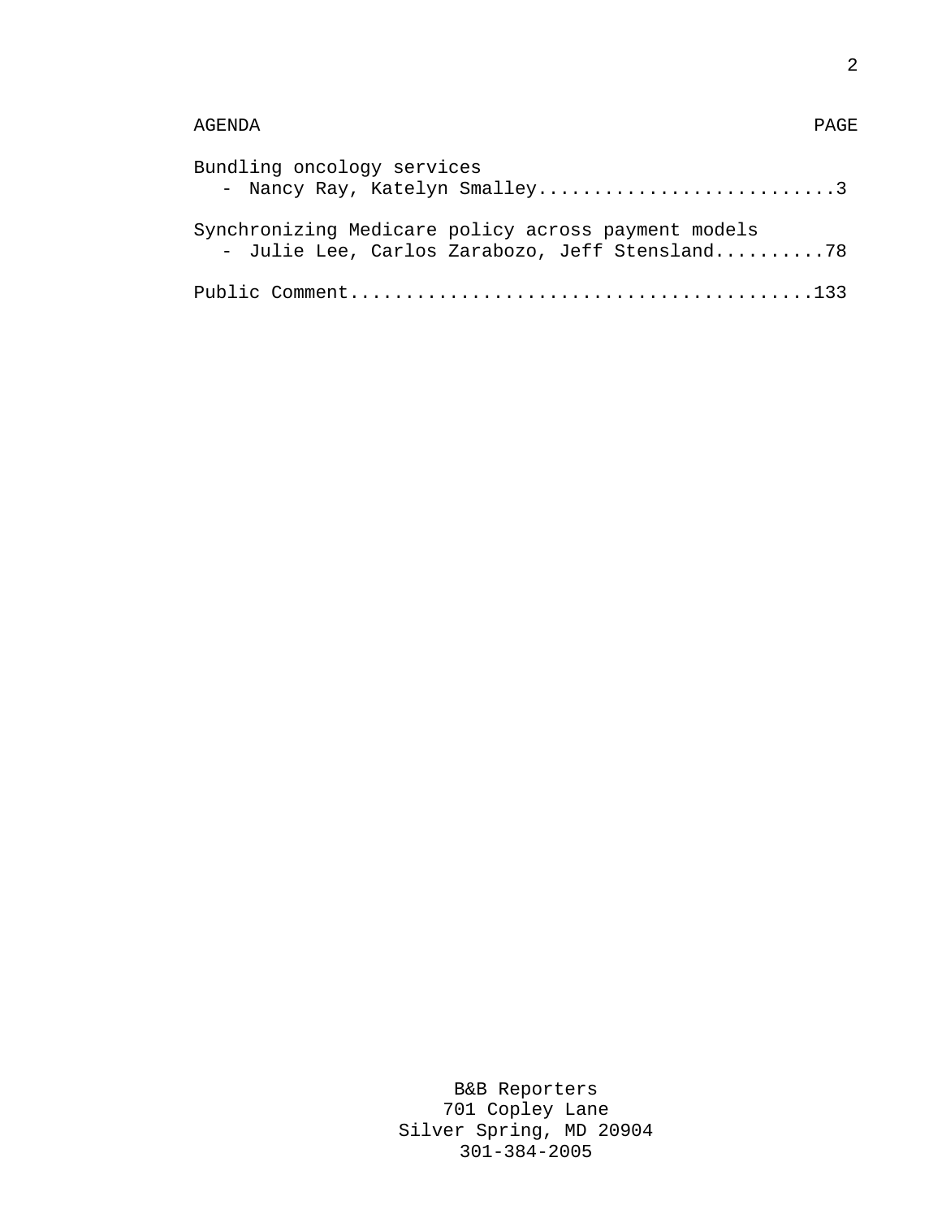AGENDA PAGE

Bundling oncology services
- Nancy Ray, Katelyn Smalley...........................3

Synchronizing Medicare policy across payment models
- Julie Lee, Carlos Zarabozo, Jeff Stensland..........78

Public Comment.........................................133

B&B Reporters
701 Copley Lane
Silver Spring, MD 20904
301-384-2005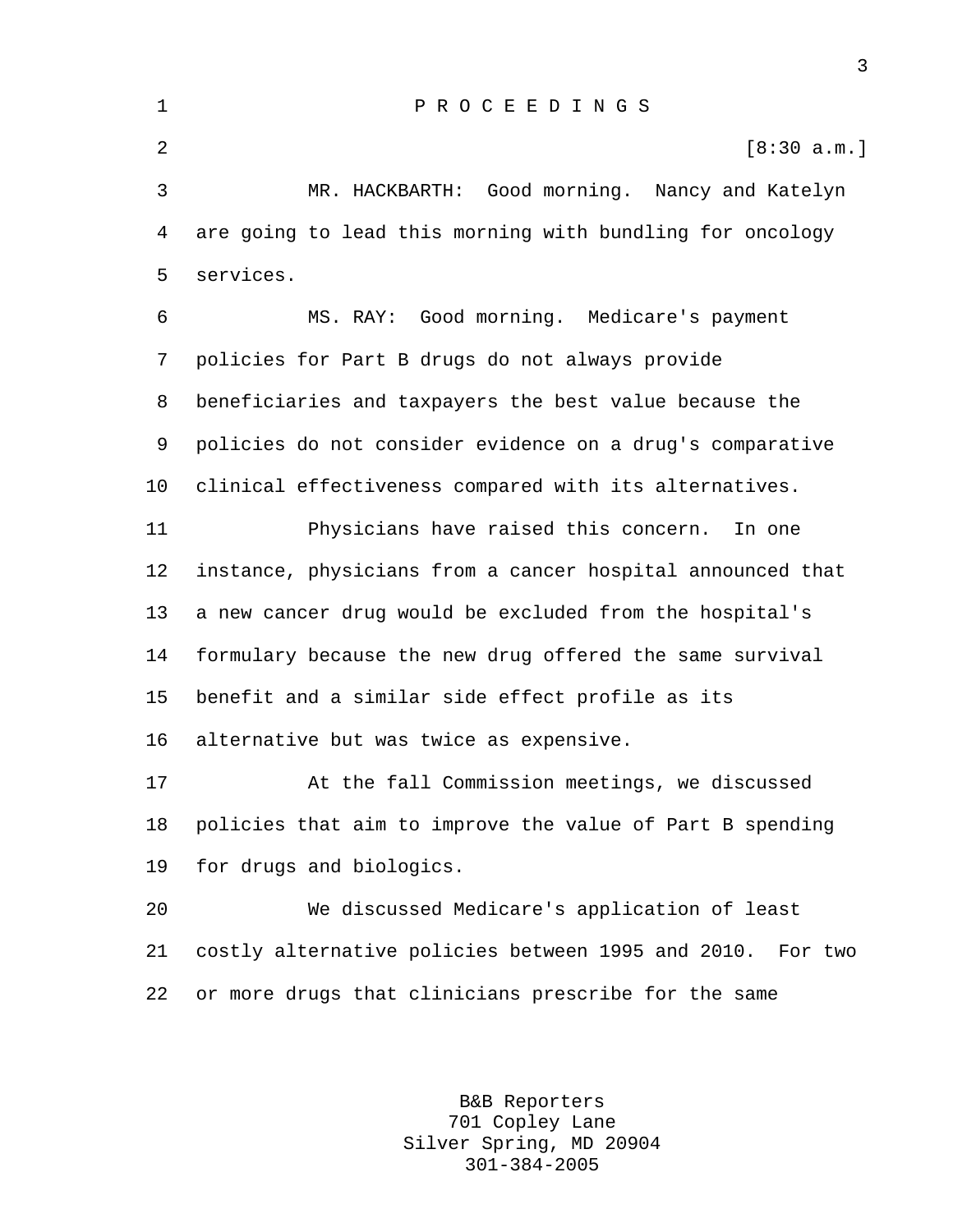P R O C E E D I N G S

[8:30 a.m.]

MR. HACKBARTH: Good morning. Nancy and Katelyn are going to lead this morning with bundling for oncology services.

MS. RAY: Good morning. Medicare's payment policies for Part B drugs do not always provide beneficiaries and taxpayers the best value because the policies do not consider evidence on a drug's comparative clinical effectiveness compared with its alternatives.

Physicians have raised this concern. In one instance, physicians from a cancer hospital announced that a new cancer drug would be excluded from the hospital's formulary because the new drug offered the same survival benefit and a similar side effect profile as its alternative but was twice as expensive.

At the fall Commission meetings, we discussed policies that aim to improve the value of Part B spending for drugs and biologics.

We discussed Medicare's application of least costly alternative policies between 1995 and 2010. For two or more drugs that clinicians prescribe for the same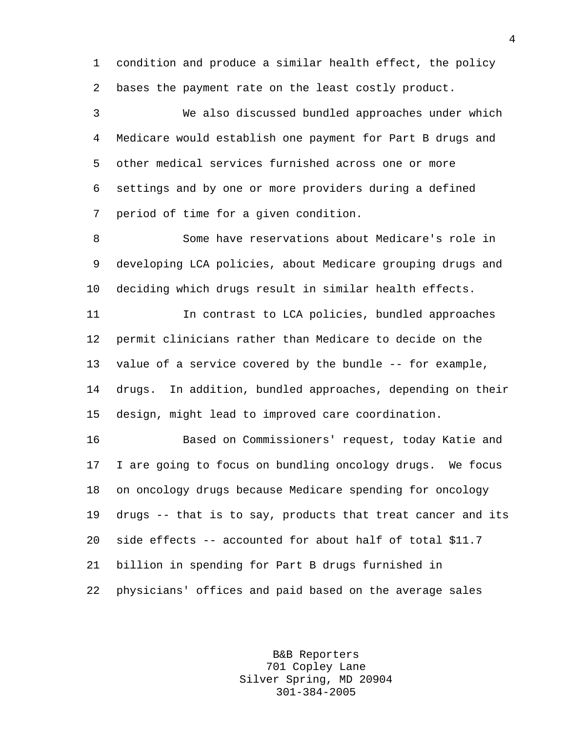condition and produce a similar health effect, the policy bases the payment rate on the least costly product.

We also discussed bundled approaches under which Medicare would establish one payment for Part B drugs and other medical services furnished across one or more settings and by one or more providers during a defined period of time for a given condition.

Some have reservations about Medicare's role in developing LCA policies, about Medicare grouping drugs and deciding which drugs result in similar health effects.

In contrast to LCA policies, bundled approaches permit clinicians rather than Medicare to decide on the value of a service covered by the bundle -- for example, drugs. In addition, bundled approaches, depending on their design, might lead to improved care coordination.

Based on Commissioners' request, today Katie and I are going to focus on bundling oncology drugs. We focus on oncology drugs because Medicare spending for oncology drugs -- that is to say, products that treat cancer and its side effects -- accounted for about half of total $11.7 billion in spending for Part B drugs furnished in physicians' offices and paid based on the average sales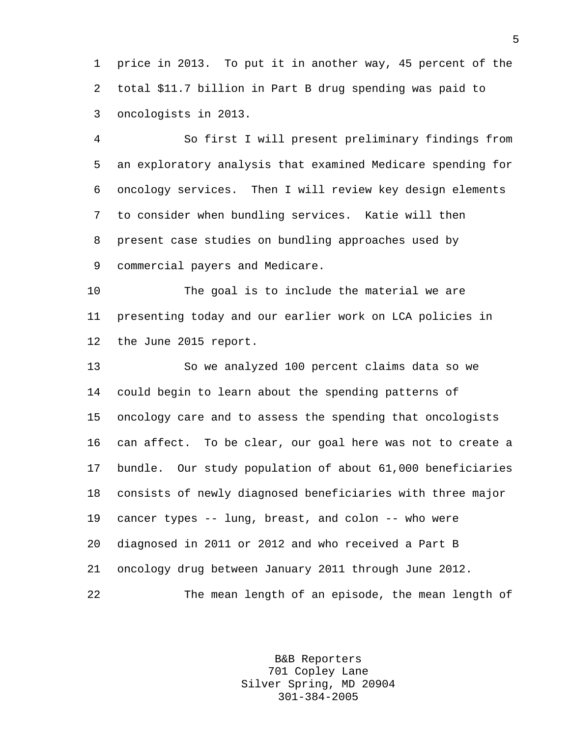price in 2013. To put it in another way, 45 percent of the total $11.7 billion in Part B drug spending was paid to oncologists in 2013.

So first I will present preliminary findings from an exploratory analysis that examined Medicare spending for oncology services. Then I will review key design elements to consider when bundling services. Katie will then present case studies on bundling approaches used by commercial payers and Medicare.

The goal is to include the material we are presenting today and our earlier work on LCA policies in the June 2015 report.

So we analyzed 100 percent claims data so we could begin to learn about the spending patterns of oncology care and to assess the spending that oncologists can affect. To be clear, our goal here was not to create a bundle. Our study population of about 61,000 beneficiaries consists of newly diagnosed beneficiaries with three major cancer types -- lung, breast, and colon -- who were diagnosed in 2011 or 2012 and who received a Part B oncology drug between January 2011 through June 2012.

The mean length of an episode, the mean length of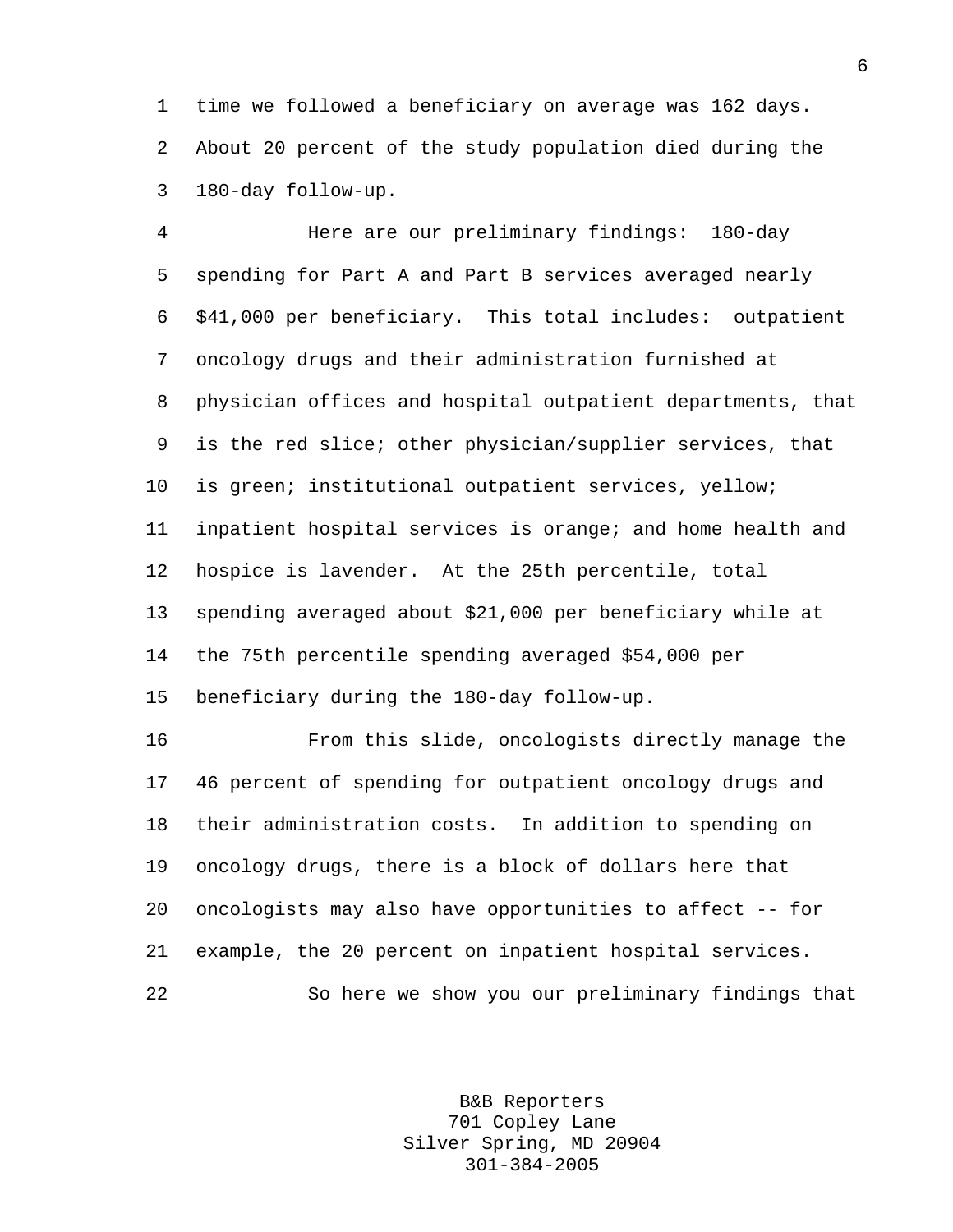time we followed a beneficiary on average was 162 days. About 20 percent of the study population died during the 180-day follow-up.

Here are our preliminary findings: 180-day spending for Part A and Part B services averaged nearly $41,000 per beneficiary. This total includes: outpatient oncology drugs and their administration furnished at physician offices and hospital outpatient departments, that is the red slice; other physician/supplier services, that is green; institutional outpatient services, yellow; inpatient hospital services is orange; and home health and hospice is lavender. At the 25th percentile, total spending averaged about $21,000 per beneficiary while at the 75th percentile spending averaged $54,000 per beneficiary during the 180-day follow-up.

From this slide, oncologists directly manage the 46 percent of spending for outpatient oncology drugs and their administration costs. In addition to spending on oncology drugs, there is a block of dollars here that oncologists may also have opportunities to affect -- for example, the 20 percent on inpatient hospital services.

So here we show you our preliminary findings that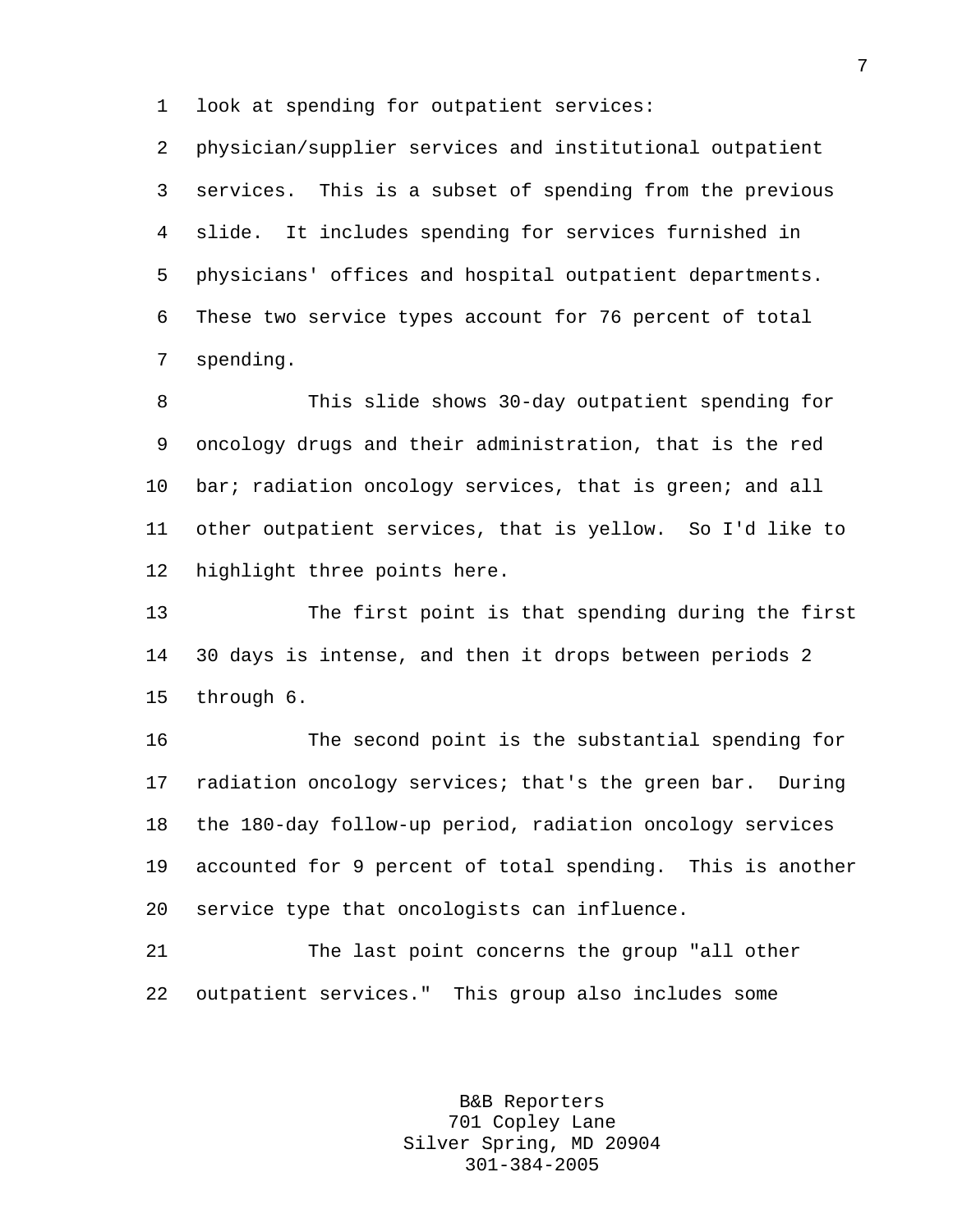look at spending for outpatient services: physician/supplier services and institutional outpatient services. This is a subset of spending from the previous slide. It includes spending for services furnished in physicians' offices and hospital outpatient departments. These two service types account for 76 percent of total spending.

This slide shows 30-day outpatient spending for oncology drugs and their administration, that is the red bar; radiation oncology services, that is green; and all other outpatient services, that is yellow. So I'd like to highlight three points here.

The first point is that spending during the first 30 days is intense, and then it drops between periods 2 through 6.

The second point is the substantial spending for radiation oncology services; that's the green bar. During the 180-day follow-up period, radiation oncology services accounted for 9 percent of total spending. This is another service type that oncologists can influence.

The last point concerns the group "all other outpatient services." This group also includes some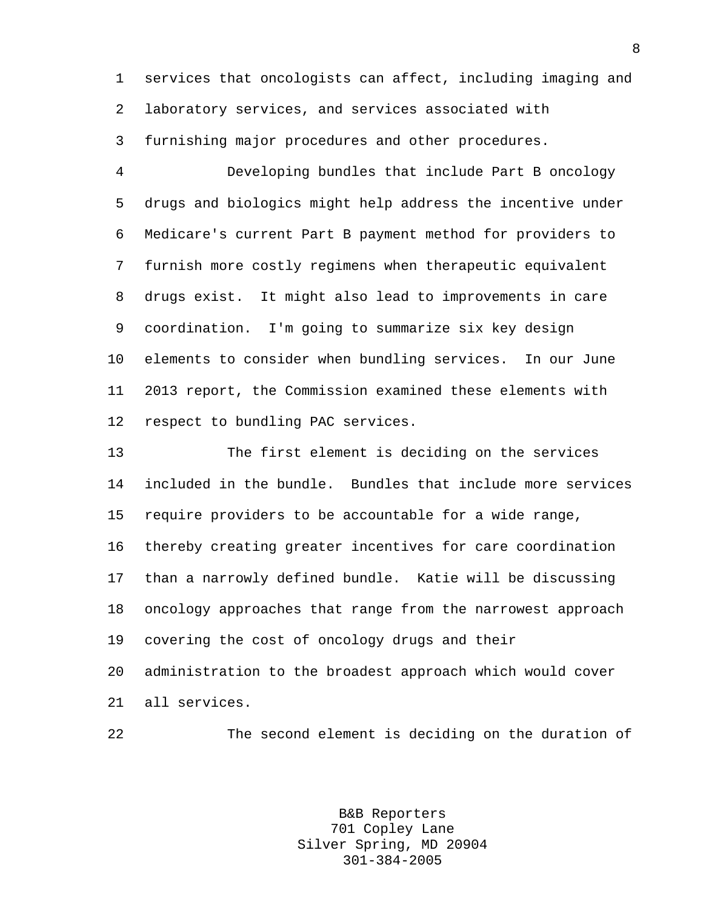services that oncologists can affect, including imaging and laboratory services, and services associated with furnishing major procedures and other procedures.

Developing bundles that include Part B oncology drugs and biologics might help address the incentive under Medicare's current Part B payment method for providers to furnish more costly regimens when therapeutic equivalent drugs exist. It might also lead to improvements in care coordination. I'm going to summarize six key design elements to consider when bundling services. In our June 2013 report, the Commission examined these elements with respect to bundling PAC services.

The first element is deciding on the services included in the bundle. Bundles that include more services require providers to be accountable for a wide range, thereby creating greater incentives for care coordination than a narrowly defined bundle. Katie will be discussing oncology approaches that range from the narrowest approach covering the cost of oncology drugs and their administration to the broadest approach which would cover all services.

The second element is deciding on the duration of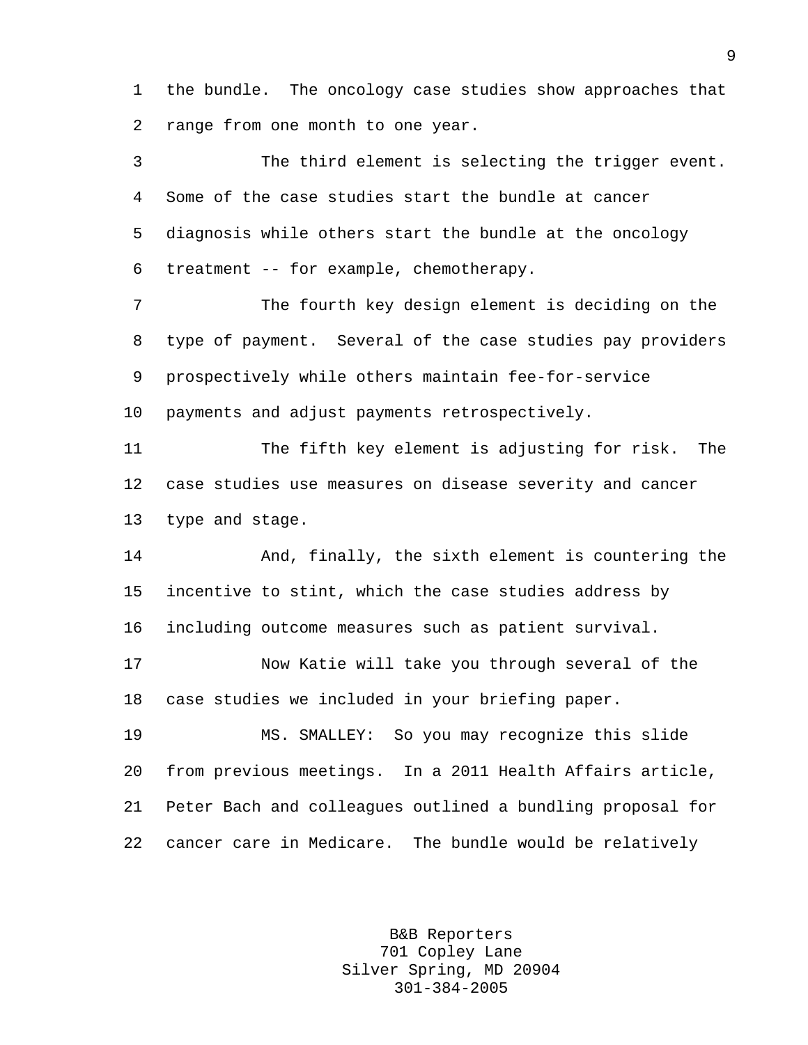the bundle.  The oncology case studies show approaches that range from one month to one year.

The third element is selecting the trigger event. Some of the case studies start the bundle at cancer diagnosis while others start the bundle at the oncology treatment -- for example, chemotherapy.

The fourth key design element is deciding on the type of payment.  Several of the case studies pay providers prospectively while others maintain fee-for-service payments and adjust payments retrospectively.

The fifth key element is adjusting for risk.  The case studies use measures on disease severity and cancer type and stage.

And, finally, the sixth element is countering the incentive to stint, which the case studies address by including outcome measures such as patient survival.

Now Katie will take you through several of the case studies we included in your briefing paper.

MS. SMALLEY:  So you may recognize this slide from previous meetings.  In a 2011 Health Affairs article, Peter Bach and colleagues outlined a bundling proposal for cancer care in Medicare.  The bundle would be relatively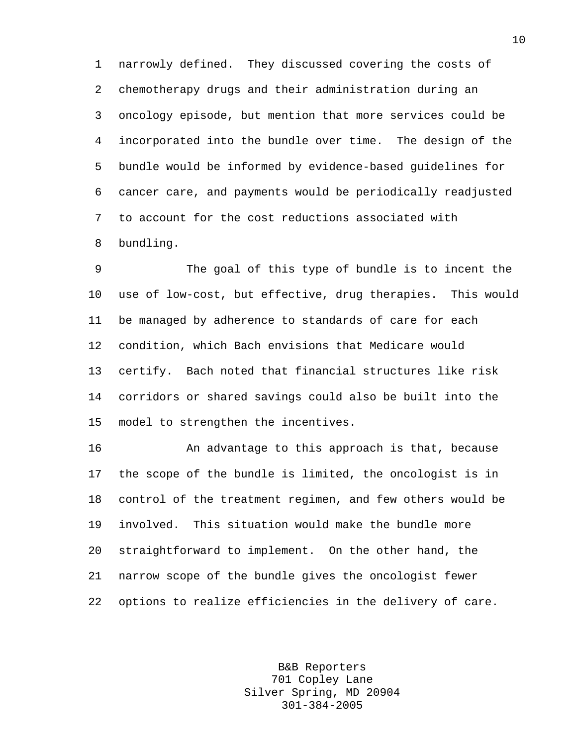narrowly defined. They discussed covering the costs of chemotherapy drugs and their administration during an oncology episode, but mention that more services could be incorporated into the bundle over time. The design of the bundle would be informed by evidence-based guidelines for cancer care, and payments would be periodically readjusted to account for the cost reductions associated with bundling.

The goal of this type of bundle is to incent the use of low-cost, but effective, drug therapies. This would be managed by adherence to standards of care for each condition, which Bach envisions that Medicare would certify. Bach noted that financial structures like risk corridors or shared savings could also be built into the model to strengthen the incentives.

An advantage to this approach is that, because the scope of the bundle is limited, the oncologist is in control of the treatment regimen, and few others would be involved. This situation would make the bundle more straightforward to implement. On the other hand, the narrow scope of the bundle gives the oncologist fewer options to realize efficiencies in the delivery of care.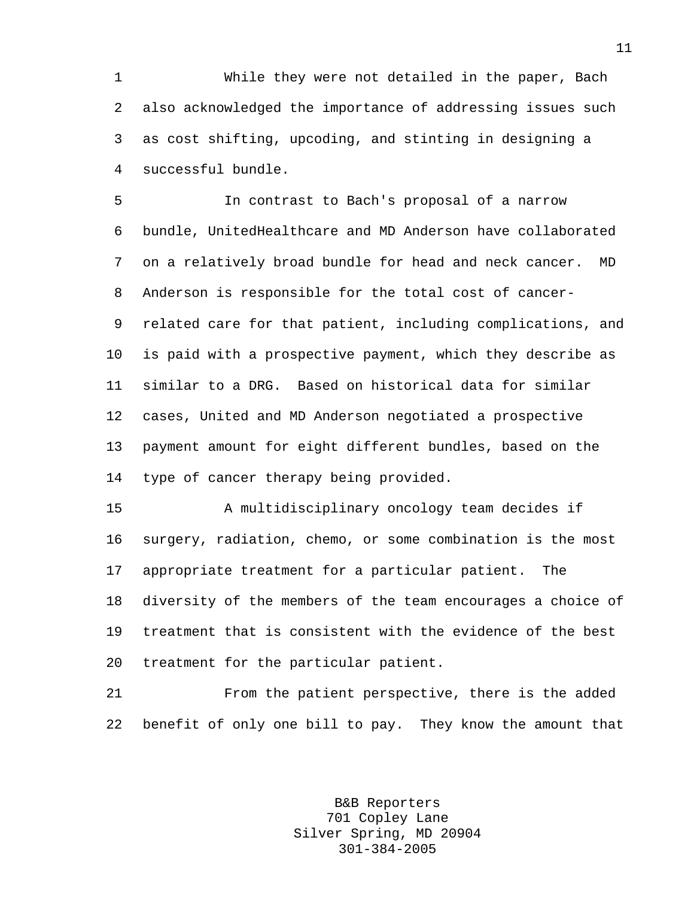While they were not detailed in the paper, Bach also acknowledged the importance of addressing issues such as cost shifting, upcoding, and stinting in designing a successful bundle.

In contrast to Bach's proposal of a narrow bundle, UnitedHealthcare and MD Anderson have collaborated on a relatively broad bundle for head and neck cancer. MD Anderson is responsible for the total cost of cancer-related care for that patient, including complications, and is paid with a prospective payment, which they describe as similar to a DRG. Based on historical data for similar cases, United and MD Anderson negotiated a prospective payment amount for eight different bundles, based on the type of cancer therapy being provided.

A multidisciplinary oncology team decides if surgery, radiation, chemo, or some combination is the most appropriate treatment for a particular patient. The diversity of the members of the team encourages a choice of treatment that is consistent with the evidence of the best treatment for the particular patient.

From the patient perspective, there is the added benefit of only one bill to pay. They know the amount that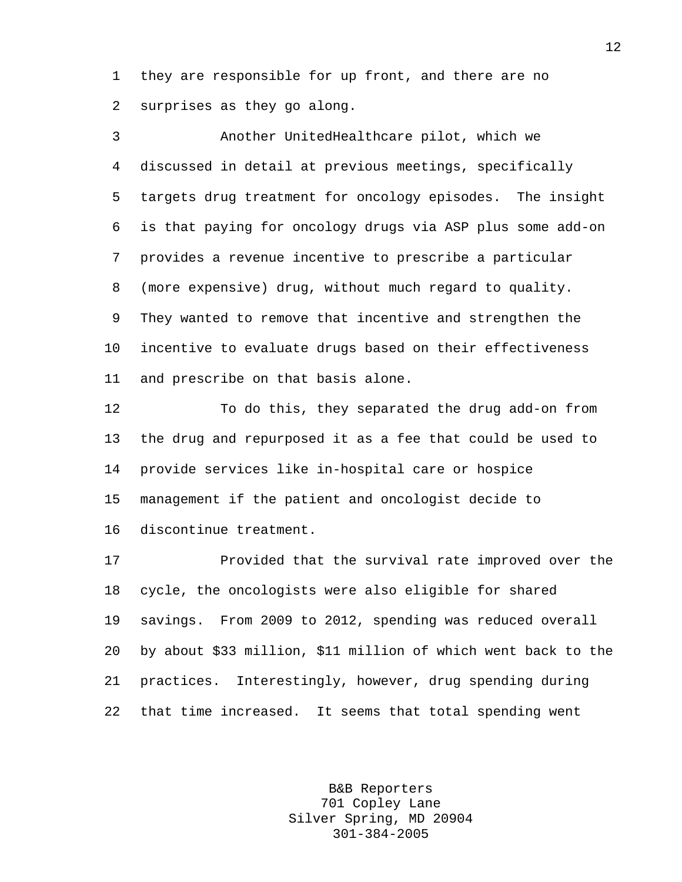they are responsible for up front, and there are no surprises as they go along.

Another UnitedHealthcare pilot, which we discussed in detail at previous meetings, specifically targets drug treatment for oncology episodes. The insight is that paying for oncology drugs via ASP plus some add-on provides a revenue incentive to prescribe a particular (more expensive) drug, without much regard to quality. They wanted to remove that incentive and strengthen the incentive to evaluate drugs based on their effectiveness and prescribe on that basis alone.

To do this, they separated the drug add-on from the drug and repurposed it as a fee that could be used to provide services like in-hospital care or hospice management if the patient and oncologist decide to discontinue treatment.

Provided that the survival rate improved over the cycle, the oncologists were also eligible for shared savings. From 2009 to 2012, spending was reduced overall by about $33 million, $11 million of which went back to the practices. Interestingly, however, drug spending during that time increased. It seems that total spending went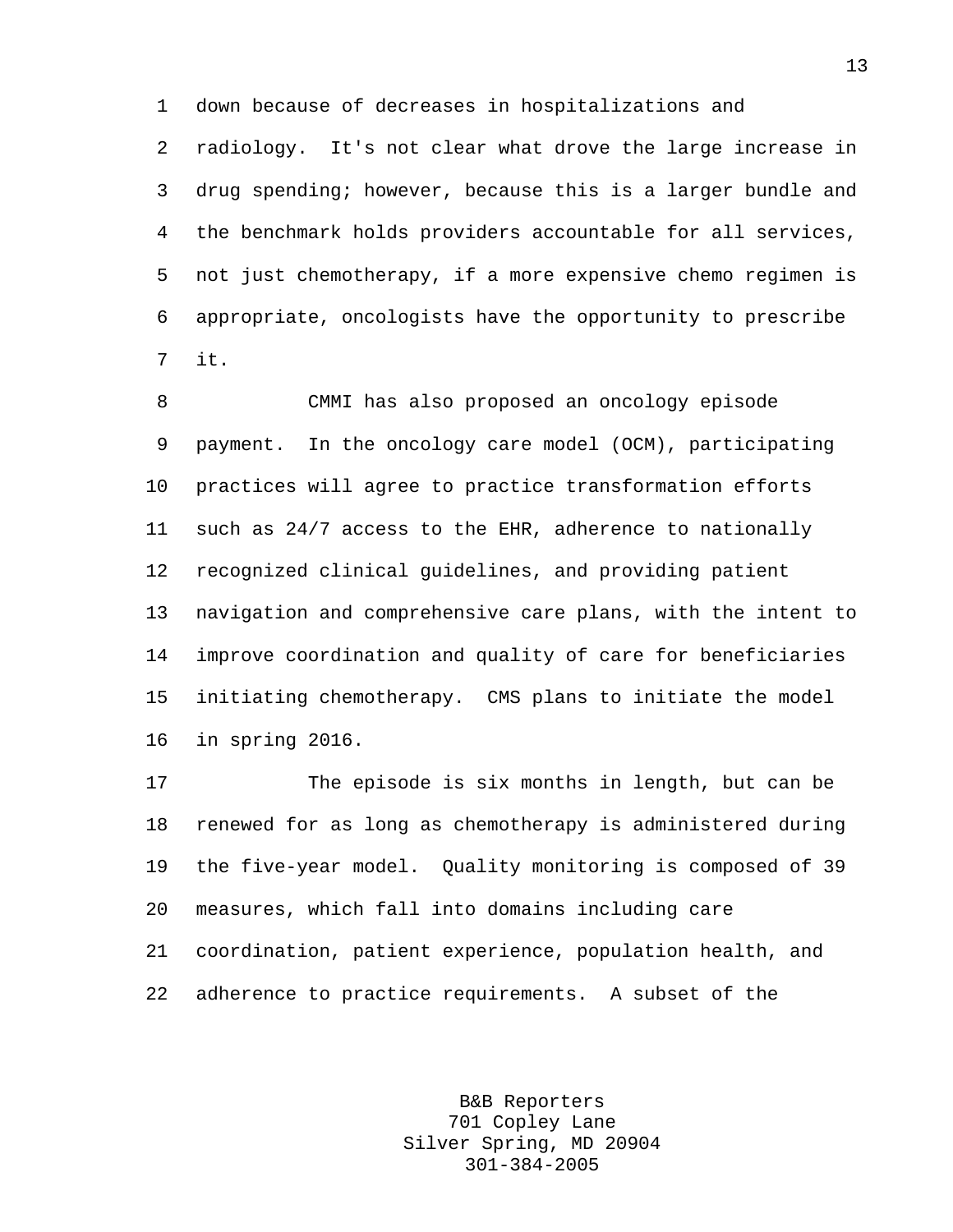down because of decreases in hospitalizations and radiology. It's not clear what drove the large increase in drug spending; however, because this is a larger bundle and the benchmark holds providers accountable for all services, not just chemotherapy, if a more expensive chemo regimen is appropriate, oncologists have the opportunity to prescribe it.

CMMI has also proposed an oncology episode payment. In the oncology care model (OCM), participating practices will agree to practice transformation efforts such as 24/7 access to the EHR, adherence to nationally recognized clinical guidelines, and providing patient navigation and comprehensive care plans, with the intent to improve coordination and quality of care for beneficiaries initiating chemotherapy. CMS plans to initiate the model in spring 2016.

The episode is six months in length, but can be renewed for as long as chemotherapy is administered during the five-year model. Quality monitoring is composed of 39 measures, which fall into domains including care coordination, patient experience, population health, and adherence to practice requirements. A subset of the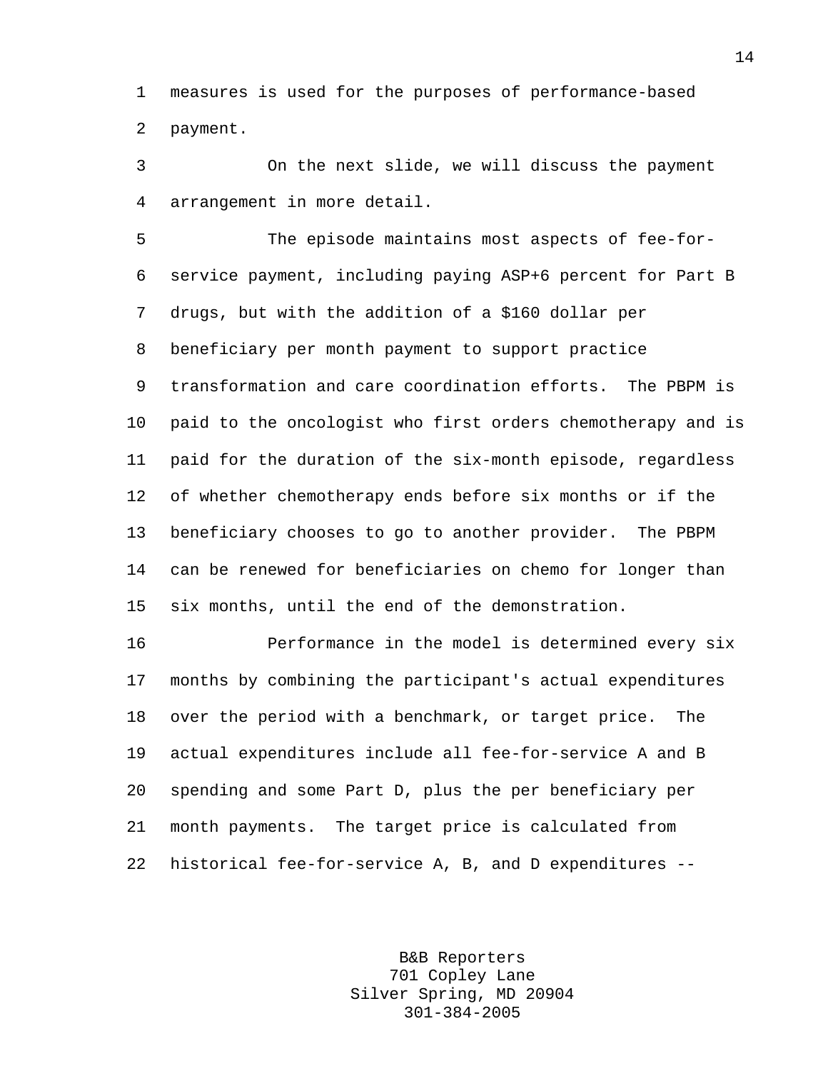measures is used for the purposes of performance-based payment.

On the next slide, we will discuss the payment arrangement in more detail.

The episode maintains most aspects of fee-for-service payment, including paying ASP+6 percent for Part B drugs, but with the addition of a $160 dollar per beneficiary per month payment to support practice transformation and care coordination efforts. The PBPM is paid to the oncologist who first orders chemotherapy and is paid for the duration of the six-month episode, regardless of whether chemotherapy ends before six months or if the beneficiary chooses to go to another provider. The PBPM can be renewed for beneficiaries on chemo for longer than six months, until the end of the demonstration.

Performance in the model is determined every six months by combining the participant's actual expenditures over the period with a benchmark, or target price. The actual expenditures include all fee-for-service A and B spending and some Part D, plus the per beneficiary per month payments. The target price is calculated from historical fee-for-service A, B, and D expenditures --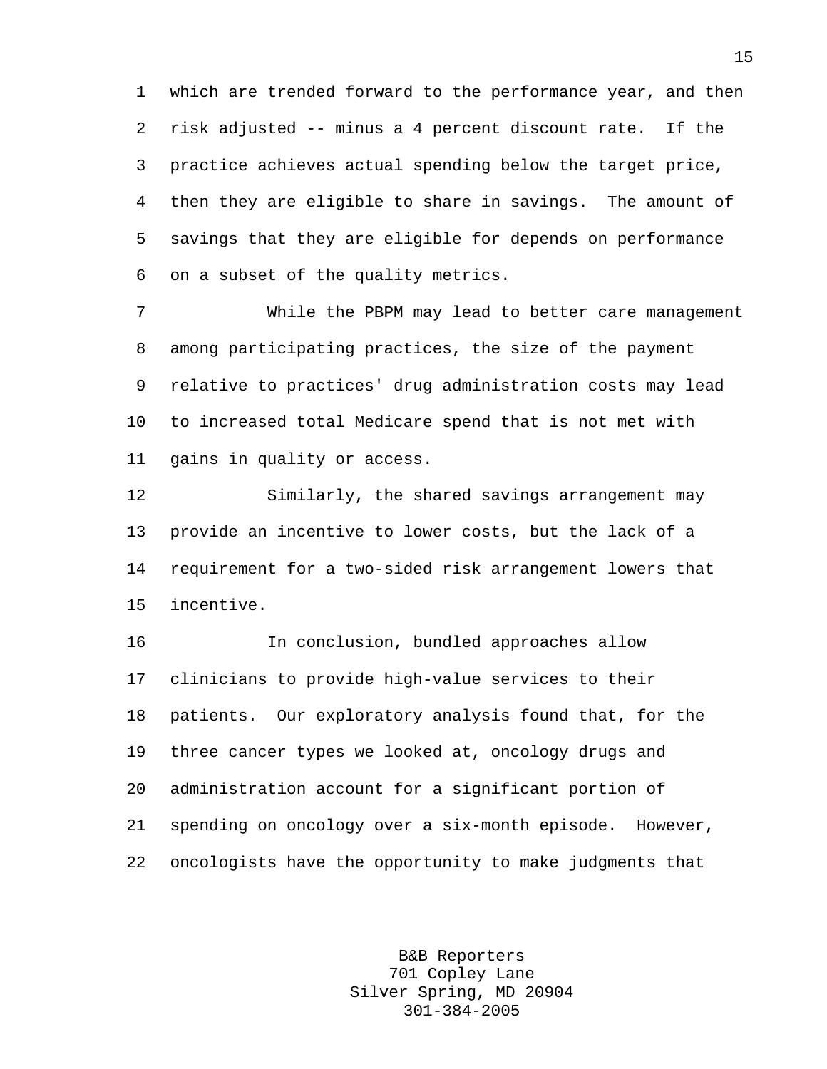which are trended forward to the performance year, and then risk adjusted -- minus a 4 percent discount rate. If the practice achieves actual spending below the target price, then they are eligible to share in savings. The amount of savings that they are eligible for depends on performance on a subset of the quality metrics.

While the PBPM may lead to better care management among participating practices, the size of the payment relative to practices' drug administration costs may lead to increased total Medicare spend that is not met with gains in quality or access.

Similarly, the shared savings arrangement may provide an incentive to lower costs, but the lack of a requirement for a two-sided risk arrangement lowers that incentive.

In conclusion, bundled approaches allow clinicians to provide high-value services to their patients. Our exploratory analysis found that, for the three cancer types we looked at, oncology drugs and administration account for a significant portion of spending on oncology over a six-month episode. However, oncologists have the opportunity to make judgments that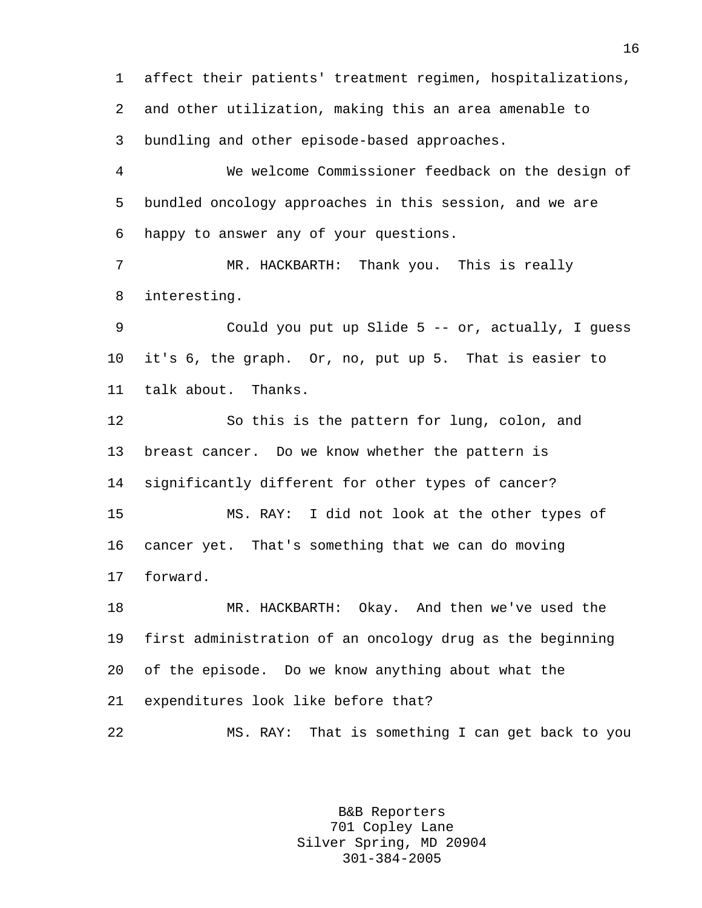affect their patients' treatment regimen, hospitalizations, and other utilization, making this an area amenable to bundling and other episode-based approaches.

We welcome Commissioner feedback on the design of bundled oncology approaches in this session, and we are happy to answer any of your questions.

MR. HACKBARTH: Thank you. This is really interesting.

Could you put up Slide 5 -- or, actually, I guess it's 6, the graph. Or, no, put up 5. That is easier to talk about. Thanks.

So this is the pattern for lung, colon, and breast cancer. Do we know whether the pattern is significantly different for other types of cancer?

MS. RAY: I did not look at the other types of cancer yet. That's something that we can do moving forward.

MR. HACKBARTH: Okay. And then we've used the first administration of an oncology drug as the beginning of the episode. Do we know anything about what the expenditures look like before that?

MS. RAY: That is something I can get back to you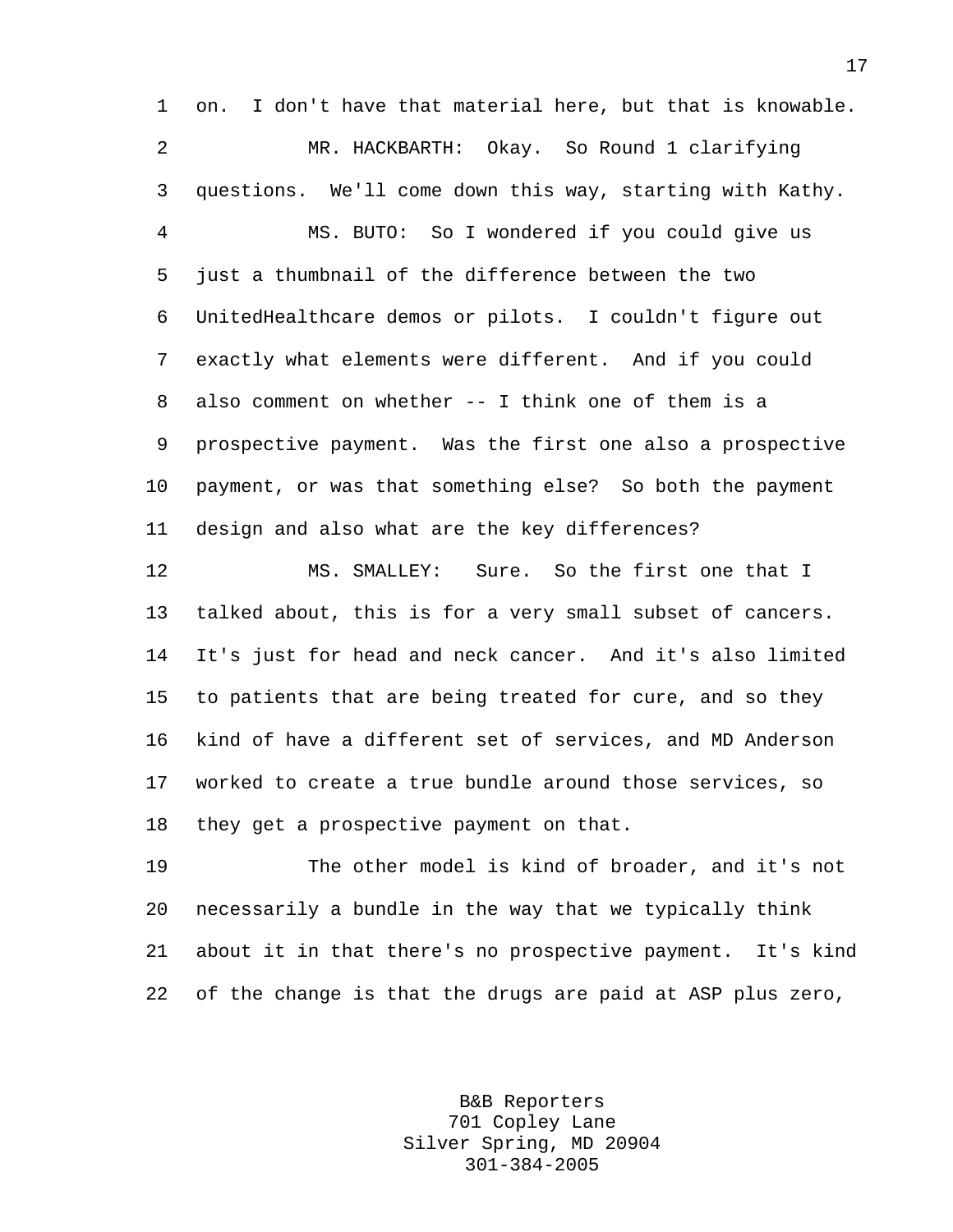on. I don't have that material here, but that is knowable.

MR. HACKBARTH: Okay. So Round 1 clarifying questions. We'll come down this way, starting with Kathy.

MS. BUTO: So I wondered if you could give us just a thumbnail of the difference between the two UnitedHealthcare demos or pilots. I couldn't figure out exactly what elements were different. And if you could also comment on whether -- I think one of them is a prospective payment. Was the first one also a prospective payment, or was that something else? So both the payment design and also what are the key differences?

MS. SMALLEY: Sure. So the first one that I talked about, this is for a very small subset of cancers. It's just for head and neck cancer. And it's also limited to patients that are being treated for cure, and so they kind of have a different set of services, and MD Anderson worked to create a true bundle around those services, so they get a prospective payment on that.

The other model is kind of broader, and it's not necessarily a bundle in the way that we typically think about it in that there's no prospective payment. It's kind of the change is that the drugs are paid at ASP plus zero,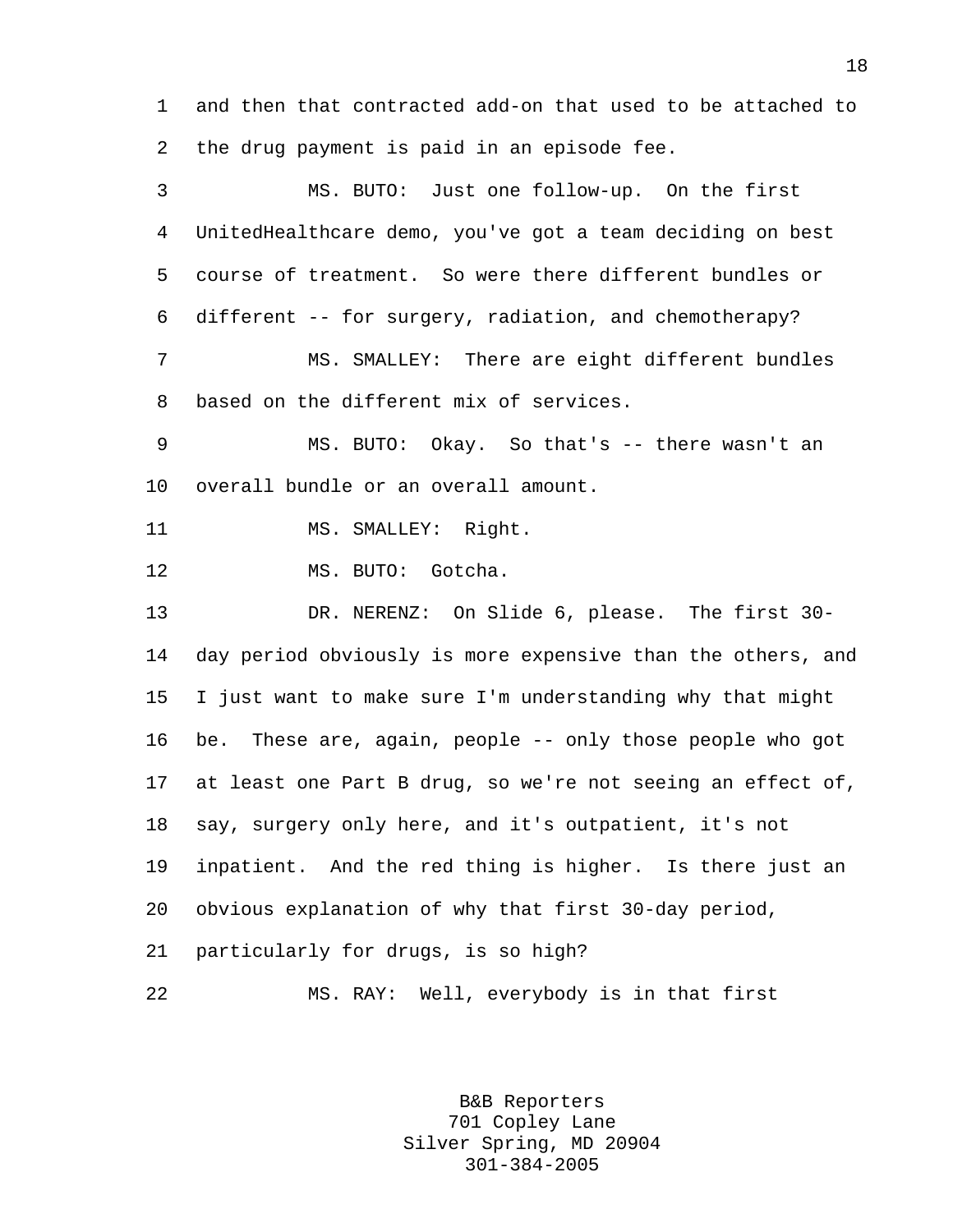and then that contracted add-on that used to be attached to the drug payment is paid in an episode fee.

MS. BUTO: Just one follow-up. On the first UnitedHealthcare demo, you've got a team deciding on best course of treatment. So were there different bundles or different -- for surgery, radiation, and chemotherapy?

MS. SMALLEY: There are eight different bundles based on the different mix of services.

MS. BUTO: Okay. So that's -- there wasn't an overall bundle or an overall amount.

MS. SMALLEY: Right.

MS. BUTO: Gotcha.

DR. NERENZ: On Slide 6, please. The first 30-day period obviously is more expensive than the others, and I just want to make sure I'm understanding why that might be. These are, again, people -- only those people who got at least one Part B drug, so we're not seeing an effect of, say, surgery only here, and it's outpatient, it's not inpatient. And the red thing is higher. Is there just an obvious explanation of why that first 30-day period, particularly for drugs, is so high?

MS. RAY: Well, everybody is in that first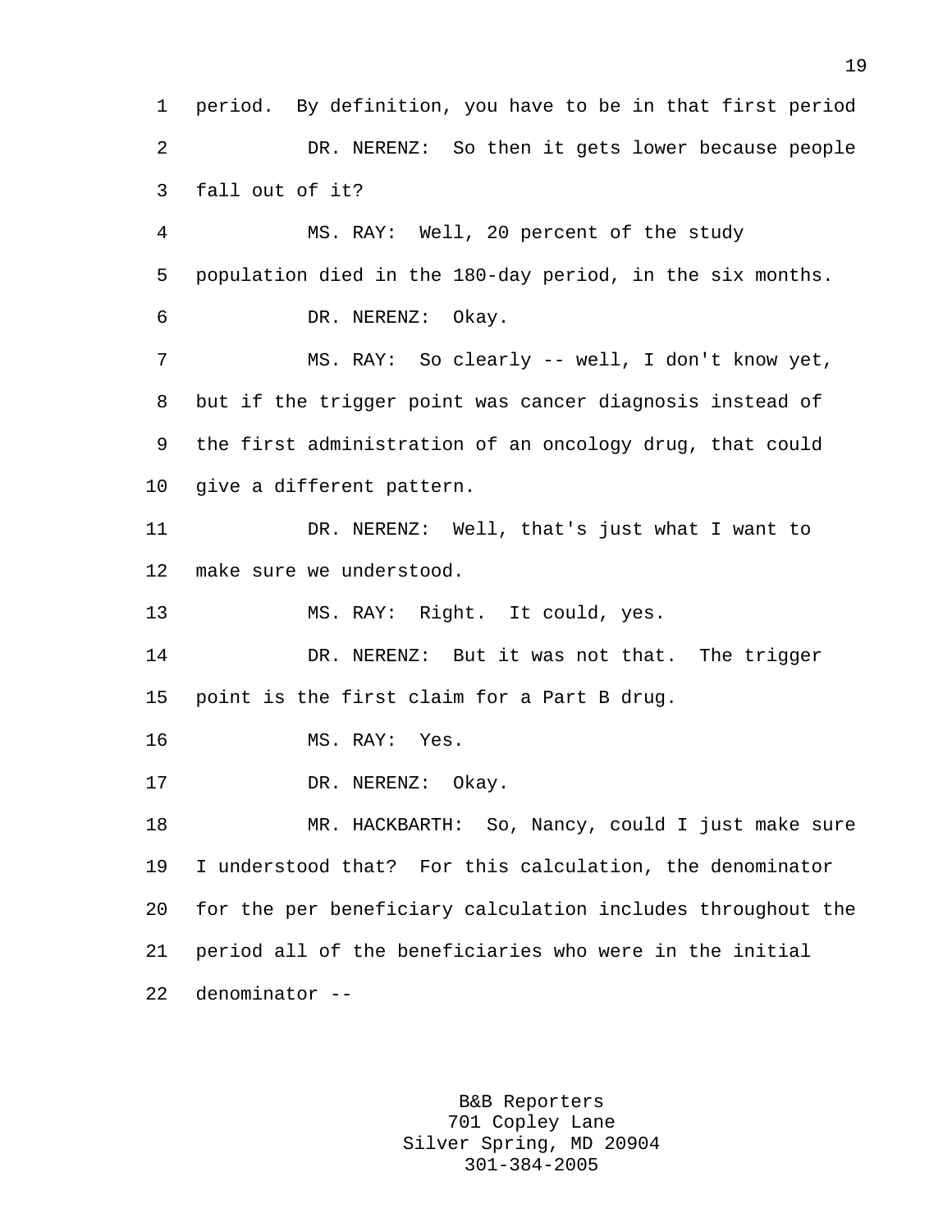period. By definition, you have to be in that first period

DR. NERENZ: So then it gets lower because people fall out of it?

MS. RAY: Well, 20 percent of the study population died in the 180-day period, in the six months.

DR. NERENZ: Okay.

MS. RAY: So clearly -- well, I don't know yet, but if the trigger point was cancer diagnosis instead of the first administration of an oncology drug, that could give a different pattern.

DR. NERENZ: Well, that's just what I want to make sure we understood.

MS. RAY: Right. It could, yes.

DR. NERENZ: But it was not that. The trigger point is the first claim for a Part B drug.

MS. RAY: Yes.

DR. NERENZ: Okay.

MR. HACKBARTH: So, Nancy, could I just make sure I understood that? For this calculation, the denominator for the per beneficiary calculation includes throughout the period all of the beneficiaries who were in the initial denominator --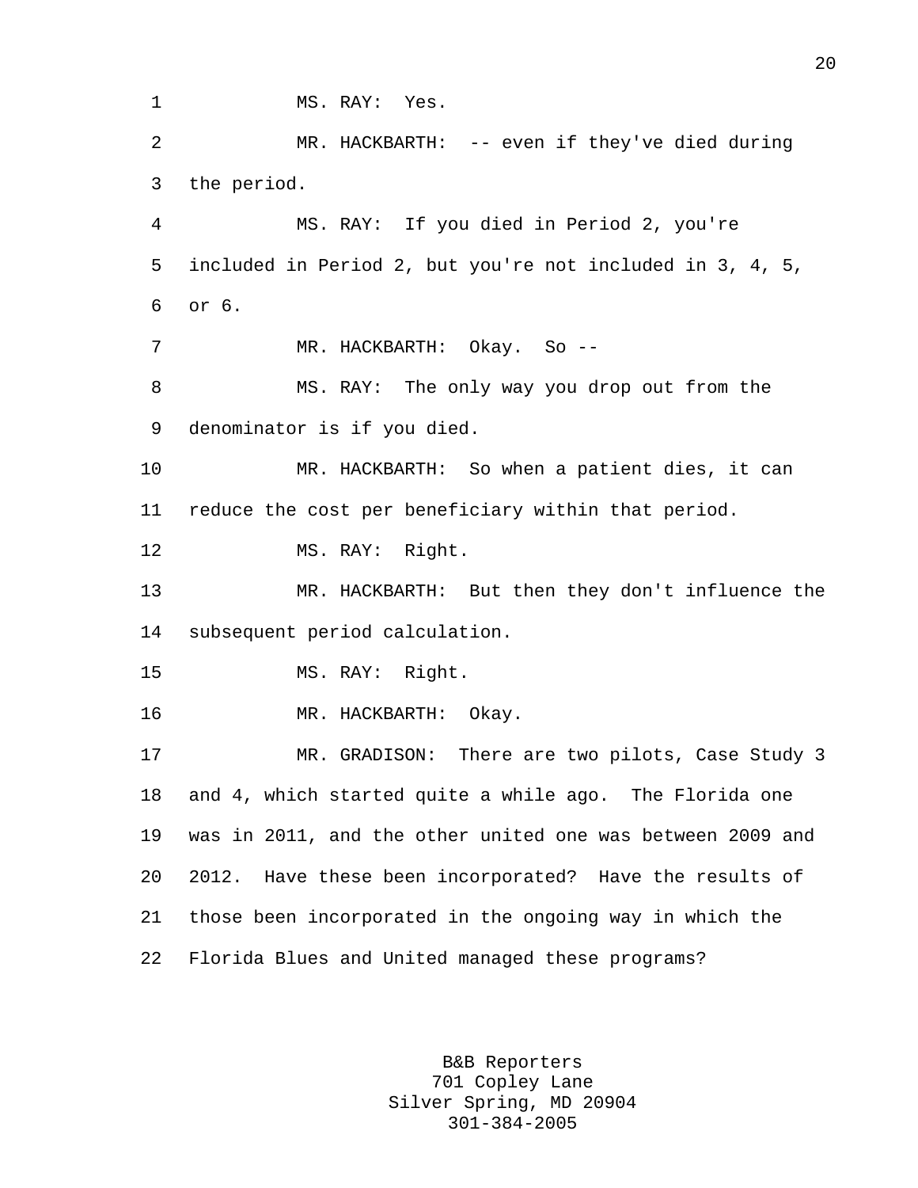MS. RAY: Yes.

MR. HACKBARTH: -- even if they've died during the period.

MS. RAY: If you died in Period 2, you're included in Period 2, but you're not included in 3, 4, 5, or 6.

MR. HACKBARTH: Okay. So --

MS. RAY: The only way you drop out from the denominator is if you died.

MR. HACKBARTH: So when a patient dies, it can reduce the cost per beneficiary within that period.

MS. RAY: Right.

MR. HACKBARTH: But then they don't influence the subsequent period calculation.

MS. RAY: Right.

MR. HACKBARTH: Okay.

MR. GRADISON: There are two pilots, Case Study 3 and 4, which started quite a while ago. The Florida one was in 2011, and the other united one was between 2009 and 2012. Have these been incorporated? Have the results of those been incorporated in the ongoing way in which the Florida Blues and United managed these programs?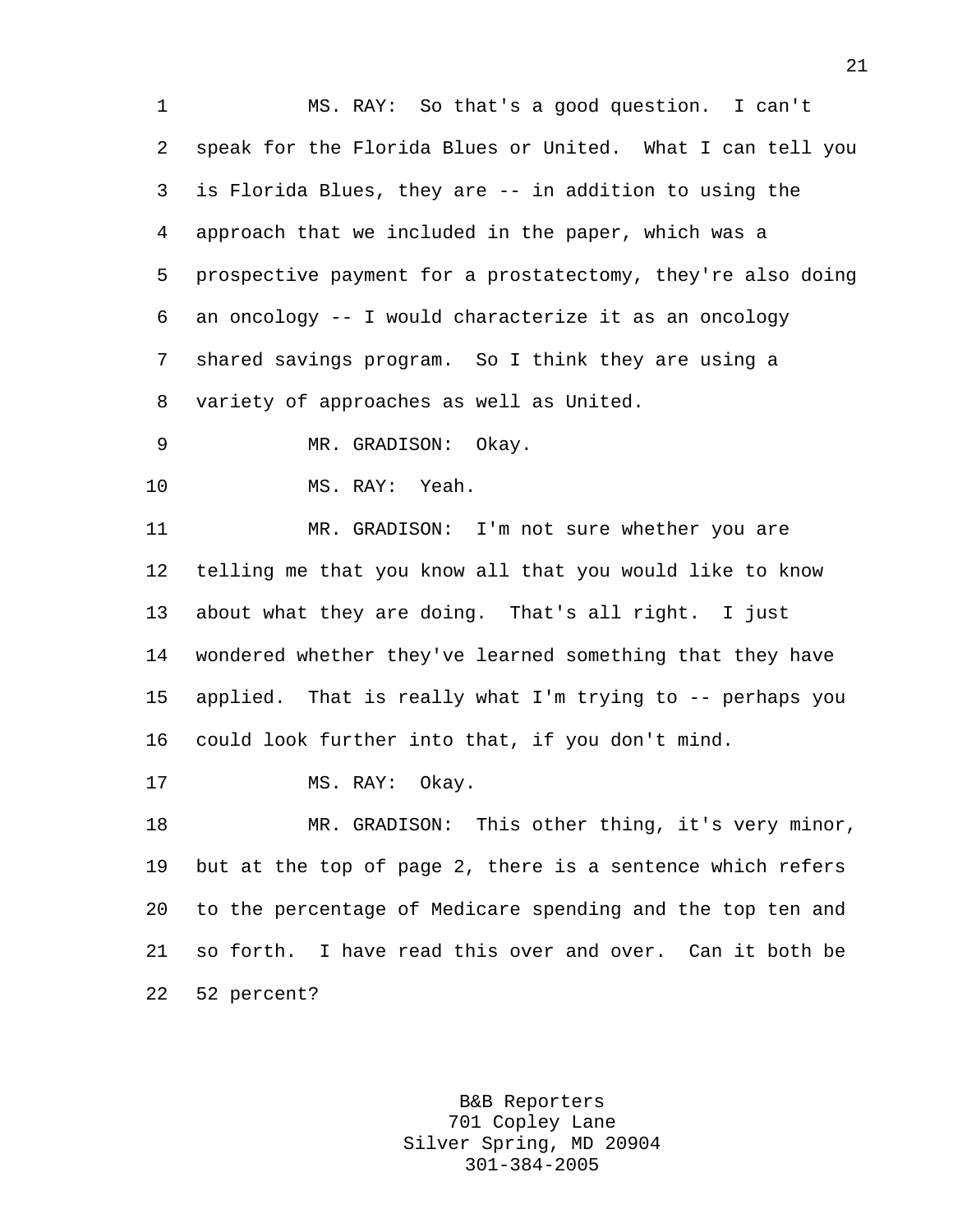MS. RAY: So that's a good question. I can't speak for the Florida Blues or United. What I can tell you is Florida Blues, they are -- in addition to using the approach that we included in the paper, which was a prospective payment for a prostatectomy, they're also doing an oncology -- I would characterize it as an oncology shared savings program. So I think they are using a variety of approaches as well as United.

MR. GRADISON: Okay.

MS. RAY: Yeah.

MR. GRADISON: I'm not sure whether you are telling me that you know all that you would like to know about what they are doing. That's all right. I just wondered whether they've learned something that they have applied. That is really what I'm trying to -- perhaps you could look further into that, if you don't mind.

MS. RAY: Okay.

MR. GRADISON: This other thing, it's very minor, but at the top of page 2, there is a sentence which refers to the percentage of Medicare spending and the top ten and so forth. I have read this over and over. Can it both be 52 percent?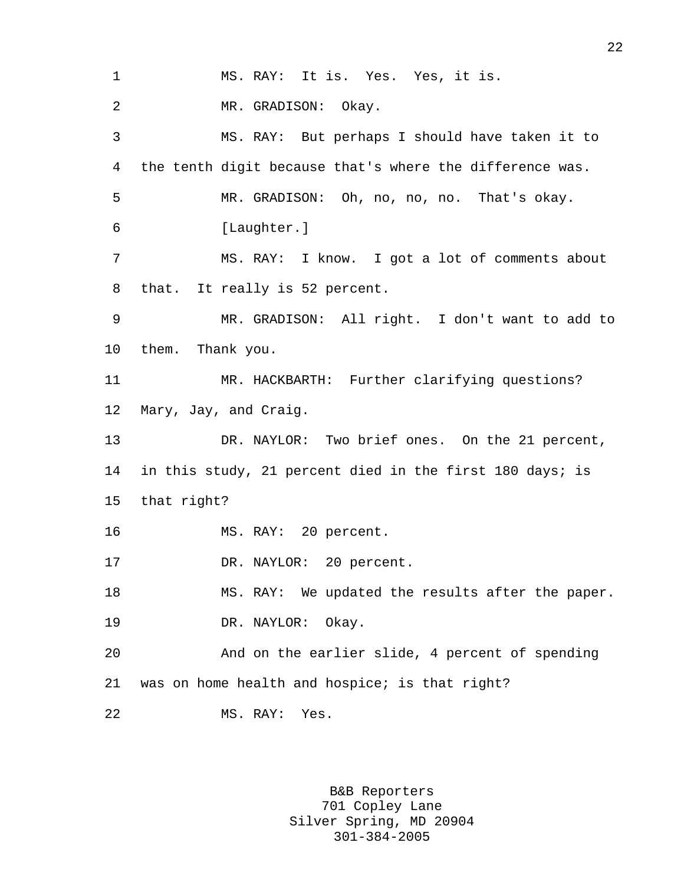MS. RAY: It is. Yes. Yes, it is.

MR. GRADISON: Okay.

MS. RAY: But perhaps I should have taken it to the tenth digit because that's where the difference was.

MR. GRADISON: Oh, no, no, no. That's okay.

[Laughter.]

MS. RAY: I know. I got a lot of comments about that. It really is 52 percent.

MR. GRADISON: All right. I don't want to add to them. Thank you.

MR. HACKBARTH: Further clarifying questions? Mary, Jay, and Craig.

DR. NAYLOR: Two brief ones. On the 21 percent, in this study, 21 percent died in the first 180 days; is that right?

MS. RAY: 20 percent.

DR. NAYLOR: 20 percent.

MS. RAY: We updated the results after the paper.

DR. NAYLOR: Okay.

And on the earlier slide, 4 percent of spending was on home health and hospice; is that right?

MS. RAY: Yes.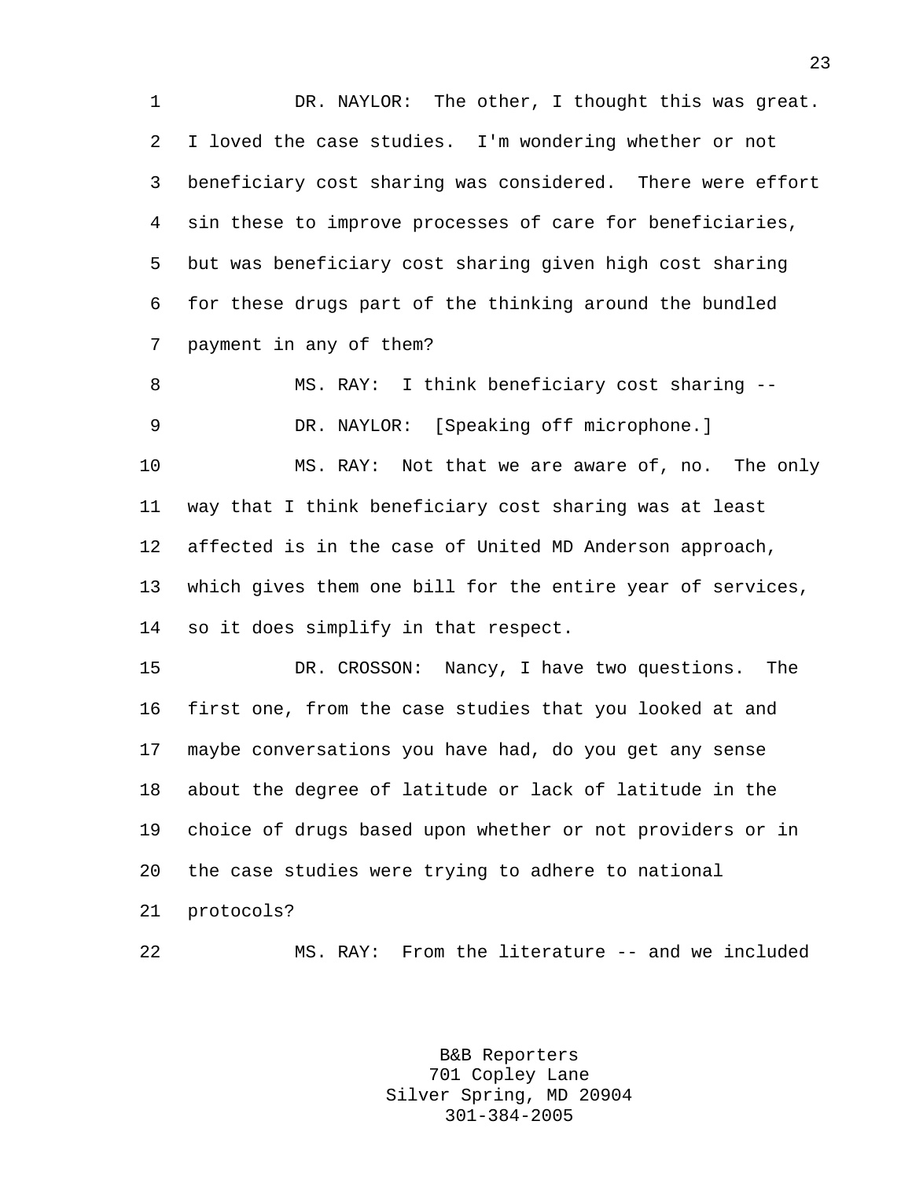DR. NAYLOR: The other, I thought this was great. I loved the case studies. I'm wondering whether or not beneficiary cost sharing was considered. There were effort sin these to improve processes of care for beneficiaries, but was beneficiary cost sharing given high cost sharing for these drugs part of the thinking around the bundled payment in any of them?

MS. RAY: I think beneficiary cost sharing --

DR. NAYLOR: [Speaking off microphone.]

MS. RAY: Not that we are aware of, no. The only way that I think beneficiary cost sharing was at least affected is in the case of United MD Anderson approach, which gives them one bill for the entire year of services, so it does simplify in that respect.

DR. CROSSON: Nancy, I have two questions. The first one, from the case studies that you looked at and maybe conversations you have had, do you get any sense about the degree of latitude or lack of latitude in the choice of drugs based upon whether or not providers or in the case studies were trying to adhere to national protocols?

MS. RAY: From the literature -- and we included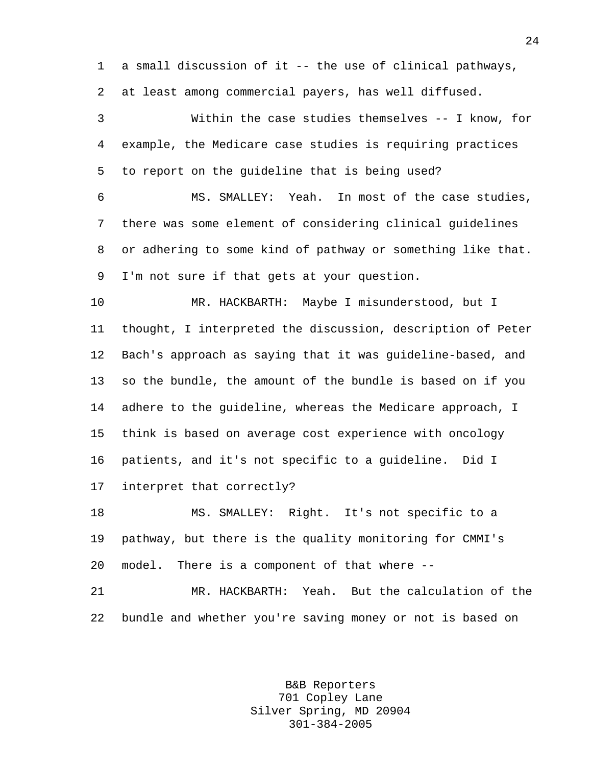a small discussion of it -- the use of clinical pathways, at least among commercial payers, has well diffused.

Within the case studies themselves -- I know, for example, the Medicare case studies is requiring practices to report on the guideline that is being used?

MS. SMALLEY: Yeah. In most of the case studies, there was some element of considering clinical guidelines or adhering to some kind of pathway or something like that. I'm not sure if that gets at your question.

MR. HACKBARTH: Maybe I misunderstood, but I thought, I interpreted the discussion, description of Peter Bach's approach as saying that it was guideline-based, and so the bundle, the amount of the bundle is based on if you adhere to the guideline, whereas the Medicare approach, I think is based on average cost experience with oncology patients, and it's not specific to a guideline. Did I interpret that correctly?

MS. SMALLEY: Right. It's not specific to a pathway, but there is the quality monitoring for CMMI's model. There is a component of that where --

MR. HACKBARTH: Yeah. But the calculation of the bundle and whether you're saving money or not is based on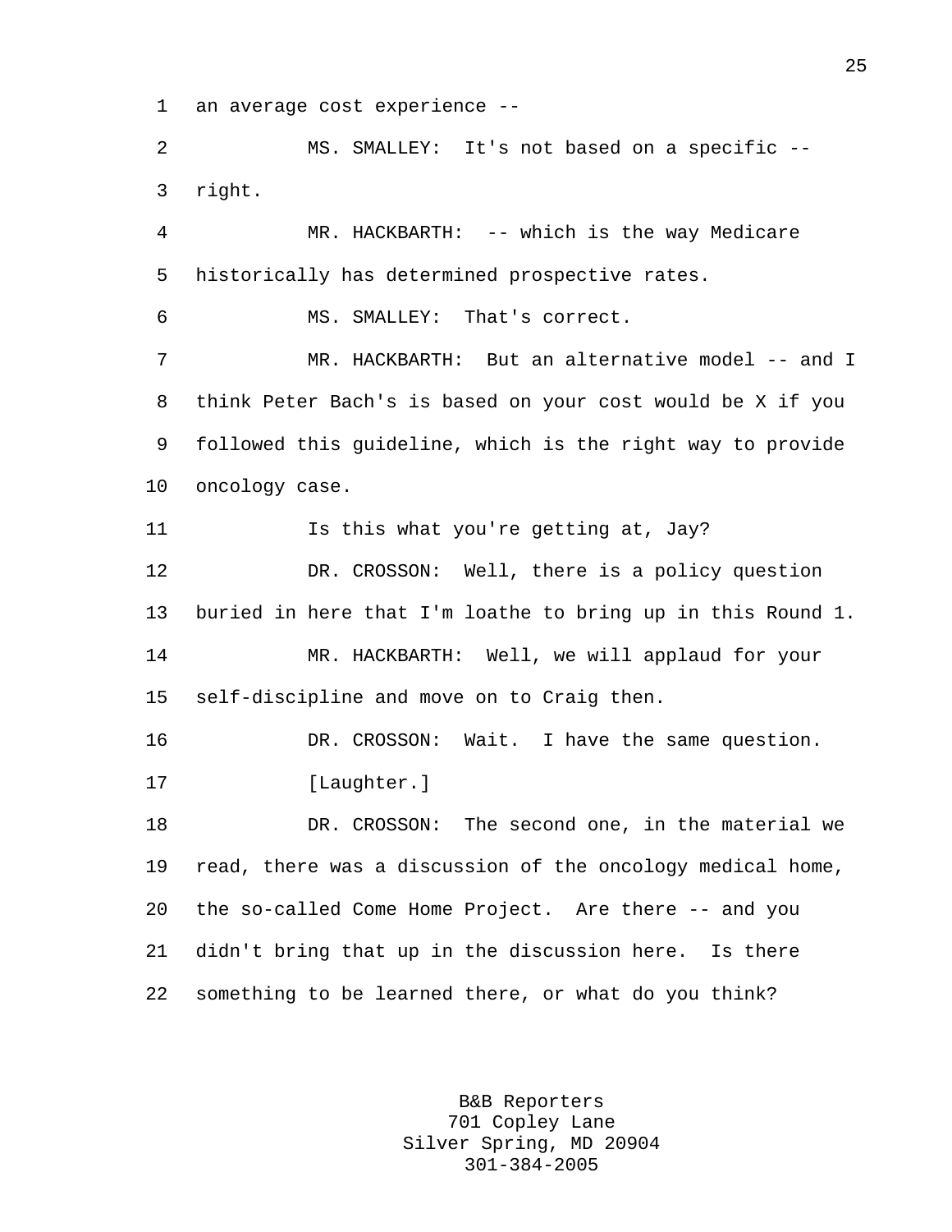an average cost experience --

MS. SMALLEY: It's not based on a specific -- right.

MR. HACKBARTH: -- which is the way Medicare historically has determined prospective rates.

MS. SMALLEY: That's correct.

MR. HACKBARTH: But an alternative model -- and I think Peter Bach's is based on your cost would be X if you followed this guideline, which is the right way to provide oncology case.

Is this what you're getting at, Jay?

DR. CROSSON: Well, there is a policy question buried in here that I'm loathe to bring up in this Round 1.

MR. HACKBARTH: Well, we will applaud for your self-discipline and move on to Craig then.

DR. CROSSON: Wait. I have the same question.

[Laughter.]

DR. CROSSON: The second one, in the material we read, there was a discussion of the oncology medical home, the so-called Come Home Project. Are there -- and you didn't bring that up in the discussion here. Is there something to be learned there, or what do you think?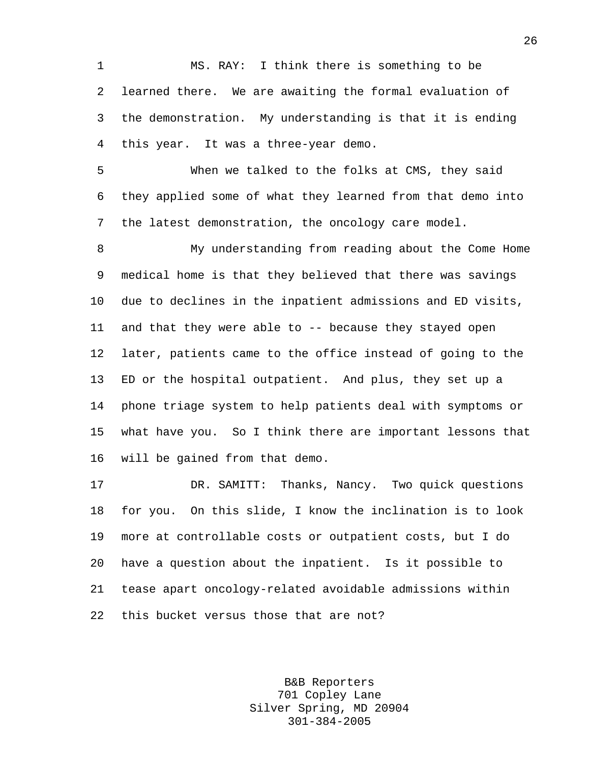MS. RAY: I think there is something to be learned there. We are awaiting the formal evaluation of the demonstration. My understanding is that it is ending this year. It was a three-year demo.

When we talked to the folks at CMS, they said they applied some of what they learned from that demo into the latest demonstration, the oncology care model.

My understanding from reading about the Come Home medical home is that they believed that there was savings due to declines in the inpatient admissions and ED visits, and that they were able to -- because they stayed open later, patients came to the office instead of going to the ED or the hospital outpatient. And plus, they set up a phone triage system to help patients deal with symptoms or what have you. So I think there are important lessons that will be gained from that demo.

DR. SAMITT: Thanks, Nancy. Two quick questions for you. On this slide, I know the inclination is to look more at controllable costs or outpatient costs, but I do have a question about the inpatient. Is it possible to tease apart oncology-related avoidable admissions within this bucket versus those that are not?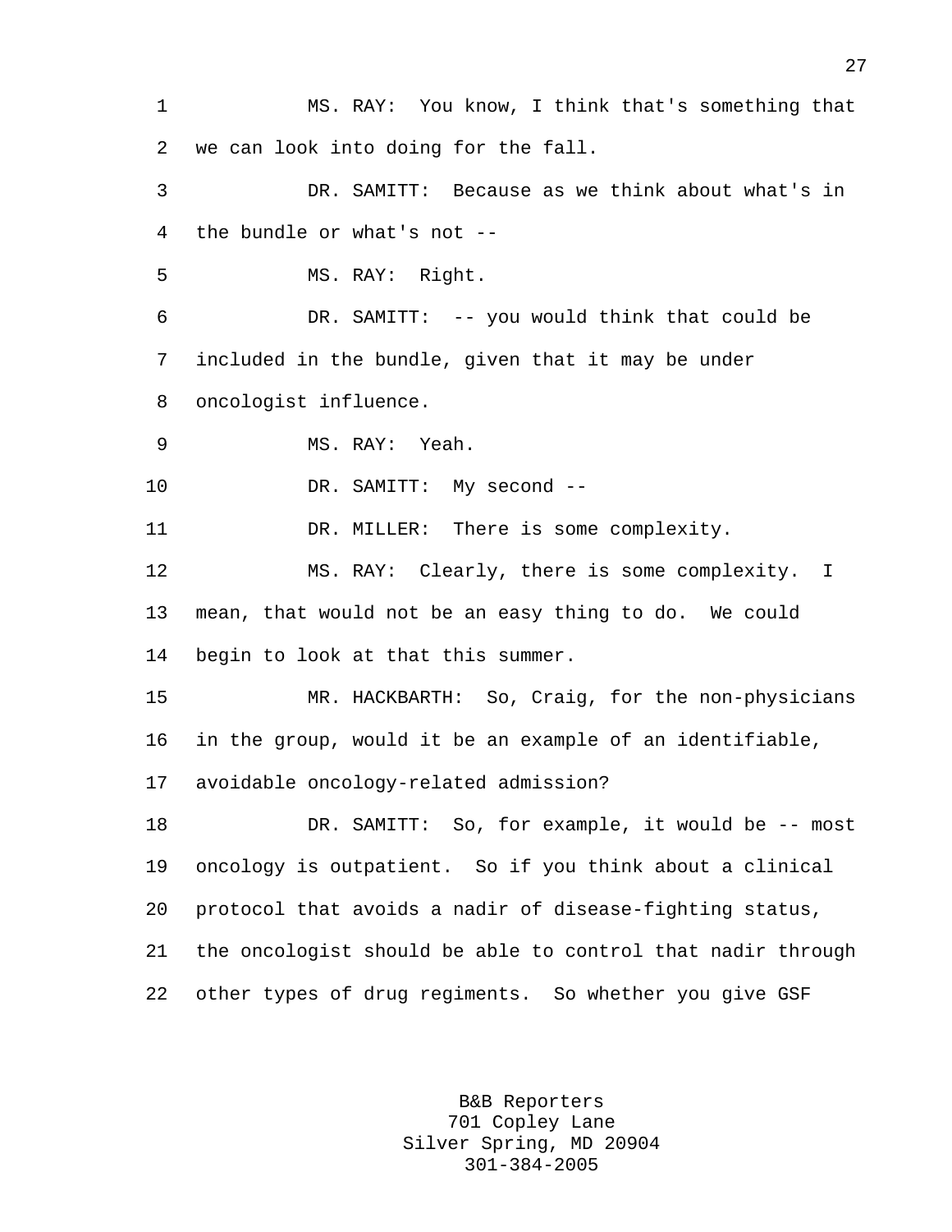MS. RAY: You know, I think that's something that we can look into doing for the fall.

DR. SAMITT: Because as we think about what's in the bundle or what's not --

MS. RAY: Right.

DR. SAMITT: -- you would think that could be included in the bundle, given that it may be under oncologist influence.

MS. RAY: Yeah.

DR. SAMITT: My second --

DR. MILLER: There is some complexity.

MS. RAY: Clearly, there is some complexity. I mean, that would not be an easy thing to do. We could begin to look at that this summer.

MR. HACKBARTH: So, Craig, for the non-physicians in the group, would it be an example of an identifiable, avoidable oncology-related admission?

DR. SAMITT: So, for example, it would be -- most oncology is outpatient. So if you think about a clinical protocol that avoids a nadir of disease-fighting status, the oncologist should be able to control that nadir through other types of drug regiments. So whether you give GSF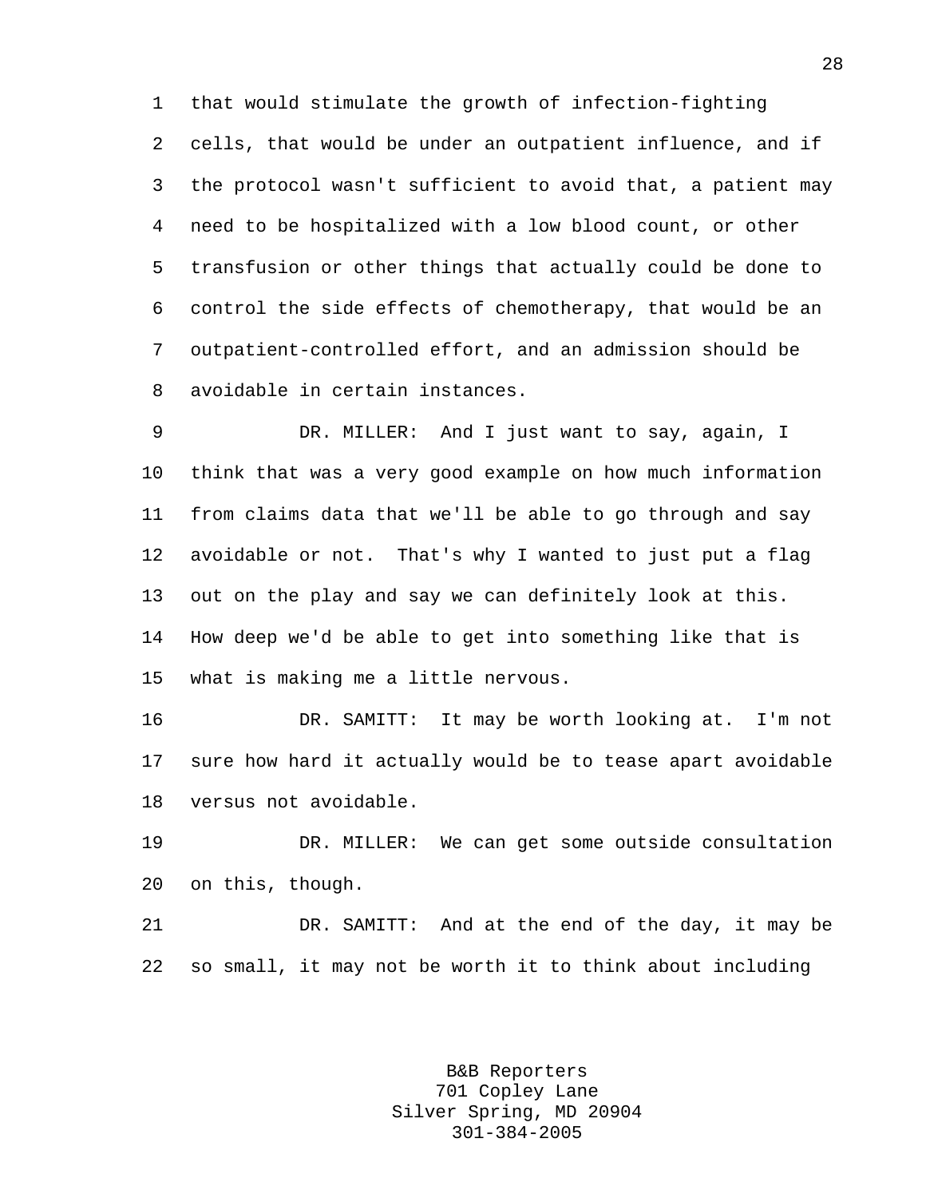that would stimulate the growth of infection-fighting cells, that would be under an outpatient influence, and if the protocol wasn't sufficient to avoid that, a patient may need to be hospitalized with a low blood count, or other transfusion or other things that actually could be done to control the side effects of chemotherapy, that would be an outpatient-controlled effort, and an admission should be avoidable in certain instances.

DR. MILLER: And I just want to say, again, I think that was a very good example on how much information from claims data that we'll be able to go through and say avoidable or not. That's why I wanted to just put a flag out on the play and say we can definitely look at this. How deep we'd be able to get into something like that is what is making me a little nervous.

DR. SAMITT: It may be worth looking at. I'm not sure how hard it actually would be to tease apart avoidable versus not avoidable.

DR. MILLER: We can get some outside consultation on this, though.

DR. SAMITT: And at the end of the day, it may be so small, it may not be worth it to think about including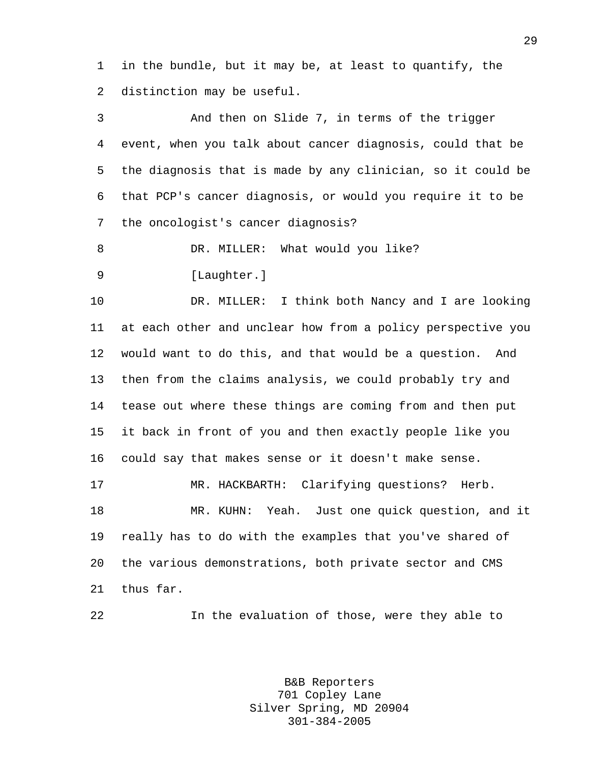in the bundle, but it may be, at least to quantify, the distinction may be useful.

And then on Slide 7, in terms of the trigger event, when you talk about cancer diagnosis, could that be the diagnosis that is made by any clinician, so it could be that PCP's cancer diagnosis, or would you require it to be the oncologist's cancer diagnosis?

DR. MILLER: What would you like?

[Laughter.]

DR. MILLER: I think both Nancy and I are looking at each other and unclear how from a policy perspective you would want to do this, and that would be a question. And then from the claims analysis, we could probably try and tease out where these things are coming from and then put it back in front of you and then exactly people like you could say that makes sense or it doesn't make sense.

MR. HACKBARTH: Clarifying questions? Herb.

MR. KUHN: Yeah. Just one quick question, and it really has to do with the examples that you've shared of the various demonstrations, both private sector and CMS thus far.

In the evaluation of those, were they able to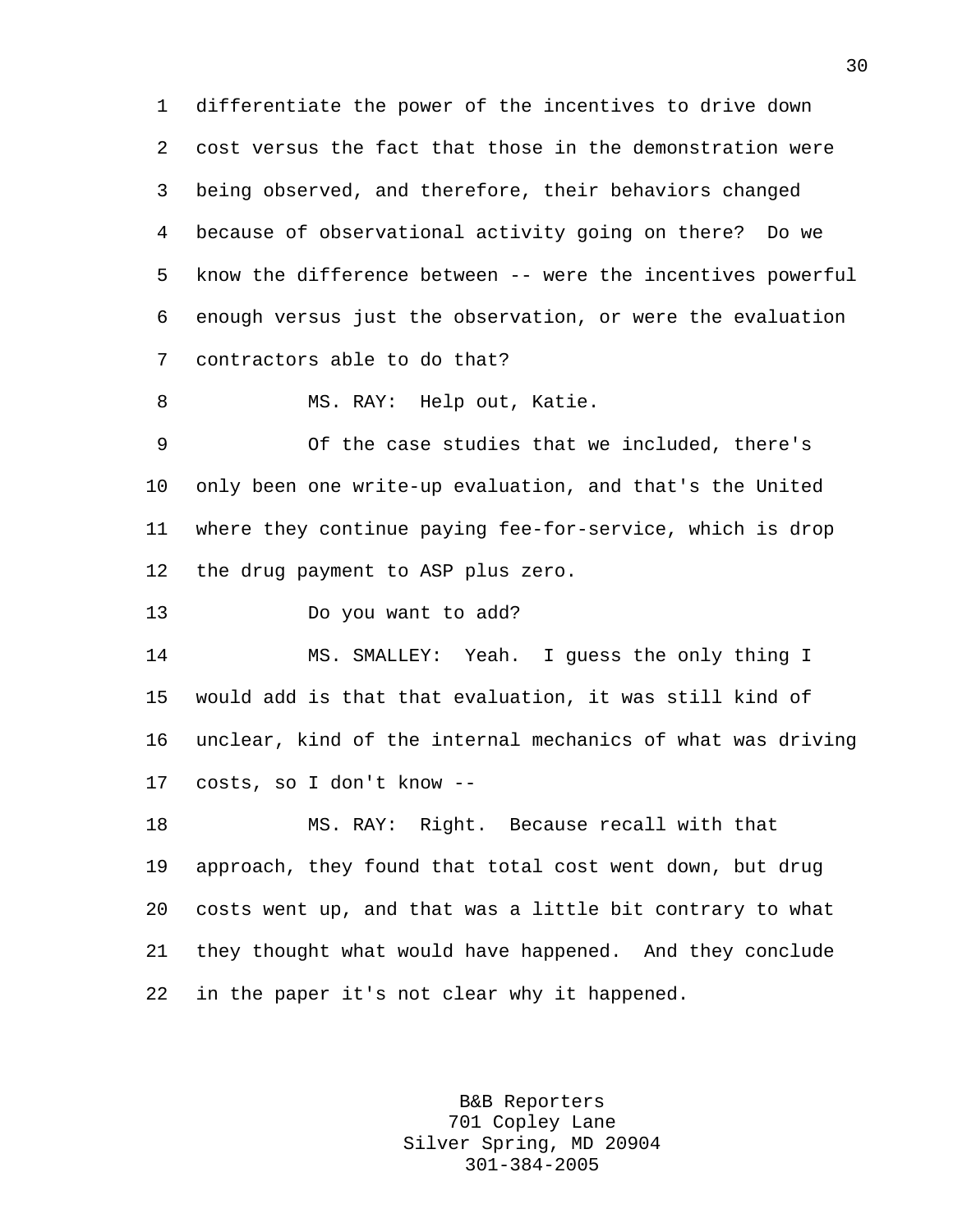differentiate the power of the incentives to drive down cost versus the fact that those in the demonstration were being observed, and therefore, their behaviors changed because of observational activity going on there? Do we know the difference between -- were the incentives powerful enough versus just the observation, or were the evaluation contractors able to do that?

MS. RAY: Help out, Katie.

Of the case studies that we included, there's only been one write-up evaluation, and that's the United where they continue paying fee-for-service, which is drop the drug payment to ASP plus zero.

Do you want to add?

MS. SMALLEY: Yeah. I guess the only thing I would add is that that evaluation, it was still kind of unclear, kind of the internal mechanics of what was driving costs, so I don't know --

MS. RAY: Right. Because recall with that approach, they found that total cost went down, but drug costs went up, and that was a little bit contrary to what they thought what would have happened. And they conclude in the paper it's not clear why it happened.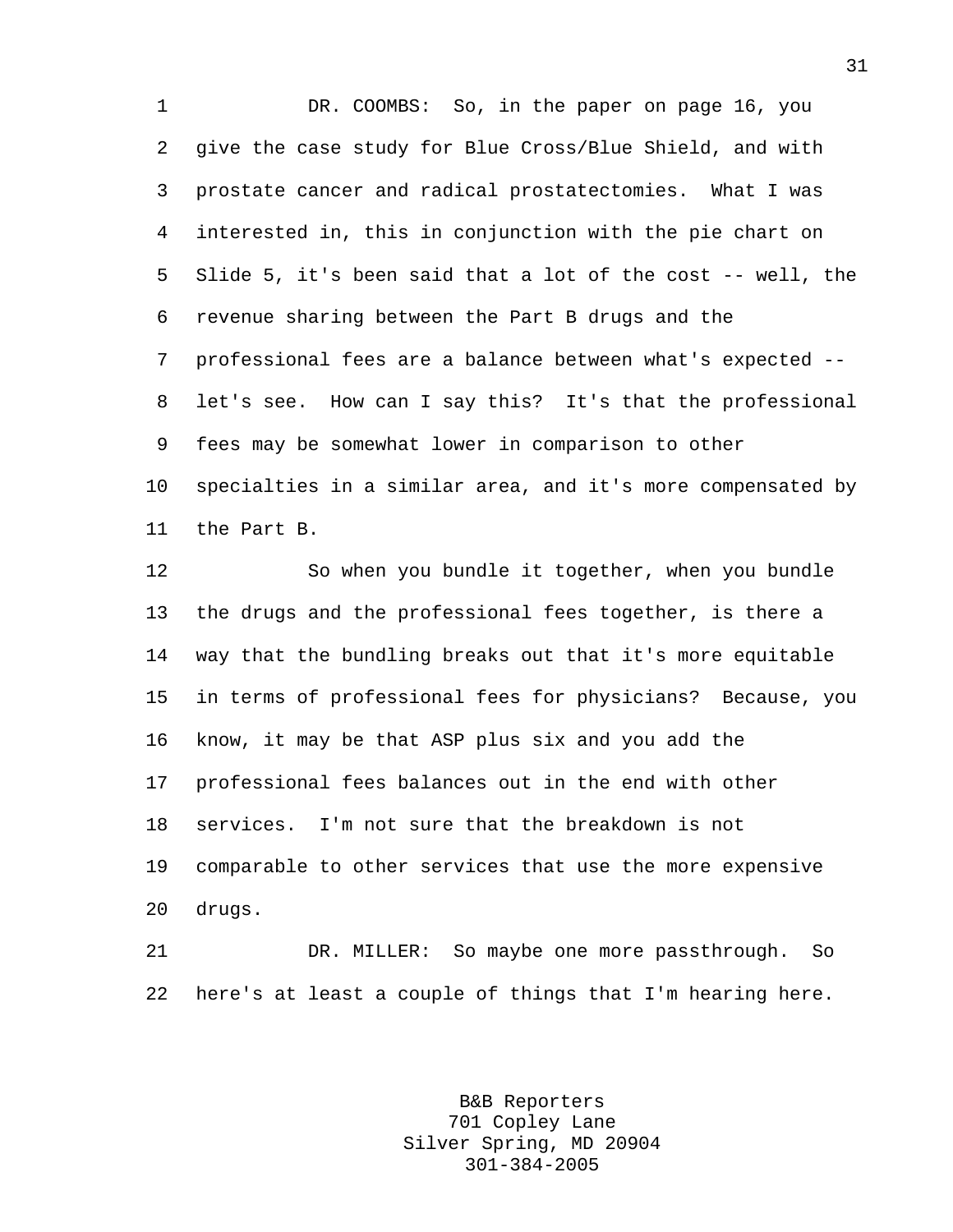DR. COOMBS: So, in the paper on page 16, you give the case study for Blue Cross/Blue Shield, and with prostate cancer and radical prostatectomies. What I was interested in, this in conjunction with the pie chart on Slide 5, it's been said that a lot of the cost -- well, the revenue sharing between the Part B drugs and the professional fees are a balance between what's expected -- let's see. How can I say this? It's that the professional fees may be somewhat lower in comparison to other specialties in a similar area, and it's more compensated by the Part B.

So when you bundle it together, when you bundle the drugs and the professional fees together, is there a way that the bundling breaks out that it's more equitable in terms of professional fees for physicians? Because, you know, it may be that ASP plus six and you add the professional fees balances out in the end with other services. I'm not sure that the breakdown is not comparable to other services that use the more expensive drugs.

DR. MILLER: So maybe one more passthrough. So here's at least a couple of things that I'm hearing here.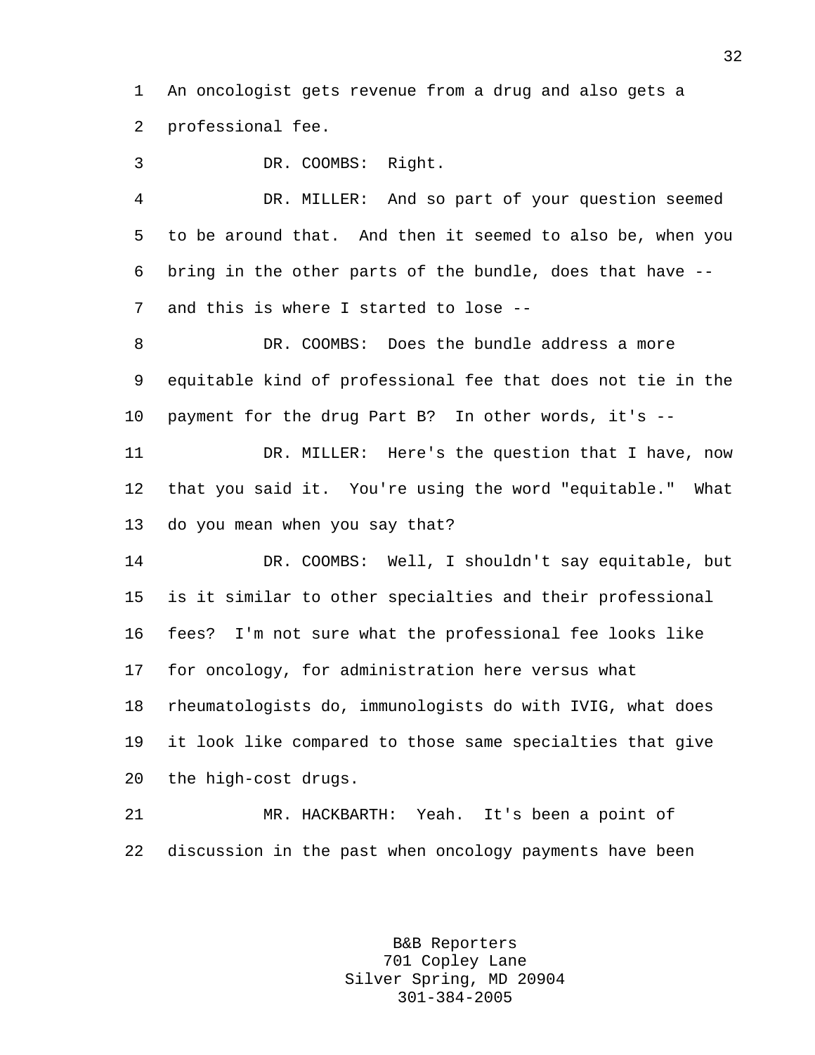An oncologist gets revenue from a drug and also gets a professional fee.

DR. COOMBS: Right.

DR. MILLER: And so part of your question seemed to be around that. And then it seemed to also be, when you bring in the other parts of the bundle, does that have -- and this is where I started to lose --

DR. COOMBS: Does the bundle address a more equitable kind of professional fee that does not tie in the payment for the drug Part B? In other words, it's --

DR. MILLER: Here's the question that I have, now that you said it. You're using the word "equitable." What do you mean when you say that?

DR. COOMBS: Well, I shouldn't say equitable, but is it similar to other specialties and their professional fees? I'm not sure what the professional fee looks like for oncology, for administration here versus what rheumatologists do, immunologists do with IVIG, what does it look like compared to those same specialties that give the high-cost drugs.

MR. HACKBARTH: Yeah. It's been a point of discussion in the past when oncology payments have been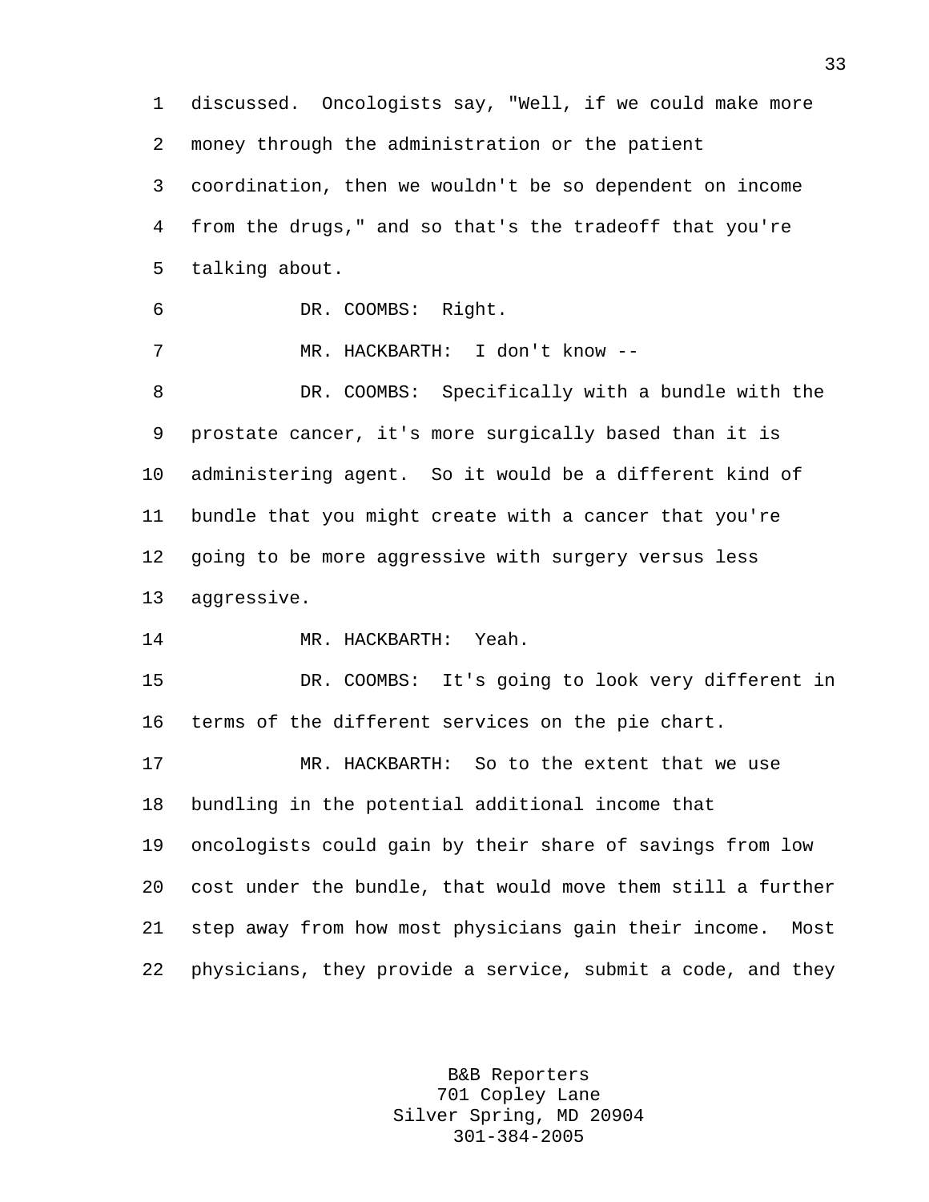discussed. Oncologists say, "Well, if we could make more money through the administration or the patient coordination, then we wouldn't be so dependent on income from the drugs," and so that's the tradeoff that you're talking about.

DR. COOMBS: Right.

MR. HACKBARTH: I don't know --

DR. COOMBS: Specifically with a bundle with the prostate cancer, it's more surgically based than it is administering agent. So it would be a different kind of bundle that you might create with a cancer that you're going to be more aggressive with surgery versus less aggressive.

MR. HACKBARTH: Yeah.

DR. COOMBS: It's going to look very different in terms of the different services on the pie chart.

MR. HACKBARTH: So to the extent that we use bundling in the potential additional income that oncologists could gain by their share of savings from low cost under the bundle, that would move them still a further step away from how most physicians gain their income. Most physicians, they provide a service, submit a code, and they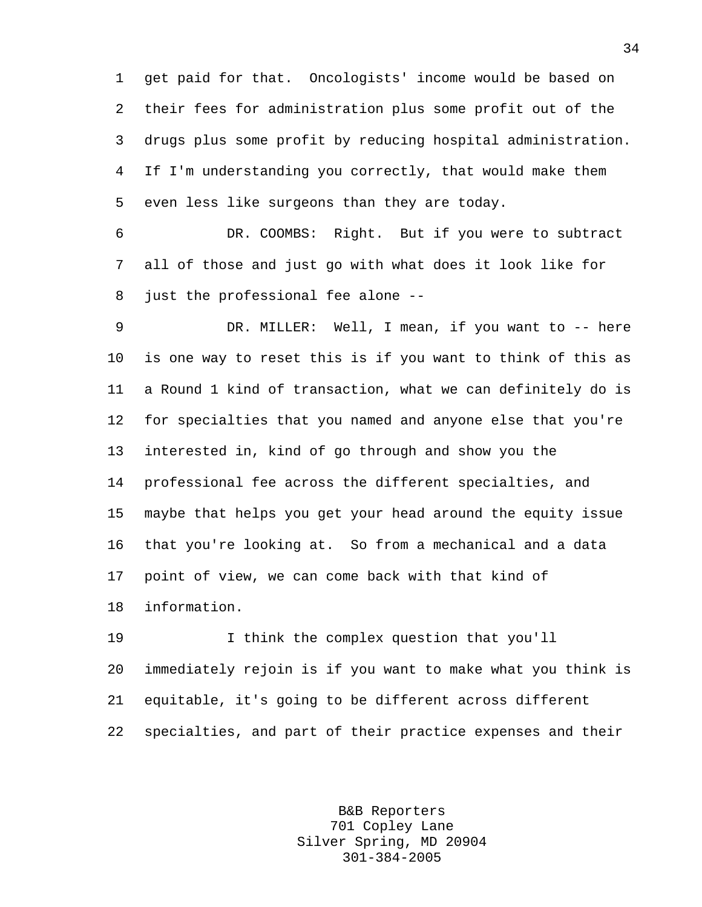get paid for that. Oncologists' income would be based on their fees for administration plus some profit out of the drugs plus some profit by reducing hospital administration. If I'm understanding you correctly, that would make them even less like surgeons than they are today.

DR. COOMBS: Right. But if you were to subtract all of those and just go with what does it look like for just the professional fee alone --

DR. MILLER: Well, I mean, if you want to -- here is one way to reset this is if you want to think of this as a Round 1 kind of transaction, what we can definitely do is for specialties that you named and anyone else that you're interested in, kind of go through and show you the professional fee across the different specialties, and maybe that helps you get your head around the equity issue that you're looking at. So from a mechanical and a data point of view, we can come back with that kind of information.

I think the complex question that you'll immediately rejoin is if you want to make what you think is equitable, it's going to be different across different specialties, and part of their practice expenses and their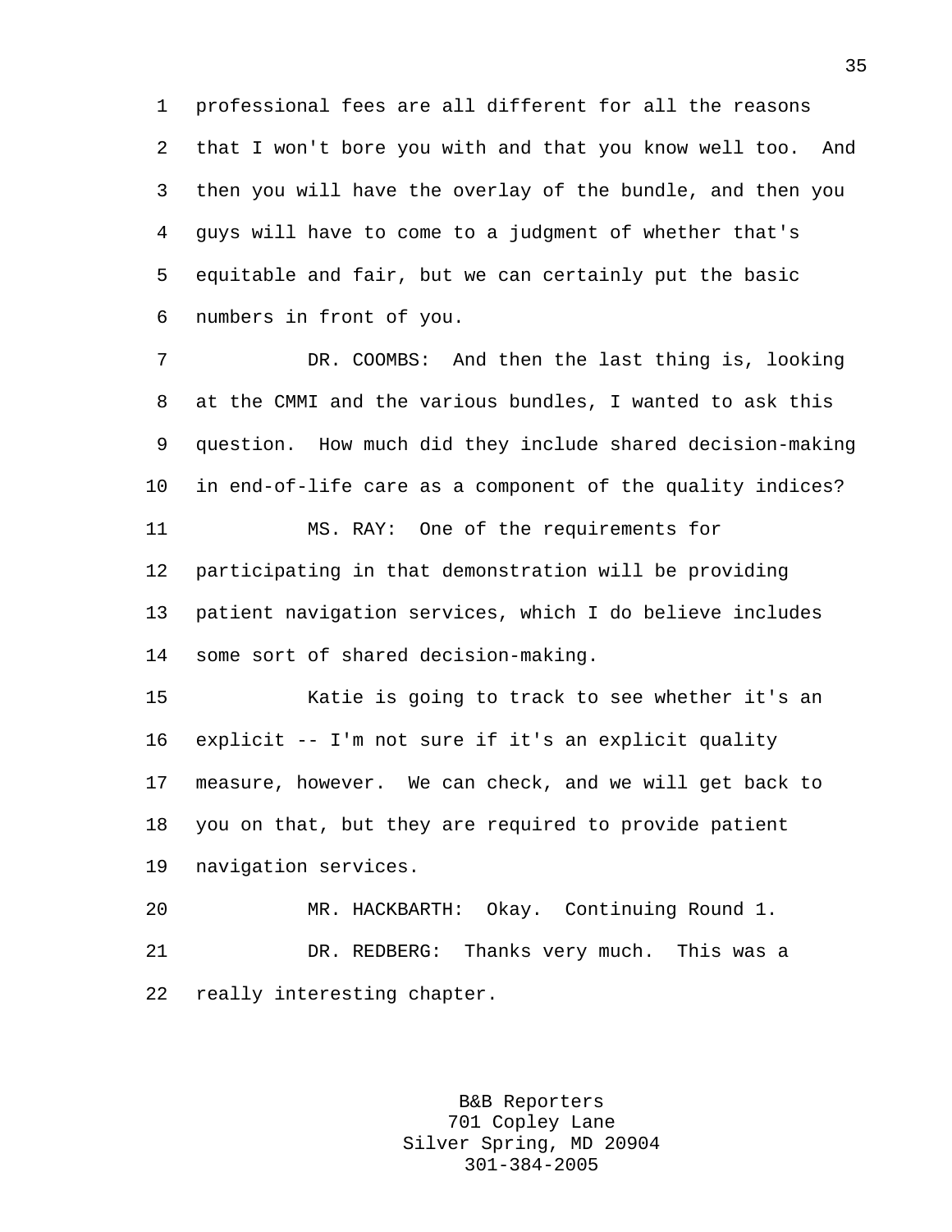professional fees are all different for all the reasons that I won't bore you with and that you know well too. And then you will have the overlay of the bundle, and then you guys will have to come to a judgment of whether that's equitable and fair, but we can certainly put the basic numbers in front of you.

DR. COOMBS: And then the last thing is, looking at the CMMI and the various bundles, I wanted to ask this question. How much did they include shared decision-making in end-of-life care as a component of the quality indices?

MS. RAY: One of the requirements for participating in that demonstration will be providing patient navigation services, which I do believe includes some sort of shared decision-making.

Katie is going to track to see whether it's an explicit -- I'm not sure if it's an explicit quality measure, however. We can check, and we will get back to you on that, but they are required to provide patient navigation services.

MR. HACKBARTH: Okay. Continuing Round 1.

DR. REDBERG: Thanks very much. This was a really interesting chapter.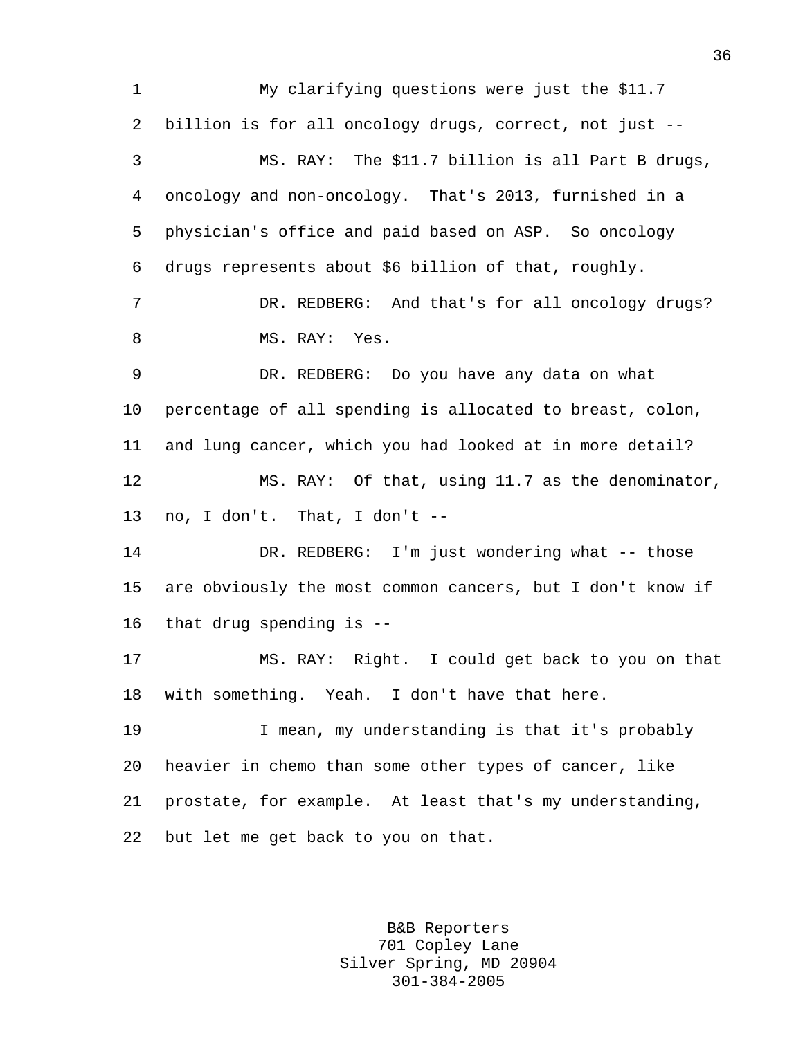My clarifying questions were just the $11.7 billion is for all oncology drugs, correct, not just --

MS. RAY: The $11.7 billion is all Part B drugs, oncology and non-oncology. That's 2013, furnished in a physician's office and paid based on ASP. So oncology drugs represents about $6 billion of that, roughly.

DR. REDBERG: And that's for all oncology drugs?

MS. RAY: Yes.

DR. REDBERG: Do you have any data on what percentage of all spending is allocated to breast, colon, and lung cancer, which you had looked at in more detail?

MS. RAY: Of that, using 11.7 as the denominator, no, I don't. That, I don't --

DR. REDBERG: I'm just wondering what -- those are obviously the most common cancers, but I don't know if that drug spending is --

MS. RAY: Right. I could get back to you on that with something. Yeah. I don't have that here.

I mean, my understanding is that it's probably heavier in chemo than some other types of cancer, like prostate, for example. At least that's my understanding, but let me get back to you on that.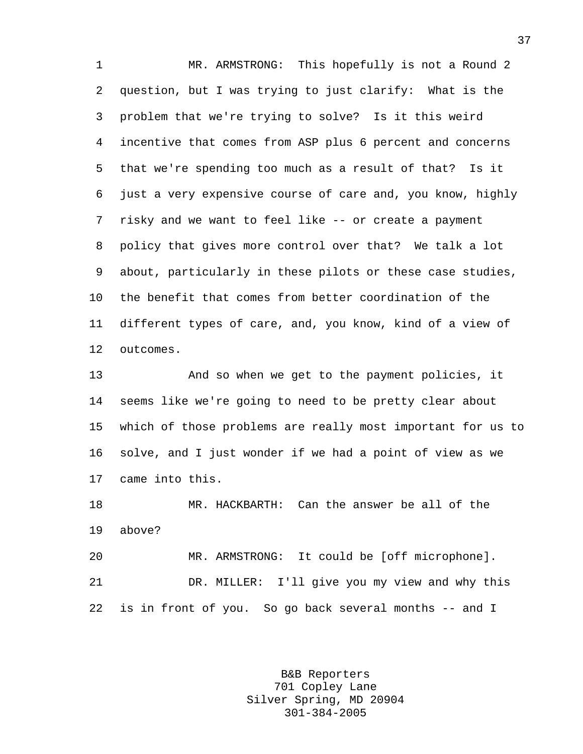MR. ARMSTRONG: This hopefully is not a Round 2 question, but I was trying to just clarify: What is the problem that we're trying to solve? Is it this weird incentive that comes from ASP plus 6 percent and concerns that we're spending too much as a result of that? Is it just a very expensive course of care and, you know, highly risky and we want to feel like -- or create a payment policy that gives more control over that? We talk a lot about, particularly in these pilots or these case studies, the benefit that comes from better coordination of the different types of care, and, you know, kind of a view of outcomes.

And so when we get to the payment policies, it seems like we're going to need to be pretty clear about which of those problems are really most important for us to solve, and I just wonder if we had a point of view as we came into this.

MR. HACKBARTH: Can the answer be all of the above?

MR. ARMSTRONG: It could be [off microphone].

DR. MILLER: I'll give you my view and why this is in front of you. So go back several months -- and I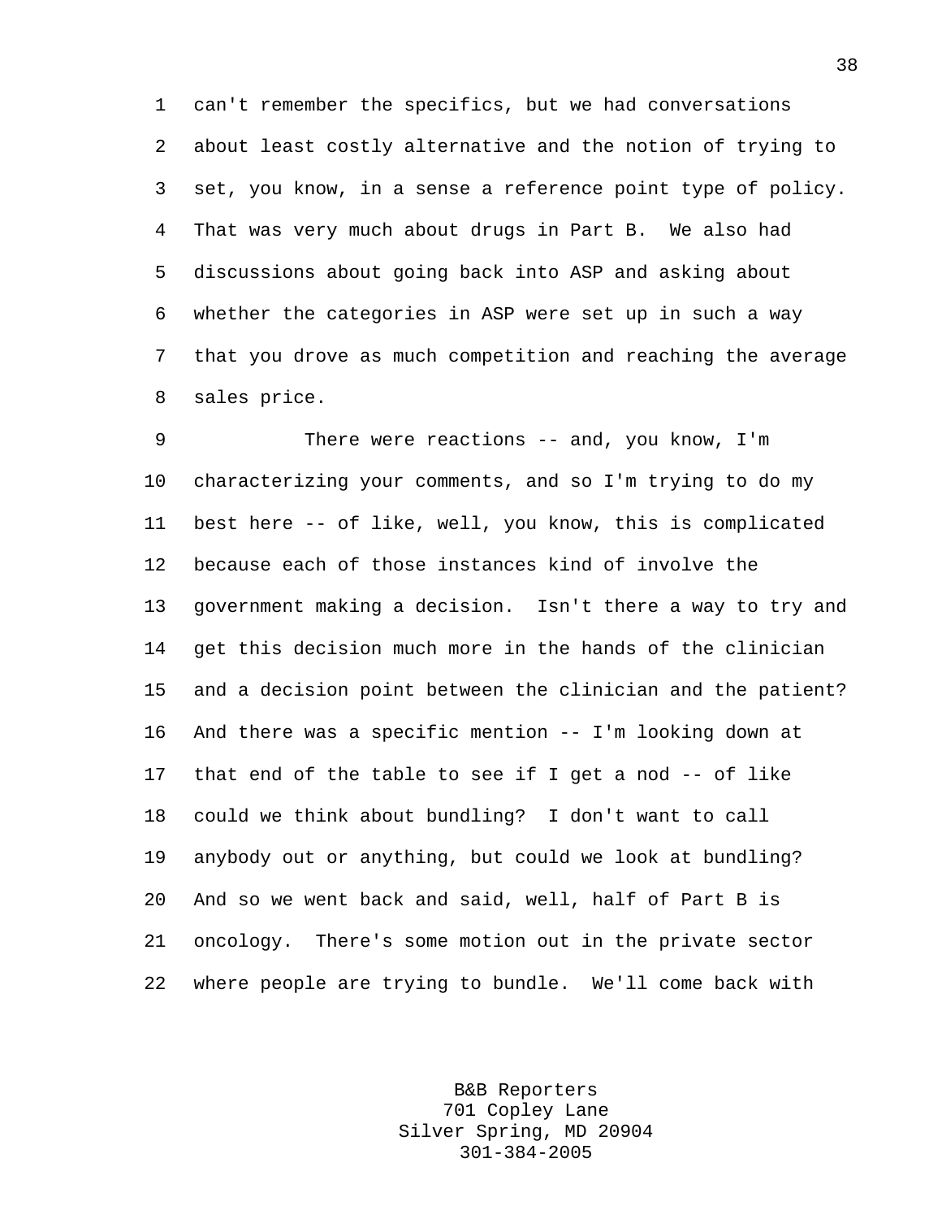can't remember the specifics, but we had conversations about least costly alternative and the notion of trying to set, you know, in a sense a reference point type of policy. That was very much about drugs in Part B. We also had discussions about going back into ASP and asking about whether the categories in ASP were set up in such a way that you drove as much competition and reaching the average sales price.

There were reactions -- and, you know, I'm characterizing your comments, and so I'm trying to do my best here -- of like, well, you know, this is complicated because each of those instances kind of involve the government making a decision. Isn't there a way to try and get this decision much more in the hands of the clinician and a decision point between the clinician and the patient? And there was a specific mention -- I'm looking down at that end of the table to see if I get a nod -- of like could we think about bundling? I don't want to call anybody out or anything, but could we look at bundling? And so we went back and said, well, half of Part B is oncology. There's some motion out in the private sector where people are trying to bundle. We'll come back with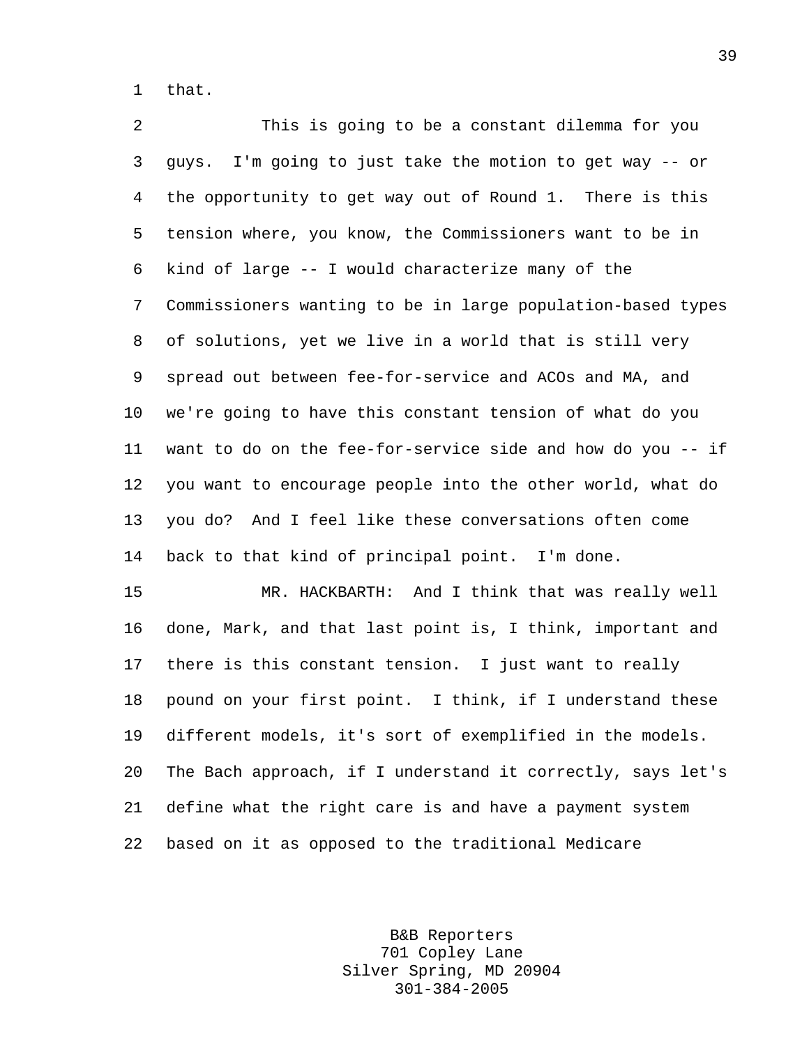that.

This is going to be a constant dilemma for you guys. I'm going to just take the motion to get way -- or the opportunity to get way out of Round 1. There is this tension where, you know, the Commissioners want to be in kind of large -- I would characterize many of the Commissioners wanting to be in large population-based types of solutions, yet we live in a world that is still very spread out between fee-for-service and ACOs and MA, and we're going to have this constant tension of what do you want to do on the fee-for-service side and how do you -- if you want to encourage people into the other world, what do you do? And I feel like these conversations often come back to that kind of principal point. I'm done.

MR. HACKBARTH: And I think that was really well done, Mark, and that last point is, I think, important and there is this constant tension. I just want to really pound on your first point. I think, if I understand these different models, it's sort of exemplified in the models. The Bach approach, if I understand it correctly, says let's define what the right care is and have a payment system based on it as opposed to the traditional Medicare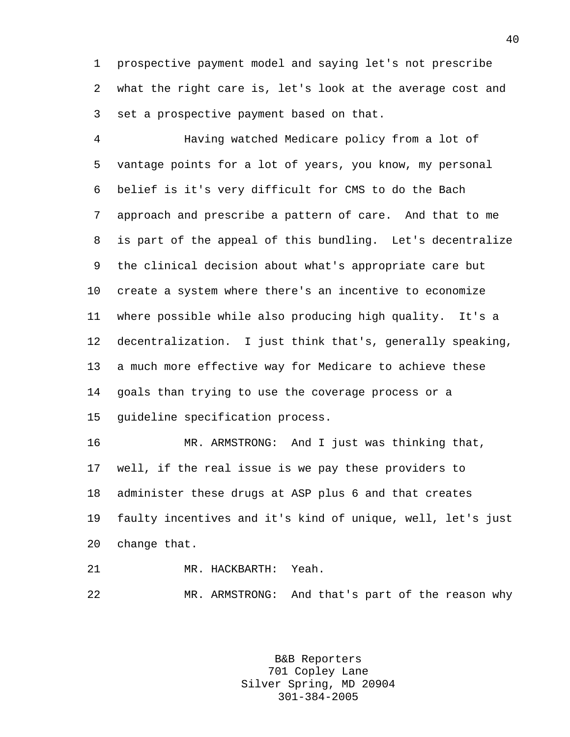prospective payment model and saying let's not prescribe what the right care is, let's look at the average cost and set a prospective payment based on that.

Having watched Medicare policy from a lot of vantage points for a lot of years, you know, my personal belief is it's very difficult for CMS to do the Bach approach and prescribe a pattern of care. And that to me is part of the appeal of this bundling. Let's decentralize the clinical decision about what's appropriate care but create a system where there's an incentive to economize where possible while also producing high quality. It's a decentralization. I just think that's, generally speaking, a much more effective way for Medicare to achieve these goals than trying to use the coverage process or a guideline specification process.

MR. ARMSTRONG: And I just was thinking that, well, if the real issue is we pay these providers to administer these drugs at ASP plus 6 and that creates faulty incentives and it's kind of unique, well, let's just change that.

MR. HACKBARTH: Yeah.

MR. ARMSTRONG: And that's part of the reason why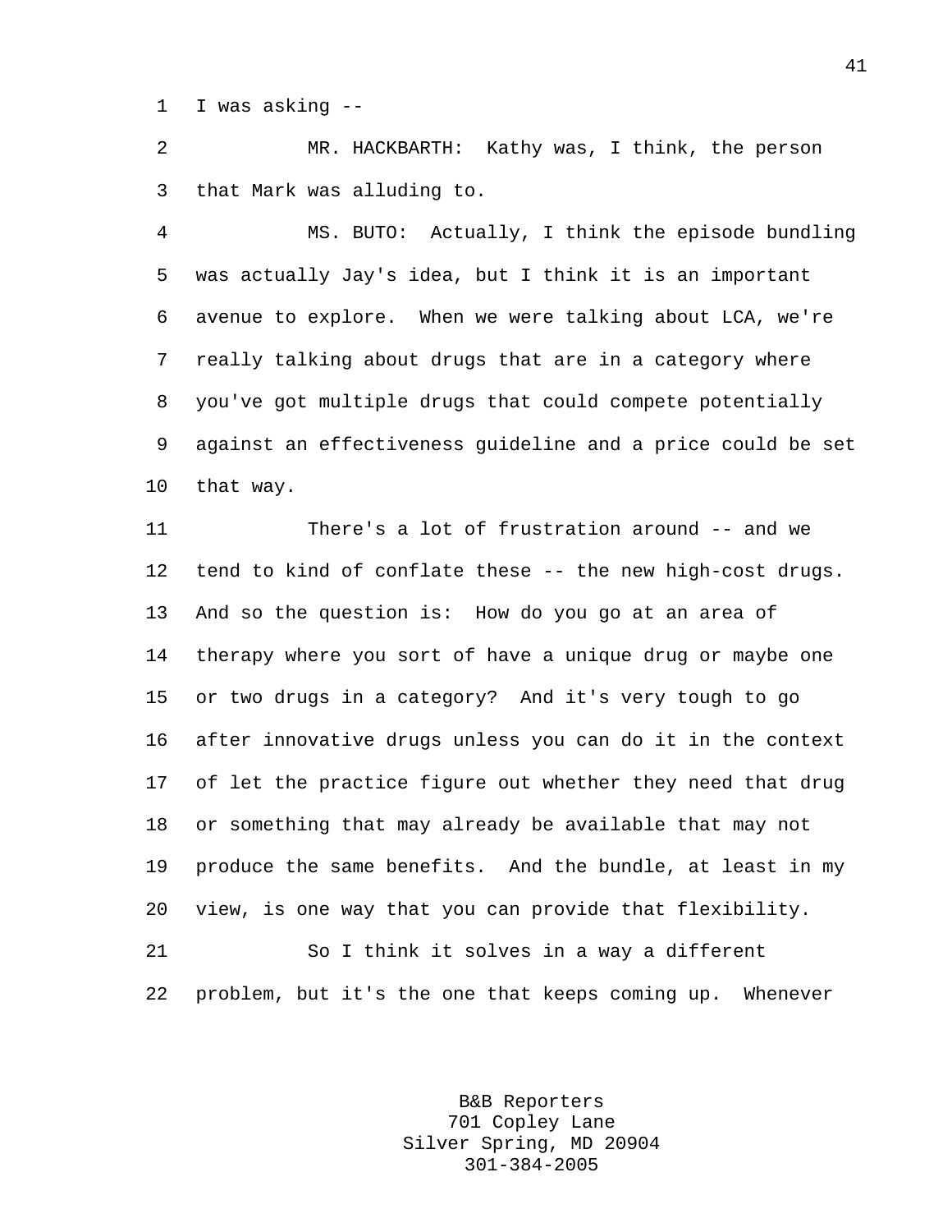I was asking --

MR. HACKBARTH: Kathy was, I think, the person that Mark was alluding to.

MS. BUTO: Actually, I think the episode bundling was actually Jay's idea, but I think it is an important avenue to explore. When we were talking about LCA, we're really talking about drugs that are in a category where you've got multiple drugs that could compete potentially against an effectiveness guideline and a price could be set that way.

There's a lot of frustration around -- and we tend to kind of conflate these -- the new high-cost drugs. And so the question is: How do you go at an area of therapy where you sort of have a unique drug or maybe one or two drugs in a category? And it's very tough to go after innovative drugs unless you can do it in the context of let the practice figure out whether they need that drug or something that may already be available that may not produce the same benefits. And the bundle, at least in my view, is one way that you can provide that flexibility.

So I think it solves in a way a different problem, but it's the one that keeps coming up. Whenever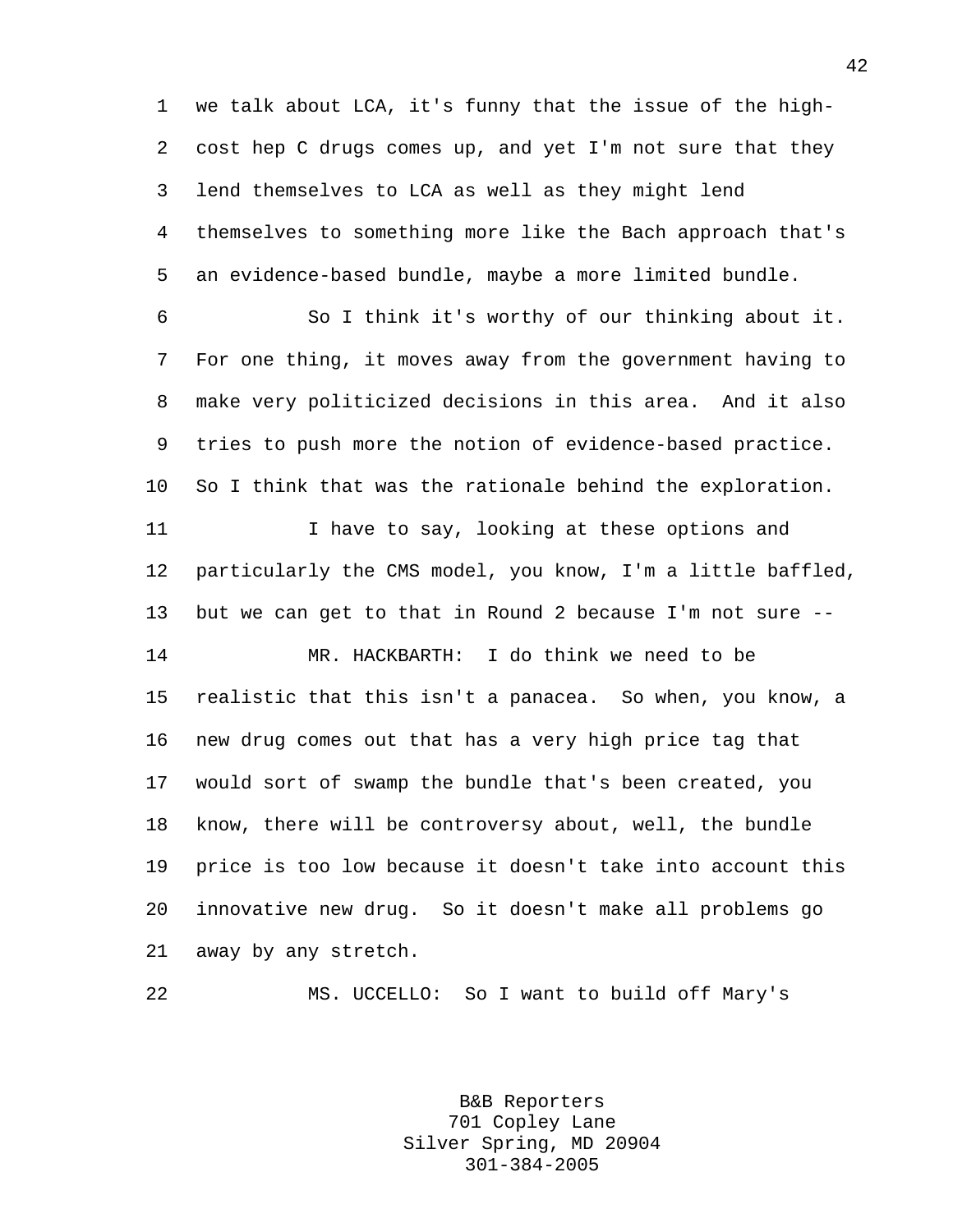we talk about LCA, it's funny that the issue of the high-cost hep C drugs comes up, and yet I'm not sure that they lend themselves to LCA as well as they might lend themselves to something more like the Bach approach that's an evidence-based bundle, maybe a more limited bundle.

So I think it's worthy of our thinking about it. For one thing, it moves away from the government having to make very politicized decisions in this area. And it also tries to push more the notion of evidence-based practice. So I think that was the rationale behind the exploration.

I have to say, looking at these options and particularly the CMS model, you know, I'm a little baffled, but we can get to that in Round 2 because I'm not sure --

MR. HACKBARTH: I do think we need to be realistic that this isn't a panacea. So when, you know, a new drug comes out that has a very high price tag that would sort of swamp the bundle that's been created, you know, there will be controversy about, well, the bundle price is too low because it doesn't take into account this innovative new drug. So it doesn't make all problems go away by any stretch.

MS. UCCELLO: So I want to build off Mary's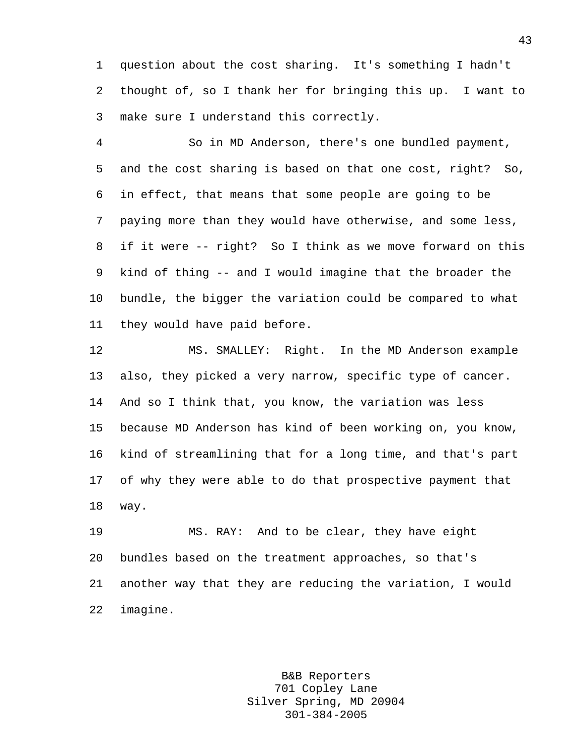question about the cost sharing. It's something I hadn't thought of, so I thank her for bringing this up. I want to make sure I understand this correctly.

So in MD Anderson, there's one bundled payment, and the cost sharing is based on that one cost, right? So, in effect, that means that some people are going to be paying more than they would have otherwise, and some less, if it were -- right? So I think as we move forward on this kind of thing -- and I would imagine that the broader the bundle, the bigger the variation could be compared to what they would have paid before.

MS. SMALLEY: Right. In the MD Anderson example also, they picked a very narrow, specific type of cancer. And so I think that, you know, the variation was less because MD Anderson has kind of been working on, you know, kind of streamlining that for a long time, and that's part of why they were able to do that prospective payment that way.

MS. RAY: And to be clear, they have eight bundles based on the treatment approaches, so that's another way that they are reducing the variation, I would imagine.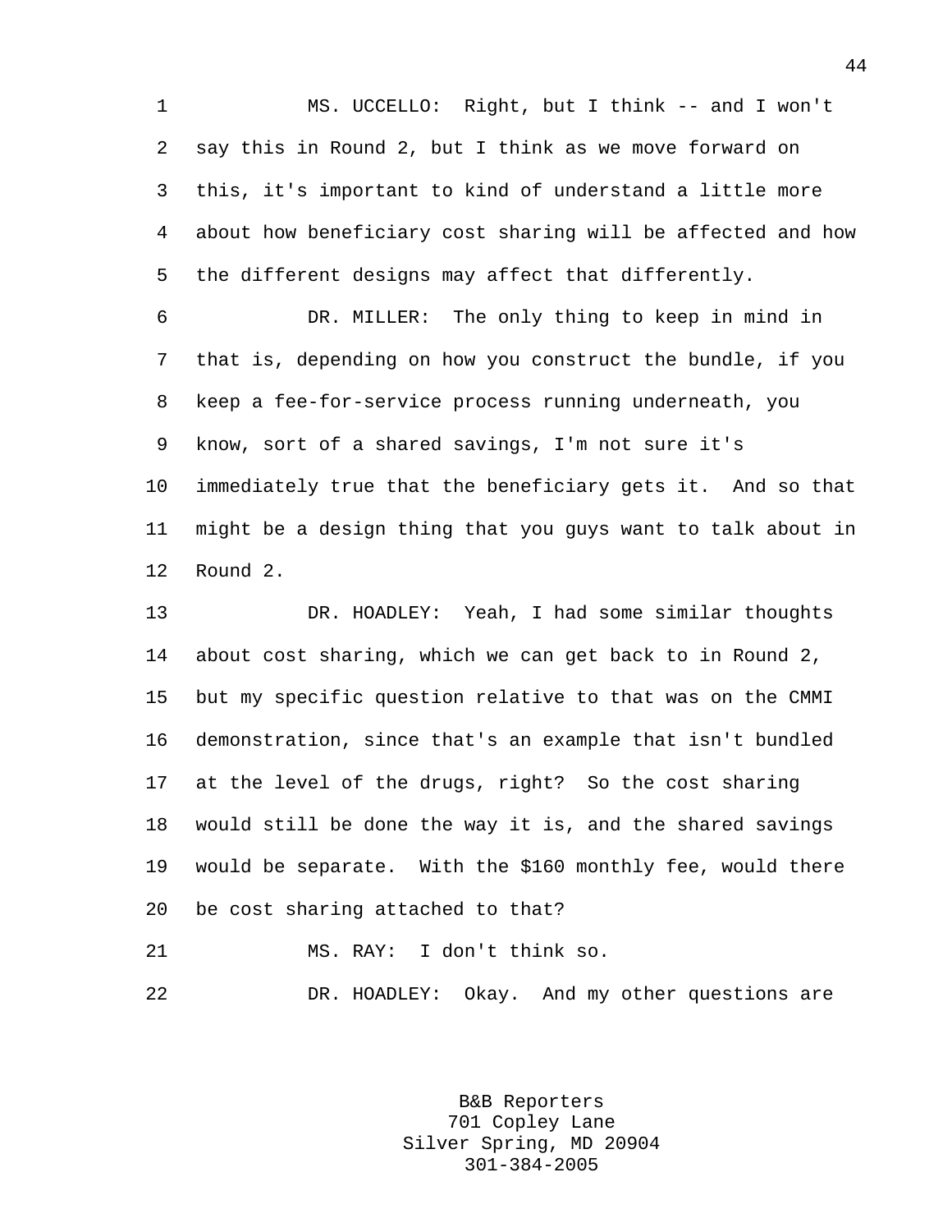MS. UCCELLO: Right, but I think -- and I won't say this in Round 2, but I think as we move forward on this, it's important to kind of understand a little more about how beneficiary cost sharing will be affected and how the different designs may affect that differently.

DR. MILLER: The only thing to keep in mind in that is, depending on how you construct the bundle, if you keep a fee-for-service process running underneath, you know, sort of a shared savings, I'm not sure it's immediately true that the beneficiary gets it. And so that might be a design thing that you guys want to talk about in Round 2.

DR. HOADLEY: Yeah, I had some similar thoughts about cost sharing, which we can get back to in Round 2, but my specific question relative to that was on the CMMI demonstration, since that's an example that isn't bundled at the level of the drugs, right? So the cost sharing would still be done the way it is, and the shared savings would be separate. With the $160 monthly fee, would there be cost sharing attached to that?

MS. RAY: I don't think so.

DR. HOADLEY: Okay. And my other questions are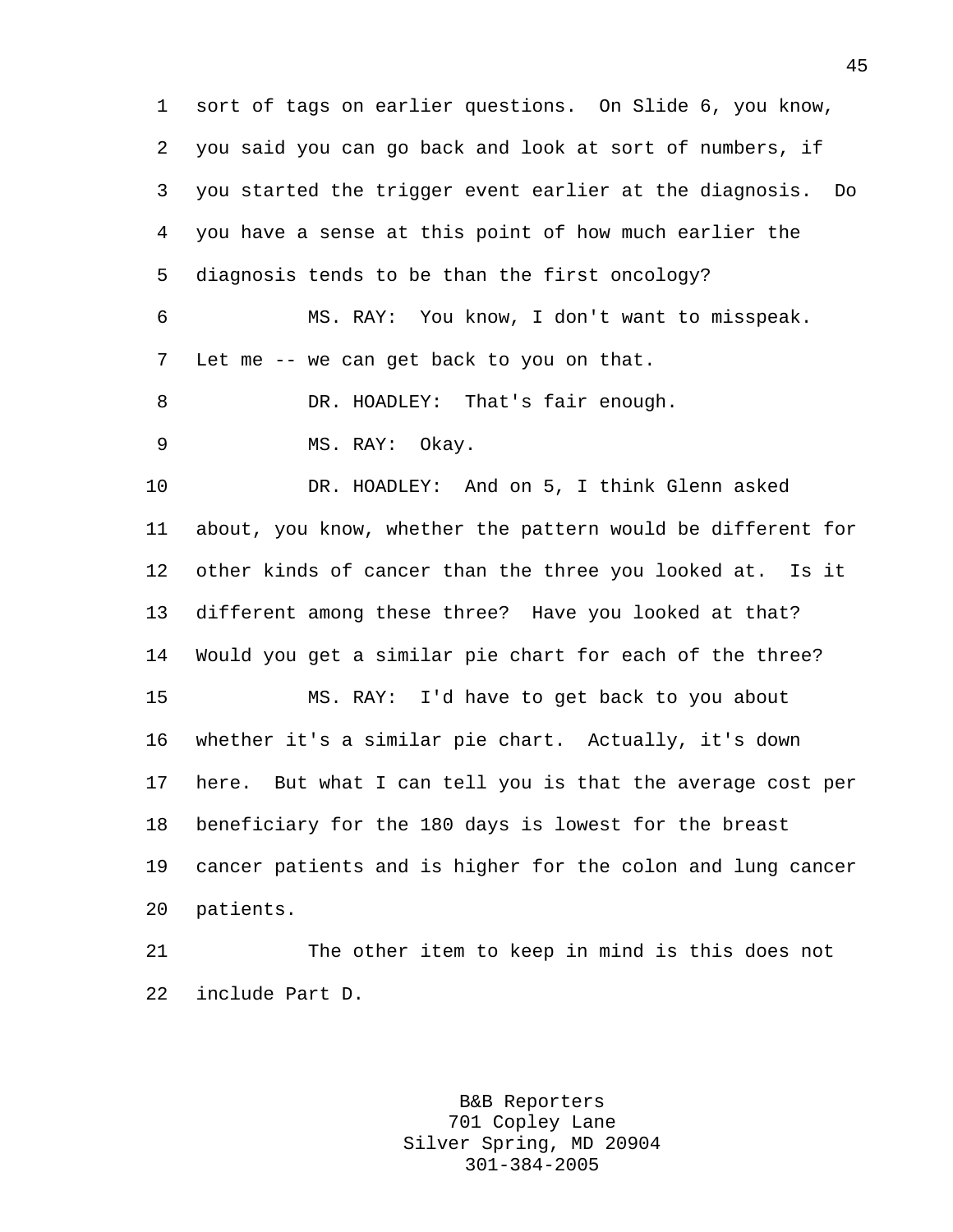sort of tags on earlier questions. On Slide 6, you know, you said you can go back and look at sort of numbers, if you started the trigger event earlier at the diagnosis. Do you have a sense at this point of how much earlier the diagnosis tends to be than the first oncology?

MS. RAY: You know, I don't want to misspeak. Let me -- we can get back to you on that.

DR. HOADLEY: That's fair enough.

MS. RAY: Okay.

DR. HOADLEY: And on 5, I think Glenn asked about, you know, whether the pattern would be different for other kinds of cancer than the three you looked at. Is it different among these three? Have you looked at that? Would you get a similar pie chart for each of the three?

MS. RAY: I'd have to get back to you about whether it's a similar pie chart. Actually, it's down here. But what I can tell you is that the average cost per beneficiary for the 180 days is lowest for the breast cancer patients and is higher for the colon and lung cancer patients.

The other item to keep in mind is this does not include Part D.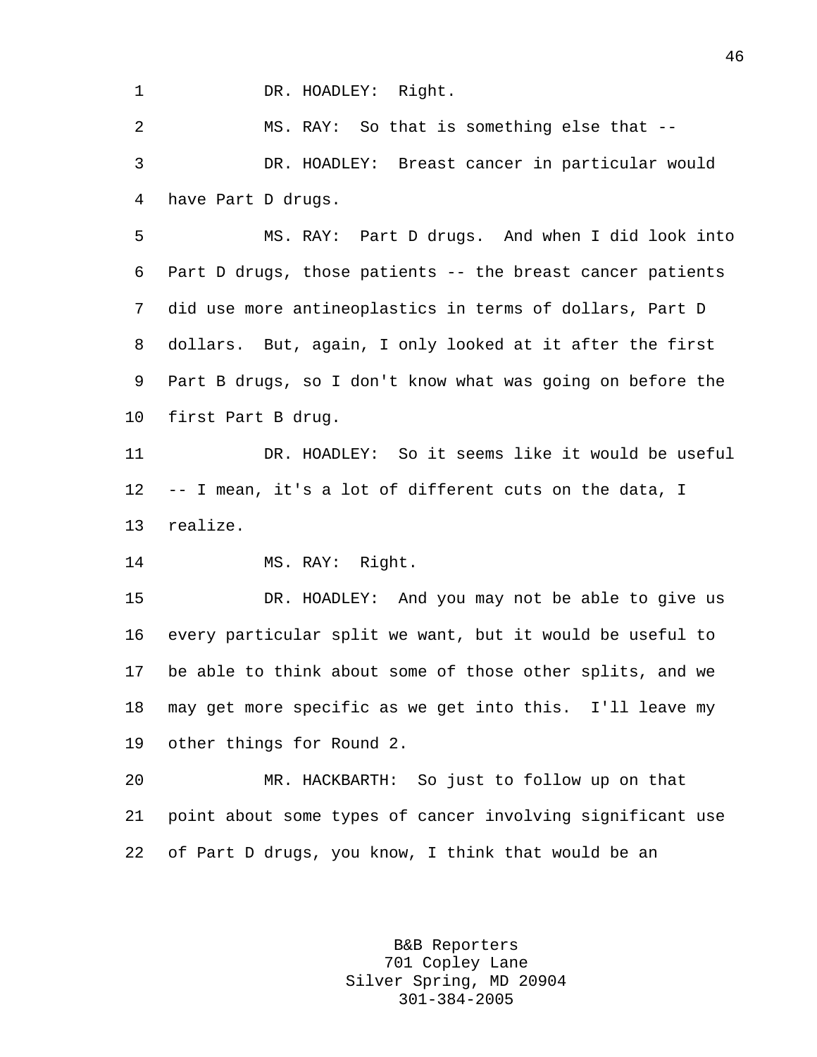DR. HOADLEY: Right.

MS. RAY: So that is something else that --

DR. HOADLEY: Breast cancer in particular would have Part D drugs.

MS. RAY: Part D drugs. And when I did look into Part D drugs, those patients -- the breast cancer patients did use more antineoplastics in terms of dollars, Part D dollars. But, again, I only looked at it after the first Part B drugs, so I don't know what was going on before the first Part B drug.

DR. HOADLEY: So it seems like it would be useful -- I mean, it's a lot of different cuts on the data, I realize.

MS. RAY: Right.

DR. HOADLEY: And you may not be able to give us every particular split we want, but it would be useful to be able to think about some of those other splits, and we may get more specific as we get into this. I'll leave my other things for Round 2.

MR. HACKBARTH: So just to follow up on that point about some types of cancer involving significant use of Part D drugs, you know, I think that would be an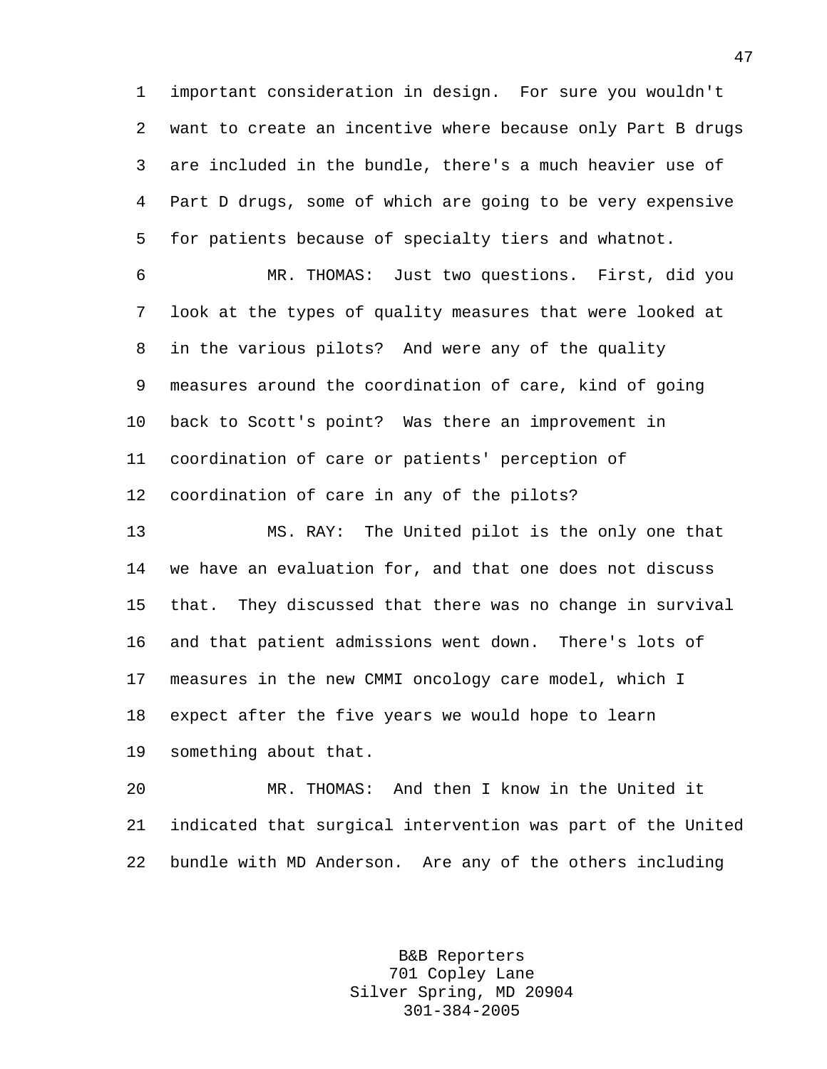important consideration in design. For sure you wouldn't want to create an incentive where because only Part B drugs are included in the bundle, there's a much heavier use of Part D drugs, some of which are going to be very expensive for patients because of specialty tiers and whatnot.

MR. THOMAS: Just two questions. First, did you look at the types of quality measures that were looked at in the various pilots? And were any of the quality measures around the coordination of care, kind of going back to Scott's point? Was there an improvement in coordination of care or patients' perception of coordination of care in any of the pilots?

MS. RAY: The United pilot is the only one that we have an evaluation for, and that one does not discuss that. They discussed that there was no change in survival and that patient admissions went down. There's lots of measures in the new CMMI oncology care model, which I expect after the five years we would hope to learn something about that.

MR. THOMAS: And then I know in the United it indicated that surgical intervention was part of the United bundle with MD Anderson. Are any of the others including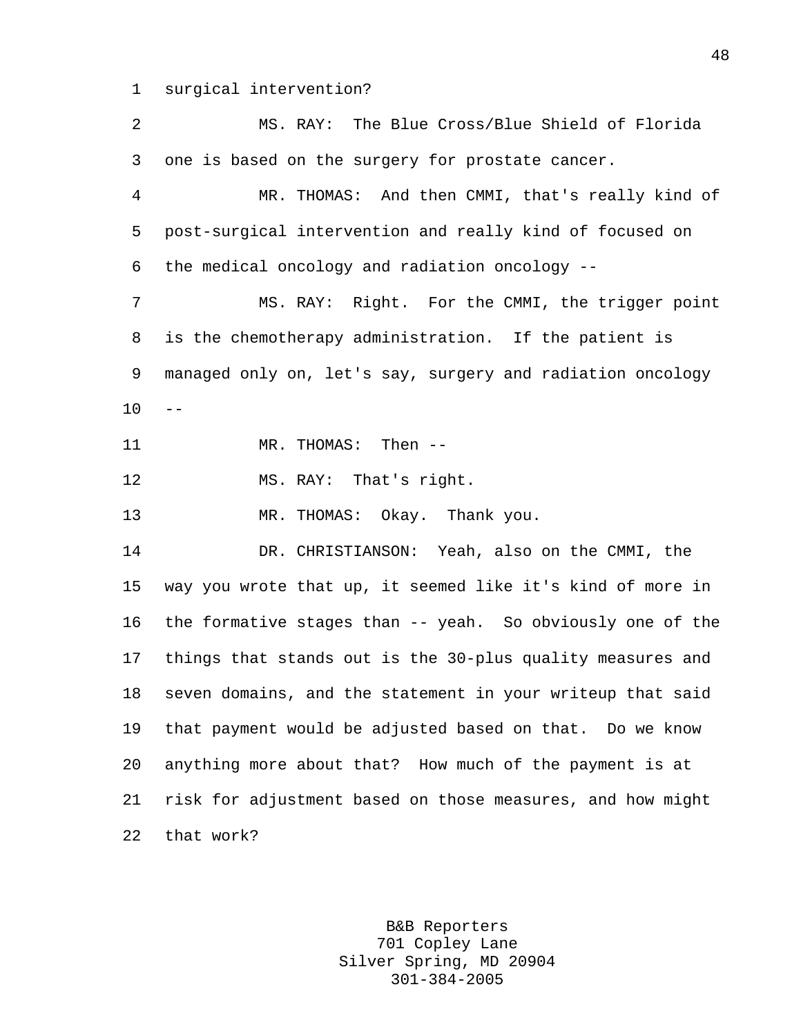surgical intervention?

MS. RAY: The Blue Cross/Blue Shield of Florida one is based on the surgery for prostate cancer.

MR. THOMAS: And then CMMI, that's really kind of post-surgical intervention and really kind of focused on the medical oncology and radiation oncology --

MS. RAY: Right. For the CMMI, the trigger point is the chemotherapy administration. If the patient is managed only on, let's say, surgery and radiation oncology --

MR. THOMAS: Then --

MS. RAY: That's right.

MR. THOMAS: Okay. Thank you.

DR. CHRISTIANSON: Yeah, also on the CMMI, the way you wrote that up, it seemed like it's kind of more in the formative stages than -- yeah. So obviously one of the things that stands out is the 30-plus quality measures and seven domains, and the statement in your writeup that said that payment would be adjusted based on that. Do we know anything more about that? How much of the payment is at risk for adjustment based on those measures, and how might that work?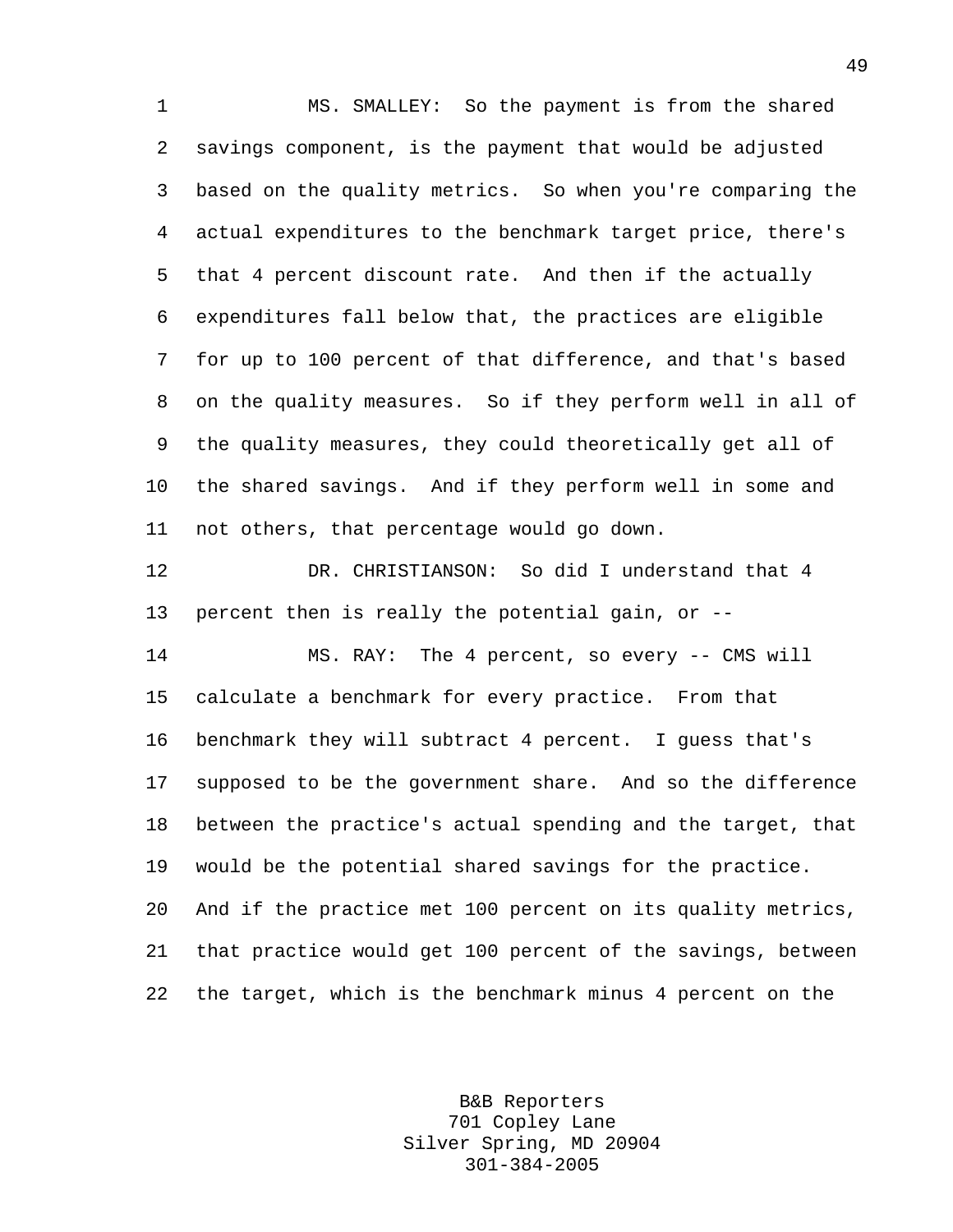MS. SMALLEY: So the payment is from the shared savings component, is the payment that would be adjusted based on the quality metrics. So when you're comparing the actual expenditures to the benchmark target price, there's that 4 percent discount rate. And then if the actually expenditures fall below that, the practices are eligible for up to 100 percent of that difference, and that's based on the quality measures. So if they perform well in all of the quality measures, they could theoretically get all of the shared savings. And if they perform well in some and not others, that percentage would go down.

DR. CHRISTIANSON: So did I understand that 4 percent then is really the potential gain, or --

MS. RAY: The 4 percent, so every -- CMS will calculate a benchmark for every practice. From that benchmark they will subtract 4 percent. I guess that's supposed to be the government share. And so the difference between the practice's actual spending and the target, that would be the potential shared savings for the practice. And if the practice met 100 percent on its quality metrics, that practice would get 100 percent of the savings, between the target, which is the benchmark minus 4 percent on the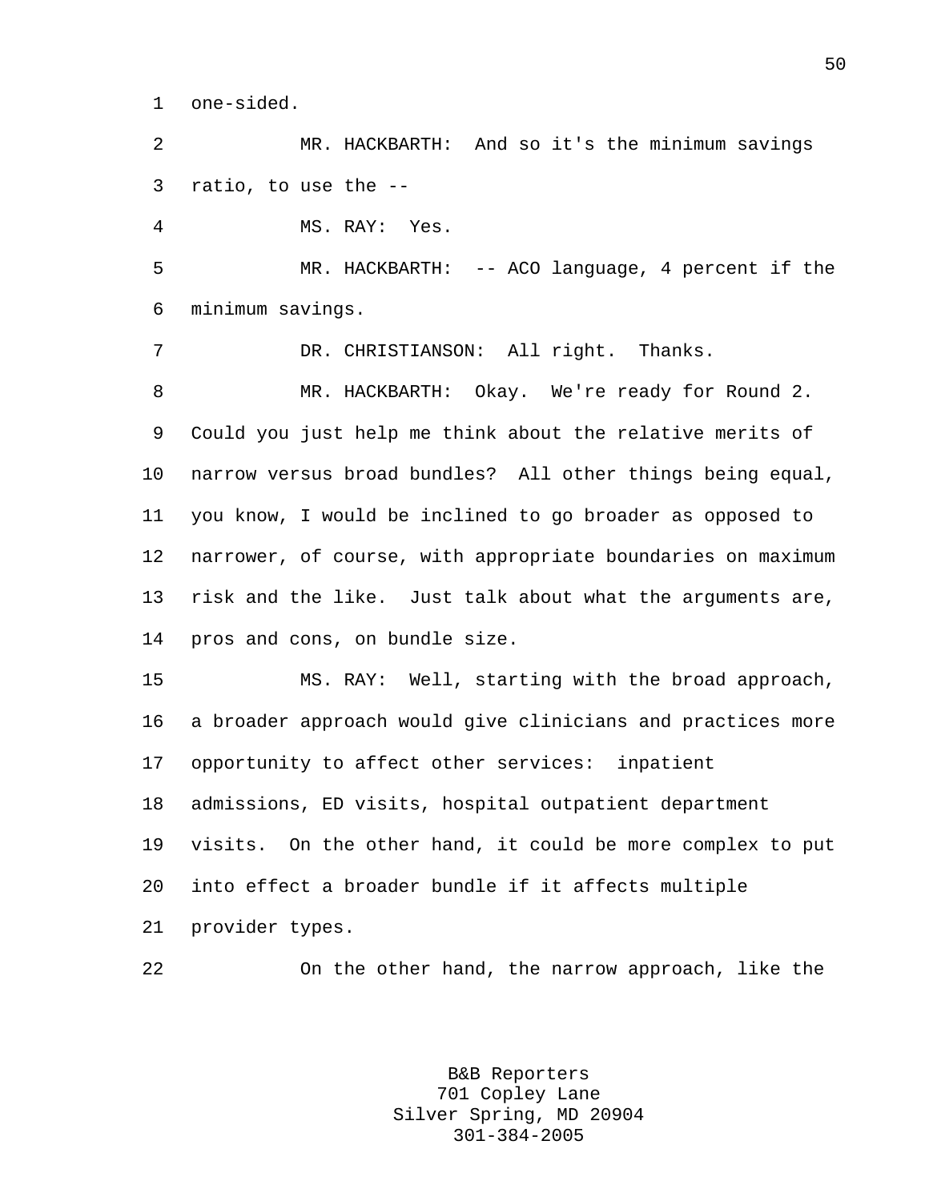one-sided.

MR. HACKBARTH: And so it's the minimum savings ratio, to use the --

MS. RAY: Yes.

MR. HACKBARTH: -- ACO language, 4 percent if the minimum savings.

DR. CHRISTIANSON: All right. Thanks.

MR. HACKBARTH: Okay. We're ready for Round 2. Could you just help me think about the relative merits of narrow versus broad bundles? All other things being equal, you know, I would be inclined to go broader as opposed to narrower, of course, with appropriate boundaries on maximum risk and the like. Just talk about what the arguments are, pros and cons, on bundle size.

MS. RAY: Well, starting with the broad approach, a broader approach would give clinicians and practices more opportunity to affect other services: inpatient admissions, ED visits, hospital outpatient department visits. On the other hand, it could be more complex to put into effect a broader bundle if it affects multiple provider types.

On the other hand, the narrow approach, like the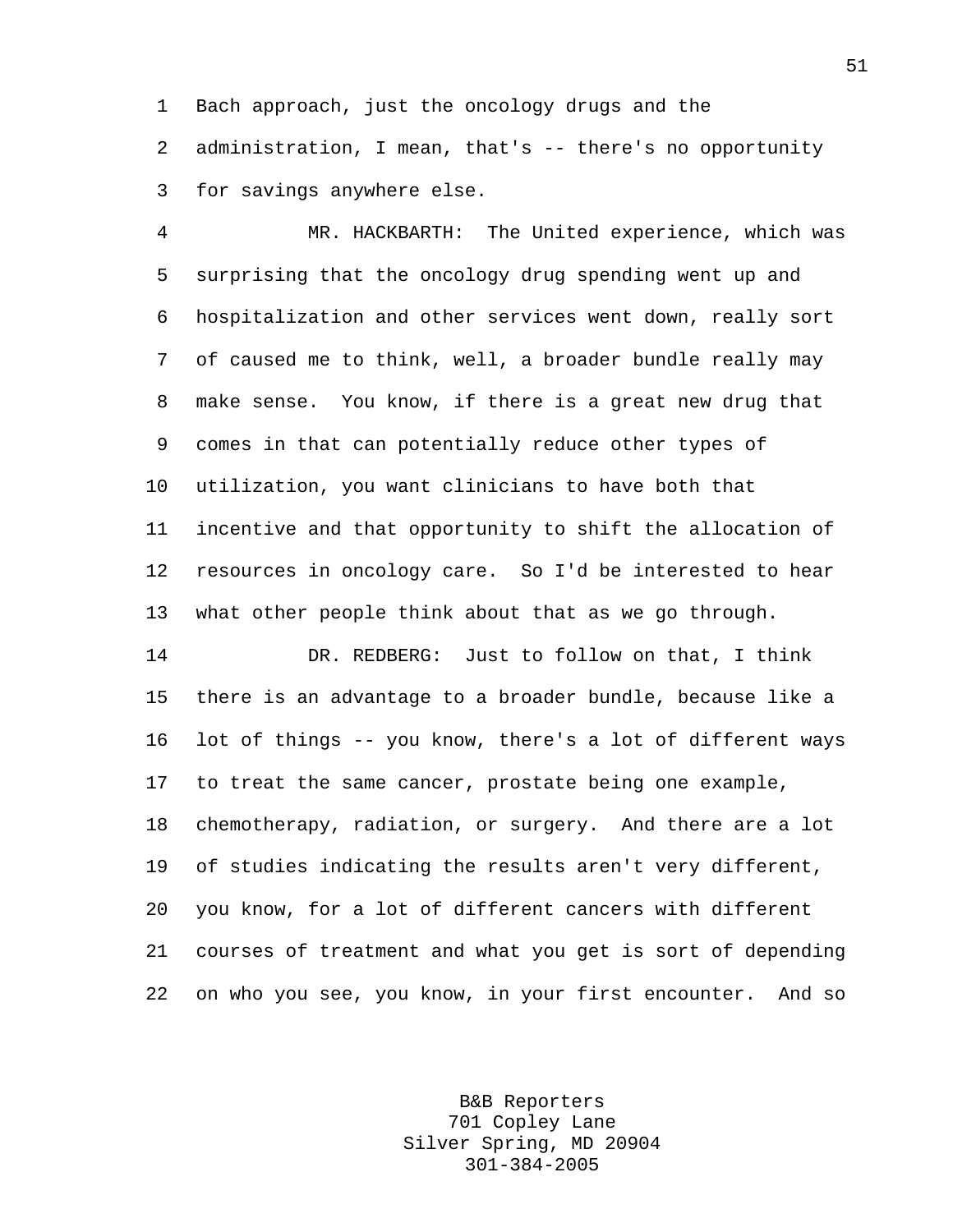Bach approach, just the oncology drugs and the administration, I mean, that's -- there's no opportunity for savings anywhere else.

MR. HACKBARTH: The United experience, which was surprising that the oncology drug spending went up and hospitalization and other services went down, really sort of caused me to think, well, a broader bundle really may make sense. You know, if there is a great new drug that comes in that can potentially reduce other types of utilization, you want clinicians to have both that incentive and that opportunity to shift the allocation of resources in oncology care. So I'd be interested to hear what other people think about that as we go through.

DR. REDBERG: Just to follow on that, I think there is an advantage to a broader bundle, because like a lot of things -- you know, there's a lot of different ways to treat the same cancer, prostate being one example, chemotherapy, radiation, or surgery. And there are a lot of studies indicating the results aren't very different, you know, for a lot of different cancers with different courses of treatment and what you get is sort of depending on who you see, you know, in your first encounter. And so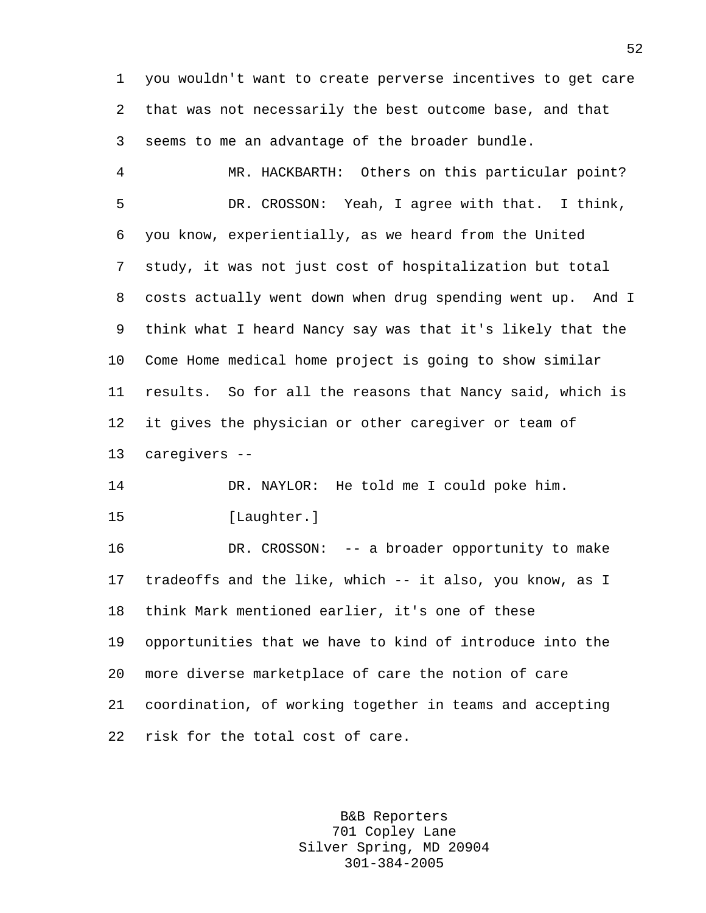you wouldn't want to create perverse incentives to get care that was not necessarily the best outcome base, and that seems to me an advantage of the broader bundle.

MR. HACKBARTH: Others on this particular point?

DR. CROSSON: Yeah, I agree with that. I think, you know, experientially, as we heard from the United study, it was not just cost of hospitalization but total costs actually went down when drug spending went up. And I think what I heard Nancy say was that it's likely that the Come Home medical home project is going to show similar results. So for all the reasons that Nancy said, which is it gives the physician or other caregiver or team of caregivers --

DR. NAYLOR: He told me I could poke him.

[Laughter.]

DR. CROSSON: -- a broader opportunity to make tradeoffs and the like, which -- it also, you know, as I think Mark mentioned earlier, it's one of these opportunities that we have to kind of introduce into the more diverse marketplace of care the notion of care coordination, of working together in teams and accepting risk for the total cost of care.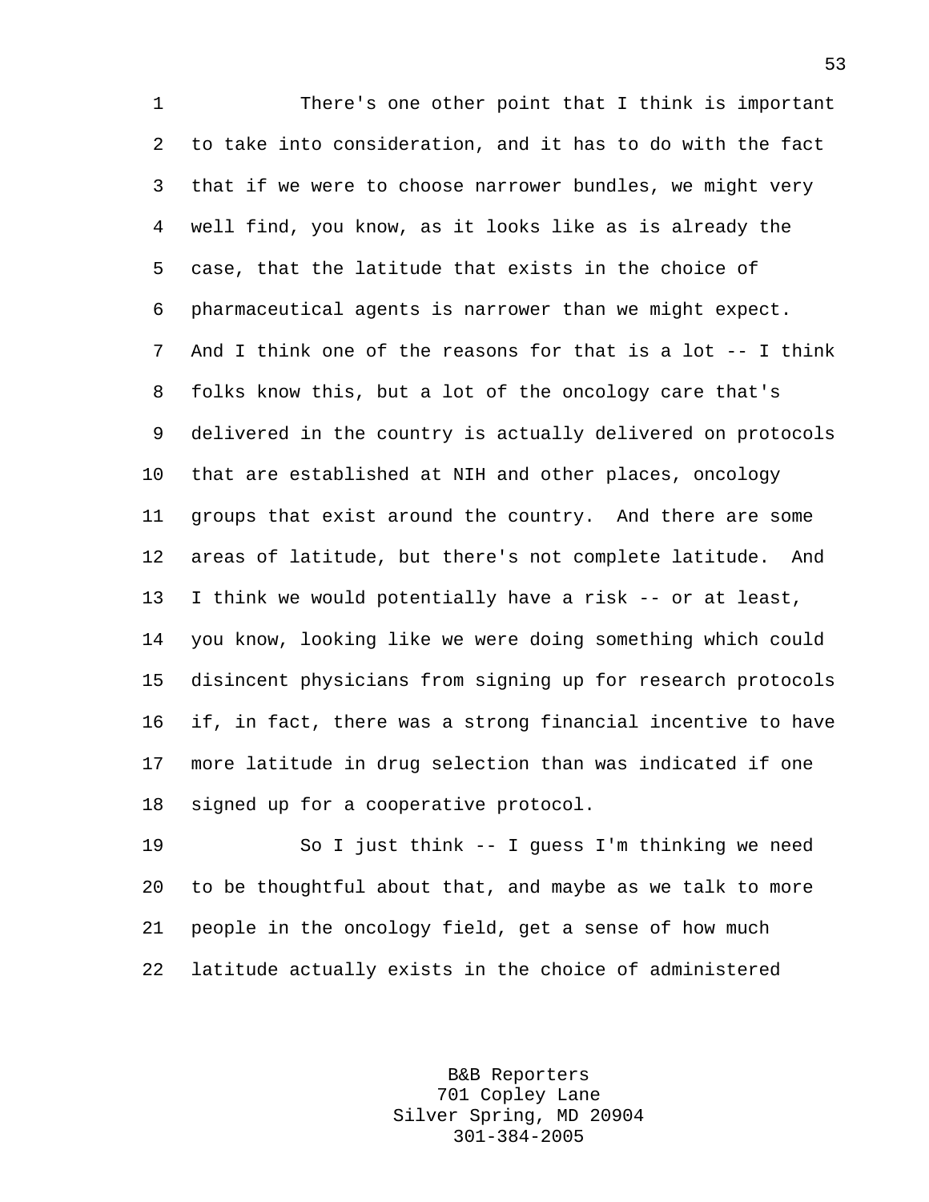There's one other point that I think is important to take into consideration, and it has to do with the fact that if we were to choose narrower bundles, we might very well find, you know, as it looks like as is already the case, that the latitude that exists in the choice of pharmaceutical agents is narrower than we might expect. And I think one of the reasons for that is a lot -- I think folks know this, but a lot of the oncology care that's delivered in the country is actually delivered on protocols that are established at NIH and other places, oncology groups that exist around the country. And there are some areas of latitude, but there's not complete latitude. And I think we would potentially have a risk -- or at least, you know, looking like we were doing something which could disincent physicians from signing up for research protocols if, in fact, there was a strong financial incentive to have more latitude in drug selection than was indicated if one signed up for a cooperative protocol.

So I just think -- I guess I'm thinking we need to be thoughtful about that, and maybe as we talk to more people in the oncology field, get a sense of how much latitude actually exists in the choice of administered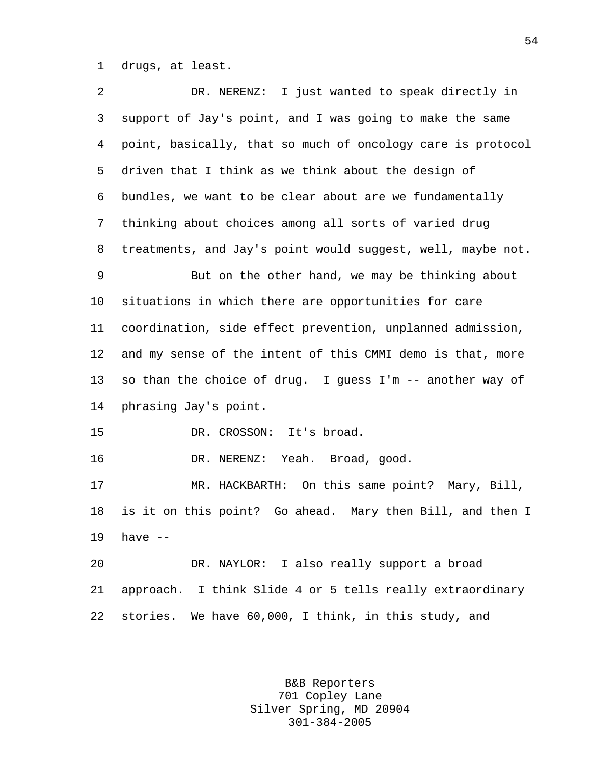drugs, at least.

DR. NERENZ: I just wanted to speak directly in support of Jay's point, and I was going to make the same point, basically, that so much of oncology care is protocol driven that I think as we think about the design of bundles, we want to be clear about are we fundamentally thinking about choices among all sorts of varied drug treatments, and Jay's point would suggest, well, maybe not.

But on the other hand, we may be thinking about situations in which there are opportunities for care coordination, side effect prevention, unplanned admission, and my sense of the intent of this CMMI demo is that, more so than the choice of drug. I guess I'm -- another way of phrasing Jay's point.

DR. CROSSON: It's broad.

DR. NERENZ: Yeah. Broad, good.

MR. HACKBARTH: On this same point? Mary, Bill, is it on this point? Go ahead. Mary then Bill, and then I have --

DR. NAYLOR: I also really support a broad approach. I think Slide 4 or 5 tells really extraordinary stories. We have 60,000, I think, in this study, and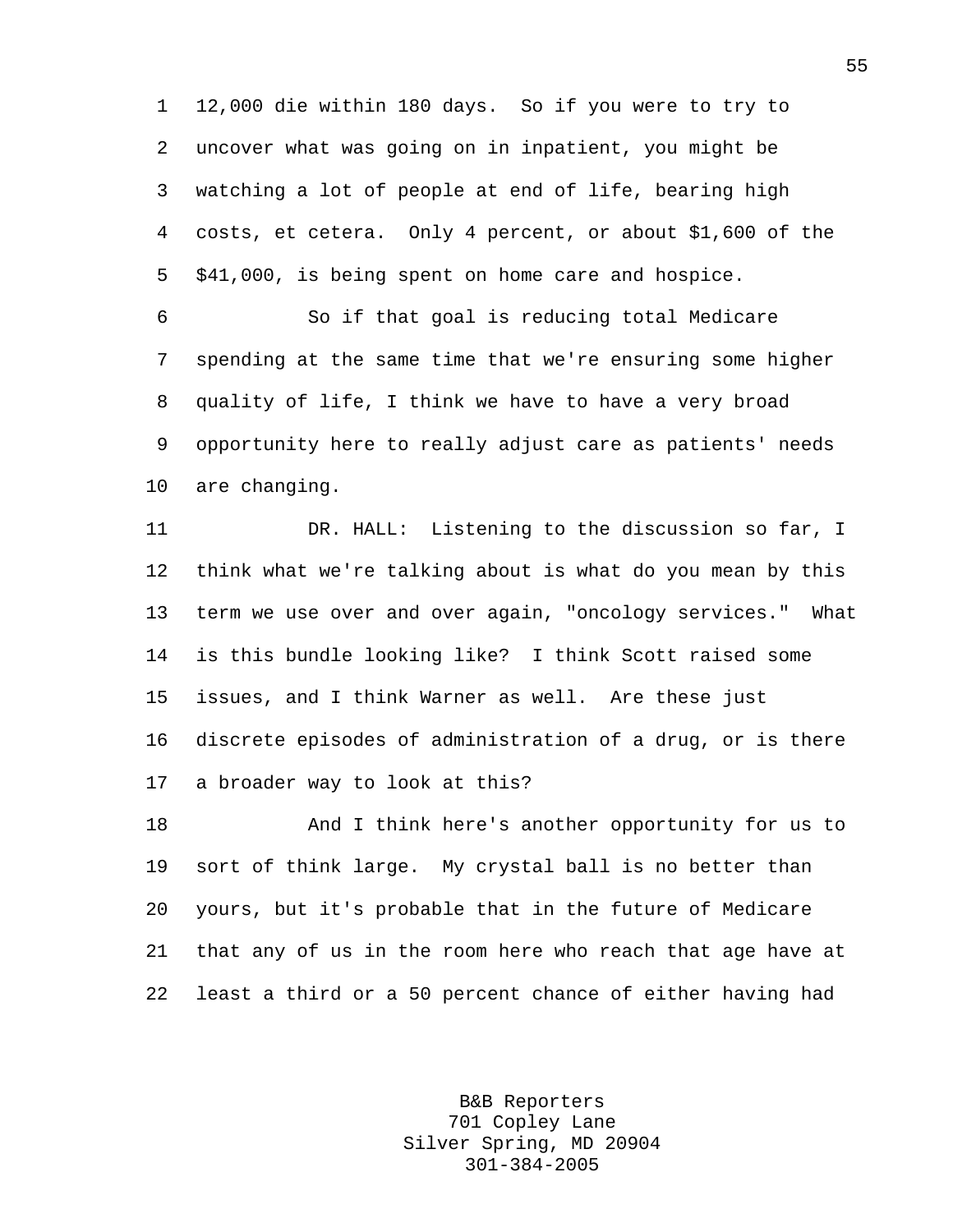12,000 die within 180 days. So if you were to try to uncover what was going on in inpatient, you might be watching a lot of people at end of life, bearing high costs, et cetera. Only 4 percent, or about $1,600 of the $41,000, is being spent on home care and hospice.

So if that goal is reducing total Medicare spending at the same time that we're ensuring some higher quality of life, I think we have to have a very broad opportunity here to really adjust care as patients' needs are changing.

DR. HALL: Listening to the discussion so far, I think what we're talking about is what do you mean by this term we use over and over again, "oncology services." What is this bundle looking like? I think Scott raised some issues, and I think Warner as well. Are these just discrete episodes of administration of a drug, or is there a broader way to look at this?

And I think here's another opportunity for us to sort of think large. My crystal ball is no better than yours, but it's probable that in the future of Medicare that any of us in the room here who reach that age have at least a third or a 50 percent chance of either having had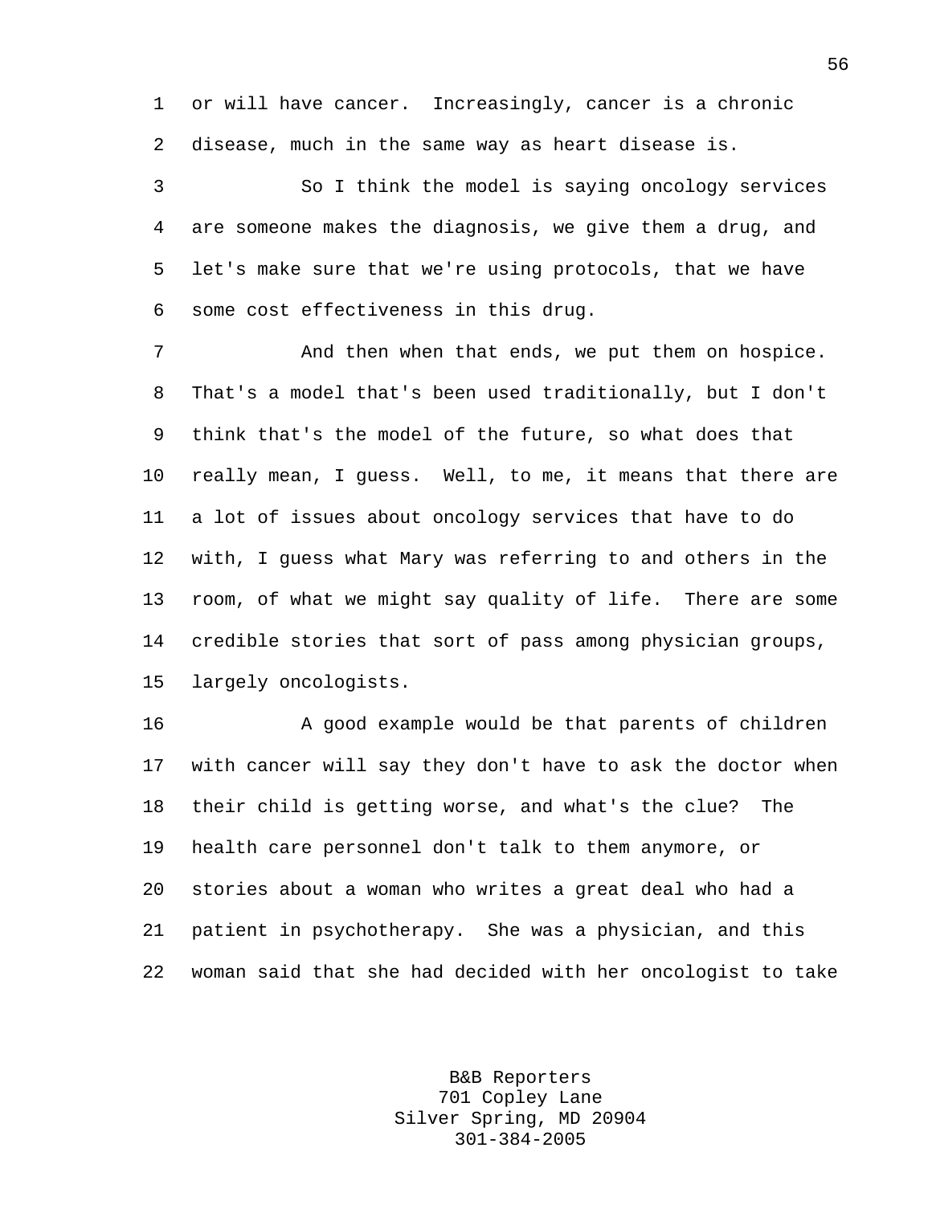or will have cancer. Increasingly, cancer is a chronic disease, much in the same way as heart disease is.

So I think the model is saying oncology services are someone makes the diagnosis, we give them a drug, and let's make sure that we're using protocols, that we have some cost effectiveness in this drug.

And then when that ends, we put them on hospice. That's a model that's been used traditionally, but I don't think that's the model of the future, so what does that really mean, I guess. Well, to me, it means that there are a lot of issues about oncology services that have to do with, I guess what Mary was referring to and others in the room, of what we might say quality of life. There are some credible stories that sort of pass among physician groups, largely oncologists.

A good example would be that parents of children with cancer will say they don't have to ask the doctor when their child is getting worse, and what's the clue? The health care personnel don't talk to them anymore, or stories about a woman who writes a great deal who had a patient in psychotherapy. She was a physician, and this woman said that she had decided with her oncologist to take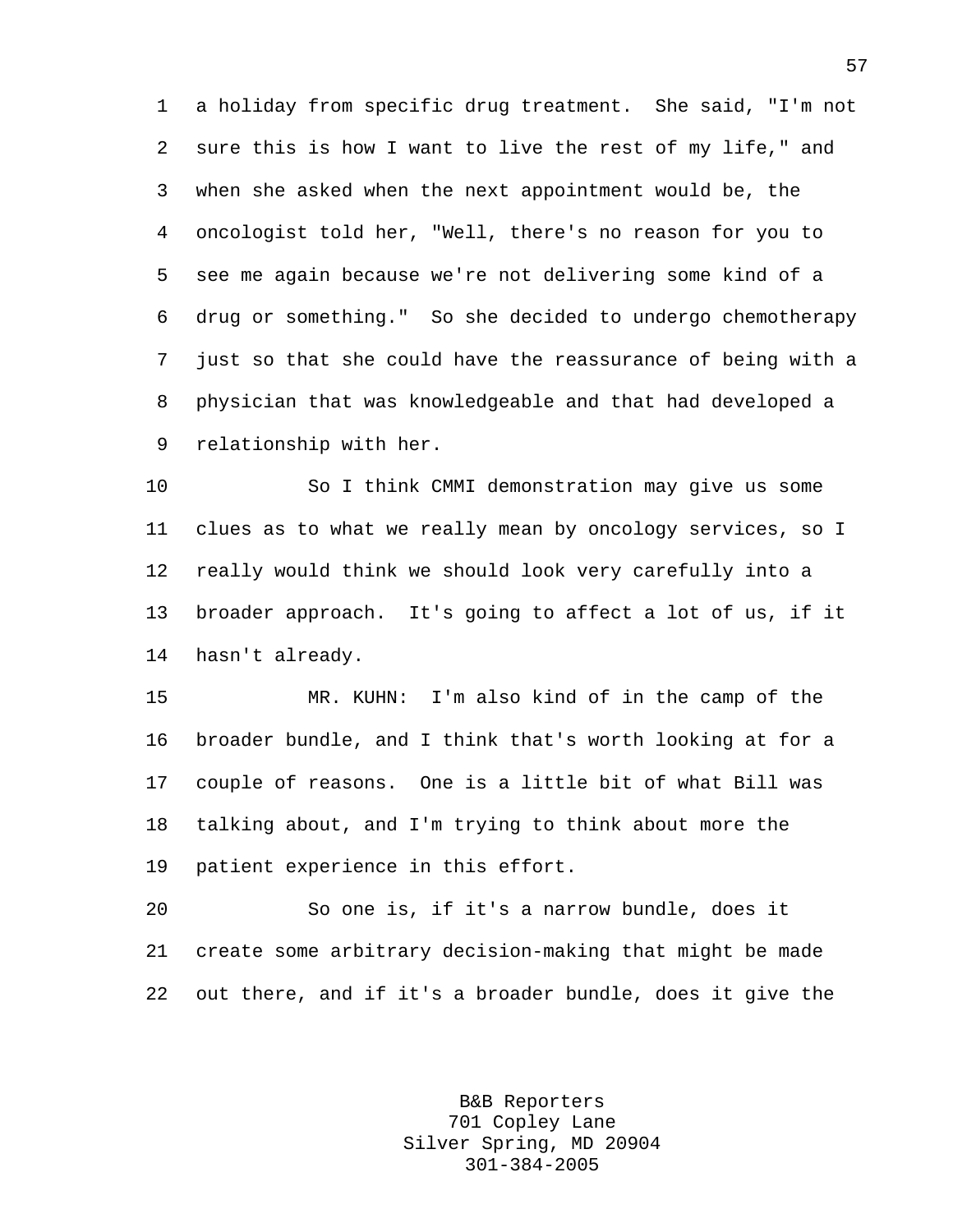a holiday from specific drug treatment. She said, "I'm not sure this is how I want to live the rest of my life," and when she asked when the next appointment would be, the oncologist told her, "Well, there's no reason for you to see me again because we're not delivering some kind of a drug or something." So she decided to undergo chemotherapy just so that she could have the reassurance of being with a physician that was knowledgeable and that had developed a relationship with her.

So I think CMMI demonstration may give us some clues as to what we really mean by oncology services, so I really would think we should look very carefully into a broader approach. It's going to affect a lot of us, if it hasn't already.

MR. KUHN: I'm also kind of in the camp of the broader bundle, and I think that's worth looking at for a couple of reasons. One is a little bit of what Bill was talking about, and I'm trying to think about more the patient experience in this effort.

So one is, if it's a narrow bundle, does it create some arbitrary decision-making that might be made out there, and if it's a broader bundle, does it give the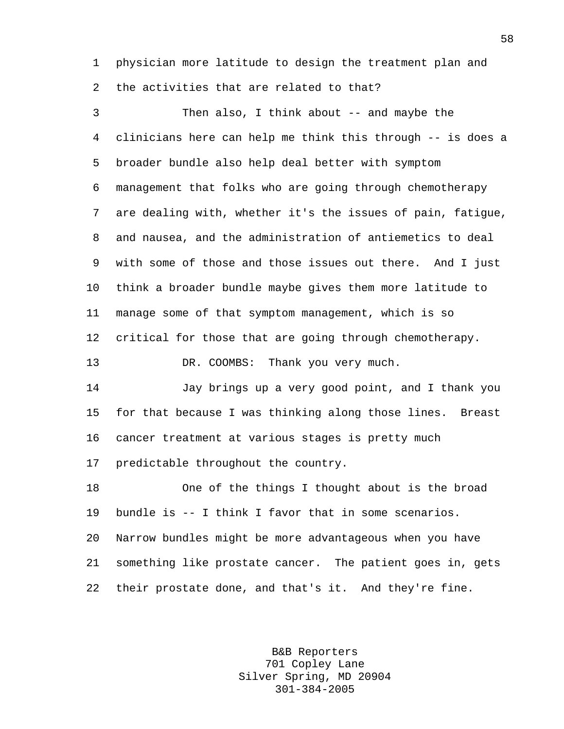physician more latitude to design the treatment plan and the activities that are related to that?

Then also, I think about -- and maybe the clinicians here can help me think this through -- is does a broader bundle also help deal better with symptom management that folks who are going through chemotherapy are dealing with, whether it's the issues of pain, fatigue, and nausea, and the administration of antiemetics to deal with some of those and those issues out there. And I just think a broader bundle maybe gives them more latitude to manage some of that symptom management, which is so critical for those that are going through chemotherapy.

DR. COOMBS: Thank you very much.

Jay brings up a very good point, and I thank you for that because I was thinking along those lines. Breast cancer treatment at various stages is pretty much predictable throughout the country.

One of the things I thought about is the broad bundle is -- I think I favor that in some scenarios. Narrow bundles might be more advantageous when you have something like prostate cancer. The patient goes in, gets their prostate done, and that's it. And they're fine.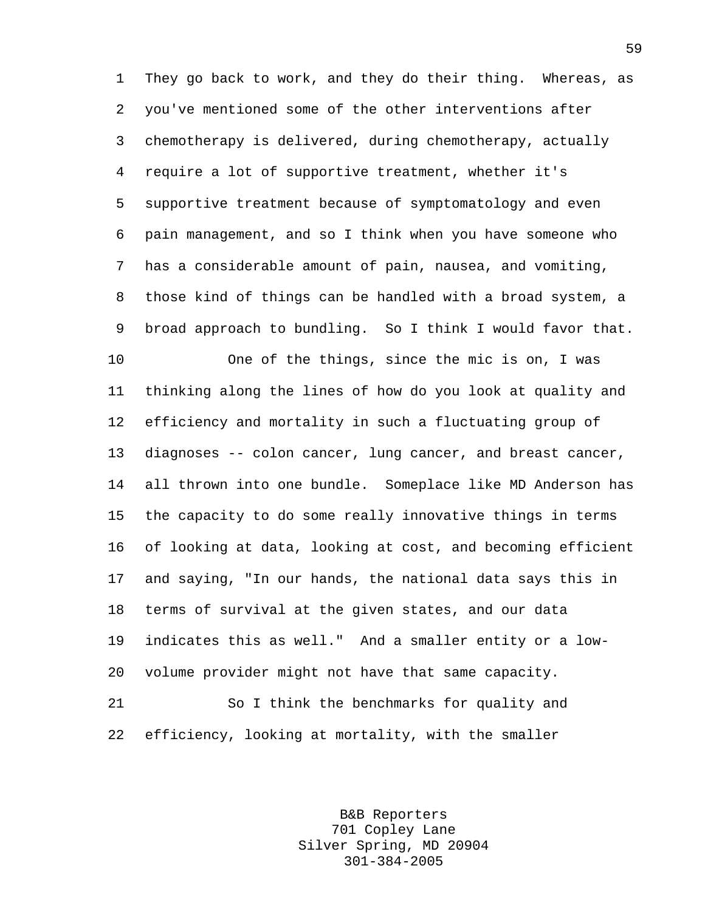They go back to work, and they do their thing. Whereas, as you've mentioned some of the other interventions after chemotherapy is delivered, during chemotherapy, actually require a lot of supportive treatment, whether it's supportive treatment because of symptomatology and even pain management, and so I think when you have someone who has a considerable amount of pain, nausea, and vomiting, those kind of things can be handled with a broad system, a broad approach to bundling. So I think I would favor that.

One of the things, since the mic is on, I was thinking along the lines of how do you look at quality and efficiency and mortality in such a fluctuating group of diagnoses -- colon cancer, lung cancer, and breast cancer, all thrown into one bundle. Someplace like MD Anderson has the capacity to do some really innovative things in terms of looking at data, looking at cost, and becoming efficient and saying, "In our hands, the national data says this in terms of survival at the given states, and our data indicates this as well." And a smaller entity or a low-volume provider might not have that same capacity.

So I think the benchmarks for quality and efficiency, looking at mortality, with the smaller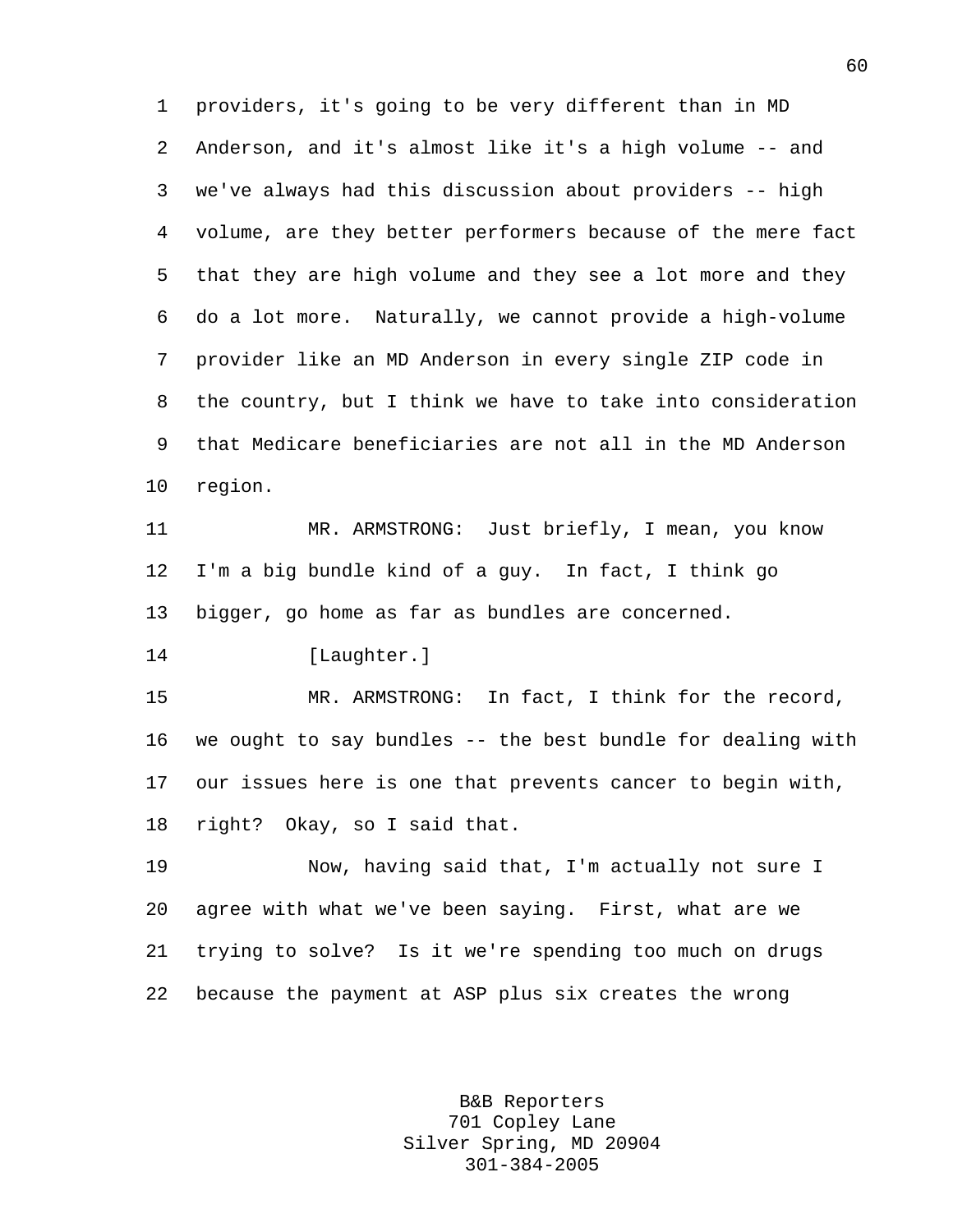providers, it's going to be very different than in MD Anderson, and it's almost like it's a high volume -- and we've always had this discussion about providers -- high volume, are they better performers because of the mere fact that they are high volume and they see a lot more and they do a lot more. Naturally, we cannot provide a high-volume provider like an MD Anderson in every single ZIP code in the country, but I think we have to take into consideration that Medicare beneficiaries are not all in the MD Anderson region.

MR. ARMSTRONG: Just briefly, I mean, you know I'm a big bundle kind of a guy. In fact, I think go bigger, go home as far as bundles are concerned.

[Laughter.]

MR. ARMSTRONG: In fact, I think for the record, we ought to say bundles -- the best bundle for dealing with our issues here is one that prevents cancer to begin with, right? Okay, so I said that.

Now, having said that, I'm actually not sure I agree with what we've been saying. First, what are we trying to solve? Is it we're spending too much on drugs because the payment at ASP plus six creates the wrong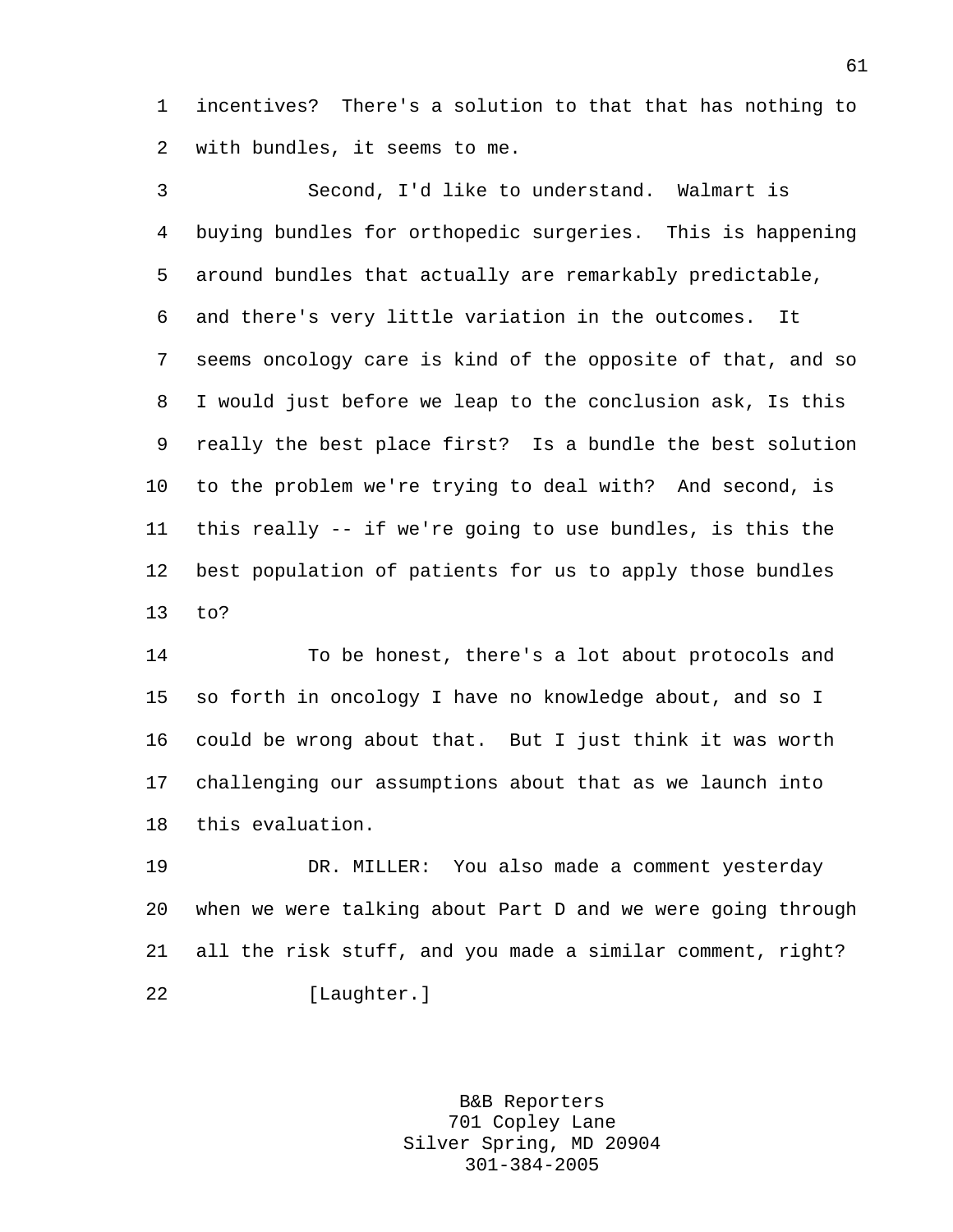incentives? There's a solution to that that has nothing to with bundles, it seems to me.

Second, I'd like to understand. Walmart is buying bundles for orthopedic surgeries. This is happening around bundles that actually are remarkably predictable, and there's very little variation in the outcomes. It seems oncology care is kind of the opposite of that, and so I would just before we leap to the conclusion ask, Is this really the best place first? Is a bundle the best solution to the problem we're trying to deal with? And second, is this really -- if we're going to use bundles, is this the best population of patients for us to apply those bundles to?

To be honest, there's a lot about protocols and so forth in oncology I have no knowledge about, and so I could be wrong about that. But I just think it was worth challenging our assumptions about that as we launch into this evaluation.

DR. MILLER: You also made a comment yesterday when we were talking about Part D and we were going through all the risk stuff, and you made a similar comment, right?

[Laughter.]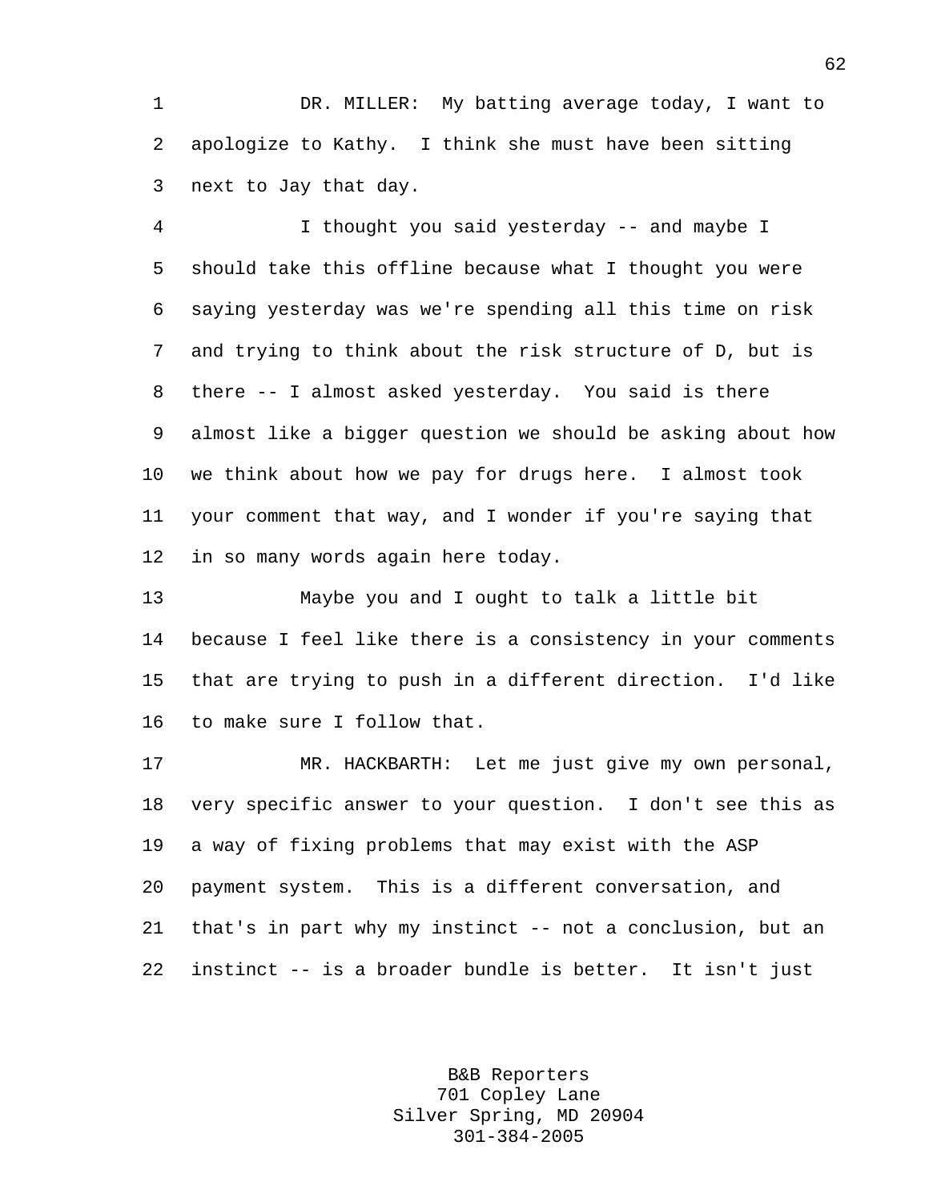DR. MILLER: My batting average today, I want to apologize to Kathy. I think she must have been sitting next to Jay that day.

I thought you said yesterday -- and maybe I should take this offline because what I thought you were saying yesterday was we're spending all this time on risk and trying to think about the risk structure of D, but is there -- I almost asked yesterday. You said is there almost like a bigger question we should be asking about how we think about how we pay for drugs here. I almost took your comment that way, and I wonder if you're saying that in so many words again here today.

Maybe you and I ought to talk a little bit because I feel like there is a consistency in your comments that are trying to push in a different direction. I'd like to make sure I follow that.

MR. HACKBARTH: Let me just give my own personal, very specific answer to your question. I don't see this as a way of fixing problems that may exist with the ASP payment system. This is a different conversation, and that's in part why my instinct -- not a conclusion, but an instinct -- is a broader bundle is better. It isn't just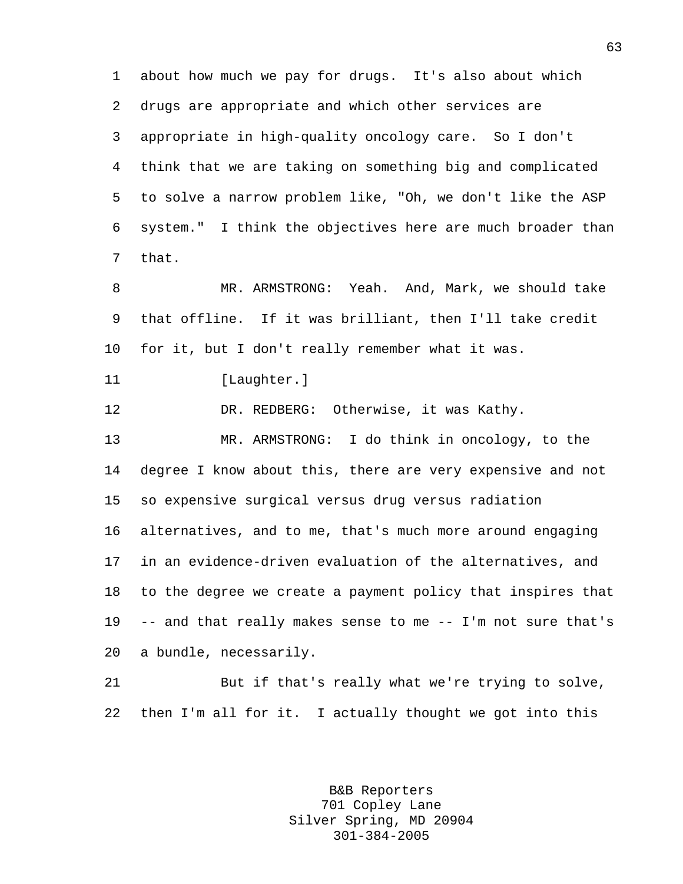about how much we pay for drugs. It's also about which drugs are appropriate and which other services are appropriate in high-quality oncology care. So I don't think that we are taking on something big and complicated to solve a narrow problem like, "Oh, we don't like the ASP system." I think the objectives here are much broader than that.

MR. ARMSTRONG: Yeah. And, Mark, we should take that offline. If it was brilliant, then I'll take credit for it, but I don't really remember what it was.

[Laughter.]

DR. REDBERG: Otherwise, it was Kathy.

MR. ARMSTRONG: I do think in oncology, to the degree I know about this, there are very expensive and not so expensive surgical versus drug versus radiation alternatives, and to me, that's much more around engaging in an evidence-driven evaluation of the alternatives, and to the degree we create a payment policy that inspires that -- and that really makes sense to me -- I'm not sure that's a bundle, necessarily.

But if that's really what we're trying to solve, then I'm all for it. I actually thought we got into this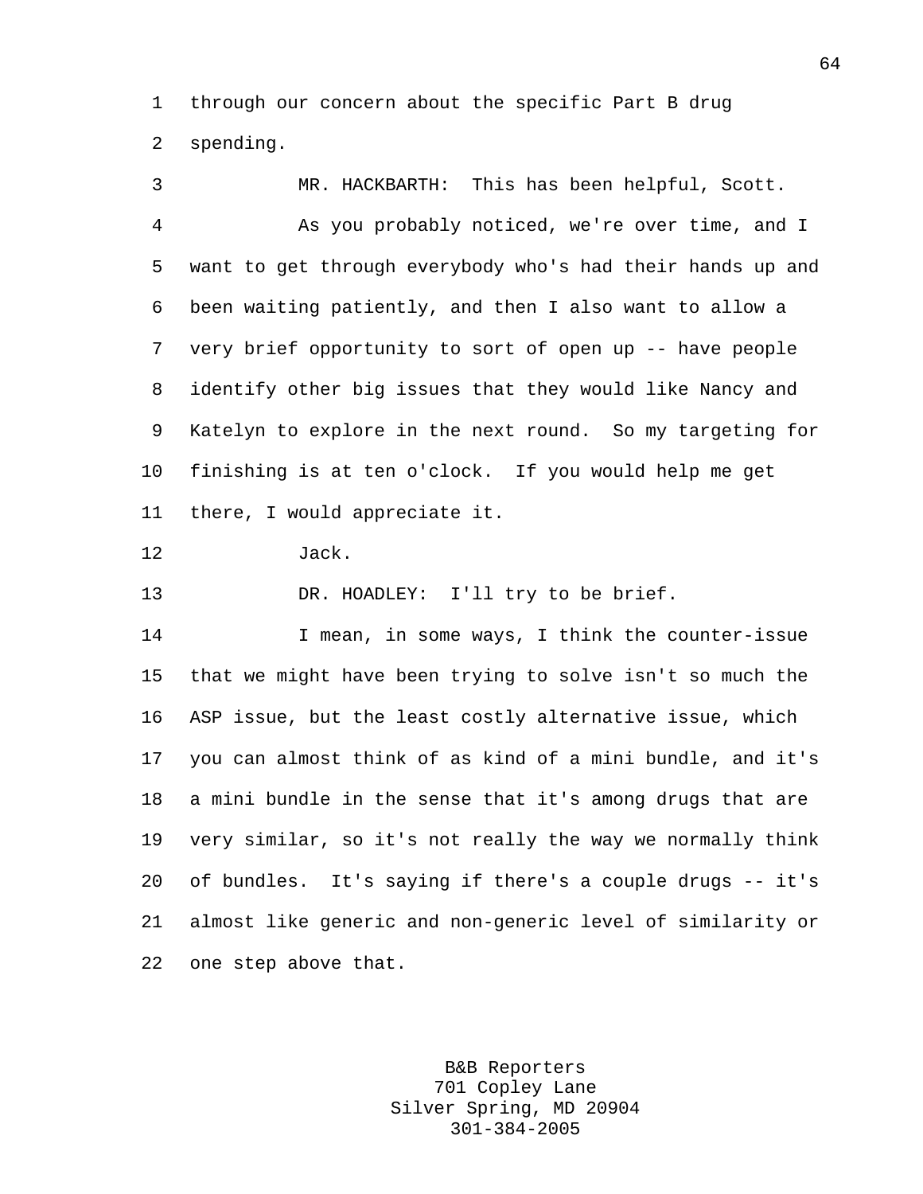through our concern about the specific Part B drug spending.

MR. HACKBARTH: This has been helpful, Scott.

As you probably noticed, we're over time, and I want to get through everybody who's had their hands up and been waiting patiently, and then I also want to allow a very brief opportunity to sort of open up -- have people identify other big issues that they would like Nancy and Katelyn to explore in the next round. So my targeting for finishing is at ten o'clock. If you would help me get there, I would appreciate it.

Jack.

DR. HOADLEY: I'll try to be brief.

I mean, in some ways, I think the counter-issue that we might have been trying to solve isn't so much the ASP issue, but the least costly alternative issue, which you can almost think of as kind of a mini bundle, and it's a mini bundle in the sense that it's among drugs that are very similar, so it's not really the way we normally think of bundles. It's saying if there's a couple drugs -- it's almost like generic and non-generic level of similarity or one step above that.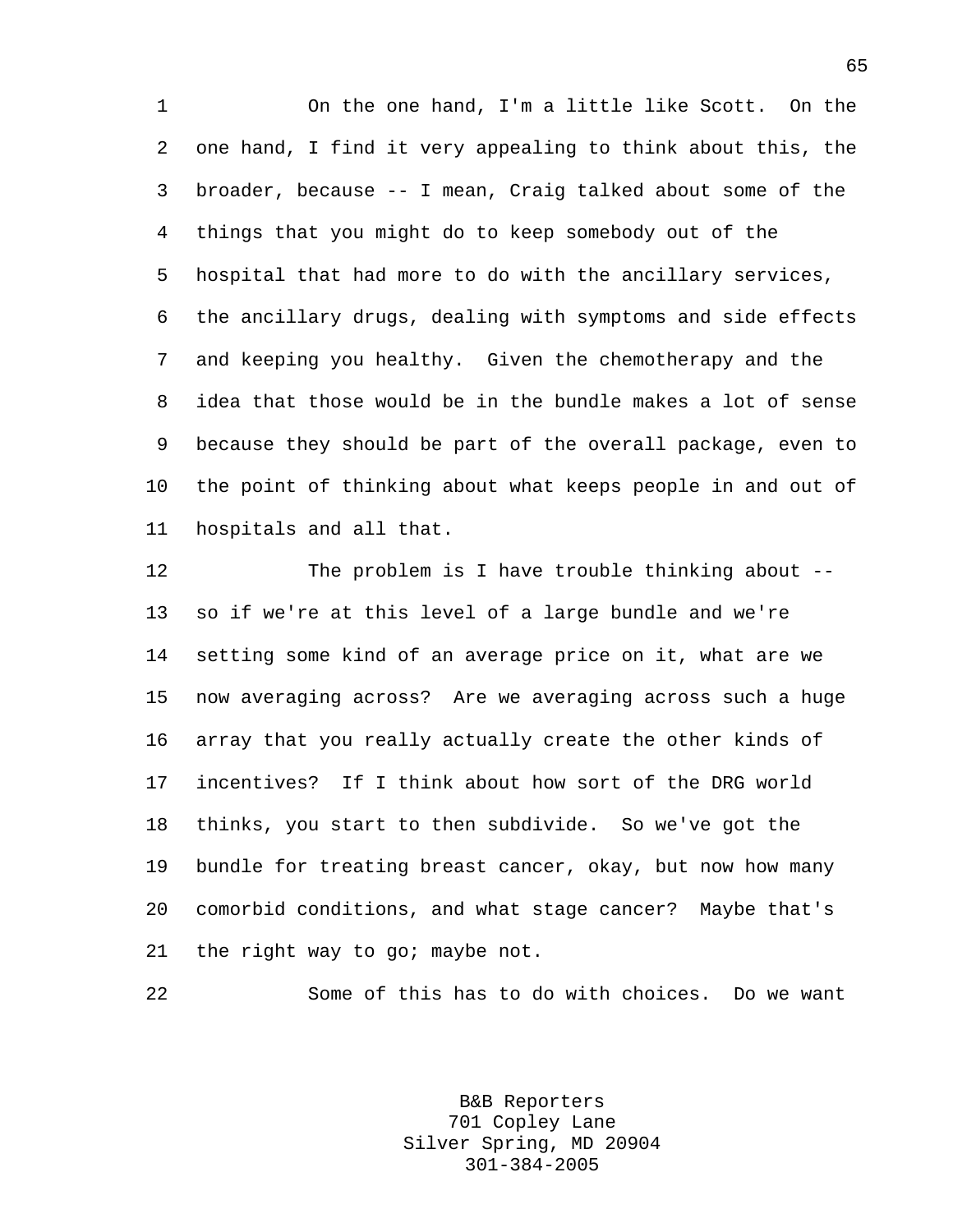On the one hand, I'm a little like Scott. On the one hand, I find it very appealing to think about this, the broader, because -- I mean, Craig talked about some of the things that you might do to keep somebody out of the hospital that had more to do with the ancillary services, the ancillary drugs, dealing with symptoms and side effects and keeping you healthy. Given the chemotherapy and the idea that those would be in the bundle makes a lot of sense because they should be part of the overall package, even to the point of thinking about what keeps people in and out of hospitals and all that.

The problem is I have trouble thinking about -- so if we're at this level of a large bundle and we're setting some kind of an average price on it, what are we now averaging across? Are we averaging across such a huge array that you really actually create the other kinds of incentives? If I think about how sort of the DRG world thinks, you start to then subdivide. So we've got the bundle for treating breast cancer, okay, but now how many comorbid conditions, and what stage cancer? Maybe that's the right way to go; maybe not.

Some of this has to do with choices. Do we want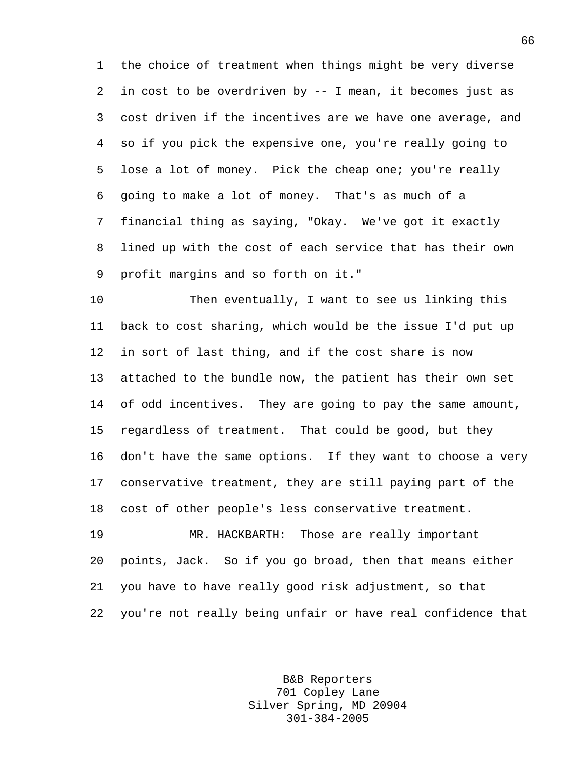the choice of treatment when things might be very diverse in cost to be overdriven by -- I mean, it becomes just as cost driven if the incentives are we have one average, and so if you pick the expensive one, you're really going to lose a lot of money. Pick the cheap one; you're really going to make a lot of money. That's as much of a financial thing as saying, "Okay. We've got it exactly lined up with the cost of each service that has their own profit margins and so forth on it."

Then eventually, I want to see us linking this back to cost sharing, which would be the issue I'd put up in sort of last thing, and if the cost share is now attached to the bundle now, the patient has their own set of odd incentives. They are going to pay the same amount, regardless of treatment. That could be good, but they don't have the same options. If they want to choose a very conservative treatment, they are still paying part of the cost of other people's less conservative treatment.

MR. HACKBARTH: Those are really important points, Jack. So if you go broad, then that means either you have to have really good risk adjustment, so that you're not really being unfair or have real confidence that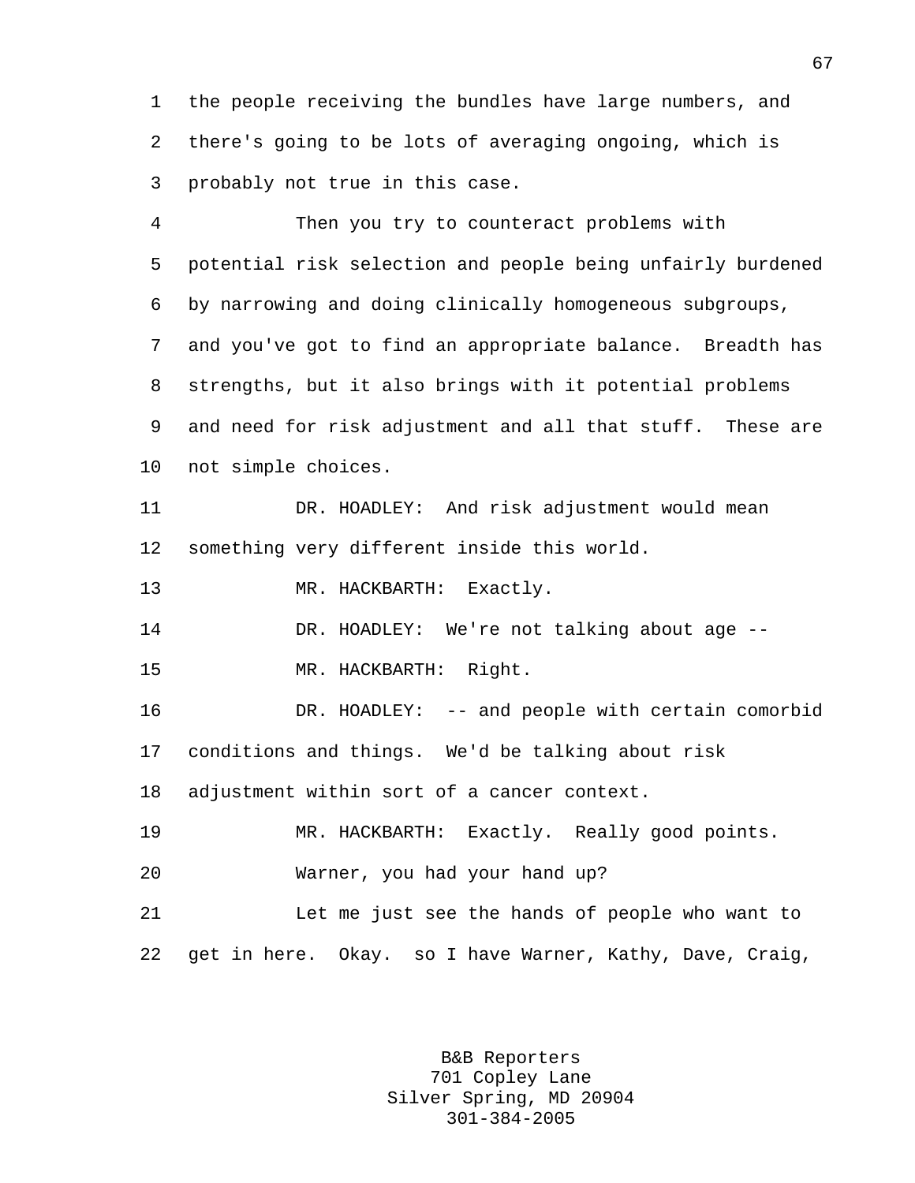the people receiving the bundles have large numbers, and there's going to be lots of averaging ongoing, which is probably not true in this case.

Then you try to counteract problems with potential risk selection and people being unfairly burdened by narrowing and doing clinically homogeneous subgroups, and you've got to find an appropriate balance. Breadth has strengths, but it also brings with it potential problems and need for risk adjustment and all that stuff. These are not simple choices.

DR. HOADLEY: And risk adjustment would mean something very different inside this world.

MR. HACKBARTH: Exactly.

DR. HOADLEY: We're not talking about age --

MR. HACKBARTH: Right.

DR. HOADLEY: -- and people with certain comorbid conditions and things. We'd be talking about risk adjustment within sort of a cancer context.

MR. HACKBARTH: Exactly. Really good points.

Warner, you had your hand up?

Let me just see the hands of people who want to get in here. Okay. so I have Warner, Kathy, Dave, Craig,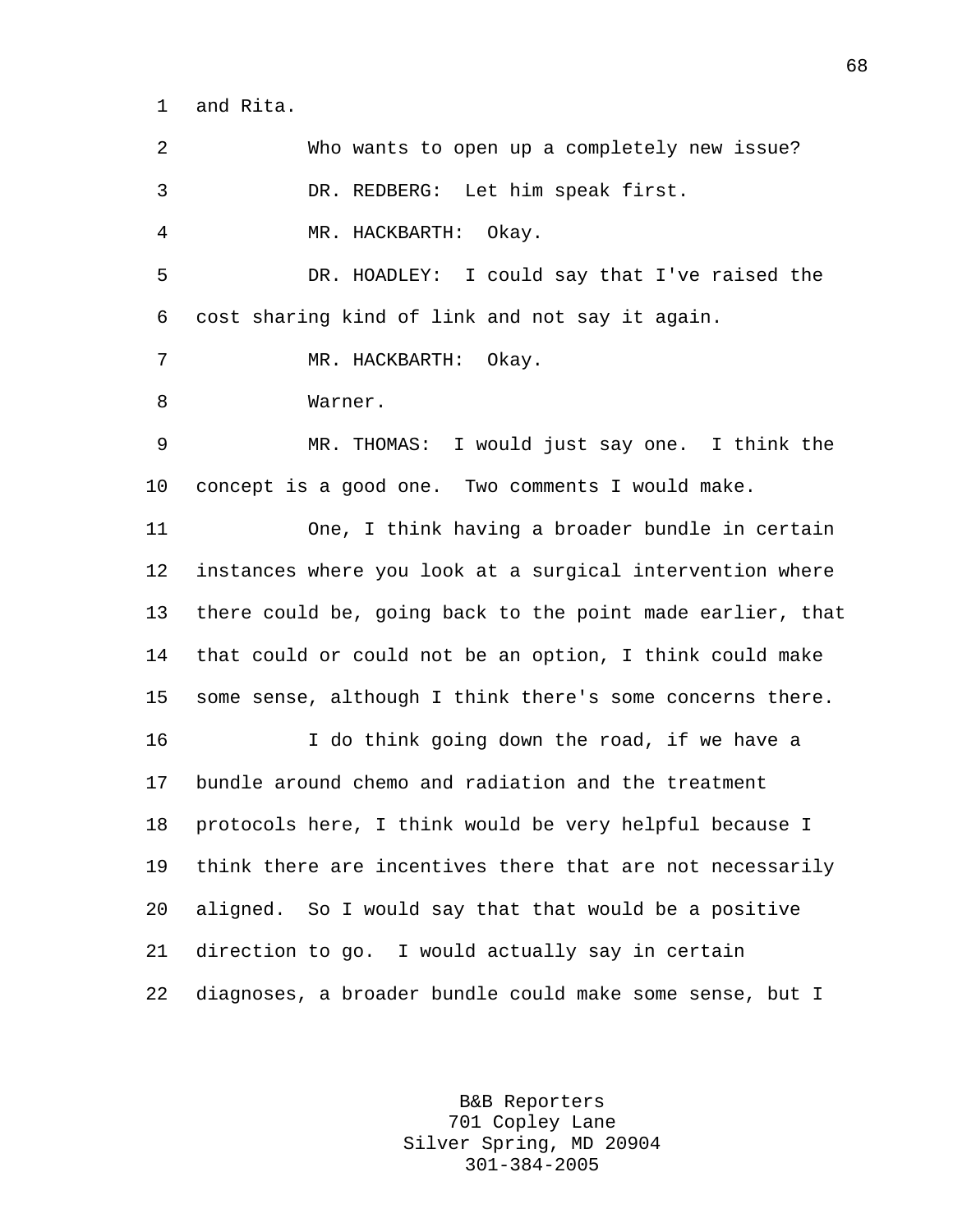and Rita.

Who wants to open up a completely new issue?

DR. REDBERG: Let him speak first.

MR. HACKBARTH: Okay.

DR. HOADLEY: I could say that I've raised the cost sharing kind of link and not say it again.

MR. HACKBARTH: Okay.

Warner.

MR. THOMAS: I would just say one. I think the concept is a good one. Two comments I would make.

One, I think having a broader bundle in certain instances where you look at a surgical intervention where there could be, going back to the point made earlier, that that could or could not be an option, I think could make some sense, although I think there's some concerns there.

I do think going down the road, if we have a bundle around chemo and radiation and the treatment protocols here, I think would be very helpful because I think there are incentives there that are not necessarily aligned. So I would say that that would be a positive direction to go. I would actually say in certain diagnoses, a broader bundle could make some sense, but I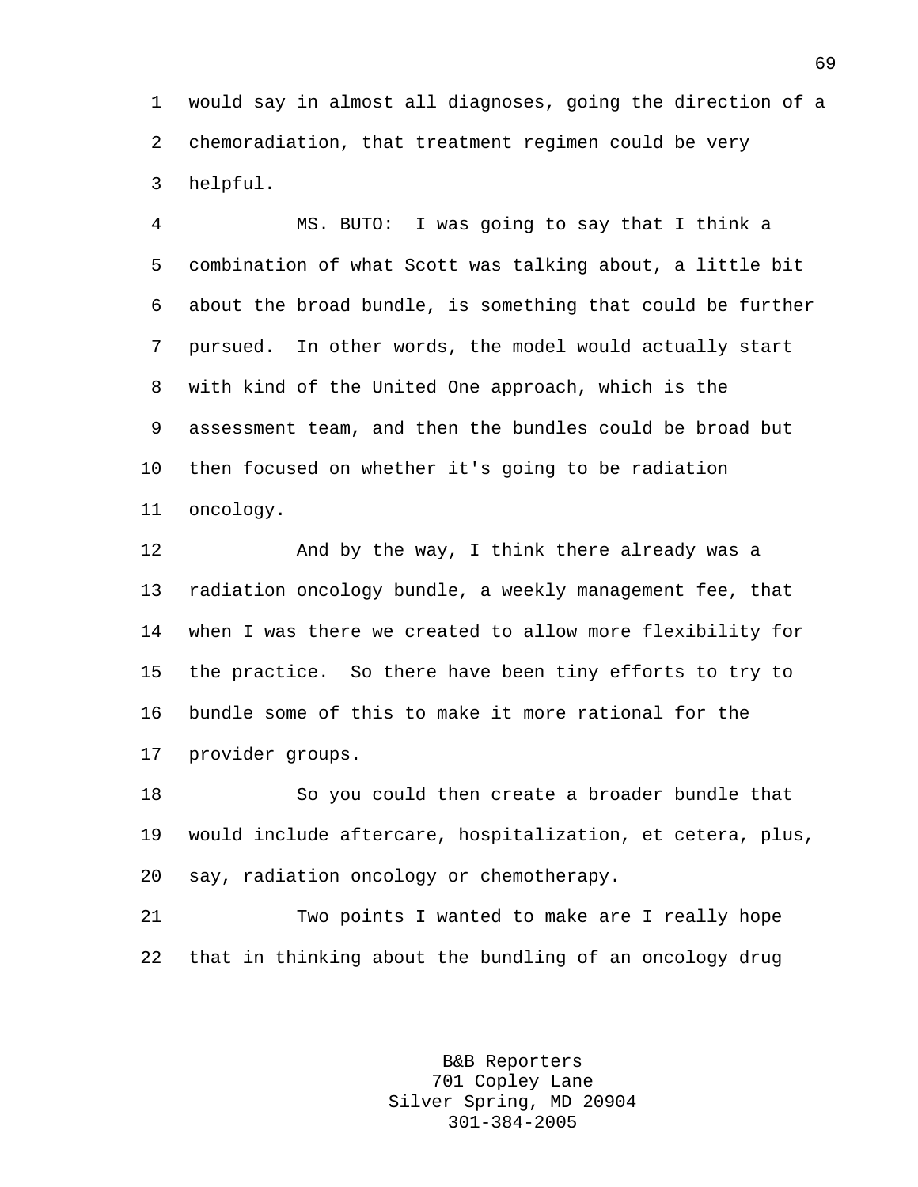would say in almost all diagnoses, going the direction of a chemoradiation, that treatment regimen could be very helpful.

MS. BUTO: I was going to say that I think a combination of what Scott was talking about, a little bit about the broad bundle, is something that could be further pursued. In other words, the model would actually start with kind of the United One approach, which is the assessment team, and then the bundles could be broad but then focused on whether it's going to be radiation oncology.

And by the way, I think there already was a radiation oncology bundle, a weekly management fee, that when I was there we created to allow more flexibility for the practice. So there have been tiny efforts to try to bundle some of this to make it more rational for the provider groups.

So you could then create a broader bundle that would include aftercare, hospitalization, et cetera, plus, say, radiation oncology or chemotherapy.

Two points I wanted to make are I really hope that in thinking about the bundling of an oncology drug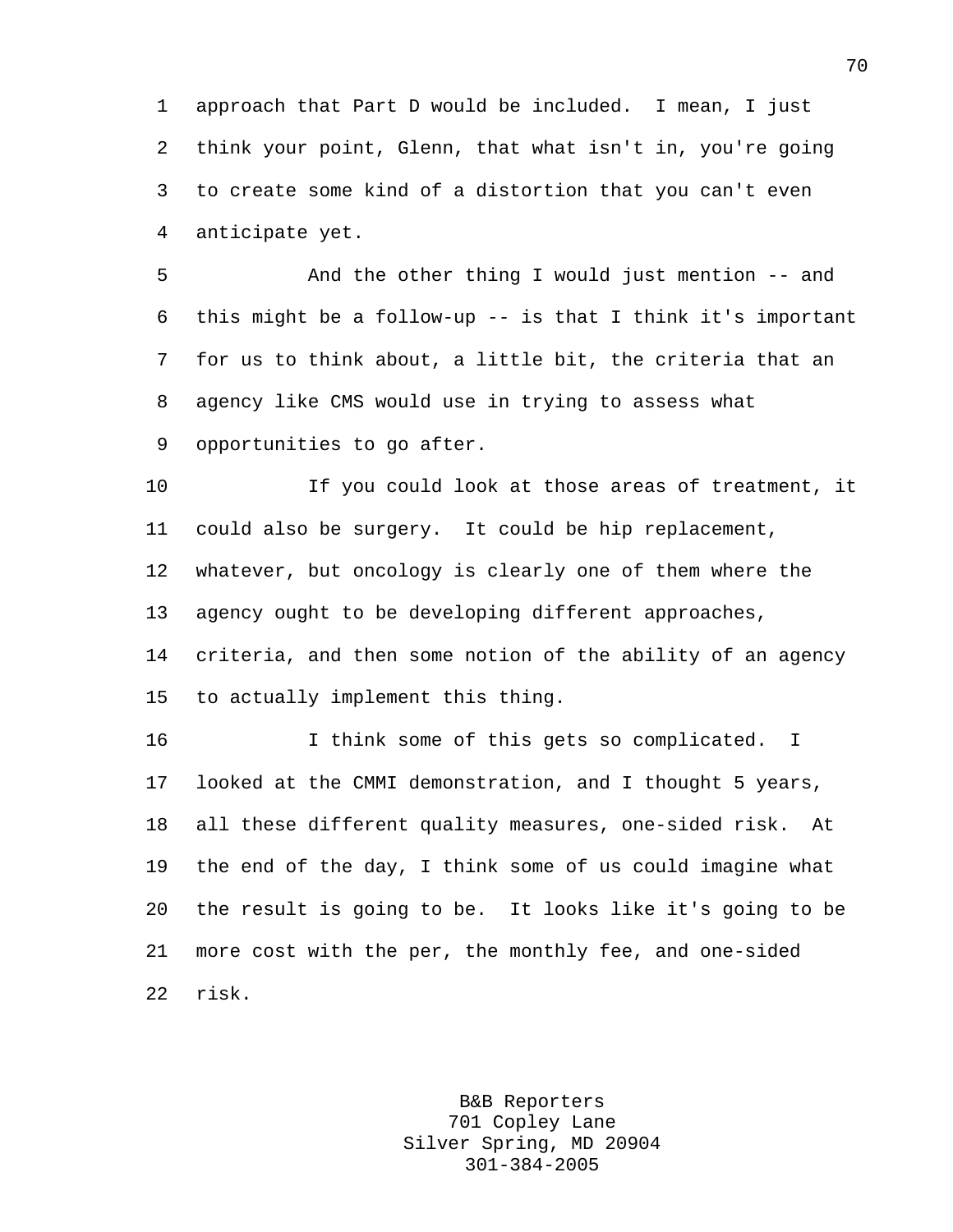approach that Part D would be included. I mean, I just think your point, Glenn, that what isn't in, you're going to create some kind of a distortion that you can't even anticipate yet.

And the other thing I would just mention -- and this might be a follow-up -- is that I think it's important for us to think about, a little bit, the criteria that an agency like CMS would use in trying to assess what opportunities to go after.

If you could look at those areas of treatment, it could also be surgery. It could be hip replacement, whatever, but oncology is clearly one of them where the agency ought to be developing different approaches, criteria, and then some notion of the ability of an agency to actually implement this thing.

I think some of this gets so complicated. I looked at the CMMI demonstration, and I thought 5 years, all these different quality measures, one-sided risk. At the end of the day, I think some of us could imagine what the result is going to be. It looks like it's going to be more cost with the per, the monthly fee, and one-sided risk.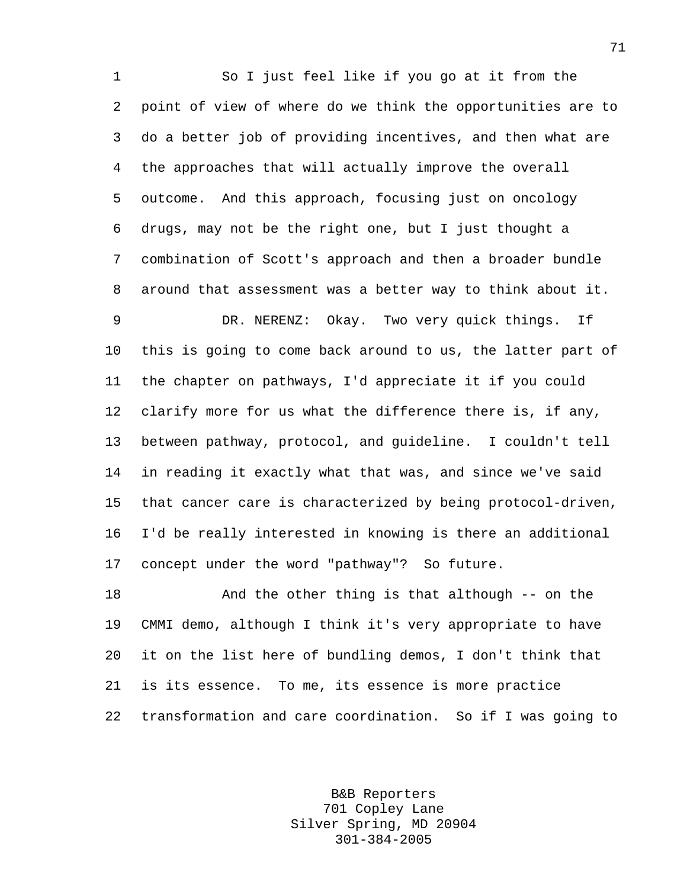So I just feel like if you go at it from the point of view of where do we think the opportunities are to do a better job of providing incentives, and then what are the approaches that will actually improve the overall outcome. And this approach, focusing just on oncology drugs, may not be the right one, but I just thought a combination of Scott's approach and then a broader bundle around that assessment was a better way to think about it.

DR. NERENZ: Okay. Two very quick things. If this is going to come back around to us, the latter part of the chapter on pathways, I'd appreciate it if you could clarify more for us what the difference there is, if any, between pathway, protocol, and guideline. I couldn't tell in reading it exactly what that was, and since we've said that cancer care is characterized by being protocol-driven, I'd be really interested in knowing is there an additional concept under the word "pathway"? So future.

And the other thing is that although -- on the CMMI demo, although I think it's very appropriate to have it on the list here of bundling demos, I don't think that is its essence. To me, its essence is more practice transformation and care coordination. So if I was going to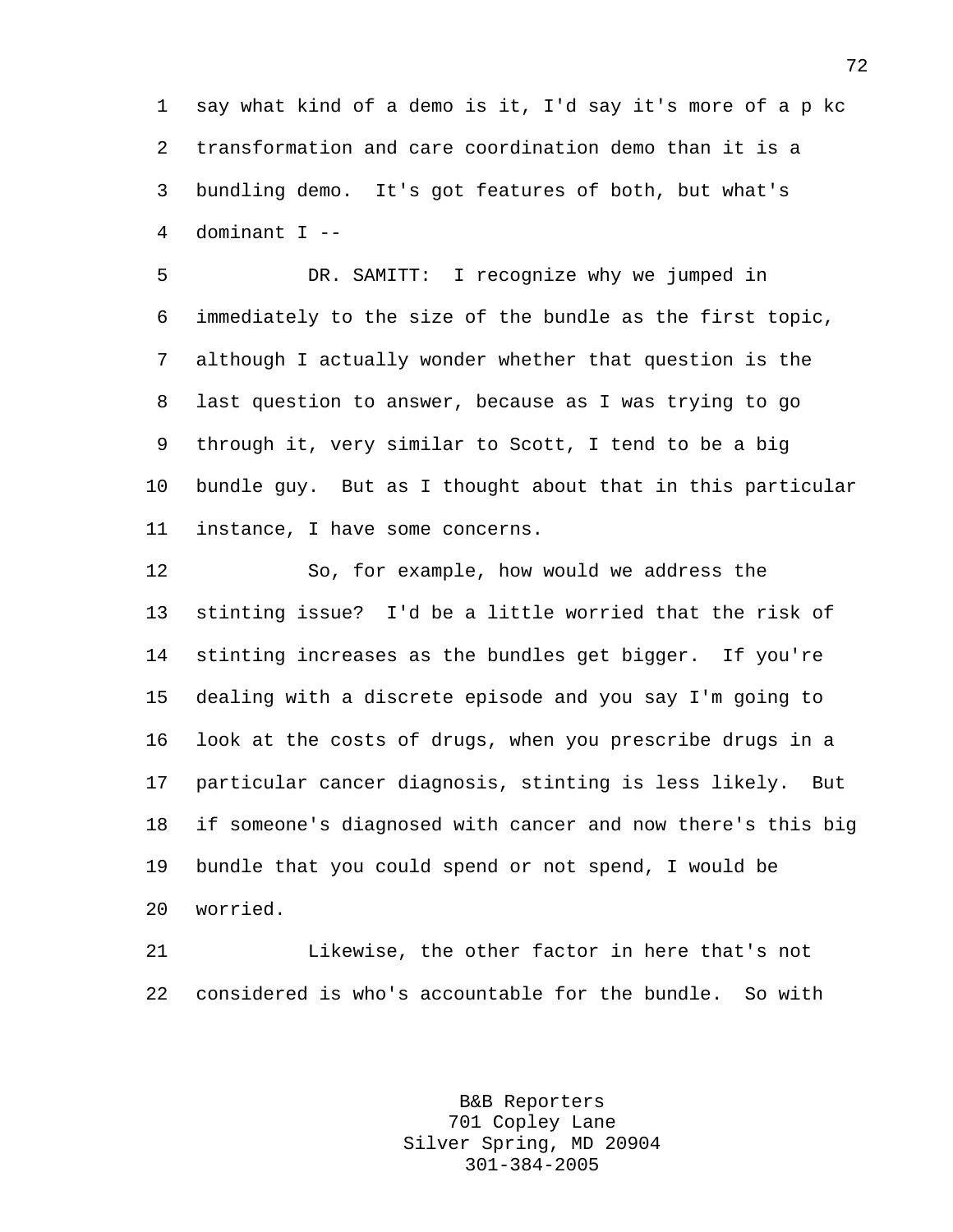say what kind of a demo is it, I'd say it's more of a p kc transformation and care coordination demo than it is a bundling demo. It's got features of both, but what's dominant I --

DR. SAMITT: I recognize why we jumped in immediately to the size of the bundle as the first topic, although I actually wonder whether that question is the last question to answer, because as I was trying to go through it, very similar to Scott, I tend to be a big bundle guy. But as I thought about that in this particular instance, I have some concerns.

So, for example, how would we address the stinting issue? I'd be a little worried that the risk of stinting increases as the bundles get bigger. If you're dealing with a discrete episode and you say I'm going to look at the costs of drugs, when you prescribe drugs in a particular cancer diagnosis, stinting is less likely. But if someone's diagnosed with cancer and now there's this big bundle that you could spend or not spend, I would be worried.

Likewise, the other factor in here that's not considered is who's accountable for the bundle. So with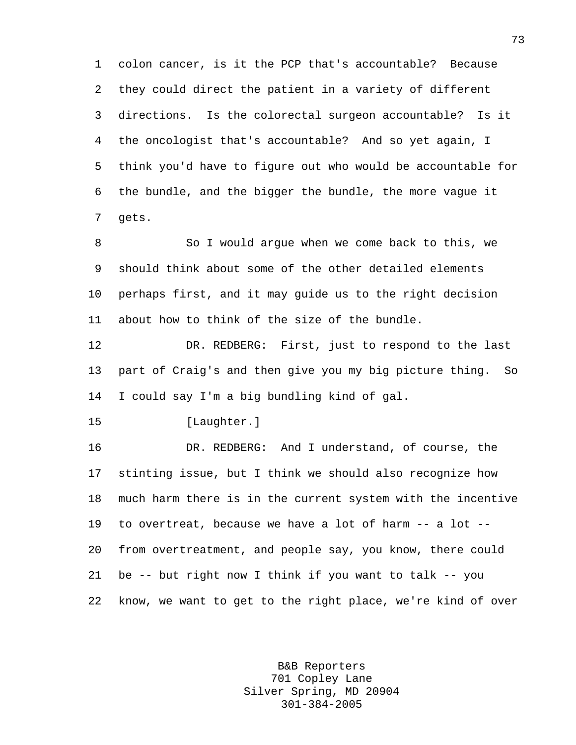colon cancer, is it the PCP that's accountable? Because they could direct the patient in a variety of different directions. Is the colorectal surgeon accountable? Is it the oncologist that's accountable? And so yet again, I think you'd have to figure out who would be accountable for the bundle, and the bigger the bundle, the more vague it gets.

So I would argue when we come back to this, we should think about some of the other detailed elements perhaps first, and it may guide us to the right decision about how to think of the size of the bundle.

DR. REDBERG: First, just to respond to the last part of Craig's and then give you my big picture thing. So I could say I'm a big bundling kind of gal.

[Laughter.]

DR. REDBERG: And I understand, of course, the stinting issue, but I think we should also recognize how much harm there is in the current system with the incentive to overtreat, because we have a lot of harm -- a lot -- from overtreatment, and people say, you know, there could be -- but right now I think if you want to talk -- you know, we want to get to the right place, we're kind of over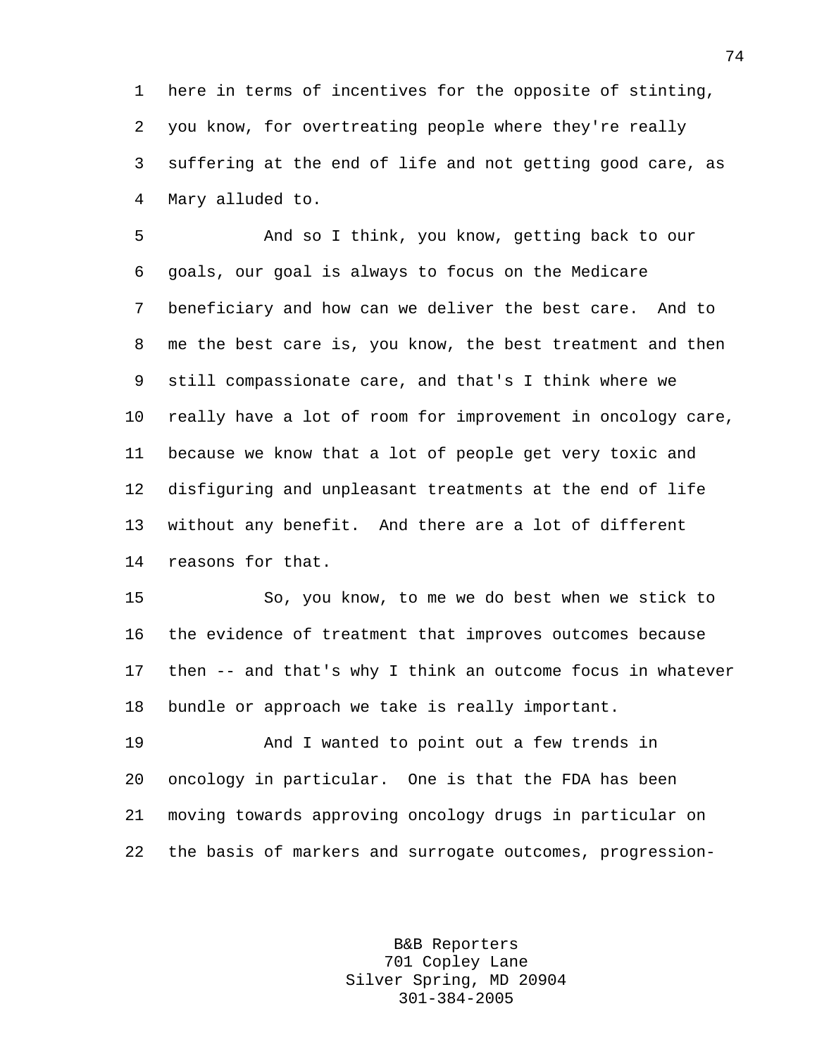here in terms of incentives for the opposite of stinting, you know, for overtreating people where they're really suffering at the end of life and not getting good care, as Mary alluded to.

And so I think, you know, getting back to our goals, our goal is always to focus on the Medicare beneficiary and how can we deliver the best care. And to me the best care is, you know, the best treatment and then still compassionate care, and that's I think where we really have a lot of room for improvement in oncology care, because we know that a lot of people get very toxic and disfiguring and unpleasant treatments at the end of life without any benefit. And there are a lot of different reasons for that.

So, you know, to me we do best when we stick to the evidence of treatment that improves outcomes because then -- and that's why I think an outcome focus in whatever bundle or approach we take is really important.

And I wanted to point out a few trends in oncology in particular. One is that the FDA has been moving towards approving oncology drugs in particular on the basis of markers and surrogate outcomes, progression-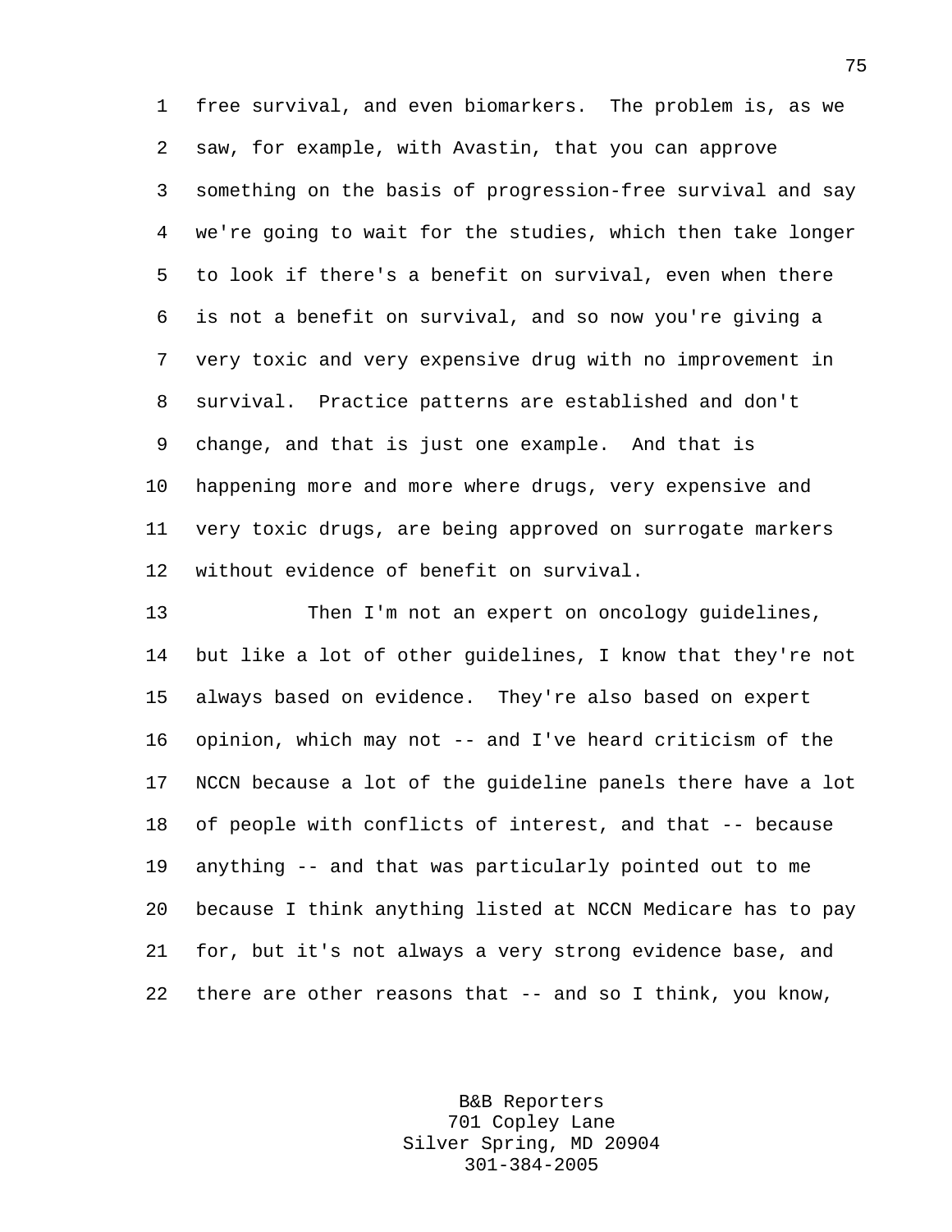free survival, and even biomarkers. The problem is, as we saw, for example, with Avastin, that you can approve something on the basis of progression-free survival and say we're going to wait for the studies, which then take longer to look if there's a benefit on survival, even when there is not a benefit on survival, and so now you're giving a very toxic and very expensive drug with no improvement in survival. Practice patterns are established and don't change, and that is just one example. And that is happening more and more where drugs, very expensive and very toxic drugs, are being approved on surrogate markers without evidence of benefit on survival.

Then I'm not an expert on oncology guidelines, but like a lot of other guidelines, I know that they're not always based on evidence. They're also based on expert opinion, which may not -- and I've heard criticism of the NCCN because a lot of the guideline panels there have a lot of people with conflicts of interest, and that -- because anything -- and that was particularly pointed out to me because I think anything listed at NCCN Medicare has to pay for, but it's not always a very strong evidence base, and there are other reasons that -- and so I think, you know,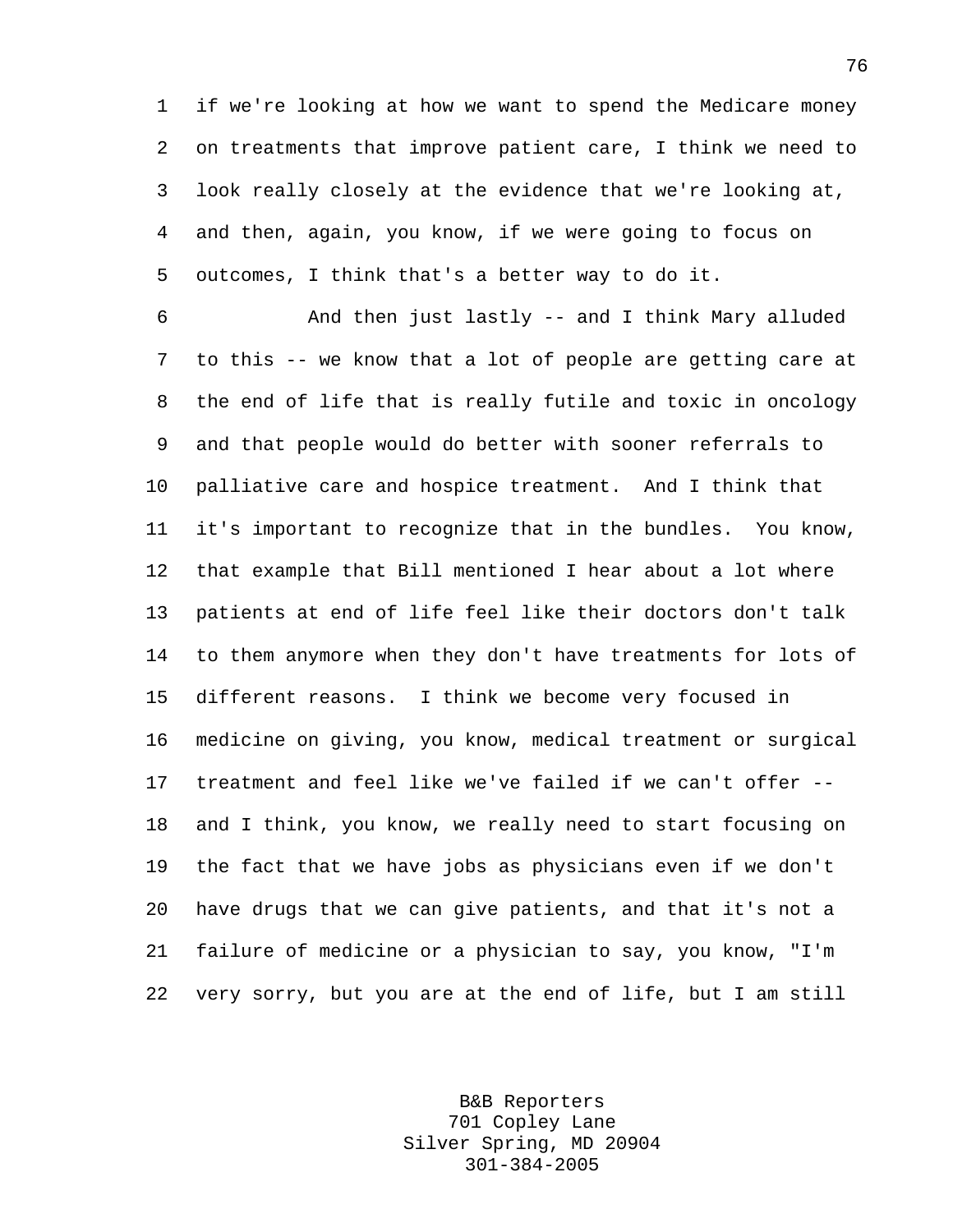if we're looking at how we want to spend the Medicare money on treatments that improve patient care, I think we need to look really closely at the evidence that we're looking at, and then, again, you know, if we were going to focus on outcomes, I think that's a better way to do it.

And then just lastly -- and I think Mary alluded to this -- we know that a lot of people are getting care at the end of life that is really futile and toxic in oncology and that people would do better with sooner referrals to palliative care and hospice treatment. And I think that it's important to recognize that in the bundles. You know, that example that Bill mentioned I hear about a lot where patients at end of life feel like their doctors don't talk to them anymore when they don't have treatments for lots of different reasons. I think we become very focused in medicine on giving, you know, medical treatment or surgical treatment and feel like we've failed if we can't offer -- and I think, you know, we really need to start focusing on the fact that we have jobs as physicians even if we don't have drugs that we can give patients, and that it's not a failure of medicine or a physician to say, you know, "I'm very sorry, but you are at the end of life, but I am still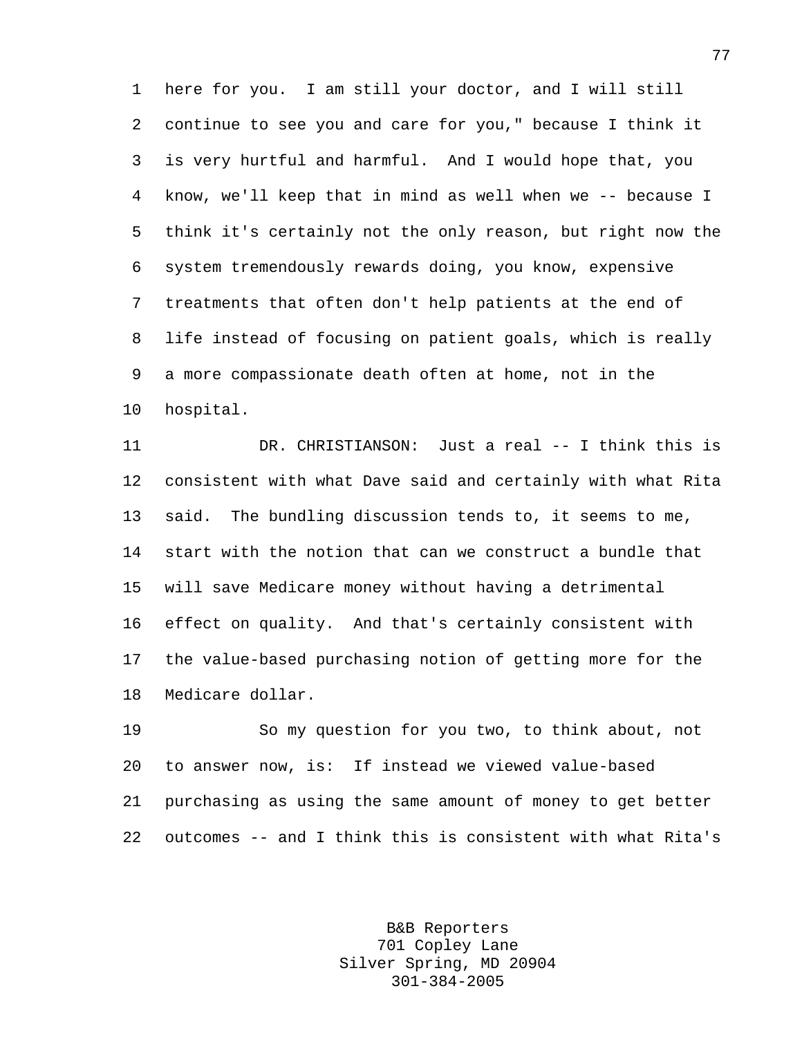here for you. I am still your doctor, and I will still continue to see you and care for you," because I think it is very hurtful and harmful. And I would hope that, you know, we'll keep that in mind as well when we -- because I think it's certainly not the only reason, but right now the system tremendously rewards doing, you know, expensive treatments that often don't help patients at the end of life instead of focusing on patient goals, which is really a more compassionate death often at home, not in the hospital.

DR. CHRISTIANSON: Just a real -- I think this is consistent with what Dave said and certainly with what Rita said. The bundling discussion tends to, it seems to me, start with the notion that can we construct a bundle that will save Medicare money without having a detrimental effect on quality. And that's certainly consistent with the value-based purchasing notion of getting more for the Medicare dollar.

So my question for you two, to think about, not to answer now, is: If instead we viewed value-based purchasing as using the same amount of money to get better outcomes -- and I think this is consistent with what Rita's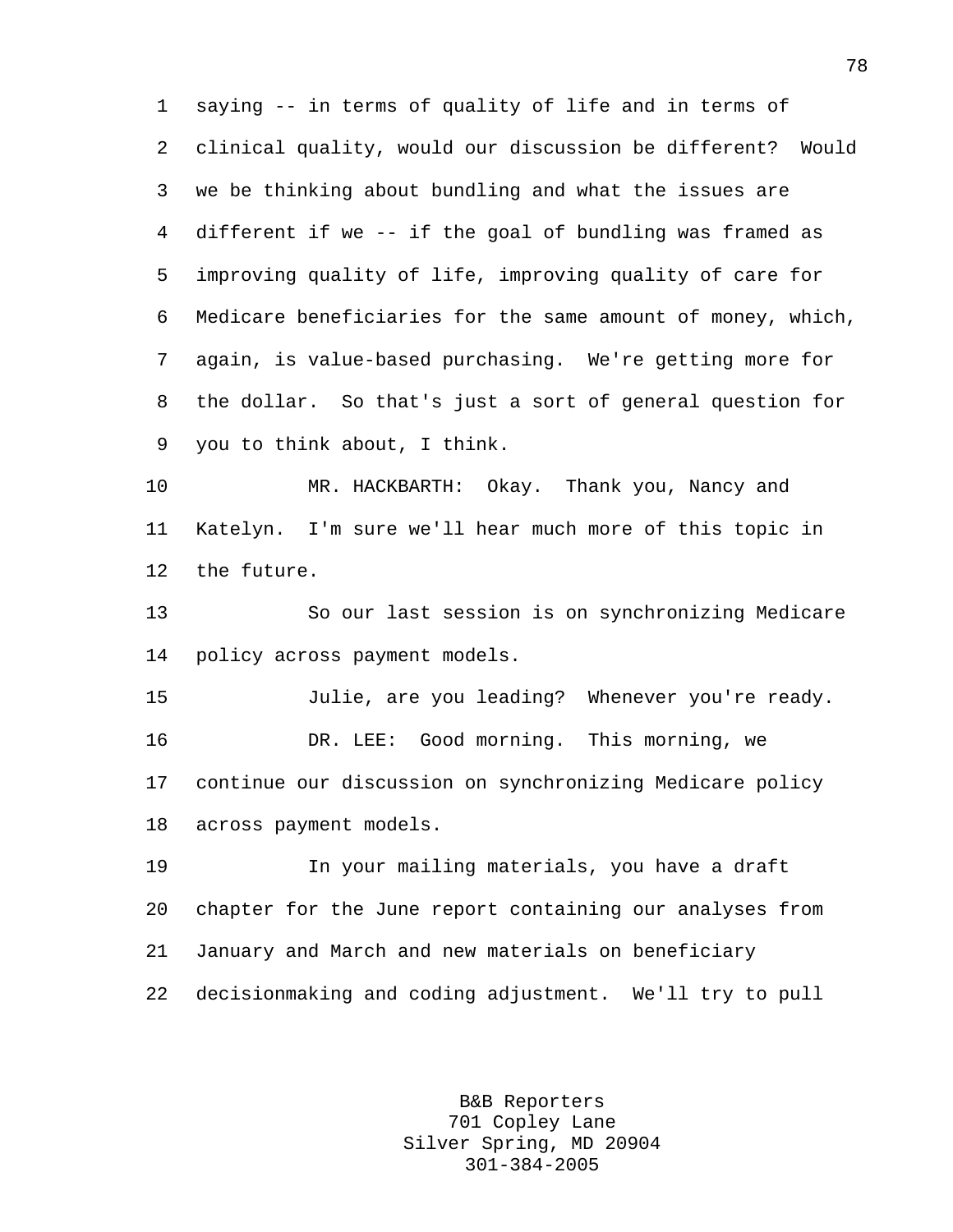saying -- in terms of quality of life and in terms of clinical quality, would our discussion be different? Would we be thinking about bundling and what the issues are different if we -- if the goal of bundling was framed as improving quality of life, improving quality of care for Medicare beneficiaries for the same amount of money, which, again, is value-based purchasing. We're getting more for the dollar. So that's just a sort of general question for you to think about, I think.

MR. HACKBARTH: Okay. Thank you, Nancy and Katelyn. I'm sure we'll hear much more of this topic in the future.

So our last session is on synchronizing Medicare policy across payment models.

Julie, are you leading? Whenever you're ready.

DR. LEE: Good morning. This morning, we continue our discussion on synchronizing Medicare policy across payment models.

In your mailing materials, you have a draft chapter for the June report containing our analyses from January and March and new materials on beneficiary decisionmaking and coding adjustment. We'll try to pull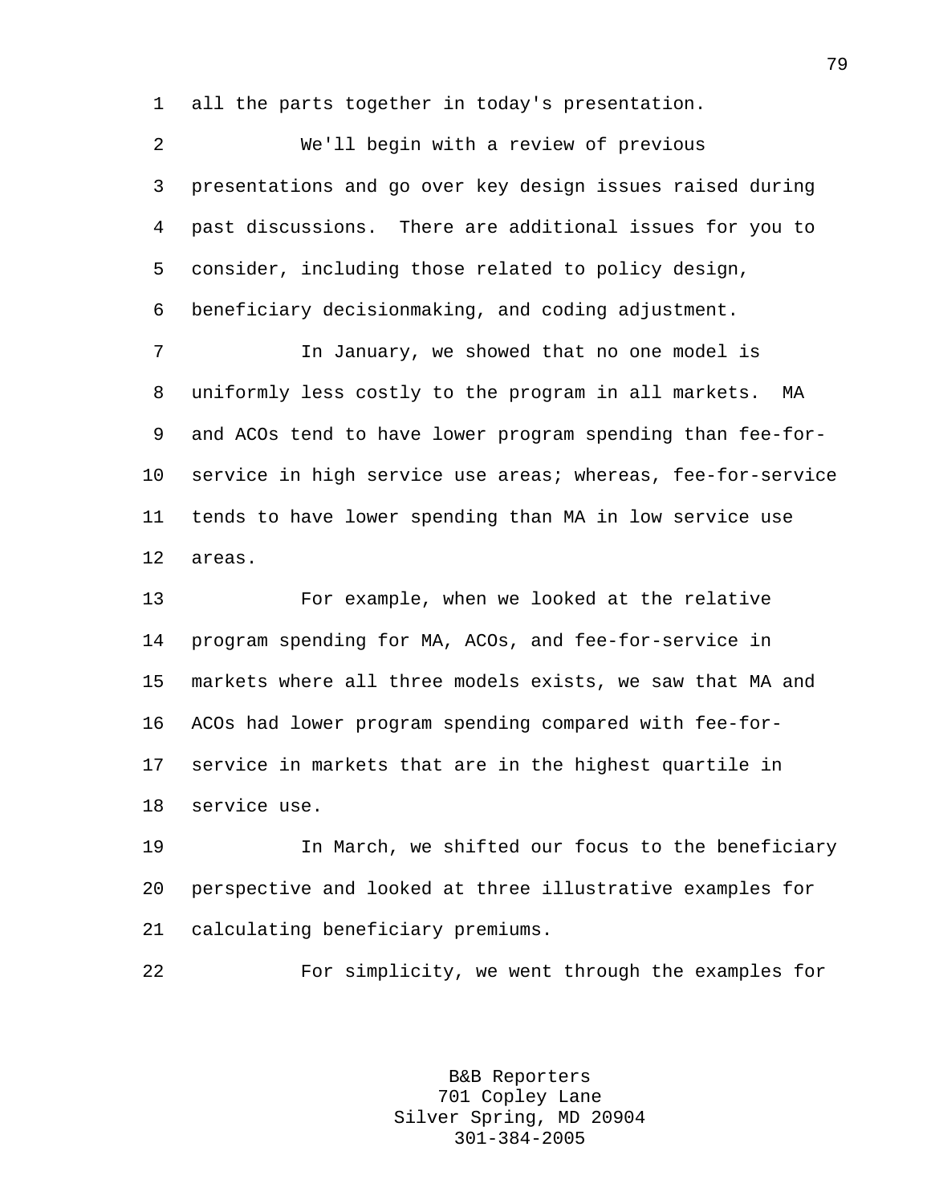all the parts together in today's presentation.

We'll begin with a review of previous presentations and go over key design issues raised during past discussions. There are additional issues for you to consider, including those related to policy design, beneficiary decisionmaking, and coding adjustment.

In January, we showed that no one model is uniformly less costly to the program in all markets. MA and ACOs tend to have lower program spending than fee-for-service in high service use areas; whereas, fee-for-service tends to have lower spending than MA in low service use areas.

For example, when we looked at the relative program spending for MA, ACOs, and fee-for-service in markets where all three models exists, we saw that MA and ACOs had lower program spending compared with fee-for-service in markets that are in the highest quartile in service use.

In March, we shifted our focus to the beneficiary perspective and looked at three illustrative examples for calculating beneficiary premiums.

For simplicity, we went through the examples for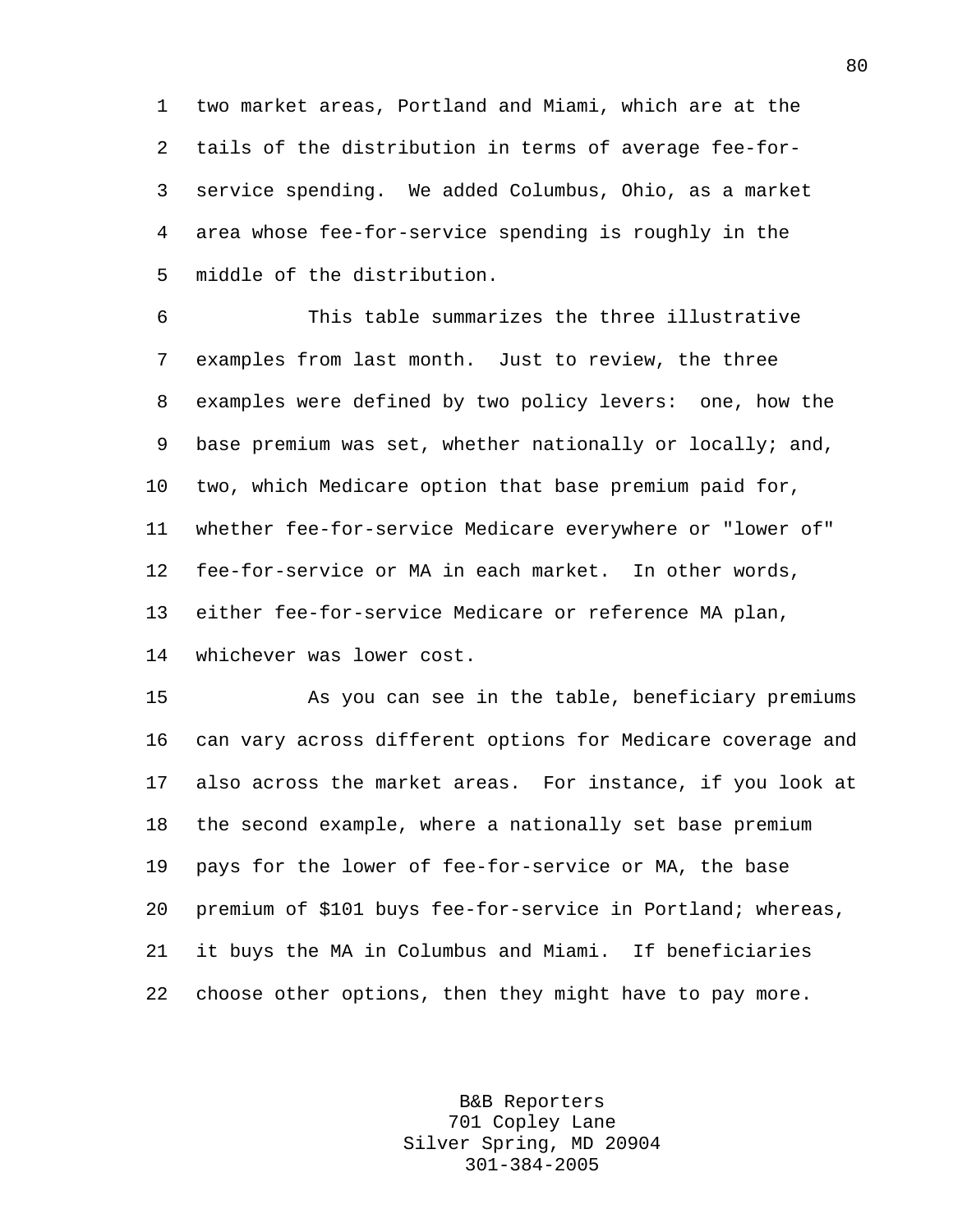two market areas, Portland and Miami, which are at the tails of the distribution in terms of average fee-for-service spending. We added Columbus, Ohio, as a market area whose fee-for-service spending is roughly in the middle of the distribution.

This table summarizes the three illustrative examples from last month. Just to review, the three examples were defined by two policy levers: one, how the base premium was set, whether nationally or locally; and, two, which Medicare option that base premium paid for, whether fee-for-service Medicare everywhere or "lower of" fee-for-service or MA in each market. In other words, either fee-for-service Medicare or reference MA plan, whichever was lower cost.

As you can see in the table, beneficiary premiums can vary across different options for Medicare coverage and also across the market areas. For instance, if you look at the second example, where a nationally set base premium pays for the lower of fee-for-service or MA, the base premium of $101 buys fee-for-service in Portland; whereas, it buys the MA in Columbus and Miami. If beneficiaries choose other options, then they might have to pay more.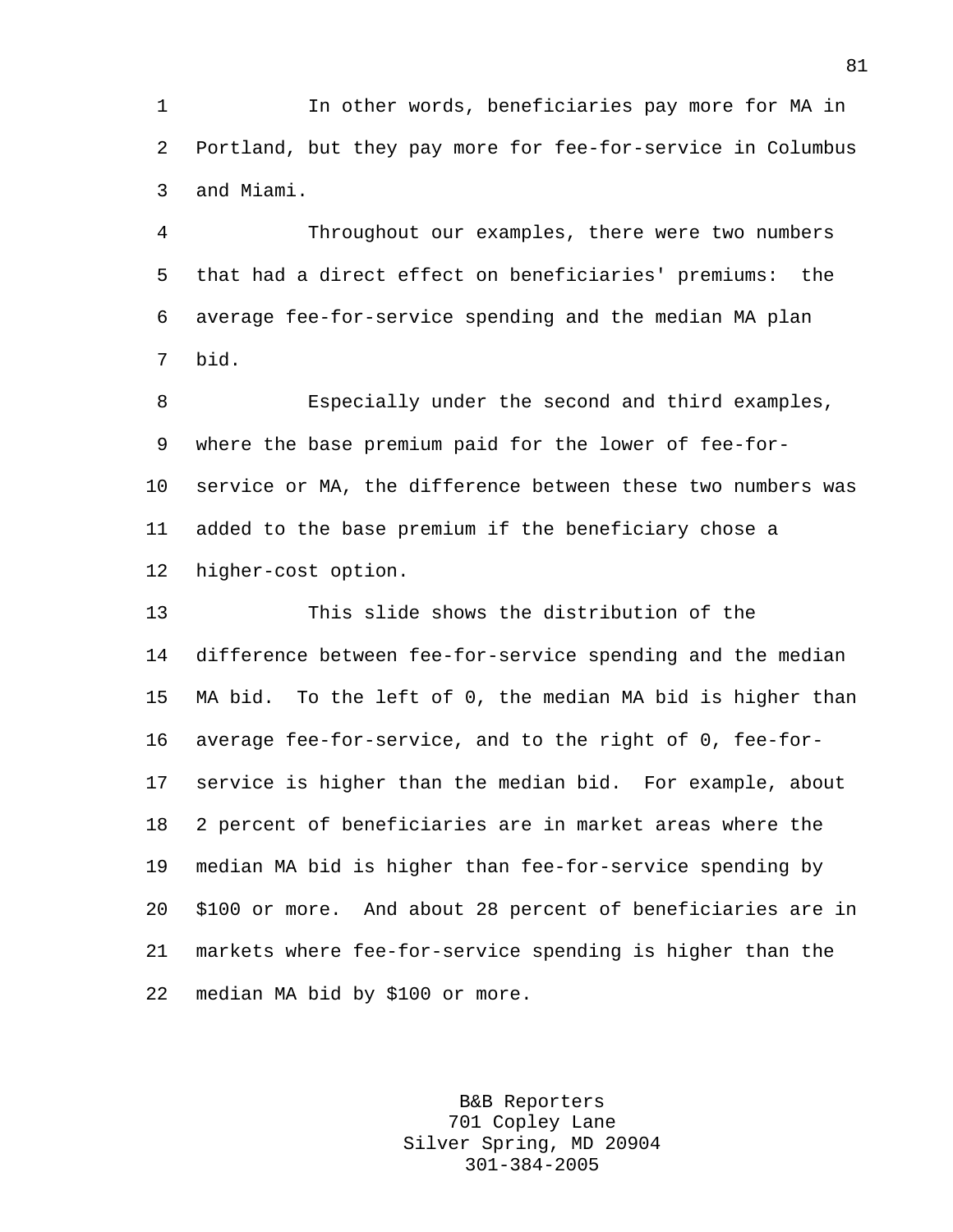In other words, beneficiaries pay more for MA in Portland, but they pay more for fee-for-service in Columbus and Miami.

Throughout our examples, there were two numbers that had a direct effect on beneficiaries' premiums: the average fee-for-service spending and the median MA plan bid.

Especially under the second and third examples, where the base premium paid for the lower of fee-for-service or MA, the difference between these two numbers was added to the base premium if the beneficiary chose a higher-cost option.

This slide shows the distribution of the difference between fee-for-service spending and the median MA bid. To the left of 0, the median MA bid is higher than average fee-for-service, and to the right of 0, fee-for-service is higher than the median bid. For example, about 2 percent of beneficiaries are in market areas where the median MA bid is higher than fee-for-service spending by $100 or more. And about 28 percent of beneficiaries are in markets where fee-for-service spending is higher than the median MA bid by $100 or more.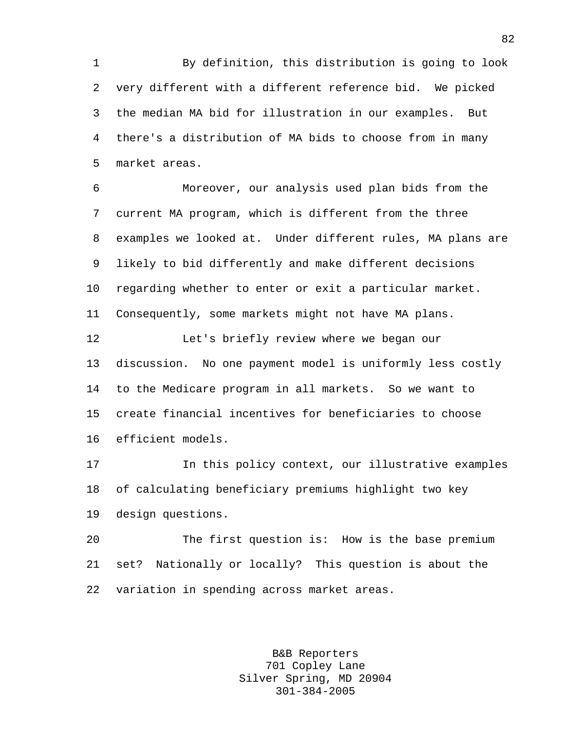By definition, this distribution is going to look very different with a different reference bid. We picked the median MA bid for illustration in our examples. But there's a distribution of MA bids to choose from in many market areas.

Moreover, our analysis used plan bids from the current MA program, which is different from the three examples we looked at. Under different rules, MA plans are likely to bid differently and make different decisions regarding whether to enter or exit a particular market. Consequently, some markets might not have MA plans.

Let's briefly review where we began our discussion. No one payment model is uniformly less costly to the Medicare program in all markets. So we want to create financial incentives for beneficiaries to choose efficient models.

In this policy context, our illustrative examples of calculating beneficiary premiums highlight two key design questions.

The first question is: How is the base premium set? Nationally or locally? This question is about the variation in spending across market areas.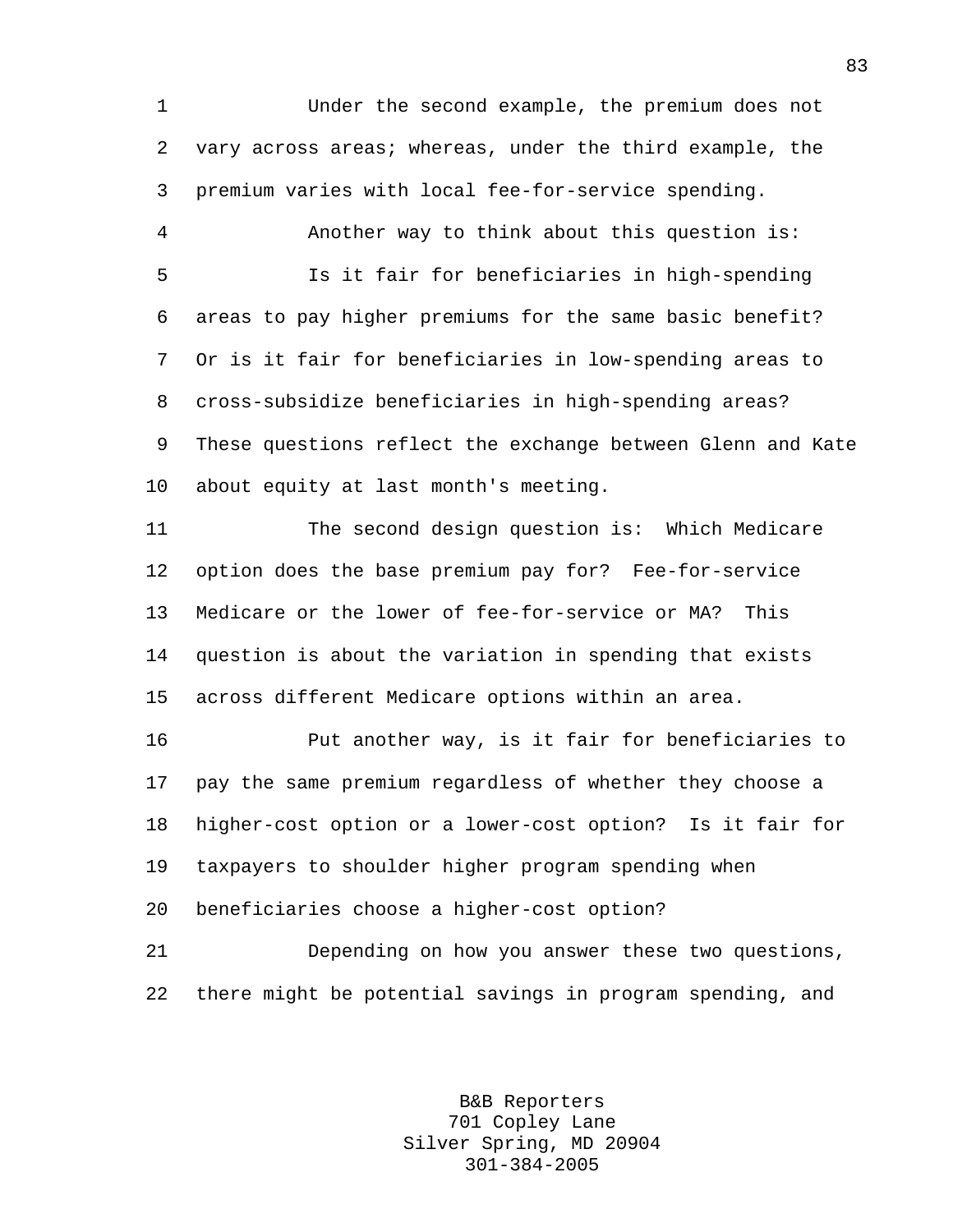Under the second example, the premium does not vary across areas; whereas, under the third example, the premium varies with local fee-for-service spending.

Another way to think about this question is:

Is it fair for beneficiaries in high-spending areas to pay higher premiums for the same basic benefit? Or is it fair for beneficiaries in low-spending areas to cross-subsidize beneficiaries in high-spending areas? These questions reflect the exchange between Glenn and Kate about equity at last month's meeting.

The second design question is: Which Medicare option does the base premium pay for? Fee-for-service Medicare or the lower of fee-for-service or MA? This question is about the variation in spending that exists across different Medicare options within an area.

Put another way, is it fair for beneficiaries to pay the same premium regardless of whether they choose a higher-cost option or a lower-cost option? Is it fair for taxpayers to shoulder higher program spending when beneficiaries choose a higher-cost option?

Depending on how you answer these two questions, there might be potential savings in program spending, and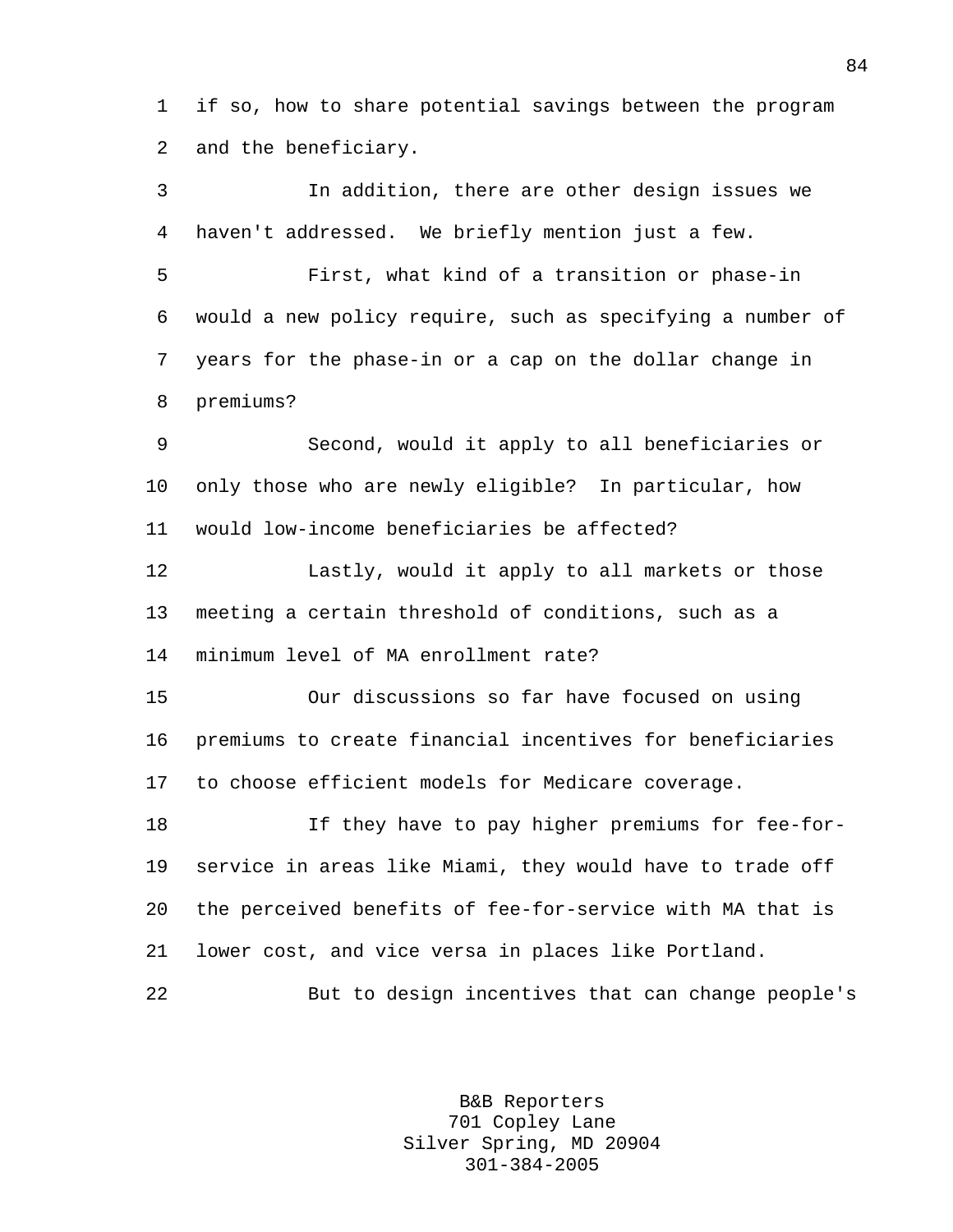if so, how to share potential savings between the program and the beneficiary.

In addition, there are other design issues we haven't addressed. We briefly mention just a few.

First, what kind of a transition or phase-in would a new policy require, such as specifying a number of years for the phase-in or a cap on the dollar change in premiums?

Second, would it apply to all beneficiaries or only those who are newly eligible? In particular, how would low-income beneficiaries be affected?

Lastly, would it apply to all markets or those meeting a certain threshold of conditions, such as a minimum level of MA enrollment rate?

Our discussions so far have focused on using premiums to create financial incentives for beneficiaries to choose efficient models for Medicare coverage.

If they have to pay higher premiums for fee-for-service in areas like Miami, they would have to trade off the perceived benefits of fee-for-service with MA that is lower cost, and vice versa in places like Portland.

But to design incentives that can change people's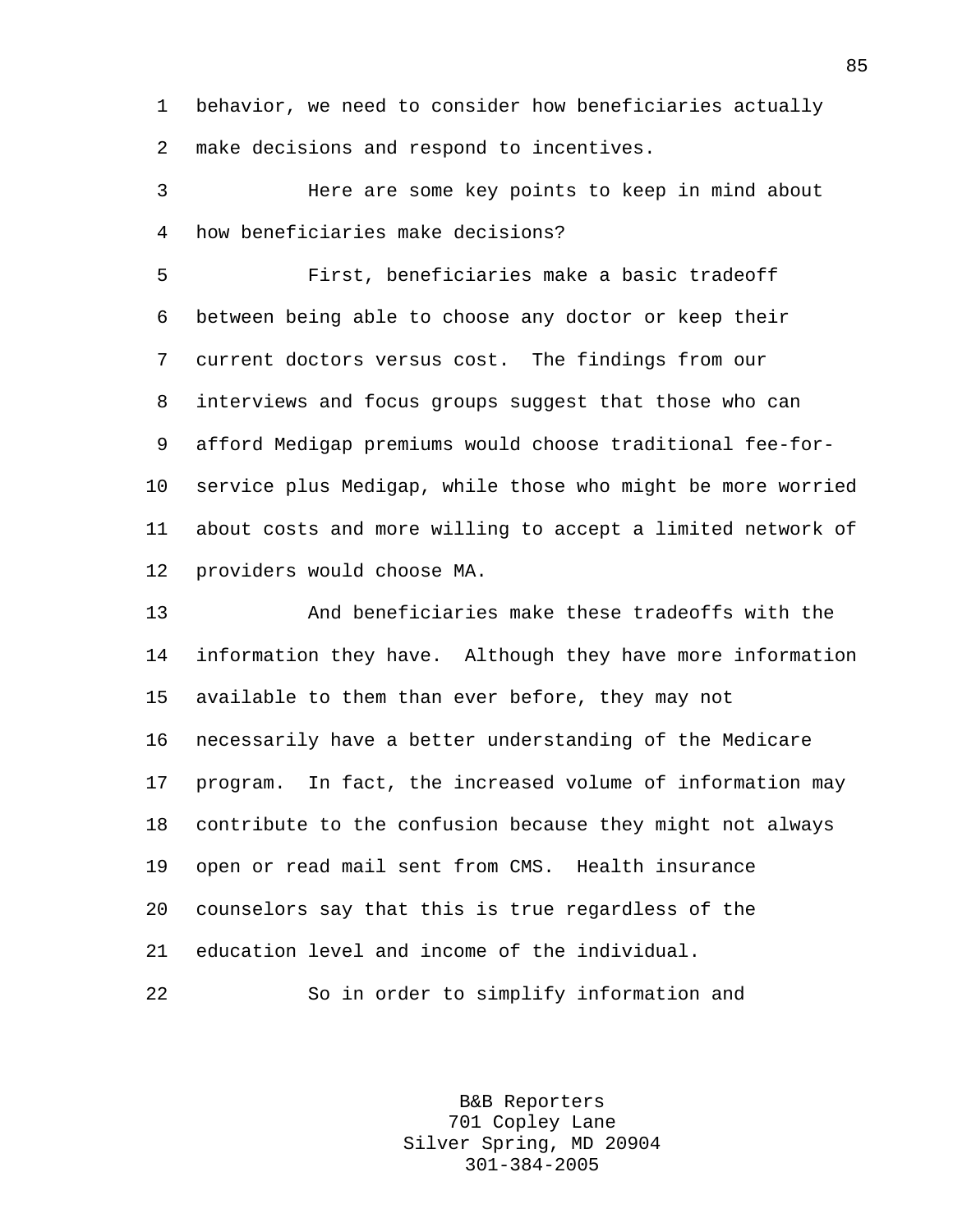behavior, we need to consider how beneficiaries actually make decisions and respond to incentives.

Here are some key points to keep in mind about how beneficiaries make decisions?

First, beneficiaries make a basic tradeoff between being able to choose any doctor or keep their current doctors versus cost. The findings from our interviews and focus groups suggest that those who can afford Medigap premiums would choose traditional fee-for-service plus Medigap, while those who might be more worried about costs and more willing to accept a limited network of providers would choose MA.

And beneficiaries make these tradeoffs with the information they have. Although they have more information available to them than ever before, they may not necessarily have a better understanding of the Medicare program. In fact, the increased volume of information may contribute to the confusion because they might not always open or read mail sent from CMS. Health insurance counselors say that this is true regardless of the education level and income of the individual.

So in order to simplify information and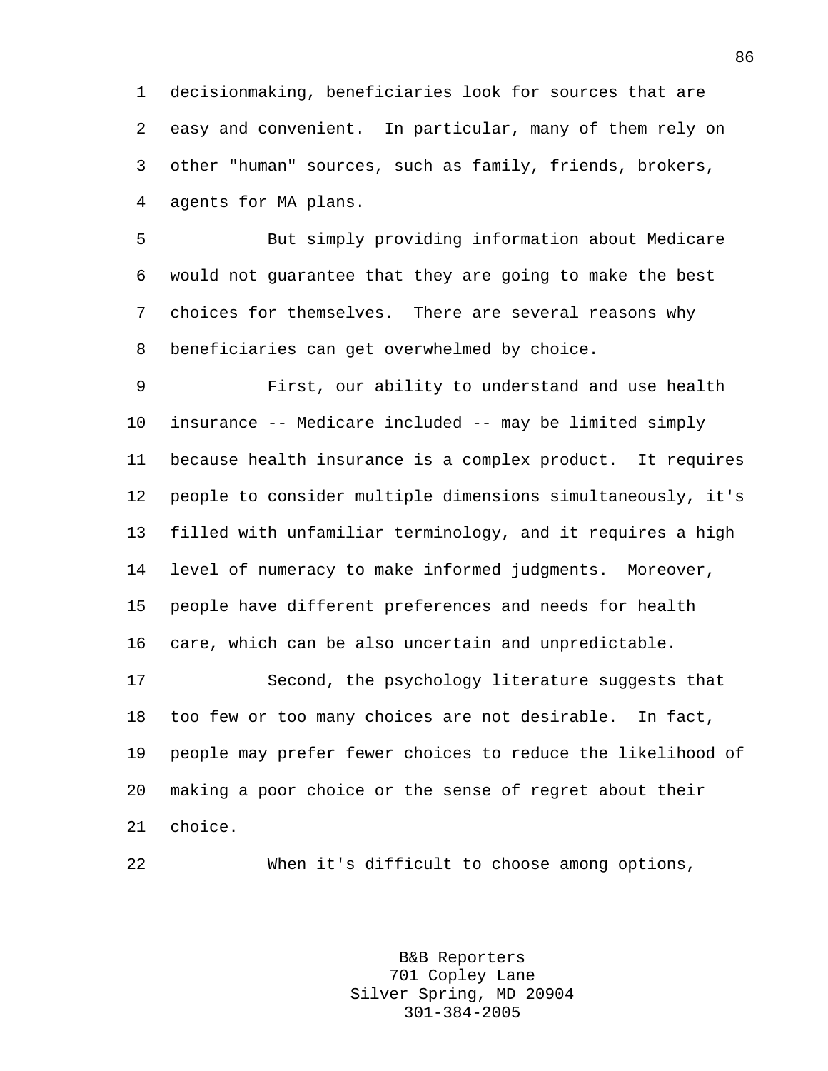decisionmaking, beneficiaries look for sources that are easy and convenient. In particular, many of them rely on other "human" sources, such as family, friends, brokers, agents for MA plans.

But simply providing information about Medicare would not guarantee that they are going to make the best choices for themselves. There are several reasons why beneficiaries can get overwhelmed by choice.

First, our ability to understand and use health insurance -- Medicare included -- may be limited simply because health insurance is a complex product. It requires people to consider multiple dimensions simultaneously, it's filled with unfamiliar terminology, and it requires a high level of numeracy to make informed judgments. Moreover, people have different preferences and needs for health care, which can be also uncertain and unpredictable.

Second, the psychology literature suggests that too few or too many choices are not desirable. In fact, people may prefer fewer choices to reduce the likelihood of making a poor choice or the sense of regret about their choice.

When it's difficult to choose among options,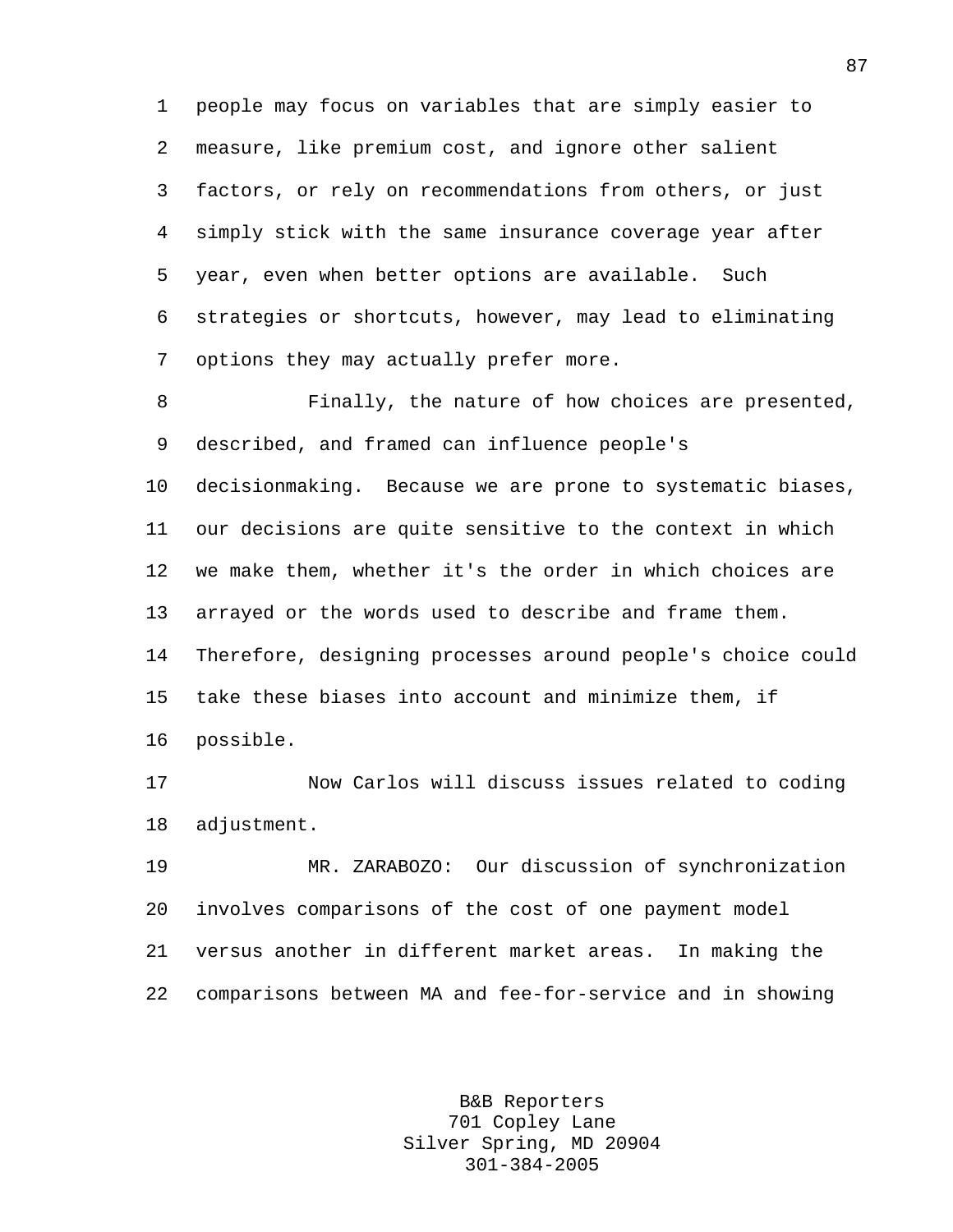people may focus on variables that are simply easier to measure, like premium cost, and ignore other salient factors, or rely on recommendations from others, or just simply stick with the same insurance coverage year after year, even when better options are available. Such strategies or shortcuts, however, may lead to eliminating options they may actually prefer more.

Finally, the nature of how choices are presented, described, and framed can influence people's decisionmaking. Because we are prone to systematic biases, our decisions are quite sensitive to the context in which we make them, whether it's the order in which choices are arrayed or the words used to describe and frame them. Therefore, designing processes around people's choice could take these biases into account and minimize them, if possible.

Now Carlos will discuss issues related to coding adjustment.

MR. ZARABOZO: Our discussion of synchronization involves comparisons of the cost of one payment model versus another in different market areas. In making the comparisons between MA and fee-for-service and in showing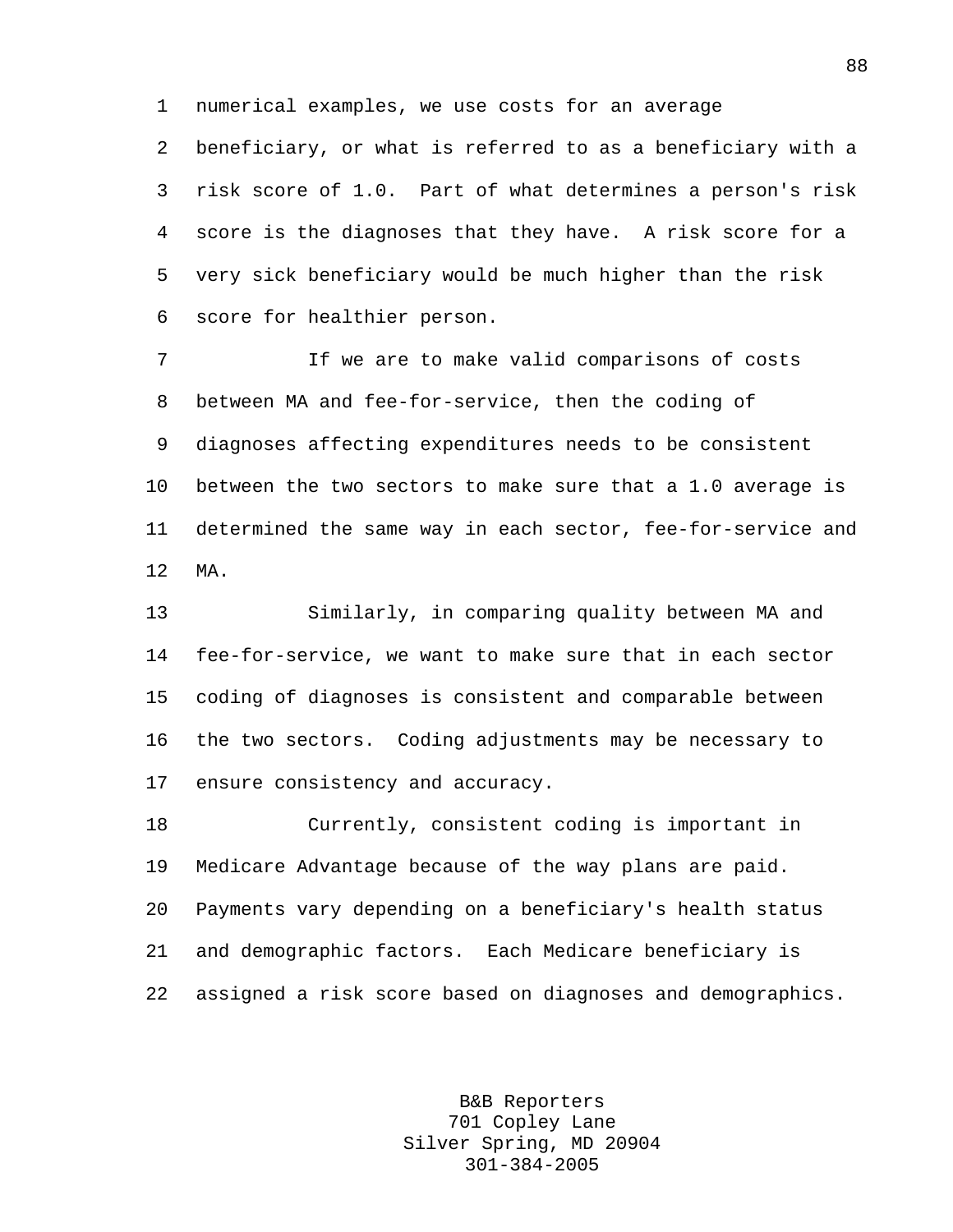numerical examples, we use costs for an average beneficiary, or what is referred to as a beneficiary with a risk score of 1.0. Part of what determines a person's risk score is the diagnoses that they have. A risk score for a very sick beneficiary would be much higher than the risk score for healthier person.

If we are to make valid comparisons of costs between MA and fee-for-service, then the coding of diagnoses affecting expenditures needs to be consistent between the two sectors to make sure that a 1.0 average is determined the same way in each sector, fee-for-service and MA.

Similarly, in comparing quality between MA and fee-for-service, we want to make sure that in each sector coding of diagnoses is consistent and comparable between the two sectors. Coding adjustments may be necessary to ensure consistency and accuracy.

Currently, consistent coding is important in Medicare Advantage because of the way plans are paid. Payments vary depending on a beneficiary's health status and demographic factors. Each Medicare beneficiary is assigned a risk score based on diagnoses and demographics.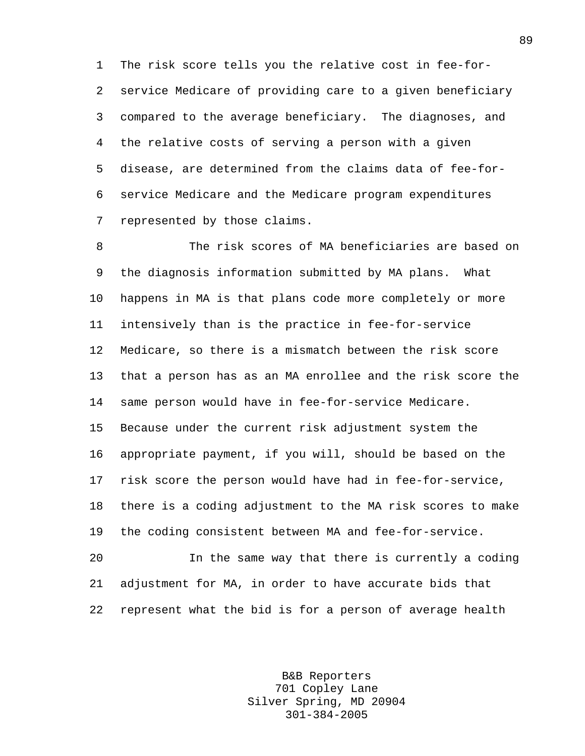The risk score tells you the relative cost in fee-for-service Medicare of providing care to a given beneficiary compared to the average beneficiary. The diagnoses, and the relative costs of serving a person with a given disease, are determined from the claims data of fee-for-service Medicare and the Medicare program expenditures represented by those claims.

The risk scores of MA beneficiaries are based on the diagnosis information submitted by MA plans. What happens in MA is that plans code more completely or more intensively than is the practice in fee-for-service Medicare, so there is a mismatch between the risk score that a person has as an MA enrollee and the risk score the same person would have in fee-for-service Medicare. Because under the current risk adjustment system the appropriate payment, if you will, should be based on the risk score the person would have had in fee-for-service, there is a coding adjustment to the MA risk scores to make the coding consistent between MA and fee-for-service.

In the same way that there is currently a coding adjustment for MA, in order to have accurate bids that represent what the bid is for a person of average health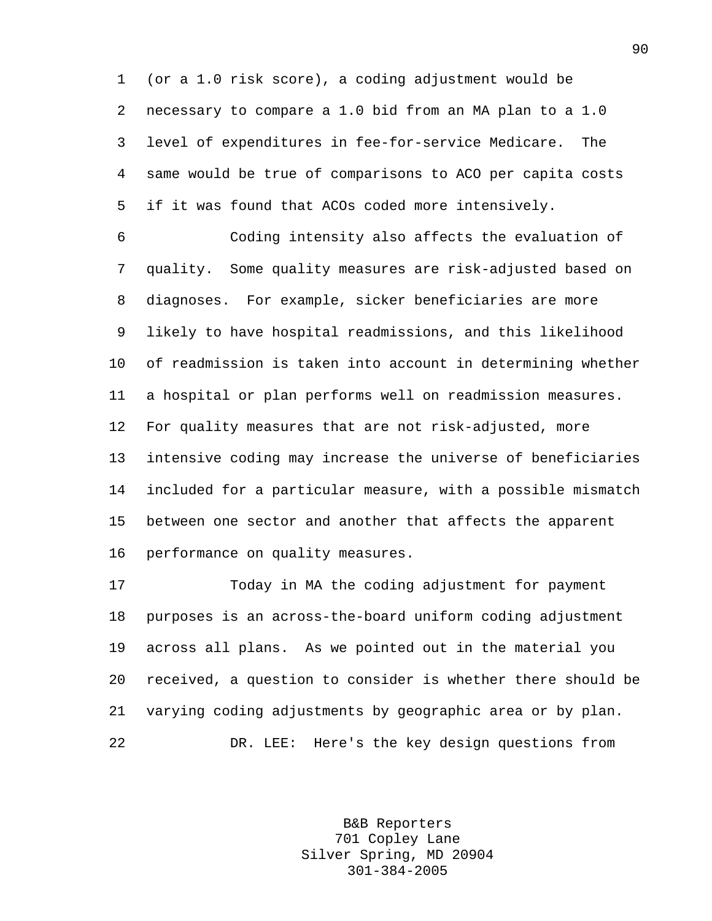(or a 1.0 risk score), a coding adjustment would be necessary to compare a 1.0 bid from an MA plan to a 1.0 level of expenditures in fee-for-service Medicare. The same would be true of comparisons to ACO per capita costs if it was found that ACOs coded more intensively.

Coding intensity also affects the evaluation of quality. Some quality measures are risk-adjusted based on diagnoses. For example, sicker beneficiaries are more likely to have hospital readmissions, and this likelihood of readmission is taken into account in determining whether a hospital or plan performs well on readmission measures. For quality measures that are not risk-adjusted, more intensive coding may increase the universe of beneficiaries included for a particular measure, with a possible mismatch between one sector and another that affects the apparent performance on quality measures.

Today in MA the coding adjustment for payment purposes is an across-the-board uniform coding adjustment across all plans. As we pointed out in the material you received, a question to consider is whether there should be varying coding adjustments by geographic area or by plan.

DR. LEE: Here's the key design questions from

B&B Reporters
701 Copley Lane
Silver Spring, MD 20904
301-384-2005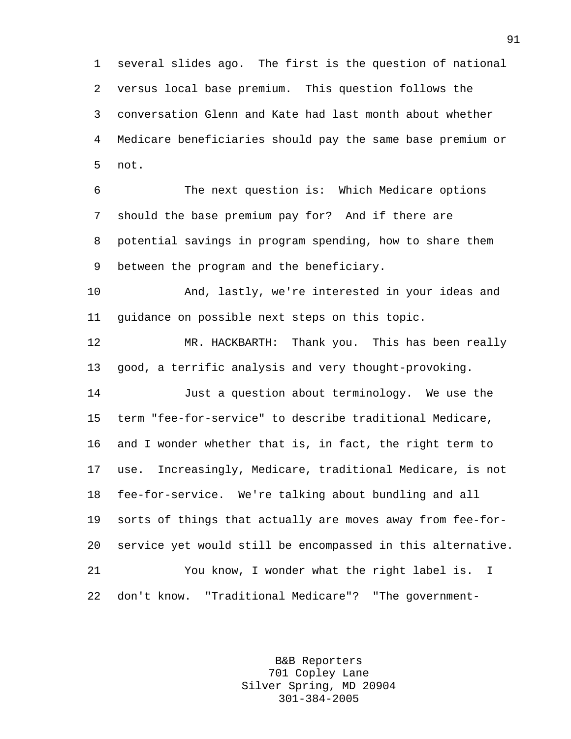several slides ago. The first is the question of national versus local base premium. This question follows the conversation Glenn and Kate had last month about whether Medicare beneficiaries should pay the same base premium or not.

The next question is: Which Medicare options should the base premium pay for? And if there are potential savings in program spending, how to share them between the program and the beneficiary.

And, lastly, we're interested in your ideas and guidance on possible next steps on this topic.

MR. HACKBARTH: Thank you. This has been really good, a terrific analysis and very thought-provoking.

Just a question about terminology. We use the term "fee-for-service" to describe traditional Medicare, and I wonder whether that is, in fact, the right term to use. Increasingly, Medicare, traditional Medicare, is not fee-for-service. We're talking about bundling and all sorts of things that actually are moves away from fee-for-service yet would still be encompassed in this alternative.

You know, I wonder what the right label is. I don't know. "Traditional Medicare"? "The government-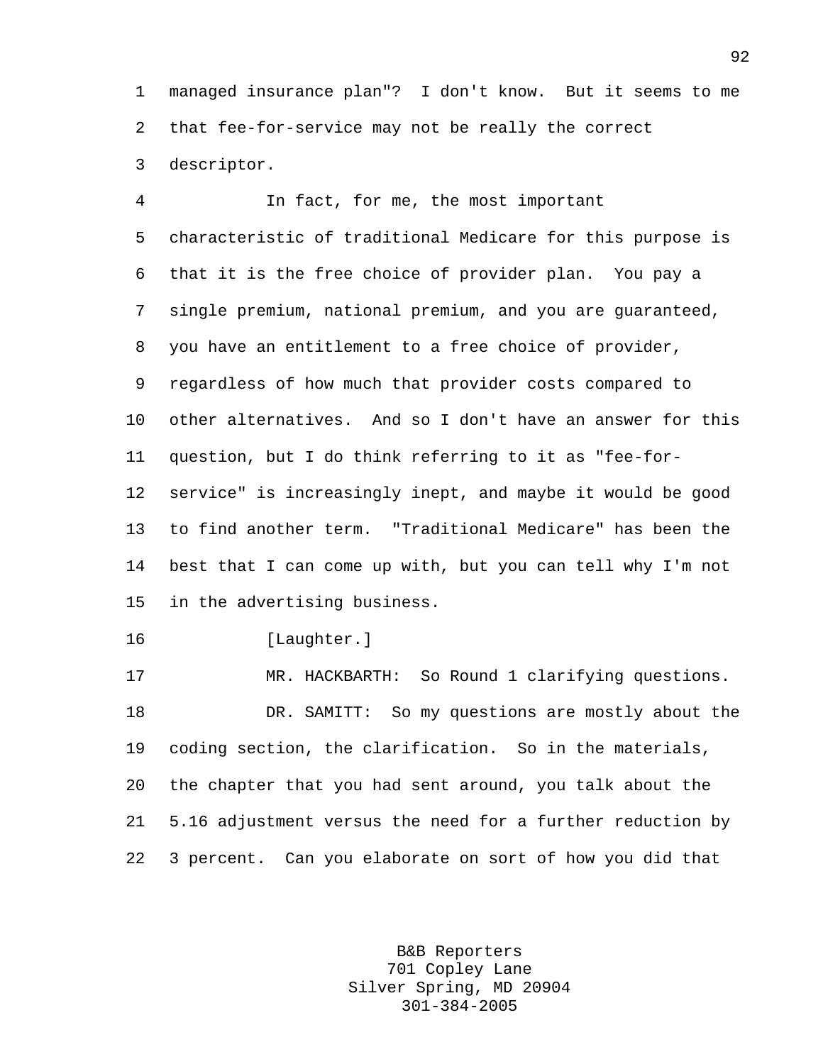managed insurance plan"? I don't know. But it seems to me that fee-for-service may not be really the correct descriptor.

In fact, for me, the most important characteristic of traditional Medicare for this purpose is that it is the free choice of provider plan. You pay a single premium, national premium, and you are guaranteed, you have an entitlement to a free choice of provider, regardless of how much that provider costs compared to other alternatives. And so I don't have an answer for this question, but I do think referring to it as "fee-for-service" is increasingly inept, and maybe it would be good to find another term. "Traditional Medicare" has been the best that I can come up with, but you can tell why I'm not in the advertising business.

[Laughter.]

MR. HACKBARTH: So Round 1 clarifying questions.

DR. SAMITT: So my questions are mostly about the coding section, the clarification. So in the materials, the chapter that you had sent around, you talk about the 5.16 adjustment versus the need for a further reduction by 3 percent. Can you elaborate on sort of how you did that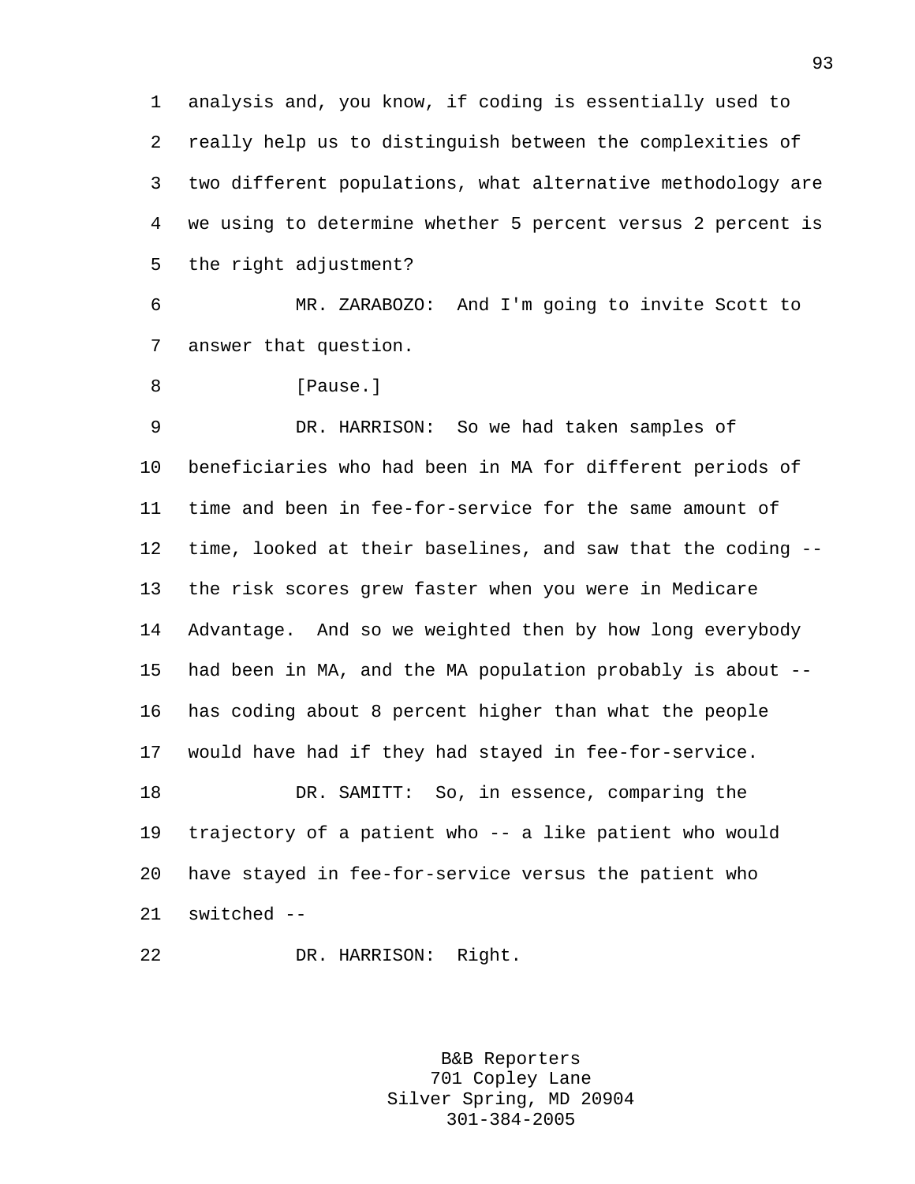analysis and, you know, if coding is essentially used to really help us to distinguish between the complexities of two different populations, what alternative methodology are we using to determine whether 5 percent versus 2 percent is the right adjustment?

MR. ZARABOZO: And I'm going to invite Scott to answer that question.

[Pause.]

DR. HARRISON: So we had taken samples of beneficiaries who had been in MA for different periods of time and been in fee-for-service for the same amount of time, looked at their baselines, and saw that the coding -- the risk scores grew faster when you were in Medicare Advantage. And so we weighted then by how long everybody had been in MA, and the MA population probably is about -- has coding about 8 percent higher than what the people would have had if they had stayed in fee-for-service.

DR. SAMITT: So, in essence, comparing the trajectory of a patient who -- a like patient who would have stayed in fee-for-service versus the patient who switched --

DR. HARRISON: Right.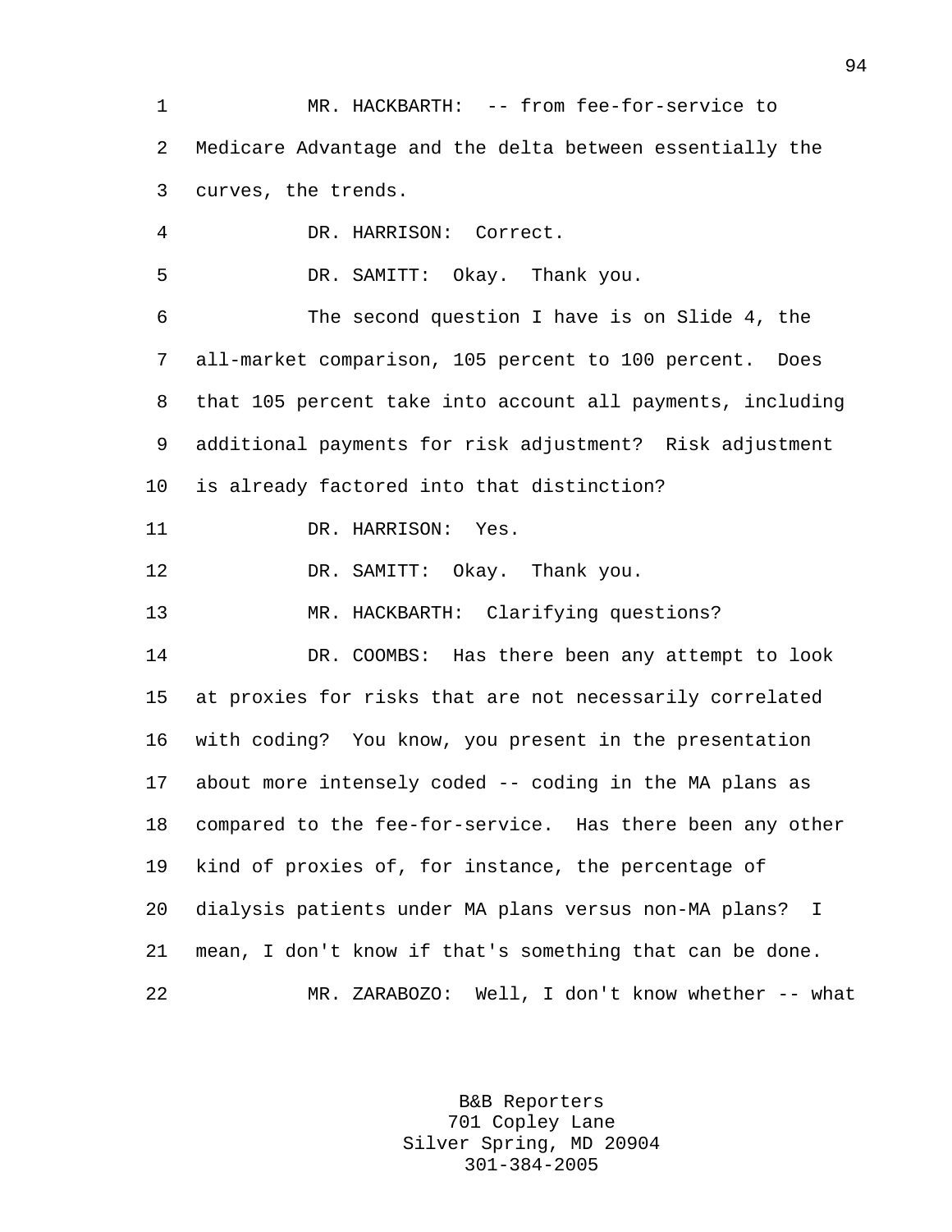MR. HACKBARTH: -- from fee-for-service to Medicare Advantage and the delta between essentially the curves, the trends.

DR. HARRISON: Correct.

DR. SAMITT: Okay. Thank you.

The second question I have is on Slide 4, the all-market comparison, 105 percent to 100 percent. Does that 105 percent take into account all payments, including additional payments for risk adjustment? Risk adjustment is already factored into that distinction?

DR. HARRISON: Yes.

DR. SAMITT: Okay. Thank you.

MR. HACKBARTH: Clarifying questions?

DR. COOMBS: Has there been any attempt to look at proxies for risks that are not necessarily correlated with coding? You know, you present in the presentation about more intensely coded -- coding in the MA plans as compared to the fee-for-service. Has there been any other kind of proxies of, for instance, the percentage of dialysis patients under MA plans versus non-MA plans? I mean, I don't know if that's something that can be done.

MR. ZARABOZO: Well, I don't know whether -- what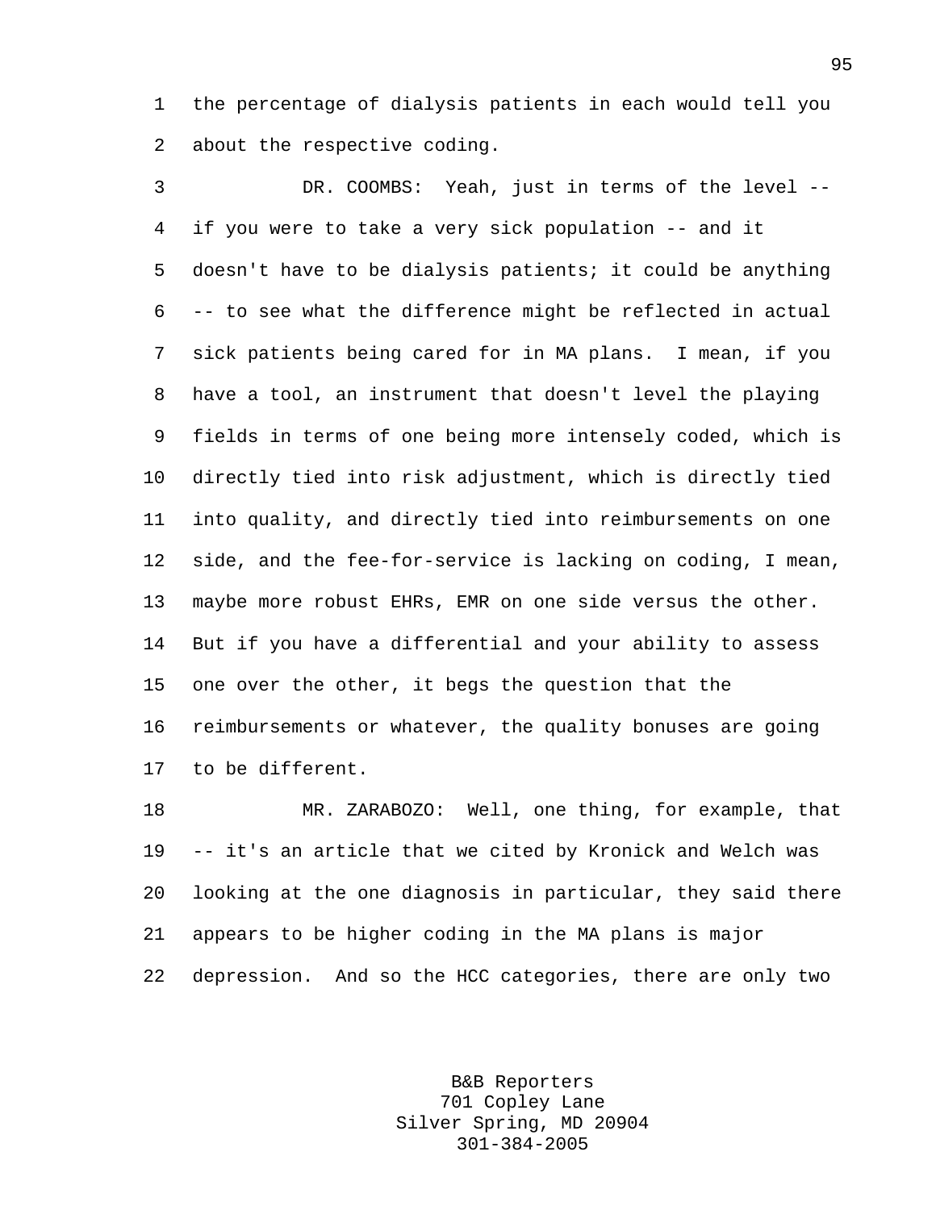the percentage of dialysis patients in each would tell you about the respective coding.

DR. COOMBS: Yeah, just in terms of the level -- if you were to take a very sick population -- and it doesn't have to be dialysis patients; it could be anything -- to see what the difference might be reflected in actual sick patients being cared for in MA plans. I mean, if you have a tool, an instrument that doesn't level the playing fields in terms of one being more intensely coded, which is directly tied into risk adjustment, which is directly tied into quality, and directly tied into reimbursements on one side, and the fee-for-service is lacking on coding, I mean, maybe more robust EHRs, EMR on one side versus the other. But if you have a differential and your ability to assess one over the other, it begs the question that the reimbursements or whatever, the quality bonuses are going to be different.

MR. ZARABOZO: Well, one thing, for example, that -- it's an article that we cited by Kronick and Welch was looking at the one diagnosis in particular, they said there appears to be higher coding in the MA plans is major depression. And so the HCC categories, there are only two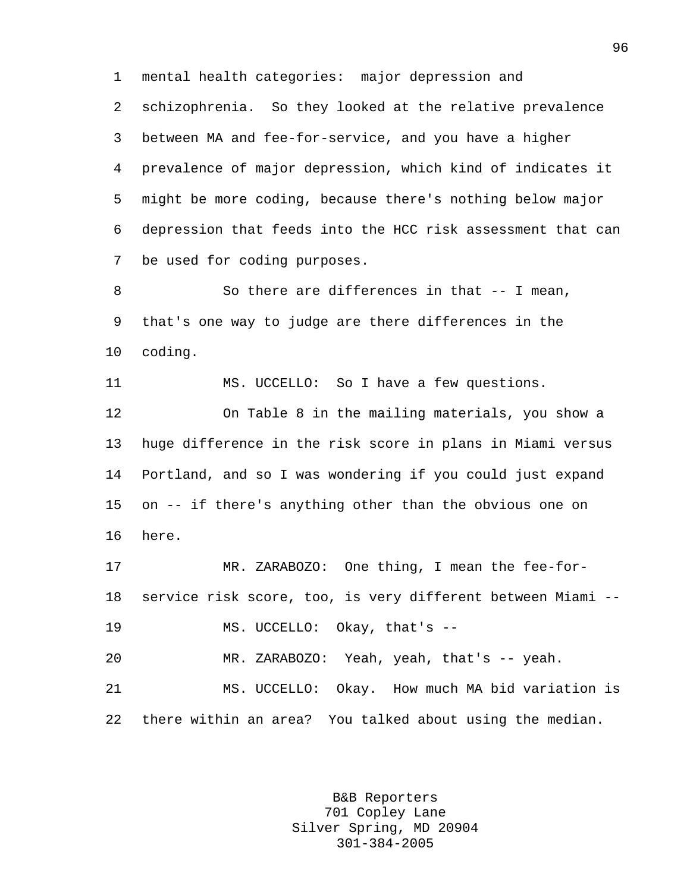mental health categories: major depression and schizophrenia. So they looked at the relative prevalence between MA and fee-for-service, and you have a higher prevalence of major depression, which kind of indicates it might be more coding, because there's nothing below major depression that feeds into the HCC risk assessment that can be used for coding purposes.

So there are differences in that -- I mean, that's one way to judge are there differences in the coding.

MS. UCCELLO: So I have a few questions.

On Table 8 in the mailing materials, you show a huge difference in the risk score in plans in Miami versus Portland, and so I was wondering if you could just expand on -- if there's anything other than the obvious one on here.

MR. ZARABOZO: One thing, I mean the fee-for-service risk score, too, is very different between Miami --

MS. UCCELLO: Okay, that's --

MR. ZARABOZO: Yeah, yeah, that's -- yeah.

MS. UCCELLO: Okay. How much MA bid variation is there within an area? You talked about using the median.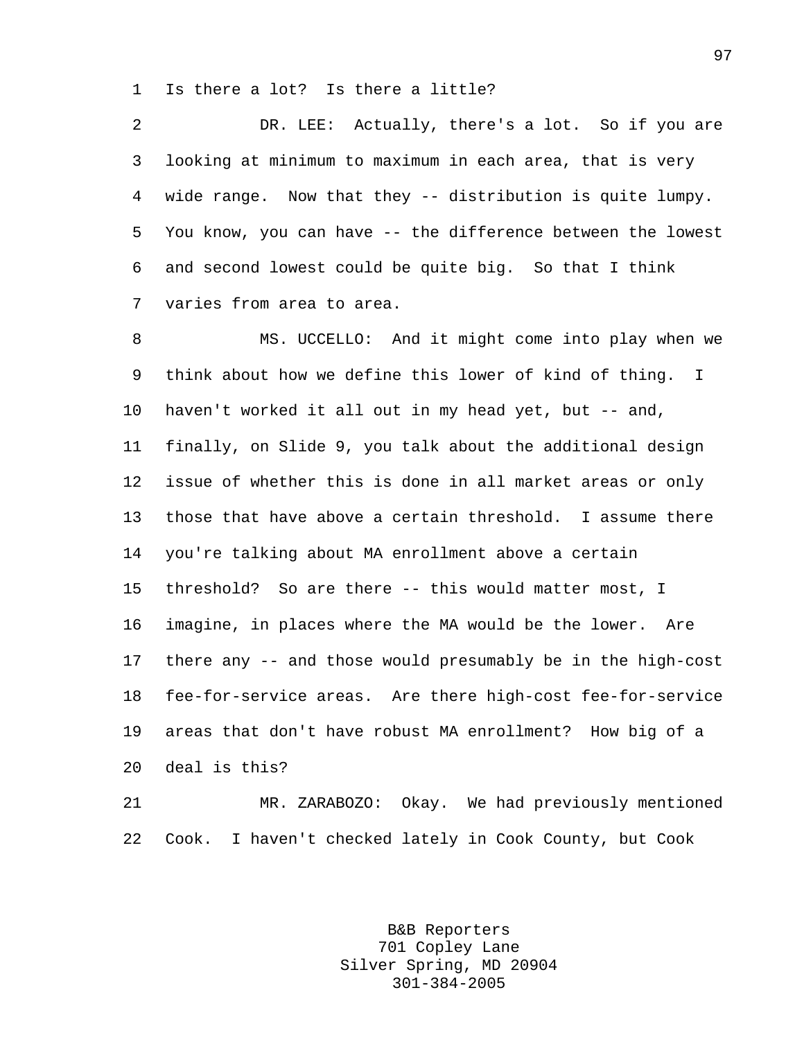Is there a lot? Is there a little?

DR. LEE: Actually, there's a lot. So if you are looking at minimum to maximum in each area, that is very wide range. Now that they -- distribution is quite lumpy. You know, you can have -- the difference between the lowest and second lowest could be quite big. So that I think varies from area to area.

MS. UCCELLO: And it might come into play when we think about how we define this lower of kind of thing. I haven't worked it all out in my head yet, but -- and, finally, on Slide 9, you talk about the additional design issue of whether this is done in all market areas or only those that have above a certain threshold. I assume there you're talking about MA enrollment above a certain threshold? So are there -- this would matter most, I imagine, in places where the MA would be the lower. Are there any -- and those would presumably be in the high-cost fee-for-service areas. Are there high-cost fee-for-service areas that don't have robust MA enrollment? How big of a deal is this?

MR. ZARABOZO: Okay. We had previously mentioned Cook. I haven't checked lately in Cook County, but Cook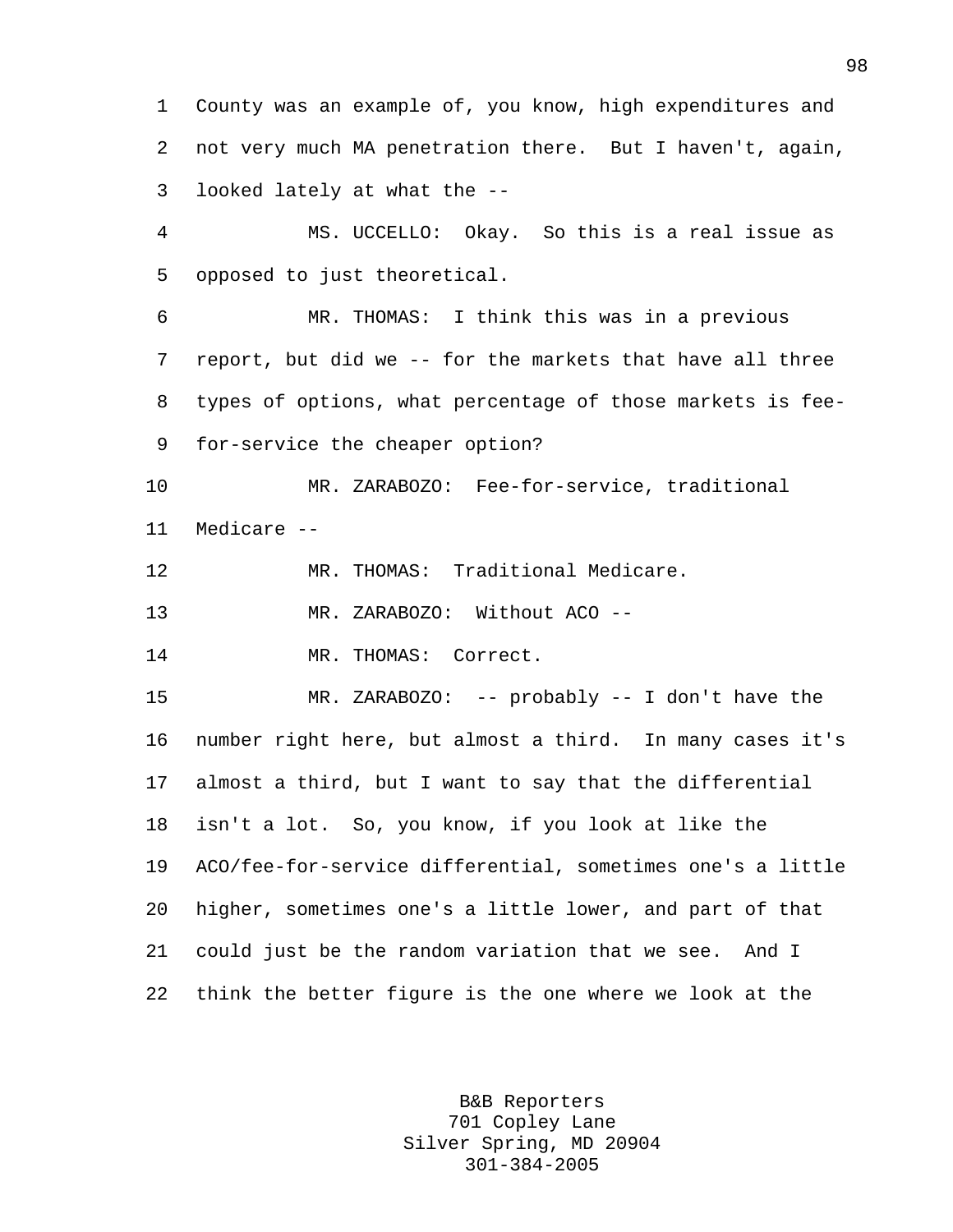County was an example of, you know, high expenditures and not very much MA penetration there. But I haven't, again, looked lately at what the --

MS. UCCELLO: Okay. So this is a real issue as opposed to just theoretical.

MR. THOMAS: I think this was in a previous report, but did we -- for the markets that have all three types of options, what percentage of those markets is fee-for-service the cheaper option?

MR. ZARABOZO: Fee-for-service, traditional Medicare --

MR. THOMAS: Traditional Medicare.

MR. ZARABOZO: Without ACO --

MR. THOMAS: Correct.

MR. ZARABOZO: -- probably -- I don't have the number right here, but almost a third. In many cases it's almost a third, but I want to say that the differential isn't a lot. So, you know, if you look at like the ACO/fee-for-service differential, sometimes one's a little higher, sometimes one's a little lower, and part of that could just be the random variation that we see. And I think the better figure is the one where we look at the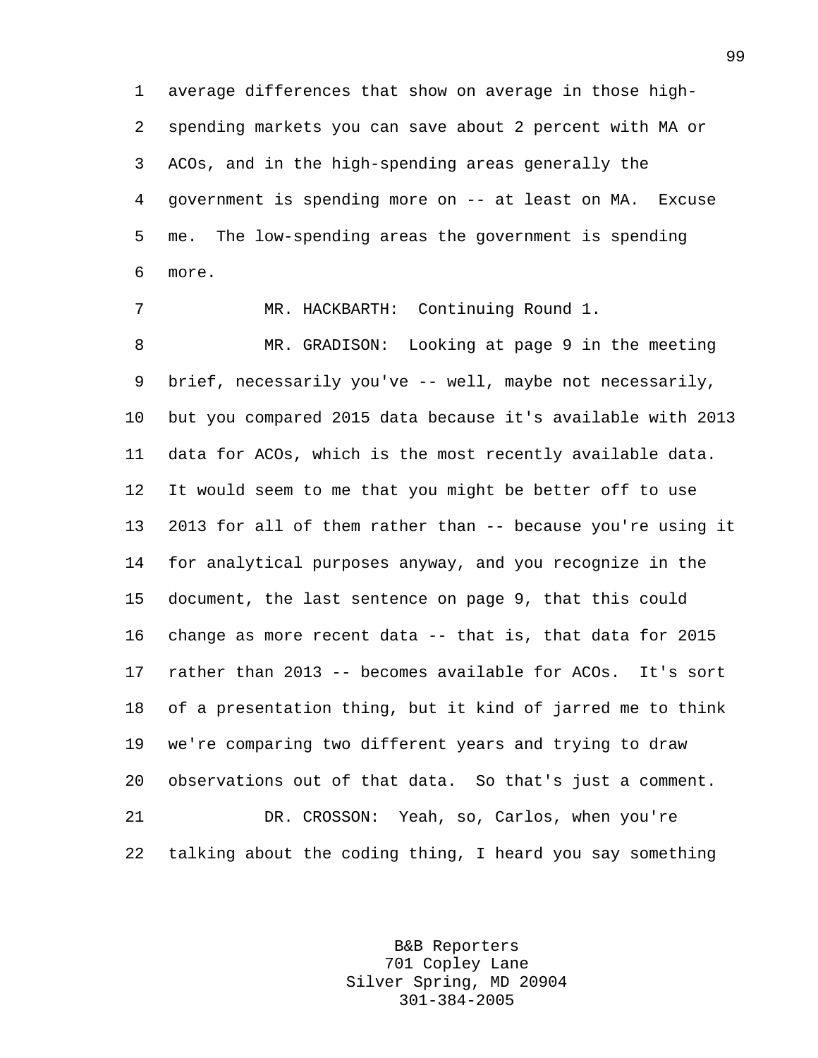average differences that show on average in those high-spending markets you can save about 2 percent with MA or ACOs, and in the high-spending areas generally the government is spending more on -- at least on MA. Excuse me. The low-spending areas the government is spending more.

MR. HACKBARTH: Continuing Round 1.

MR. GRADISON: Looking at page 9 in the meeting brief, necessarily you've -- well, maybe not necessarily, but you compared 2015 data because it's available with 2013 data for ACOs, which is the most recently available data. It would seem to me that you might be better off to use 2013 for all of them rather than -- because you're using it for analytical purposes anyway, and you recognize in the document, the last sentence on page 9, that this could change as more recent data -- that is, that data for 2015 rather than 2013 -- becomes available for ACOs. It's sort of a presentation thing, but it kind of jarred me to think we're comparing two different years and trying to draw observations out of that data. So that's just a comment.

DR. CROSSON: Yeah, so, Carlos, when you're talking about the coding thing, I heard you say something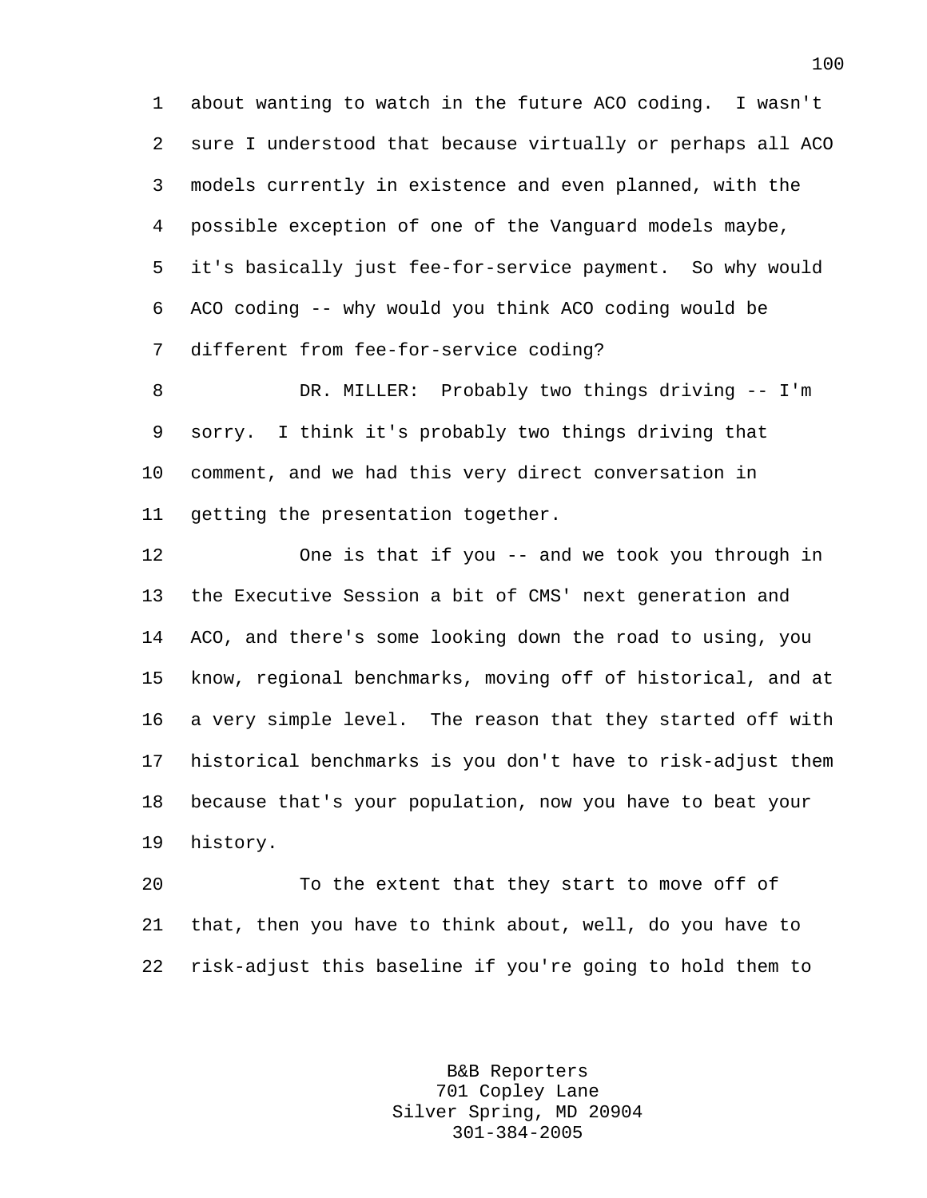about wanting to watch in the future ACO coding. I wasn't sure I understood that because virtually or perhaps all ACO models currently in existence and even planned, with the possible exception of one of the Vanguard models maybe, it's basically just fee-for-service payment. So why would ACO coding -- why would you think ACO coding would be different from fee-for-service coding?

DR. MILLER: Probably two things driving -- I'm sorry. I think it's probably two things driving that comment, and we had this very direct conversation in getting the presentation together.

One is that if you -- and we took you through in the Executive Session a bit of CMS' next generation and ACO, and there's some looking down the road to using, you know, regional benchmarks, moving off of historical, and at a very simple level. The reason that they started off with historical benchmarks is you don't have to risk-adjust them because that's your population, now you have to beat your history.

To the extent that they start to move off of that, then you have to think about, well, do you have to risk-adjust this baseline if you're going to hold them to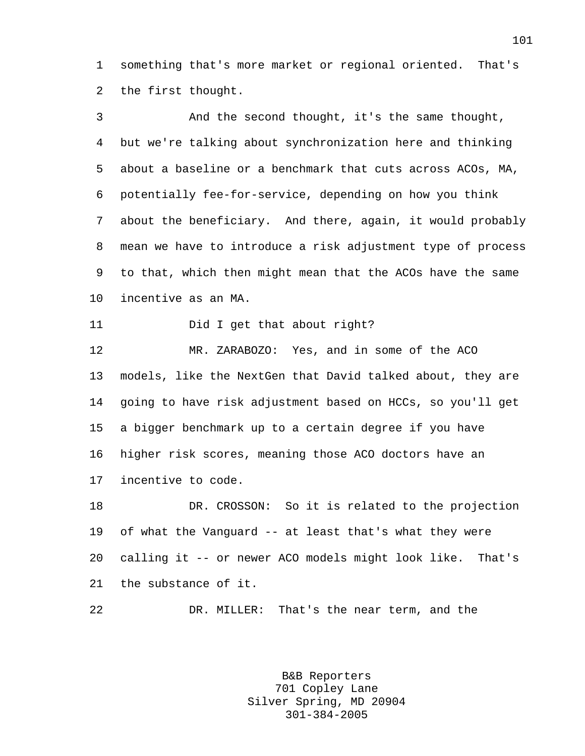something that's more market or regional oriented. That's the first thought.

And the second thought, it's the same thought, but we're talking about synchronization here and thinking about a baseline or a benchmark that cuts across ACOs, MA, potentially fee-for-service, depending on how you think about the beneficiary. And there, again, it would probably mean we have to introduce a risk adjustment type of process to that, which then might mean that the ACOs have the same incentive as an MA.

Did I get that about right?

MR. ZARABOZO: Yes, and in some of the ACO models, like the NextGen that David talked about, they are going to have risk adjustment based on HCCs, so you'll get a bigger benchmark up to a certain degree if you have higher risk scores, meaning those ACO doctors have an incentive to code.

DR. CROSSON: So it is related to the projection of what the Vanguard -- at least that's what they were calling it -- or newer ACO models might look like. That's the substance of it.

DR. MILLER: That's the near term, and the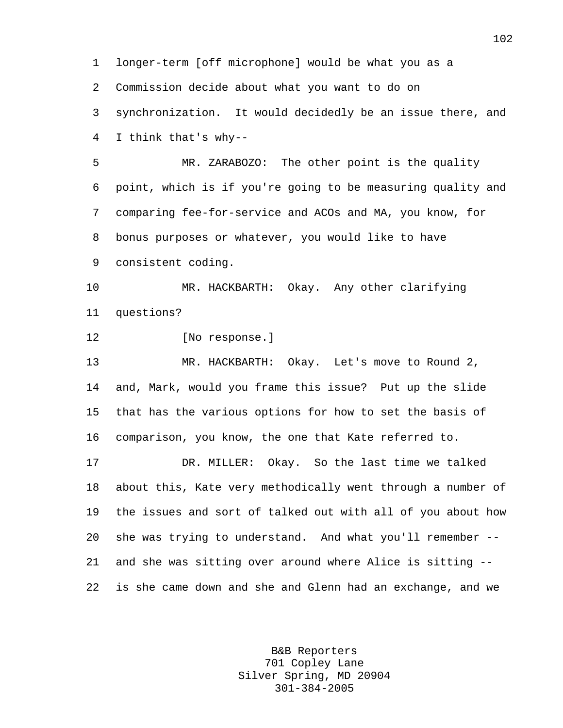longer-term [off microphone] would be what you as a Commission decide about what you want to do on synchronization. It would decidedly be an issue there, and I think that's why--

MR. ZARABOZO: The other point is the quality point, which is if you're going to be measuring quality and comparing fee-for-service and ACOs and MA, you know, for bonus purposes or whatever, you would like to have consistent coding.

MR. HACKBARTH: Okay. Any other clarifying questions?

[No response.]

MR. HACKBARTH: Okay. Let's move to Round 2, and, Mark, would you frame this issue? Put up the slide that has the various options for how to set the basis of comparison, you know, the one that Kate referred to.

DR. MILLER: Okay. So the last time we talked about this, Kate very methodically went through a number of the issues and sort of talked out with all of you about how she was trying to understand. And what you'll remember -- and she was sitting over around where Alice is sitting -- is she came down and she and Glenn had an exchange, and we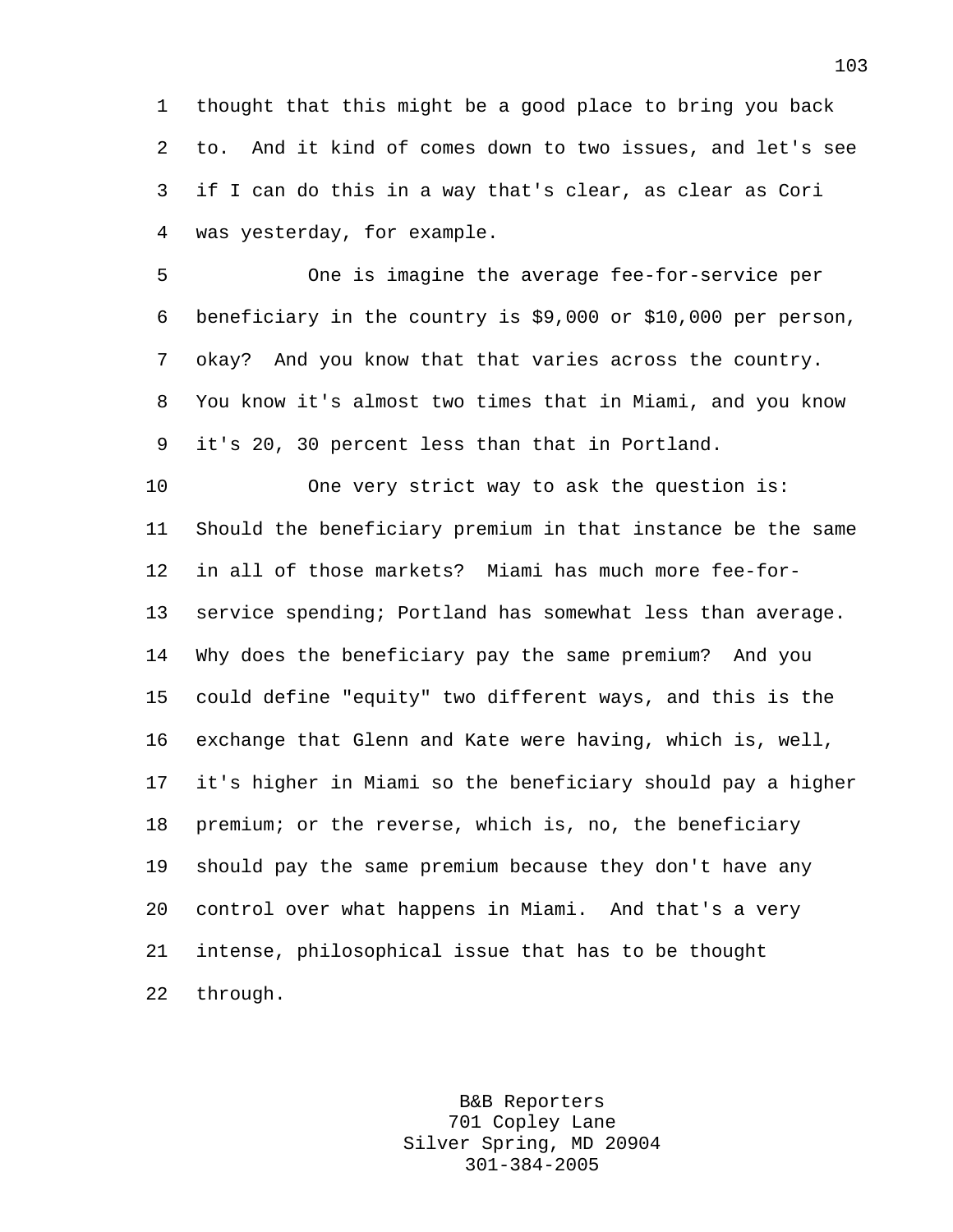thought that this might be a good place to bring you back to. And it kind of comes down to two issues, and let's see if I can do this in a way that's clear, as clear as Cori was yesterday, for example.

One is imagine the average fee-for-service per beneficiary in the country is $9,000 or $10,000 per person, okay? And you know that that varies across the country. You know it's almost two times that in Miami, and you know it's 20, 30 percent less than that in Portland.

One very strict way to ask the question is: Should the beneficiary premium in that instance be the same in all of those markets? Miami has much more fee-for-service spending; Portland has somewhat less than average. Why does the beneficiary pay the same premium? And you could define "equity" two different ways, and this is the exchange that Glenn and Kate were having, which is, well, it's higher in Miami so the beneficiary should pay a higher premium; or the reverse, which is, no, the beneficiary should pay the same premium because they don't have any control over what happens in Miami. And that's a very intense, philosophical issue that has to be thought through.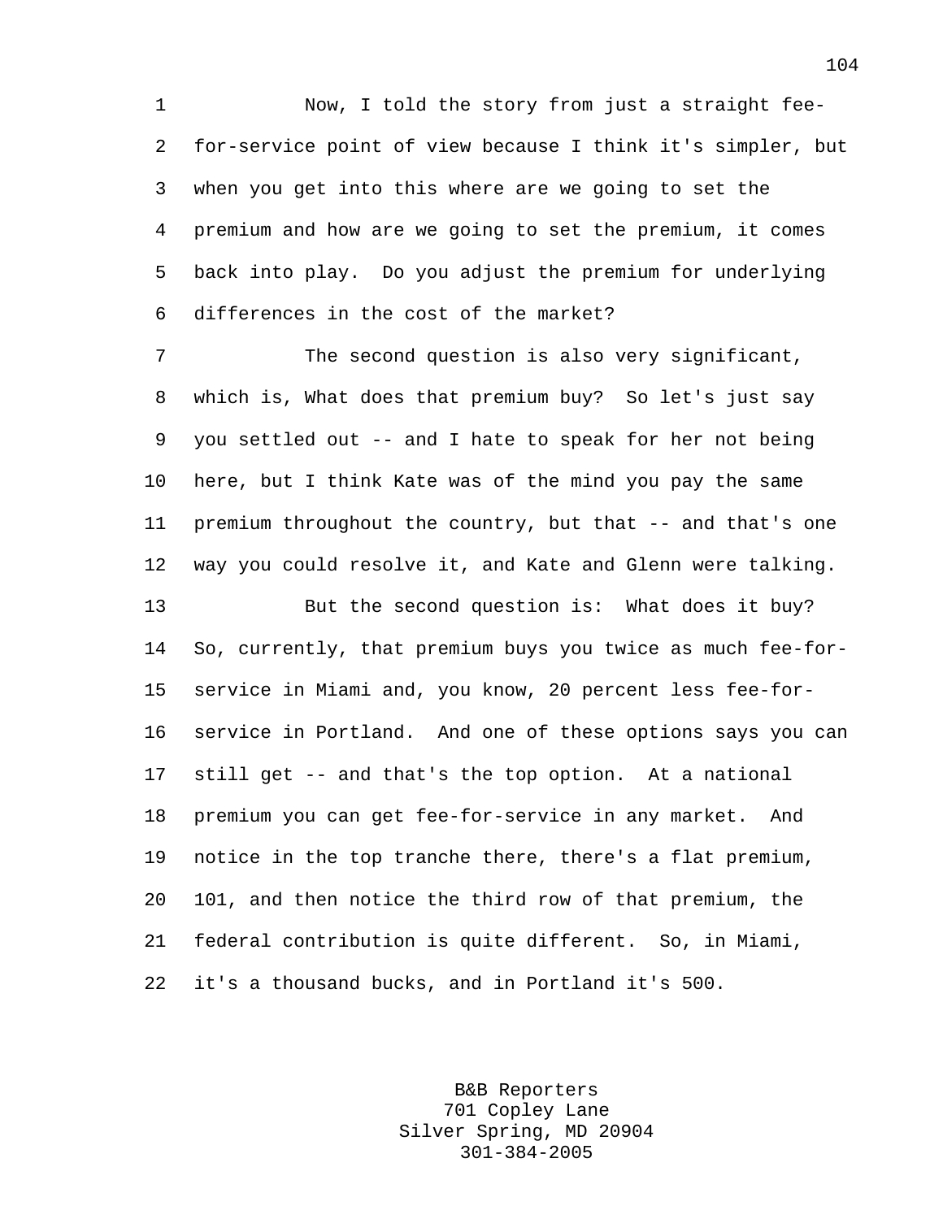Now, I told the story from just a straight fee-for-service point of view because I think it's simpler, but when you get into this where are we going to set the premium and how are we going to set the premium, it comes back into play. Do you adjust the premium for underlying differences in the cost of the market?

The second question is also very significant, which is, What does that premium buy? So let's just say you settled out -- and I hate to speak for her not being here, but I think Kate was of the mind you pay the same premium throughout the country, but that -- and that's one way you could resolve it, and Kate and Glenn were talking.

But the second question is: What does it buy? So, currently, that premium buys you twice as much fee-for-service in Miami and, you know, 20 percent less fee-for-service in Portland. And one of these options says you can still get -- and that's the top option. At a national premium you can get fee-for-service in any market. And notice in the top tranche there, there's a flat premium, 101, and then notice the third row of that premium, the federal contribution is quite different. So, in Miami, it's a thousand bucks, and in Portland it's 500.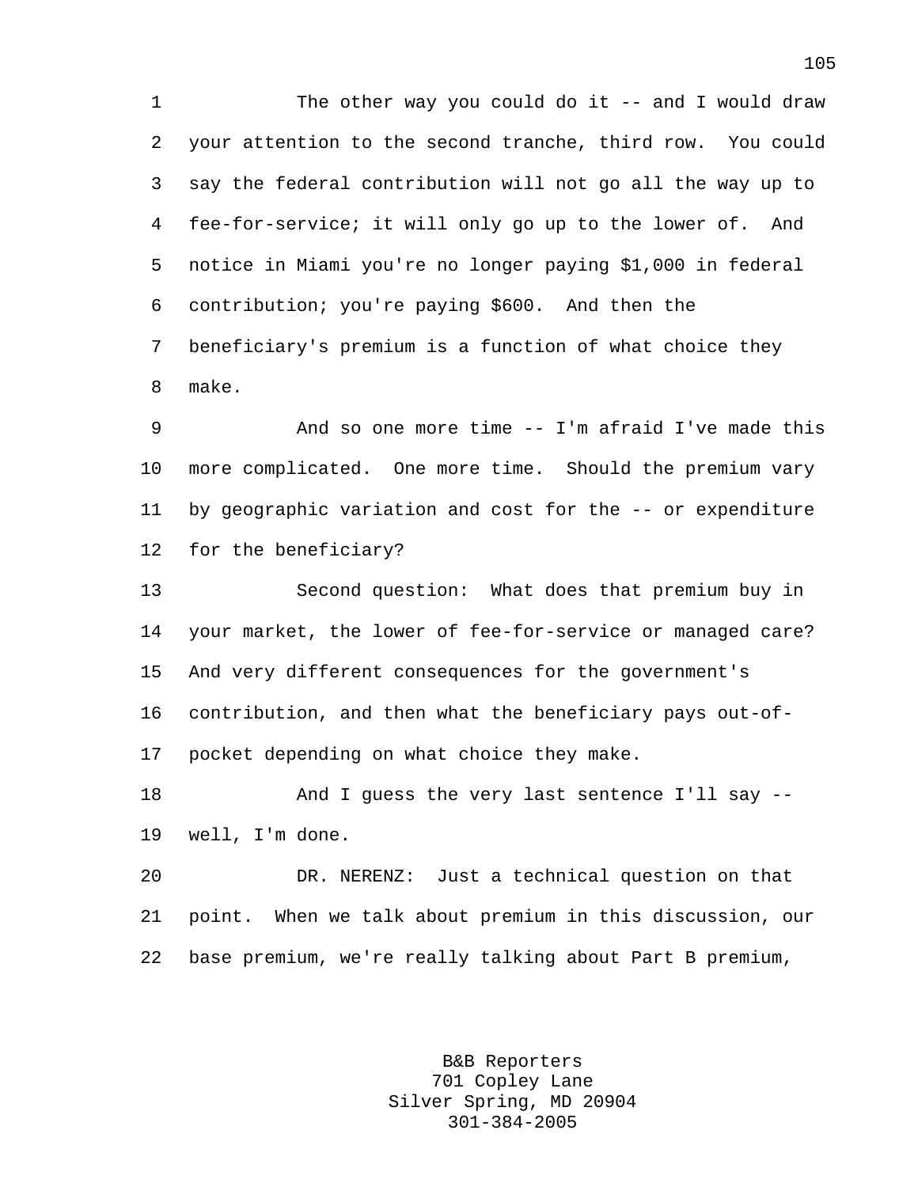The other way you could do it -- and I would draw your attention to the second tranche, third row. You could say the federal contribution will not go all the way up to fee-for-service; it will only go up to the lower of. And notice in Miami you're no longer paying $1,000 in federal contribution; you're paying $600. And then the beneficiary's premium is a function of what choice they make.

And so one more time -- I'm afraid I've made this more complicated. One more time. Should the premium vary by geographic variation and cost for the -- or expenditure for the beneficiary?

Second question: What does that premium buy in your market, the lower of fee-for-service or managed care? And very different consequences for the government's contribution, and then what the beneficiary pays out-of-pocket depending on what choice they make.

And I guess the very last sentence I'll say -- well, I'm done.

DR. NERENZ: Just a technical question on that point. When we talk about premium in this discussion, our base premium, we're really talking about Part B premium,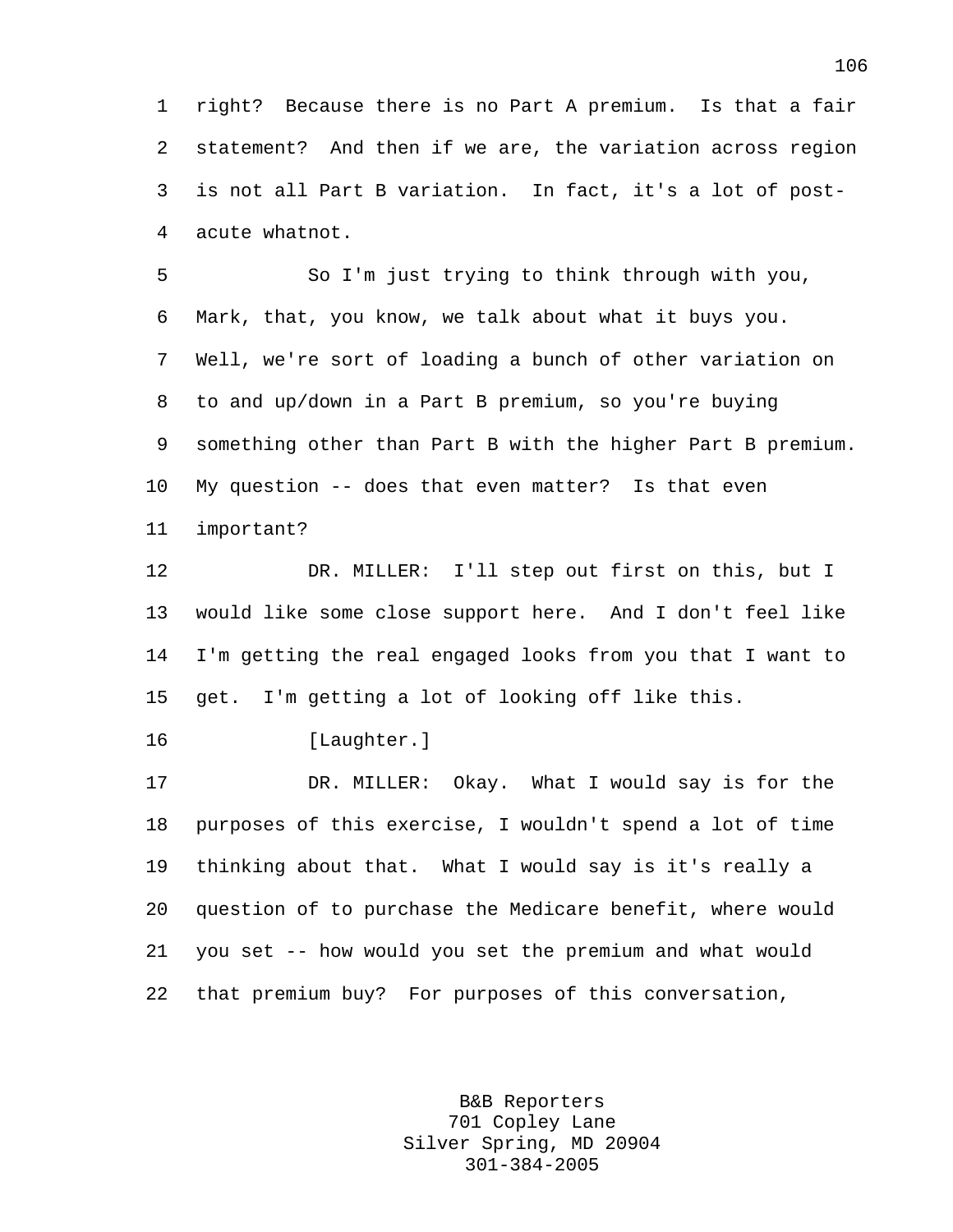right? Because there is no Part A premium. Is that a fair statement? And then if we are, the variation across region is not all Part B variation. In fact, it's a lot of post-acute whatnot.

So I'm just trying to think through with you, Mark, that, you know, we talk about what it buys you. Well, we're sort of loading a bunch of other variation on to and up/down in a Part B premium, so you're buying something other than Part B with the higher Part B premium. My question -- does that even matter? Is that even important?

DR. MILLER: I'll step out first on this, but I would like some close support here. And I don't feel like I'm getting the real engaged looks from you that I want to get. I'm getting a lot of looking off like this.

[Laughter.]

DR. MILLER: Okay. What I would say is for the purposes of this exercise, I wouldn't spend a lot of time thinking about that. What I would say is it's really a question of to purchase the Medicare benefit, where would you set -- how would you set the premium and what would that premium buy? For purposes of this conversation,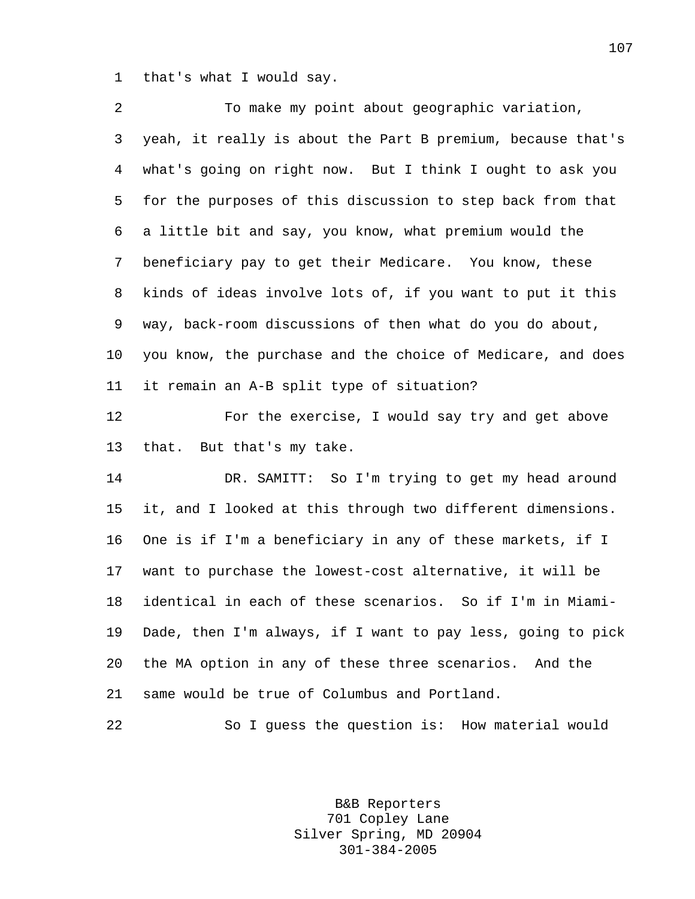that's what I would say.

To make my point about geographic variation, yeah, it really is about the Part B premium, because that's what's going on right now. But I think I ought to ask you for the purposes of this discussion to step back from that a little bit and say, you know, what premium would the beneficiary pay to get their Medicare. You know, these kinds of ideas involve lots of, if you want to put it this way, back-room discussions of then what do you do about, you know, the purchase and the choice of Medicare, and does it remain an A-B split type of situation?

For the exercise, I would say try and get above that. But that's my take.

DR. SAMITT: So I'm trying to get my head around it, and I looked at this through two different dimensions. One is if I'm a beneficiary in any of these markets, if I want to purchase the lowest-cost alternative, it will be identical in each of these scenarios. So if I'm in Miami-Dade, then I'm always, if I want to pay less, going to pick the MA option in any of these three scenarios. And the same would be true of Columbus and Portland.

So I guess the question is: How material would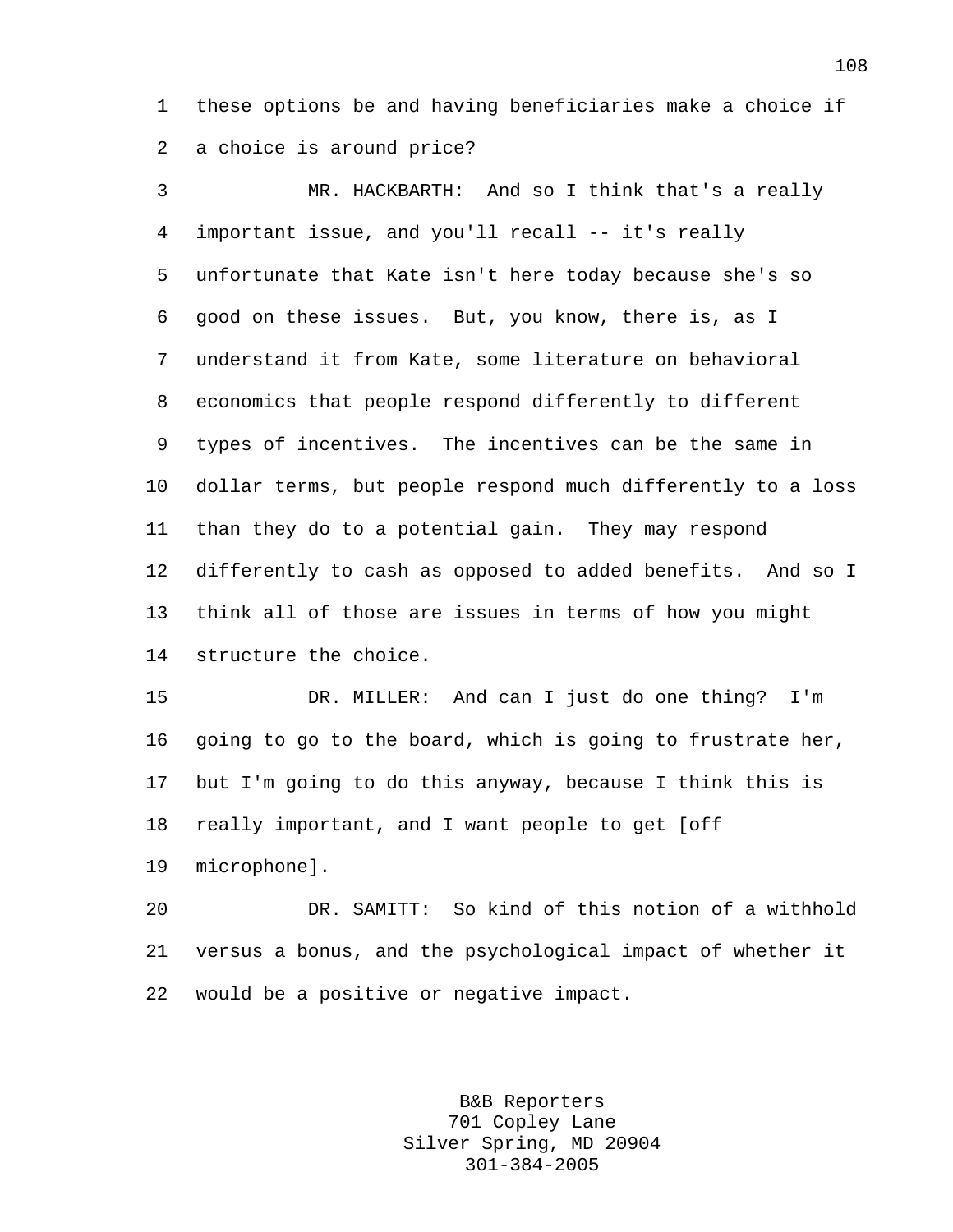these options be and having beneficiaries make a choice if a choice is around price?

MR. HACKBARTH: And so I think that's a really important issue, and you'll recall -- it's really unfortunate that Kate isn't here today because she's so good on these issues. But, you know, there is, as I understand it from Kate, some literature on behavioral economics that people respond differently to different types of incentives. The incentives can be the same in dollar terms, but people respond much differently to a loss than they do to a potential gain. They may respond differently to cash as opposed to added benefits. And so I think all of those are issues in terms of how you might structure the choice.

DR. MILLER: And can I just do one thing? I'm going to go to the board, which is going to frustrate her, but I'm going to do this anyway, because I think this is really important, and I want people to get [off microphone].

DR. SAMITT: So kind of this notion of a withhold versus a bonus, and the psychological impact of whether it would be a positive or negative impact.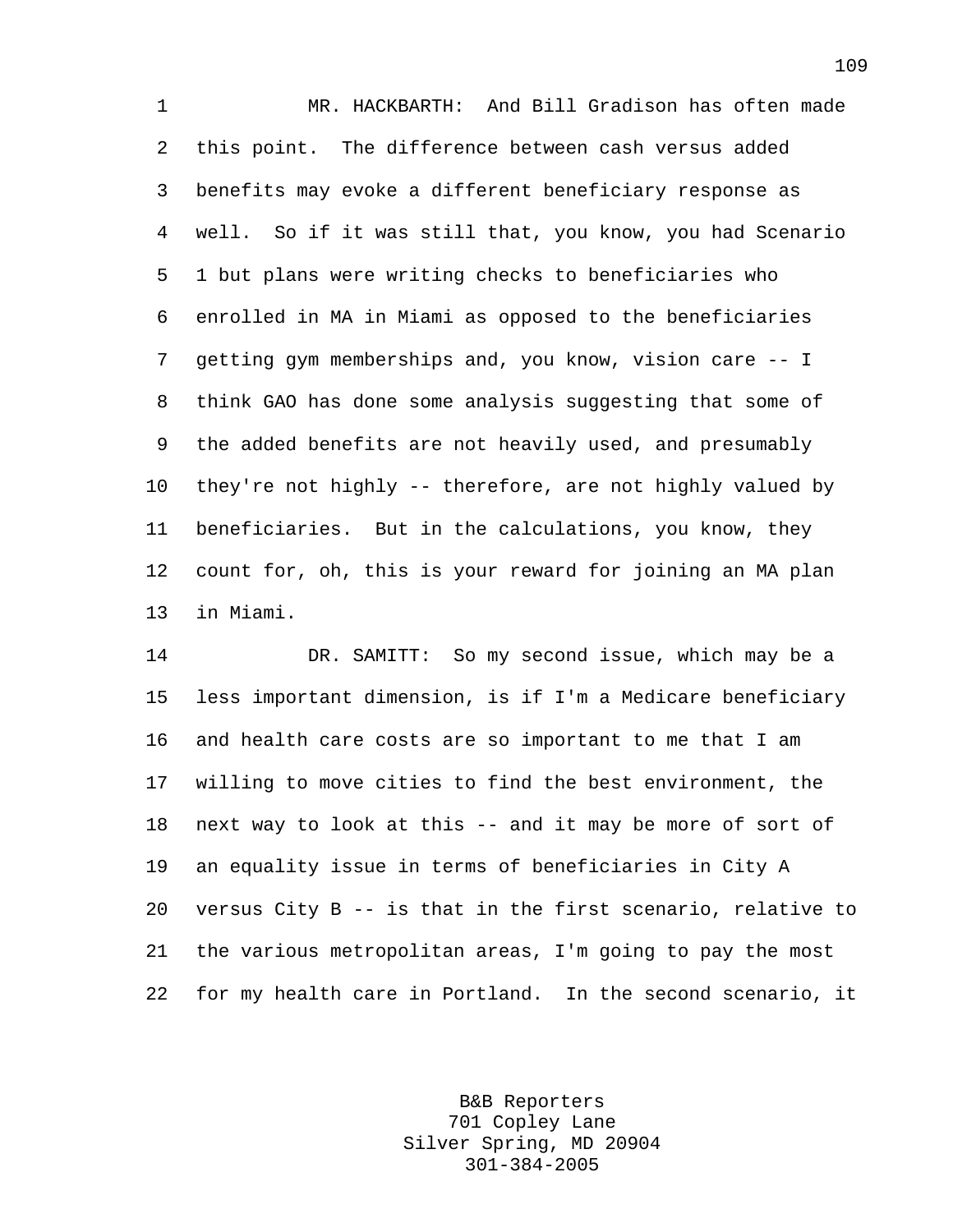MR. HACKBARTH: And Bill Gradison has often made this point. The difference between cash versus added benefits may evoke a different beneficiary response as well. So if it was still that, you know, you had Scenario 1 but plans were writing checks to beneficiaries who enrolled in MA in Miami as opposed to the beneficiaries getting gym memberships and, you know, vision care -- I think GAO has done some analysis suggesting that some of the added benefits are not heavily used, and presumably they're not highly -- therefore, are not highly valued by beneficiaries. But in the calculations, you know, they count for, oh, this is your reward for joining an MA plan in Miami.

DR. SAMITT: So my second issue, which may be a less important dimension, is if I'm a Medicare beneficiary and health care costs are so important to me that I am willing to move cities to find the best environment, the next way to look at this -- and it may be more of sort of an equality issue in terms of beneficiaries in City A versus City B -- is that in the first scenario, relative to the various metropolitan areas, I'm going to pay the most for my health care in Portland. In the second scenario, it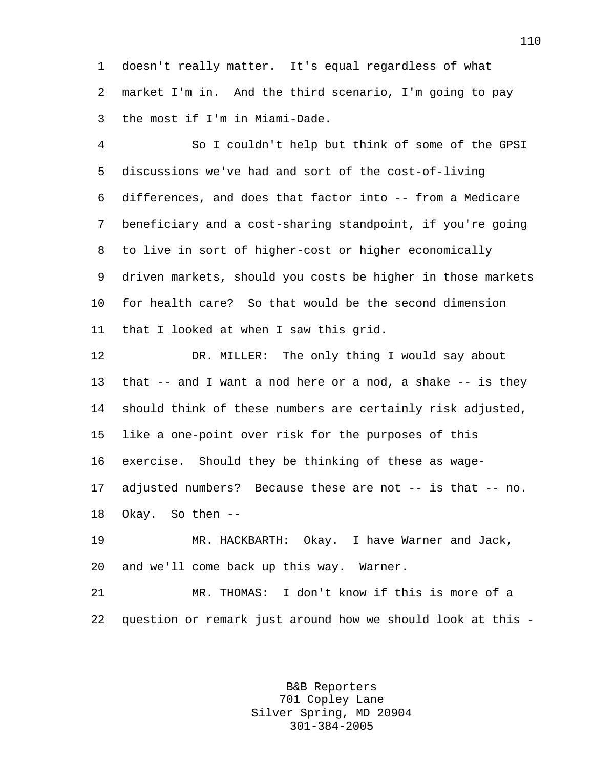doesn't really matter. It's equal regardless of what market I'm in. And the third scenario, I'm going to pay the most if I'm in Miami-Dade.

So I couldn't help but think of some of the GPSI discussions we've had and sort of the cost-of-living differences, and does that factor into -- from a Medicare beneficiary and a cost-sharing standpoint, if you're going to live in sort of higher-cost or higher economically driven markets, should you costs be higher in those markets for health care? So that would be the second dimension that I looked at when I saw this grid.

DR. MILLER: The only thing I would say about that -- and I want a nod here or a nod, a shake -- is they should think of these numbers are certainly risk adjusted, like a one-point over risk for the purposes of this exercise. Should they be thinking of these as wage-adjusted numbers? Because these are not -- is that -- no. Okay. So then --

MR. HACKBARTH: Okay. I have Warner and Jack, and we'll come back up this way. Warner.

MR. THOMAS: I don't know if this is more of a question or remark just around how we should look at this -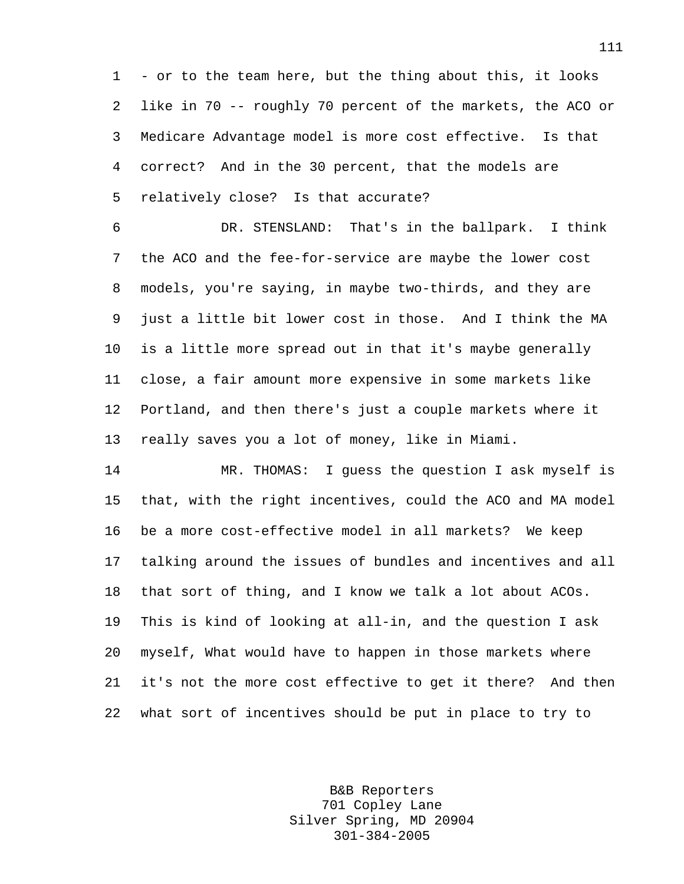- or to the team here, but the thing about this, it looks like in 70 -- roughly 70 percent of the markets, the ACO or Medicare Advantage model is more cost effective. Is that correct? And in the 30 percent, that the models are relatively close? Is that accurate?

DR. STENSLAND: That's in the ballpark. I think the ACO and the fee-for-service are maybe the lower cost models, you're saying, in maybe two-thirds, and they are just a little bit lower cost in those. And I think the MA is a little more spread out in that it's maybe generally close, a fair amount more expensive in some markets like Portland, and then there's just a couple markets where it really saves you a lot of money, like in Miami.

MR. THOMAS: I guess the question I ask myself is that, with the right incentives, could the ACO and MA model be a more cost-effective model in all markets? We keep talking around the issues of bundles and incentives and all that sort of thing, and I know we talk a lot about ACOs. This is kind of looking at all-in, and the question I ask myself, What would have to happen in those markets where it's not the more cost effective to get it there? And then what sort of incentives should be put in place to try to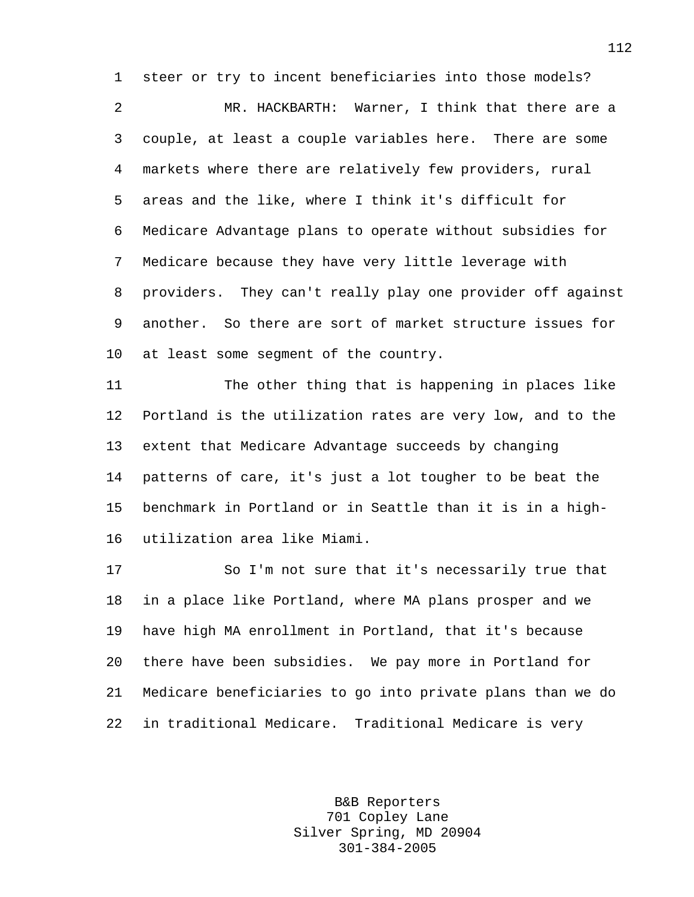steer or try to incent beneficiaries into those models?

MR. HACKBARTH: Warner, I think that there are a couple, at least a couple variables here. There are some markets where there are relatively few providers, rural areas and the like, where I think it's difficult for Medicare Advantage plans to operate without subsidies for Medicare because they have very little leverage with providers. They can't really play one provider off against another. So there are sort of market structure issues for at least some segment of the country.

The other thing that is happening in places like Portland is the utilization rates are very low, and to the extent that Medicare Advantage succeeds by changing patterns of care, it's just a lot tougher to be beat the benchmark in Portland or in Seattle than it is in a high-utilization area like Miami.

So I'm not sure that it's necessarily true that in a place like Portland, where MA plans prosper and we have high MA enrollment in Portland, that it's because there have been subsidies. We pay more in Portland for Medicare beneficiaries to go into private plans than we do in traditional Medicare. Traditional Medicare is very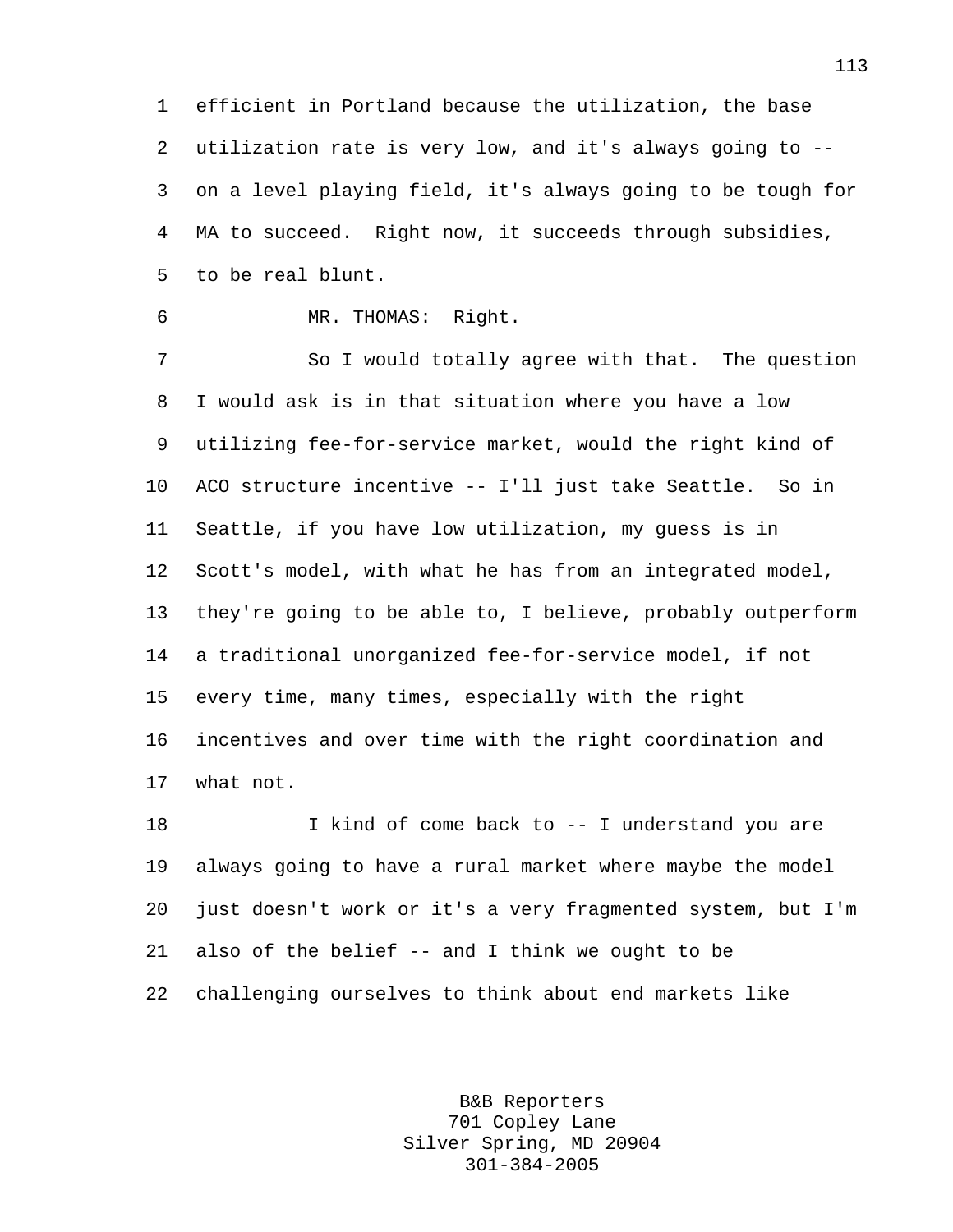efficient in Portland because the utilization, the base utilization rate is very low, and it's always going to -- on a level playing field, it's always going to be tough for MA to succeed. Right now, it succeeds through subsidies, to be real blunt.

MR. THOMAS: Right.

So I would totally agree with that. The question I would ask is in that situation where you have a low utilizing fee-for-service market, would the right kind of ACO structure incentive -- I'll just take Seattle. So in Seattle, if you have low utilization, my guess is in Scott's model, with what he has from an integrated model, they're going to be able to, I believe, probably outperform a traditional unorganized fee-for-service model, if not every time, many times, especially with the right incentives and over time with the right coordination and what not.

I kind of come back to -- I understand you are always going to have a rural market where maybe the model just doesn't work or it's a very fragmented system, but I'm also of the belief -- and I think we ought to be challenging ourselves to think about end markets like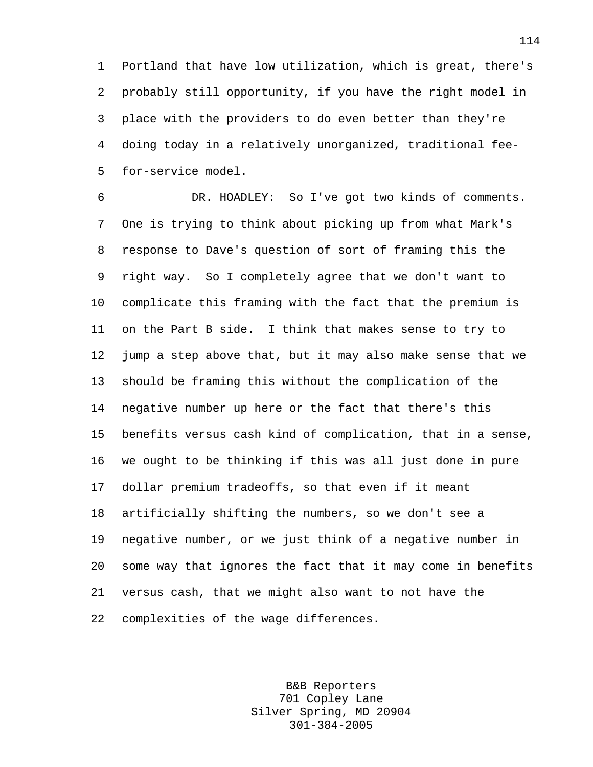Portland that have low utilization, which is great, there's probably still opportunity, if you have the right model in place with the providers to do even better than they're doing today in a relatively unorganized, traditional fee-for-service model.

DR. HOADLEY: So I've got two kinds of comments. One is trying to think about picking up from what Mark's response to Dave's question of sort of framing this the right way. So I completely agree that we don't want to complicate this framing with the fact that the premium is on the Part B side. I think that makes sense to try to jump a step above that, but it may also make sense that we should be framing this without the complication of the negative number up here or the fact that there's this benefits versus cash kind of complication, that in a sense, we ought to be thinking if this was all just done in pure dollar premium tradeoffs, so that even if it meant artificially shifting the numbers, so we don't see a negative number, or we just think of a negative number in some way that ignores the fact that it may come in benefits versus cash, that we might also want to not have the complexities of the wage differences.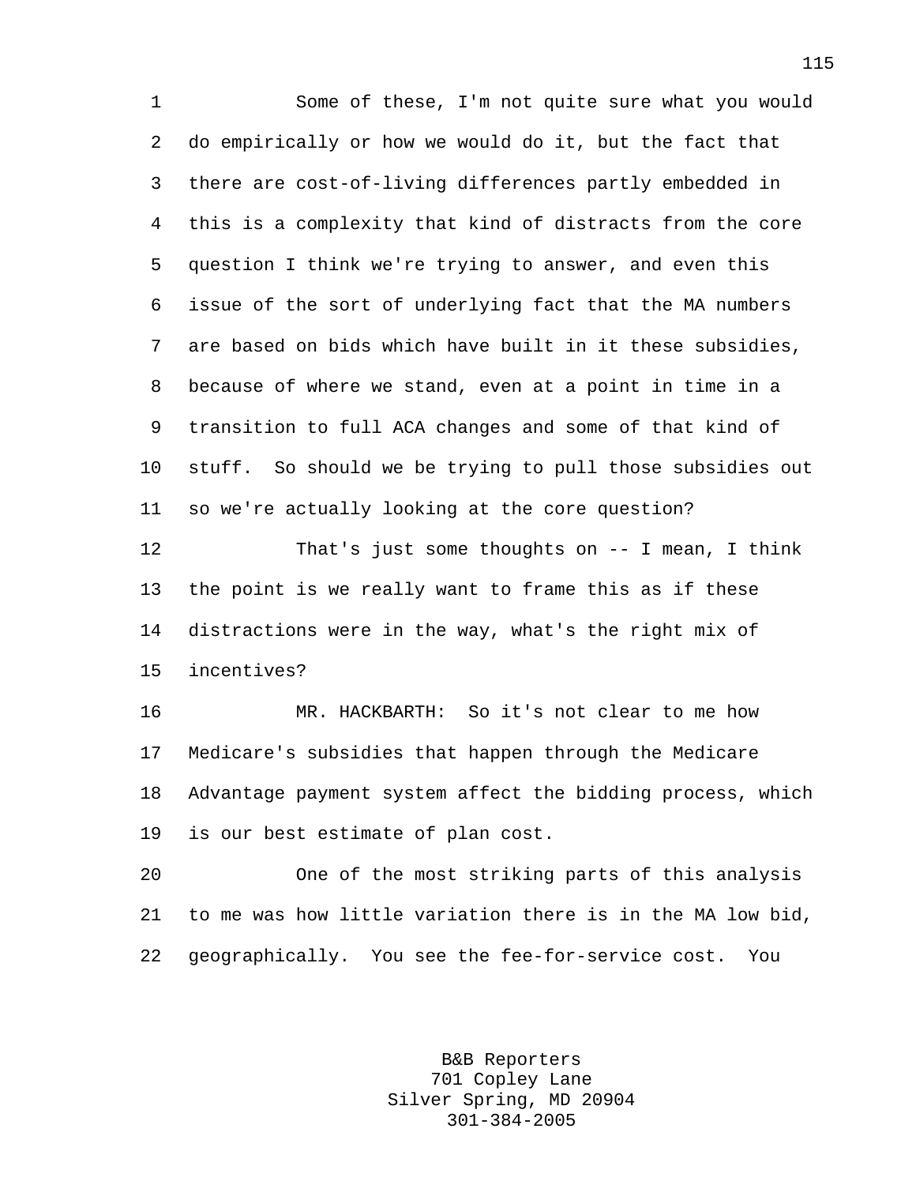Some of these, I'm not quite sure what you would do empirically or how we would do it, but the fact that there are cost-of-living differences partly embedded in this is a complexity that kind of distracts from the core question I think we're trying to answer, and even this issue of the sort of underlying fact that the MA numbers are based on bids which have built in it these subsidies, because of where we stand, even at a point in time in a transition to full ACA changes and some of that kind of stuff. So should we be trying to pull those subsidies out so we're actually looking at the core question?

That's just some thoughts on -- I mean, I think the point is we really want to frame this as if these distractions were in the way, what's the right mix of incentives?

MR. HACKBARTH: So it's not clear to me how Medicare's subsidies that happen through the Medicare Advantage payment system affect the bidding process, which is our best estimate of plan cost.

One of the most striking parts of this analysis to me was how little variation there is in the MA low bid, geographically. You see the fee-for-service cost. You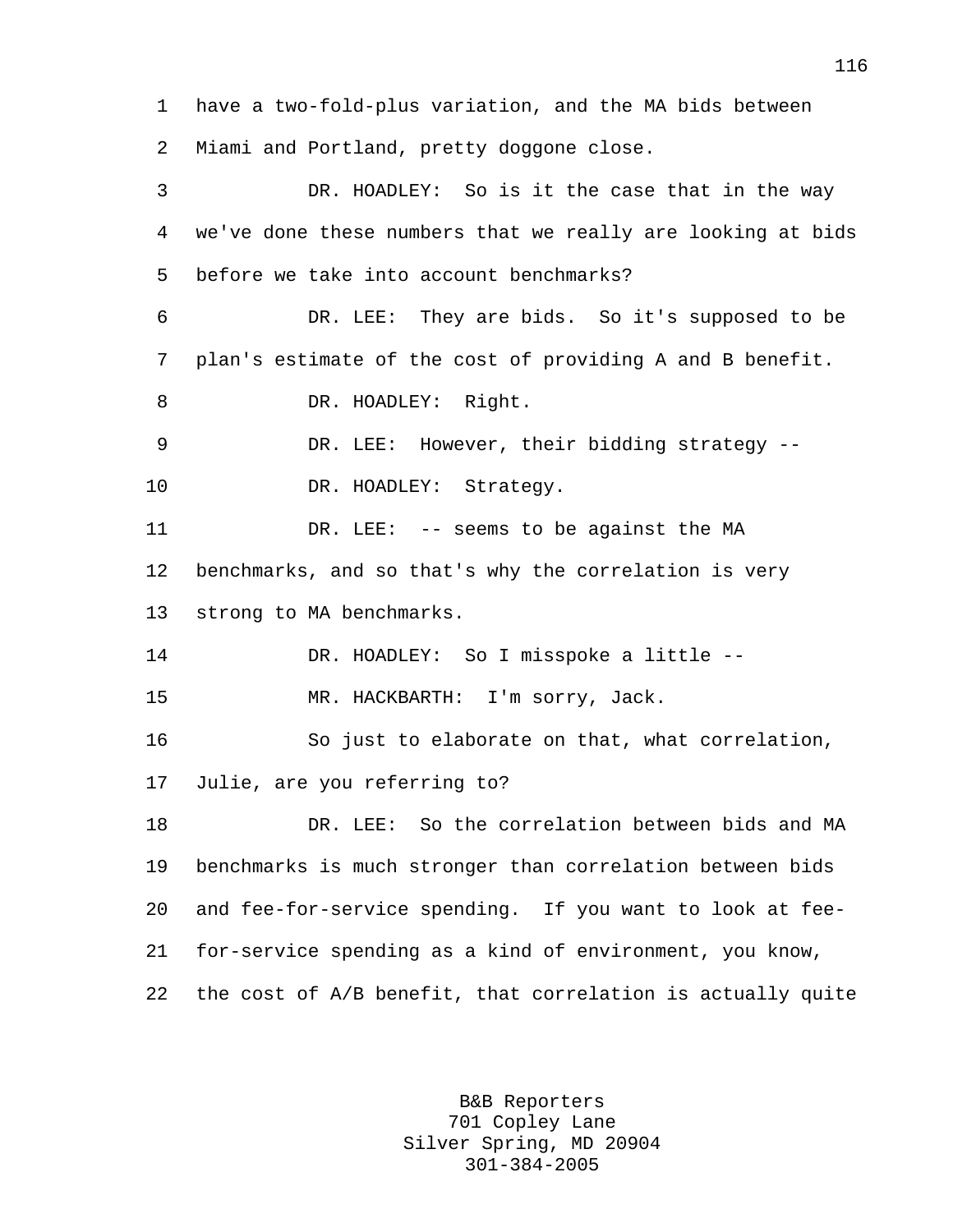have a two-fold-plus variation, and the MA bids between Miami and Portland, pretty doggone close.

DR. HOADLEY: So is it the case that in the way we've done these numbers that we really are looking at bids before we take into account benchmarks?

DR. LEE: They are bids. So it's supposed to be plan's estimate of the cost of providing A and B benefit.

DR. HOADLEY: Right.

DR. LEE: However, their bidding strategy --

DR. HOADLEY: Strategy.

DR. LEE: -- seems to be against the MA benchmarks, and so that's why the correlation is very strong to MA benchmarks.

DR. HOADLEY: So I misspoke a little --

MR. HACKBARTH: I'm sorry, Jack.

So just to elaborate on that, what correlation, Julie, are you referring to?

DR. LEE: So the correlation between bids and MA benchmarks is much stronger than correlation between bids and fee-for-service spending. If you want to look at fee-for-service spending as a kind of environment, you know, the cost of A/B benefit, that correlation is actually quite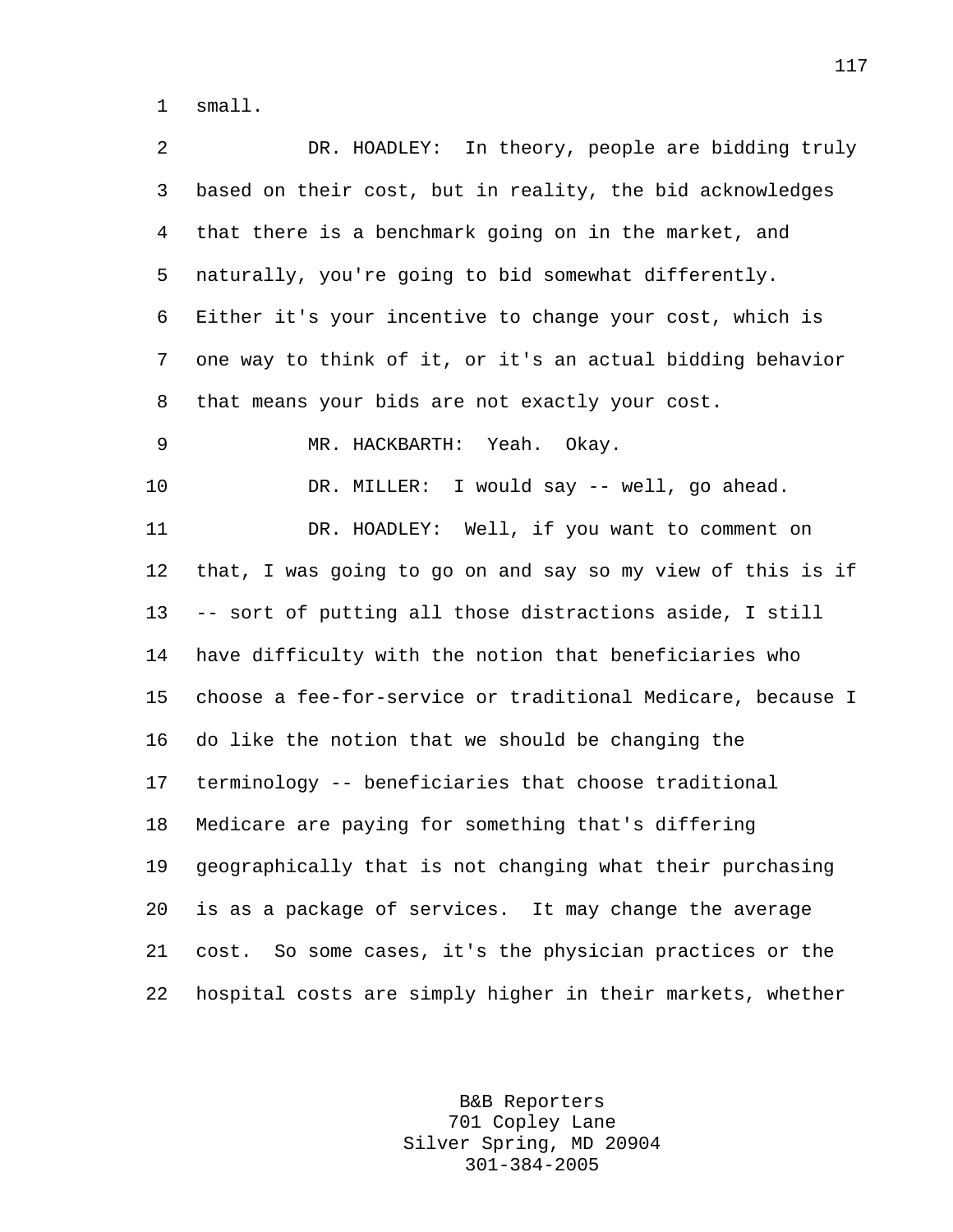small.

DR. HOADLEY: In theory, people are bidding truly based on their cost, but in reality, the bid acknowledges that there is a benchmark going on in the market, and naturally, you're going to bid somewhat differently. Either it's your incentive to change your cost, which is one way to think of it, or it's an actual bidding behavior that means your bids are not exactly your cost.

MR. HACKBARTH: Yeah. Okay.

DR. MILLER: I would say -- well, go ahead.

DR. HOADLEY: Well, if you want to comment on that, I was going to go on and say so my view of this is if -- sort of putting all those distractions aside, I still have difficulty with the notion that beneficiaries who choose a fee-for-service or traditional Medicare, because I do like the notion that we should be changing the terminology -- beneficiaries that choose traditional Medicare are paying for something that's differing geographically that is not changing what their purchasing is as a package of services. It may change the average cost. So some cases, it's the physician practices or the hospital costs are simply higher in their markets, whether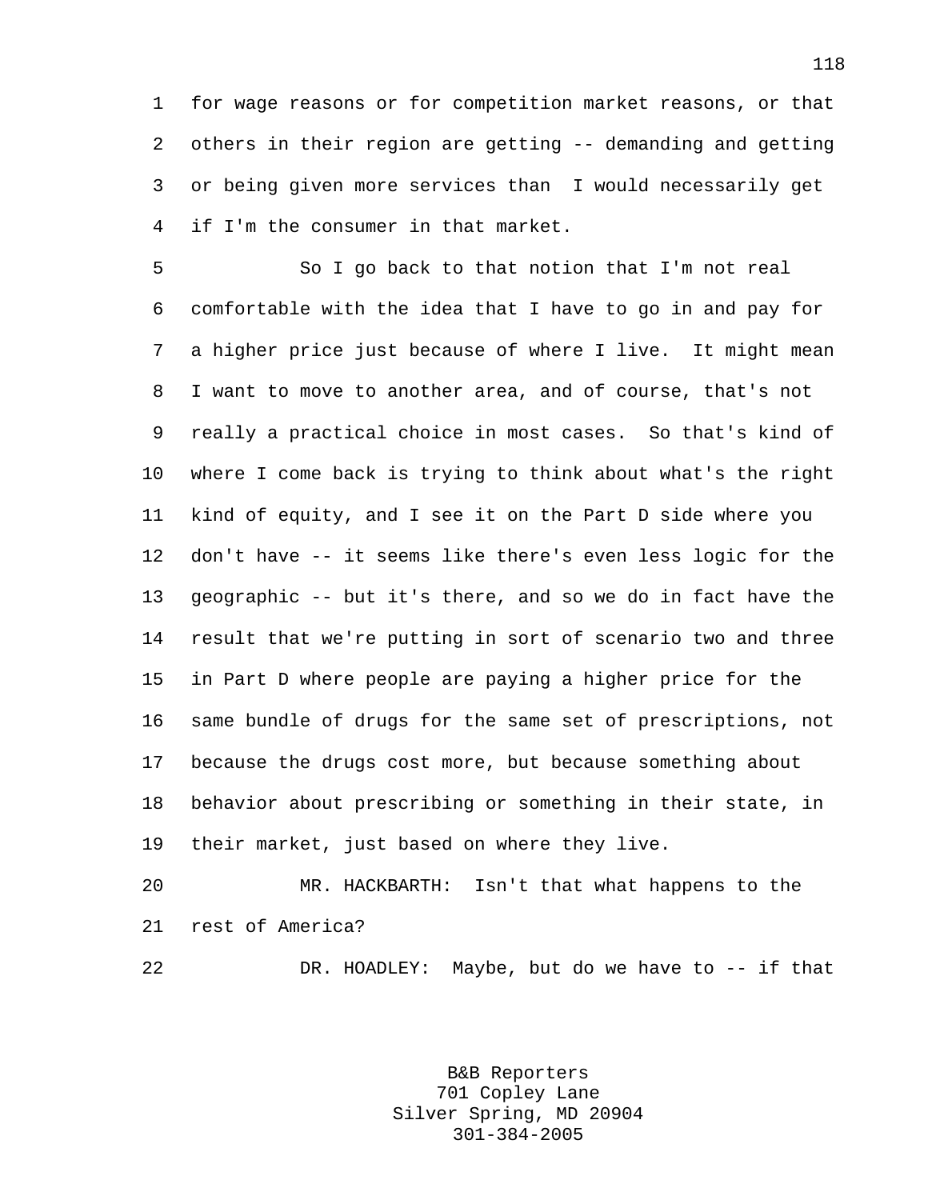for wage reasons or for competition market reasons, or that others in their region are getting -- demanding and getting or being given more services than I would necessarily get if I'm the consumer in that market.

So I go back to that notion that I'm not real comfortable with the idea that I have to go in and pay for a higher price just because of where I live. It might mean I want to move to another area, and of course, that's not really a practical choice in most cases. So that's kind of where I come back is trying to think about what's the right kind of equity, and I see it on the Part D side where you don't have -- it seems like there's even less logic for the geographic -- but it's there, and so we do in fact have the result that we're putting in sort of scenario two and three in Part D where people are paying a higher price for the same bundle of drugs for the same set of prescriptions, not because the drugs cost more, but because something about behavior about prescribing or something in their state, in their market, just based on where they live.

MR. HACKBARTH: Isn't that what happens to the rest of America?

DR. HOADLEY: Maybe, but do we have to -- if that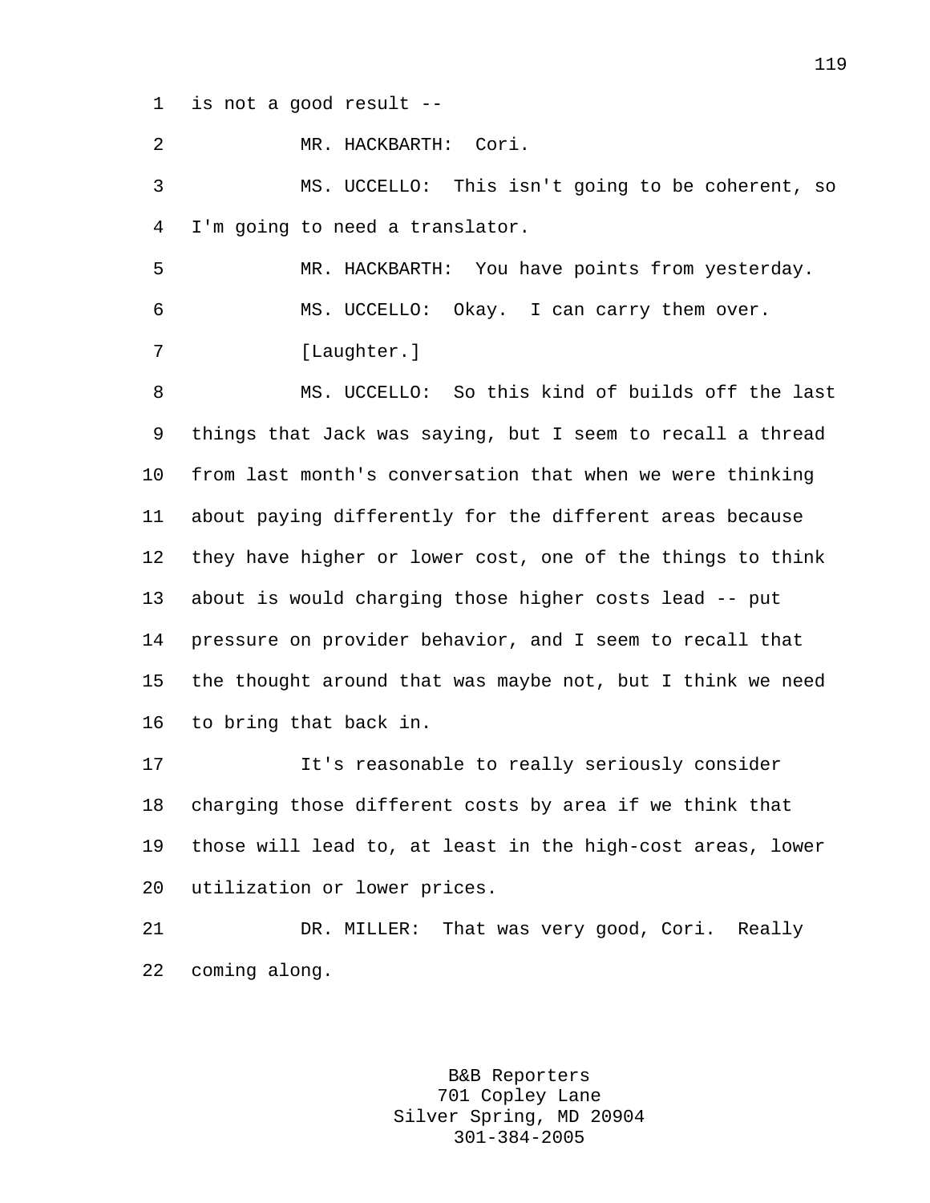is not a good result --

MR. HACKBARTH: Cori.

MS. UCCELLO: This isn't going to be coherent, so I'm going to need a translator.

MR. HACKBARTH: You have points from yesterday.

MS. UCCELLO: Okay. I can carry them over.

[Laughter.]

MS. UCCELLO: So this kind of builds off the last things that Jack was saying, but I seem to recall a thread from last month's conversation that when we were thinking about paying differently for the different areas because they have higher or lower cost, one of the things to think about is would charging those higher costs lead -- put pressure on provider behavior, and I seem to recall that the thought around that was maybe not, but I think we need to bring that back in.

It's reasonable to really seriously consider charging those different costs by area if we think that those will lead to, at least in the high-cost areas, lower utilization or lower prices.

DR. MILLER: That was very good, Cori. Really coming along.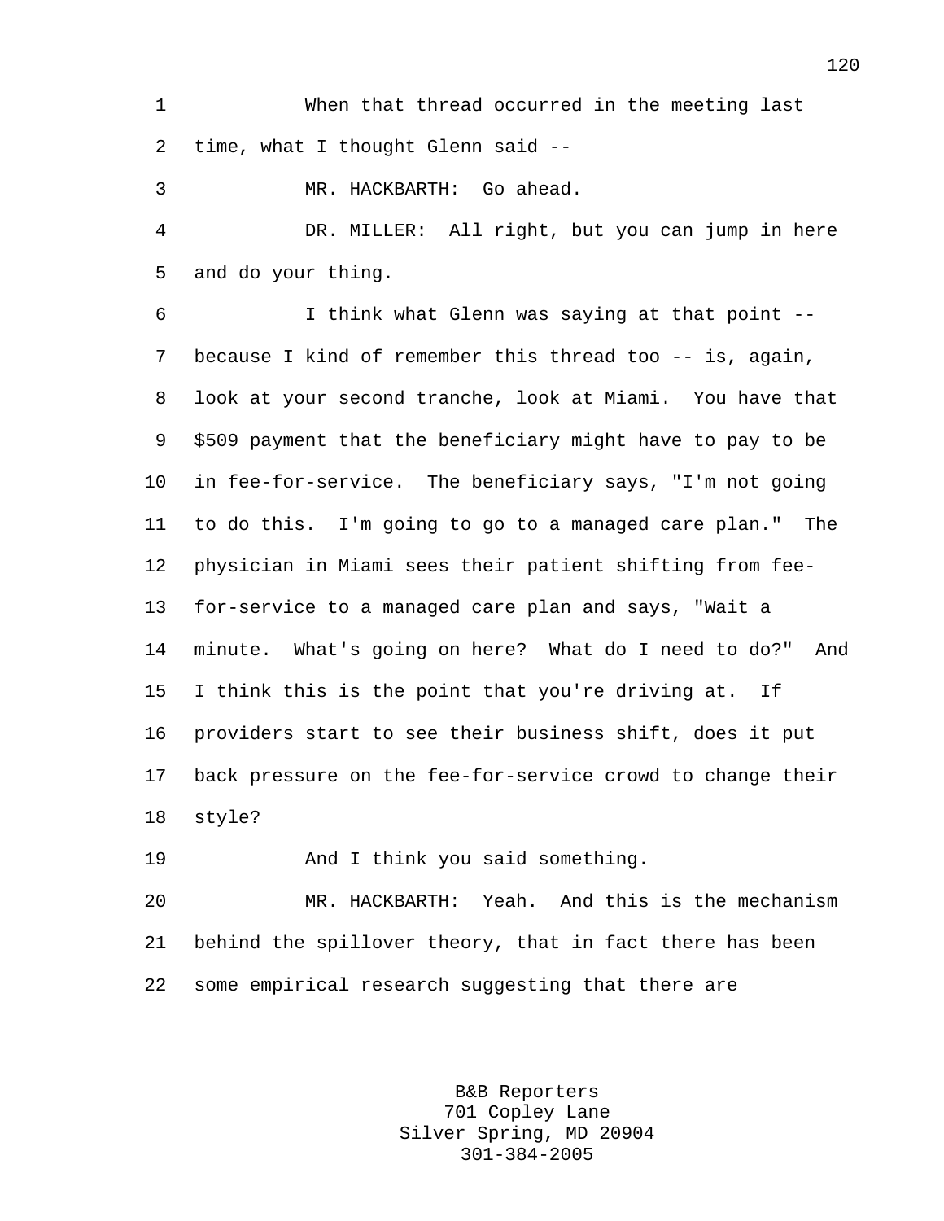When that thread occurred in the meeting last time, what I thought Glenn said --

MR. HACKBARTH: Go ahead.

DR. MILLER: All right, but you can jump in here and do your thing.

I think what Glenn was saying at that point -- because I kind of remember this thread too -- is, again, look at your second tranche, look at Miami. You have that $509 payment that the beneficiary might have to pay to be in fee-for-service. The beneficiary says, "I'm not going to do this. I'm going to go to a managed care plan." The physician in Miami sees their patient shifting from fee-for-service to a managed care plan and says, "Wait a minute. What's going on here? What do I need to do?" And I think this is the point that you're driving at. If providers start to see their business shift, does it put back pressure on the fee-for-service crowd to change their style?

And I think you said something.

MR. HACKBARTH: Yeah. And this is the mechanism behind the spillover theory, that in fact there has been some empirical research suggesting that there are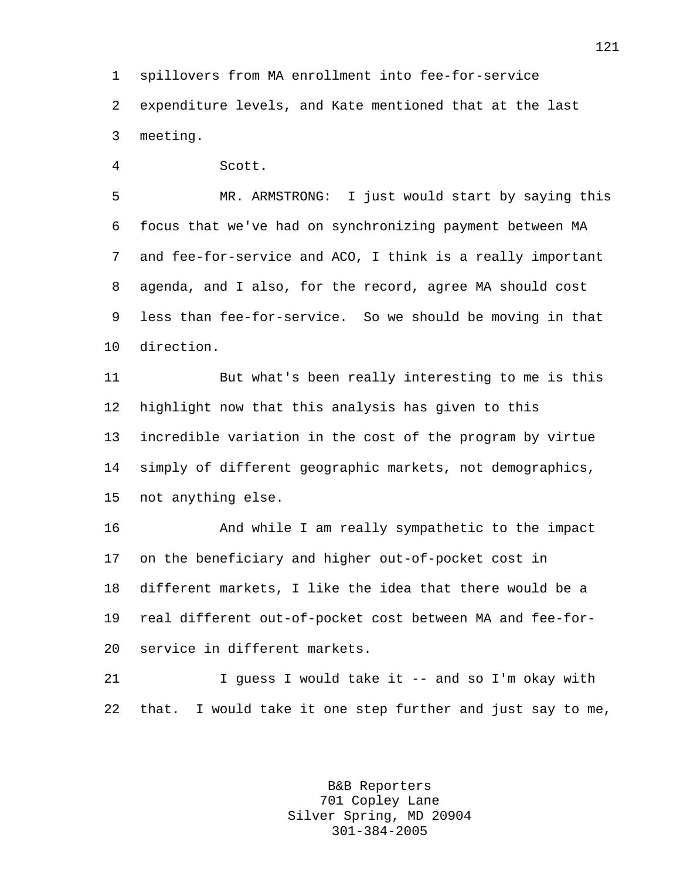spillovers from MA enrollment into fee-for-service expenditure levels, and Kate mentioned that at the last meeting.

Scott.

MR. ARMSTRONG: I just would start by saying this focus that we've had on synchronizing payment between MA and fee-for-service and ACO, I think is a really important agenda, and I also, for the record, agree MA should cost less than fee-for-service. So we should be moving in that direction.

But what's been really interesting to me is this highlight now that this analysis has given to this incredible variation in the cost of the program by virtue simply of different geographic markets, not demographics, not anything else.

And while I am really sympathetic to the impact on the beneficiary and higher out-of-pocket cost in different markets, I like the idea that there would be a real different out-of-pocket cost between MA and fee-for-service in different markets.

I guess I would take it -- and so I'm okay with that. I would take it one step further and just say to me,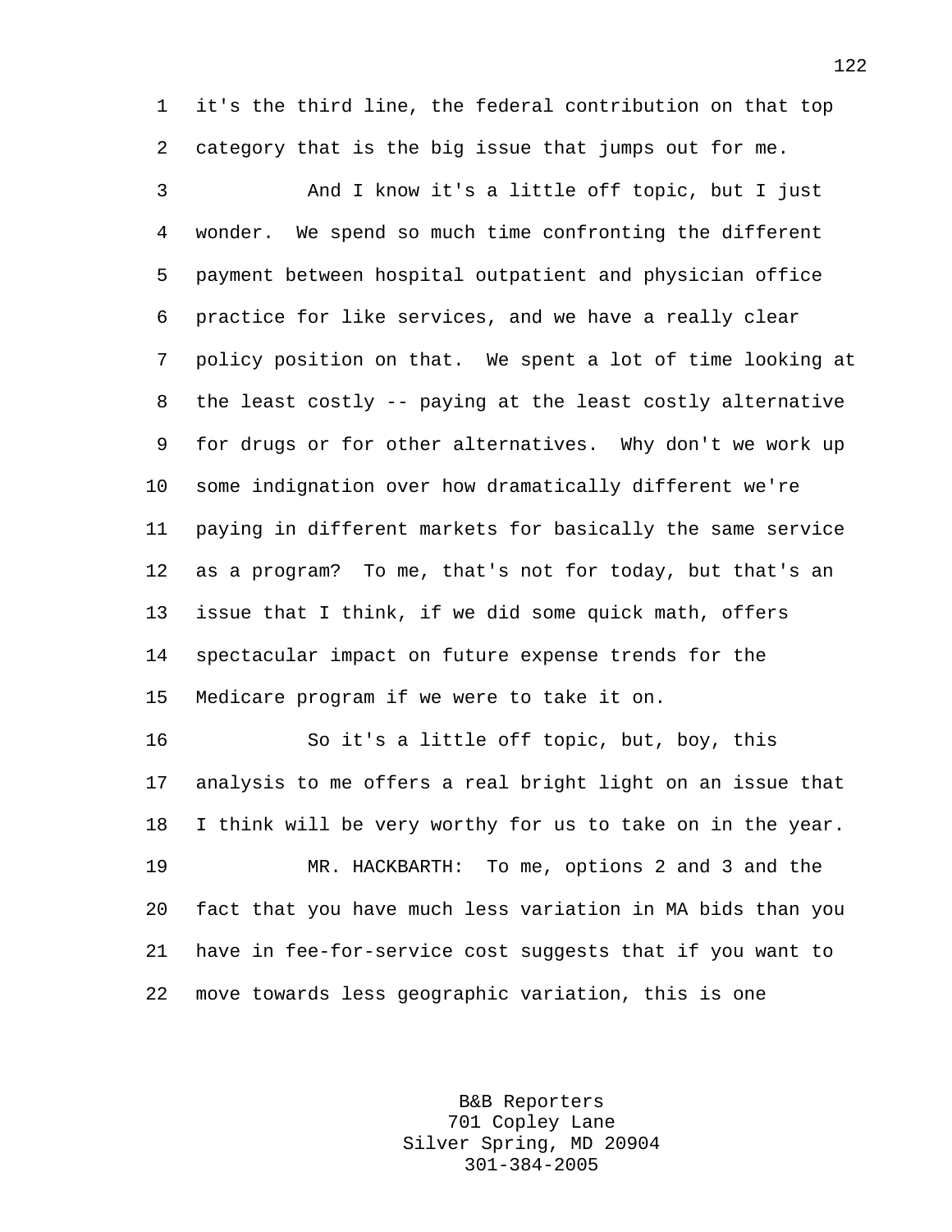it's the third line, the federal contribution on that top category that is the big issue that jumps out for me.

And I know it's a little off topic, but I just wonder. We spend so much time confronting the different payment between hospital outpatient and physician office practice for like services, and we have a really clear policy position on that. We spent a lot of time looking at the least costly -- paying at the least costly alternative for drugs or for other alternatives. Why don't we work up some indignation over how dramatically different we're paying in different markets for basically the same service as a program? To me, that's not for today, but that's an issue that I think, if we did some quick math, offers spectacular impact on future expense trends for the Medicare program if we were to take it on.

So it's a little off topic, but, boy, this analysis to me offers a real bright light on an issue that I think will be very worthy for us to take on in the year.

MR. HACKBARTH: To me, options 2 and 3 and the fact that you have much less variation in MA bids than you have in fee-for-service cost suggests that if you want to move towards less geographic variation, this is one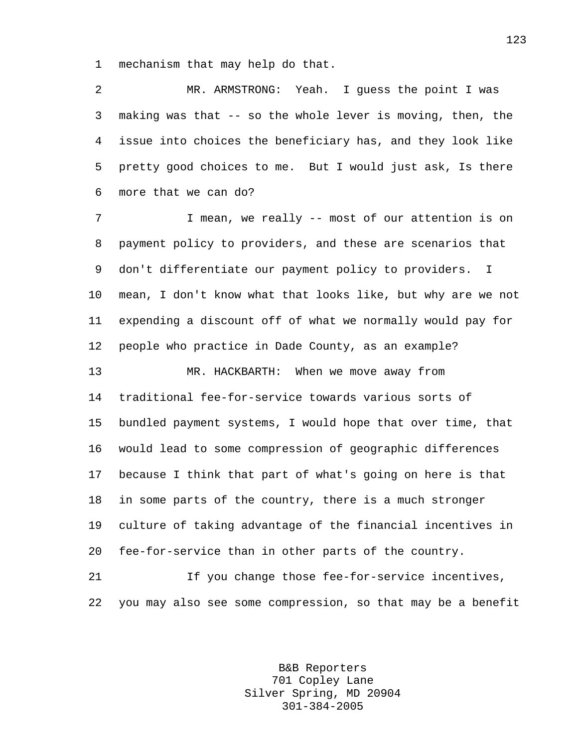mechanism that may help do that.

MR. ARMSTRONG: Yeah. I guess the point I was making was that -- so the whole lever is moving, then, the issue into choices the beneficiary has, and they look like pretty good choices to me. But I would just ask, Is there more that we can do?

I mean, we really -- most of our attention is on payment policy to providers, and these are scenarios that don't differentiate our payment policy to providers. I mean, I don't know what that looks like, but why are we not expending a discount off of what we normally would pay for people who practice in Dade County, as an example?

MR. HACKBARTH: When we move away from traditional fee-for-service towards various sorts of bundled payment systems, I would hope that over time, that would lead to some compression of geographic differences because I think that part of what's going on here is that in some parts of the country, there is a much stronger culture of taking advantage of the financial incentives in fee-for-service than in other parts of the country.

If you change those fee-for-service incentives, you may also see some compression, so that may be a benefit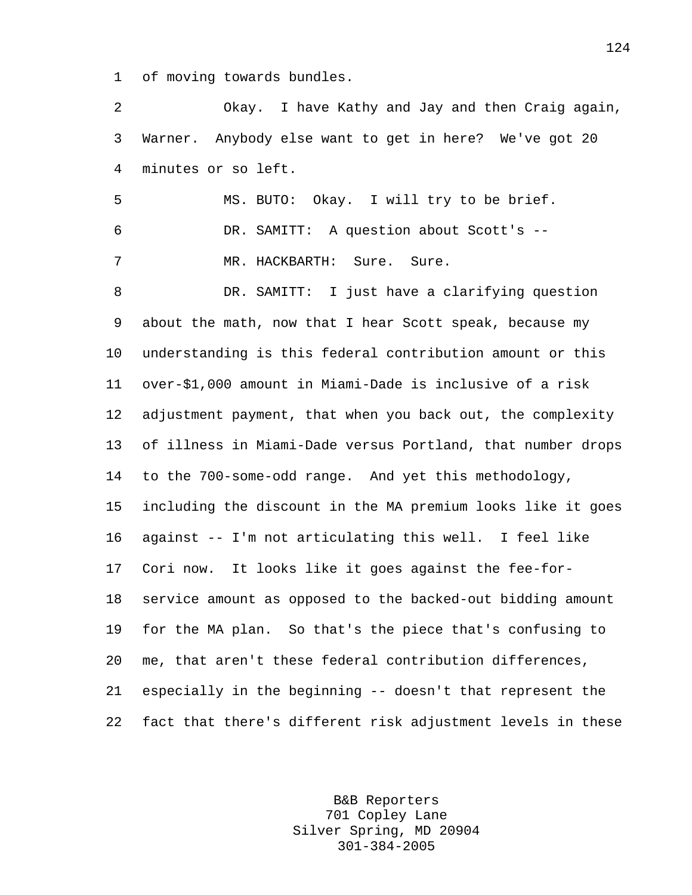of moving towards bundles.

Okay. I have Kathy and Jay and then Craig again, Warner. Anybody else want to get in here? We've got 20 minutes or so left.

MS. BUTO: Okay. I will try to be brief.

DR. SAMITT: A question about Scott's --

MR. HACKBARTH: Sure. Sure.

DR. SAMITT: I just have a clarifying question about the math, now that I hear Scott speak, because my understanding is this federal contribution amount or this over-$1,000 amount in Miami-Dade is inclusive of a risk adjustment payment, that when you back out, the complexity of illness in Miami-Dade versus Portland, that number drops to the 700-some-odd range. And yet this methodology, including the discount in the MA premium looks like it goes against -- I'm not articulating this well. I feel like Cori now. It looks like it goes against the fee-for-service amount as opposed to the backed-out bidding amount for the MA plan. So that's the piece that's confusing to me, that aren't these federal contribution differences, especially in the beginning -- doesn't that represent the fact that there's different risk adjustment levels in these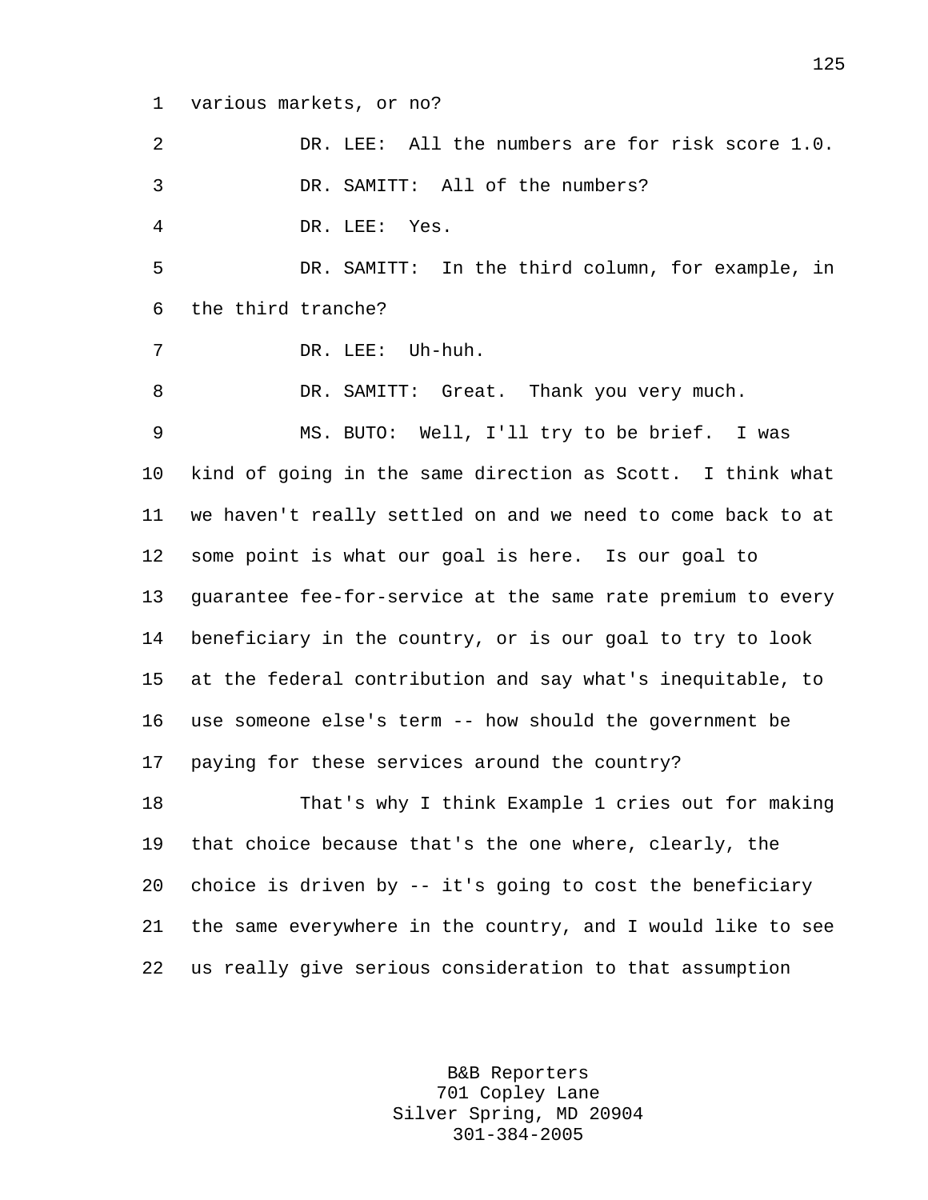various markets, or no?

DR. LEE: All the numbers are for risk score 1.0.

DR. SAMITT: All of the numbers?

DR. LEE: Yes.

DR. SAMITT: In the third column, for example, in the third tranche?

DR. LEE: Uh-huh.

DR. SAMITT: Great. Thank you very much.

MS. BUTO: Well, I'll try to be brief. I was kind of going in the same direction as Scott. I think what we haven't really settled on and we need to come back to at some point is what our goal is here. Is our goal to guarantee fee-for-service at the same rate premium to every beneficiary in the country, or is our goal to try to look at the federal contribution and say what's inequitable, to use someone else's term -- how should the government be paying for these services around the country?

That's why I think Example 1 cries out for making that choice because that's the one where, clearly, the choice is driven by -- it's going to cost the beneficiary the same everywhere in the country, and I would like to see us really give serious consideration to that assumption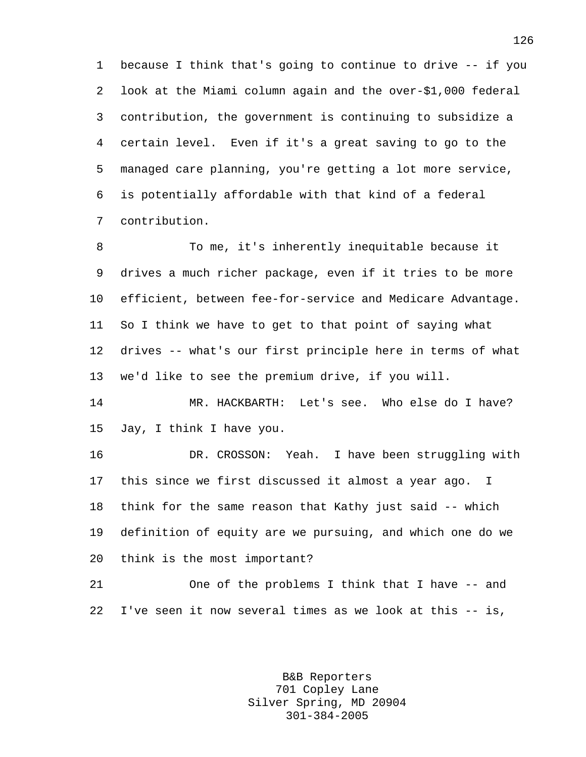because I think that's going to continue to drive -- if you look at the Miami column again and the over-$1,000 federal contribution, the government is continuing to subsidize a certain level. Even if it's a great saving to go to the managed care planning, you're getting a lot more service, is potentially affordable with that kind of a federal contribution.

To me, it's inherently inequitable because it drives a much richer package, even if it tries to be more efficient, between fee-for-service and Medicare Advantage. So I think we have to get to that point of saying what drives -- what's our first principle here in terms of what we'd like to see the premium drive, if you will.

MR. HACKBARTH: Let's see. Who else do I have? Jay, I think I have you.

DR. CROSSON: Yeah. I have been struggling with this since we first discussed it almost a year ago. I think for the same reason that Kathy just said -- which definition of equity are we pursuing, and which one do we think is the most important?

One of the problems I think that I have -- and I've seen it now several times as we look at this -- is,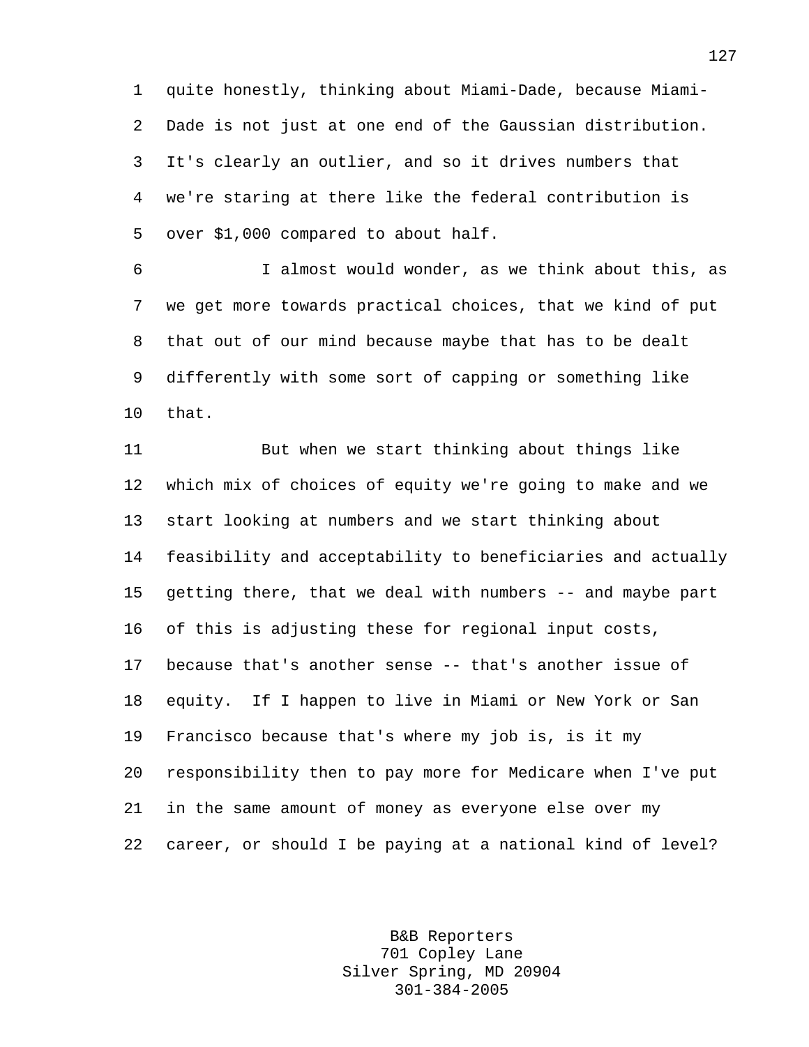quite honestly, thinking about Miami-Dade, because Miami-Dade is not just at one end of the Gaussian distribution. It's clearly an outlier, and so it drives numbers that we're staring at there like the federal contribution is over $1,000 compared to about half.

I almost would wonder, as we think about this, as we get more towards practical choices, that we kind of put that out of our mind because maybe that has to be dealt differently with some sort of capping or something like that.

But when we start thinking about things like which mix of choices of equity we're going to make and we start looking at numbers and we start thinking about feasibility and acceptability to beneficiaries and actually getting there, that we deal with numbers -- and maybe part of this is adjusting these for regional input costs, because that's another sense -- that's another issue of equity. If I happen to live in Miami or New York or San Francisco because that's where my job is, is it my responsibility then to pay more for Medicare when I've put in the same amount of money as everyone else over my career, or should I be paying at a national kind of level?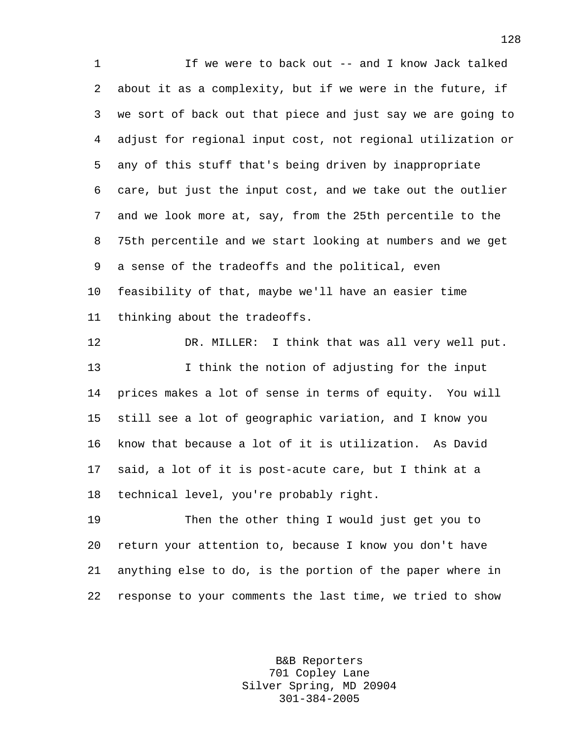If we were to back out -- and I know Jack talked about it as a complexity, but if we were in the future, if we sort of back out that piece and just say we are going to adjust for regional input cost, not regional utilization or any of this stuff that's being driven by inappropriate care, but just the input cost, and we take out the outlier and we look more at, say, from the 25th percentile to the 75th percentile and we start looking at numbers and we get a sense of the tradeoffs and the political, even feasibility of that, maybe we'll have an easier time thinking about the tradeoffs.

DR. MILLER: I think that was all very well put.

I think the notion of adjusting for the input prices makes a lot of sense in terms of equity. You will still see a lot of geographic variation, and I know you know that because a lot of it is utilization. As David said, a lot of it is post-acute care, but I think at a technical level, you're probably right.

Then the other thing I would just get you to return your attention to, because I know you don't have anything else to do, is the portion of the paper where in response to your comments the last time, we tried to show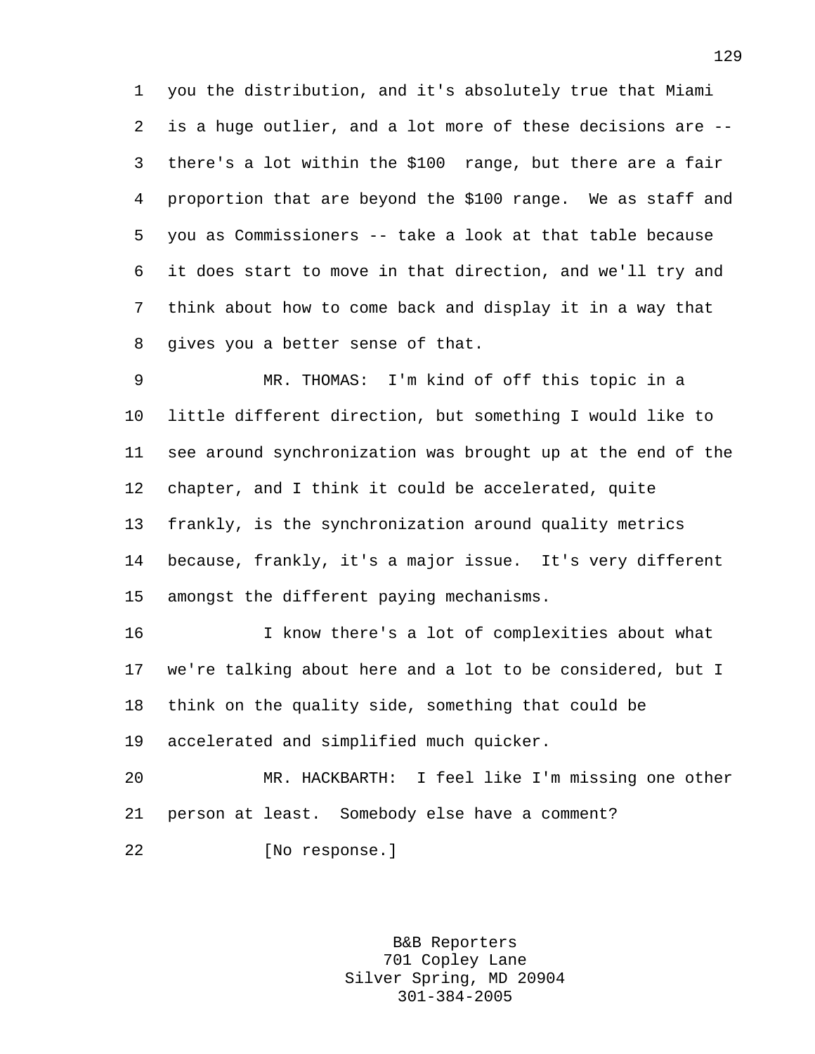you the distribution, and it's absolutely true that Miami is a huge outlier, and a lot more of these decisions are -- there's a lot within the $100 range, but there are a fair proportion that are beyond the $100 range. We as staff and you as Commissioners -- take a look at that table because it does start to move in that direction, and we'll try and think about how to come back and display it in a way that gives you a better sense of that.

MR. THOMAS: I'm kind of off this topic in a little different direction, but something I would like to see around synchronization was brought up at the end of the chapter, and I think it could be accelerated, quite frankly, is the synchronization around quality metrics because, frankly, it's a major issue. It's very different amongst the different paying mechanisms.

I know there's a lot of complexities about what we're talking about here and a lot to be considered, but I think on the quality side, something that could be accelerated and simplified much quicker.

MR. HACKBARTH: I feel like I'm missing one other person at least. Somebody else have a comment?

[No response.]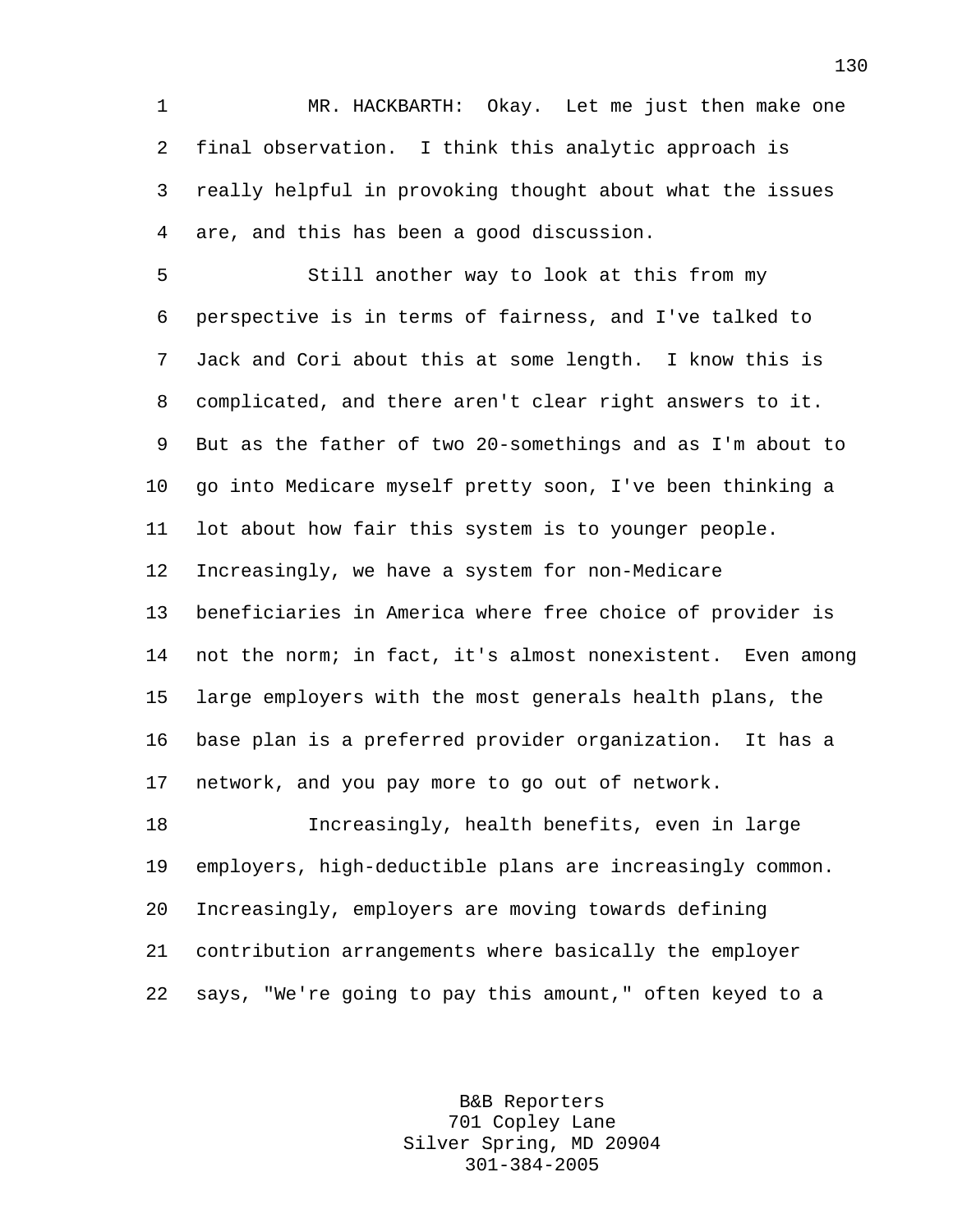MR. HACKBARTH: Okay. Let me just then make one final observation. I think this analytic approach is really helpful in provoking thought about what the issues are, and this has been a good discussion.

Still another way to look at this from my perspective is in terms of fairness, and I've talked to Jack and Cori about this at some length. I know this is complicated, and there aren't clear right answers to it. But as the father of two 20-somethings and as I'm about to go into Medicare myself pretty soon, I've been thinking a lot about how fair this system is to younger people. Increasingly, we have a system for non-Medicare beneficiaries in America where free choice of provider is not the norm; in fact, it's almost nonexistent. Even among large employers with the most generals health plans, the base plan is a preferred provider organization. It has a network, and you pay more to go out of network.

Increasingly, health benefits, even in large employers, high-deductible plans are increasingly common. Increasingly, employers are moving towards defining contribution arrangements where basically the employer says, "We're going to pay this amount," often keyed to a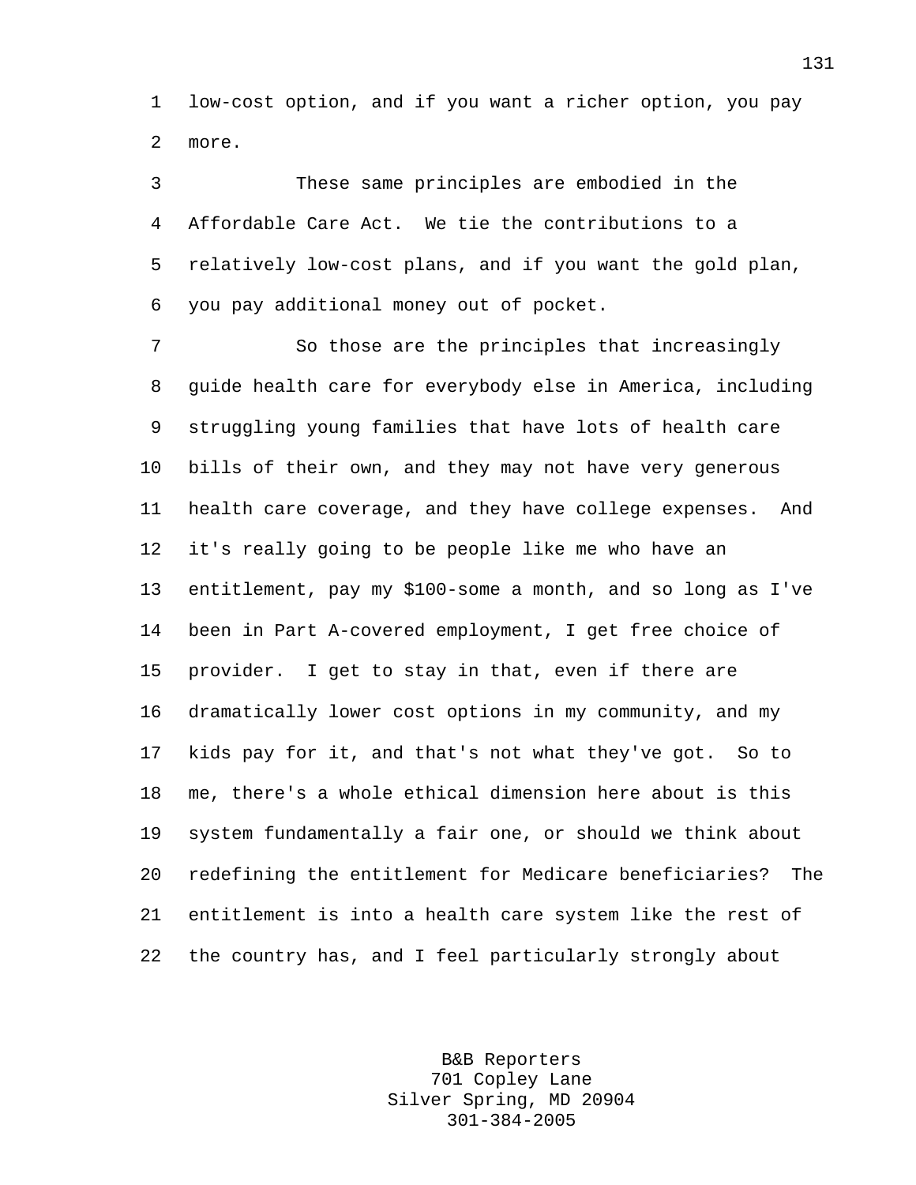low-cost option, and if you want a richer option, you pay more.

These same principles are embodied in the Affordable Care Act. We tie the contributions to a relatively low-cost plans, and if you want the gold plan, you pay additional money out of pocket.

So those are the principles that increasingly guide health care for everybody else in America, including struggling young families that have lots of health care bills of their own, and they may not have very generous health care coverage, and they have college expenses. And it's really going to be people like me who have an entitlement, pay my $100-some a month, and so long as I've been in Part A-covered employment, I get free choice of provider. I get to stay in that, even if there are dramatically lower cost options in my community, and my kids pay for it, and that's not what they've got. So to me, there's a whole ethical dimension here about is this system fundamentally a fair one, or should we think about redefining the entitlement for Medicare beneficiaries? The entitlement is into a health care system like the rest of the country has, and I feel particularly strongly about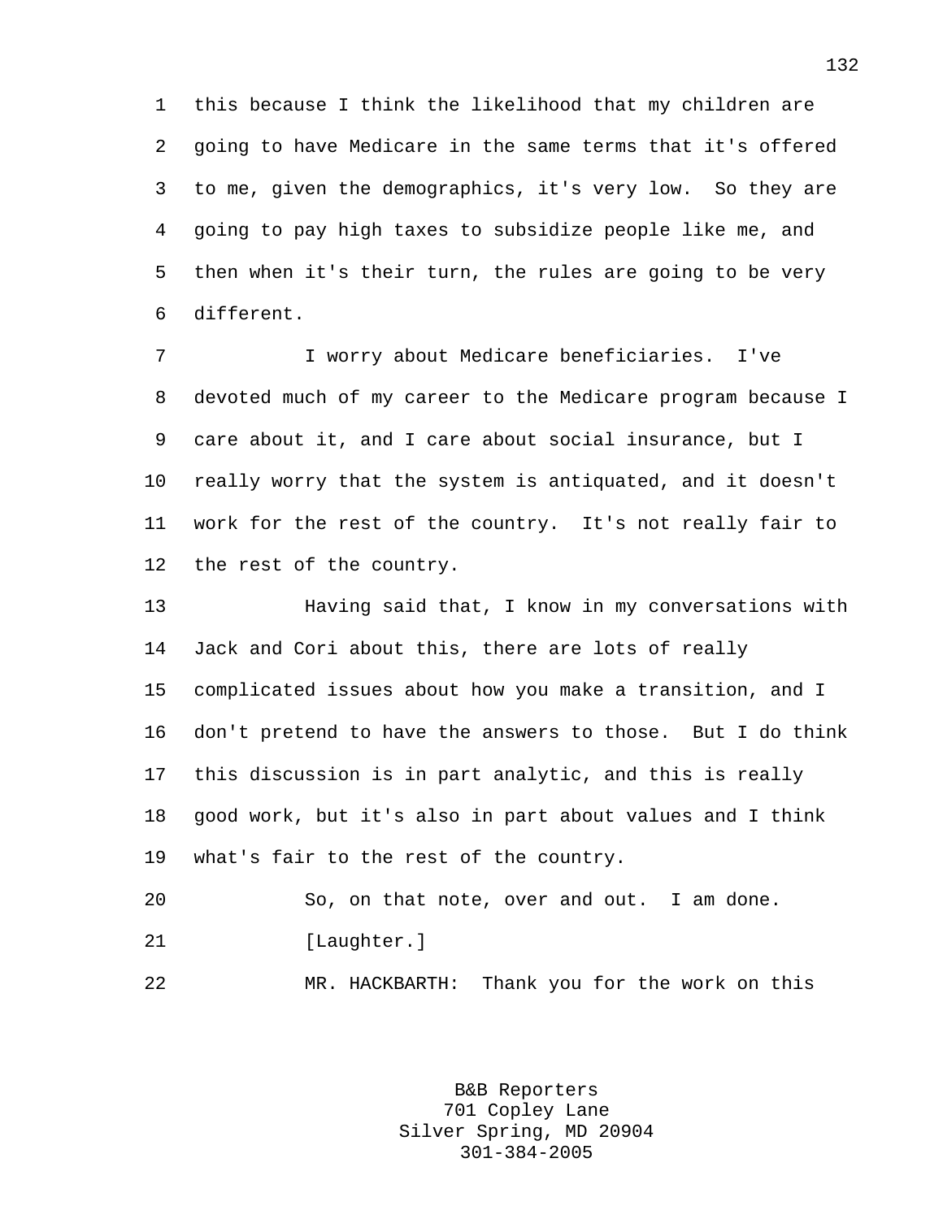this because I think the likelihood that my children are going to have Medicare in the same terms that it's offered to me, given the demographics, it's very low. So they are going to pay high taxes to subsidize people like me, and then when it's their turn, the rules are going to be very different.

I worry about Medicare beneficiaries. I've devoted much of my career to the Medicare program because I care about it, and I care about social insurance, but I really worry that the system is antiquated, and it doesn't work for the rest of the country. It's not really fair to the rest of the country.

Having said that, I know in my conversations with Jack and Cori about this, there are lots of really complicated issues about how you make a transition, and I don't pretend to have the answers to those. But I do think this discussion is in part analytic, and this is really good work, but it's also in part about values and I think what's fair to the rest of the country.

So, on that note, over and out. I am done.

[Laughter.]

MR. HACKBARTH: Thank you for the work on this

B&B Reporters
701 Copley Lane
Silver Spring, MD 20904
301-384-2005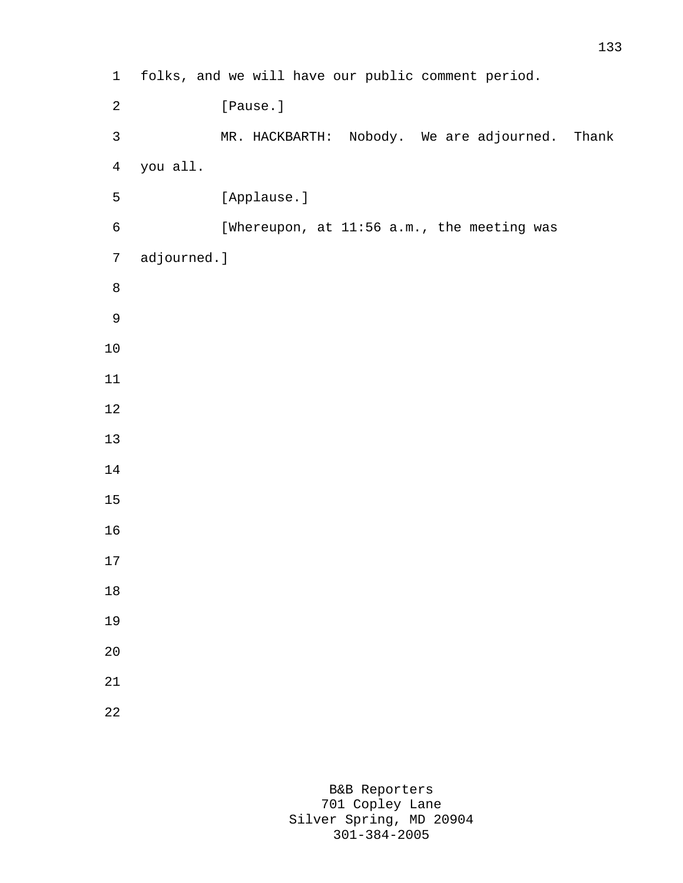folks, and we will have our public comment period.

[Pause.]

MR. HACKBARTH: Nobody. We are adjourned. Thank you all.

[Applause.]

[Whereupon, at 11:56 a.m., the meeting was adjourned.]

B&B Reporters
701 Copley Lane
Silver Spring, MD 20904
301-384-2005